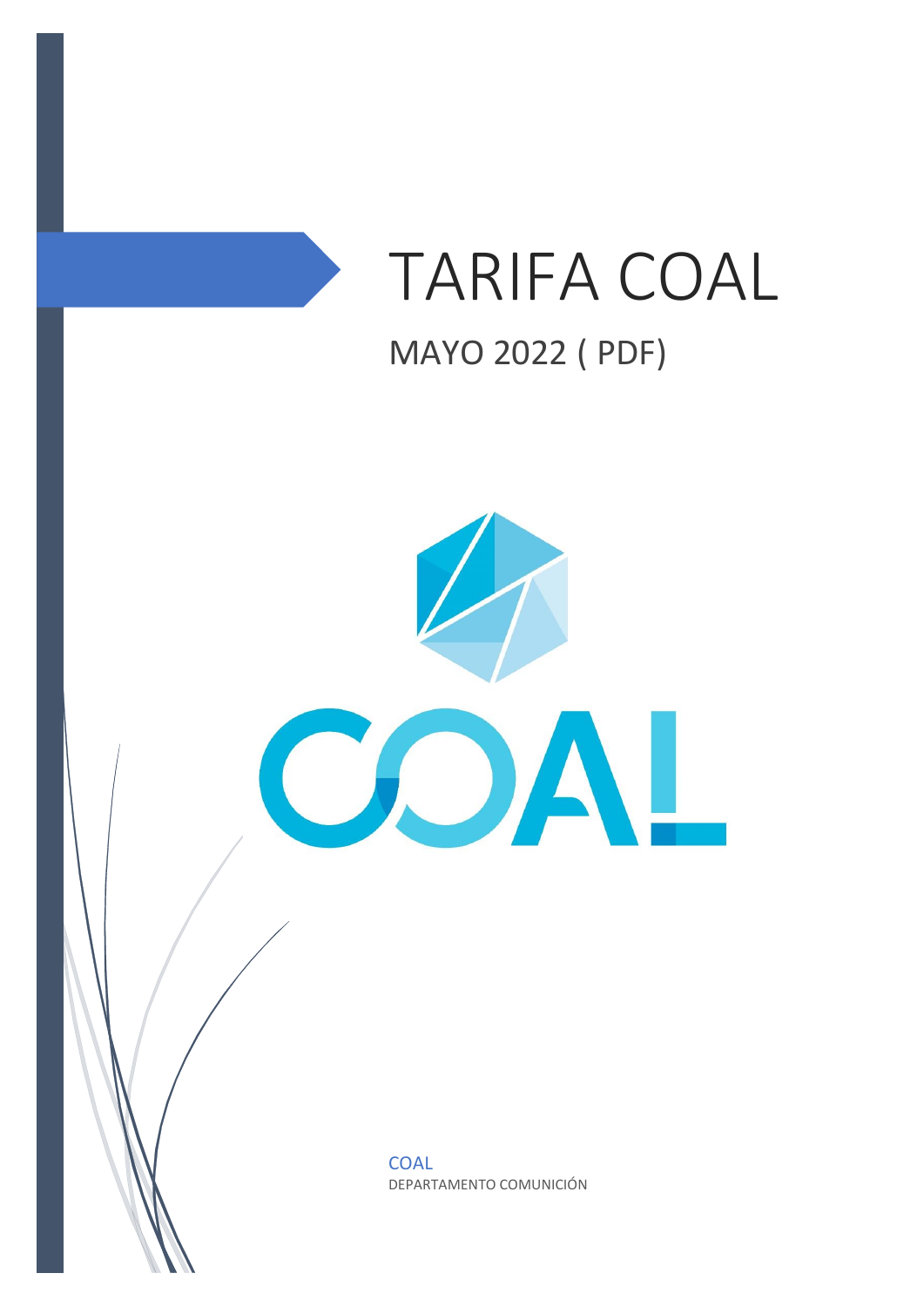# TARIFA COAL

## MAYO 2022 ( PDF)

COAL

DEPARTAMENTO COMUNICIÓN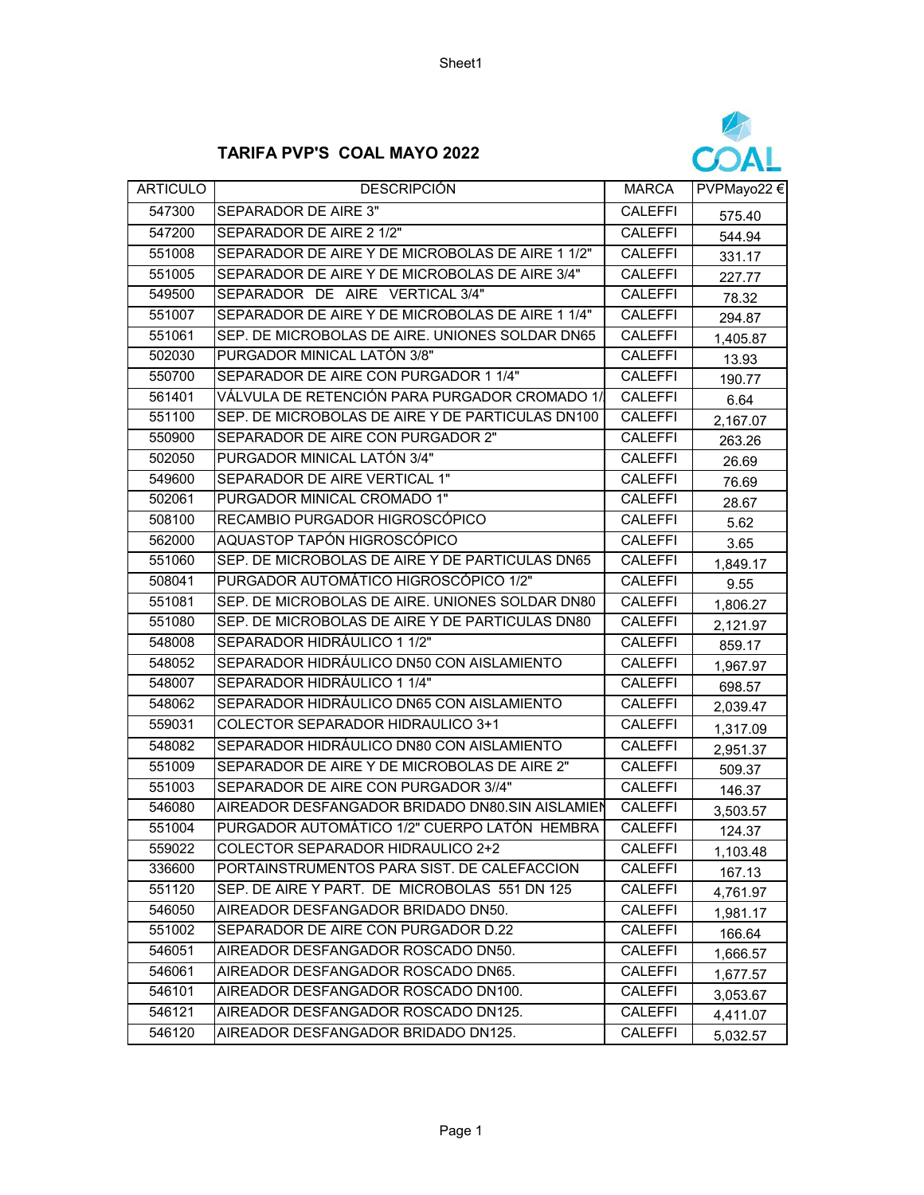## TARIFA PVP'S COAL MAYO 2022

| ARTICULO | DESCRIPCIÓN | MARCA | PVPMayo22 € |
|---|---|---|---|
| 547300 | SEPARADOR DE AIRE 3" | CALEFFI | 575.40 |
| 547200 | SEPARADOR DE AIRE 2 1/2" | CALEFFI | 544.94 |
| 551008 | SEPARADOR DE AIRE Y DE MICROBOLAS DE AIRE 1 1/2" | CALEFFI | 331.17 |
| 551005 | SEPARADOR DE AIRE Y DE MICROBOLAS DE AIRE 3/4" | CALEFFI | 227.77 |
| 549500 | SEPARADOR DE AIRE VERTICAL 3/4" | CALEFFI | 78.32 |
| 551007 | SEPARADOR DE AIRE Y DE MICROBOLAS DE AIRE 1 1/4" | CALEFFI | 294.87 |
| 551061 | SEP. DE MICROBOLAS DE AIRE. UNIONES SOLDAR DN65 | CALEFFI | 1,405.87 |
| 502030 | PURGADOR MINICAL LATÓN 3/8" | CALEFFI | 13.93 |
| 550700 | SEPARADOR DE AIRE CON PURGADOR 1 1/4" | CALEFFI | 190.77 |
| 561401 | VÁLVULA DE RETENCIÓN PARA PURGADOR CROMADO 1/ | CALEFFI | 6.64 |
| 551100 | SEP. DE MICROBOLAS DE AIRE Y DE PARTICULAS DN100 | CALEFFI | 2,167.07 |
| 550900 | SEPARADOR DE AIRE CON PURGADOR 2" | CALEFFI | 263.26 |
| 502050 | PURGADOR MINICAL LATÓN 3/4" | CALEFFI | 26.69 |
| 549600 | SEPARADOR DE AIRE VERTICAL 1" | CALEFFI | 76.69 |
| 502061 | PURGADOR MINICAL CROMADO 1" | CALEFFI | 28.67 |
| 508100 | RECAMBIO PURGADOR HIGROSCÓPICO | CALEFFI | 5.62 |
| 562000 | AQUASTOP TAPÓN HIGROSCÓPICO | CALEFFI | 3.65 |
| 551060 | SEP. DE MICROBOLAS DE AIRE Y DE PARTICULAS DN65 | CALEFFI | 1,849.17 |
| 508041 | PURGADOR AUTOMÁTICO HIGROSCÓPICO 1/2" | CALEFFI | 9.55 |
| 551081 | SEP. DE MICROBOLAS DE AIRE. UNIONES SOLDAR DN80 | CALEFFI | 1,806.27 |
| 551080 | SEP. DE MICROBOLAS DE AIRE Y DE PARTICULAS DN80 | CALEFFI | 2,121.97 |
| 548008 | SEPARADOR HIDRÁULICO 1 1/2" | CALEFFI | 859.17 |
| 548052 | SEPARADOR HIDRÁULICO DN50 CON AISLAMIENTO | CALEFFI | 1,967.97 |
| 548007 | SEPARADOR HIDRÁULICO 1 1/4" | CALEFFI | 698.57 |
| 548062 | SEPARADOR HIDRÁULICO DN65 CON AISLAMIENTO | CALEFFI | 2,039.47 |
| 559031 | COLECTOR SEPARADOR HIDRAULICO 3+1 | CALEFFI | 1,317.09 |
| 548082 | SEPARADOR HIDRÁULICO DN80 CON AISLAMIENTO | CALEFFI | 2,951.37 |
| 551009 | SEPARADOR DE AIRE Y DE MICROBOLAS DE AIRE 2" | CALEFFI | 509.37 |
| 551003 | SEPARADOR DE AIRE CON PURGADOR 3//4" | CALEFFI | 146.37 |
| 546080 | AIREADOR DESFANGADOR BRIDADO DN80.SIN AISLAMIEN | CALEFFI | 3,503.57 |
| 551004 | PURGADOR AUTOMÁTICO 1/2" CUERPO LATÓN HEMBRA | CALEFFI | 124.37 |
| 559022 | COLECTOR SEPARADOR HIDRAULICO 2+2 | CALEFFI | 1,103.48 |
| 336600 | PORTAINSTRUMENTOS PARA SIST. DE CALEFACCION | CALEFFI | 167.13 |
| 551120 | SEP. DE AIRE Y PART. DE MICROBOLAS 551 DN 125 | CALEFFI | 4,761.97 |
| 546050 | AIREADOR DESFANGADOR BRIDADO DN50. | CALEFFI | 1,981.17 |
| 551002 | SEPARADOR DE AIRE CON PURGADOR D.22 | CALEFFI | 166.64 |
| 546051 | AIREADOR DESFANGADOR ROSCADO DN50. | CALEFFI | 1,666.57 |
| 546061 | AIREADOR DESFANGADOR ROSCADO DN65. | CALEFFI | 1,677.57 |
| 546101 | AIREADOR DESFANGADOR ROSCADO DN100. | CALEFFI | 3,053.67 |
| 546121 | AIREADOR DESFANGADOR ROSCADO DN125. | CALEFFI | 4,411.07 |
| 546120 | AIREADOR DESFANGADOR BRIDADO DN125. | CALEFFI | 5,032.57 |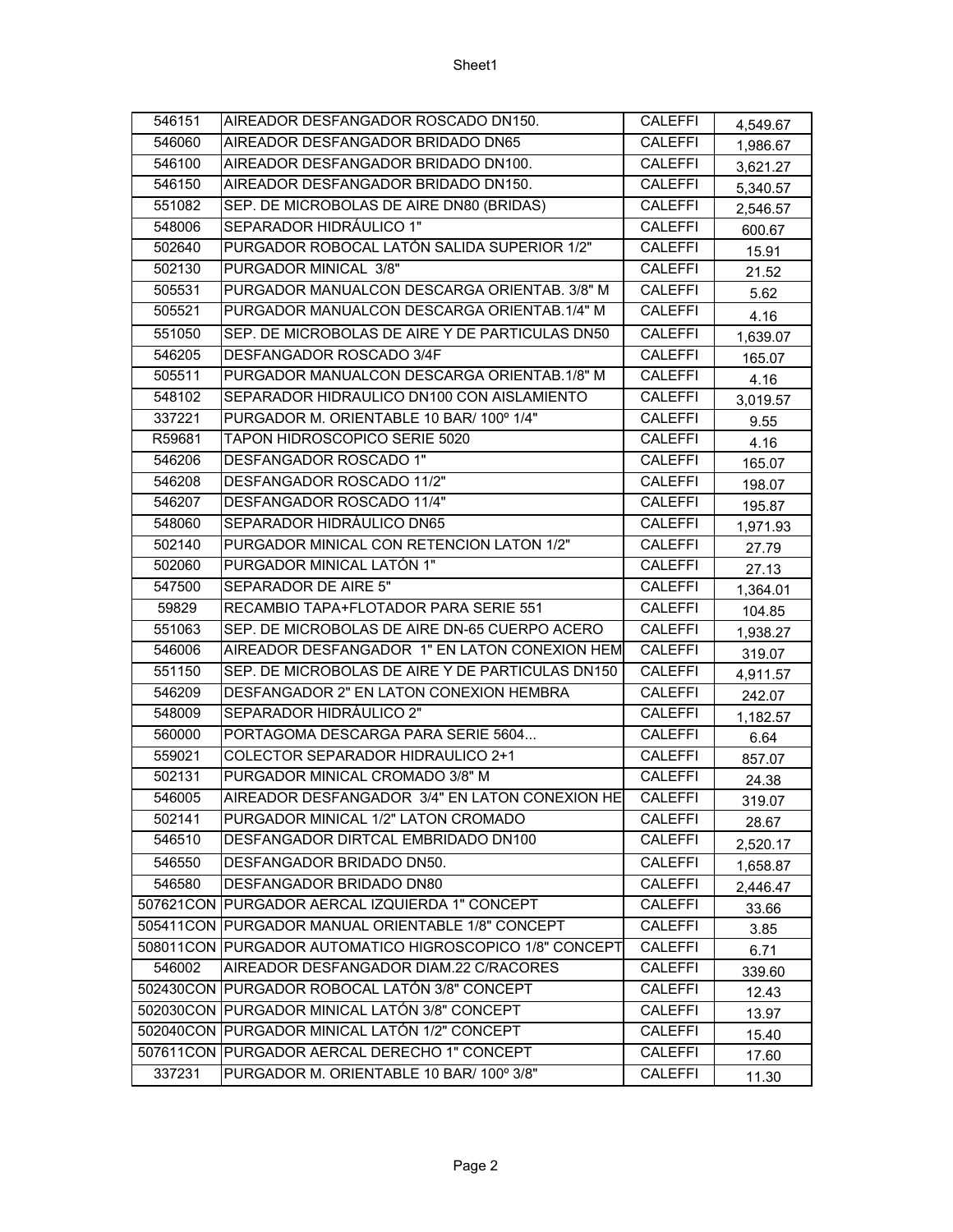| | | | |
|---|---|---|---|
| 546151 | AIREADOR DESFANGADOR ROSCADO DN150. | CALEFFI | 4,549.67 |
| 546060 | AIREADOR DESFANGADOR BRIDADO DN65 | CALEFFI | 1,986.67 |
| 546100 | AIREADOR DESFANGADOR BRIDADO DN100. | CALEFFI | 3,621.27 |
| 546150 | AIREADOR DESFANGADOR BRIDADO DN150. | CALEFFI | 5,340.57 |
| 551082 | SEP. DE MICROBOLAS DE AIRE DN80 (BRIDAS) | CALEFFI | 2,546.57 |
| 548006 | SEPARADOR HIDRÁULICO 1" | CALEFFI | 600.67 |
| 502640 | PURGADOR ROBOCAL LATÓN SALIDA SUPERIOR 1/2" | CALEFFI | 15.91 |
| 502130 | PURGADOR MINICAL 3/8" | CALEFFI | 21.52 |
| 505531 | PURGADOR MANUALCON DESCARGA ORIENTAB. 3/8" M | CALEFFI | 5.62 |
| 505521 | PURGADOR MANUALCON DESCARGA ORIENTAB.1/4" M | CALEFFI | 4.16 |
| 551050 | SEP. DE MICROBOLAS DE AIRE Y DE PARTICULAS DN50 | CALEFFI | 1,639.07 |
| 546205 | DESFANGADOR ROSCADO 3/4F | CALEFFI | 165.07 |
| 505511 | PURGADOR MANUALCON DESCARGA ORIENTAB.1/8" M | CALEFFI | 4.16 |
| 548102 | SEPARADOR HIDRAULICO DN100 CON AISLAMIENTO | CALEFFI | 3,019.57 |
| 337221 | PURGADOR M. ORIENTABLE 10 BAR/ 100º 1/4" | CALEFFI | 9.55 |
| R59681 | TAPON HIDROSCOPICO SERIE 5020 | CALEFFI | 4.16 |
| 546206 | DESFANGADOR ROSCADO 1" | CALEFFI | 165.07 |
| 546208 | DESFANGADOR ROSCADO 11/2" | CALEFFI | 198.07 |
| 546207 | DESFANGADOR ROSCADO 11/4" | CALEFFI | 195.87 |
| 548060 | SEPARADOR HIDRÁULICO DN65 | CALEFFI | 1,971.93 |
| 502140 | PURGADOR MINICAL CON RETENCION LATON 1/2" | CALEFFI | 27.79 |
| 502060 | PURGADOR MINICAL LATÓN 1" | CALEFFI | 27.13 |
| 547500 | SEPARADOR DE AIRE 5" | CALEFFI | 1,364.01 |
| 59829 | RECAMBIO TAPA+FLOTADOR PARA SERIE 551 | CALEFFI | 104.85 |
| 551063 | SEP. DE MICROBOLAS DE AIRE DN-65 CUERPO ACERO | CALEFFI | 1,938.27 |
| 546006 | AIREADOR DESFANGADOR 1" EN LATON CONEXION HEM | CALEFFI | 319.07 |
| 551150 | SEP. DE MICROBOLAS DE AIRE Y DE PARTICULAS DN150 | CALEFFI | 4,911.57 |
| 546209 | DESFANGADOR 2" EN LATON CONEXION HEMBRA | CALEFFI | 242.07 |
| 548009 | SEPARADOR HIDRÁULICO 2" | CALEFFI | 1,182.57 |
| 560000 | PORTAGOMA DESCARGA PARA SERIE 5604... | CALEFFI | 6.64 |
| 559021 | COLECTOR SEPARADOR HIDRAULICO 2+1 | CALEFFI | 857.07 |
| 502131 | PURGADOR MINICAL CROMADO 3/8" M | CALEFFI | 24.38 |
| 546005 | AIREADOR DESFANGADOR 3/4" EN LATON CONEXION HE | CALEFFI | 319.07 |
| 502141 | PURGADOR MINICAL 1/2" LATON CROMADO | CALEFFI | 28.67 |
| 546510 | DESFANGADOR DIRTCAL EMBRIDADO DN100 | CALEFFI | 2,520.17 |
| 546550 | DESFANGADOR BRIDADO DN50. | CALEFFI | 1,658.87 |
| 546580 | DESFANGADOR BRIDADO DN80 | CALEFFI | 2,446.47 |
| 507621CON | PURGADOR AERCAL IZQUIERDA 1" CONCEPT | CALEFFI | 33.66 |
| 505411CON | PURGADOR MANUAL ORIENTABLE 1/8" CONCEPT | CALEFFI | 3.85 |
| 508011CON | PURGADOR AUTOMATICO HIGROSCOPICO 1/8" CONCEPT | CALEFFI | 6.71 |
| 546002 | AIREADOR DESFANGADOR DIAM.22 C/RACORES | CALEFFI | 339.60 |
| 502430CON | PURGADOR ROBOCAL LATÓN 3/8" CONCEPT | CALEFFI | 12.43 |
| 502030CON | PURGADOR MINICAL LATÓN 3/8" CONCEPT | CALEFFI | 13.97 |
| 502040CON | PURGADOR MINICAL LATÓN 1/2" CONCEPT | CALEFFI | 15.40 |
| 507611CON | PURGADOR AERCAL DERECHO 1" CONCEPT | CALEFFI | 17.60 |
| 337231 | PURGADOR M. ORIENTABLE 10 BAR/ 100º 3/8" | CALEFFI | 11.30 |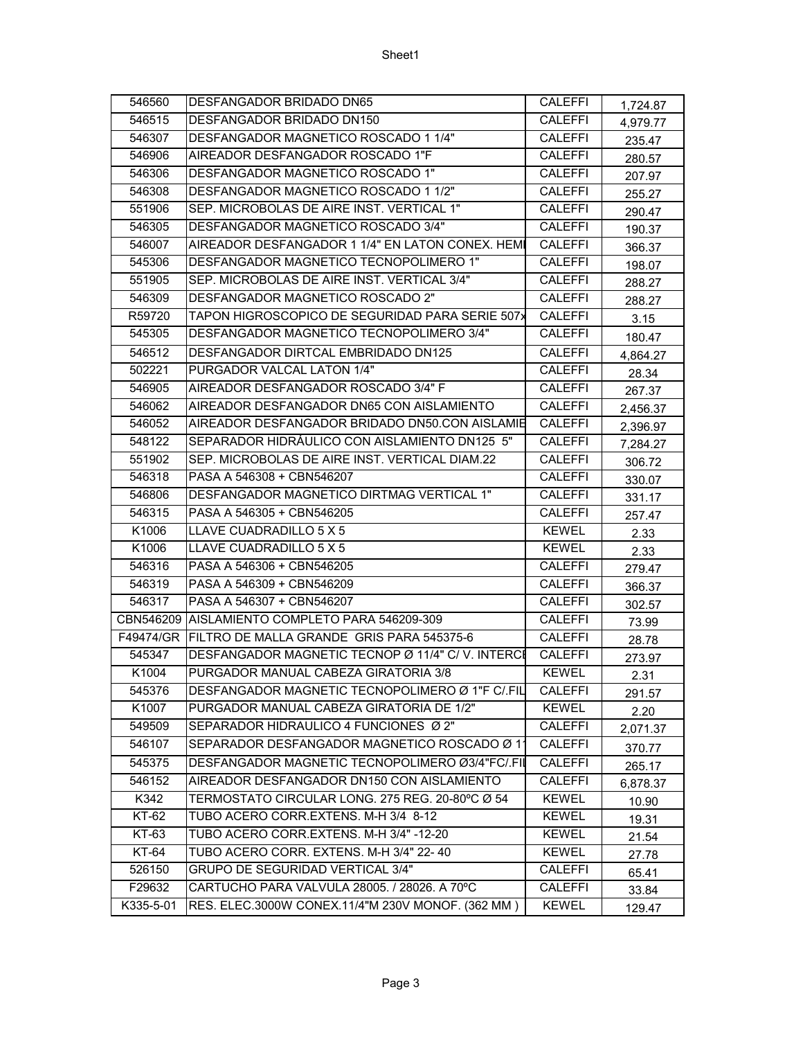| 546560 | DESFANGADOR BRIDADO DN65 | CALEFFI | 1,724.87 |
|---|---|---|---|
| 546515 | DESFANGADOR BRIDADO DN150 | CALEFFI | 4,979.77 |
| 546307 | DESFANGADOR MAGNETICO ROSCADO 1 1/4" | CALEFFI | 235.47 |
| 546906 | AIREADOR DESFANGADOR ROSCADO 1"F | CALEFFI | 280.57 |
| 546306 | DESFANGADOR MAGNETICO ROSCADO 1" | CALEFFI | 207.97 |
| 546308 | DESFANGADOR MAGNETICO ROSCADO 1 1/2" | CALEFFI | 255.27 |
| 551906 | SEP. MICROBOLAS DE AIRE INST. VERTICAL 1" | CALEFFI | 290.47 |
| 546305 | DESFANGADOR MAGNETICO ROSCADO 3/4" | CALEFFI | 190.37 |
| 546007 | AIREADOR DESFANGADOR 1 1/4" EN LATON CONEX. HEMI | CALEFFI | 366.37 |
| 545306 | DESFANGADOR MAGNETICO TECNOPOLIMERO 1" | CALEFFI | 198.07 |
| 551905 | SEP. MICROBOLAS DE AIRE INST. VERTICAL 3/4" | CALEFFI | 288.27 |
| 546309 | DESFANGADOR MAGNETICO ROSCADO 2" | CALEFFI | 288.27 |
| R59720 | TAPON HIGROSCOPICO DE SEGURIDAD PARA SERIE 507x | CALEFFI | 3.15 |
| 545305 | DESFANGADOR MAGNETICO TECNOPOLIMERO 3/4" | CALEFFI | 180.47 |
| 546512 | DESFANGADOR DIRTCAL EMBRIDADO DN125 | CALEFFI | 4,864.27 |
| 502221 | PURGADOR VALCAL LATON 1/4" | CALEFFI | 28.34 |
| 546905 | AIREADOR DESFANGADOR ROSCADO 3/4" F | CALEFFI | 267.37 |
| 546062 | AIREADOR DESFANGADOR DN65 CON AISLAMIENTO | CALEFFI | 2,456.37 |
| 546052 | AIREADOR DESFANGADOR BRIDADO DN50.CON AISLAMIE | CALEFFI | 2,396.97 |
| 548122 | SEPARADOR HIDRÁULICO CON AISLAMIENTO DN125 5" | CALEFFI | 7,284.27 |
| 551902 | SEP. MICROBOLAS DE AIRE INST. VERTICAL DIAM.22 | CALEFFI | 306.72 |
| 546318 | PASA A 546308 + CBN546207 | CALEFFI | 330.07 |
| 546806 | DESFANGADOR MAGNETICO DIRTMAG VERTICAL 1" | CALEFFI | 331.17 |
| 546315 | PASA A 546305 + CBN546205 | CALEFFI | 257.47 |
| K1006 | LLAVE CUADRADILLO 5 X 5 | KEWEL | 2.33 |
| K1006 | LLAVE CUADRADILLO 5 X 5 | KEWEL | 2.33 |
| 546316 | PASA A 546306 + CBN546205 | CALEFFI | 279.47 |
| 546319 | PASA A 546309 + CBN546209 | CALEFFI | 366.37 |
| 546317 | PASA A 546307 + CBN546207 | CALEFFI | 302.57 |
| CBN546209 | AISLAMIENTO COMPLETO PARA 546209-309 | CALEFFI | 73.99 |
| F49474/GR | FILTRO DE MALLA GRANDE GRIS PARA 545375-6 | CALEFFI | 28.78 |
| 545347 | DESFANGADOR MAGNETIC TECNOP Ø 11/4" C/ V. INTERCI | CALEFFI | 273.97 |
| K1004 | PURGADOR MANUAL CABEZA GIRATORIA 3/8 | KEWEL | 2.31 |
| 545376 | DESFANGADOR MAGNETIC TECNOPOLIMERO Ø 1"F C/.FIL | CALEFFI | 291.57 |
| K1007 | PURGADOR MANUAL CABEZA GIRATORIA DE 1/2" | KEWEL | 2.20 |
| 549509 | SEPARADOR HIDRAULICO 4 FUNCIONES Ø 2" | CALEFFI | 2,071.37 |
| 546107 | SEPARADOR DESFANGADOR MAGNETICO ROSCADO Ø 1 | CALEFFI | 370.77 |
| 545375 | DESFANGADOR MAGNETIC TECNOPOLIMERO Ø3/4"FC/.FIL | CALEFFI | 265.17 |
| 546152 | AIREADOR DESFANGADOR DN150 CON AISLAMIENTO | CALEFFI | 6,878.37 |
| K342 | TERMOSTATO CIRCULAR LONG. 275 REG. 20-80ºC Ø 54 | KEWEL | 10.90 |
| KT-62 | TUBO ACERO CORR.EXTENS. M-H 3/4 8-12 | KEWEL | 19.31 |
| KT-63 | TUBO ACERO CORR.EXTENS. M-H 3/4" -12-20 | KEWEL | 21.54 |
| KT-64 | TUBO ACERO CORR. EXTENS. M-H 3/4" 22- 40 | KEWEL | 27.78 |
| 526150 | GRUPO DE SEGURIDAD VERTICAL 3/4" | CALEFFI | 65.41 |
| F29632 | CARTUCHO PARA VALVULA 28005. / 28026. A 70ºC | CALEFFI | 33.84 |
| K335-5-01 | RES. ELEC.3000W CONEX.11/4"M 230V MONOF. (362 MM ) | KEWEL | 129.47 |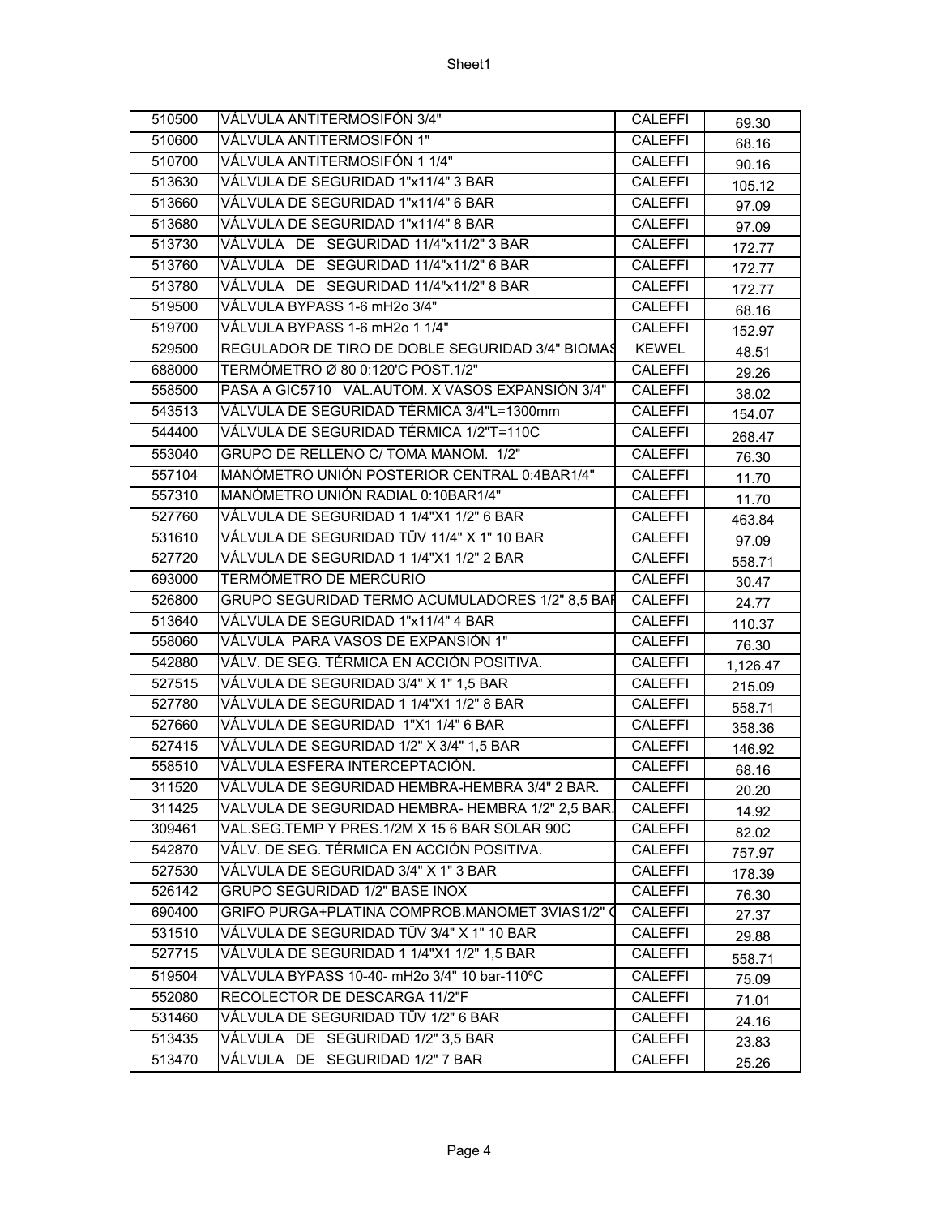| 510500 | VÁLVULA ANTITERMOSIFÓN 3/4" | CALEFFI | 69.30 |
|---|---|---|---|
| 510600 | VÁLVULA ANTITERMOSIFÓN 1" | CALEFFI | 68.16 |
| 510700 | VÁLVULA ANTITERMOSIFÓN 1 1/4" | CALEFFI | 90.16 |
| 513630 | VÁLVULA DE SEGURIDAD 1"x11/4" 3 BAR | CALEFFI | 105.12 |
| 513660 | VÁLVULA DE SEGURIDAD 1"x11/4" 6 BAR | CALEFFI | 97.09 |
| 513680 | VÁLVULA DE SEGURIDAD 1"x11/4" 8 BAR | CALEFFI | 97.09 |
| 513730 | VÁLVULA DE SEGURIDAD 11/4"x11/2" 3 BAR | CALEFFI | 172.77 |
| 513760 | VÁLVULA DE SEGURIDAD 11/4"x11/2" 6 BAR | CALEFFI | 172.77 |
| 513780 | VÁLVULA DE SEGURIDAD 11/4"x11/2" 8 BAR | CALEFFI | 172.77 |
| 519500 | VÁLVULA BYPASS 1-6 mH2o 3/4" | CALEFFI | 68.16 |
| 519700 | VÁLVULA BYPASS 1-6 mH2o 1 1/4" | CALEFFI | 152.97 |
| 529500 | REGULADOR DE TIRO DE DOBLE SEGURIDAD 3/4" BIOMAS | KEWEL | 48.51 |
| 688000 | TERMÓMETRO Ø 80 0:120'C POST.1/2" | CALEFFI | 29.26 |
| 558500 | PASA A GIC5710 VÁL.AUTOM. X VASOS EXPANSIÓN 3/4" | CALEFFI | 38.02 |
| 543513 | VÁLVULA DE SEGURIDAD TÉRMICA 3/4"L=1300mm | CALEFFI | 154.07 |
| 544400 | VÁLVULA DE SEGURIDAD TÉRMICA 1/2"T=110C | CALEFFI | 268.47 |
| 553040 | GRUPO DE RELLENO C/ TOMA MANOM. 1/2" | CALEFFI | 76.30 |
| 557104 | MANÓMETRO UNIÓN POSTERIOR CENTRAL 0:4BAR1/4" | CALEFFI | 11.70 |
| 557310 | MANÓMETRO UNIÓN RADIAL 0:10BAR1/4" | CALEFFI | 11.70 |
| 527760 | VÁLVULA DE SEGURIDAD 1 1/4"X1 1/2" 6 BAR | CALEFFI | 463.84 |
| 531610 | VÁLVULA DE SEGURIDAD TÜV 11/4" X 1" 10 BAR | CALEFFI | 97.09 |
| 527720 | VÁLVULA DE SEGURIDAD 1 1/4"X1 1/2" 2 BAR | CALEFFI | 558.71 |
| 693000 | TERMÓMETRO DE MERCURIO | CALEFFI | 30.47 |
| 526800 | GRUPO SEGURIDAD TERMO ACUMULADORES 1/2" 8,5 BAR | CALEFFI | 24.77 |
| 513640 | VÁLVULA DE SEGURIDAD 1"x11/4" 4 BAR | CALEFFI | 110.37 |
| 558060 | VÁLVULA PARA VASOS DE EXPANSIÓN 1" | CALEFFI | 76.30 |
| 542880 | VÁLV. DE SEG. TÉRMICA EN ACCIÓN POSITIVA. | CALEFFI | 1,126.47 |
| 527515 | VÁLVULA DE SEGURIDAD 3/4" X 1" 1,5 BAR | CALEFFI | 215.09 |
| 527780 | VÁLVULA DE SEGURIDAD 1 1/4"X1 1/2" 8 BAR | CALEFFI | 558.71 |
| 527660 | VÁLVULA DE SEGURIDAD 1"X1 1/4" 6 BAR | CALEFFI | 358.36 |
| 527415 | VÁLVULA DE SEGURIDAD 1/2" X 3/4" 1,5 BAR | CALEFFI | 146.92 |
| 558510 | VÁLVULA ESFERA INTERCEPTACIÓN. | CALEFFI | 68.16 |
| 311520 | VÁLVULA DE SEGURIDAD HEMBRA-HEMBRA 3/4" 2 BAR. | CALEFFI | 20.20 |
| 311425 | VALVULA DE SEGURIDAD HEMBRA- HEMBRA 1/2" 2,5 BAR. | CALEFFI | 14.92 |
| 309461 | VAL.SEG.TEMP Y PRES.1/2M X 15 6 BAR SOLAR 90C | CALEFFI | 82.02 |
| 542870 | VÁLV. DE SEG. TÉRMICA EN ACCIÓN POSITIVA. | CALEFFI | 757.97 |
| 527530 | VÁLVULA DE SEGURIDAD 3/4" X 1" 3 BAR | CALEFFI | 178.39 |
| 526142 | GRUPO SEGURIDAD 1/2" BASE INOX | CALEFFI | 76.30 |
| 690400 | GRIFO PURGA+PLATINA COMPROB.MANOMET 3VIAS1/2" C | CALEFFI | 27.37 |
| 531510 | VÁLVULA DE SEGURIDAD TÜV 3/4" X 1" 10 BAR | CALEFFI | 29.88 |
| 527715 | VÁLVULA DE SEGURIDAD 1 1/4"X1 1/2" 1,5 BAR | CALEFFI | 558.71 |
| 519504 | VÁLVULA BYPASS 10-40- mH2o 3/4" 10 bar-110ºC | CALEFFI | 75.09 |
| 552080 | RECOLECTOR DE DESCARGA 11/2"F | CALEFFI | 71.01 |
| 531460 | VÁLVULA DE SEGURIDAD TÜV 1/2" 6 BAR | CALEFFI | 24.16 |
| 513435 | VÁLVULA DE SEGURIDAD 1/2" 3,5 BAR | CALEFFI | 23.83 |
| 513470 | VÁLVULA DE SEGURIDAD 1/2" 7 BAR | CALEFFI | 25.26 |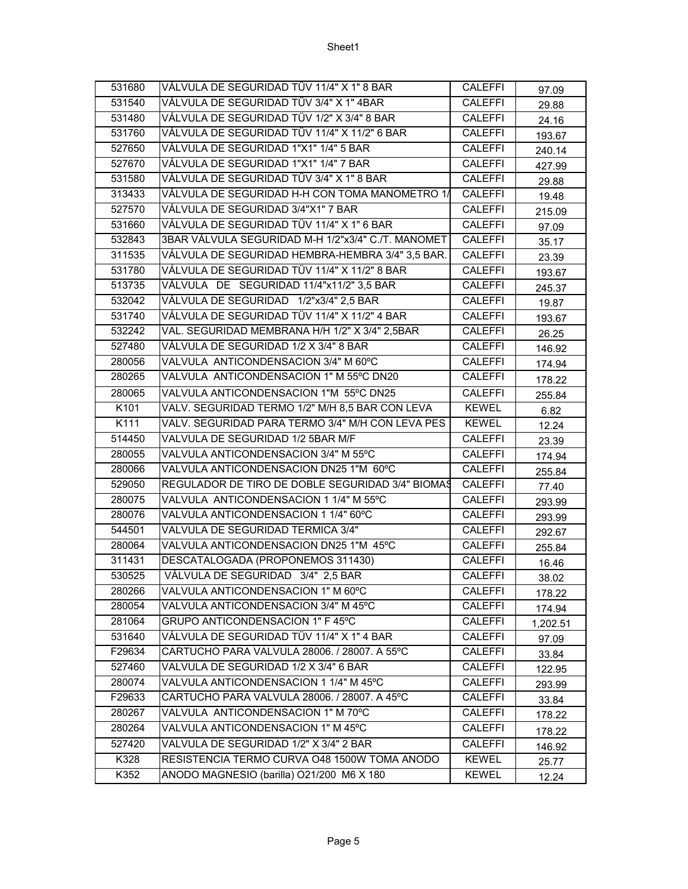| 531680 | VÁLVULA DE SEGURIDAD TÜV 11/4" X 1" 8 BAR | CALEFFI | 97.09 |
|---|---|---|---|
| 531540 | VÁLVULA DE SEGURIDAD TÜV 3/4" X 1" 4BAR | CALEFFI | 29.88 |
| 531480 | VÁLVULA DE SEGURIDAD TÜV 1/2" X 3/4" 8 BAR | CALEFFI | 24.16 |
| 531760 | VÁLVULA DE SEGURIDAD TÜV 11/4" X 11/2" 6 BAR | CALEFFI | 193.67 |
| 527650 | VÁLVULA DE SEGURIDAD 1"X1" 1/4" 5 BAR | CALEFFI | 240.14 |
| 527670 | VÁLVULA DE SEGURIDAD 1"X1" 1/4" 7 BAR | CALEFFI | 427.99 |
| 531580 | VÁLVULA DE SEGURIDAD TÜV 3/4" X 1" 8 BAR | CALEFFI | 29.88 |
| 313433 | VÁLVULA DE SEGURIDAD H-H CON TOMA MANOMETRO 1/ | CALEFFI | 19.48 |
| 527570 | VÁLVULA DE SEGURIDAD 3/4"X1" 7 BAR | CALEFFI | 215.09 |
| 531660 | VÁLVULA DE SEGURIDAD TÜV 11/4" X 1" 6 BAR | CALEFFI | 97.09 |
| 532843 | 3BAR VÁLVULA SEGURIDAD M-H 1/2"x3/4" C./T. MANOMET | CALEFFI | 35.17 |
| 311535 | VÁLVULA DE SEGURIDAD HEMBRA-HEMBRA 3/4" 3,5 BAR. | CALEFFI | 23.39 |
| 531780 | VÁLVULA DE SEGURIDAD TÜV 11/4" X 11/2" 8 BAR | CALEFFI | 193.67 |
| 513735 | VÁLVULA DE SEGURIDAD 11/4"x11/2" 3,5 BAR | CALEFFI | 245.37 |
| 532042 | VÁLVULA DE SEGURIDAD 1/2"x3/4" 2,5 BAR | CALEFFI | 19.87 |
| 531740 | VÁLVULA DE SEGURIDAD TÜV 11/4" X 11/2" 4 BAR | CALEFFI | 193.67 |
| 532242 | VAL. SEGURIDAD MEMBRANA H/H 1/2" X 3/4" 2,5BAR | CALEFFI | 26.25 |
| 527480 | VÁLVULA DE SEGURIDAD 1/2 X 3/4" 8 BAR | CALEFFI | 146.92 |
| 280056 | VALVULA ANTICONDENSACION 3/4" M 60ºC | CALEFFI | 174.94 |
| 280265 | VALVULA ANTICONDENSACION 1" M 55ºC DN20 | CALEFFI | 178.22 |
| 280065 | VALVULA ANTICONDENSACION 1"M 55ºC DN25 | CALEFFI | 255.84 |
| K101 | VALV. SEGURIDAD TERMO 1/2" M/H 8,5 BAR CON LEVA | KEWEL | 6.82 |
| K111 | VALV. SEGURIDAD PARA TERMO 3/4" M/H CON LEVA PES | KEWEL | 12.24 |
| 514450 | VALVULA DE SEGURIDAD 1/2 5BAR M/F | CALEFFI | 23.39 |
| 280055 | VALVULA ANTICONDENSACION 3/4" M 55ºC | CALEFFI | 174.94 |
| 280066 | VALVULA ANTICONDENSACION DN25 1"M 60ºC | CALEFFI | 255.84 |
| 529050 | REGULADOR DE TIRO DE DOBLE SEGURIDAD 3/4" BIOMAS | CALEFFI | 77.40 |
| 280075 | VALVULA ANTICONDENSACION 1 1/4" M 55ºC | CALEFFI | 293.99 |
| 280076 | VALVULA ANTICONDENSACION 1 1/4" 60ºC | CALEFFI | 293.99 |
| 544501 | VALVULA DE SEGURIDAD TERMICA 3/4" | CALEFFI | 292.67 |
| 280064 | VALVULA ANTICONDENSACION DN25 1"M 45ºC | CALEFFI | 255.84 |
| 311431 | DESCATALOGADA (PROPONEMOS 311430) | CALEFFI | 16.46 |
| 530525 | VÁLVULA DE SEGURIDAD 3/4" 2,5 BAR | CALEFFI | 38.02 |
| 280266 | VALVULA ANTICONDENSACION 1" M 60ºC | CALEFFI | 178.22 |
| 280054 | VALVULA ANTICONDENSACION 3/4" M 45ºC | CALEFFI | 174.94 |
| 281064 | GRUPO ANTICONDENSACION 1" F 45ºC | CALEFFI | 1,202.51 |
| 531640 | VÁLVULA DE SEGURIDAD TÜV 11/4" X 1" 4 BAR | CALEFFI | 97.09 |
| F29634 | CARTUCHO PARA VALVULA 28006. / 28007. A 55ºC | CALEFFI | 33.84 |
| 527460 | VALVULA DE SEGURIDAD 1/2 X 3/4" 6 BAR | CALEFFI | 122.95 |
| 280074 | VALVULA ANTICONDENSACION 1 1/4" M 45ºC | CALEFFI | 293.99 |
| F29633 | CARTUCHO PARA VALVULA 28006. / 28007. A 45ºC | CALEFFI | 33.84 |
| 280267 | VALVULA ANTICONDENSACION 1" M 70ºC | CALEFFI | 178.22 |
| 280264 | VALVULA ANTICONDENSACION 1" M 45ºC | CALEFFI | 178.22 |
| 527420 | VALVULA DE SEGURIDAD 1/2" X 3/4" 2 BAR | CALEFFI | 146.92 |
| K328 | RESISTENCIA TERMO CURVA O48 1500W TOMA ANODO | KEWEL | 25.77 |
| K352 | ANODO MAGNESIO (barilla) O21/200 M6 X 180 | KEWEL | 12.24 |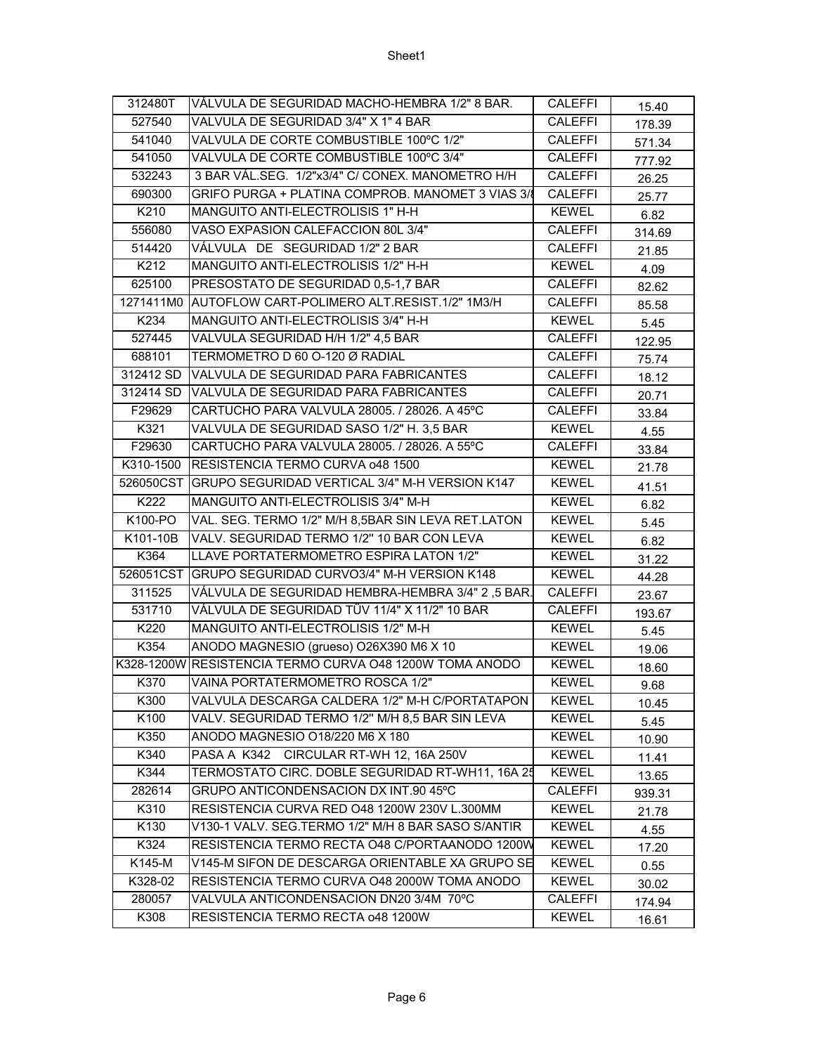| | | | |
|---|---|---|---|
| 312480T | VÁLVULA DE SEGURIDAD MACHO-HEMBRA 1/2" 8 BAR. | CALEFFI | 15.40 |
| 527540 | VALVULA DE SEGURIDAD 3/4" X 1" 4 BAR | CALEFFI | 178.39 |
| 541040 | VALVULA DE CORTE COMBUSTIBLE 100ºC 1/2" | CALEFFI | 571.34 |
| 541050 | VALVULA DE CORTE COMBUSTIBLE 100ºC 3/4" | CALEFFI | 777.92 |
| 532243 | 3 BAR VÁL.SEG. 1/2"x3/4" C/ CONEX. MANOMETRO H/H | CALEFFI | 26.25 |
| 690300 | GRIFO PURGA + PLATINA COMPROB. MANOMET 3 VIAS 3/8 | CALEFFI | 25.77 |
| K210 | MANGUITO ANTI-ELECTROLISIS 1" H-H | KEWEL | 6.82 |
| 556080 | VASO EXPASION CALEFACCION 80L 3/4" | CALEFFI | 314.69 |
| 514420 | VÁLVULA DE SEGURIDAD 1/2" 2 BAR | CALEFFI | 21.85 |
| K212 | MANGUITO ANTI-ELECTROLISIS 1/2" H-H | KEWEL | 4.09 |
| 625100 | PRESOSTATO DE SEGURIDAD 0,5-1,7 BAR | CALEFFI | 82.62 |
| 1271411M0 | AUTOFLOW CART-POLIMERO ALT.RESIST.1/2" 1M3/H | CALEFFI | 85.58 |
| K234 | MANGUITO ANTI-ELECTROLISIS 3/4" H-H | KEWEL | 5.45 |
| 527445 | VALVULA SEGURIDAD H/H 1/2" 4,5 BAR | CALEFFI | 122.95 |
| 688101 | TERMOMETRO D 60 O-120 Ø RADIAL | CALEFFI | 75.74 |
| 312412 SD | VALVULA DE SEGURIDAD PARA FABRICANTES | CALEFFI | 18.12 |
| 312414 SD | VALVULA DE SEGURIDAD PARA FABRICANTES | CALEFFI | 20.71 |
| F29629 | CARTUCHO PARA VALVULA 28005. / 28026. A 45ºC | CALEFFI | 33.84 |
| K321 | VALVULA DE SEGURIDAD SASO 1/2" H. 3,5 BAR | KEWEL | 4.55 |
| F29630 | CARTUCHO PARA VALVULA 28005. / 28026. A 55ºC | CALEFFI | 33.84 |
| K310-1500 | RESISTENCIA TERMO CURVA o48 1500 | KEWEL | 21.78 |
| 526050CST | GRUPO SEGURIDAD VERTICAL 3/4" M-H VERSION K147 | KEWEL | 41.51 |
| K222 | MANGUITO ANTI-ELECTROLISIS 3/4" M-H | KEWEL | 6.82 |
| K100-PO | VAL. SEG. TERMO 1/2" M/H 8,5BAR SIN LEVA RET.LATON | KEWEL | 5.45 |
| K101-10B | VALV. SEGURIDAD TERMO 1/2" 10 BAR CON LEVA | KEWEL | 6.82 |
| K364 | LLAVE PORTATERMOMETRO ESPIRA LATON 1/2" | KEWEL | 31.22 |
| 526051CST | GRUPO SEGURIDAD CURVO3/4" M-H VERSION K148 | KEWEL | 44.28 |
| 311525 | VÁLVULA DE SEGURIDAD HEMBRA-HEMBRA 3/4" 2 ,5 BAR. | CALEFFI | 23.67 |
| 531710 | VÁLVULA DE SEGURIDAD TÜV 11/4" X 11/2" 10 BAR | CALEFFI | 193.67 |
| K220 | MANGUITO ANTI-ELECTROLISIS 1/2" M-H | KEWEL | 5.45 |
| K354 | ANODO MAGNESIO (grueso) O26X390 M6 X 10 | KEWEL | 19.06 |
| K328-1200W | RESISTENCIA TERMO CURVA O48 1200W TOMA ANODO | KEWEL | 18.60 |
| K370 | VAINA PORTATERMOMETRO ROSCA 1/2" | KEWEL | 9.68 |
| K300 | VALVULA DESCARGA CALDERA 1/2" M-H C/PORTATAPON | KEWEL | 10.45 |
| K100 | VALV. SEGURIDAD TERMO 1/2" M/H 8,5 BAR SIN LEVA | KEWEL | 5.45 |
| K350 | ANODO MAGNESIO O18/220 M6 X 180 | KEWEL | 10.90 |
| K340 | PASA A K342 CIRCULAR RT-WH 12, 16A 250V | KEWEL | 11.41 |
| K344 | TERMOSTATO CIRC. DOBLE SEGURIDAD RT-WH11, 16A 25 | KEWEL | 13.65 |
| 282614 | GRUPO ANTICONDENSACION DX INT.90 45ºC | CALEFFI | 939.31 |
| K310 | RESISTENCIA CURVA RED O48 1200W 230V L.300MM | KEWEL | 21.78 |
| K130 | V130-1 VALV. SEG.TERMO 1/2" M/H 8 BAR SASO S/ANTIR | KEWEL | 4.55 |
| K324 | RESISTENCIA TERMO RECTA O48 C/PORTAANODO 1200W | KEWEL | 17.20 |
| K145-M | V145-M SIFON DE DESCARGA ORIENTABLE XA GRUPO SE | KEWEL | 0.55 |
| K328-02 | RESISTENCIA TERMO CURVA O48 2000W TOMA ANODO | KEWEL | 30.02 |
| 280057 | VALVULA ANTICONDENSACION DN20 3/4M 70ºC | CALEFFI | 174.94 |
| K308 | RESISTENCIA TERMO RECTA o48 1200W | KEWEL | 16.61 |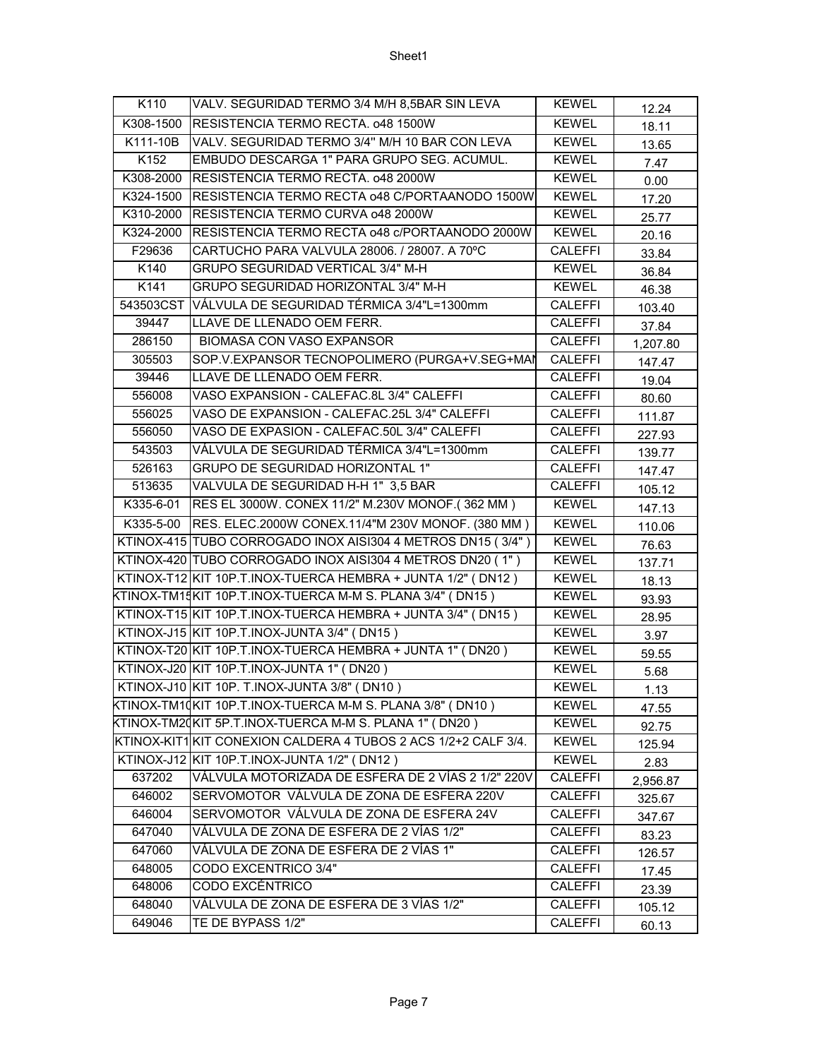| K110 | VALV. SEGURIDAD TERMO 3/4 M/H 8,5BAR SIN LEVA | KEWEL | 12.24 |
|---|---|---|---|
| K308-1500 | RESISTENCIA TERMO RECTA. o48 1500W | KEWEL | 18.11 |
| K111-10B | VALV. SEGURIDAD TERMO 3/4" M/H 10 BAR CON LEVA | KEWEL | 13.65 |
| K152 | EMBUDO DESCARGA 1" PARA GRUPO SEG. ACUMUL. | KEWEL | 7.47 |
| K308-2000 | RESISTENCIA TERMO RECTA. o48 2000W | KEWEL | 0.00 |
| K324-1500 | RESISTENCIA TERMO RECTA o48 C/PORTAANODO 1500W | KEWEL | 17.20 |
| K310-2000 | RESISTENCIA TERMO CURVA o48 2000W | KEWEL | 25.77 |
| K324-2000 | RESISTENCIA TERMO RECTA o48 c/PORTAANODO 2000W | KEWEL | 20.16 |
| F29636 | CARTUCHO PARA VALVULA 28006. / 28007. A 70ºC | CALEFFI | 33.84 |
| K140 | GRUPO SEGURIDAD VERTICAL 3/4" M-H | KEWEL | 36.84 |
| K141 | GRUPO SEGURIDAD HORIZONTAL 3/4" M-H | KEWEL | 46.38 |
| 543503CST | VÁLVULA DE SEGURIDAD TÉRMICA 3/4"L=1300mm | CALEFFI | 103.40 |
| 39447 | LLAVE DE LLENADO OEM FERR. | CALEFFI | 37.84 |
| 286150 | BIOMASA CON VASO EXPANSOR | CALEFFI | 1,207.80 |
| 305503 | SOP.V.EXPANSOR TECNOPOLIMERO (PURGA+V.SEG+MAN | CALEFFI | 147.47 |
| 39446 | LLAVE DE LLENADO OEM FERR. | CALEFFI | 19.04 |
| 556008 | VASO EXPANSION - CALEFAC.8L 3/4" CALEFFI | CALEFFI | 80.60 |
| 556025 | VASO DE EXPANSION - CALEFAC.25L 3/4" CALEFFI | CALEFFI | 111.87 |
| 556050 | VASO DE EXPASION - CALEFAC.50L 3/4" CALEFFI | CALEFFI | 227.93 |
| 543503 | VÁLVULA DE SEGURIDAD TÉRMICA 3/4"L=1300mm | CALEFFI | 139.77 |
| 526163 | GRUPO DE SEGURIDAD HORIZONTAL 1" | CALEFFI | 147.47 |
| 513635 | VALVULA DE SEGURIDAD H-H 1" 3,5 BAR | CALEFFI | 105.12 |
| K335-6-01 | RES EL 3000W. CONEX 11/2" M.230V MONOF.( 362 MM ) | KEWEL | 147.13 |
| K335-5-00 | RES. ELEC.2000W CONEX.11/4"M 230V MONOF. (380 MM ) | KEWEL | 110.06 |
| KTINOX-415 | TUBO CORROGADO INOX AISI304 4 METROS DN15 ( 3/4" ) | KEWEL | 76.63 |
| KTINOX-420 | TUBO CORROGADO INOX AISI304 4 METROS DN20 ( 1" ) | KEWEL | 137.71 |
| KTINOX-T12 | KIT 10P.T.INOX-TUERCA HEMBRA + JUNTA 1/2" ( DN12 ) | KEWEL | 18.13 |
| KTINOX-TM15 | KIT 10P.T.INOX-TUERCA M-M S. PLANA 3/4" ( DN15 ) | KEWEL | 93.93 |
| KTINOX-T15 | KIT 10P.T.INOX-TUERCA HEMBRA + JUNTA 3/4" ( DN15 ) | KEWEL | 28.95 |
| KTINOX-J15 | KIT 10P.T.INOX-JUNTA 3/4" ( DN15 ) | KEWEL | 3.97 |
| KTINOX-T20 | KIT 10P.T.INOX-TUERCA HEMBRA + JUNTA 1" ( DN20 ) | KEWEL | 59.55 |
| KTINOX-J20 | KIT 10P.T.INOX-JUNTA 1" ( DN20 ) | KEWEL | 5.68 |
| KTINOX-J10 | KIT 10P. T.INOX-JUNTA 3/8" ( DN10 ) | KEWEL | 1.13 |
| KTINOX-TM10 | KIT 10P.T.INOX-TUERCA M-M S. PLANA 3/8" ( DN10 ) | KEWEL | 47.55 |
| KTINOX-TM20 | KIT 5P.T.INOX-TUERCA M-M S. PLANA 1" ( DN20 ) | KEWEL | 92.75 |
| KTINOX-KIT1 | KIT CONEXION CALDERA 4 TUBOS 2 ACS 1/2+2 CALF 3/4. | KEWEL | 125.94 |
| KTINOX-J12 | KIT 10P.T.INOX-JUNTA 1/2" ( DN12 ) | KEWEL | 2.83 |
| 637202 | VÁLVULA MOTORIZADA DE ESFERA DE 2 VÍAS 2 1/2" 220V | CALEFFI | 2,956.87 |
| 646002 | SERVOMOTOR VÁLVULA DE ZONA DE ESFERA 220V | CALEFFI | 325.67 |
| 646004 | SERVOMOTOR VÁLVULA DE ZONA DE ESFERA 24V | CALEFFI | 347.67 |
| 647040 | VÁLVULA DE ZONA DE ESFERA DE 2 VÍAS 1/2" | CALEFFI | 83.23 |
| 647060 | VÁLVULA DE ZONA DE ESFERA DE 2 VÍAS 1" | CALEFFI | 126.57 |
| 648005 | CODO EXCENTRICO 3/4" | CALEFFI | 17.45 |
| 648006 | CODO EXCÉNTRICO | CALEFFI | 23.39 |
| 648040 | VÁLVULA DE ZONA DE ESFERA DE 3 VÍAS 1/2" | CALEFFI | 105.12 |
| 649046 | TE DE BYPASS 1/2" | CALEFFI | 60.13 |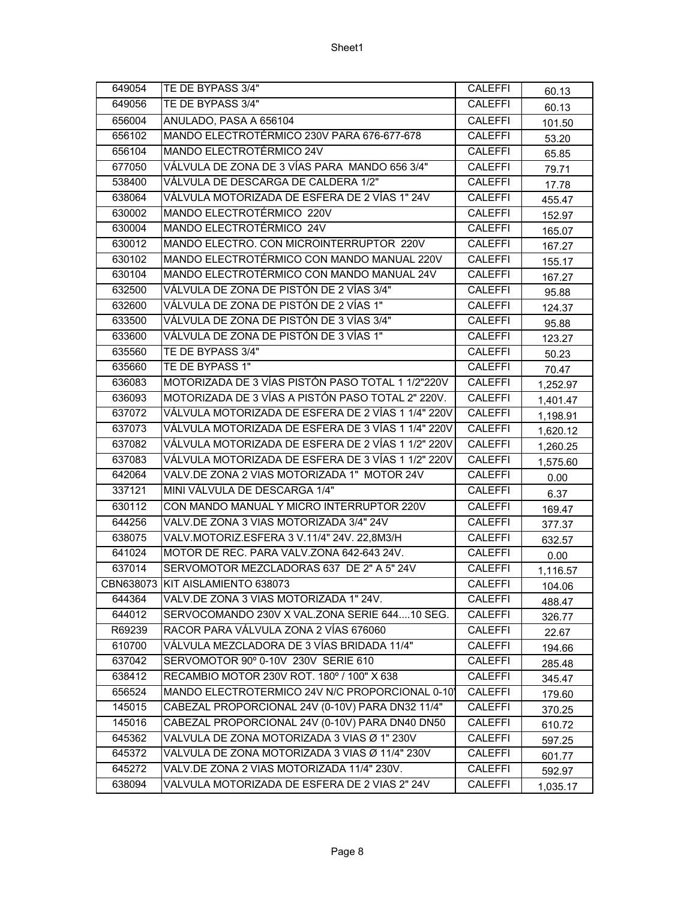| 649054 | TE DE BYPASS 3/4" | CALEFFI | 60.13 |
|---|---|---|---|
| 649056 | TE DE BYPASS 3/4" | CALEFFI | 60.13 |
| 656004 | ANULADO, PASA A 656104 | CALEFFI | 101.50 |
| 656102 | MANDO ELECTROTÉRMICO 230V PARA 676-677-678 | CALEFFI | 53.20 |
| 656104 | MANDO ELECTROTÉRMICO 24V | CALEFFI | 65.85 |
| 677050 | VÁLVULA DE ZONA DE 3 VÍAS PARA MANDO 656 3/4" | CALEFFI | 79.71 |
| 538400 | VÁLVULA DE DESCARGA DE CALDERA 1/2" | CALEFFI | 17.78 |
| 638064 | VÁLVULA MOTORIZADA DE ESFERA DE 2 VÍAS 1" 24V | CALEFFI | 455.47 |
| 630002 | MANDO ELECTROTÉRMICO 220V | CALEFFI | 152.97 |
| 630004 | MANDO ELECTROTÉRMICO 24V | CALEFFI | 165.07 |
| 630012 | MANDO ELECTRO. CON MICROINTERRUPTOR 220V | CALEFFI | 167.27 |
| 630102 | MANDO ELECTROTÉRMICO CON MANDO MANUAL 220V | CALEFFI | 155.17 |
| 630104 | MANDO ELECTROTÉRMICO CON MANDO MANUAL 24V | CALEFFI | 167.27 |
| 632500 | VÁLVULA DE ZONA DE PISTÓN DE 2 VÍAS 3/4" | CALEFFI | 95.88 |
| 632600 | VÁLVULA DE ZONA DE PISTÓN DE 2 VÍAS 1" | CALEFFI | 124.37 |
| 633500 | VÁLVULA DE ZONA DE PISTÓN DE 3 VÍAS 3/4" | CALEFFI | 95.88 |
| 633600 | VÁLVULA DE ZONA DE PISTÓN DE 3 VÍAS 1" | CALEFFI | 123.27 |
| 635560 | TE DE BYPASS 3/4" | CALEFFI | 50.23 |
| 635660 | TE DE BYPASS 1" | CALEFFI | 70.47 |
| 636083 | MOTORIZADA DE 3 VÍAS PISTÓN PASO TOTAL 1 1/2"220V | CALEFFI | 1,252.97 |
| 636093 | MOTORIZADA DE 3 VÍAS A PISTÓN PASO TOTAL 2" 220V. | CALEFFI | 1,401.47 |
| 637072 | VÁLVULA MOTORIZADA DE ESFERA DE 2 VÍAS 1 1/4" 220V | CALEFFI | 1,198.91 |
| 637073 | VÁLVULA MOTORIZADA DE ESFERA DE 3 VÍAS 1 1/4" 220V | CALEFFI | 1,620.12 |
| 637082 | VÁLVULA MOTORIZADA DE ESFERA DE 2 VÍAS 1 1/2" 220V | CALEFFI | 1,260.25 |
| 637083 | VÁLVULA MOTORIZADA DE ESFERA DE 3 VÍAS 1 1/2" 220V | CALEFFI | 1,575.60 |
| 642064 | VALV.DE ZONA 2 VIAS MOTORIZADA 1" MOTOR 24V | CALEFFI | 0.00 |
| 337121 | MINI VÁLVULA DE DESCARGA 1/4" | CALEFFI | 6.37 |
| 630112 | CON MANDO MANUAL Y MICRO INTERRUPTOR 220V | CALEFFI | 169.47 |
| 644256 | VALV.DE ZONA 3 VIAS MOTORIZADA 3/4" 24V | CALEFFI | 377.37 |
| 638075 | VALV.MOTORIZ.ESFERA 3 V.11/4" 24V. 22,8M3/H | CALEFFI | 632.57 |
| 641024 | MOTOR DE REC. PARA VALV.ZONA 642-643 24V. | CALEFFI | 0.00 |
| 637014 | SERVOMOTOR MEZCLADORAS 637 DE 2" A 5" 24V | CALEFFI | 1,116.57 |
| CBN638073 | KIT AISLAMIENTO 638073 | CALEFFI | 104.06 |
| 644364 | VALV.DE ZONA 3 VIAS MOTORIZADA 1" 24V. | CALEFFI | 488.47 |
| 644012 | SERVOCOMANDO 230V X VAL.ZONA SERIE 644....10 SEG. | CALEFFI | 326.77 |
| R69239 | RACOR PARA VÁLVULA ZONA 2 VÍAS 676060 | CALEFFI | 22.67 |
| 610700 | VÁLVULA MEZCLADORA DE 3 VÍAS BRIDADA 11/4" | CALEFFI | 194.66 |
| 637042 | SERVOMOTOR 90º 0-10V 230V SERIE 610 | CALEFFI | 285.48 |
| 638412 | RECAMBIO MOTOR 230V ROT. 180º / 100" X 638 | CALEFFI | 345.47 |
| 656524 | MANDO ELECTROTERMICO 24V N/C PROPORCIONAL 0-10 | CALEFFI | 179.60 |
| 145015 | CABEZAL PROPORCIONAL 24V (0-10V) PARA DN32 11/4" | CALEFFI | 370.25 |
| 145016 | CABEZAL PROPORCIONAL 24V (0-10V) PARA DN40 DN50 | CALEFFI | 610.72 |
| 645362 | VALVULA DE ZONA MOTORIZADA 3 VIAS Ø 1" 230V | CALEFFI | 597.25 |
| 645372 | VALVULA DE ZONA MOTORIZADA 3 VIAS Ø 11/4" 230V | CALEFFI | 601.77 |
| 645272 | VALV.DE ZONA 2 VIAS MOTORIZADA 11/4" 230V. | CALEFFI | 592.97 |
| 638094 | VALVULA MOTORIZADA DE ESFERA DE 2 VIAS 2" 24V | CALEFFI | 1,035.17 |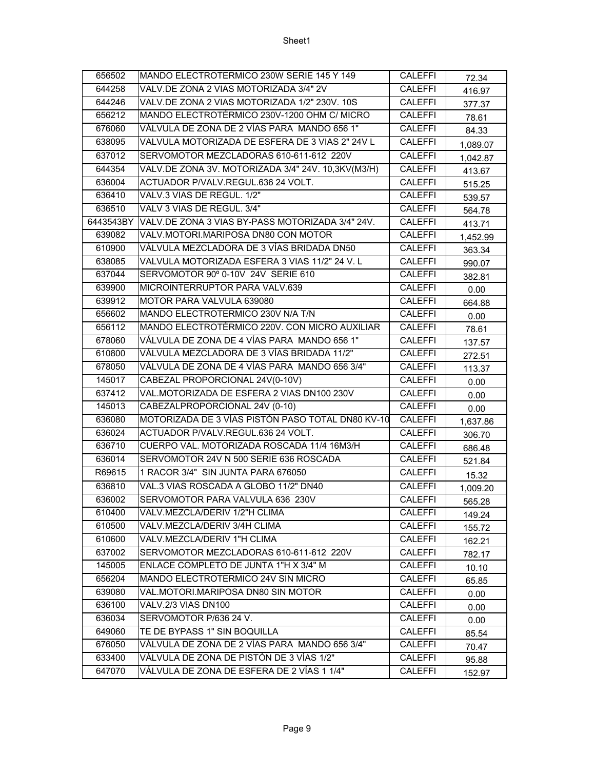| 656502 | MANDO ELECTROTERMICO 230W SERIE 145 Y 149 | CALEFFI | 72.34 |
|---|---|---|---|
| 644258 | VALV.DE ZONA 2 VIAS MOTORIZADA 3/4" 2V | CALEFFI | 416.97 |
| 644246 | VALV.DE ZONA 2 VIAS MOTORIZADA 1/2" 230V. 10S | CALEFFI | 377.37 |
| 656212 | MANDO ELECTROTÉRMICO 230V-1200 OHM C/ MICRO | CALEFFI | 78.61 |
| 676060 | VÁLVULA DE ZONA DE 2 VÍAS PARA MANDO 656 1" | CALEFFI | 84.33 |
| 638095 | VALVULA MOTORIZADA DE ESFERA DE 3 VIAS 2" 24V L | CALEFFI | 1,089.07 |
| 637012 | SERVOMOTOR MEZCLADORAS 610-611-612 220V | CALEFFI | 1,042.87 |
| 644354 | VALV.DE ZONA 3V. MOTORIZADA 3/4" 24V. 10,3KV(M3/H) | CALEFFI | 413.67 |
| 636004 | ACTUADOR P/VALV.REGUL.636 24 VOLT. | CALEFFI | 515.25 |
| 636410 | VALV.3 VIAS DE REGUL. 1/2" | CALEFFI | 539.57 |
| 636510 | VALV 3 VIAS DE REGUL. 3/4" | CALEFFI | 564.78 |
| 6443543BY | VALV.DE ZONA 3 VIAS BY-PASS MOTORIZADA 3/4" 24V. | CALEFFI | 413.71 |
| 639082 | VALV.MOTORI.MARIPOSA DN80 CON MOTOR | CALEFFI | 1,452.99 |
| 610900 | VÁLVULA MEZCLADORA DE 3 VÍAS BRIDADA DN50 | CALEFFI | 363.34 |
| 638085 | VALVULA MOTORIZADA ESFERA 3 VIAS 11/2" 24 V. L | CALEFFI | 990.07 |
| 637044 | SERVOMOTOR 90º 0-10V 24V SERIE 610 | CALEFFI | 382.81 |
| 639900 | MICROINTERRUPTOR PARA VALV.639 | CALEFFI | 0.00 |
| 639912 | MOTOR PARA VALVULA 639080 | CALEFFI | 664.88 |
| 656602 | MANDO ELECTROTERMICO 230V N/A T/N | CALEFFI | 0.00 |
| 656112 | MANDO ELECTROTÉRMICO 220V. CON MICRO AUXILIAR | CALEFFI | 78.61 |
| 678060 | VÁLVULA DE ZONA DE 4 VÍAS PARA MANDO 656 1" | CALEFFI | 137.57 |
| 610800 | VÁLVULA MEZCLADORA DE 3 VÍAS BRIDADA 11/2" | CALEFFI | 272.51 |
| 678050 | VÁLVULA DE ZONA DE 4 VÍAS PARA MANDO 656 3/4" | CALEFFI | 113.37 |
| 145017 | CABEZAL PROPORCIONAL 24V(0-10V) | CALEFFI | 0.00 |
| 637412 | VAL.MOTORIZADA DE ESFERA 2 VIAS DN100 230V | CALEFFI | 0.00 |
| 145013 | CABEZALPROPORCIONAL 24V (0-10) | CALEFFI | 0.00 |
| 636080 | MOTORIZADA DE 3 VÍAS PISTÓN PASO TOTAL DN80 KV-10 | CALEFFI | 1,637.86 |
| 636024 | ACTUADOR P/VALV.REGUL.636 24 VOLT. | CALEFFI | 306.70 |
| 636710 | CUERPO VAL. MOTORIZADA ROSCADA 11/4 16M3/H | CALEFFI | 686.48 |
| 636014 | SERVOMOTOR 24V N 500 SERIE 636 ROSCADA | CALEFFI | 521.84 |
| R69615 | 1 RACOR 3/4" SIN JUNTA PARA 676050 | CALEFFI | 15.32 |
| 636810 | VAL.3 VIAS ROSCADA A GLOBO 11/2" DN40 | CALEFFI | 1,009.20 |
| 636002 | SERVOMOTOR PARA VALVULA 636 230V | CALEFFI | 565.28 |
| 610400 | VALV.MEZCLA/DERIV 1/2"H CLIMA | CALEFFI | 149.24 |
| 610500 | VALV.MEZCLA/DERIV 3/4H CLIMA | CALEFFI | 155.72 |
| 610600 | VALV.MEZCLA/DERIV 1"H CLIMA | CALEFFI | 162.21 |
| 637002 | SERVOMOTOR MEZCLADORAS 610-611-612 220V | CALEFFI | 782.17 |
| 145005 | ENLACE COMPLETO DE JUNTA 1"H X 3/4" M | CALEFFI | 10.10 |
| 656204 | MANDO ELECTROTERMICO 24V SIN MICRO | CALEFFI | 65.85 |
| 639080 | VAL.MOTORI.MARIPOSA DN80 SIN MOTOR | CALEFFI | 0.00 |
| 636100 | VALV.2/3 VIAS DN100 | CALEFFI | 0.00 |
| 636034 | SERVOMOTOR P/636 24 V. | CALEFFI | 0.00 |
| 649060 | TE DE BYPASS 1" SIN BOQUILLA | CALEFFI | 85.54 |
| 676050 | VÁLVULA DE ZONA DE 2 VÍAS PARA MANDO 656 3/4" | CALEFFI | 70.47 |
| 633400 | VÁLVULA DE ZONA DE PISTÓN DE 3 VÍAS 1/2" | CALEFFI | 95.88 |
| 647070 | VÁLVULA DE ZONA DE ESFERA DE 2 VÍAS 1 1/4" | CALEFFI | 152.97 |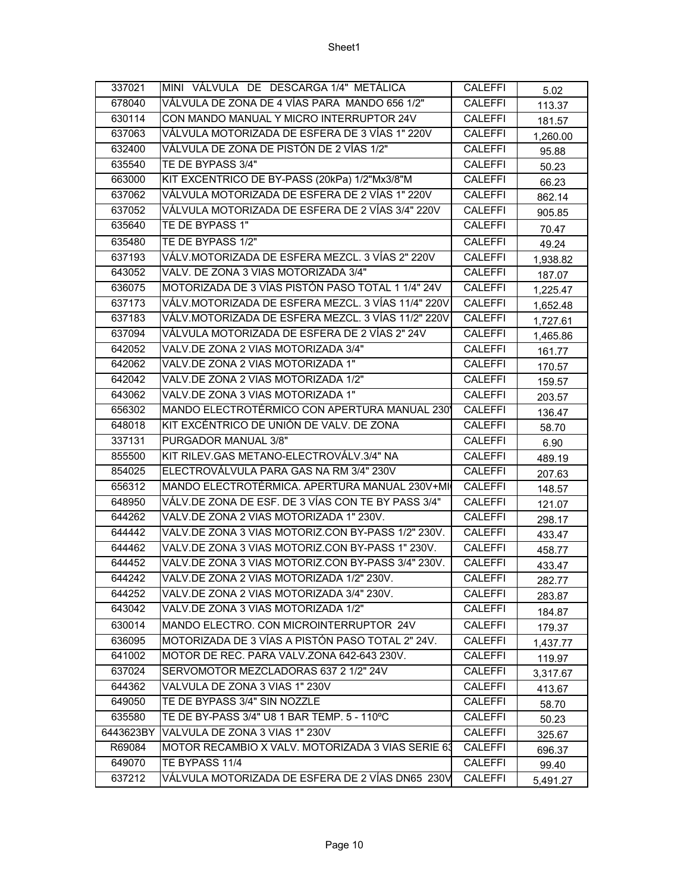| 337021 | MINI VÁLVULA DE DESCARGA 1/4" METÁLICA | CALEFFI | 5.02 |
|---|---|---|---|
| 678040 | VÁLVULA DE ZONA DE 4 VÍAS PARA MANDO 656 1/2" | CALEFFI | 113.37 |
| 630114 | CON MANDO MANUAL Y MICRO INTERRUPTOR 24V | CALEFFI | 181.57 |
| 637063 | VÁLVULA MOTORIZADA DE ESFERA DE 3 VÍAS 1" 220V | CALEFFI | 1,260.00 |
| 632400 | VÁLVULA DE ZONA DE PISTÓN DE 2 VÍAS 1/2" | CALEFFI | 95.88 |
| 635540 | TE DE BYPASS 3/4" | CALEFFI | 50.23 |
| 663000 | KIT EXCENTRICO DE BY-PASS (20kPa) 1/2"Mx3/8"M | CALEFFI | 66.23 |
| 637062 | VÁLVULA MOTORIZADA DE ESFERA DE 2 VÍAS 1" 220V | CALEFFI | 862.14 |
| 637052 | VÁLVULA MOTORIZADA DE ESFERA DE 2 VÍAS 3/4" 220V | CALEFFI | 905.85 |
| 635640 | TE DE BYPASS 1" | CALEFFI | 70.47 |
| 635480 | TE DE BYPASS 1/2" | CALEFFI | 49.24 |
| 637193 | VÁLV.MOTORIZADA DE ESFERA MEZCL. 3 VÍAS 2" 220V | CALEFFI | 1,938.82 |
| 643052 | VALV. DE ZONA 3 VIAS MOTORIZADA 3/4" | CALEFFI | 187.07 |
| 636075 | MOTORIZADA DE 3 VÍAS PISTÓN PASO TOTAL 1 1/4" 24V | CALEFFI | 1,225.47 |
| 637173 | VÁLV.MOTORIZADA DE ESFERA MEZCL. 3 VÍAS 11/4" 220V | CALEFFI | 1,652.48 |
| 637183 | VÁLV.MOTORIZADA DE ESFERA MEZCL. 3 VÍAS 11/2" 220V | CALEFFI | 1,727.61 |
| 637094 | VÁLVULA MOTORIZADA DE ESFERA DE 2 VÍAS 2" 24V | CALEFFI | 1,465.86 |
| 642052 | VALV.DE ZONA 2 VIAS MOTORIZADA 3/4" | CALEFFI | 161.77 |
| 642062 | VALV.DE ZONA 2 VIAS MOTORIZADA 1" | CALEFFI | 170.57 |
| 642042 | VALV.DE ZONA 2 VIAS MOTORIZADA 1/2" | CALEFFI | 159.57 |
| 643062 | VALV.DE ZONA 3 VIAS MOTORIZADA 1" | CALEFFI | 203.57 |
| 656302 | MANDO ELECTROTÉRMICO CON APERTURA MANUAL 230 | CALEFFI | 136.47 |
| 648018 | KIT EXCÉNTRICO DE UNIÓN DE VALV. DE ZONA | CALEFFI | 58.70 |
| 337131 | PURGADOR MANUAL 3/8" | CALEFFI | 6.90 |
| 855500 | KIT RILEV.GAS METANO-ELECTROVÁLV.3/4" NA | CALEFFI | 489.19 |
| 854025 | ELECTROVÁLVULA PARA GAS NA RM 3/4" 230V | CALEFFI | 207.63 |
| 656312 | MANDO ELECTROTÉRMICA. APERTURA MANUAL 230V+MI | CALEFFI | 148.57 |
| 648950 | VÁLV.DE ZONA DE ESF. DE 3 VÍAS CON TE BY PASS 3/4" | CALEFFI | 121.07 |
| 644262 | VALV.DE ZONA 2 VIAS MOTORIZADA 1" 230V. | CALEFFI | 298.17 |
| 644442 | VALV.DE ZONA 3 VIAS MOTORIZ.CON BY-PASS 1/2" 230V. | CALEFFI | 433.47 |
| 644462 | VALV.DE ZONA 3 VIAS MOTORIZ.CON BY-PASS 1" 230V. | CALEFFI | 458.77 |
| 644452 | VALV.DE ZONA 3 VIAS MOTORIZ.CON BY-PASS 3/4" 230V. | CALEFFI | 433.47 |
| 644242 | VALV.DE ZONA 2 VIAS MOTORIZADA 1/2" 230V. | CALEFFI | 282.77 |
| 644252 | VALV.DE ZONA 2 VIAS MOTORIZADA 3/4" 230V. | CALEFFI | 283.87 |
| 643042 | VALV.DE ZONA 3 VIAS MOTORIZADA 1/2" | CALEFFI | 184.87 |
| 630014 | MANDO ELECTRO. CON MICROINTERRUPTOR 24V | CALEFFI | 179.37 |
| 636095 | MOTORIZADA DE 3 VÍAS A PISTÓN PASO TOTAL 2" 24V. | CALEFFI | 1,437.77 |
| 641002 | MOTOR DE REC. PARA VALV.ZONA 642-643 230V. | CALEFFI | 119.97 |
| 637024 | SERVOMOTOR MEZCLADORAS 637 2 1/2" 24V | CALEFFI | 3,317.67 |
| 644362 | VALVULA DE ZONA 3 VIAS 1" 230V | CALEFFI | 413.67 |
| 649050 | TE DE BYPASS 3/4" SIN NOZZLE | CALEFFI | 58.70 |
| 635580 | TE DE BY-PASS 3/4" U8 1 BAR TEMP. 5 - 110ºC | CALEFFI | 50.23 |
| 6443623BY | VALVULA DE ZONA 3 VIAS 1" 230V | CALEFFI | 325.67 |
| R69084 | MOTOR RECAMBIO X VALV. MOTORIZADA 3 VIAS SERIE 63 | CALEFFI | 696.37 |
| 649070 | TE BYPASS 11/4 | CALEFFI | 99.40 |
| 637212 | VÁLVULA MOTORIZADA DE ESFERA DE 2 VÍAS DN65 230V | CALEFFI | 5,491.27 |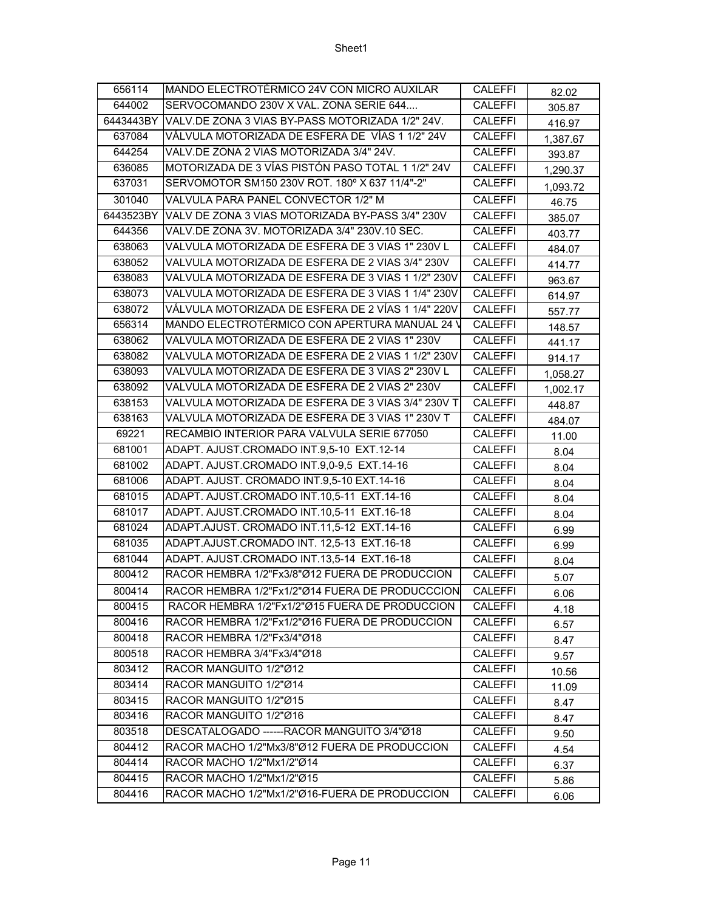| | | | |
|---|---|---|---|
| 656114 | MANDO ELECTROTÉRMICO 24V CON MICRO AUXILAR | CALEFFI | 82.02 |
| 644002 | SERVOCOMANDO 230V X VAL. ZONA SERIE 644.... | CALEFFI | 305.87 |
| 6443443BY | VALV.DE ZONA 3 VIAS BY-PASS MOTORIZADA 1/2" 24V. | CALEFFI | 416.97 |
| 637084 | VÁLVULA MOTORIZADA DE ESFERA DE VÍAS 1 1/2" 24V | CALEFFI | 1,387.67 |
| 644254 | VALV.DE ZONA 2 VIAS MOTORIZADA 3/4" 24V. | CALEFFI | 393.87 |
| 636085 | MOTORIZADA DE 3 VÍAS PISTÓN PASO TOTAL 1 1/2" 24V | CALEFFI | 1,290.37 |
| 637031 | SERVOMOTOR SM150 230V ROT. 180º X 637 11/4"-2" | CALEFFI | 1,093.72 |
| 301040 | VALVULA PARA PANEL CONVECTOR 1/2" M | CALEFFI | 46.75 |
| 6443523BY | VALV DE ZONA 3 VIAS MOTORIZADA BY-PASS 3/4" 230V | CALEFFI | 385.07 |
| 644356 | VALV.DE ZONA 3V. MOTORIZADA 3/4" 230V.10 SEC. | CALEFFI | 403.77 |
| 638063 | VALVULA MOTORIZADA DE ESFERA DE 3 VIAS 1" 230V L | CALEFFI | 484.07 |
| 638052 | VALVULA MOTORIZADA DE ESFERA DE 2 VIAS 3/4" 230V | CALEFFI | 414.77 |
| 638083 | VALVULA MOTORIZADA DE ESFERA DE 3 VIAS 1 1/2" 230V | CALEFFI | 963.67 |
| 638073 | VALVULA MOTORIZADA DE ESFERA DE 3 VIAS 1 1/4" 230V | CALEFFI | 614.97 |
| 638072 | VÁLVULA MOTORIZADA DE ESFERA DE 2 VÍAS 1 1/4" 220V | CALEFFI | 557.77 |
| 656314 | MANDO ELECTROTÉRMICO CON APERTURA MANUAL 24 V | CALEFFI | 148.57 |
| 638062 | VALVULA MOTORIZADA DE ESFERA DE 2 VIAS 1" 230V | CALEFFI | 441.17 |
| 638082 | VALVULA MOTORIZADA DE ESFERA DE 2 VIAS 1 1/2" 230V | CALEFFI | 914.17 |
| 638093 | VALVULA MOTORIZADA DE ESFERA DE 3 VIAS 2" 230V L | CALEFFI | 1,058.27 |
| 638092 | VALVULA MOTORIZADA DE ESFERA DE 2 VIAS 2" 230V | CALEFFI | 1,002.17 |
| 638153 | VALVULA MOTORIZADA DE ESFERA DE 3 VIAS 3/4" 230V T | CALEFFI | 448.87 |
| 638163 | VALVULA MOTORIZADA DE ESFERA DE 3 VIAS 1" 230V T | CALEFFI | 484.07 |
| 69221 | RECAMBIO INTERIOR PARA VALVULA SERIE 677050 | CALEFFI | 11.00 |
| 681001 | ADAPT. AJUST.CROMADO INT.9,5-10 EXT.12-14 | CALEFFI | 8.04 |
| 681002 | ADAPT. AJUST.CROMADO INT.9,0-9,5 EXT.14-16 | CALEFFI | 8.04 |
| 681006 | ADAPT. AJUST. CROMADO INT.9,5-10 EXT.14-16 | CALEFFI | 8.04 |
| 681015 | ADAPT. AJUST.CROMADO INT.10,5-11 EXT.14-16 | CALEFFI | 8.04 |
| 681017 | ADAPT. AJUST.CROMADO INT.10,5-11 EXT.16-18 | CALEFFI | 8.04 |
| 681024 | ADAPT.AJUST. CROMADO INT.11,5-12 EXT.14-16 | CALEFFI | 6.99 |
| 681035 | ADAPT.AJUST.CROMADO INT. 12,5-13 EXT.16-18 | CALEFFI | 6.99 |
| 681044 | ADAPT. AJUST.CROMADO INT.13,5-14 EXT.16-18 | CALEFFI | 8.04 |
| 800412 | RACOR HEMBRA 1/2"Fx3/8"Ø12 FUERA DE PRODUCCION | CALEFFI | 5.07 |
| 800414 | RACOR HEMBRA 1/2"Fx1/2"Ø14 FUERA DE PRODUCCCION | CALEFFI | 6.06 |
| 800415 | RACOR HEMBRA 1/2"Fx1/2"Ø15 FUERA DE PRODUCCION | CALEFFI | 4.18 |
| 800416 | RACOR HEMBRA 1/2"Fx1/2"Ø16 FUERA DE PRODUCCION | CALEFFI | 6.57 |
| 800418 | RACOR HEMBRA 1/2"Fx3/4"Ø18 | CALEFFI | 8.47 |
| 800518 | RACOR HEMBRA 3/4"Fx3/4"Ø18 | CALEFFI | 9.57 |
| 803412 | RACOR MANGUITO 1/2"Ø12 | CALEFFI | 10.56 |
| 803414 | RACOR MANGUITO 1/2"Ø14 | CALEFFI | 11.09 |
| 803415 | RACOR MANGUITO 1/2"Ø15 | CALEFFI | 8.47 |
| 803416 | RACOR MANGUITO 1/2"Ø16 | CALEFFI | 8.47 |
| 803518 | DESCATALOGADO ------RACOR MANGUITO 3/4"Ø18 | CALEFFI | 9.50 |
| 804412 | RACOR MACHO 1/2"Mx3/8"Ø12 FUERA DE PRODUCCION | CALEFFI | 4.54 |
| 804414 | RACOR MACHO 1/2"Mx1/2"Ø14 | CALEFFI | 6.37 |
| 804415 | RACOR MACHO 1/2"Mx1/2"Ø15 | CALEFFI | 5.86 |
| 804416 | RACOR MACHO 1/2"Mx1/2"Ø16-FUERA DE PRODUCCION | CALEFFI | 6.06 |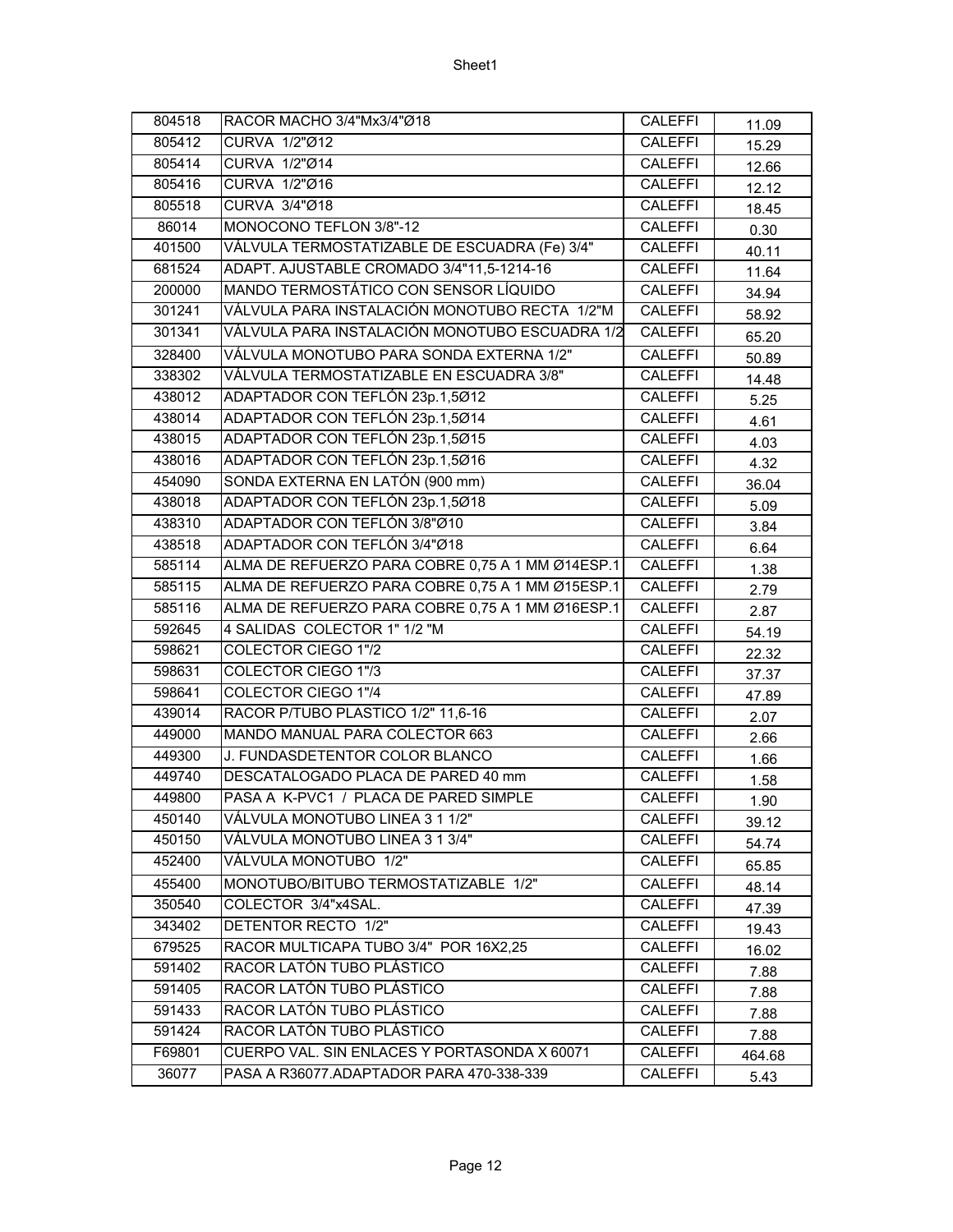| 804518 | RACOR MACHO 3/4"Mx3/4"Ø18 | CALEFFI | 11.09 |
|---|---|---|---|
| 805412 | CURVA 1/2"Ø12 | CALEFFI | 15.29 |
| 805414 | CURVA 1/2"Ø14 | CALEFFI | 12.66 |
| 805416 | CURVA 1/2"Ø16 | CALEFFI | 12.12 |
| 805518 | CURVA 3/4"Ø18 | CALEFFI | 18.45 |
| 86014 | MONOCONO TEFLON 3/8"-12 | CALEFFI | 0.30 |
| 401500 | VÁLVULA TERMOSTATIZABLE DE ESCUADRA (Fe) 3/4" | CALEFFI | 40.11 |
| 681524 | ADAPT. AJUSTABLE CROMADO 3/4"11,5-1214-16 | CALEFFI | 11.64 |
| 200000 | MANDO TERMOSTÁTICO CON SENSOR LÍQUIDO | CALEFFI | 34.94 |
| 301241 | VÁLVULA PARA INSTALACIÓN MONOTUBO RECTA 1/2"M | CALEFFI | 58.92 |
| 301341 | VÁLVULA PARA INSTALACIÓN MONOTUBO ESCUADRA 1/2 | CALEFFI | 65.20 |
| 328400 | VÁLVULA MONOTUBO PARA SONDA EXTERNA 1/2" | CALEFFI | 50.89 |
| 338302 | VÁLVULA TERMOSTATIZABLE EN ESCUADRA 3/8" | CALEFFI | 14.48 |
| 438012 | ADAPTADOR CON TEFLÓN 23p.1,5Ø12 | CALEFFI | 5.25 |
| 438014 | ADAPTADOR CON TEFLÓN 23p.1,5Ø14 | CALEFFI | 4.61 |
| 438015 | ADAPTADOR CON TEFLÓN 23p.1,5Ø15 | CALEFFI | 4.03 |
| 438016 | ADAPTADOR CON TEFLÓN 23p.1,5Ø16 | CALEFFI | 4.32 |
| 454090 | SONDA EXTERNA EN LATÓN (900 mm) | CALEFFI | 36.04 |
| 438018 | ADAPTADOR CON TEFLÓN 23p.1,5Ø18 | CALEFFI | 5.09 |
| 438310 | ADAPTADOR CON TEFLÓN 3/8"Ø10 | CALEFFI | 3.84 |
| 438518 | ADAPTADOR CON TEFLÓN 3/4"Ø18 | CALEFFI | 6.64 |
| 585114 | ALMA DE REFUERZO PARA COBRE 0,75 A 1 MM Ø14ESP.1 | CALEFFI | 1.38 |
| 585115 | ALMA DE REFUERZO PARA COBRE 0,75 A 1 MM Ø15ESP.1 | CALEFFI | 2.79 |
| 585116 | ALMA DE REFUERZO PARA COBRE 0,75 A 1 MM Ø16ESP.1 | CALEFFI | 2.87 |
| 592645 | 4 SALIDAS COLECTOR 1" 1/2 "M | CALEFFI | 54.19 |
| 598621 | COLECTOR CIEGO 1"/2 | CALEFFI | 22.32 |
| 598631 | COLECTOR CIEGO 1"/3 | CALEFFI | 37.37 |
| 598641 | COLECTOR CIEGO 1"/4 | CALEFFI | 47.89 |
| 439014 | RACOR P/TUBO PLASTICO 1/2" 11,6-16 | CALEFFI | 2.07 |
| 449000 | MANDO MANUAL PARA COLECTOR 663 | CALEFFI | 2.66 |
| 449300 | J. FUNDASDETENTOR COLOR BLANCO | CALEFFI | 1.66 |
| 449740 | DESCATALOGADO PLACA DE PARED 40 mm | CALEFFI | 1.58 |
| 449800 | PASA A K-PVC1 / PLACA DE PARED SIMPLE | CALEFFI | 1.90 |
| 450140 | VÁLVULA MONOTUBO LINEA 3 1 1/2" | CALEFFI | 39.12 |
| 450150 | VÁLVULA MONOTUBO LINEA 3 1 3/4" | CALEFFI | 54.74 |
| 452400 | VÁLVULA MONOTUBO 1/2" | CALEFFI | 65.85 |
| 455400 | MONOTUBO/BITUBO TERMOSTATIZABLE 1/2" | CALEFFI | 48.14 |
| 350540 | COLECTOR 3/4"x4SAL. | CALEFFI | 47.39 |
| 343402 | DETENTOR RECTO 1/2" | CALEFFI | 19.43 |
| 679525 | RACOR MULTICAPA TUBO 3/4" POR 16X2,25 | CALEFFI | 16.02 |
| 591402 | RACOR LATÓN TUBO PLÁSTICO | CALEFFI | 7.88 |
| 591405 | RACOR LATÓN TUBO PLÁSTICO | CALEFFI | 7.88 |
| 591433 | RACOR LATÓN TUBO PLÁSTICO | CALEFFI | 7.88 |
| 591424 | RACOR LATÓN TUBO PLÁSTICO | CALEFFI | 7.88 |
| F69801 | CUERPO VAL. SIN ENLACES Y PORTASONDA X 60071 | CALEFFI | 464.68 |
| 36077 | PASA A R36077.ADAPTADOR PARA 470-338-339 | CALEFFI | 5.43 |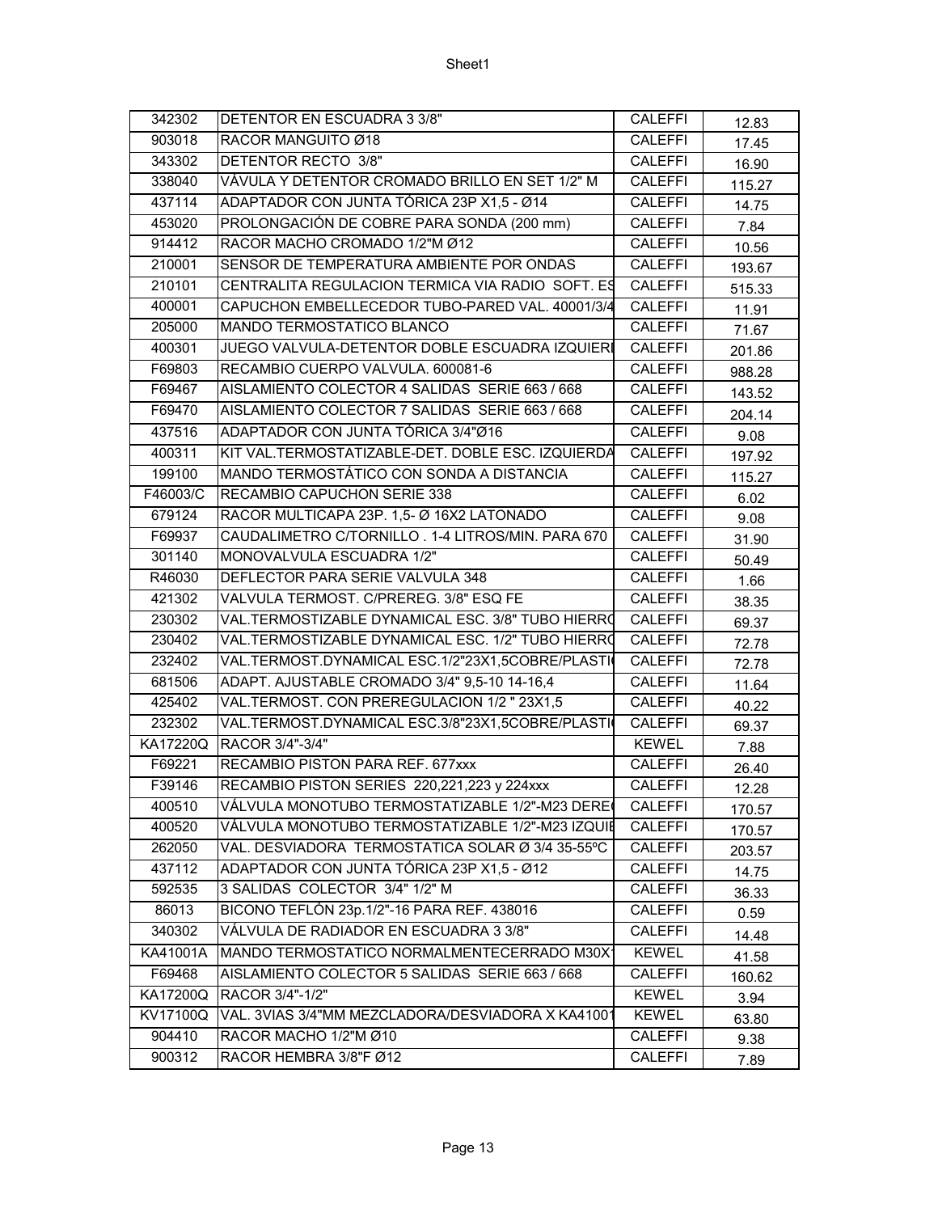| 342302 | DETENTOR EN ESCUADRA 3 3/8" | CALEFFI | 12.83 |
|---|---|---|---|
| 903018 | RACOR MANGUITO Ø18 | CALEFFI | 17.45 |
| 343302 | DETENTOR RECTO 3/8" | CALEFFI | 16.90 |
| 338040 | VÁVULA Y DETENTOR CROMADO BRILLO EN SET 1/2" M | CALEFFI | 115.27 |
| 437114 | ADAPTADOR CON JUNTA TÓRICA 23P X1,5 - Ø14 | CALEFFI | 14.75 |
| 453020 | PROLONGACIÓN DE COBRE PARA SONDA (200 mm) | CALEFFI | 7.84 |
| 914412 | RACOR MACHO CROMADO 1/2"M Ø12 | CALEFFI | 10.56 |
| 210001 | SENSOR DE TEMPERATURA AMBIENTE POR ONDAS | CALEFFI | 193.67 |
| 210101 | CENTRALITA REGULACION TERMICA VIA RADIO SOFT. ES | CALEFFI | 515.33 |
| 400001 | CAPUCHON EMBELLECEDOR TUBO-PARED VAL. 40001/3/4 | CALEFFI | 11.91 |
| 205000 | MANDO TERMOSTATICO BLANCO | CALEFFI | 71.67 |
| 400301 | JUEGO VALVULA-DETENTOR DOBLE ESCUADRA IZQUIERI | CALEFFI | 201.86 |
| F69803 | RECAMBIO CUERPO VALVULA. 600081-6 | CALEFFI | 988.28 |
| F69467 | AISLAMIENTO COLECTOR 4 SALIDAS SERIE 663 / 668 | CALEFFI | 143.52 |
| F69470 | AISLAMIENTO COLECTOR 7 SALIDAS SERIE 663 / 668 | CALEFFI | 204.14 |
| 437516 | ADAPTADOR CON JUNTA TÓRICA 3/4"Ø16 | CALEFFI | 9.08 |
| 400311 | KIT VAL.TERMOSTATIZABLE-DET. DOBLE ESC. IZQUIERDA | CALEFFI | 197.92 |
| 199100 | MANDO TERMOSTÁTICO CON SONDA A DISTANCIA | CALEFFI | 115.27 |
| F46003/C | RECAMBIO CAPUCHON SERIE 338 | CALEFFI | 6.02 |
| 679124 | RACOR MULTICAPA 23P. 1,5- Ø 16X2 LATONADO | CALEFFI | 9.08 |
| F69937 | CAUDALIMETRO C/TORNILLO . 1-4 LITROS/MIN. PARA 670 | CALEFFI | 31.90 |
| 301140 | MONOVALVULA ESCUADRA 1/2" | CALEFFI | 50.49 |
| R46030 | DEFLECTOR PARA SERIE VALVULA 348 | CALEFFI | 1.66 |
| 421302 | VALVULA TERMOST. C/PREREG. 3/8" ESQ FE | CALEFFI | 38.35 |
| 230302 | VAL.TERMOSTIZABLE DYNAMICAL ESC. 3/8" TUBO HIERRO | CALEFFI | 69.37 |
| 230402 | VAL.TERMOSTIZABLE DYNAMICAL ESC. 1/2" TUBO HIERRO | CALEFFI | 72.78 |
| 232402 | VAL.TERMOST.DYNAMICAL ESC.1/2"23X1,5COBRE/PLASTI | CALEFFI | 72.78 |
| 681506 | ADAPT. AJUSTABLE CROMADO 3/4" 9,5-10 14-16,4 | CALEFFI | 11.64 |
| 425402 | VAL.TERMOST. CON PREREGULACION 1/2 " 23X1,5 | CALEFFI | 40.22 |
| 232302 | VAL.TERMOST.DYNAMICAL ESC.3/8"23X1,5COBRE/PLASTI | CALEFFI | 69.37 |
| KA17220Q | RACOR 3/4"-3/4" | KEWEL | 7.88 |
| F69221 | RECAMBIO PISTON PARA REF. 677xxx | CALEFFI | 26.40 |
| F39146 | RECAMBIO PISTON SERIES 220,221,223 y 224xxx | CALEFFI | 12.28 |
| 400510 | VÁLVULA MONOTUBO TERMOSTATIZABLE 1/2"-M23 DERE | CALEFFI | 170.57 |
| 400520 | VÁLVULA MONOTUBO TERMOSTATIZABLE 1/2"-M23 IZQUIE | CALEFFI | 170.57 |
| 262050 | VAL. DESVIADORA TERMOSTATICA SOLAR Ø 3/4 35-55ºC | CALEFFI | 203.57 |
| 437112 | ADAPTADOR CON JUNTA TÓRICA 23P X1,5 - Ø12 | CALEFFI | 14.75 |
| 592535 | 3 SALIDAS COLECTOR 3/4" 1/2" M | CALEFFI | 36.33 |
| 86013 | BICONO TEFLÓN 23p.1/2"-16 PARA REF. 438016 | CALEFFI | 0.59 |
| 340302 | VÁLVULA DE RADIADOR EN ESCUADRA 3 3/8" | CALEFFI | 14.48 |
| KA41001A | MANDO TERMOSTATICO NORMALMENTECERRADO M30X | KEWEL | 41.58 |
| F69468 | AISLAMIENTO COLECTOR 5 SALIDAS SERIE 663 / 668 | CALEFFI | 160.62 |
| KA17200Q | RACOR 3/4"-1/2" | KEWEL | 3.94 |
| KV17100Q | VAL. 3VIAS 3/4"MM MEZCLADORA/DESVIADORA X KA4100 | KEWEL | 63.80 |
| 904410 | RACOR MACHO 1/2"M Ø10 | CALEFFI | 9.38 |
| 900312 | RACOR HEMBRA 3/8"F Ø12 | CALEFFI | 7.89 |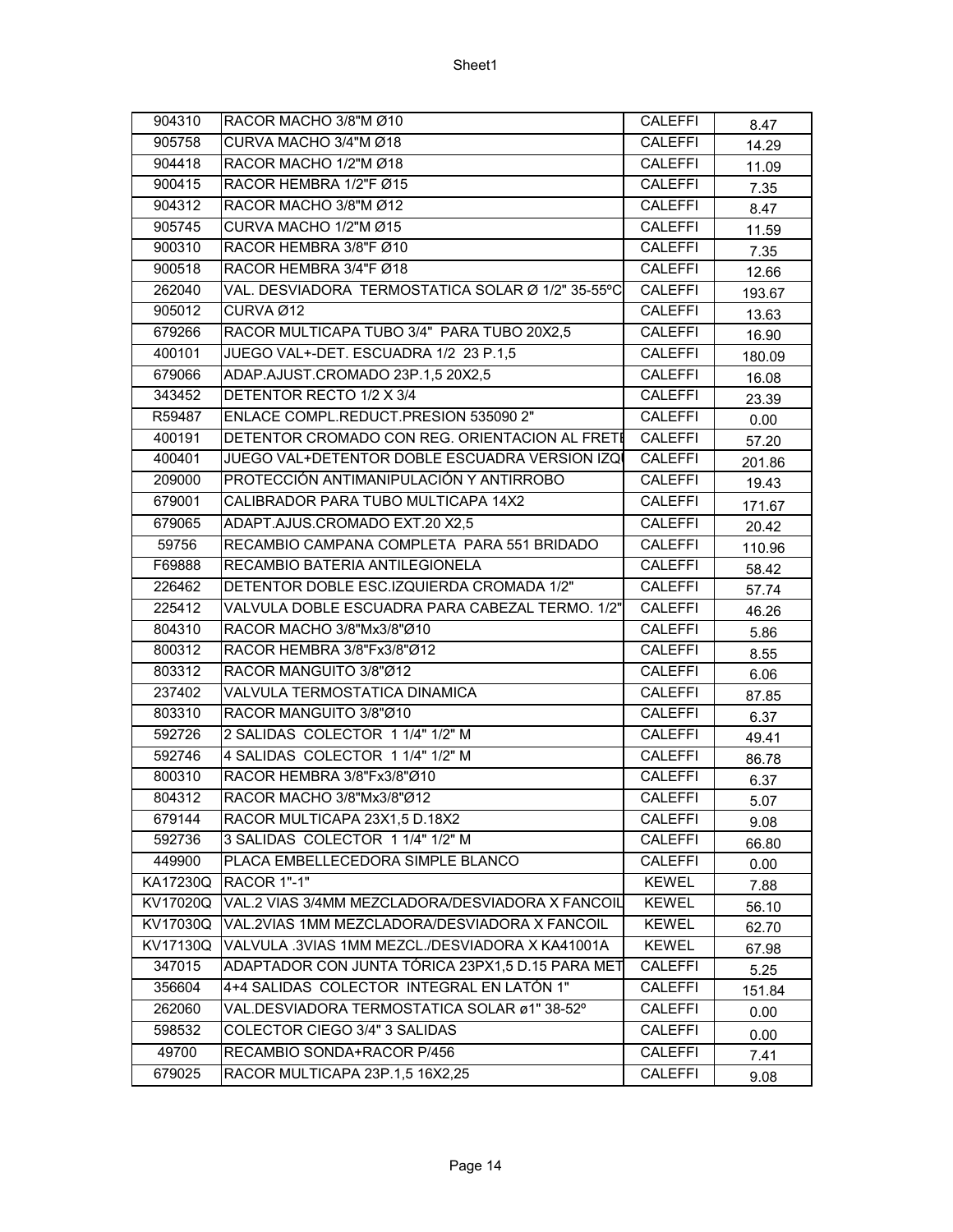| 904310 | RACOR MACHO 3/8"M Ø10 | CALEFFI | 8.47 |
|---|---|---|---|
| 905758 | CURVA MACHO 3/4"M Ø18 | CALEFFI | 14.29 |
| 904418 | RACOR MACHO 1/2"M Ø18 | CALEFFI | 11.09 |
| 900415 | RACOR HEMBRA 1/2"F Ø15 | CALEFFI | 7.35 |
| 904312 | RACOR MACHO 3/8"M Ø12 | CALEFFI | 8.47 |
| 905745 | CURVA MACHO 1/2"M Ø15 | CALEFFI | 11.59 |
| 900310 | RACOR HEMBRA 3/8"F Ø10 | CALEFFI | 7.35 |
| 900518 | RACOR HEMBRA 3/4"F Ø18 | CALEFFI | 12.66 |
| 262040 | VAL. DESVIADORA TERMOSTATICA SOLAR Ø 1/2" 35-55ºC | CALEFFI | 193.67 |
| 905012 | CURVA Ø12 | CALEFFI | 13.63 |
| 679266 | RACOR MULTICAPA TUBO 3/4" PARA TUBO 20X2,5 | CALEFFI | 16.90 |
| 400101 | JUEGO VAL+-DET. ESCUADRA 1/2 23 P.1,5 | CALEFFI | 180.09 |
| 679066 | ADAP.AJUST.CROMADO 23P.1,5 20X2,5 | CALEFFI | 16.08 |
| 343452 | DETENTOR RECTO 1/2 X 3/4 | CALEFFI | 23.39 |
| R59487 | ENLACE COMPL.REDUCT.PRESION 535090 2" | CALEFFI | 0.00 |
| 400191 | DETENTOR CROMADO CON REG. ORIENTACION AL FRETE | CALEFFI | 57.20 |
| 400401 | JUEGO VAL+DETENTOR DOBLE ESCUADRA VERSION IZQ | CALEFFI | 201.86 |
| 209000 | PROTECCIÓN ANTIMANIPULACIÓN Y ANTIRROBO | CALEFFI | 19.43 |
| 679001 | CALIBRADOR PARA TUBO MULTICAPA 14X2 | CALEFFI | 171.67 |
| 679065 | ADAPT.AJUS.CROMADO EXT.20 X2,5 | CALEFFI | 20.42 |
| 59756 | RECAMBIO CAMPANA COMPLETA PARA 551 BRIDADO | CALEFFI | 110.96 |
| F69888 | RECAMBIO BATERIA ANTILEGIONELA | CALEFFI | 58.42 |
| 226462 | DETENTOR DOBLE ESC.IZQUIERDA CROMADA 1/2" | CALEFFI | 57.74 |
| 225412 | VALVULA DOBLE ESCUADRA PARA CABEZAL TERMO. 1/2" | CALEFFI | 46.26 |
| 804310 | RACOR MACHO 3/8"Mx3/8"Ø10 | CALEFFI | 5.86 |
| 800312 | RACOR HEMBRA 3/8"Fx3/8"Ø12 | CALEFFI | 8.55 |
| 803312 | RACOR MANGUITO 3/8"Ø12 | CALEFFI | 6.06 |
| 237402 | VALVULA TERMOSTATICA DINAMICA | CALEFFI | 87.85 |
| 803310 | RACOR MANGUITO 3/8"Ø10 | CALEFFI | 6.37 |
| 592726 | 2 SALIDAS COLECTOR 1 1/4" 1/2" M | CALEFFI | 49.41 |
| 592746 | 4 SALIDAS COLECTOR 1 1/4" 1/2" M | CALEFFI | 86.78 |
| 800310 | RACOR HEMBRA 3/8"Fx3/8"Ø10 | CALEFFI | 6.37 |
| 804312 | RACOR MACHO 3/8"Mx3/8"Ø12 | CALEFFI | 5.07 |
| 679144 | RACOR MULTICAPA 23X1,5 D.18X2 | CALEFFI | 9.08 |
| 592736 | 3 SALIDAS COLECTOR 1 1/4" 1/2" M | CALEFFI | 66.80 |
| 449900 | PLACA EMBELLECEDORA SIMPLE BLANCO | CALEFFI | 0.00 |
| KA17230Q | RACOR 1"-1" | KEWEL | 7.88 |
| KV17020Q | VAL.2 VIAS 3/4MM MEZCLADORA/DESVIADORA X FANCOIL | KEWEL | 56.10 |
| KV17030Q | VAL.2VIAS 1MM MEZCLADORA/DESVIADORA X FANCOIL | KEWEL | 62.70 |
| KV17130Q | VALVULA .3VIAS 1MM MEZCL./DESVIADORA X KA41001A | KEWEL | 67.98 |
| 347015 | ADAPTADOR CON JUNTA TÓRICA 23PX1,5 D.15 PARA MET | CALEFFI | 5.25 |
| 356604 | 4+4 SALIDAS COLECTOR INTEGRAL EN LATÓN 1" | CALEFFI | 151.84 |
| 262060 | VAL.DESVIADORA TERMOSTATICA SOLAR ø1" 38-52º | CALEFFI | 0.00 |
| 598532 | COLECTOR CIEGO 3/4" 3 SALIDAS | CALEFFI | 0.00 |
| 49700 | RECAMBIO SONDA+RACOR P/456 | CALEFFI | 7.41 |
| 679025 | RACOR MULTICAPA 23P.1,5 16X2,25 | CALEFFI | 9.08 |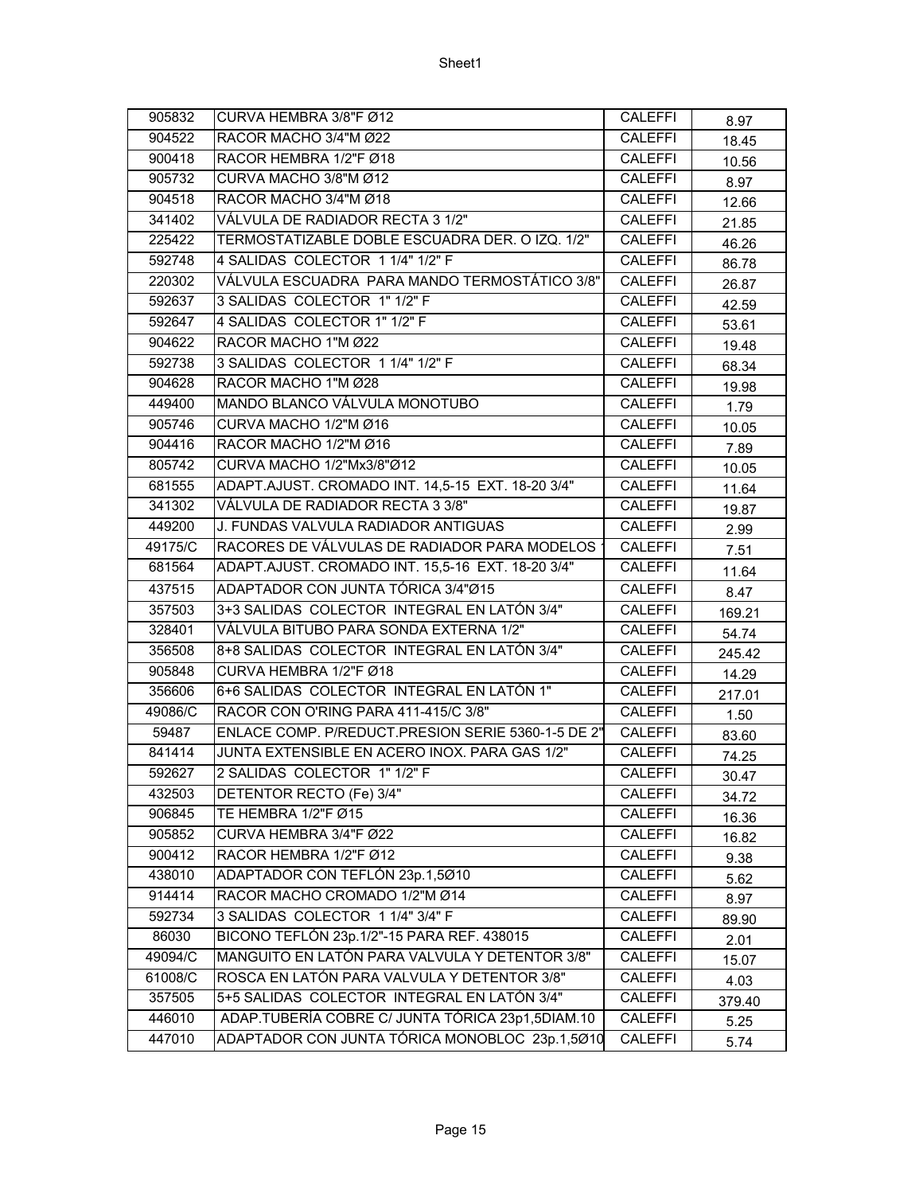| | | | |
|---|---|---|---|
| 905832 | CURVA HEMBRA 3/8"F Ø12 | CALEFFI | 8.97 |
| 904522 | RACOR MACHO 3/4"M Ø22 | CALEFFI | 18.45 |
| 900418 | RACOR HEMBRA 1/2"F Ø18 | CALEFFI | 10.56 |
| 905732 | CURVA MACHO 3/8"M Ø12 | CALEFFI | 8.97 |
| 904518 | RACOR MACHO 3/4"M Ø18 | CALEFFI | 12.66 |
| 341402 | VÁLVULA DE RADIADOR RECTA 3 1/2" | CALEFFI | 21.85 |
| 225422 | TERMOSTATIZABLE DOBLE ESCUADRA DER. O IZQ. 1/2" | CALEFFI | 46.26 |
| 592748 | 4 SALIDAS COLECTOR 1 1/4" 1/2" F | CALEFFI | 86.78 |
| 220302 | VÁLVULA ESCUADRA PARA MANDO TERMOSTÁTICO 3/8" | CALEFFI | 26.87 |
| 592637 | 3 SALIDAS COLECTOR 1" 1/2" F | CALEFFI | 42.59 |
| 592647 | 4 SALIDAS COLECTOR 1" 1/2" F | CALEFFI | 53.61 |
| 904622 | RACOR MACHO 1"M Ø22 | CALEFFI | 19.48 |
| 592738 | 3 SALIDAS COLECTOR 1 1/4" 1/2" F | CALEFFI | 68.34 |
| 904628 | RACOR MACHO 1"M Ø28 | CALEFFI | 19.98 |
| 449400 | MANDO BLANCO VÁLVULA MONOTUBO | CALEFFI | 1.79 |
| 905746 | CURVA MACHO 1/2"M Ø16 | CALEFFI | 10.05 |
| 904416 | RACOR MACHO 1/2"M Ø16 | CALEFFI | 7.89 |
| 805742 | CURVA MACHO 1/2"Mx3/8"Ø12 | CALEFFI | 10.05 |
| 681555 | ADAPT.AJUST. CROMADO INT. 14,5-15 EXT. 18-20 3/4" | CALEFFI | 11.64 |
| 341302 | VÁLVULA DE RADIADOR RECTA 3 3/8" | CALEFFI | 19.87 |
| 449200 | J. FUNDAS VALVULA RADIADOR ANTIGUAS | CALEFFI | 2.99 |
| 49175/C | RACORES DE VÁLVULAS DE RADIADOR PARA MODELOS 1 | CALEFFI | 7.51 |
| 681564 | ADAPT.AJUST. CROMADO INT. 15,5-16 EXT. 18-20 3/4" | CALEFFI | 11.64 |
| 437515 | ADAPTADOR CON JUNTA TÓRICA 3/4"Ø15 | CALEFFI | 8.47 |
| 357503 | 3+3 SALIDAS COLECTOR INTEGRAL EN LATÓN 3/4" | CALEFFI | 169.21 |
| 328401 | VÁLVULA BITUBO PARA SONDA EXTERNA 1/2" | CALEFFI | 54.74 |
| 356508 | 8+8 SALIDAS COLECTOR INTEGRAL EN LATÓN 3/4" | CALEFFI | 245.42 |
| 905848 | CURVA HEMBRA 1/2"F Ø18 | CALEFFI | 14.29 |
| 356606 | 6+6 SALIDAS COLECTOR INTEGRAL EN LATÓN 1" | CALEFFI | 217.01 |
| 49086/C | RACOR CON O'RING PARA 411-415/C 3/8" | CALEFFI | 1.50 |
| 59487 | ENLACE COMP. P/REDUCT.PRESION SERIE 5360-1-5 DE 2" | CALEFFI | 83.60 |
| 841414 | JUNTA EXTENSIBLE EN ACERO INOX. PARA GAS 1/2" | CALEFFI | 74.25 |
| 592627 | 2 SALIDAS COLECTOR 1" 1/2" F | CALEFFI | 30.47 |
| 432503 | DETENTOR RECTO (Fe) 3/4" | CALEFFI | 34.72 |
| 906845 | TE HEMBRA 1/2"F Ø15 | CALEFFI | 16.36 |
| 905852 | CURVA HEMBRA 3/4"F Ø22 | CALEFFI | 16.82 |
| 900412 | RACOR HEMBRA 1/2"F Ø12 | CALEFFI | 9.38 |
| 438010 | ADAPTADOR CON TEFLÓN 23p.1,5Ø10 | CALEFFI | 5.62 |
| 914414 | RACOR MACHO CROMADO 1/2"M Ø14 | CALEFFI | 8.97 |
| 592734 | 3 SALIDAS COLECTOR 1 1/4" 3/4" F | CALEFFI | 89.90 |
| 86030 | BICONO TEFLÓN 23p.1/2"-15 PARA REF. 438015 | CALEFFI | 2.01 |
| 49094/C | MANGUITO EN LATÓN PARA VALVULA Y DETENTOR 3/8" | CALEFFI | 15.07 |
| 61008/C | ROSCA EN LATÓN PARA VALVULA Y DETENTOR 3/8" | CALEFFI | 4.03 |
| 357505 | 5+5 SALIDAS COLECTOR INTEGRAL EN LATÓN 3/4" | CALEFFI | 379.40 |
| 446010 | ADAP.TUBERÍA COBRE C/ JUNTA TÓRICA 23p1,5DIAM.10 | CALEFFI | 5.25 |
| 447010 | ADAPTADOR CON JUNTA TÓRICA MONOBLOC 23p.1,5Ø10 | CALEFFI | 5.74 |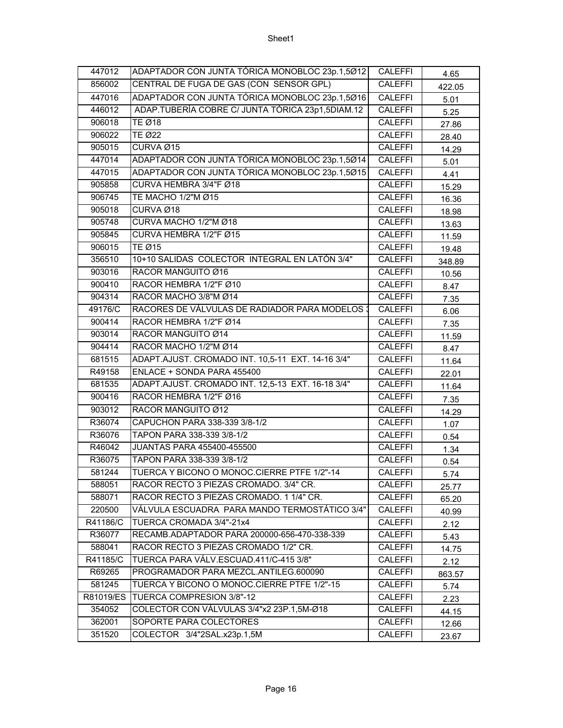| | | | |
|---|---|---|---|
| 447012 | ADAPTADOR CON JUNTA TÓRICA MONOBLOC 23p.1,5Ø12 | CALEFFI | 4.65 |
| 856002 | CENTRAL DE FUGA DE GAS (CON SENSOR GPL) | CALEFFI | 422.05 |
| 447016 | ADAPTADOR CON JUNTA TÓRICA MONOBLOC 23p.1,5Ø16 | CALEFFI | 5.01 |
| 446012 | ADAP.TUBERÍA COBRE C/ JUNTA TÓRICA 23p1,5DIAM.12 | CALEFFI | 5.25 |
| 906018 | TE Ø18 | CALEFFI | 27.86 |
| 906022 | TE Ø22 | CALEFFI | 28.40 |
| 905015 | CURVA Ø15 | CALEFFI | 14.29 |
| 447014 | ADAPTADOR CON JUNTA TÓRICA MONOBLOC 23p.1,5Ø14 | CALEFFI | 5.01 |
| 447015 | ADAPTADOR CON JUNTA TÓRICA MONOBLOC 23p.1,5Ø15 | CALEFFI | 4.41 |
| 905858 | CURVA HEMBRA 3/4"F Ø18 | CALEFFI | 15.29 |
| 906745 | TE MACHO 1/2"M Ø15 | CALEFFI | 16.36 |
| 905018 | CURVA Ø18 | CALEFFI | 18.98 |
| 905748 | CURVA MACHO 1/2"M Ø18 | CALEFFI | 13.63 |
| 905845 | CURVA HEMBRA 1/2"F Ø15 | CALEFFI | 11.59 |
| 906015 | TE Ø15 | CALEFFI | 19.48 |
| 356510 | 10+10 SALIDAS COLECTOR INTEGRAL EN LATÓN 3/4" | CALEFFI | 348.89 |
| 903016 | RACOR MANGUITO Ø16 | CALEFFI | 10.56 |
| 900410 | RACOR HEMBRA 1/2"F Ø10 | CALEFFI | 8.47 |
| 904314 | RACOR MACHO 3/8"M Ø14 | CALEFFI | 7.35 |
| 49176/C | RACORES DE VÁLVULAS DE RADIADOR PARA MODELOS 3 | CALEFFI | 6.06 |
| 900414 | RACOR HEMBRA 1/2"F Ø14 | CALEFFI | 7.35 |
| 903014 | RACOR MANGUITO Ø14 | CALEFFI | 11.59 |
| 904414 | RACOR MACHO 1/2"M Ø14 | CALEFFI | 8.47 |
| 681515 | ADAPT.AJUST. CROMADO INT. 10,5-11 EXT. 14-16 3/4" | CALEFFI | 11.64 |
| R49158 | ENLACE + SONDA PARA 455400 | CALEFFI | 22.01 |
| 681535 | ADAPT.AJUST. CROMADO INT. 12,5-13 EXT. 16-18 3/4" | CALEFFI | 11.64 |
| 900416 | RACOR HEMBRA 1/2"F Ø16 | CALEFFI | 7.35 |
| 903012 | RACOR MANGUITO Ø12 | CALEFFI | 14.29 |
| R36074 | CAPUCHON PARA 338-339 3/8-1/2 | CALEFFI | 1.07 |
| R36076 | TAPON PARA 338-339 3/8-1/2 | CALEFFI | 0.54 |
| R46042 | JUNTAS PARA 455400-455500 | CALEFFI | 1.34 |
| R36075 | TAPON PARA 338-339 3/8-1/2 | CALEFFI | 0.54 |
| 581244 | TUERCA Y BICONO O MONOC.CIERRE PTFE 1/2"-14 | CALEFFI | 5.74 |
| 588051 | RACOR RECTO 3 PIEZAS CROMADO. 3/4" CR. | CALEFFI | 25.77 |
| 588071 | RACOR RECTO 3 PIEZAS CROMADO. 1 1/4" CR. | CALEFFI | 65.20 |
| 220500 | VÁLVULA ESCUADRA PARA MANDO TERMOSTÁTICO 3/4" | CALEFFI | 40.99 |
| R41186/C | TUERCA CROMADA 3/4"-21x4 | CALEFFI | 2.12 |
| R36077 | RECAMB.ADAPTADOR PARA 200000-656-470-338-339 | CALEFFI | 5.43 |
| 588041 | RACOR RECTO 3 PIEZAS CROMADO 1/2" CR. | CALEFFI | 14.75 |
| R41185/C | TUERCA PARA VÁLV.ESCUAD.411/C-415 3/8" | CALEFFI | 2.12 |
| R69265 | PROGRAMADOR PARA MEZCL.ANTILEG.600090 | CALEFFI | 863.57 |
| 581245 | TUERCA Y BICONO O MONOC.CIERRE PTFE 1/2"-15 | CALEFFI | 5.74 |
| R81019/ES | TUERCA COMPRESION 3/8"-12 | CALEFFI | 2.23 |
| 354052 | COLECTOR CON VÁLVULAS 3/4"x2 23P.1,5M-Ø18 | CALEFFI | 44.15 |
| 362001 | SOPORTE PARA COLECTORES | CALEFFI | 12.66 |
| 351520 | COLECTOR 3/4"2SAL.x23p.1,5M | CALEFFI | 23.67 |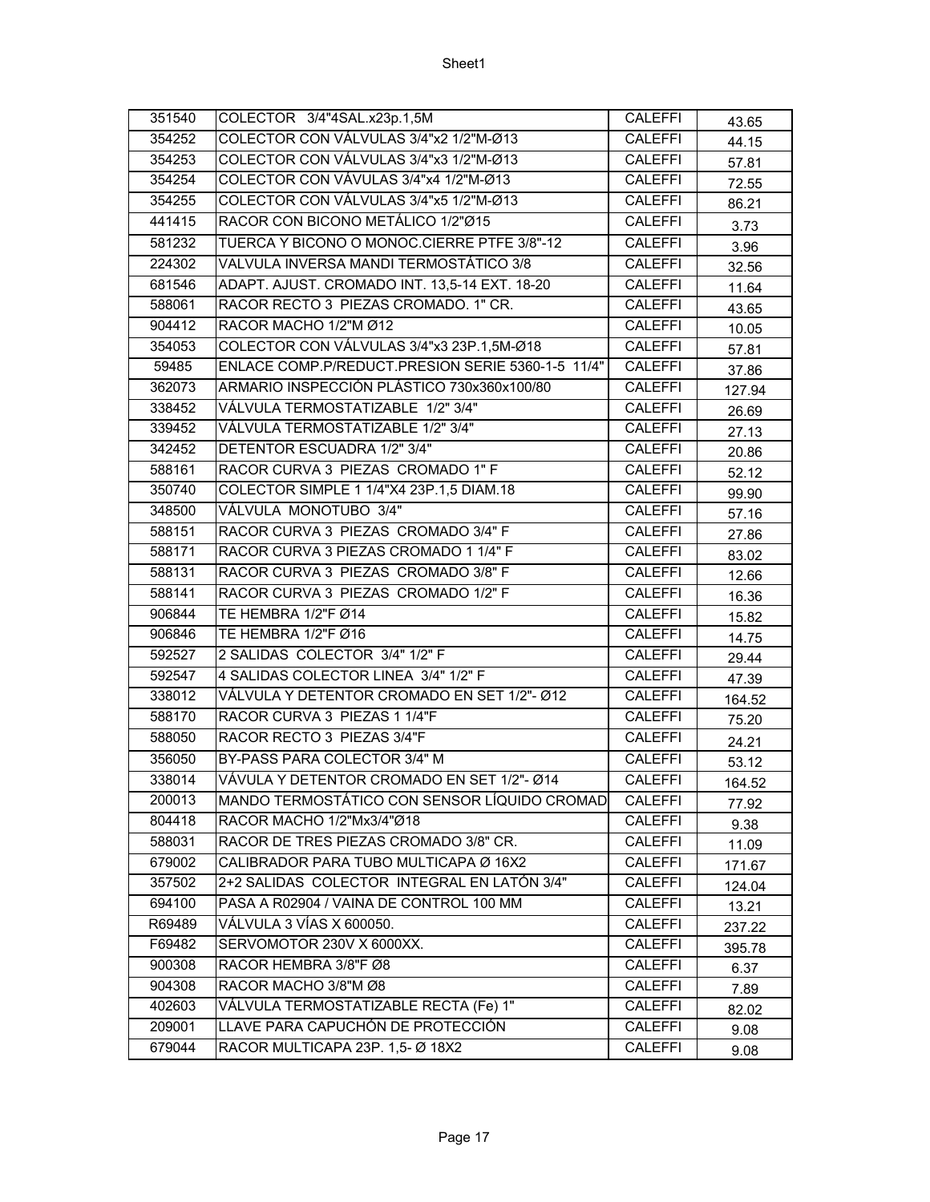| 351540 | COLECTOR 3/4"4SAL.x23p.1,5M | CALEFFI | 43.65 |
|---|---|---|---|
| 354252 | COLECTOR CON VÁLVULAS 3/4"x2 1/2"M-Ø13 | CALEFFI | 44.15 |
| 354253 | COLECTOR CON VÁLVULAS 3/4"x3 1/2"M-Ø13 | CALEFFI | 57.81 |
| 354254 | COLECTOR CON VÁVULAS 3/4"x4 1/2"M-Ø13 | CALEFFI | 72.55 |
| 354255 | COLECTOR CON VÁLVULAS 3/4"x5 1/2"M-Ø13 | CALEFFI | 86.21 |
| 441415 | RACOR CON BICONO METÁLICO 1/2"Ø15 | CALEFFI | 3.73 |
| 581232 | TUERCA Y BICONO O MONOC.CIERRE PTFE 3/8"-12 | CALEFFI | 3.96 |
| 224302 | VALVULA INVERSA MANDI TERMOSTÁTICO 3/8 | CALEFFI | 32.56 |
| 681546 | ADAPT. AJUST. CROMADO INT. 13,5-14 EXT. 18-20 | CALEFFI | 11.64 |
| 588061 | RACOR RECTO 3 PIEZAS CROMADO. 1" CR. | CALEFFI | 43.65 |
| 904412 | RACOR MACHO 1/2"M Ø12 | CALEFFI | 10.05 |
| 354053 | COLECTOR CON VÁLVULAS 3/4"x3 23P.1,5M-Ø18 | CALEFFI | 57.81 |
| 59485 | ENLACE COMP.P/REDUCT.PRESION SERIE 5360-1-5 11/4" | CALEFFI | 37.86 |
| 362073 | ARMARIO INSPECCIÓN PLÁSTICO 730x360x100/80 | CALEFFI | 127.94 |
| 338452 | VÁLVULA TERMOSTATIZABLE 1/2" 3/4" | CALEFFI | 26.69 |
| 339452 | VÁLVULA TERMOSTATIZABLE 1/2" 3/4" | CALEFFI | 27.13 |
| 342452 | DETENTOR ESCUADRA 1/2" 3/4" | CALEFFI | 20.86 |
| 588161 | RACOR CURVA 3 PIEZAS CROMADO 1" F | CALEFFI | 52.12 |
| 350740 | COLECTOR SIMPLE 1 1/4"X4 23P.1,5 DIAM.18 | CALEFFI | 99.90 |
| 348500 | VÁLVULA MONOTUBO 3/4" | CALEFFI | 57.16 |
| 588151 | RACOR CURVA 3 PIEZAS CROMADO 3/4" F | CALEFFI | 27.86 |
| 588171 | RACOR CURVA 3 PIEZAS CROMADO 1 1/4" F | CALEFFI | 83.02 |
| 588131 | RACOR CURVA 3 PIEZAS CROMADO 3/8" F | CALEFFI | 12.66 |
| 588141 | RACOR CURVA 3 PIEZAS CROMADO 1/2" F | CALEFFI | 16.36 |
| 906844 | TE HEMBRA 1/2"F Ø14 | CALEFFI | 15.82 |
| 906846 | TE HEMBRA 1/2"F Ø16 | CALEFFI | 14.75 |
| 592527 | 2 SALIDAS COLECTOR 3/4" 1/2" F | CALEFFI | 29.44 |
| 592547 | 4 SALIDAS COLECTOR LINEA 3/4" 1/2" F | CALEFFI | 47.39 |
| 338012 | VÁLVULA Y DETENTOR CROMADO EN SET 1/2"- Ø12 | CALEFFI | 164.52 |
| 588170 | RACOR CURVA 3 PIEZAS 1 1/4"F | CALEFFI | 75.20 |
| 588050 | RACOR RECTO 3 PIEZAS 3/4"F | CALEFFI | 24.21 |
| 356050 | BY-PASS PARA COLECTOR 3/4" M | CALEFFI | 53.12 |
| 338014 | VÁVULA Y DETENTOR CROMADO EN SET 1/2"- Ø14 | CALEFFI | 164.52 |
| 200013 | MANDO TERMOSTÁTICO CON SENSOR LÍQUIDO CROMAD | CALEFFI | 77.92 |
| 804418 | RACOR MACHO 1/2"Mx3/4"Ø18 | CALEFFI | 9.38 |
| 588031 | RACOR DE TRES PIEZAS CROMADO 3/8" CR. | CALEFFI | 11.09 |
| 679002 | CALIBRADOR PARA TUBO MULTICAPA Ø 16X2 | CALEFFI | 171.67 |
| 357502 | 2+2 SALIDAS COLECTOR INTEGRAL EN LATÓN 3/4" | CALEFFI | 124.04 |
| 694100 | PASA A R02904 / VAINA DE CONTROL 100 MM | CALEFFI | 13.21 |
| R69489 | VÁLVULA 3 VÍAS X 600050. | CALEFFI | 237.22 |
| F69482 | SERVOMOTOR 230V X 6000XX. | CALEFFI | 395.78 |
| 900308 | RACOR HEMBRA 3/8"F Ø8 | CALEFFI | 6.37 |
| 904308 | RACOR MACHO 3/8"M Ø8 | CALEFFI | 7.89 |
| 402603 | VÁLVULA TERMOSTATIZABLE RECTA (Fe) 1" | CALEFFI | 82.02 |
| 209001 | LLAVE PARA CAPUCHÓN DE PROTECCIÓN | CALEFFI | 9.08 |
| 679044 | RACOR MULTICAPA 23P. 1,5- Ø 18X2 | CALEFFI | 9.08 |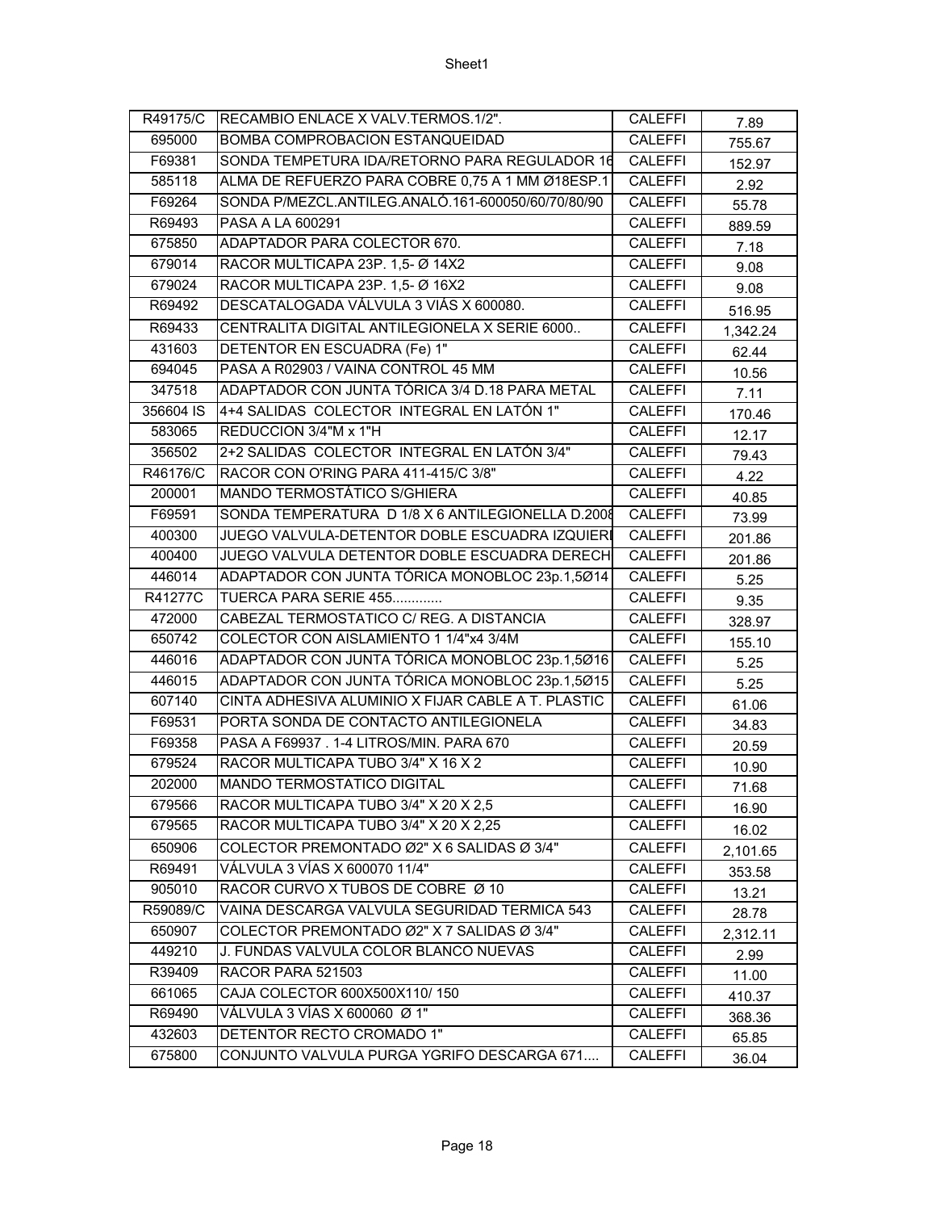| R49175/C | RECAMBIO ENLACE X VALV.TERMOS.1/2". | CALEFFI | 7.89 |
|---|---|---|---|
| 695000 | BOMBA COMPROBACION ESTANQUEIDAD | CALEFFI | 755.67 |
| F69381 | SONDA TEMPETURA IDA/RETORNO PARA REGULADOR 16 | CALEFFI | 152.97 |
| 585118 | ALMA DE REFUERZO PARA COBRE 0,75 A 1 MM Ø18ESP.1 | CALEFFI | 2.92 |
| F69264 | SONDA P/MEZCL.ANTILEG.ANALÓ.161-600050/60/70/80/90 | CALEFFI | 55.78 |
| R69493 | PASA A LA 600291 | CALEFFI | 889.59 |
| 675850 | ADAPTADOR PARA COLECTOR 670. | CALEFFI | 7.18 |
| 679014 | RACOR MULTICAPA 23P. 1,5- Ø 14X2 | CALEFFI | 9.08 |
| 679024 | RACOR MULTICAPA 23P. 1,5- Ø 16X2 | CALEFFI | 9.08 |
| R69492 | DESCATALOGADA VÁLVULA 3 VIÁS X 600080. | CALEFFI | 516.95 |
| R69433 | CENTRALITA DIGITAL ANTILEGIONELA X SERIE 6000.. | CALEFFI | 1,342.24 |
| 431603 | DETENTOR EN ESCUADRA (Fe) 1" | CALEFFI | 62.44 |
| 694045 | PASA A R02903 / VAINA CONTROL 45 MM | CALEFFI | 10.56 |
| 347518 | ADAPTADOR CON JUNTA TÓRICA 3/4 D.18 PARA METAL | CALEFFI | 7.11 |
| 356604 IS | 4+4 SALIDAS COLECTOR INTEGRAL EN LATÓN 1" | CALEFFI | 170.46 |
| 583065 | REDUCCION 3/4"M x 1"H | CALEFFI | 12.17 |
| 356502 | 2+2 SALIDAS COLECTOR INTEGRAL EN LATÓN 3/4" | CALEFFI | 79.43 |
| R46176/C | RACOR CON O'RING PARA 411-415/C 3/8" | CALEFFI | 4.22 |
| 200001 | MANDO TERMOSTÁTICO S/GHIERA | CALEFFI | 40.85 |
| F69591 | SONDA TEMPERATURA D 1/8 X 6 ANTILEGIONELLA D.2008 | CALEFFI | 73.99 |
| 400300 | JUEGO VALVULA-DETENTOR DOBLE ESCUADRA IZQUIERI | CALEFFI | 201.86 |
| 400400 | JUEGO VALVULA DETENTOR DOBLE ESCUADRA DERECH | CALEFFI | 201.86 |
| 446014 | ADAPTADOR CON JUNTA TÓRICA MONOBLOC 23p.1,5Ø14 | CALEFFI | 5.25 |
| R41277C | TUERCA PARA SERIE 455............ | CALEFFI | 9.35 |
| 472000 | CABEZAL TERMOSTATICO C/ REG. A DISTANCIA | CALEFFI | 328.97 |
| 650742 | COLECTOR CON AISLAMIENTO 1 1/4"x4 3/4M | CALEFFI | 155.10 |
| 446016 | ADAPTADOR CON JUNTA TÓRICA MONOBLOC 23p.1,5Ø16 | CALEFFI | 5.25 |
| 446015 | ADAPTADOR CON JUNTA TÓRICA MONOBLOC 23p.1,5Ø15 | CALEFFI | 5.25 |
| 607140 | CINTA ADHESIVA ALUMINIO X FIJAR CABLE A T. PLASTIC | CALEFFI | 61.06 |
| F69531 | PORTA SONDA DE CONTACTO ANTILEGIONELA | CALEFFI | 34.83 |
| F69358 | PASA A F69937 . 1-4 LITROS/MIN. PARA 670 | CALEFFI | 20.59 |
| 679524 | RACOR MULTICAPA TUBO 3/4" X 16 X 2 | CALEFFI | 10.90 |
| 202000 | MANDO TERMOSTATICO DIGITAL | CALEFFI | 71.68 |
| 679566 | RACOR MULTICAPA TUBO 3/4" X 20 X 2,5 | CALEFFI | 16.90 |
| 679565 | RACOR MULTICAPA TUBO 3/4" X 20 X 2,25 | CALEFFI | 16.02 |
| 650906 | COLECTOR PREMONTADO Ø2" X 6 SALIDAS Ø 3/4" | CALEFFI | 2,101.65 |
| R69491 | VÁLVULA 3 VÍAS X 600070 11/4" | CALEFFI | 353.58 |
| 905010 | RACOR CURVO X TUBOS DE COBRE Ø 10 | CALEFFI | 13.21 |
| R59089/C | VAINA DESCARGA VALVULA SEGURIDAD TERMICA 543 | CALEFFI | 28.78 |
| 650907 | COLECTOR PREMONTADO Ø2" X 7 SALIDAS Ø 3/4" | CALEFFI | 2,312.11 |
| 449210 | J. FUNDAS VALVULA COLOR BLANCO NUEVAS | CALEFFI | 2.99 |
| R39409 | RACOR PARA 521503 | CALEFFI | 11.00 |
| 661065 | CAJA COLECTOR 600X500X110/ 150 | CALEFFI | 410.37 |
| R69490 | VÁLVULA 3 VÍAS X 600060 Ø 1" | CALEFFI | 368.36 |
| 432603 | DETENTOR RECTO CROMADO 1" | CALEFFI | 65.85 |
| 675800 | CONJUNTO VALVULA PURGA YGRIFO DESCARGA 671.... | CALEFFI | 36.04 |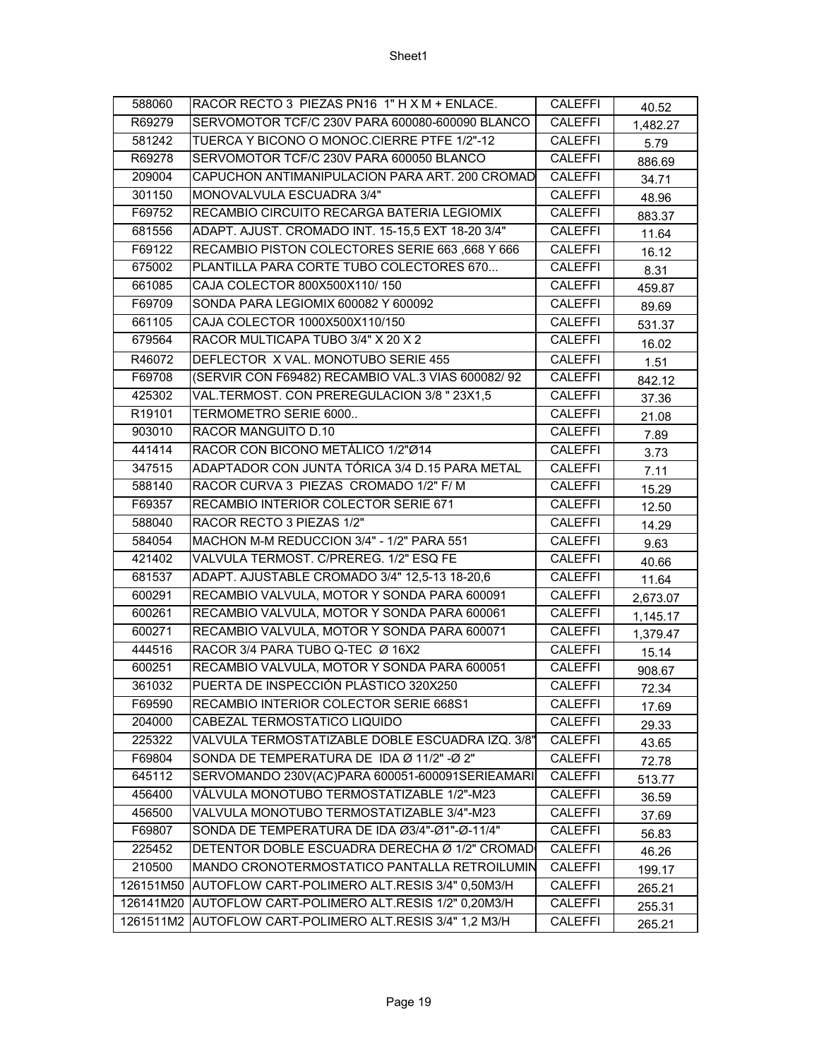| | | | |
|---|---|---|---|
| 588060 | RACOR RECTO 3 PIEZAS PN16 1" H X M + ENLACE. | CALEFFI | 40.52 |
| R69279 | SERVOMOTOR TCF/C 230V PARA 600080-600090 BLANCO | CALEFFI | 1,482.27 |
| 581242 | TUERCA Y BICONO O MONOC.CIERRE PTFE 1/2"-12 | CALEFFI | 5.79 |
| R69278 | SERVOMOTOR TCF/C 230V PARA 600050 BLANCO | CALEFFI | 886.69 |
| 209004 | CAPUCHON ANTIMANIPULACION PARA ART. 200 CROMAD | CALEFFI | 34.71 |
| 301150 | MONOVALVULA ESCUADRA 3/4" | CALEFFI | 48.96 |
| F69752 | RECAMBIO CIRCUITO RECARGA BATERIA LEGIOMIX | CALEFFI | 883.37 |
| 681556 | ADAPT. AJUST. CROMADO INT. 15-15,5 EXT 18-20 3/4" | CALEFFI | 11.64 |
| F69122 | RECAMBIO PISTON COLECTORES SERIE 663 ,668 Y 666 | CALEFFI | 16.12 |
| 675002 | PLANTILLA PARA CORTE TUBO COLECTORES 670... | CALEFFI | 8.31 |
| 661085 | CAJA COLECTOR 800X500X110/ 150 | CALEFFI | 459.87 |
| F69709 | SONDA PARA LEGIOMIX 600082 Y 600092 | CALEFFI | 89.69 |
| 661105 | CAJA COLECTOR 1000X500X110/150 | CALEFFI | 531.37 |
| 679564 | RACOR MULTICAPA TUBO 3/4" X 20 X 2 | CALEFFI | 16.02 |
| R46072 | DEFLECTOR X VAL. MONOTUBO SERIE 455 | CALEFFI | 1.51 |
| F69708 | (SERVIR CON F69482) RECAMBIO VAL.3 VIAS 600082/ 92 | CALEFFI | 842.12 |
| 425302 | VAL.TERMOST. CON PREREGULACION 3/8 " 23X1,5 | CALEFFI | 37.36 |
| R19101 | TERMOMETRO SERIE 6000.. | CALEFFI | 21.08 |
| 903010 | RACOR MANGUITO D.10 | CALEFFI | 7.89 |
| 441414 | RACOR CON BICONO METÁLICO 1/2"Ø14 | CALEFFI | 3.73 |
| 347515 | ADAPTADOR CON JUNTA TÓRICA 3/4 D.15 PARA METAL | CALEFFI | 7.11 |
| 588140 | RACOR CURVA 3 PIEZAS CROMADO 1/2" F/ M | CALEFFI | 15.29 |
| F69357 | RECAMBIO INTERIOR COLECTOR SERIE 671 | CALEFFI | 12.50 |
| 588040 | RACOR RECTO 3 PIEZAS 1/2" | CALEFFI | 14.29 |
| 584054 | MACHON M-M REDUCCION 3/4" - 1/2" PARA 551 | CALEFFI | 9.63 |
| 421402 | VALVULA TERMOST. C/PREREG. 1/2" ESQ FE | CALEFFI | 40.66 |
| 681537 | ADAPT. AJUSTABLE CROMADO 3/4" 12,5-13 18-20,6 | CALEFFI | 11.64 |
| 600291 | RECAMBIO VALVULA, MOTOR Y SONDA PARA 600091 | CALEFFI | 2,673.07 |
| 600261 | RECAMBIO VALVULA, MOTOR Y SONDA PARA 600061 | CALEFFI | 1,145.17 |
| 600271 | RECAMBIO VALVULA, MOTOR Y SONDA PARA 600071 | CALEFFI | 1,379.47 |
| 444516 | RACOR 3/4 PARA TUBO Q-TEC Ø 16X2 | CALEFFI | 15.14 |
| 600251 | RECAMBIO VALVULA, MOTOR Y SONDA PARA 600051 | CALEFFI | 908.67 |
| 361032 | PUERTA DE INSPECCIÓN PLÁSTICO 320X250 | CALEFFI | 72.34 |
| F69590 | RECAMBIO INTERIOR COLECTOR SERIE 668S1 | CALEFFI | 17.69 |
| 204000 | CABEZAL TERMOSTATICO LIQUIDO | CALEFFI | 29.33 |
| 225322 | VALVULA TERMOSTATIZABLE DOBLE ESCUADRA IZQ. 3/8" | CALEFFI | 43.65 |
| F69804 | SONDA DE TEMPERATURA DE IDA Ø 11/2" -Ø 2" | CALEFFI | 72.78 |
| 645112 | SERVOMANDO 230V(AC)PARA 600051-600091SERIEAMARI | CALEFFI | 513.77 |
| 456400 | VÁLVULA MONOTUBO TERMOSTATIZABLE 1/2"-M23 | CALEFFI | 36.59 |
| 456500 | VALVULA MONOTUBO TERMOSTATIZABLE 3/4"-M23 | CALEFFI | 37.69 |
| F69807 | SONDA DE TEMPERATURA DE IDA Ø3/4"-Ø1"-Ø-11/4" | CALEFFI | 56.83 |
| 225452 | DETENTOR DOBLE ESCUADRA DERECHA Ø 1/2" CROMAD | CALEFFI | 46.26 |
| 210500 | MANDO CRONOTERMOSTATICO PANTALLA RETROILUMIN | CALEFFI | 199.17 |
| 126151M50 | AUTOFLOW CART-POLIMERO ALT.RESIS 3/4" 0,50M3/H | CALEFFI | 265.21 |
| 126141M20 | AUTOFLOW CART-POLIMERO ALT.RESIS 1/2" 0,20M3/H | CALEFFI | 255.31 |
| 1261511M2 | AUTOFLOW CART-POLIMERO ALT.RESIS 3/4" 1,2 M3/H | CALEFFI | 265.21 |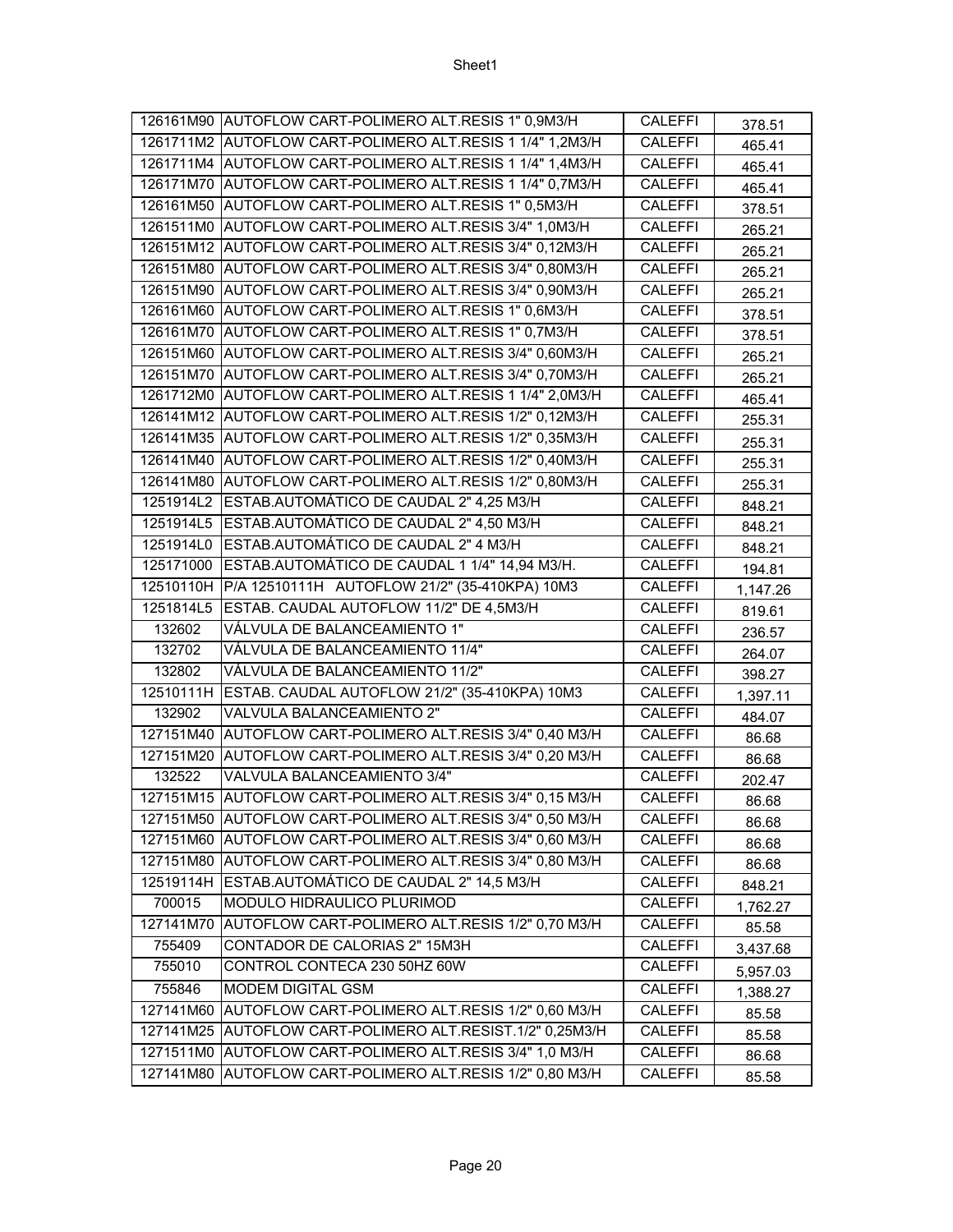| | | | |
|---|---|---|---|
| 126161M90 | AUTOFLOW CART-POLIMERO ALT.RESIS 1" 0,9M3/H | CALEFFI | 378.51 |
| 1261711M2 | AUTOFLOW CART-POLIMERO ALT.RESIS 1 1/4" 1,2M3/H | CALEFFI | 465.41 |
| 1261711M4 | AUTOFLOW CART-POLIMERO ALT.RESIS 1 1/4" 1,4M3/H | CALEFFI | 465.41 |
| 126171M70 | AUTOFLOW CART-POLIMERO ALT.RESIS 1 1/4" 0,7M3/H | CALEFFI | 465.41 |
| 126161M50 | AUTOFLOW CART-POLIMERO ALT.RESIS 1" 0,5M3/H | CALEFFI | 378.51 |
| 1261511M0 | AUTOFLOW CART-POLIMERO ALT.RESIS 3/4" 1,0M3/H | CALEFFI | 265.21 |
| 126151M12 | AUTOFLOW CART-POLIMERO ALT.RESIS 3/4" 0,12M3/H | CALEFFI | 265.21 |
| 126151M80 | AUTOFLOW CART-POLIMERO ALT.RESIS 3/4" 0,80M3/H | CALEFFI | 265.21 |
| 126151M90 | AUTOFLOW CART-POLIMERO ALT.RESIS 3/4" 0,90M3/H | CALEFFI | 265.21 |
| 126161M60 | AUTOFLOW CART-POLIMERO ALT.RESIS 1" 0,6M3/H | CALEFFI | 378.51 |
| 126161M70 | AUTOFLOW CART-POLIMERO ALT.RESIS 1" 0,7M3/H | CALEFFI | 378.51 |
| 126151M60 | AUTOFLOW CART-POLIMERO ALT.RESIS 3/4" 0,60M3/H | CALEFFI | 265.21 |
| 126151M70 | AUTOFLOW CART-POLIMERO ALT.RESIS 3/4" 0,70M3/H | CALEFFI | 265.21 |
| 1261712M0 | AUTOFLOW CART-POLIMERO ALT.RESIS 1 1/4" 2,0M3/H | CALEFFI | 465.41 |
| 126141M12 | AUTOFLOW CART-POLIMERO ALT.RESIS 1/2" 0,12M3/H | CALEFFI | 255.31 |
| 126141M35 | AUTOFLOW CART-POLIMERO ALT.RESIS 1/2" 0,35M3/H | CALEFFI | 255.31 |
| 126141M40 | AUTOFLOW CART-POLIMERO ALT.RESIS 1/2" 0,40M3/H | CALEFFI | 255.31 |
| 126141M80 | AUTOFLOW CART-POLIMERO ALT.RESIS 1/2" 0,80M3/H | CALEFFI | 255.31 |
| 1251914L2 | ESTAB.AUTOMÁTICO DE CAUDAL 2" 4,25 M3/H | CALEFFI | 848.21 |
| 1251914L5 | ESTAB.AUTOMÁTICO DE CAUDAL 2" 4,50 M3/H | CALEFFI | 848.21 |
| 1251914L0 | ESTAB.AUTOMÁTICO DE CAUDAL 2" 4 M3/H | CALEFFI | 848.21 |
| 125171000 | ESTAB.AUTOMÁTICO DE CAUDAL 1 1/4" 14,94 M3/H. | CALEFFI | 194.81 |
| 12510110H | P/A 12510111H AUTOFLOW 21/2" (35-410KPA) 10M3 | CALEFFI | 1,147.26 |
| 1251814L5 | ESTAB. CAUDAL AUTOFLOW 11/2" DE 4,5M3/H | CALEFFI | 819.61 |
| 132602 | VÁLVULA DE BALANCEAMIENTO 1" | CALEFFI | 236.57 |
| 132702 | VÁLVULA DE BALANCEAMIENTO 11/4" | CALEFFI | 264.07 |
| 132802 | VÁLVULA DE BALANCEAMIENTO 11/2" | CALEFFI | 398.27 |
| 12510111H | ESTAB. CAUDAL AUTOFLOW 21/2" (35-410KPA) 10M3 | CALEFFI | 1,397.11 |
| 132902 | VALVULA BALANCEAMIENTO 2" | CALEFFI | 484.07 |
| 127151M40 | AUTOFLOW CART-POLIMERO ALT.RESIS 3/4" 0,40 M3/H | CALEFFI | 86.68 |
| 127151M20 | AUTOFLOW CART-POLIMERO ALT.RESIS 3/4" 0,20 M3/H | CALEFFI | 86.68 |
| 132522 | VALVULA BALANCEAMIENTO 3/4" | CALEFFI | 202.47 |
| 127151M15 | AUTOFLOW CART-POLIMERO ALT.RESIS 3/4" 0,15 M3/H | CALEFFI | 86.68 |
| 127151M50 | AUTOFLOW CART-POLIMERO ALT.RESIS 3/4" 0,50 M3/H | CALEFFI | 86.68 |
| 127151M60 | AUTOFLOW CART-POLIMERO ALT.RESIS 3/4" 0,60 M3/H | CALEFFI | 86.68 |
| 127151M80 | AUTOFLOW CART-POLIMERO ALT.RESIS 3/4" 0,80 M3/H | CALEFFI | 86.68 |
| 12519114H | ESTAB.AUTOMÁTICO DE CAUDAL 2" 14,5 M3/H | CALEFFI | 848.21 |
| 700015 | MODULO HIDRAULICO PLURIMOD | CALEFFI | 1,762.27 |
| 127141M70 | AUTOFLOW CART-POLIMERO ALT.RESIS 1/2" 0,70 M3/H | CALEFFI | 85.58 |
| 755409 | CONTADOR DE CALORIAS 2" 15M3H | CALEFFI | 3,437.68 |
| 755010 | CONTROL CONTECA 230 50HZ 60W | CALEFFI | 5,957.03 |
| 755846 | MODEM DIGITAL GSM | CALEFFI | 1,388.27 |
| 127141M60 | AUTOFLOW CART-POLIMERO ALT.RESIS 1/2" 0,60 M3/H | CALEFFI | 85.58 |
| 127141M25 | AUTOFLOW CART-POLIMERO ALT.RESIST.1/2" 0,25M3/H | CALEFFI | 85.58 |
| 1271511M0 | AUTOFLOW CART-POLIMERO ALT.RESIS 3/4" 1,0 M3/H | CALEFFI | 86.68 |
| 127141M80 | AUTOFLOW CART-POLIMERO ALT.RESIS 1/2" 0,80 M3/H | CALEFFI | 85.58 |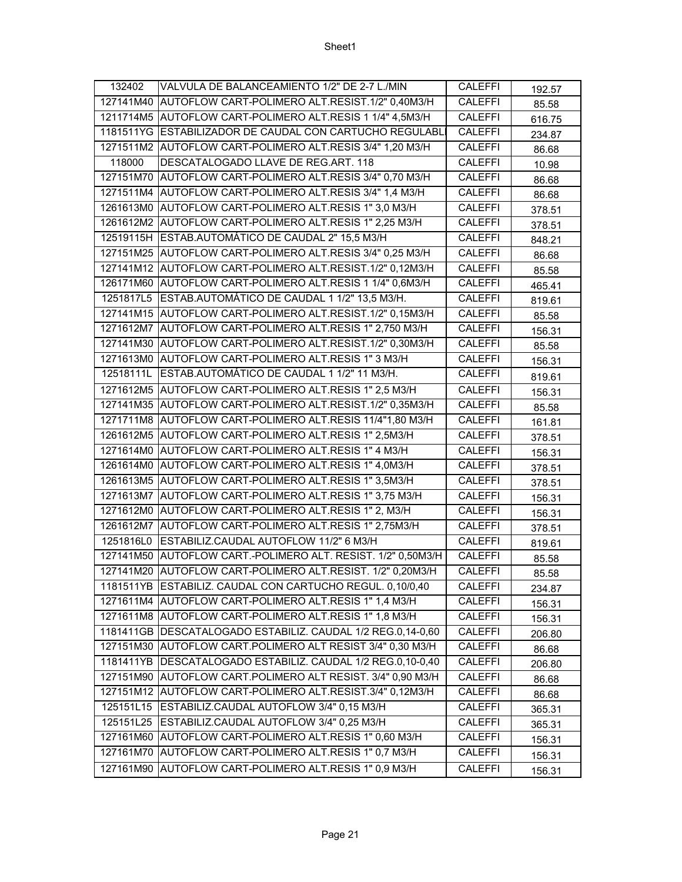| 132402 | VALVULA DE BALANCEAMIENTO 1/2" DE 2-7 L./MIN | CALEFFI | 192.57 |
|---|---|---|---|
| 127141M40 | AUTOFLOW CART-POLIMERO ALT.RESIST.1/2" 0,40M3/H | CALEFFI | 85.58 |
| 1211714M5 | AUTOFLOW CART-POLIMERO ALT.RESIS 1 1/4" 4,5M3/H | CALEFFI | 616.75 |
| 1181511YG | ESTABILIZADOR DE CAUDAL CON CARTUCHO REGULABL | CALEFFI | 234.87 |
| 1271511M2 | AUTOFLOW CART-POLIMERO ALT.RESIS 3/4" 1,20 M3/H | CALEFFI | 86.68 |
| 118000 | DESCATALOGADO LLAVE DE REG.ART. 118 | CALEFFI | 10.98 |
| 127151M70 | AUTOFLOW CART-POLIMERO ALT.RESIS 3/4" 0,70 M3/H | CALEFFI | 86.68 |
| 1271511M4 | AUTOFLOW CART-POLIMERO ALT.RESIS 3/4" 1,4 M3/H | CALEFFI | 86.68 |
| 1261613M0 | AUTOFLOW CART-POLIMERO ALT.RESIS 1" 3,0 M3/H | CALEFFI | 378.51 |
| 1261612M2 | AUTOFLOW CART-POLIMERO ALT.RESIS 1" 2,25 M3/H | CALEFFI | 378.51 |
| 12519115H | ESTAB.AUTOMÁTICO DE CAUDAL 2" 15,5 M3/H | CALEFFI | 848.21 |
| 127151M25 | AUTOFLOW CART-POLIMERO ALT.RESIS 3/4" 0,25 M3/H | CALEFFI | 86.68 |
| 127141M12 | AUTOFLOW CART-POLIMERO ALT.RESIST.1/2" 0,12M3/H | CALEFFI | 85.58 |
| 126171M60 | AUTOFLOW CART-POLIMERO ALT.RESIS 1 1/4" 0,6M3/H | CALEFFI | 465.41 |
| 1251817L5 | ESTAB.AUTOMÁTICO DE CAUDAL 1 1/2" 13,5 M3/H. | CALEFFI | 819.61 |
| 127141M15 | AUTOFLOW CART-POLIMERO ALT.RESIST.1/2" 0,15M3/H | CALEFFI | 85.58 |
| 1271612M7 | AUTOFLOW CART-POLIMERO ALT.RESIS 1" 2,750 M3/H | CALEFFI | 156.31 |
| 127141M30 | AUTOFLOW CART-POLIMERO ALT.RESIST.1/2" 0,30M3/H | CALEFFI | 85.58 |
| 1271613M0 | AUTOFLOW CART-POLIMERO ALT.RESIS 1" 3 M3/H | CALEFFI | 156.31 |
| 12518111L | ESTAB.AUTOMÁTICO DE CAUDAL 1 1/2" 11 M3/H. | CALEFFI | 819.61 |
| 1271612M5 | AUTOFLOW CART-POLIMERO ALT.RESIS 1" 2,5 M3/H | CALEFFI | 156.31 |
| 127141M35 | AUTOFLOW CART-POLIMERO ALT.RESIST.1/2" 0,35M3/H | CALEFFI | 85.58 |
| 1271711M8 | AUTOFLOW CART-POLIMERO ALT.RESIS 11/4"1,80 M3/H | CALEFFI | 161.81 |
| 1261612M5 | AUTOFLOW CART-POLIMERO ALT.RESIS 1" 2,5M3/H | CALEFFI | 378.51 |
| 1271614M0 | AUTOFLOW CART-POLIMERO ALT.RESIS 1" 4 M3/H | CALEFFI | 156.31 |
| 1261614M0 | AUTOFLOW CART-POLIMERO ALT.RESIS 1" 4,0M3/H | CALEFFI | 378.51 |
| 1261613M5 | AUTOFLOW CART-POLIMERO ALT.RESIS 1" 3,5M3/H | CALEFFI | 378.51 |
| 1271613M7 | AUTOFLOW CART-POLIMERO ALT.RESIS 1" 3,75 M3/H | CALEFFI | 156.31 |
| 1271612M0 | AUTOFLOW CART-POLIMERO ALT.RESIS 1" 2, M3/H | CALEFFI | 156.31 |
| 1261612M7 | AUTOFLOW CART-POLIMERO ALT.RESIS 1" 2,75M3/H | CALEFFI | 378.51 |
| 1251816L0 | ESTABILIZ.CAUDAL AUTOFLOW 11/2" 6 M3/H | CALEFFI | 819.61 |
| 127141M50 | AUTOFLOW CART.-POLIMERO ALT. RESIST. 1/2" 0,50M3/H | CALEFFI | 85.58 |
| 127141M20 | AUTOFLOW CART-POLIMERO ALT.RESIST. 1/2" 0,20M3/H | CALEFFI | 85.58 |
| 1181511YB | ESTABILIZ. CAUDAL CON CARTUCHO REGUL. 0,10/0,40 | CALEFFI | 234.87 |
| 1271611M4 | AUTOFLOW CART-POLIMERO ALT.RESIS 1" 1,4 M3/H | CALEFFI | 156.31 |
| 1271611M8 | AUTOFLOW CART-POLIMERO ALT.RESIS 1" 1,8 M3/H | CALEFFI | 156.31 |
| 1181411GB | DESCATALOGADO ESTABILIZ. CAUDAL 1/2 REG.0,14-0,60 | CALEFFI | 206.80 |
| 127151M30 | AUTOFLOW CART.POLIMERO ALT RESIST 3/4" 0,30 M3/H | CALEFFI | 86.68 |
| 1181411YB | DESCATALOGADO ESTABILIZ. CAUDAL 1/2 REG.0,10-0,40 | CALEFFI | 206.80 |
| 127151M90 | AUTOFLOW CART.POLIMERO ALT RESIST. 3/4" 0,90 M3/H | CALEFFI | 86.68 |
| 127151M12 | AUTOFLOW CART-POLIMERO ALT.RESIST.3/4" 0,12M3/H | CALEFFI | 86.68 |
| 125151L15 | ESTABILIZ.CAUDAL AUTOFLOW 3/4" 0,15 M3/H | CALEFFI | 365.31 |
| 125151L25 | ESTABILIZ.CAUDAL AUTOFLOW 3/4" 0,25 M3/H | CALEFFI | 365.31 |
| 127161M60 | AUTOFLOW CART-POLIMERO ALT.RESIS 1" 0,60 M3/H | CALEFFI | 156.31 |
| 127161M70 | AUTOFLOW CART-POLIMERO ALT.RESIS 1" 0,7 M3/H | CALEFFI | 156.31 |
| 127161M90 | AUTOFLOW CART-POLIMERO ALT.RESIS 1" 0,9 M3/H | CALEFFI | 156.31 |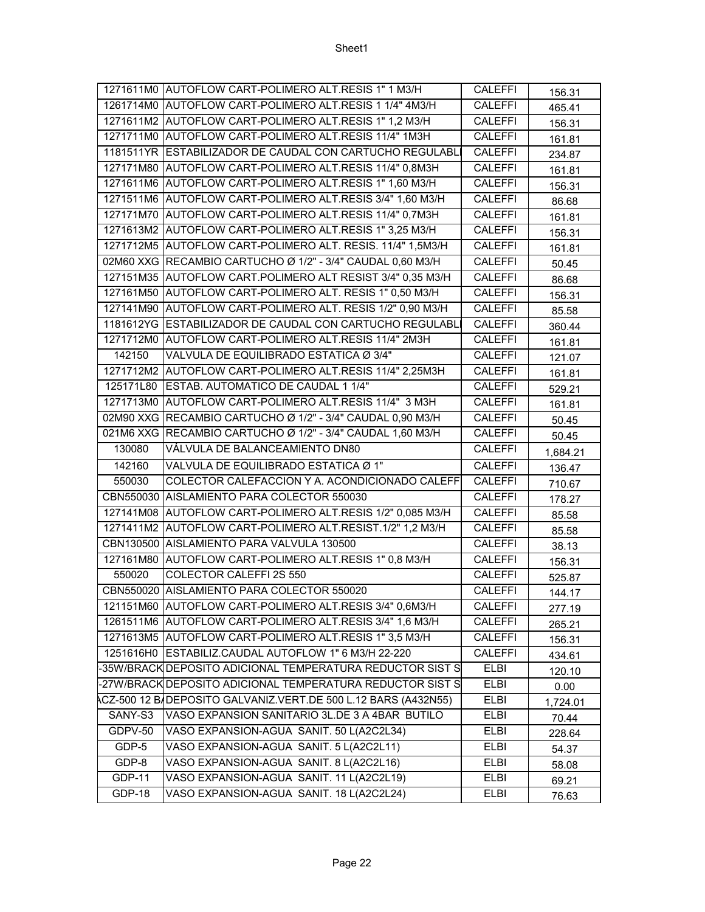| | | | |
|---|---|---|---|
| 1271611M0 | AUTOFLOW CART-POLIMERO ALT.RESIS 1" 1 M3/H | CALEFFI | 156.31 |
| 1261714M0 | AUTOFLOW CART-POLIMERO ALT.RESIS 1 1/4" 4M3/H | CALEFFI | 465.41 |
| 1271611M2 | AUTOFLOW CART-POLIMERO ALT.RESIS 1" 1,2 M3/H | CALEFFI | 156.31 |
| 1271711M0 | AUTOFLOW CART-POLIMERO ALT.RESIS 11/4" 1M3H | CALEFFI | 161.81 |
| 1181511YR | ESTABILIZADOR DE CAUDAL CON CARTUCHO REGULABL | CALEFFI | 234.87 |
| 127171M80 | AUTOFLOW CART-POLIMERO ALT.RESIS 11/4" 0,8M3H | CALEFFI | 161.81 |
| 1271611M6 | AUTOFLOW CART-POLIMERO ALT.RESIS 1" 1,60 M3/H | CALEFFI | 156.31 |
| 1271511M6 | AUTOFLOW CART-POLIMERO ALT.RESIS 3/4" 1,60 M3/H | CALEFFI | 86.68 |
| 127171M70 | AUTOFLOW CART-POLIMERO ALT.RESIS 11/4" 0,7M3H | CALEFFI | 161.81 |
| 1271613M2 | AUTOFLOW CART-POLIMERO ALT.RESIS 1" 3,25 M3/H | CALEFFI | 156.31 |
| 1271712M5 | AUTOFLOW CART-POLIMERO ALT. RESIS. 11/4" 1,5M3/H | CALEFFI | 161.81 |
| 02M60 XXG | RECAMBIO CARTUCHO Ø 1/2" - 3/4" CAUDAL 0,60 M3/H | CALEFFI | 50.45 |
| 127151M35 | AUTOFLOW CART.POLIMERO ALT RESIST 3/4" 0,35 M3/H | CALEFFI | 86.68 |
| 127161M50 | AUTOFLOW CART-POLIMERO ALT. RESIS 1" 0,50 M3/H | CALEFFI | 156.31 |
| 127141M90 | AUTOFLOW CART-POLIMERO ALT. RESIS 1/2" 0,90 M3/H | CALEFFI | 85.58 |
| 1181612YG | ESTABILIZADOR DE CAUDAL CON CARTUCHO REGULABL | CALEFFI | 360.44 |
| 1271712M0 | AUTOFLOW CART-POLIMERO ALT.RESIS 11/4" 2M3H | CALEFFI | 161.81 |
| 142150 | VALVULA DE EQUILIBRADO ESTATICA Ø 3/4" | CALEFFI | 121.07 |
| 1271712M2 | AUTOFLOW CART-POLIMERO ALT.RESIS 11/4" 2,25M3H | CALEFFI | 161.81 |
| 125171L80 | ESTAB. AUTOMATICO DE CAUDAL 1 1/4" | CALEFFI | 529.21 |
| 1271713M0 | AUTOFLOW CART-POLIMERO ALT.RESIS 11/4" 3 M3H | CALEFFI | 161.81 |
| 02M90 XXG | RECAMBIO CARTUCHO Ø 1/2" - 3/4" CAUDAL 0,90 M3/H | CALEFFI | 50.45 |
| 021M6 XXG | RECAMBIO CARTUCHO Ø 1/2" - 3/4" CAUDAL 1,60 M3/H | CALEFFI | 50.45 |
| 130080 | VÁLVULA DE BALANCEAMIENTO DN80 | CALEFFI | 1,684.21 |
| 142160 | VALVULA DE EQUILIBRADO ESTATICA Ø 1" | CALEFFI | 136.47 |
| 550030 | COLECTOR CALEFACCION Y A. ACONDICIONADO CALEFF | CALEFFI | 710.67 |
| CBN550030 | AISLAMIENTO PARA COLECTOR 550030 | CALEFFI | 178.27 |
| 127141M08 | AUTOFLOW CART-POLIMERO ALT.RESIS 1/2" 0,085 M3/H | CALEFFI | 85.58 |
| 1271411M2 | AUTOFLOW CART-POLIMERO ALT.RESIST.1/2" 1,2 M3/H | CALEFFI | 85.58 |
| CBN130500 | AISLAMIENTO PARA VALVULA 130500 | CALEFFI | 38.13 |
| 127161M80 | AUTOFLOW CART-POLIMERO ALT.RESIS 1" 0,8 M3/H | CALEFFI | 156.31 |
| 550020 | COLECTOR CALEFFI 2S 550 | CALEFFI | 525.87 |
| CBN550020 | AISLAMIENTO PARA COLECTOR 550020 | CALEFFI | 144.17 |
| 121151M60 | AUTOFLOW CART-POLIMERO ALT.RESIS 3/4" 0,6M3/H | CALEFFI | 277.19 |
| 1261511M6 | AUTOFLOW CART-POLIMERO ALT.RESIS 3/4" 1,6 M3/H | CALEFFI | 265.21 |
| 1271613M5 | AUTOFLOW CART-POLIMERO ALT.RESIS 1" 3,5 M3/H | CALEFFI | 156.31 |
| 1251616H0 | ESTABILIZ.CAUDAL AUTOFLOW 1" 6 M3/H 22-220 | CALEFFI | 434.61 |
| -35W/BRACK | DEPOSITO ADICIONAL TEMPERATURA REDUCTOR SIST S | ELBI | 120.10 |
| -27W/BRACK | DEPOSITO ADICIONAL TEMPERATURA REDUCTOR SIST S | ELBI | 0.00 |
| ACZ-500 12 BA | DEPOSITO GALVANIZ.VERT.DE 500 L.12 BARS (A432N55) | ELBI | 1,724.01 |
| SANY-S3 | VASO EXPANSION SANITARIO 3L.DE 3 A 4BAR BUTILO | ELBI | 70.44 |
| GDPV-50 | VASO EXPANSION-AGUA SANIT. 50 L(A2C2L34) | ELBI | 228.64 |
| GDP-5 | VASO EXPANSION-AGUA SANIT. 5 L(A2C2L11) | ELBI | 54.37 |
| GDP-8 | VASO EXPANSION-AGUA SANIT. 8 L(A2C2L16) | ELBI | 58.08 |
| GDP-11 | VASO EXPANSION-AGUA SANIT. 11 L(A2C2L19) | ELBI | 69.21 |
| GDP-18 | VASO EXPANSION-AGUA SANIT. 18 L(A2C2L24) | ELBI | 76.63 |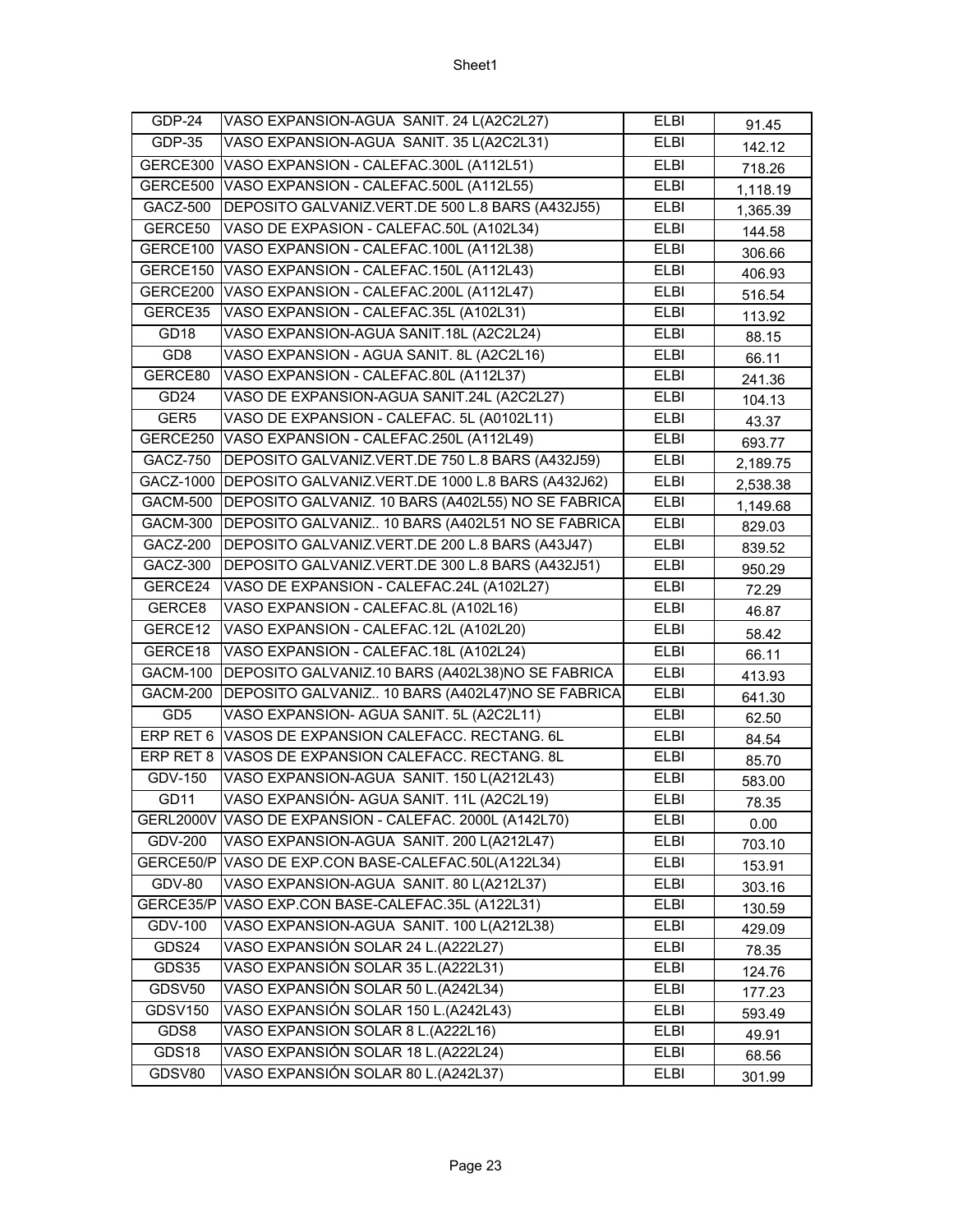| GDP-24 | VASO EXPANSION-AGUA SANIT. 24 L(A2C2L27) | ELBI | 91.45 |
|---|---|---|---|
| GDP-35 | VASO EXPANSION-AGUA SANIT. 35 L(A2C2L31) | ELBI | 142.12 |
| GERCE300 | VASO EXPANSION - CALEFAC.300L (A112L51) | ELBI | 718.26 |
| GERCE500 | VASO EXPANSION - CALEFAC.500L (A112L55) | ELBI | 1,118.19 |
| GACZ-500 | DEPOSITO GALVANIZ.VERT.DE 500 L.8 BARS (A432J55) | ELBI | 1,365.39 |
| GERCE50 | VASO DE EXPASION - CALEFAC.50L (A102L34) | ELBI | 144.58 |
| GERCE100 | VASO EXPANSION - CALEFAC.100L (A112L38) | ELBI | 306.66 |
| GERCE150 | VASO EXPANSION - CALEFAC.150L (A112L43) | ELBI | 406.93 |
| GERCE200 | VASO EXPANSION - CALEFAC.200L (A112L47) | ELBI | 516.54 |
| GERCE35 | VASO EXPANSION - CALEFAC.35L (A102L31) | ELBI | 113.92 |
| GD18 | VASO EXPANSION-AGUA SANIT.18L (A2C2L24) | ELBI | 88.15 |
| GD8 | VASO EXPANSION - AGUA SANIT. 8L (A2C2L16) | ELBI | 66.11 |
| GERCE80 | VASO EXPANSION - CALEFAC.80L (A112L37) | ELBI | 241.36 |
| GD24 | VASO DE EXPANSION-AGUA SANIT.24L (A2C2L27) | ELBI | 104.13 |
| GER5 | VASO DE EXPANSION - CALEFAC. 5L (A0102L11) | ELBI | 43.37 |
| GERCE250 | VASO EXPANSION - CALEFAC.250L (A112L49) | ELBI | 693.77 |
| GACZ-750 | DEPOSITO GALVANIZ.VERT.DE 750 L.8 BARS (A432J59) | ELBI | 2,189.75 |
| GACZ-1000 | DEPOSITO GALVANIZ.VERT.DE 1000 L.8 BARS (A432J62) | ELBI | 2,538.38 |
| GACM-500 | DEPOSITO GALVANIZ. 10 BARS (A402L55) NO SE FABRICA | ELBI | 1,149.68 |
| GACM-300 | DEPOSITO GALVANIZ.. 10 BARS (A402L51 NO SE FABRICA | ELBI | 829.03 |
| GACZ-200 | DEPOSITO GALVANIZ.VERT.DE 200 L.8 BARS (A43J47) | ELBI | 839.52 |
| GACZ-300 | DEPOSITO GALVANIZ.VERT.DE 300 L.8 BARS (A432J51) | ELBI | 950.29 |
| GERCE24 | VASO DE EXPANSION - CALEFAC.24L (A102L27) | ELBI | 72.29 |
| GERCE8 | VASO EXPANSION - CALEFAC.8L (A102L16) | ELBI | 46.87 |
| GERCE12 | VASO EXPANSION - CALEFAC.12L (A102L20) | ELBI | 58.42 |
| GERCE18 | VASO EXPANSION - CALEFAC.18L (A102L24) | ELBI | 66.11 |
| GACM-100 | DEPOSITO GALVANIZ.10 BARS (A402L38)NO SE FABRICA | ELBI | 413.93 |
| GACM-200 | DEPOSITO GALVANIZ.. 10 BARS (A402L47)NO SE FABRICA | ELBI | 641.30 |
| GD5 | VASO EXPANSION- AGUA SANIT. 5L (A2C2L11) | ELBI | 62.50 |
| ERP RET 6 | VASOS DE EXPANSION CALEFACC. RECTANG. 6L | ELBI | 84.54 |
| ERP RET 8 | VASOS DE EXPANSION CALEFACC. RECTANG. 8L | ELBI | 85.70 |
| GDV-150 | VASO EXPANSION-AGUA SANIT. 150 L(A212L43) | ELBI | 583.00 |
| GD11 | VASO EXPANSIÓN- AGUA SANIT. 11L (A2C2L19) | ELBI | 78.35 |
| GERL2000V | VASO DE EXPANSION - CALEFAC. 2000L (A142L70) | ELBI | 0.00 |
| GDV-200 | VASO EXPANSION-AGUA SANIT. 200 L(A212L47) | ELBI | 703.10 |
| GERCE50/P | VASO DE EXP.CON BASE-CALEFAC.50L(A122L34) | ELBI | 153.91 |
| GDV-80 | VASO EXPANSION-AGUA SANIT. 80 L(A212L37) | ELBI | 303.16 |
| GERCE35/P | VASO EXP.CON BASE-CALEFAC.35L (A122L31) | ELBI | 130.59 |
| GDV-100 | VASO EXPANSION-AGUA SANIT. 100 L(A212L38) | ELBI | 429.09 |
| GDS24 | VASO EXPANSIÓN SOLAR 24 L.(A222L27) | ELBI | 78.35 |
| GDS35 | VASO EXPANSIÓN SOLAR 35 L.(A222L31) | ELBI | 124.76 |
| GDSV50 | VASO EXPANSIÓN SOLAR 50 L.(A242L34) | ELBI | 177.23 |
| GDSV150 | VASO EXPANSIÓN SOLAR 150 L.(A242L43) | ELBI | 593.49 |
| GDS8 | VASO EXPANSION SOLAR 8 L.(A222L16) | ELBI | 49.91 |
| GDS18 | VASO EXPANSIÓN SOLAR 18 L.(A222L24) | ELBI | 68.56 |
| GDSV80 | VASO EXPANSIÓN SOLAR 80 L.(A242L37) | ELBI | 301.99 |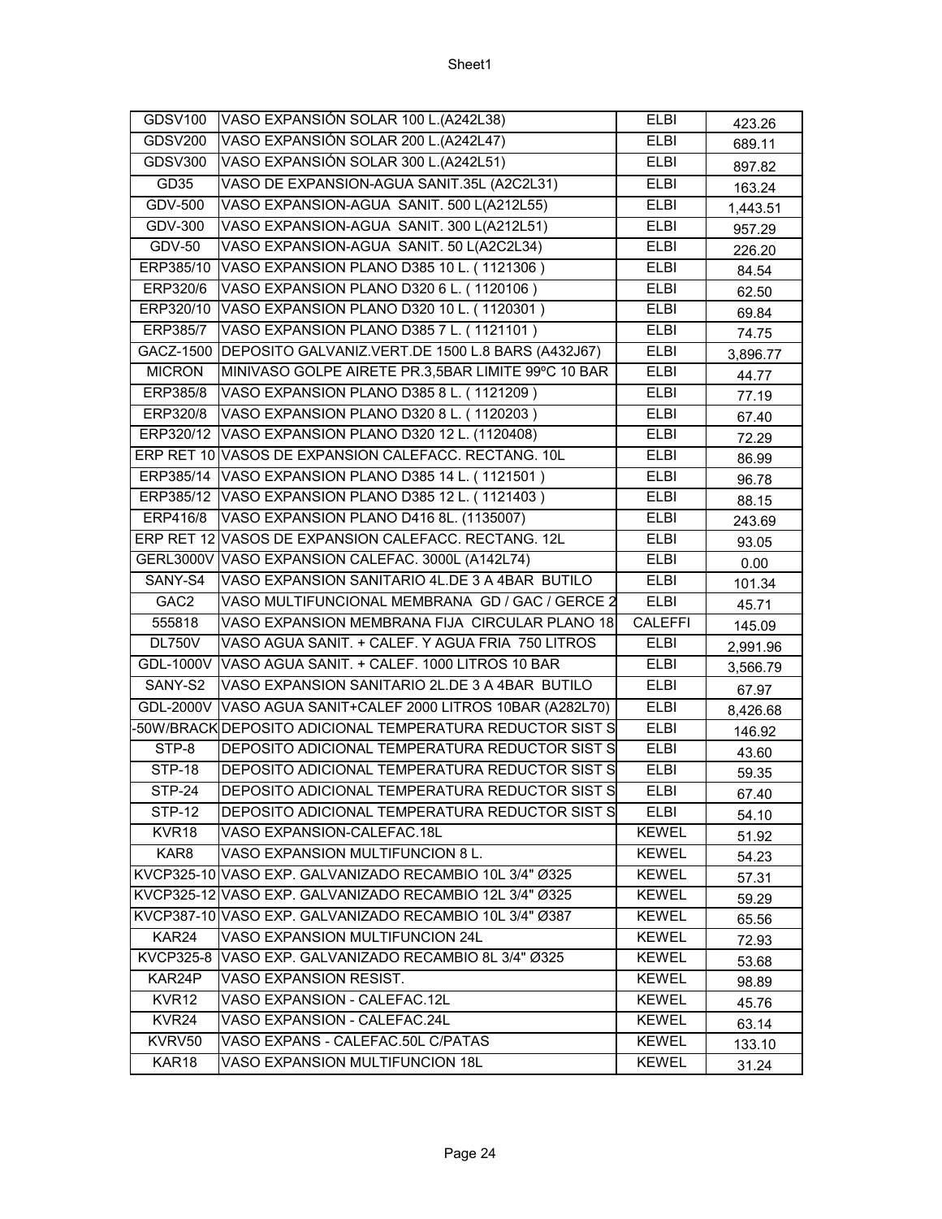| | | | |
|---|---|---|---|
| GDSV100 | VASO EXPANSIÓN SOLAR 100 L.(A242L38) | ELBI | 423.26 |
| GDSV200 | VASO EXPANSIÓN SOLAR 200 L.(A242L47) | ELBI | 689.11 |
| GDSV300 | VASO EXPANSIÓN SOLAR 300 L.(A242L51) | ELBI | 897.82 |
| GD35 | VASO DE EXPANSION-AGUA SANIT.35L (A2C2L31) | ELBI | 163.24 |
| GDV-500 | VASO EXPANSION-AGUA SANIT. 500 L(A212L55) | ELBI | 1,443.51 |
| GDV-300 | VASO EXPANSION-AGUA SANIT. 300 L(A212L51) | ELBI | 957.29 |
| GDV-50 | VASO EXPANSION-AGUA SANIT. 50 L(A2C2L34) | ELBI | 226.20 |
| ERP385/10 | VASO EXPANSION PLANO D385 10 L. ( 1121306 ) | ELBI | 84.54 |
| ERP320/6 | VASO EXPANSION PLANO D320 6 L. ( 1120106 ) | ELBI | 62.50 |
| ERP320/10 | VASO EXPANSION PLANO D320 10 L. ( 1120301 ) | ELBI | 69.84 |
| ERP385/7 | VASO EXPANSION PLANO D385 7 L. ( 1121101 ) | ELBI | 74.75 |
| GACZ-1500 | DEPOSITO GALVANIZ.VERT.DE 1500 L.8 BARS (A432J67) | ELBI | 3,896.77 |
| MICRON | MINIVASO GOLPE AIRETE PR.3,5BAR LIMITE 99ºC 10 BAR | ELBI | 44.77 |
| ERP385/8 | VASO EXPANSION PLANO D385 8 L. ( 1121209 ) | ELBI | 77.19 |
| ERP320/8 | VASO EXPANSION PLANO D320 8 L. ( 1120203 ) | ELBI | 67.40 |
| ERP320/12 | VASO EXPANSION PLANO D320 12 L. (1120408) | ELBI | 72.29 |
| ERP RET 10 | VASOS DE EXPANSION CALEFACC. RECTANG. 10L | ELBI | 86.99 |
| ERP385/14 | VASO EXPANSION PLANO D385 14 L. ( 1121501 ) | ELBI | 96.78 |
| ERP385/12 | VASO EXPANSION PLANO D385 12 L. ( 1121403 ) | ELBI | 88.15 |
| ERP416/8 | VASO EXPANSION PLANO D416 8L. (1135007) | ELBI | 243.69 |
| ERP RET 12 | VASOS DE EXPANSION CALEFACC. RECTANG. 12L | ELBI | 93.05 |
| GERL3000V | VASO EXPANSION CALEFAC. 3000L (A142L74) | ELBI | 0.00 |
| SANY-S4 | VASO EXPANSION SANITARIO 4L.DE 3 A 4BAR BUTILO | ELBI | 101.34 |
| GAC2 | VASO MULTIFUNCIONAL MEMBRANA GD / GAC / GERCE 2 | ELBI | 45.71 |
| 555818 | VASO EXPANSION MEMBRANA FIJA CIRCULAR PLANO 18 | CALEFFI | 145.09 |
| DL750V | VASO AGUA SANIT. + CALEF. Y AGUA FRIA 750 LITROS | ELBI | 2,991.96 |
| GDL-1000V | VASO AGUA SANIT. + CALEF. 1000 LITROS 10 BAR | ELBI | 3,566.79 |
| SANY-S2 | VASO EXPANSION SANITARIO 2L.DE 3 A 4BAR BUTILO | ELBI | 67.97 |
| GDL-2000V | VASO AGUA SANIT+CALEF 2000 LITROS 10BAR (A282L70) | ELBI | 8,426.68 |
| -50W/BRACK | DEPOSITO ADICIONAL TEMPERATURA REDUCTOR SIST S | ELBI | 146.92 |
| STP-8 | DEPOSITO ADICIONAL TEMPERATURA REDUCTOR SIST S | ELBI | 43.60 |
| STP-18 | DEPOSITO ADICIONAL TEMPERATURA REDUCTOR SIST S | ELBI | 59.35 |
| STP-24 | DEPOSITO ADICIONAL TEMPERATURA REDUCTOR SIST S | ELBI | 67.40 |
| STP-12 | DEPOSITO ADICIONAL TEMPERATURA REDUCTOR SIST S | ELBI | 54.10 |
| KVR18 | VASO EXPANSION-CALEFAC.18L | KEWEL | 51.92 |
| KAR8 | VASO EXPANSION MULTIFUNCION 8 L. | KEWEL | 54.23 |
| KVCP325-10 | VASO EXP. GALVANIZADO RECAMBIO 10L 3/4" Ø325 | KEWEL | 57.31 |
| KVCP325-12 | VASO EXP. GALVANIZADO RECAMBIO 12L 3/4" Ø325 | KEWEL | 59.29 |
| KVCP387-10 | VASO EXP. GALVANIZADO RECAMBIO 10L 3/4" Ø387 | KEWEL | 65.56 |
| KAR24 | VASO EXPANSION MULTIFUNCION 24L | KEWEL | 72.93 |
| KVCP325-8 | VASO EXP. GALVANIZADO RECAMBIO 8L 3/4" Ø325 | KEWEL | 53.68 |
| KAR24P | VASO EXPANSION RESIST. | KEWEL | 98.89 |
| KVR12 | VASO EXPANSION - CALEFAC.12L | KEWEL | 45.76 |
| KVR24 | VASO EXPANSION - CALEFAC.24L | KEWEL | 63.14 |
| KVRV50 | VASO EXPANS - CALEFAC.50L C/PATAS | KEWEL | 133.10 |
| KAR18 | VASO EXPANSION MULTIFUNCION 18L | KEWEL | 31.24 |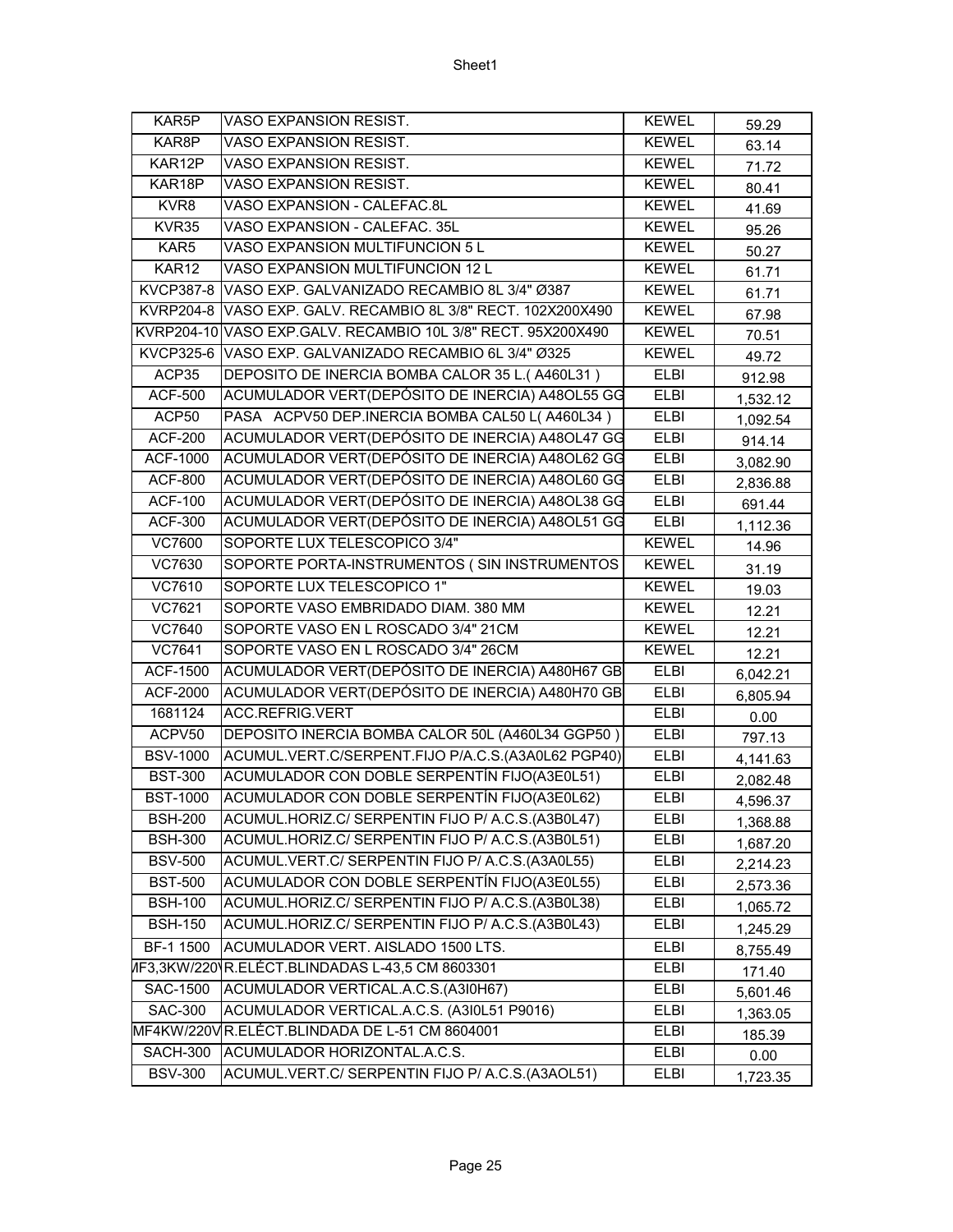| KAR5P | VASO EXPANSION RESIST. | KEWEL | 59.29 |
|---|---|---|---|
| KAR8P | VASO EXPANSION RESIST. | KEWEL | 63.14 |
| KAR12P | VASO EXPANSION RESIST. | KEWEL | 71.72 |
| KAR18P | VASO EXPANSION RESIST. | KEWEL | 80.41 |
| KVR8 | VASO EXPANSION - CALEFAC.8L | KEWEL | 41.69 |
| KVR35 | VASO EXPANSION - CALEFAC. 35L | KEWEL | 95.26 |
| KAR5 | VASO EXPANSION MULTIFUNCION 5 L | KEWEL | 50.27 |
| KAR12 | VASO EXPANSION MULTIFUNCION 12 L | KEWEL | 61.71 |
| KVCP387-8 | VASO EXP. GALVANIZADO RECAMBIO 8L 3/4" Ø387 | KEWEL | 61.71 |
| KVRP204-8 | VASO EXP. GALV. RECAMBIO 8L 3/8" RECT. 102X200X490 | KEWEL | 67.98 |
| KVRP204-10 | VASO EXP.GALV. RECAMBIO 10L 3/8" RECT. 95X200X490 | KEWEL | 70.51 |
| KVCP325-6 | VASO EXP. GALVANIZADO RECAMBIO 6L 3/4" Ø325 | KEWEL | 49.72 |
| ACP35 | DEPOSITO DE INERCIA BOMBA CALOR 35 L.( A460L31 ) | ELBI | 912.98 |
| ACF-500 | ACUMULADOR VERT(DEPÓSITO DE INERCIA) A48OL55 GG | ELBI | 1,532.12 |
| ACP50 | PASA ACPV50 DEP.INERCIA BOMBA CAL50 L( A460L34 ) | ELBI | 1,092.54 |
| ACF-200 | ACUMULADOR VERT(DEPÓSITO DE INERCIA) A48OL47 GG | ELBI | 914.14 |
| ACF-1000 | ACUMULADOR VERT(DEPÓSITO DE INERCIA) A48OL62 GG | ELBI | 3,082.90 |
| ACF-800 | ACUMULADOR VERT(DEPÓSITO DE INERCIA) A48OL60 GG | ELBI | 2,836.88 |
| ACF-100 | ACUMULADOR VERT(DEPÓSITO DE INERCIA) A48OL38 GG | ELBI | 691.44 |
| ACF-300 | ACUMULADOR VERT(DEPÓSITO DE INERCIA) A48OL51 GG | ELBI | 1,112.36 |
| VC7600 | SOPORTE LUX TELESCOPICO 3/4" | KEWEL | 14.96 |
| VC7630 | SOPORTE PORTA-INSTRUMENTOS ( SIN INSTRUMENTOS | KEWEL | 31.19 |
| VC7610 | SOPORTE LUX TELESCOPICO 1" | KEWEL | 19.03 |
| VC7621 | SOPORTE VASO EMBRIDADO DIAM. 380 MM | KEWEL | 12.21 |
| VC7640 | SOPORTE VASO EN L ROSCADO 3/4" 21CM | KEWEL | 12.21 |
| VC7641 | SOPORTE VASO EN L ROSCADO 3/4" 26CM | KEWEL | 12.21 |
| ACF-1500 | ACUMULADOR VERT(DEPÓSITO DE INERCIA) A480H67 GB | ELBI | 6,042.21 |
| ACF-2000 | ACUMULADOR VERT(DEPÓSITO DE INERCIA) A480H70 GB | ELBI | 6,805.94 |
| 1681124 | ACC.REFRIG.VERT | ELBI | 0.00 |
| ACPV50 | DEPOSITO INERCIA BOMBA CALOR 50L (A460L34 GGP50 ) | ELBI | 797.13 |
| BSV-1000 | ACUMUL.VERT.C/SERPENT.FIJO P/A.C.S.(A3A0L62 PGP40) | ELBI | 4,141.63 |
| BST-300 | ACUMULADOR CON DOBLE SERPENTÍN FIJO(A3E0L51) | ELBI | 2,082.48 |
| BST-1000 | ACUMULADOR CON DOBLE SERPENTÍN FIJO(A3E0L62) | ELBI | 4,596.37 |
| BSH-200 | ACUMUL.HORIZ.C/ SERPENTIN FIJO P/ A.C.S.(A3B0L47) | ELBI | 1,368.88 |
| BSH-300 | ACUMUL.HORIZ.C/ SERPENTIN FIJO P/ A.C.S.(A3B0L51) | ELBI | 1,687.20 |
| BSV-500 | ACUMUL.VERT.C/ SERPENTIN FIJO P/ A.C.S.(A3A0L55) | ELBI | 2,214.23 |
| BST-500 | ACUMULADOR CON DOBLE SERPENTÍN FIJO(A3E0L55) | ELBI | 2,573.36 |
| BSH-100 | ACUMUL.HORIZ.C/ SERPENTIN FIJO P/ A.C.S.(A3B0L38) | ELBI | 1,065.72 |
| BSH-150 | ACUMUL.HORIZ.C/ SERPENTIN FIJO P/ A.C.S.(A3B0L43) | ELBI | 1,245.29 |
| BF-1 1500 | ACUMULADOR VERT. AISLADO 1500 LTS. | ELBI | 8,755.49 |
| MF3,3KW/220V | R.ELÉCT.BLINDADAS L-43,5 CM 8603301 | ELBI | 171.40 |
| SAC-1500 | ACUMULADOR VERTICAL.A.C.S.(A3I0H67) | ELBI | 5,601.46 |
| SAC-300 | ACUMULADOR VERTICAL.A.C.S. (A3I0L51 P9016) | ELBI | 1,363.05 |
| MF4KW/220V | R.ELÉCT.BLINDADA DE L-51 CM 8604001 | ELBI | 185.39 |
| SACH-300 | ACUMULADOR HORIZONTAL.A.C.S. | ELBI | 0.00 |
| BSV-300 | ACUMUL.VERT.C/ SERPENTIN FIJO P/ A.C.S.(A3AOL51) | ELBI | 1,723.35 |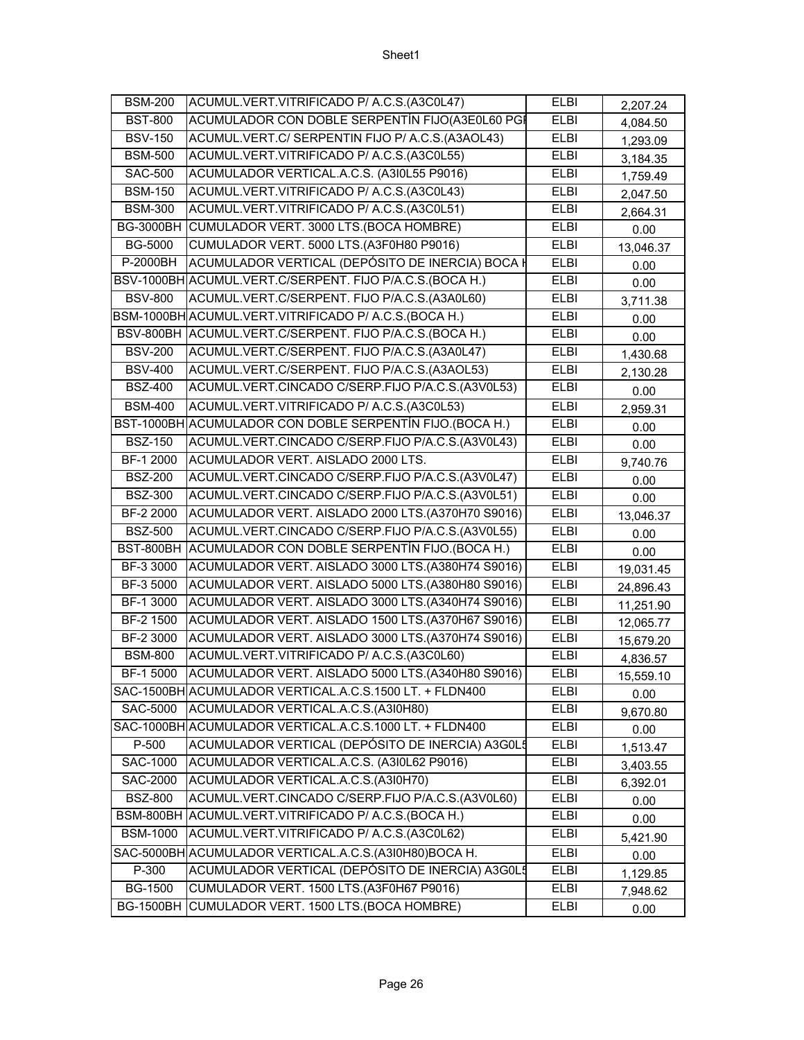| BSM-200 | ACUMUL.VERT.VITRIFICADO P/ A.C.S.(A3C0L47) | ELBI | 2,207.24 |
|---|---|---|---|
| BST-800 | ACUMULADOR CON DOBLE SERPENTÍN FIJO(A3E0L60 PGI | ELBI | 4,084.50 |
| BSV-150 | ACUMUL.VERT.C/ SERPENTIN FIJO P/ A.C.S.(A3AOL43) | ELBI | 1,293.09 |
| BSM-500 | ACUMUL.VERT.VITRIFICADO P/ A.C.S.(A3C0L55) | ELBI | 3,184.35 |
| SAC-500 | ACUMULADOR VERTICAL.A.C.S. (A3I0L55 P9016) | ELBI | 1,759.49 |
| BSM-150 | ACUMUL.VERT.VITRIFICADO P/ A.C.S.(A3C0L43) | ELBI | 2,047.50 |
| BSM-300 | ACUMUL.VERT.VITRIFICADO P/ A.C.S.(A3C0L51) | ELBI | 2,664.31 |
| BG-3000BH | CUMULADOR VERT. 3000 LTS.(BOCA HOMBRE) | ELBI | 0.00 |
| BG-5000 | CUMULADOR VERT. 5000 LTS.(A3F0H80 P9016) | ELBI | 13,046.37 |
| P-2000BH | ACUMULADOR VERTICAL (DEPÓSITO DE INERCIA) BOCA H | ELBI | 0.00 |
| BSV-1000BH | ACUMUL.VERT.C/SERPENT. FIJO P/A.C.S.(BOCA H.) | ELBI | 0.00 |
| BSV-800 | ACUMUL.VERT.C/SERPENT. FIJO P/A.C.S.(A3A0L60) | ELBI | 3,711.38 |
| BSM-1000BH | ACUMUL.VERT.VITRIFICADO P/ A.C.S.(BOCA H.) | ELBI | 0.00 |
| BSV-800BH | ACUMUL.VERT.C/SERPENT. FIJO P/A.C.S.(BOCA H.) | ELBI | 0.00 |
| BSV-200 | ACUMUL.VERT.C/SERPENT. FIJO P/A.C.S.(A3A0L47) | ELBI | 1,430.68 |
| BSV-400 | ACUMUL.VERT.C/SERPENT. FIJO P/A.C.S.(A3AOL53) | ELBI | 2,130.28 |
| BSZ-400 | ACUMUL.VERT.CINCADO C/SERP.FIJO P/A.C.S.(A3V0L53) | ELBI | 0.00 |
| BSM-400 | ACUMUL.VERT.VITRIFICADO P/ A.C.S.(A3C0L53) | ELBI | 2,959.31 |
| BST-1000BH | ACUMULADOR CON DOBLE SERPENTÍN FIJO.(BOCA H.) | ELBI | 0.00 |
| BSZ-150 | ACUMUL.VERT.CINCADO C/SERP.FIJO P/A.C.S.(A3V0L43) | ELBI | 0.00 |
| BF-1 2000 | ACUMULADOR VERT. AISLADO 2000 LTS. | ELBI | 9,740.76 |
| BSZ-200 | ACUMUL.VERT.CINCADO C/SERP.FIJO P/A.C.S.(A3V0L47) | ELBI | 0.00 |
| BSZ-300 | ACUMUL.VERT.CINCADO C/SERP.FIJO P/A.C.S.(A3V0L51) | ELBI | 0.00 |
| BF-2 2000 | ACUMULADOR VERT. AISLADO 2000 LTS.(A370H70 S9016) | ELBI | 13,046.37 |
| BSZ-500 | ACUMUL.VERT.CINCADO C/SERP.FIJO P/A.C.S.(A3V0L55) | ELBI | 0.00 |
| BST-800BH | ACUMULADOR CON DOBLE SERPENTÍN FIJO.(BOCA H.) | ELBI | 0.00 |
| BF-3 3000 | ACUMULADOR VERT. AISLADO 3000 LTS.(A380H74 S9016) | ELBI | 19,031.45 |
| BF-3 5000 | ACUMULADOR VERT. AISLADO 5000 LTS.(A380H80 S9016) | ELBI | 24,896.43 |
| BF-1 3000 | ACUMULADOR VERT. AISLADO 3000 LTS.(A340H74 S9016) | ELBI | 11,251.90 |
| BF-2 1500 | ACUMULADOR VERT. AISLADO 1500 LTS.(A370H67 S9016) | ELBI | 12,065.77 |
| BF-2 3000 | ACUMULADOR VERT. AISLADO 3000 LTS.(A370H74 S9016) | ELBI | 15,679.20 |
| BSM-800 | ACUMUL.VERT.VITRIFICADO P/ A.C.S.(A3C0L60) | ELBI | 4,836.57 |
| BF-1 5000 | ACUMULADOR VERT. AISLADO 5000 LTS.(A340H80 S9016) | ELBI | 15,559.10 |
| SAC-1500BH | ACUMULADOR VERTICAL.A.C.S.1500 LT. + FLDN400 | ELBI | 0.00 |
| SAC-5000 | ACUMULADOR VERTICAL.A.C.S.(A3I0H80) | ELBI | 9,670.80 |
| SAC-1000BH | ACUMULADOR VERTICAL.A.C.S.1000 LT. + FLDN400 | ELBI | 0.00 |
| P-500 | ACUMULADOR VERTICAL (DEPÓSITO DE INERCIA) A3G0L5 | ELBI | 1,513.47 |
| SAC-1000 | ACUMULADOR VERTICAL.A.C.S. (A3I0L62 P9016) | ELBI | 3,403.55 |
| SAC-2000 | ACUMULADOR VERTICAL.A.C.S.(A3I0H70) | ELBI | 6,392.01 |
| BSZ-800 | ACUMUL.VERT.CINCADO C/SERP.FIJO P/A.C.S.(A3V0L60) | ELBI | 0.00 |
| BSM-800BH | ACUMUL.VERT.VITRIFICADO P/ A.C.S.(BOCA H.) | ELBI | 0.00 |
| BSM-1000 | ACUMUL.VERT.VITRIFICADO P/ A.C.S.(A3C0L62) | ELBI | 5,421.90 |
| SAC-5000BH | ACUMULADOR VERTICAL.A.C.S.(A3I0H80)BOCA H. | ELBI | 0.00 |
| P-300 | ACUMULADOR VERTICAL (DEPÓSITO DE INERCIA) A3G0L5 | ELBI | 1,129.85 |
| BG-1500 | CUMULADOR VERT. 1500 LTS.(A3F0H67 P9016) | ELBI | 7,948.62 |
| BG-1500BH | CUMULADOR VERT. 1500 LTS.(BOCA HOMBRE) | ELBI | 0.00 |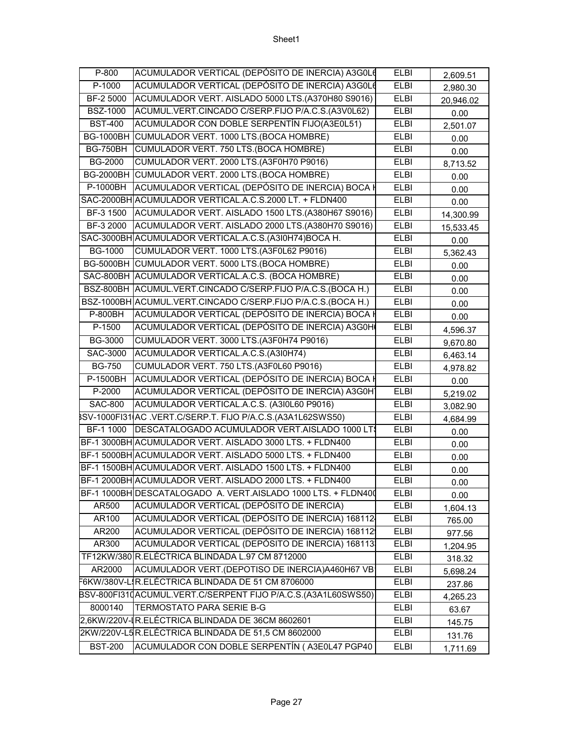| P-800 | ACUMULADOR VERTICAL (DEPÓSITO DE INERCIA) A3G0L6 | ELBI | 2,609.51 |
|---|---|---|---|
| P-1000 | ACUMULADOR VERTICAL (DEPÓSITO DE INERCIA) A3G0L6 | ELBI | 2,980.30 |
| BF-2 5000 | ACUMULADOR VERT. AISLADO 5000 LTS.(A370H80 S9016) | ELBI | 20,946.02 |
| BSZ-1000 | ACUMUL.VERT.CINCADO C/SERP.FIJO P/A.C.S.(A3V0L62) | ELBI | 0.00 |
| BST-400 | ACUMULADOR CON DOBLE SERPENTÍN FIJO(A3E0L51) | ELBI | 2,501.07 |
| BG-1000BH | CUMULADOR VERT. 1000 LTS.(BOCA HOMBRE) | ELBI | 0.00 |
| BG-750BH | CUMULADOR VERT. 750 LTS.(BOCA HOMBRE) | ELBI | 0.00 |
| BG-2000 | CUMULADOR VERT. 2000 LTS.(A3F0H70 P9016) | ELBI | 8,713.52 |
| BG-2000BH | CUMULADOR VERT. 2000 LTS.(BOCA HOMBRE) | ELBI | 0.00 |
| P-1000BH | ACUMULADOR VERTICAL (DEPÓSITO DE INERCIA) BOCA H | ELBI | 0.00 |
| SAC-2000BH | ACUMULADOR VERTICAL.A.C.S.2000 LT. + FLDN400 | ELBI | 0.00 |
| BF-3 1500 | ACUMULADOR VERT. AISLADO 1500 LTS.(A380H67 S9016) | ELBI | 14,300.99 |
| BF-3 2000 | ACUMULADOR VERT. AISLADO 2000 LTS.(A380H70 S9016) | ELBI | 15,533.45 |
| SAC-3000BH | ACUMULADOR VERTICAL.A.C.S.(A3I0H74)BOCA H. | ELBI | 0.00 |
| BG-1000 | CUMULADOR VERT. 1000 LTS.(A3F0L62 P9016) | ELBI | 5,362.43 |
| BG-5000BH | CUMULADOR VERT. 5000 LTS.(BOCA HOMBRE) | ELBI | 0.00 |
| SAC-800BH | ACUMULADOR VERTICAL.A.C.S. (BOCA HOMBRE) | ELBI | 0.00 |
| BSZ-800BH | ACUMUL.VERT.CINCADO C/SERP.FIJO P/A.C.S.(BOCA H.) | ELBI | 0.00 |
| BSZ-1000BH | ACUMUL.VERT.CINCADO C/SERP.FIJO P/A.C.S.(BOCA H.) | ELBI | 0.00 |
| P-800BH | ACUMULADOR VERTICAL (DEPÓSITO DE INERCIA) BOCA H | ELBI | 0.00 |
| P-1500 | ACUMULADOR VERTICAL (DEPÓSITO DE INERCIA) A3G0H | ELBI | 4,596.37 |
| BG-3000 | CUMULADOR VERT. 3000 LTS.(A3F0H74 P9016) | ELBI | 9,670.80 |
| SAC-3000 | ACUMULADOR VERTICAL.A.C.S.(A3I0H74) | ELBI | 6,463.14 |
| BG-750 | CUMULADOR VERT. 750 LTS.(A3F0L60 P9016) | ELBI | 4,978.82 |
| P-1500BH | ACUMULADOR VERTICAL (DEPÓSITO DE INERCIA) BOCA H | ELBI | 0.00 |
| P-2000 | ACUMULADOR VERTICAL (DEPÓSITO DE INERCIA) A3G0H | ELBI | 5,219.02 |
| SAC-800 | ACUMULADOR VERTICAL.A.C.S. (A3I0L60 P9016) | ELBI | 3,082.90 |
| 3SV-1000FI31 | AC .VERT.C/SERP.T. FIJO P/A.C.S.(A3A1L62SWS50) | ELBI | 4,684.99 |
| BF-1 1000 | DESCATALOGADO ACUMULADOR VERT.AISLADO 1000 LTS | ELBI | 0.00 |
| BF-1 3000BH | ACUMULADOR VERT. AISLADO 3000 LTS. + FLDN400 | ELBI | 0.00 |
| BF-1 5000BH | ACUMULADOR VERT. AISLADO 5000 LTS. + FLDN400 | ELBI | 0.00 |
| BF-1 1500BH | ACUMULADOR VERT. AISLADO 1500 LTS. + FLDN400 | ELBI | 0.00 |
| BF-1 2000BH | ACUMULADOR VERT. AISLADO 2000 LTS. + FLDN400 | ELBI | 0.00 |
| BF-1 1000BH | DESCATALOGADO A. VERT.AISLADO 1000 LTS. + FLDN400 | ELBI | 0.00 |
| AR500 | ACUMULADOR VERTICAL (DEPÓSITO DE INERCIA) | ELBI | 1,604.13 |
| AR100 | ACUMULADOR VERTICAL (DEPÓSITO DE INERCIA) 168112 | ELBI | 765.00 |
| AR200 | ACUMULADOR VERTICAL (DEPÓSITO DE INERCIA) 168112 | ELBI | 977.56 |
| AR300 | ACUMULADOR VERTICAL (DEPÓSITO DE INERCIA) 168113 | ELBI | 1,204.95 |
| TF12KW/380 | R.ELÉCTRICA BLINDADA L.97 CM 8712000 | ELBI | 318.32 |
| AR2000 | ACUMULADOR VERT.(DEPOTISO DE INERCIA)A460H67 VB | ELBI | 5,698.24 |
| F6KW/380V-L | R.ELÉCTRICA BLINDADA DE 51 CM 8706000 | ELBI | 237.86 |
| BSV-800FI310 | ACUMUL.VERT.C/SERPENT FIJO P/A.C.S.(A3A1L60SWS50) | ELBI | 4,265.23 |
| 8000140 | TERMOSTATO PARA SERIE B-G | ELBI | 63.67 |
| 2,6KW/220V-l | R.ELÉCTRICA BLINDADA DE 36CM 8602601 | ELBI | 145.75 |
| 2KW/220V-L5 | R.ELÉCTRICA BLINDADA DE 51,5 CM 8602000 | ELBI | 131.76 |
| BST-200 | ACUMULADOR CON DOBLE SERPENTÍN ( A3E0L47 PGP40 | ELBI | 1,711.69 |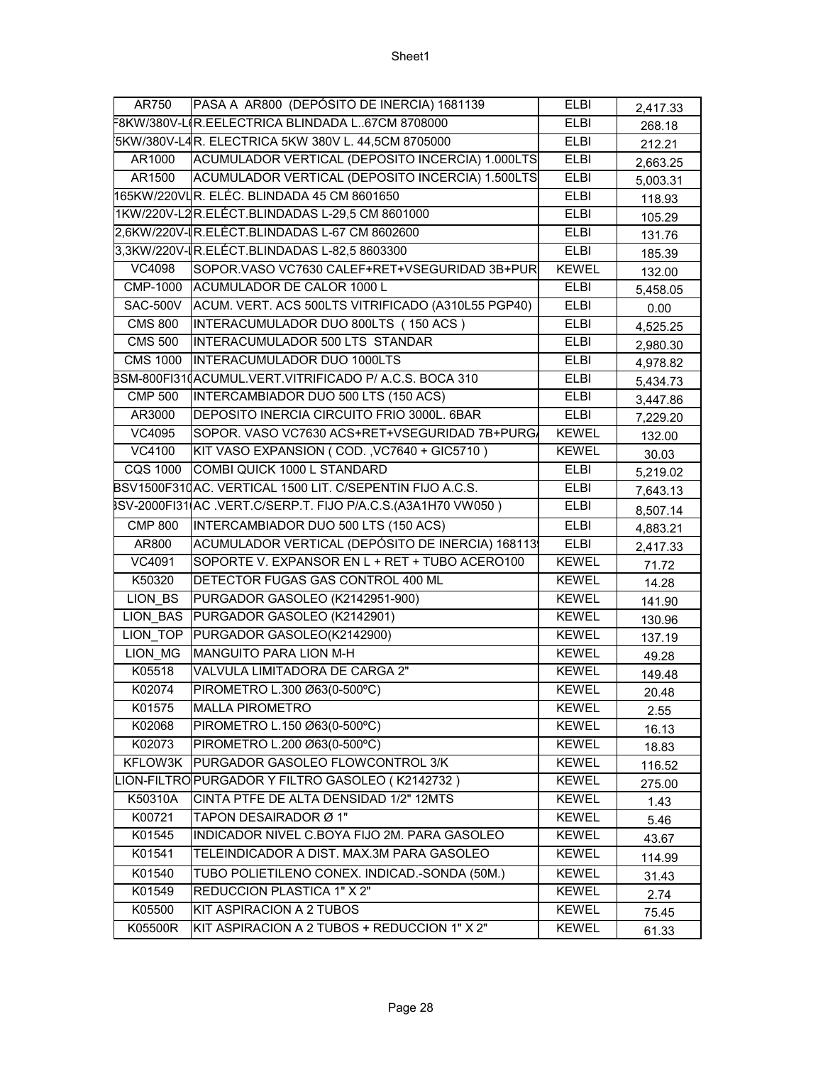| AR750 | PASA A AR800 (DEPÓSITO DE INERCIA) 1681139 | ELBI | 2,417.33 |
|---|---|---|---|
| F8KW/380V-L( | R.EELECTRICA BLINDADA L..67CM 8708000 | ELBI | 268.18 |
| 5KW/380V-L4 | R. ELECTRICA 5KW 380V L. 44,5CM 8705000 | ELBI | 212.21 |
| AR1000 | ACUMULADOR VERTICAL (DEPOSITO INCERCIA) 1.000LTS | ELBI | 2,663.25 |
| AR1500 | ACUMULADOR VERTICAL (DEPOSITO INCERCIA) 1.500LTS | ELBI | 5,003.31 |
| 165KW/220VL | R. ELÉC. BLINDADA 45 CM 8601650 | ELBI | 118.93 |
| 1KW/220V-L2 | R.ELÉCT.BLINDADAS L-29,5 CM 8601000 | ELBI | 105.29 |
| 2,6KW/220V-l | R.ELÉCT.BLINDADAS L-67 CM 8602600 | ELBI | 131.76 |
| 3,3KW/220V-l | R.ELÉCT.BLINDADAS L-82,5 8603300 | ELBI | 185.39 |
| VC4098 | SOPOR.VASO VC7630 CALEF+RET+VSEGURIDAD 3B+PUR | KEWEL | 132.00 |
| CMP-1000 | ACUMULADOR DE CALOR 1000 L | ELBI | 5,458.05 |
| SAC-500V | ACUM. VERT. ACS 500LTS VITRIFICADO (A310L55 PGP40) | ELBI | 0.00 |
| CMS 800 | INTERACUMULADOR DUO 800LTS ( 150 ACS ) | ELBI | 4,525.25 |
| CMS 500 | INTERACUMULADOR 500 LTS STANDAR | ELBI | 2,980.30 |
| CMS 1000 | INTERACUMULADOR DUO 1000LTS | ELBI | 4,978.82 |
| BSM-800FI31( | ACUMUL.VERT.VITRIFICADO P/ A.C.S. BOCA 310 | ELBI | 5,434.73 |
| CMP 500 | INTERCAMBIADOR DUO 500 LTS (150 ACS) | ELBI | 3,447.86 |
| AR3000 | DEPOSITO INERCIA CIRCUITO FRIO 3000L. 6BAR | ELBI | 7,229.20 |
| VC4095 | SOPOR. VASO VC7630 ACS+RET+VSEGURIDAD 7B+PURG/ | KEWEL | 132.00 |
| VC4100 | KIT VASO EXPANSION ( COD. ,VC7640 + GIC5710 ) | KEWEL | 30.03 |
| CQS 1000 | COMBI QUICK 1000 L STANDARD | ELBI | 5,219.02 |
| BSV1500F31( | AC. VERTICAL 1500 LIT. C/SEPENTIN FIJO A.C.S. | ELBI | 7,643.13 |
| 3SV-2000FI31( | AC .VERT.C/SERP.T. FIJO P/A.C.S.(A3A1H70 VW050 ) | ELBI | 8,507.14 |
| CMP 800 | INTERCAMBIADOR DUO 500 LTS (150 ACS) | ELBI | 4,883.21 |
| AR800 | ACUMULADOR VERTICAL (DEPÓSITO DE INERCIA) 168113! | ELBI | 2,417.33 |
| VC4091 | SOPORTE V. EXPANSOR EN L + RET + TUBO ACERO100 | KEWEL | 71.72 |
| K50320 | DETECTOR FUGAS GAS CONTROL 400 ML | KEWEL | 14.28 |
| LION_BS | PURGADOR GASOLEO (K2142951-900) | KEWEL | 141.90 |
| LION_BAS | PURGADOR GASOLEO (K2142901) | KEWEL | 130.96 |
| LION_TOP | PURGADOR GASOLEO(K2142900) | KEWEL | 137.19 |
| LION_MG | MANGUITO PARA LION M-H | KEWEL | 49.28 |
| K05518 | VALVULA LIMITADORA DE CARGA 2" | KEWEL | 149.48 |
| K02074 | PIROMETRO L.300 Ø63(0-500ºC) | KEWEL | 20.48 |
| K01575 | MALLA PIROMETRO | KEWEL | 2.55 |
| K02068 | PIROMETRO L.150 Ø63(0-500ºC) | KEWEL | 16.13 |
| K02073 | PIROMETRO L.200 Ø63(0-500ºC) | KEWEL | 18.83 |
| KFLOW3K | PURGADOR GASOLEO FLOWCONTROL 3/K | KEWEL | 116.52 |
| LION-FILTRO | PURGADOR Y FILTRO GASOLEO ( K2142732 ) | KEWEL | 275.00 |
| K50310A | CINTA PTFE DE ALTA DENSIDAD 1/2" 12MTS | KEWEL | 1.43 |
| K00721 | TAPON DESAIRADOR Ø 1" | KEWEL | 5.46 |
| K01545 | INDICADOR NIVEL C.BOYA FIJO 2M. PARA GASOLEO | KEWEL | 43.67 |
| K01541 | TELEINDICADOR A DIST. MAX.3M PARA GASOLEO | KEWEL | 114.99 |
| K01540 | TUBO POLIETILENO CONEX. INDICAD.-SONDA (50M.) | KEWEL | 31.43 |
| K01549 | REDUCCION PLASTICA 1" X 2" | KEWEL | 2.74 |
| K05500 | KIT ASPIRACION A 2 TUBOS | KEWEL | 75.45 |
| K05500R | KIT ASPIRACION A 2 TUBOS + REDUCCION 1" X 2" | KEWEL | 61.33 |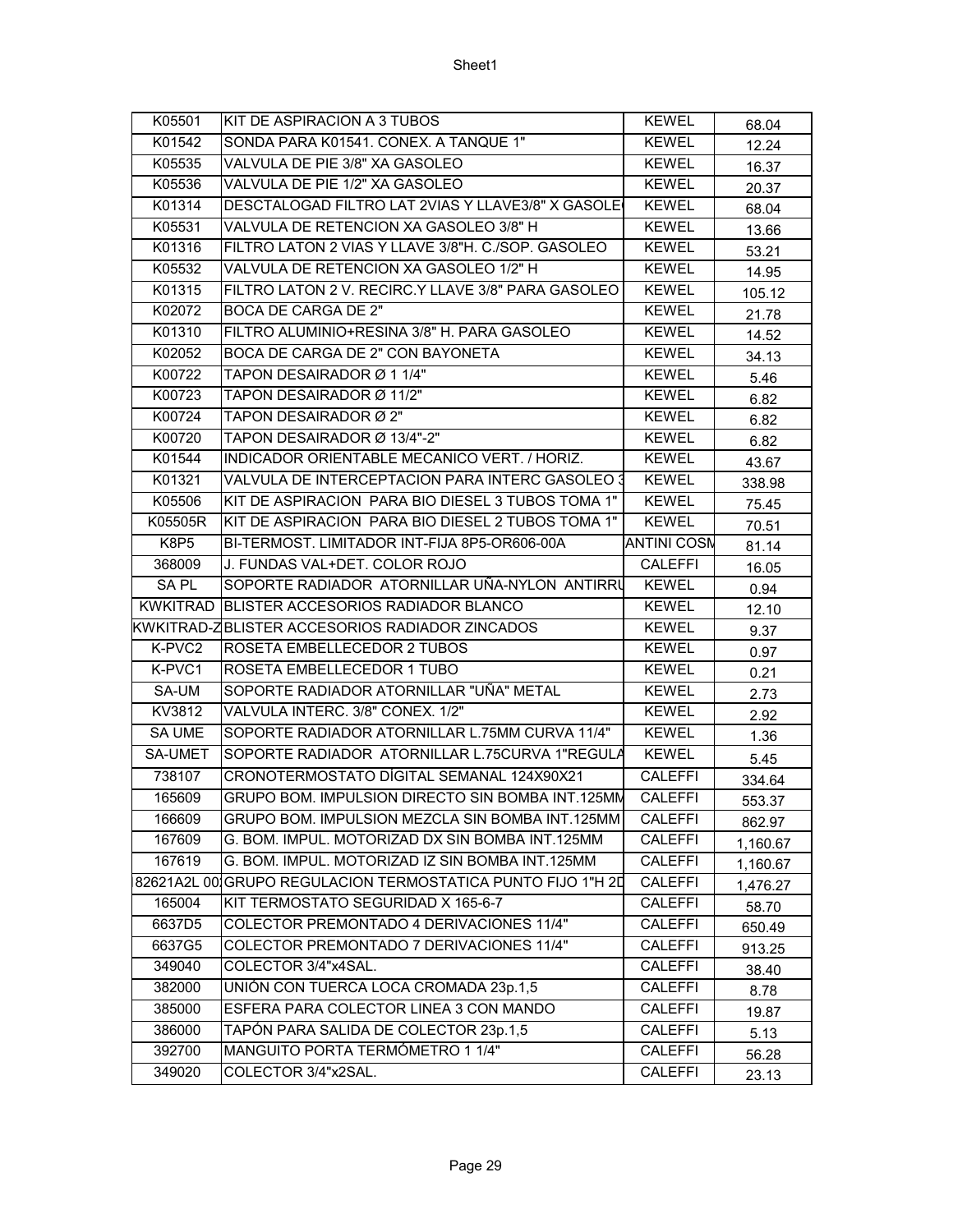| K05501 | KIT DE ASPIRACION A 3 TUBOS | KEWEL | 68.04 |
|---|---|---|---|
| K01542 | SONDA PARA K01541. CONEX. A TANQUE 1" | KEWEL | 12.24 |
| K05535 | VALVULA DE PIE 3/8" XA GASOLEO | KEWEL | 16.37 |
| K05536 | VALVULA DE PIE 1/2" XA GASOLEO | KEWEL | 20.37 |
| K01314 | DESCTALOGAD FILTRO LAT 2VIAS Y LLAVE3/8" X GASOLE | KEWEL | 68.04 |
| K05531 | VALVULA DE RETENCION XA GASOLEO 3/8" H | KEWEL | 13.66 |
| K01316 | FILTRO LATON 2 VIAS Y LLAVE 3/8"H. C./SOP. GASOLEO | KEWEL | 53.21 |
| K05532 | VALVULA DE RETENCION XA GASOLEO 1/2" H | KEWEL | 14.95 |
| K01315 | FILTRO LATON 2 V. RECIRC.Y LLAVE 3/8" PARA GASOLEO | KEWEL | 105.12 |
| K02072 | BOCA DE CARGA DE 2" | KEWEL | 21.78 |
| K01310 | FILTRO ALUMINIO+RESINA 3/8" H. PARA GASOLEO | KEWEL | 14.52 |
| K02052 | BOCA DE CARGA DE 2" CON BAYONETA | KEWEL | 34.13 |
| K00722 | TAPON DESAIRADOR Ø 1 1/4" | KEWEL | 5.46 |
| K00723 | TAPON DESAIRADOR Ø 11/2" | KEWEL | 6.82 |
| K00724 | TAPON DESAIRADOR Ø 2" | KEWEL | 6.82 |
| K00720 | TAPON DESAIRADOR Ø 13/4"-2" | KEWEL | 6.82 |
| K01544 | INDICADOR ORIENTABLE MECANICO VERT. / HORIZ. | KEWEL | 43.67 |
| K01321 | VALVULA DE INTERCEPTACION PARA INTERC GASOLEO 3 | KEWEL | 338.98 |
| K05506 | KIT DE ASPIRACION PARA BIO DIESEL 3 TUBOS TOMA 1" | KEWEL | 75.45 |
| K05505R | KIT DE ASPIRACION PARA BIO DIESEL 2 TUBOS TOMA 1" | KEWEL | 70.51 |
| K8P5 | BI-TERMOST. LIMITADOR INT-FIJA 8P5-OR606-00A | ANTINI COSM | 81.14 |
| 368009 | J. FUNDAS VAL+DET. COLOR ROJO | CALEFFI | 16.05 |
| SA PL | SOPORTE RADIADOR ATORNILLAR UÑA-NYLON ANTIRRU | KEWEL | 0.94 |
| KWKITRAD | BLISTER ACCESORIOS RADIADOR BLANCO | KEWEL | 12.10 |
| KWKITRAD-Z | BLISTER ACCESORIOS RADIADOR ZINCADOS | KEWEL | 9.37 |
| K-PVC2 | ROSETA EMBELLECEDOR 2 TUBOS | KEWEL | 0.97 |
| K-PVC1 | ROSETA EMBELLECEDOR 1 TUBO | KEWEL | 0.21 |
| SA-UM | SOPORTE RADIADOR ATORNILLAR "UÑA" METAL | KEWEL | 2.73 |
| KV3812 | VALVULA INTERC. 3/8" CONEX. 1/2" | KEWEL | 2.92 |
| SA UME | SOPORTE RADIADOR ATORNILLAR L.75MM CURVA 11/4" | KEWEL | 1.36 |
| SA-UMET | SOPORTE RADIADOR ATORNILLAR L.75CURVA 1"REGULA | KEWEL | 5.45 |
| 738107 | CRONOTERMOSTATO DÍGITAL SEMANAL 124X90X21 | CALEFFI | 334.64 |
| 165609 | GRUPO BOM. IMPULSION DIRECTO SIN BOMBA INT.125MM | CALEFFI | 553.37 |
| 166609 | GRUPO BOM. IMPULSION MEZCLA SIN BOMBA INT.125MM | CALEFFI | 862.97 |
| 167609 | G. BOM. IMPUL. MOTORIZAD DX SIN BOMBA INT.125MM | CALEFFI | 1,160.67 |
| 167619 | G. BOM. IMPUL. MOTORIZAD IZ SIN BOMBA INT.125MM | CALEFFI | 1,160.67 |
| 82621A2L 00 | GRUPO REGULACION TERMOSTATICA PUNTO FIJO 1"H 2D | CALEFFI | 1,476.27 |
| 165004 | KIT TERMOSTATO SEGURIDAD X 165-6-7 | CALEFFI | 58.70 |
| 6637D5 | COLECTOR PREMONTADO 4 DERIVACIONES 11/4" | CALEFFI | 650.49 |
| 6637G5 | COLECTOR PREMONTADO 7 DERIVACIONES 11/4" | CALEFFI | 913.25 |
| 349040 | COLECTOR 3/4"x4SAL. | CALEFFI | 38.40 |
| 382000 | UNIÓN CON TUERCA LOCA CROMADA 23p.1,5 | CALEFFI | 8.78 |
| 385000 | ESFERA PARA COLECTOR LINEA 3 CON MANDO | CALEFFI | 19.87 |
| 386000 | TAPÓN PARA SALIDA DE COLECTOR 23p.1,5 | CALEFFI | 5.13 |
| 392700 | MANGUITO PORTA TERMÓMETRO 1 1/4" | CALEFFI | 56.28 |
| 349020 | COLECTOR 3/4"x2SAL. | CALEFFI | 23.13 |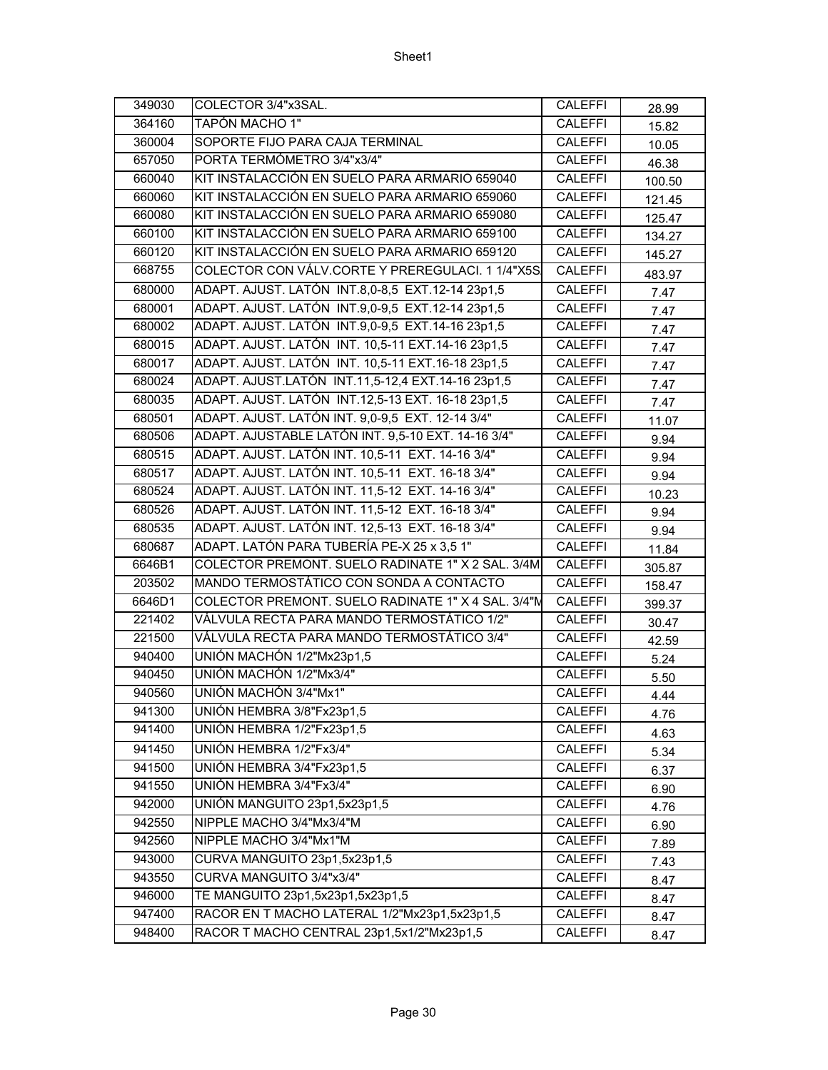| 349030 | COLECTOR 3/4"x3SAL. | CALEFFI | 28.99 |
|---|---|---|---|
| 364160 | TAPÓN MACHO 1" | CALEFFI | 15.82 |
| 360004 | SOPORTE FIJO PARA CAJA TERMINAL | CALEFFI | 10.05 |
| 657050 | PORTA TERMÓMETRO 3/4"x3/4" | CALEFFI | 46.38 |
| 660040 | KIT INSTALACCIÓN EN SUELO PARA ARMARIO 659040 | CALEFFI | 100.50 |
| 660060 | KIT INSTALACCIÓN EN SUELO PARA ARMARIO 659060 | CALEFFI | 121.45 |
| 660080 | KIT INSTALACCIÓN EN SUELO PARA ARMARIO 659080 | CALEFFI | 125.47 |
| 660100 | KIT INSTALACCIÓN EN SUELO PARA ARMARIO 659100 | CALEFFI | 134.27 |
| 660120 | KIT INSTALACCIÓN EN SUELO PARA ARMARIO 659120 | CALEFFI | 145.27 |
| 668755 | COLECTOR CON VÁLV.CORTE Y PREREGULACI. 1 1/4"X5S. | CALEFFI | 483.97 |
| 680000 | ADAPT. AJUST. LATÓN INT.8,0-8,5 EXT.12-14 23p1,5 | CALEFFI | 7.47 |
| 680001 | ADAPT. AJUST. LATÓN INT.9,0-9,5 EXT.12-14 23p1,5 | CALEFFI | 7.47 |
| 680002 | ADAPT. AJUST. LATÓN INT.9,0-9,5 EXT.14-16 23p1,5 | CALEFFI | 7.47 |
| 680015 | ADAPT. AJUST. LATÓN INT. 10,5-11 EXT.14-16 23p1,5 | CALEFFI | 7.47 |
| 680017 | ADAPT. AJUST. LATÓN INT. 10,5-11 EXT.16-18 23p1,5 | CALEFFI | 7.47 |
| 680024 | ADAPT. AJUST.LATÓN INT.11,5-12,4 EXT.14-16 23p1,5 | CALEFFI | 7.47 |
| 680035 | ADAPT. AJUST. LATÓN INT.12,5-13 EXT. 16-18 23p1,5 | CALEFFI | 7.47 |
| 680501 | ADAPT. AJUST. LATÓN INT. 9,0-9,5 EXT. 12-14 3/4" | CALEFFI | 11.07 |
| 680506 | ADAPT. AJUSTABLE LATÓN INT. 9,5-10 EXT. 14-16 3/4" | CALEFFI | 9.94 |
| 680515 | ADAPT. AJUST. LATÓN INT. 10,5-11 EXT. 14-16 3/4" | CALEFFI | 9.94 |
| 680517 | ADAPT. AJUST. LATÓN INT. 10,5-11 EXT. 16-18 3/4" | CALEFFI | 9.94 |
| 680524 | ADAPT. AJUST. LATÓN INT. 11,5-12 EXT. 14-16 3/4" | CALEFFI | 10.23 |
| 680526 | ADAPT. AJUST. LATÓN INT. 11,5-12 EXT. 16-18 3/4" | CALEFFI | 9.94 |
| 680535 | ADAPT. AJUST. LATÓN INT. 12,5-13 EXT. 16-18 3/4" | CALEFFI | 9.94 |
| 680687 | ADAPT. LATÓN PARA TUBERÍA PE-X 25 x 3,5 1" | CALEFFI | 11.84 |
| 6646B1 | COLECTOR PREMONT. SUELO RADINATE 1" X 2 SAL. 3/4M | CALEFFI | 305.87 |
| 203502 | MANDO TERMOSTÁTICO CON SONDA A CONTACTO | CALEFFI | 158.47 |
| 6646D1 | COLECTOR PREMONT. SUELO RADINATE 1" X 4 SAL. 3/4"M | CALEFFI | 399.37 |
| 221402 | VÁLVULA RECTA PARA MANDO TERMOSTÁTICO 1/2" | CALEFFI | 30.47 |
| 221500 | VÁLVULA RECTA PARA MANDO TERMOSTÁTICO 3/4" | CALEFFI | 42.59 |
| 940400 | UNIÓN MACHÓN 1/2"Mx23p1,5 | CALEFFI | 5.24 |
| 940450 | UNIÓN MACHÓN 1/2"Mx3/4" | CALEFFI | 5.50 |
| 940560 | UNIÓN MACHÓN 3/4"Mx1" | CALEFFI | 4.44 |
| 941300 | UNIÓN HEMBRA 3/8"Fx23p1,5 | CALEFFI | 4.76 |
| 941400 | UNIÓN HEMBRA 1/2"Fx23p1,5 | CALEFFI | 4.63 |
| 941450 | UNIÓN HEMBRA 1/2"Fx3/4" | CALEFFI | 5.34 |
| 941500 | UNIÓN HEMBRA 3/4"Fx23p1,5 | CALEFFI | 6.37 |
| 941550 | UNIÓN HEMBRA 3/4"Fx3/4" | CALEFFI | 6.90 |
| 942000 | UNIÓN MANGUITO 23p1,5x23p1,5 | CALEFFI | 4.76 |
| 942550 | NIPPLE MACHO 3/4"Mx3/4"M | CALEFFI | 6.90 |
| 942560 | NIPPLE MACHO 3/4"Mx1"M | CALEFFI | 7.89 |
| 943000 | CURVA MANGUITO 23p1,5x23p1,5 | CALEFFI | 7.43 |
| 943550 | CURVA MANGUITO 3/4"x3/4" | CALEFFI | 8.47 |
| 946000 | TE MANGUITO 23p1,5x23p1,5x23p1,5 | CALEFFI | 8.47 |
| 947400 | RACOR EN T MACHO LATERAL 1/2"Mx23p1,5x23p1,5 | CALEFFI | 8.47 |
| 948400 | RACOR T MACHO CENTRAL 23p1,5x1/2"Mx23p1,5 | CALEFFI | 8.47 |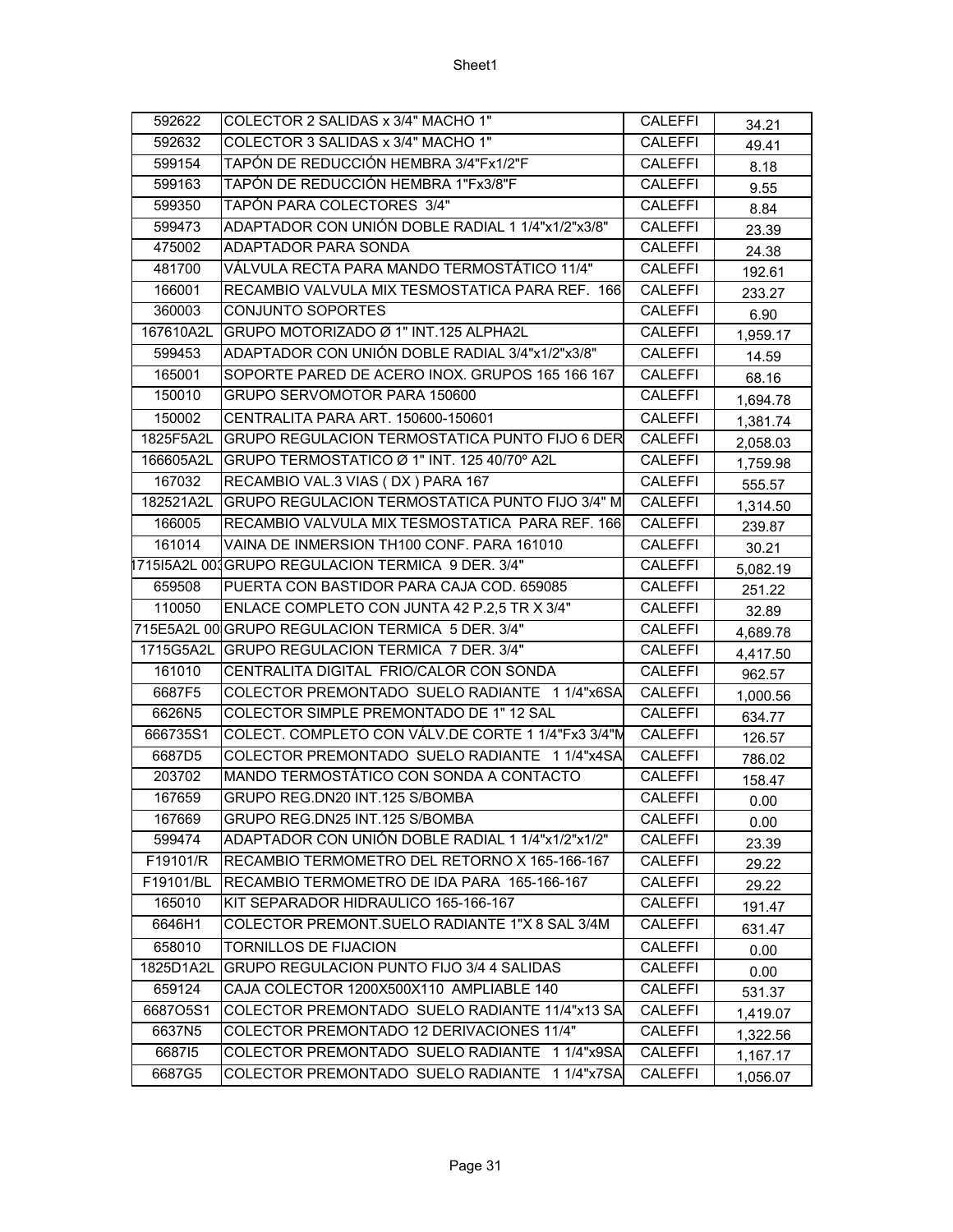| 592622 | COLECTOR 2 SALIDAS x 3/4" MACHO 1" | CALEFFI | 34.21 |
|---|---|---|---|
| 592632 | COLECTOR 3 SALIDAS x 3/4" MACHO 1" | CALEFFI | 49.41 |
| 599154 | TAPÓN DE REDUCCIÓN HEMBRA 3/4"Fx1/2"F | CALEFFI | 8.18 |
| 599163 | TAPÓN DE REDUCCIÓN HEMBRA 1"Fx3/8"F | CALEFFI | 9.55 |
| 599350 | TAPÓN PARA COLECTORES 3/4" | CALEFFI | 8.84 |
| 599473 | ADAPTADOR CON UNIÓN DOBLE RADIAL 1 1/4"x1/2"x3/8" | CALEFFI | 23.39 |
| 475002 | ADAPTADOR PARA SONDA | CALEFFI | 24.38 |
| 481700 | VÁLVULA RECTA PARA MANDO TERMOSTÁTICO 11/4" | CALEFFI | 192.61 |
| 166001 | RECAMBIO VALVULA MIX TESMOSTATICA PARA REF. 166 | CALEFFI | 233.27 |
| 360003 | CONJUNTO SOPORTES | CALEFFI | 6.90 |
| 167610A2L | GRUPO MOTORIZADO Ø 1" INT.125 ALPHA2L | CALEFFI | 1,959.17 |
| 599453 | ADAPTADOR CON UNIÓN DOBLE RADIAL 3/4"x1/2"x3/8" | CALEFFI | 14.59 |
| 165001 | SOPORTE PARED DE ACERO INOX. GRUPOS 165 166 167 | CALEFFI | 68.16 |
| 150010 | GRUPO SERVOMOTOR PARA 150600 | CALEFFI | 1,694.78 |
| 150002 | CENTRALITA PARA ART. 150600-150601 | CALEFFI | 1,381.74 |
| 1825F5A2L | GRUPO REGULACION TERMOSTATICA PUNTO FIJO 6 DER | CALEFFI | 2,058.03 |
| 166605A2L | GRUPO TERMOSTATICO Ø 1" INT. 125 40/70º A2L | CALEFFI | 1,759.98 |
| 167032 | RECAMBIO VAL.3 VIAS ( DX ) PARA 167 | CALEFFI | 555.57 |
| 182521A2L | GRUPO REGULACION TERMOSTATICA PUNTO FIJO 3/4" M | CALEFFI | 1,314.50 |
| 166005 | RECAMBIO VALVULA MIX TESMOSTATICA PARA REF. 166 | CALEFFI | 239.87 |
| 161014 | VAINA DE INMERSION TH100 CONF. PARA 161010 | CALEFFI | 30.21 |
| 1715I5A2L 00 | GRUPO REGULACION TERMICA 9 DER. 3/4" | CALEFFI | 5,082.19 |
| 659508 | PUERTA CON BASTIDOR PARA CAJA COD. 659085 | CALEFFI | 251.22 |
| 110050 | ENLACE COMPLETO CON JUNTA 42 P.2,5 TR X 3/4" | CALEFFI | 32.89 |
| 715E5A2L 00 | GRUPO REGULACION TERMICA 5 DER. 3/4" | CALEFFI | 4,689.78 |
| 1715G5A2L | GRUPO REGULACION TERMICA 7 DER. 3/4" | CALEFFI | 4,417.50 |
| 161010 | CENTRALITA DIGITAL FRIO/CALOR CON SONDA | CALEFFI | 962.57 |
| 6687F5 | COLECTOR PREMONTADO SUELO RADIANTE 1 1/4"x6SA | CALEFFI | 1,000.56 |
| 6626N5 | COLECTOR SIMPLE PREMONTADO DE 1" 12 SAL | CALEFFI | 634.77 |
| 666735S1 | COLECT. COMPLETO CON VÁLV.DE CORTE 1 1/4"Fx3 3/4"M | CALEFFI | 126.57 |
| 6687D5 | COLECTOR PREMONTADO SUELO RADIANTE 1 1/4"x4SA | CALEFFI | 786.02 |
| 203702 | MANDO TERMOSTÁTICO CON SONDA A CONTACTO | CALEFFI | 158.47 |
| 167659 | GRUPO REG.DN20 INT.125 S/BOMBA | CALEFFI | 0.00 |
| 167669 | GRUPO REG.DN25 INT.125 S/BOMBA | CALEFFI | 0.00 |
| 599474 | ADAPTADOR CON UNIÓN DOBLE RADIAL 1 1/4"x1/2"x1/2" | CALEFFI | 23.39 |
| F19101/R | RECAMBIO TERMOMETRO DEL RETORNO X 165-166-167 | CALEFFI | 29.22 |
| F19101/BL | RECAMBIO TERMOMETRO DE IDA PARA 165-166-167 | CALEFFI | 29.22 |
| 165010 | KIT SEPARADOR HIDRAULICO 165-166-167 | CALEFFI | 191.47 |
| 6646H1 | COLECTOR PREMONT.SUELO RADIANTE 1"X 8 SAL 3/4M | CALEFFI | 631.47 |
| 658010 | TORNILLOS DE FIJACION | CALEFFI | 0.00 |
| 1825D1A2L | GRUPO REGULACION PUNTO FIJO 3/4 4 SALIDAS | CALEFFI | 0.00 |
| 659124 | CAJA COLECTOR 1200X500X110 AMPLIABLE 140 | CALEFFI | 531.37 |
| 6687O5S1 | COLECTOR PREMONTADO SUELO RADIANTE 11/4"x13 SA | CALEFFI | 1,419.07 |
| 6637N5 | COLECTOR PREMONTADO 12 DERIVACIONES 11/4" | CALEFFI | 1,322.56 |
| 6687I5 | COLECTOR PREMONTADO SUELO RADIANTE 1 1/4"x9SA | CALEFFI | 1,167.17 |
| 6687G5 | COLECTOR PREMONTADO SUELO RADIANTE 1 1/4"x7SA | CALEFFI | 1,056.07 |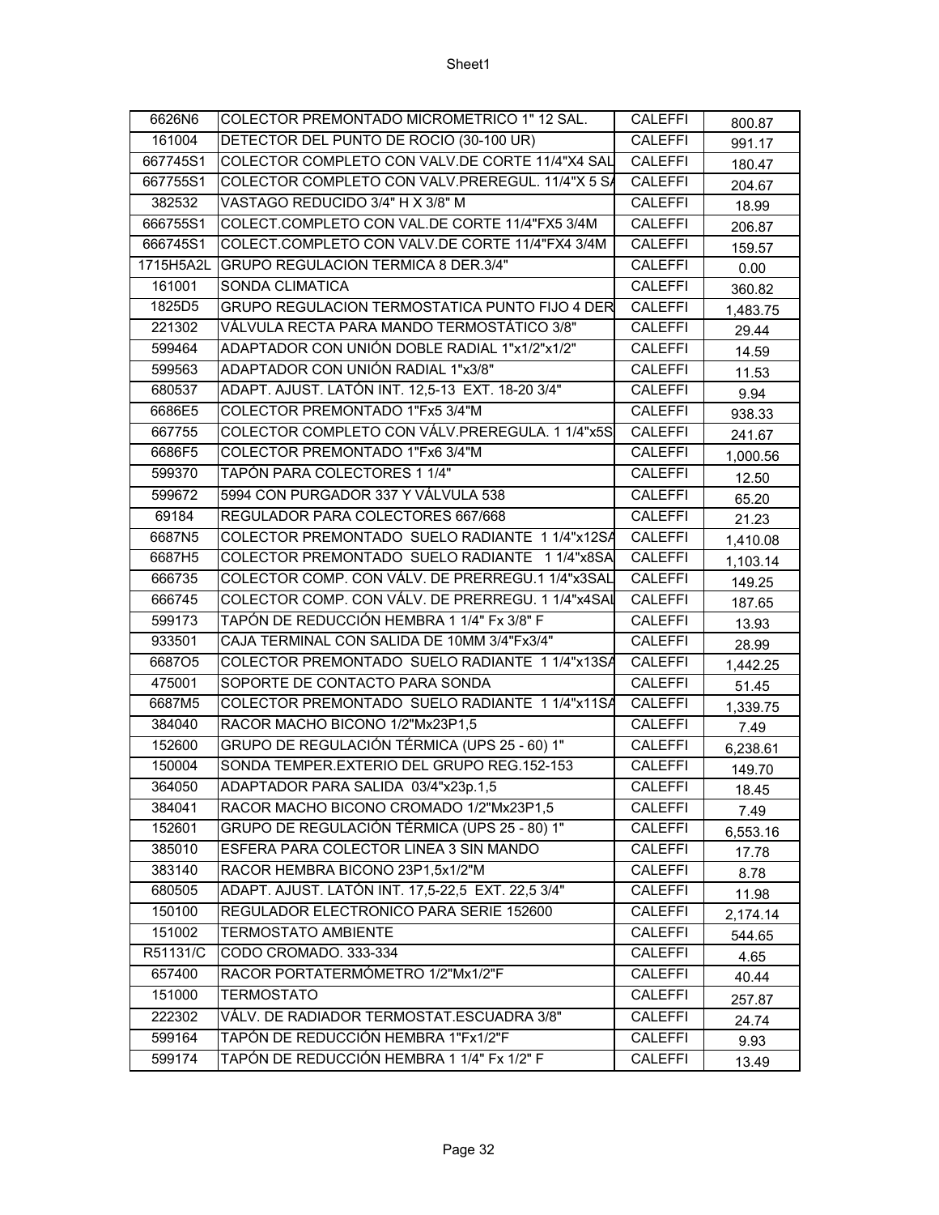| 6626N6 | COLECTOR PREMONTADO MICROMETRICO 1" 12 SAL. | CALEFFI | 800.87 |
|---|---|---|---|
| 161004 | DETECTOR DEL PUNTO DE ROCIO (30-100 UR) | CALEFFI | 991.17 |
| 667745S1 | COLECTOR COMPLETO CON VALV.DE CORTE 11/4"X4 SAL | CALEFFI | 180.47 |
| 667755S1 | COLECTOR COMPLETO CON VALV.PREREGUL. 11/4"X 5 SA | CALEFFI | 204.67 |
| 382532 | VASTAGO REDUCIDO 3/4" H X 3/8" M | CALEFFI | 18.99 |
| 666755S1 | COLECT.COMPLETO CON VAL.DE CORTE 11/4"FX5 3/4M | CALEFFI | 206.87 |
| 666745S1 | COLECT.COMPLETO CON VALV.DE CORTE 11/4"FX4 3/4M | CALEFFI | 159.57 |
| 1715H5A2L | GRUPO REGULACION TERMICA 8 DER.3/4" | CALEFFI | 0.00 |
| 161001 | SONDA CLIMATICA | CALEFFI | 360.82 |
| 1825D5 | GRUPO REGULACION TERMOSTATICA PUNTO FIJO 4 DER | CALEFFI | 1,483.75 |
| 221302 | VÁLVULA RECTA PARA MANDO TERMOSTÁTICO 3/8" | CALEFFI | 29.44 |
| 599464 | ADAPTADOR CON UNIÓN DOBLE RADIAL 1"x1/2"x1/2" | CALEFFI | 14.59 |
| 599563 | ADAPTADOR CON UNIÓN RADIAL 1"x3/8" | CALEFFI | 11.53 |
| 680537 | ADAPT. AJUST. LATÓN INT. 12,5-13 EXT. 18-20 3/4" | CALEFFI | 9.94 |
| 6686E5 | COLECTOR PREMONTADO 1"Fx5 3/4"M | CALEFFI | 938.33 |
| 667755 | COLECTOR COMPLETO CON VÁLV.PREREGULA. 1 1/4"x5S | CALEFFI | 241.67 |
| 6686F5 | COLECTOR PREMONTADO 1"Fx6 3/4"M | CALEFFI | 1,000.56 |
| 599370 | TAPÓN PARA COLECTORES 1 1/4" | CALEFFI | 12.50 |
| 599672 | 5994 CON PURGADOR 337 Y VÁLVULA 538 | CALEFFI | 65.20 |
| 69184 | REGULADOR PARA COLECTORES 667/668 | CALEFFI | 21.23 |
| 6687N5 | COLECTOR PREMONTADO SUELO RADIANTE 1 1/4"x12SA | CALEFFI | 1,410.08 |
| 6687H5 | COLECTOR PREMONTADO SUELO RADIANTE 1 1/4"x8SA | CALEFFI | 1,103.14 |
| 666735 | COLECTOR COMP. CON VÁLV. DE PRERREGU.1 1/4"x3SAL | CALEFFI | 149.25 |
| 666745 | COLECTOR COMP. CON VÁLV. DE PRERREGU. 1 1/4"x4SAL | CALEFFI | 187.65 |
| 599173 | TAPÓN DE REDUCCIÓN HEMBRA 1 1/4" Fx 3/8" F | CALEFFI | 13.93 |
| 933501 | CAJA TERMINAL CON SALIDA DE 10MM 3/4"Fx3/4" | CALEFFI | 28.99 |
| 6687O5 | COLECTOR PREMONTADO SUELO RADIANTE 1 1/4"x13SA | CALEFFI | 1,442.25 |
| 475001 | SOPORTE DE CONTACTO PARA SONDA | CALEFFI | 51.45 |
| 6687M5 | COLECTOR PREMONTADO SUELO RADIANTE 1 1/4"x11SA | CALEFFI | 1,339.75 |
| 384040 | RACOR MACHO BICONO 1/2"Mx23P1,5 | CALEFFI | 7.49 |
| 152600 | GRUPO DE REGULACIÓN TÉRMICA (UPS 25 - 60) 1" | CALEFFI | 6,238.61 |
| 150004 | SONDA TEMPER.EXTERIO DEL GRUPO REG.152-153 | CALEFFI | 149.70 |
| 364050 | ADAPTADOR PARA SALIDA 03/4"x23p.1,5 | CALEFFI | 18.45 |
| 384041 | RACOR MACHO BICONO CROMADO 1/2"Mx23P1,5 | CALEFFI | 7.49 |
| 152601 | GRUPO DE REGULACIÓN TÉRMICA (UPS 25 - 80) 1" | CALEFFI | 6,553.16 |
| 385010 | ESFERA PARA COLECTOR LINEA 3 SIN MANDO | CALEFFI | 17.78 |
| 383140 | RACOR HEMBRA BICONO 23P1,5x1/2"M | CALEFFI | 8.78 |
| 680505 | ADAPT. AJUST. LATÓN INT. 17,5-22,5 EXT. 22,5 3/4" | CALEFFI | 11.98 |
| 150100 | REGULADOR ELECTRONICO PARA SERIE 152600 | CALEFFI | 2,174.14 |
| 151002 | TERMOSTATO AMBIENTE | CALEFFI | 544.65 |
| R51131/C | CODO CROMADO. 333-334 | CALEFFI | 4.65 |
| 657400 | RACOR PORTATERMÓMETRO 1/2"Mx1/2"F | CALEFFI | 40.44 |
| 151000 | TERMOSTATO | CALEFFI | 257.87 |
| 222302 | VÁLV. DE RADIADOR TERMOSTAT.ESCUADRA 3/8" | CALEFFI | 24.74 |
| 599164 | TAPÓN DE REDUCCIÓN HEMBRA 1"Fx1/2"F | CALEFFI | 9.93 |
| 599174 | TAPÓN DE REDUCCIÓN HEMBRA 1 1/4" Fx 1/2" F | CALEFFI | 13.49 |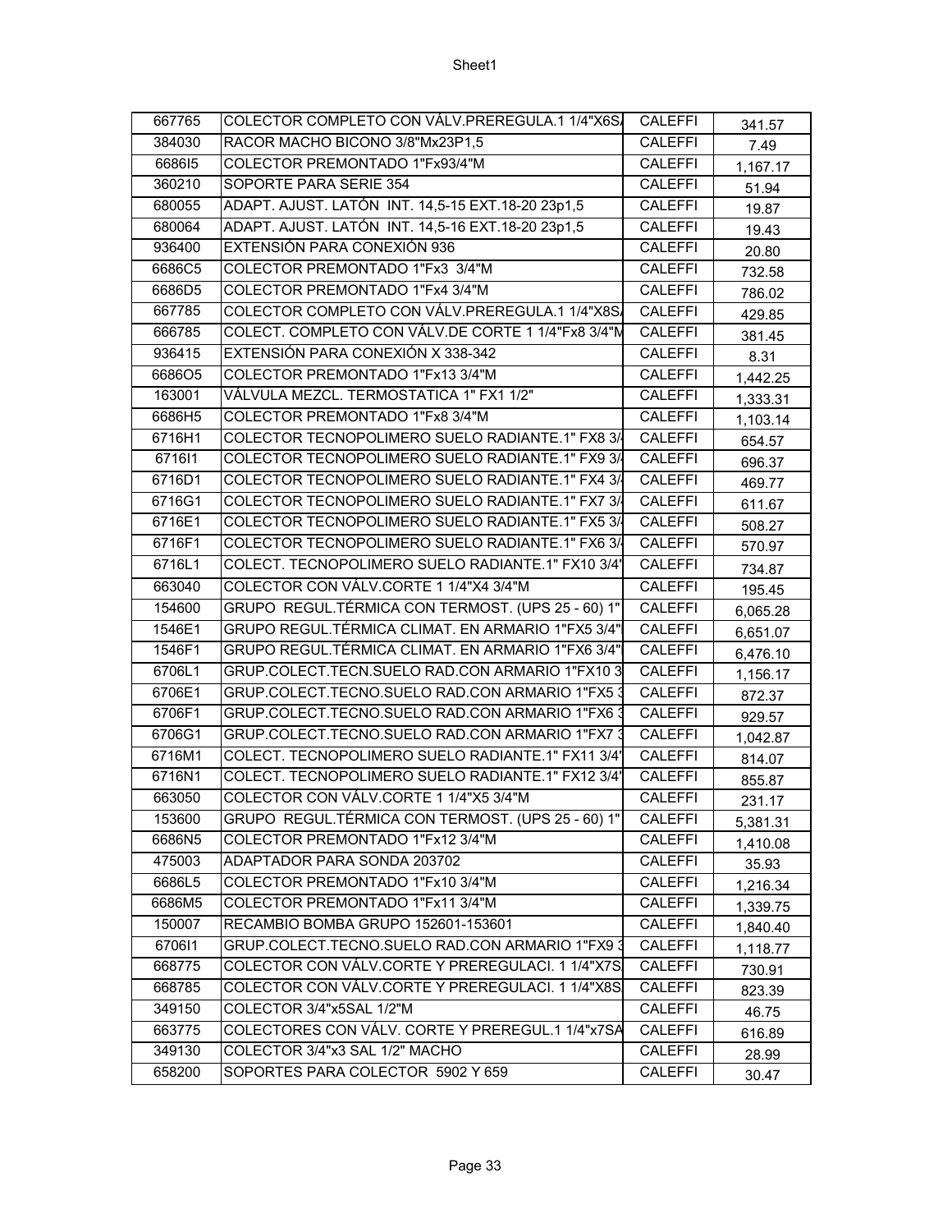| 667765 | COLECTOR COMPLETO CON VÁLV.PREREGULA.1 1/4"X6S/ | CALEFFI | 341.57 |
|---|---|---|---|
| 384030 | RACOR MACHO BICONO 3/8"Mx23P1,5 | CALEFFI | 7.49 |
| 6686I5 | COLECTOR PREMONTADO 1"Fx93/4"M | CALEFFI | 1,167.17 |
| 360210 | SOPORTE PARA SERIE 354 | CALEFFI | 51.94 |
| 680055 | ADAPT. AJUST. LATÓN INT. 14,5-15 EXT.18-20 23p1,5 | CALEFFI | 19.87 |
| 680064 | ADAPT. AJUST. LATÓN INT. 14,5-16 EXT.18-20 23p1,5 | CALEFFI | 19.43 |
| 936400 | EXTENSIÓN PARA CONEXIÓN 936 | CALEFFI | 20.80 |
| 6686C5 | COLECTOR PREMONTADO 1"Fx3 3/4"M | CALEFFI | 732.58 |
| 6686D5 | COLECTOR PREMONTADO 1"Fx4 3/4"M | CALEFFI | 786.02 |
| 667785 | COLECTOR COMPLETO CON VÁLV.PREREGULA.1 1/4"X8S/ | CALEFFI | 429.85 |
| 666785 | COLECT. COMPLETO CON VÁLV.DE CORTE 1 1/4"Fx8 3/4"M | CALEFFI | 381.45 |
| 936415 | EXTENSIÓN PARA CONEXIÓN X 338-342 | CALEFFI | 8.31 |
| 6686O5 | COLECTOR PREMONTADO 1"Fx13 3/4"M | CALEFFI | 1,442.25 |
| 163001 | VÁLVULA MEZCL. TERMOSTATICA 1" FX1 1/2" | CALEFFI | 1,333.31 |
| 6686H5 | COLECTOR PREMONTADO 1"Fx8 3/4"M | CALEFFI | 1,103.14 |
| 6716H1 | COLECTOR TECNOPOLIMERO SUELO RADIANTE.1" FX8 3/ | CALEFFI | 654.57 |
| 6716I1 | COLECTOR TECNOPOLIMERO SUELO RADIANTE.1" FX9 3/ | CALEFFI | 696.37 |
| 6716D1 | COLECTOR TECNOPOLIMERO SUELO RADIANTE.1" FX4 3/ | CALEFFI | 469.77 |
| 6716G1 | COLECTOR TECNOPOLIMERO SUELO RADIANTE.1" FX7 3/ | CALEFFI | 611.67 |
| 6716E1 | COLECTOR TECNOPOLIMERO SUELO RADIANTE.1" FX5 3/ | CALEFFI | 508.27 |
| 6716F1 | COLECTOR TECNOPOLIMERO SUELO RADIANTE.1" FX6 3/ | CALEFFI | 570.97 |
| 6716L1 | COLECT. TECNOPOLIMERO SUELO RADIANTE.1" FX10 3/4' | CALEFFI | 734.87 |
| 663040 | COLECTOR CON VÁLV.CORTE 1 1/4"X4 3/4"M | CALEFFI | 195.45 |
| 154600 | GRUPO REGUL.TÉRMICA CON TERMOST. (UPS 25 - 60) 1" | CALEFFI | 6,065.28 |
| 1546E1 | GRUPO REGUL.TÉRMICA CLIMAT. EN ARMARIO 1"FX5 3/4" | CALEFFI | 6,651.07 |
| 1546F1 | GRUPO REGUL.TÉRMICA CLIMAT. EN ARMARIO 1"FX6 3/4" | CALEFFI | 6,476.10 |
| 6706L1 | GRUP.COLECT.TECN.SUELO RAD.CON ARMARIO 1"FX10 3 | CALEFFI | 1,156.17 |
| 6706E1 | GRUP.COLECT.TECNO.SUELO RAD.CON ARMARIO 1"FX5 3 | CALEFFI | 872.37 |
| 6706F1 | GRUP.COLECT.TECNO.SUELO RAD.CON ARMARIO 1"FX6 3 | CALEFFI | 929.57 |
| 6706G1 | GRUP.COLECT.TECNO.SUELO RAD.CON ARMARIO 1"FX7 3 | CALEFFI | 1,042.87 |
| 6716M1 | COLECT. TECNOPOLIMERO SUELO RADIANTE.1" FX11 3/4' | CALEFFI | 814.07 |
| 6716N1 | COLECT. TECNOPOLIMERO SUELO RADIANTE.1" FX12 3/4' | CALEFFI | 855.87 |
| 663050 | COLECTOR CON VÁLV.CORTE 1 1/4"X5 3/4"M | CALEFFI | 231.17 |
| 153600 | GRUPO REGUL.TÉRMICA CON TERMOST. (UPS 25 - 60) 1" | CALEFFI | 5,381.31 |
| 6686N5 | COLECTOR PREMONTADO 1"Fx12 3/4"M | CALEFFI | 1,410.08 |
| 475003 | ADAPTADOR PARA SONDA 203702 | CALEFFI | 35.93 |
| 6686L5 | COLECTOR PREMONTADO 1"Fx10 3/4"M | CALEFFI | 1,216.34 |
| 6686M5 | COLECTOR PREMONTADO 1"Fx11 3/4"M | CALEFFI | 1,339.75 |
| 150007 | RECAMBIO BOMBA GRUPO 152601-153601 | CALEFFI | 1,840.40 |
| 6706I1 | GRUP.COLECT.TECNO.SUELO RAD.CON ARMARIO 1"FX9 3 | CALEFFI | 1,118.77 |
| 668775 | COLECTOR CON VÁLV.CORTE Y PREREGULACI. 1 1/4"X7S | CALEFFI | 730.91 |
| 668785 | COLECTOR CON VÁLV.CORTE Y PREREGULACI. 1 1/4"X8S | CALEFFI | 823.39 |
| 349150 | COLECTOR 3/4"x5SAL 1/2"M | CALEFFI | 46.75 |
| 663775 | COLECTORES CON VÁLV. CORTE Y PREREGUL.1 1/4"x7SA | CALEFFI | 616.89 |
| 349130 | COLECTOR 3/4"x3 SAL 1/2" MACHO | CALEFFI | 28.99 |
| 658200 | SOPORTES PARA COLECTOR 5902 Y 659 | CALEFFI | 30.47 |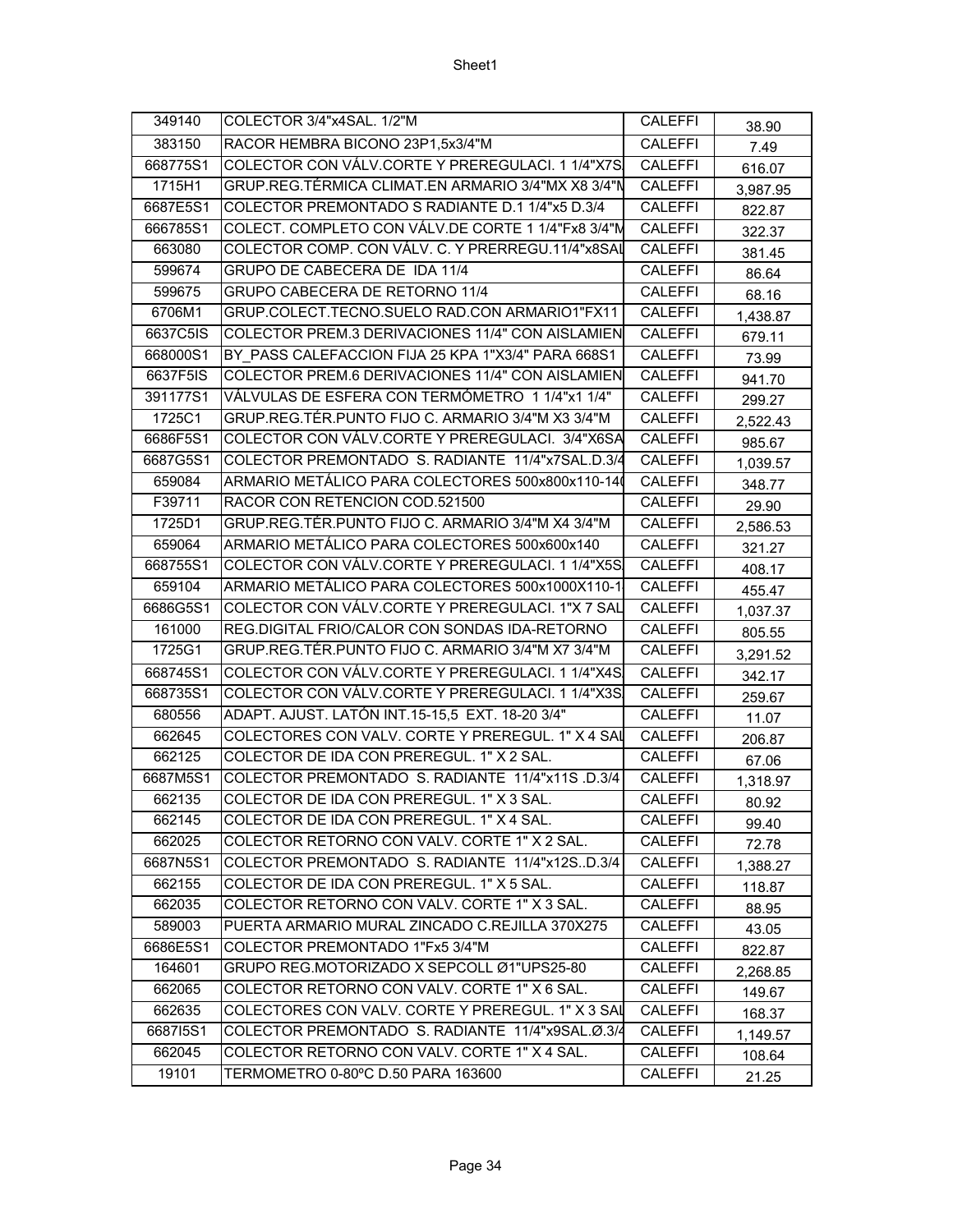| 349140 | COLECTOR 3/4"x4SAL. 1/2"M | CALEFFI | 38.90 |
|---|---|---|---|
| 383150 | RACOR HEMBRA BICONO 23P1,5x3/4"M | CALEFFI | 7.49 |
| 668775S1 | COLECTOR CON VÁLV.CORTE Y PREREGULACI. 1 1/4"X7S | CALEFFI | 616.07 |
| 1715H1 | GRUP.REG.TÉRMICA CLIMAT.EN ARMARIO 3/4"MX X8 3/4"M | CALEFFI | 3,987.95 |
| 6687E5S1 | COLECTOR PREMONTADO S RADIANTE D.1 1/4"x5 D.3/4 | CALEFFI | 822.87 |
| 666785S1 | COLECT. COMPLETO CON VÁLV.DE CORTE 1 1/4"Fx8 3/4"M | CALEFFI | 322.37 |
| 663080 | COLECTOR COMP. CON VÁLV. C. Y PRERREGU.11/4"x8SAL | CALEFFI | 381.45 |
| 599674 | GRUPO DE CABECERA DE IDA 11/4 | CALEFFI | 86.64 |
| 599675 | GRUPO CABECERA DE RETORNO 11/4 | CALEFFI | 68.16 |
| 6706M1 | GRUP.COLECT.TECNO.SUELO RAD.CON ARMARIO1"FX11 | CALEFFI | 1,438.87 |
| 6637C5IS | COLECTOR PREM.3 DERIVACIONES 11/4" CON AISLAMIEN | CALEFFI | 679.11 |
| 668000S1 | BY_PASS CALEFACCION FIJA 25 KPA 1"X3/4" PARA 668S1 | CALEFFI | 73.99 |
| 6637F5IS | COLECTOR PREM.6 DERIVACIONES 11/4" CON AISLAMIEN | CALEFFI | 941.70 |
| 391177S1 | VÁLVULAS DE ESFERA CON TERMÓMETRO 1 1/4"x1 1/4" | CALEFFI | 299.27 |
| 1725C1 | GRUP.REG.TÉR.PUNTO FIJO C. ARMARIO 3/4"M X3 3/4"M | CALEFFI | 2,522.43 |
| 6686F5S1 | COLECTOR CON VÁLV.CORTE Y PREREGULACI. 3/4"X6SA | CALEFFI | 985.67 |
| 6687G5S1 | COLECTOR PREMONTADO S. RADIANTE 11/4"x7SAL.D.3/4 | CALEFFI | 1,039.57 |
| 659084 | ARMARIO METÁLICO PARA COLECTORES 500x800x110-140 | CALEFFI | 348.77 |
| F39711 | RACOR CON RETENCION COD.521500 | CALEFFI | 29.90 |
| 1725D1 | GRUP.REG.TÉR.PUNTO FIJO C. ARMARIO 3/4"M X4 3/4"M | CALEFFI | 2,586.53 |
| 659064 | ARMARIO METÁLICO PARA COLECTORES 500x600x140 | CALEFFI | 321.27 |
| 668755S1 | COLECTOR CON VÁLV.CORTE Y PREREGULACI. 1 1/4"X5S | CALEFFI | 408.17 |
| 659104 | ARMARIO METÁLICO PARA COLECTORES 500x1000X110-1 | CALEFFI | 455.47 |
| 6686G5S1 | COLECTOR CON VÁLV.CORTE Y PREREGULACI. 1"X 7 SAL | CALEFFI | 1,037.37 |
| 161000 | REG.DIGITAL FRIO/CALOR CON SONDAS IDA-RETORNO | CALEFFI | 805.55 |
| 1725G1 | GRUP.REG.TÉR.PUNTO FIJO C. ARMARIO 3/4"M X7 3/4"M | CALEFFI | 3,291.52 |
| 668745S1 | COLECTOR CON VÁLV.CORTE Y PREREGULACI. 1 1/4"X4S | CALEFFI | 342.17 |
| 668735S1 | COLECTOR CON VÁLV.CORTE Y PREREGULACI. 1 1/4"X3S | CALEFFI | 259.67 |
| 680556 | ADAPT. AJUST. LATÓN INT.15-15,5 EXT. 18-20 3/4" | CALEFFI | 11.07 |
| 662645 | COLECTORES CON VALV. CORTE Y PREREGUL. 1" X 4 SAL | CALEFFI | 206.87 |
| 662125 | COLECTOR DE IDA CON PREREGUL. 1" X 2 SAL. | CALEFFI | 67.06 |
| 6687M5S1 | COLECTOR PREMONTADO S. RADIANTE 11/4"x11S .D.3/4 | CALEFFI | 1,318.97 |
| 662135 | COLECTOR DE IDA CON PREREGUL. 1" X 3 SAL. | CALEFFI | 80.92 |
| 662145 | COLECTOR DE IDA CON PREREGUL. 1" X 4 SAL. | CALEFFI | 99.40 |
| 662025 | COLECTOR RETORNO CON VALV. CORTE 1" X 2 SAL. | CALEFFI | 72.78 |
| 6687N5S1 | COLECTOR PREMONTADO S. RADIANTE 11/4"x12S..D.3/4 | CALEFFI | 1,388.27 |
| 662155 | COLECTOR DE IDA CON PREREGUL. 1" X 5 SAL. | CALEFFI | 118.87 |
| 662035 | COLECTOR RETORNO CON VALV. CORTE 1" X 3 SAL. | CALEFFI | 88.95 |
| 589003 | PUERTA ARMARIO MURAL ZINCADO C.REJILLA 370X275 | CALEFFI | 43.05 |
| 6686E5S1 | COLECTOR PREMONTADO 1"Fx5 3/4"M | CALEFFI | 822.87 |
| 164601 | GRUPO REG.MOTORIZADO X SEPCOLL Ø1"UPS25-80 | CALEFFI | 2,268.85 |
| 662065 | COLECTOR RETORNO CON VALV. CORTE 1" X 6 SAL. | CALEFFI | 149.67 |
| 662635 | COLECTORES CON VALV. CORTE Y PREREGUL. 1" X 3 SAL | CALEFFI | 168.37 |
| 6687I5S1 | COLECTOR PREMONTADO S. RADIANTE 11/4"x9SAL.Ø.3/4 | CALEFFI | 1,149.57 |
| 662045 | COLECTOR RETORNO CON VALV. CORTE 1" X 4 SAL. | CALEFFI | 108.64 |
| 19101 | TERMOMETRO 0-80ºC D.50 PARA 163600 | CALEFFI | 21.25 |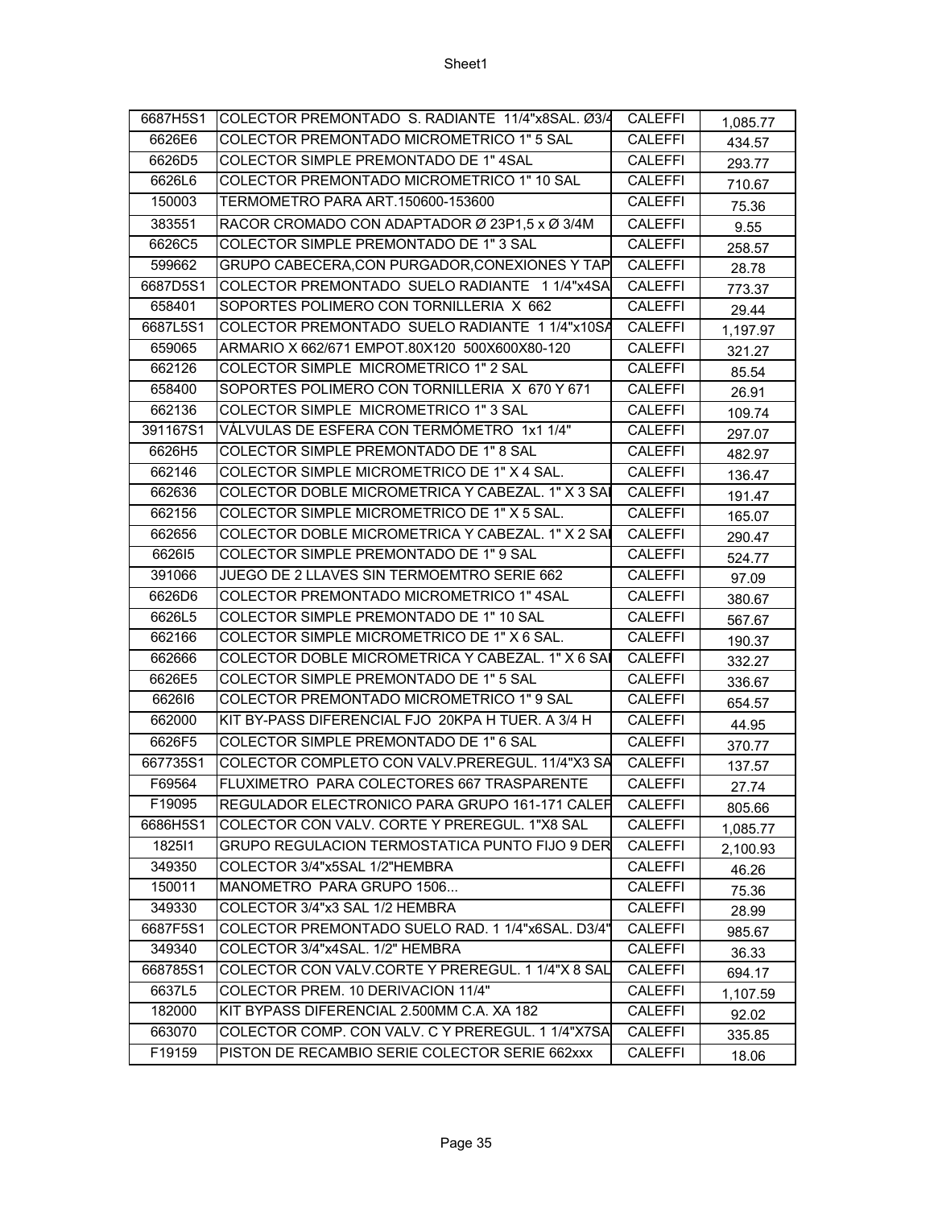| 6687H5S1 | COLECTOR PREMONTADO S. RADIANTE 11/4"x8SAL. Ø3/4 | CALEFFI | 1,085.77 |
|---|---|---|---|
| 6626E6 | COLECTOR PREMONTADO MICROMETRICO 1" 5 SAL | CALEFFI | 434.57 |
| 6626D5 | COLECTOR SIMPLE PREMONTADO DE 1" 4SAL | CALEFFI | 293.77 |
| 6626L6 | COLECTOR PREMONTADO MICROMETRICO 1" 10 SAL | CALEFFI | 710.67 |
| 150003 | TERMOMETRO PARA ART.150600-153600 | CALEFFI | 75.36 |
| 383551 | RACOR CROMADO CON ADAPTADOR Ø 23P1,5 x Ø 3/4M | CALEFFI | 9.55 |
| 6626C5 | COLECTOR SIMPLE PREMONTADO DE 1" 3 SAL | CALEFFI | 258.57 |
| 599662 | GRUPO CABECERA,CON PURGADOR,CONEXIONES Y TAP | CALEFFI | 28.78 |
| 6687D5S1 | COLECTOR PREMONTADO SUELO RADIANTE 1 1/4"x4SA | CALEFFI | 773.37 |
| 658401 | SOPORTES POLIMERO CON TORNILLERIA X 662 | CALEFFI | 29.44 |
| 6687L5S1 | COLECTOR PREMONTADO SUELO RADIANTE 1 1/4"x10SA | CALEFFI | 1,197.97 |
| 659065 | ARMARIO X 662/671 EMPOT.80X120 500X600X80-120 | CALEFFI | 321.27 |
| 662126 | COLECTOR SIMPLE MICROMETRICO 1" 2 SAL | CALEFFI | 85.54 |
| 658400 | SOPORTES POLIMERO CON TORNILLERIA X 670 Y 671 | CALEFFI | 26.91 |
| 662136 | COLECTOR SIMPLE MICROMETRICO 1" 3 SAL | CALEFFI | 109.74 |
| 391167S1 | VÁLVULAS DE ESFERA CON TERMÓMETRO 1x1 1/4" | CALEFFI | 297.07 |
| 6626H5 | COLECTOR SIMPLE PREMONTADO DE 1" 8 SAL | CALEFFI | 482.97 |
| 662146 | COLECTOR SIMPLE MICROMETRICO DE 1" X 4 SAL. | CALEFFI | 136.47 |
| 662636 | COLECTOR DOBLE MICROMETRICA Y CABEZAL. 1" X 3 SAI | CALEFFI | 191.47 |
| 662156 | COLECTOR SIMPLE MICROMETRICO DE 1" X 5 SAL. | CALEFFI | 165.07 |
| 662656 | COLECTOR DOBLE MICROMETRICA Y CABEZAL. 1" X 2 SAI | CALEFFI | 290.47 |
| 6626I5 | COLECTOR SIMPLE PREMONTADO DE 1" 9 SAL | CALEFFI | 524.77 |
| 391066 | JUEGO DE 2 LLAVES SIN TERMOEMTRO SERIE 662 | CALEFFI | 97.09 |
| 6626D6 | COLECTOR PREMONTADO MICROMETRICO 1" 4SAL | CALEFFI | 380.67 |
| 6626L5 | COLECTOR SIMPLE PREMONTADO DE 1" 10 SAL | CALEFFI | 567.67 |
| 662166 | COLECTOR SIMPLE MICROMETRICO DE 1" X 6 SAL. | CALEFFI | 190.37 |
| 662666 | COLECTOR DOBLE MICROMETRICA Y CABEZAL. 1" X 6 SAI | CALEFFI | 332.27 |
| 6626E5 | COLECTOR SIMPLE PREMONTADO DE 1" 5 SAL | CALEFFI | 336.67 |
| 6626I6 | COLECTOR PREMONTADO MICROMETRICO 1" 9 SAL | CALEFFI | 654.57 |
| 662000 | KIT BY-PASS DIFERENCIAL FJO 20KPA H TUER. A 3/4 H | CALEFFI | 44.95 |
| 6626F5 | COLECTOR SIMPLE PREMONTADO DE 1" 6 SAL | CALEFFI | 370.77 |
| 667735S1 | COLECTOR COMPLETO CON VALV.PREREGUL. 11/4"X3 SA | CALEFFI | 137.57 |
| F69564 | FLUXIMETRO PARA COLECTORES 667 TRASPARENTE | CALEFFI | 27.74 |
| F19095 | REGULADOR ELECTRONICO PARA GRUPO 161-171 CALEF | CALEFFI | 805.66 |
| 6686H5S1 | COLECTOR CON VALV. CORTE Y PREREGUL. 1"X8 SAL | CALEFFI | 1,085.77 |
| 1825I1 | GRUPO REGULACION TERMOSTATICA PUNTO FIJO 9 DER | CALEFFI | 2,100.93 |
| 349350 | COLECTOR 3/4"x5SAL 1/2"HEMBRA | CALEFFI | 46.26 |
| 150011 | MANOMETRO PARA GRUPO 1506... | CALEFFI | 75.36 |
| 349330 | COLECTOR 3/4"x3 SAL 1/2 HEMBRA | CALEFFI | 28.99 |
| 6687F5S1 | COLECTOR PREMONTADO SUELO RAD. 1 1/4"x6SAL. D3/4" | CALEFFI | 985.67 |
| 349340 | COLECTOR 3/4"x4SAL. 1/2" HEMBRA | CALEFFI | 36.33 |
| 668785S1 | COLECTOR CON VALV.CORTE Y PREREGUL. 1 1/4"X 8 SAL | CALEFFI | 694.17 |
| 6637L5 | COLECTOR PREM. 10 DERIVACION 11/4" | CALEFFI | 1,107.59 |
| 182000 | KIT BYPASS DIFERENCIAL 2.500MM C.A. XA 182 | CALEFFI | 92.02 |
| 663070 | COLECTOR COMP. CON VALV. C Y PREREGUL. 1 1/4"X7SA | CALEFFI | 335.85 |
| F19159 | PISTON DE RECAMBIO SERIE COLECTOR SERIE 662xxx | CALEFFI | 18.06 |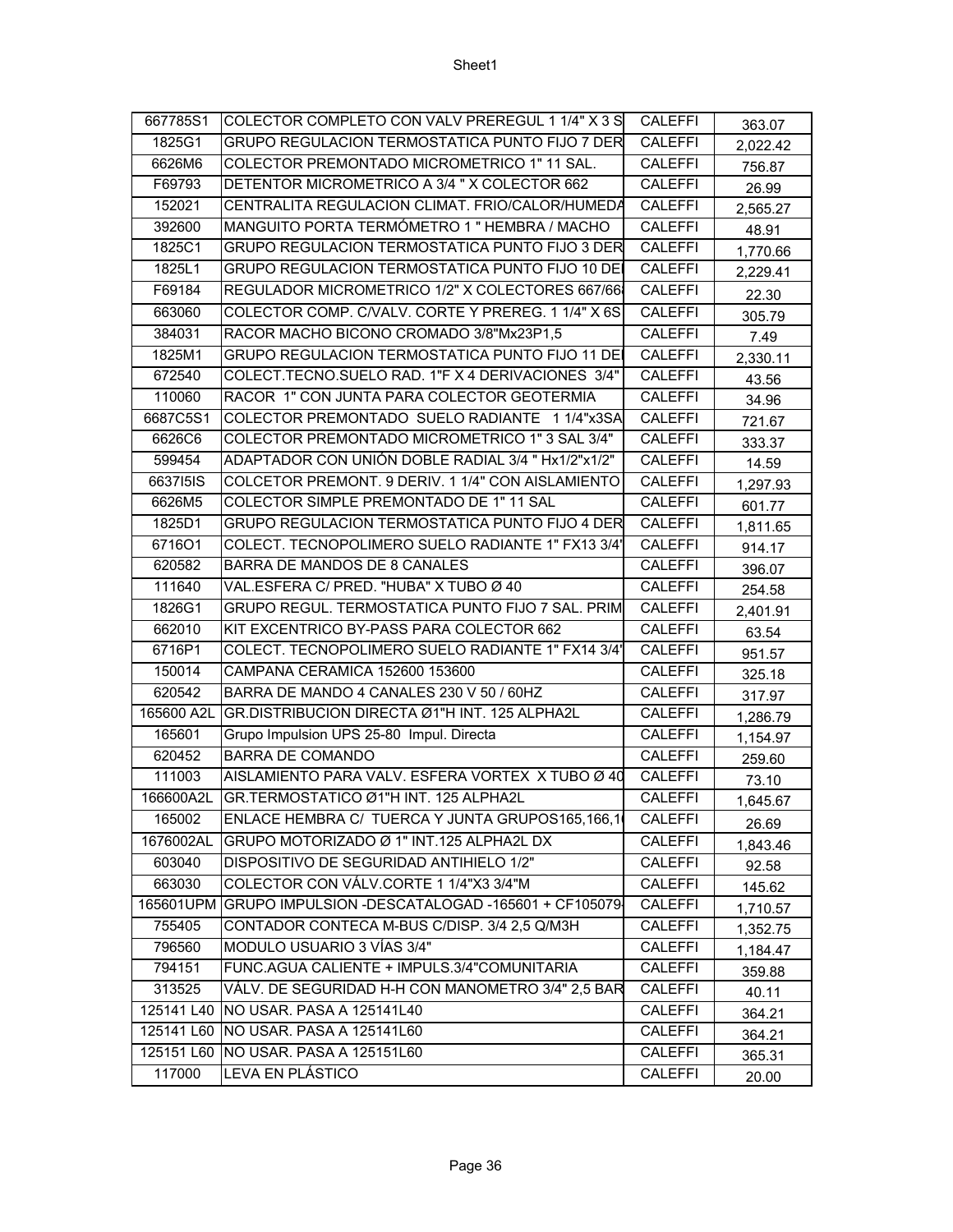| | | | |
|---|---|---|---|
| 667785S1 | COLECTOR COMPLETO CON VALV PREREGUL 1 1/4" X 3 S | CALEFFI | 363.07 |
| 1825G1 | GRUPO REGULACION TERMOSTATICA PUNTO FIJO 7 DER | CALEFFI | 2,022.42 |
| 6626M6 | COLECTOR PREMONTADO MICROMETRICO 1" 11 SAL. | CALEFFI | 756.87 |
| F69793 | DETENTOR MICROMETRICO A 3/4 " X COLECTOR 662 | CALEFFI | 26.99 |
| 152021 | CENTRALITA REGULACION CLIMAT. FRIO/CALOR/HUMEDA | CALEFFI | 2,565.27 |
| 392600 | MANGUITO PORTA TERMÓMETRO 1 " HEMBRA / MACHO | CALEFFI | 48.91 |
| 1825C1 | GRUPO REGULACION TERMOSTATICA PUNTO FIJO 3 DER | CALEFFI | 1,770.66 |
| 1825L1 | GRUPO REGULACION TERMOSTATICA PUNTO FIJO 10 DE | CALEFFI | 2,229.41 |
| F69184 | REGULADOR MICROMETRICO 1/2" X COLECTORES 667/66 | CALEFFI | 22.30 |
| 663060 | COLECTOR COMP. C/VALV. CORTE Y PREREG. 1 1/4" X 6S | CALEFFI | 305.79 |
| 384031 | RACOR MACHO BICONO CROMADO 3/8"Mx23P1,5 | CALEFFI | 7.49 |
| 1825M1 | GRUPO REGULACION TERMOSTATICA PUNTO FIJO 11 DE | CALEFFI | 2,330.11 |
| 672540 | COLECT.TECNO.SUELO RAD. 1"F X 4 DERIVACIONES 3/4" | CALEFFI | 43.56 |
| 110060 | RACOR 1" CON JUNTA PARA COLECTOR GEOTERMIA | CALEFFI | 34.96 |
| 6687C5S1 | COLECTOR PREMONTADO SUELO RADIANTE 1 1/4"x3SA | CALEFFI | 721.67 |
| 6626C6 | COLECTOR PREMONTADO MICROMETRICO 1" 3 SAL 3/4" | CALEFFI | 333.37 |
| 599454 | ADAPTADOR CON UNIÓN DOBLE RADIAL 3/4 " Hx1/2"x1/2" | CALEFFI | 14.59 |
| 6637I5IS | COLCETOR PREMONT. 9 DERIV. 1 1/4" CON AISLAMIENTO | CALEFFI | 1,297.93 |
| 6626M5 | COLECTOR SIMPLE PREMONTADO DE 1" 11 SAL | CALEFFI | 601.77 |
| 1825D1 | GRUPO REGULACION TERMOSTATICA PUNTO FIJO 4 DER | CALEFFI | 1,811.65 |
| 6716O1 | COLECT. TECNOPOLIMERO SUELO RADIANTE 1" FX13 3/4' | CALEFFI | 914.17 |
| 620582 | BARRA DE MANDOS DE 8 CANALES | CALEFFI | 396.07 |
| 111640 | VAL.ESFERA C/ PRED. "HUBA" X TUBO Ø 40 | CALEFFI | 254.58 |
| 1826G1 | GRUPO REGUL. TERMOSTATICA PUNTO FIJO 7 SAL. PRIM | CALEFFI | 2,401.91 |
| 662010 | KIT EXCENTRICO BY-PASS PARA COLECTOR 662 | CALEFFI | 63.54 |
| 6716P1 | COLECT. TECNOPOLIMERO SUELO RADIANTE 1" FX14 3/4' | CALEFFI | 951.57 |
| 150014 | CAMPANA CERAMICA 152600 153600 | CALEFFI | 325.18 |
| 620542 | BARRA DE MANDO 4 CANALES 230 V 50 / 60HZ | CALEFFI | 317.97 |
| 165600 A2L | GR.DISTRIBUCION DIRECTA Ø1"H INT. 125 ALPHA2L | CALEFFI | 1,286.79 |
| 165601 | Grupo Impulsion UPS 25-80 Impul. Directa | CALEFFI | 1,154.97 |
| 620452 | BARRA DE COMANDO | CALEFFI | 259.60 |
| 111003 | AISLAMIENTO PARA VALV. ESFERA VORTEX X TUBO Ø 40 | CALEFFI | 73.10 |
| 166600A2L | GR.TERMOSTATICO Ø1"H INT. 125 ALPHA2L | CALEFFI | 1,645.67 |
| 165002 | ENLACE HEMBRA C/ TUERCA Y JUNTA GRUPOS165,166,1 | CALEFFI | 26.69 |
| 1676002AL | GRUPO MOTORIZADO Ø 1" INT.125 ALPHA2L DX | CALEFFI | 1,843.46 |
| 603040 | DISPOSITIVO DE SEGURIDAD ANTIHIELO 1/2" | CALEFFI | 92.58 |
| 663030 | COLECTOR CON VÁLV.CORTE 1 1/4"X3 3/4"M | CALEFFI | 145.62 |
| 165601UPM | GRUPO IMPULSION -DESCATALOGAD -165601 + CF105079 | CALEFFI | 1,710.57 |
| 755405 | CONTADOR CONTECA M-BUS C/DISP. 3/4 2,5 Q/M3H | CALEFFI | 1,352.75 |
| 796560 | MODULO USUARIO 3 VÍAS 3/4" | CALEFFI | 1,184.47 |
| 794151 | FUNC.AGUA CALIENTE + IMPULS.3/4"COMUNITARIA | CALEFFI | 359.88 |
| 313525 | VÁLV. DE SEGURIDAD H-H CON MANOMETRO 3/4" 2,5 BAR | CALEFFI | 40.11 |
| 125141 L40 | NO USAR. PASA A 125141L40 | CALEFFI | 364.21 |
| 125141 L60 | NO USAR. PASA A 125141L60 | CALEFFI | 364.21 |
| 125151 L60 | NO USAR. PASA A 125151L60 | CALEFFI | 365.31 |
| 117000 | LEVA EN PLÁSTICO | CALEFFI | 20.00 |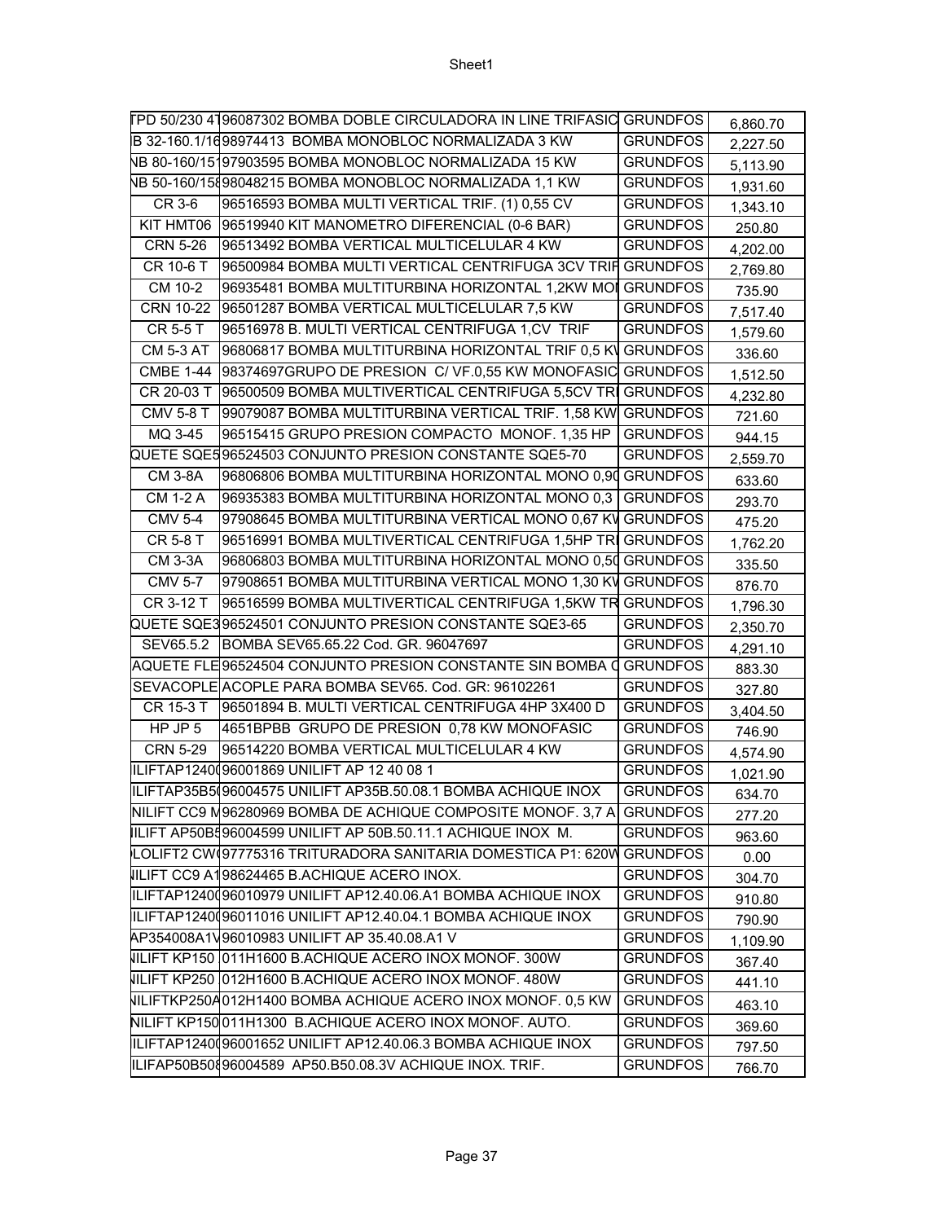| | | | |
|---|---|---|---|
| TPD 50/230 4 | 96087302 BOMBA DOBLE CIRCULADORA IN LINE TRIFASIC | GRUNDFOS | 6,860.70 |
| B 32-160.1/16 | 98974413 BOMBA MONOBLOC NORMALIZADA 3 KW | GRUNDFOS | 2,227.50 |
| NB 80-160/15 | 97903595 BOMBA MONOBLOC NORMALIZADA 15 KW | GRUNDFOS | 5,113.90 |
| NB 50-160/15 | 98048215 BOMBA MONOBLOC NORMALIZADA 1,1 KW | GRUNDFOS | 1,931.60 |
| CR 3-6 | 96516593 BOMBA MULTI VERTICAL TRIF. (1) 0,55 CV | GRUNDFOS | 1,343.10 |
| KIT HMT06 | 96519940 KIT MANOMETRO DIFERENCIAL (0-6 BAR) | GRUNDFOS | 250.80 |
| CRN 5-26 | 96513492 BOMBA VERTICAL MULTICELULAR 4 KW | GRUNDFOS | 4,202.00 |
| CR 10-6 T | 96500984 BOMBA MULTI VERTICAL CENTRIFUGA 3CV TRIF | GRUNDFOS | 2,769.80 |
| CM 10-2 | 96935481 BOMBA MULTITURBINA HORIZONTAL 1,2KW MO | GRUNDFOS | 735.90 |
| CRN 10-22 | 96501287 BOMBA VERTICAL MULTICELULAR 7,5 KW | GRUNDFOS | 7,517.40 |
| CR 5-5 T | 96516978 B. MULTI VERTICAL CENTRIFUGA 1,CV TRIF | GRUNDFOS | 1,579.60 |
| CM 5-3 AT | 96806817 BOMBA MULTITURBINA HORIZONTAL TRIF 0,5 K | GRUNDFOS | 336.60 |
| CMBE 1-44 | 98374697GRUPO DE PRESION C/ VF.0,55 KW MONOFASIC | GRUNDFOS | 1,512.50 |
| CR 20-03 T | 96500509 BOMBA MULTIVERTICAL CENTRIFUGA 5,5CV TR | GRUNDFOS | 4,232.80 |
| CMV 5-8 T | 99079087 BOMBA MULTITURBINA VERTICAL TRIF. 1,58 KW | GRUNDFOS | 721.60 |
| MQ 3-45 | 96515415 GRUPO PRESION COMPACTO MONOF. 1,35 HP | GRUNDFOS | 944.15 |
| QUETE SQE5 | 96524503 CONJUNTO PRESION CONSTANTE SQE5-70 | GRUNDFOS | 2,559.70 |
| CM 3-8A | 96806806 BOMBA MULTITURBINA HORIZONTAL MONO 0,90 | GRUNDFOS | 633.60 |
| CM 1-2 A | 96935383 BOMBA MULTITURBINA HORIZONTAL MONO 0,3 | GRUNDFOS | 293.70 |
| CMV 5-4 | 97908645 BOMBA MULTITURBINA VERTICAL MONO 0,67 K | GRUNDFOS | 475.20 |
| CR 5-8 T | 96516991 BOMBA MULTIVERTICAL CENTRIFUGA 1,5HP TR | GRUNDFOS | 1,762.20 |
| CM 3-3A | 96806803 BOMBA MULTITURBINA HORIZONTAL MONO 0,50 | GRUNDFOS | 335.50 |
| CMV 5-7 | 97908651 BOMBA MULTITURBINA VERTICAL MONO 1,30 K | GRUNDFOS | 876.70 |
| CR 3-12 T | 96516599 BOMBA MULTIVERTICAL CENTRIFUGA 1,5KW TR | GRUNDFOS | 1,796.30 |
| QUETE SQE3 | 96524501 CONJUNTO PRESION CONSTANTE SQE3-65 | GRUNDFOS | 2,350.70 |
| SEV65.5.2 | BOMBA SEV65.65.22 Cod. GR. 96047697 | GRUNDFOS | 4,291.10 |
| AQUETE FLE | 96524504 CONJUNTO PRESION CONSTANTE SIN BOMBA C | GRUNDFOS | 883.30 |
| SEVACOPLE | ACOPLE PARA BOMBA SEV65. Cod. GR: 96102261 | GRUNDFOS | 327.80 |
| CR 15-3 T | 96501894 B. MULTI VERTICAL CENTRIFUGA 4HP 3X400 D | GRUNDFOS | 3,404.50 |
| HP JP 5 | 4651BPBB GRUPO DE PRESION 0,78 KW MONOFASIC | GRUNDFOS | 746.90 |
| CRN 5-29 | 96514220 BOMBA VERTICAL MULTICELULAR 4 KW | GRUNDFOS | 4,574.90 |
| ILIFTAP1240 | 96001869 UNILIFT AP 12 40 08 1 | GRUNDFOS | 1,021.90 |
| ILIFTAP35B5 | 96004575 UNILIFT AP35B.50.08.1 BOMBA ACHIQUE INOX | GRUNDFOS | 634.70 |
| NILIFT CC9 M | 96280969 BOMBA DE ACHIQUE COMPOSITE MONOF. 3,7 A | GRUNDFOS | 277.20 |
| ILIFT AP50B5 | 96004599 UNILIFT AP 50B.50.11.1 ACHIQUE INOX M. | GRUNDFOS | 963.60 |
| LOLIFT2 CW | 97775316 TRITURADORA SANITARIA DOMESTICA P1: 620W | GRUNDFOS | 0.00 |
| NILIFT CC9 A | 98624465 B.ACHIQUE ACERO INOX. | GRUNDFOS | 304.70 |
| ILIFTAP1240 | 96010979 UNILIFT AP12.40.06.A1 BOMBA ACHIQUE INOX | GRUNDFOS | 910.80 |
| ILIFTAP1240 | 96011016 UNILIFT AP12.40.04.1 BOMBA ACHIQUE INOX | GRUNDFOS | 790.90 |
| AP354008A1V | 96010983 UNILIFT AP 35.40.08.A1 V | GRUNDFOS | 1,109.90 |
| NILIFT KP150 | 011H1600 B.ACHIQUE ACERO INOX MONOF. 300W | GRUNDFOS | 367.40 |
| NILIFT KP250 | 012H1600 B.ACHIQUE ACERO INOX MONOF. 480W | GRUNDFOS | 441.10 |
| NILIFTKP250A | 012H1400 BOMBA ACHIQUE ACERO INOX MONOF. 0,5 KW | GRUNDFOS | 463.10 |
| NILIFT KP150 | 011H1300 B.ACHIQUE ACERO INOX MONOF. AUTO. | GRUNDFOS | 369.60 |
| ILIFTAP1240 | 96001652 UNILIFT AP12.40.06.3 BOMBA ACHIQUE INOX | GRUNDFOS | 797.50 |
| ILIFAP50B50 | 96004589 AP50.B50.08.3V ACHIQUE INOX. TRIF. | GRUNDFOS | 766.70 |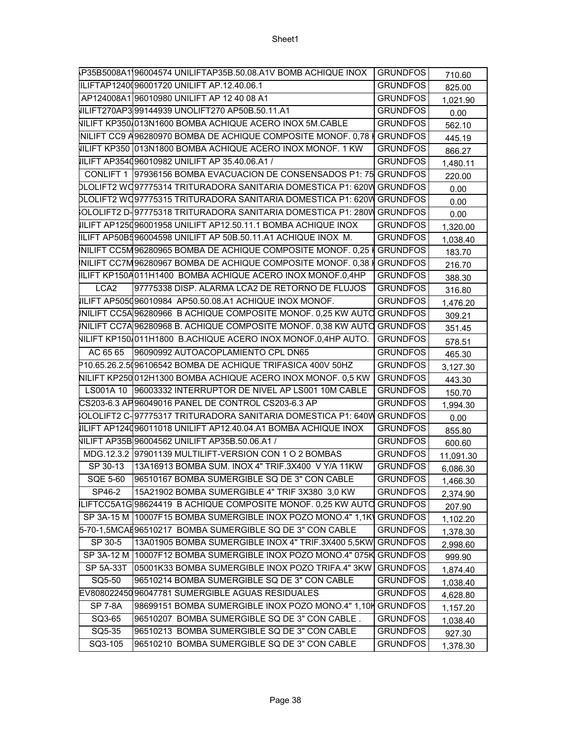| | | | |
|---|---|---|---|
| P35B5008A1 | 96004574 UNILIFTAP35B.50.08.A1V BOMB ACHIQUE INOX | GRUNDFOS | 710.60 |
| ILIFTAP1240 | 96001720 UNILIFT AP.12.40.06.1 | GRUNDFOS | 825.00 |
| AP124008A1 | 96010980 UNILIFT AP 12 40 08 A1 | GRUNDFOS | 1,021.90 |
| IILIFT270AP3 | 99144939 UNOLIFT270 AP50B.50.11.A1 | GRUNDFOS | 0.00 |
| IILIFT KP350 | 013N1600 BOMBA ACHIQUE ACERO INOX 5M.CABLE | GRUNDFOS | 562.10 |
| NILIFT CC9 A | 96280970 BOMBA DE ACHIQUE COMPOSITE MONOF. 0,78 | GRUNDFOS | 445.19 |
| IILIFT KP350 | 013N1800 BOMBA ACHIQUE ACERO INOX MONOF. 1 KW | GRUNDFOS | 866.27 |
| IILIFT AP3540 | 96010982 UNILIFT AP 35.40.06.A1 / | GRUNDFOS | 1,480.11 |
| CONLIFT 1 | 97936156 BOMBA EVACUACION DE CONSENSADOS P1: 75 | GRUNDFOS | 220.00 |
| OLOLIFT2 WC | 97775314 TRITURADORA SANITARIA DOMESTICA P1: 620W | GRUNDFOS | 0.00 |
| OLOLIFT2 WC | 97775315 TRITURADORA SANITARIA DOMESTICA P1: 620W | GRUNDFOS | 0.00 |
| OLOLIFT2 D- | 97775318 TRITURADORA SANITARIA DOMESTICA P1: 280W | GRUNDFOS | 0.00 |
| IILIFT AP1250 | 96001958 UNILIFT AP12.50.11.1 BOMBA ACHIQUE INOX | GRUNDFOS | 1,320.00 |
| ILIFT AP50B5 | 96004598 UNILIFT AP 50B.50.11.A1 ACHIQUE INOX M. | GRUNDFOS | 1,038.40 |
| NILIFT CC5M | 96280965 BOMBA DE ACHIQUE COMPOSITE MONOF. 0,25 | GRUNDFOS | 183.70 |
| NILIFT CC7M | 96280967 BOMBA DE ACHIQUE COMPOSITE MONOF. 0,38 | GRUNDFOS | 216.70 |
| ILIFT KP150A | 011H1400 BOMBA ACHIQUE ACERO INOX MONOF.0,4HP | GRUNDFOS | 388.30 |
| LCA2 | 97775338 DISP. ALARMA LCA2 DE RETORNO DE FLUJOS | GRUNDFOS | 316.80 |
| IILIFT AP5050 | 96010984 AP50.50.08.A1 ACHIQUE INOX MONOF. | GRUNDFOS | 1,476.20 |
| NILIFT CC5A | 96280966 B ACHIQUE COMPOSITE MONOF. 0,25 KW AUTO | GRUNDFOS | 309.21 |
| NILIFT CC7A | 96280968 B. ACHIQUE COMPOSITE MONOF. 0,38 KW AUTO | GRUNDFOS | 351.45 |
| IILIFT KP150 | 011H1800 B.ACHIQUE ACERO INOX MONOF.0,4HP AUTO. | GRUNDFOS | 578.51 |
| AC 65 65 | 96090992 AUTOACOPLAMIENTO CPL DN65 | GRUNDFOS | 465.30 |
| P10.65.26.2.5 | 96106542 BOMBA DE ACHIQUE TRIFASICA 400V 50HZ | GRUNDFOS | 3,127.30 |
| NILIFT KP250 | 012H1300 BOMBA ACHIQUE ACERO INOX MONOF. 0,5 KW | GRUNDFOS | 443.30 |
| LS001A 10 | 96003332 INTERRUPTOR DE NIVEL AP LS001 10M CABLE | GRUNDFOS | 150.70 |
| CS203-6.3 AP | 96049016 PANEL DE CONTROL CS203-6.3 AP | GRUNDFOS | 1,994.30 |
| OLOLIFT2 C- | 97775317 TRITURADORA SANITARIA DOMESTICA P1: 640W | GRUNDFOS | 0.00 |
| IILIFT AP1240 | 96011018 UNILIFT AP12.40.04.A1 BOMBA ACHIQUE INOX | GRUNDFOS | 855.80 |
| IILIFT AP35B | 96004562 UNILIFT AP35B.50.06.A1 / | GRUNDFOS | 600.60 |
| MDG.12.3.2 | 97901139 MULTILIFT-VERSION CON 1 O 2 BOMBAS | GRUNDFOS | 11,091.30 |
| SP 30-13 | 13A16913 BOMBA SUM. INOX 4" TRIF.3X400 V Y/A 11KW | GRUNDFOS | 6,086.30 |
| SQE 5-60 | 96510167 BOMBA SUMERGIBLE SQ DE 3" CON CABLE | GRUNDFOS | 1,466.30 |
| SP46-2 | 15A21902 BOMBA SUMERGIBLE 4" TRIF 3X380 3,0 KW | GRUNDFOS | 2,374.90 |
| ILIFTCC5A1G | 98624419 B ACHIQUE COMPOSITE MONOF. 0,25 KW AUTO | GRUNDFOS | 207.90 |
| SP 3A-15 M | 10007F15 BOMBA SUMERGIBLE INOX POZO MONO.4" 1,1K | GRUNDFOS | 1,102.20 |
| 5-70-1,5MCAE | 96510217 BOMBA SUMERGIBLE SQ DE 3" CON CABLE | GRUNDFOS | 1,378.30 |
| SP 30-5 | 13A01905 BOMBA SUMERGIBLE INOX 4" TRIF.3X400 5,5KW | GRUNDFOS | 2,998.60 |
| SP 3A-12 M | 10007F12 BOMBA SUMERGIBLE INOX POZO MONO.4" 075K | GRUNDFOS | 999.90 |
| SP 5A-33T | 05001K33 BOMBA SUMERGIBLE INOX POZO TRIFA.4" 3KW | GRUNDFOS | 1,874.40 |
| SQ5-50 | 96510214 BOMBA SUMERGIBLE SQ DE 3" CON CABLE | GRUNDFOS | 1,038.40 |
| EV808022450 | 96047781 SUMERGIBLE AGUAS RESIDUALES | GRUNDFOS | 4,628.80 |
| SP 7-8A | 98699151 BOMBA SUMERGIBLE INOX POZO MONO.4" 1,10K | GRUNDFOS | 1,157.20 |
| SQ3-65 | 96510207 BOMBA SUMERGIBLE SQ DE 3" CON CABLE . | GRUNDFOS | 1,038.40 |
| SQ5-35 | 96510213 BOMBA SUMERGIBLE SQ DE 3" CON CABLE | GRUNDFOS | 927.30 |
| SQ3-105 | 96510210 BOMBA SUMERGIBLE SQ DE 3" CON CABLE | GRUNDFOS | 1,378.30 |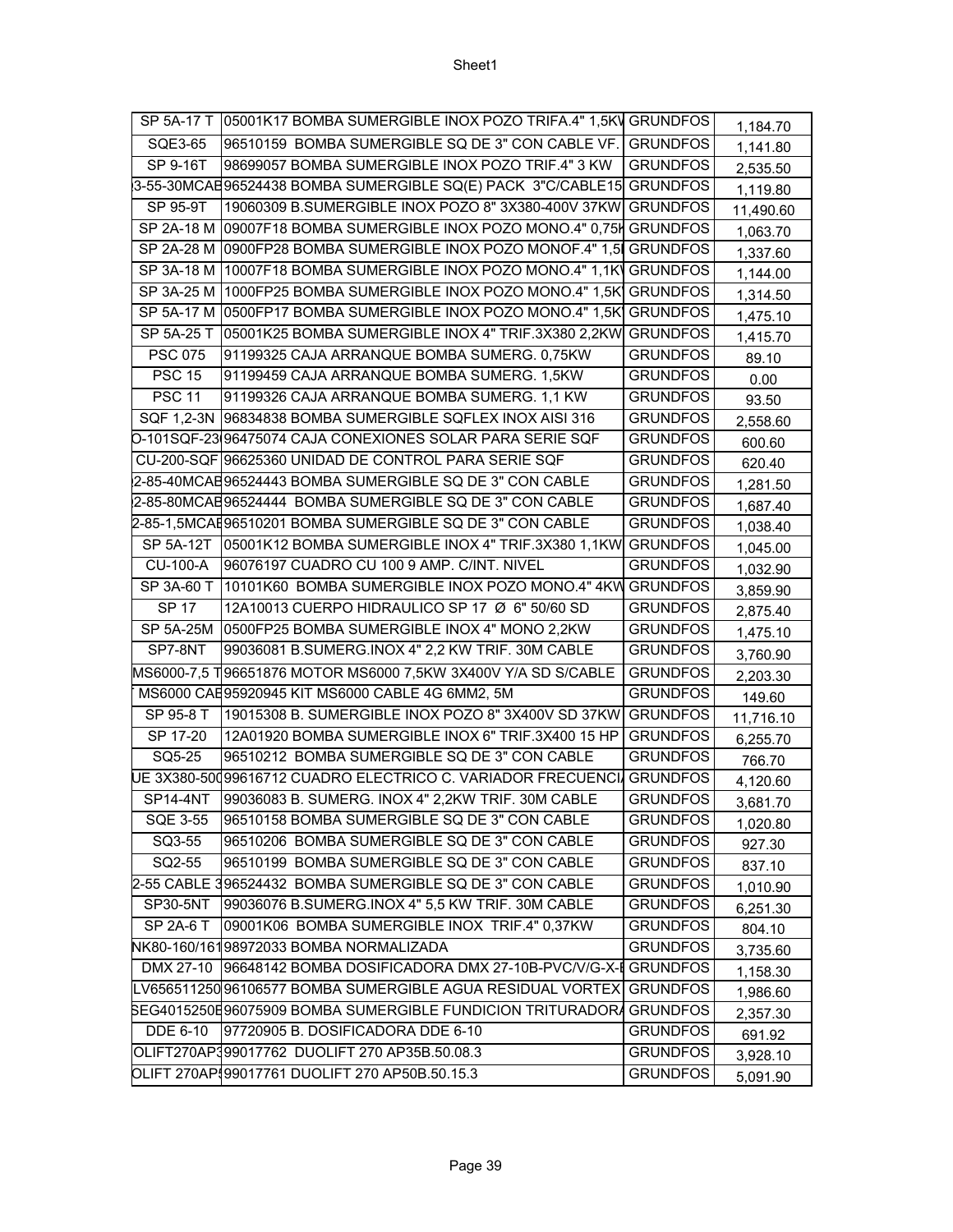| SP 5A-17 T | 05001K17 BOMBA SUMERGIBLE INOX POZO TRIFA.4" 1,5KV | GRUNDFOS | 1,184.70 |
|---|---|---|---|
| SQE3-65 | 96510159 BOMBA SUMERGIBLE SQ DE 3" CON CABLE VF. | GRUNDFOS | 1,141.80 |
| SP 9-16T | 98699057 BOMBA SUMERGIBLE INOX POZO TRIF.4" 3 KW | GRUNDFOS | 2,535.50 |
| 3-55-30MCAB | 96524438 BOMBA SUMERGIBLE SQ(E) PACK 3"C/CABLE15 | GRUNDFOS | 1,119.80 |
| SP 95-9T | 19060309 B.SUMERGIBLE INOX POZO 8" 3X380-400V 37KW | GRUNDFOS | 11,490.60 |
| SP 2A-18 M | 09007F18 BOMBA SUMERGIBLE INOX POZO MONO.4" 0,75K | GRUNDFOS | 1,063.70 |
| SP 2A-28 M | 0900FP28 BOMBA SUMERGIBLE INOX POZO MONOF.4" 1,5 | GRUNDFOS | 1,337.60 |
| SP 3A-18 M | 10007F18 BOMBA SUMERGIBLE INOX POZO MONO.4" 1,1K | GRUNDFOS | 1,144.00 |
| SP 3A-25 M | 1000FP25 BOMBA SUMERGIBLE INOX POZO MONO.4" 1,5K | GRUNDFOS | 1,314.50 |
| SP 5A-17 M | 0500FP17 BOMBA SUMERGIBLE INOX POZO MONO.4" 1,5K | GRUNDFOS | 1,475.10 |
| SP 5A-25 T | 05001K25 BOMBA SUMERGIBLE INOX 4" TRIF.3X380 2,2KW | GRUNDFOS | 1,415.70 |
| PSC 075 | 91199325 CAJA ARRANQUE BOMBA SUMERG. 0,75KW | GRUNDFOS | 89.10 |
| PSC 15 | 91199459 CAJA ARRANQUE BOMBA SUMERG. 1,5KW | GRUNDFOS | 0.00 |
| PSC 11 | 91199326 CAJA ARRANQUE BOMBA SUMERG. 1,1 KW | GRUNDFOS | 93.50 |
| SQF 1,2-3N | 96834838 BOMBA SUMERGIBLE SQFLEX INOX AISI 316 | GRUNDFOS | 2,558.60 |
| O-101SQF-23 | 96475074 CAJA CONEXIONES SOLAR PARA SERIE SQF | GRUNDFOS | 600.60 |
| CU-200-SQF | 96625360 UNIDAD DE CONTROL PARA SERIE SQF | GRUNDFOS | 620.40 |
| 2-85-40MCAB | 96524443 BOMBA SUMERGIBLE SQ DE 3" CON CABLE | GRUNDFOS | 1,281.50 |
| 2-85-80MCAB | 96524444 BOMBA SUMERGIBLE SQ DE 3" CON CABLE | GRUNDFOS | 1,687.40 |
| 2-85-1,5MCAB | 96510201 BOMBA SUMERGIBLE SQ DE 3" CON CABLE | GRUNDFOS | 1,038.40 |
| SP 5A-12T | 05001K12 BOMBA SUMERGIBLE INOX 4" TRIF.3X380 1,1KW | GRUNDFOS | 1,045.00 |
| CU-100-A | 96076197 CUADRO CU 100 9 AMP. C/INT. NIVEL | GRUNDFOS | 1,032.90 |
| SP 3A-60 T | 10101K60 BOMBA SUMERGIBLE INOX POZO MONO.4" 4KW | GRUNDFOS | 3,859.90 |
| SP 17 | 12A10013 CUERPO HIDRAULICO SP 17 Ø 6" 50/60 SD | GRUNDFOS | 2,875.40 |
| SP 5A-25M | 0500FP25 BOMBA SUMERGIBLE INOX 4" MONO 2,2KW | GRUNDFOS | 1,475.10 |
| SP7-8NT | 99036081 B.SUMERG.INOX 4" 2,2 KW TRIF. 30M CABLE | GRUNDFOS | 3,760.90 |
| MS6000-7,5 T | 96651876 MOTOR MS6000 7,5KW 3X400V Y/A SD S/CABLE | GRUNDFOS | 2,203.30 |
| MS6000 CAB | 95920945 KIT MS6000 CABLE 4G 6MM2, 5M | GRUNDFOS | 149.60 |
| SP 95-8 T | 19015308 B. SUMERGIBLE INOX POZO 8" 3X400V SD 37KW | GRUNDFOS | 11,716.10 |
| SP 17-20 | 12A01920 BOMBA SUMERGIBLE INOX 6" TRIF.3X400 15 HP | GRUNDFOS | 6,255.70 |
| SQ5-25 | 96510212 BOMBA SUMERGIBLE SQ DE 3" CON CABLE | GRUNDFOS | 766.70 |
| UE 3X380-500 | 99616712 CUADRO ELECTRICO C. VARIADOR FRECUENCIA | GRUNDFOS | 4,120.60 |
| SP14-4NT | 99036083 B. SUMERG. INOX 4" 2,2KW TRIF. 30M CABLE | GRUNDFOS | 3,681.70 |
| SQE 3-55 | 96510158 BOMBA SUMERGIBLE SQ DE 3" CON CABLE | GRUNDFOS | 1,020.80 |
| SQ3-55 | 96510206 BOMBA SUMERGIBLE SQ DE 3" CON CABLE | GRUNDFOS | 927.30 |
| SQ2-55 | 96510199 BOMBA SUMERGIBLE SQ DE 3" CON CABLE | GRUNDFOS | 837.10 |
| 2-55 CABLE 3 | 96524432 BOMBA SUMERGIBLE SQ DE 3" CON CABLE | GRUNDFOS | 1,010.90 |
| SP30-5NT | 99036076 B.SUMERG.INOX 4" 5,5 KW TRIF. 30M CABLE | GRUNDFOS | 6,251.30 |
| SP 2A-6 T | 09001K06 BOMBA SUMERGIBLE INOX TRIF.4" 0,37KW | GRUNDFOS | 804.10 |
| NK80-160/161 | 98972033 BOMBA NORMALIZADA | GRUNDFOS | 3,735.60 |
| DMX 27-10 | 96648142 BOMBA DOSIFICADORA DMX 27-10B-PVC/V/G-X-E | GRUNDFOS | 1,158.30 |
| LV656511250 | 96106577 BOMBA SUMERGIBLE AGUA RESIDUAL VORTEX | GRUNDFOS | 1,986.60 |
| SEG4015250E | 96075909 BOMBA SUMERGIBLE FUNDICION TRITURADORA | GRUNDFOS | 2,357.30 |
| DDE 6-10 | 97720905 B. DOSIFICADORA DDE 6-10 | GRUNDFOS | 691.92 |
| OLIFT270AP3 | 99017762 DUOLIFT 270 AP35B.50.08.3 | GRUNDFOS | 3,928.10 |
| OLIFT 270AP5 | 99017761 DUOLIFT 270 AP50B.50.15.3 | GRUNDFOS | 5,091.90 |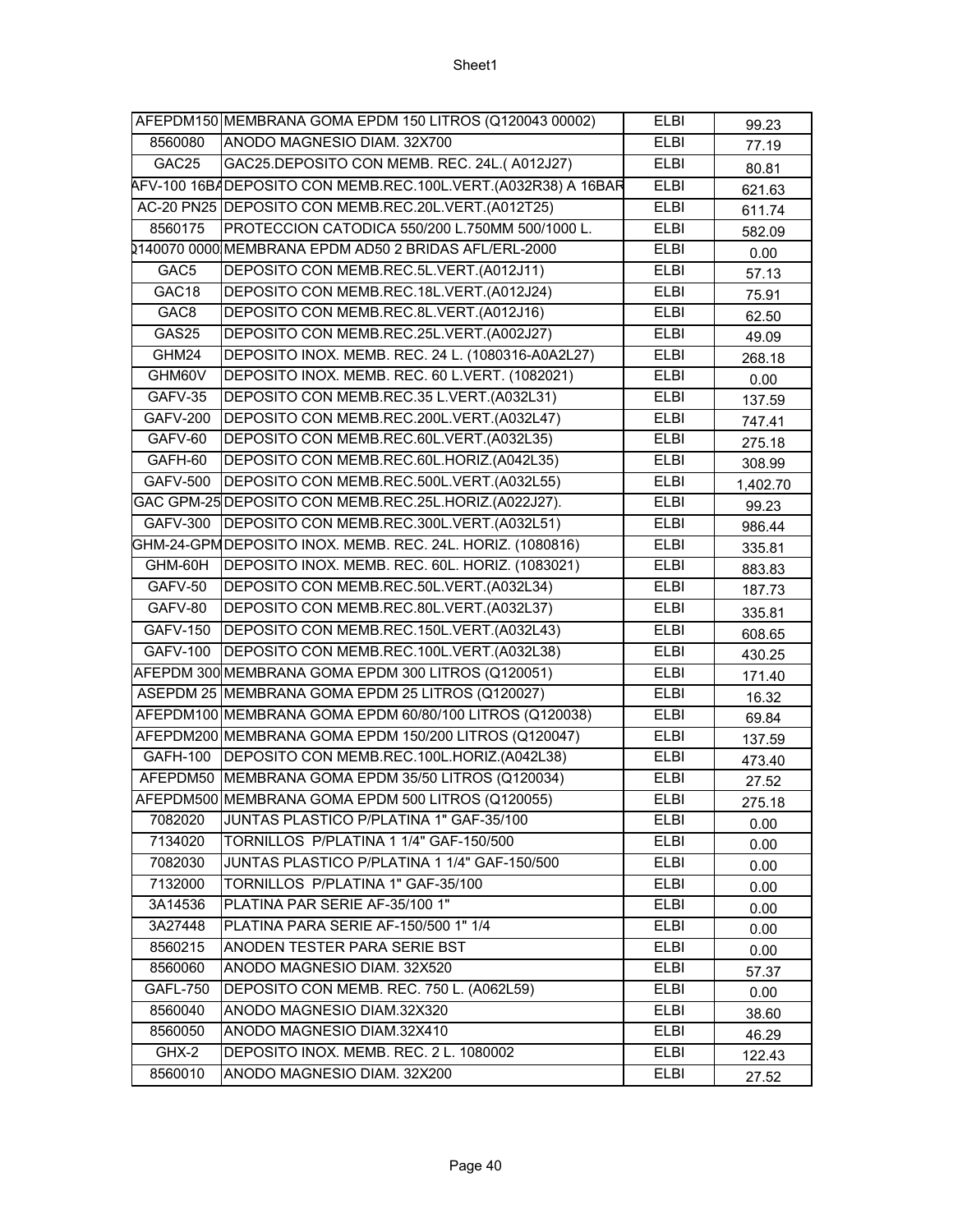| | | | |
|---|---|---|---|
| AFEPDM150 | MEMBRANA GOMA EPDM 150 LITROS (Q120043 00002) | ELBI | 99.23 |
| 8560080 | ANODO MAGNESIO DIAM. 32X700 | ELBI | 77.19 |
| GAC25 | GAC25.DEPOSITO CON MEMB. REC. 24L.( A012J27) | ELBI | 80.81 |
| AFV-100 16BA | DEPOSITO CON MEMB.REC.100L.VERT.(A032R38) A 16BAR | ELBI | 621.63 |
| AC-20 PN25 | DEPOSITO CON MEMB.REC.20L.VERT.(A012T25) | ELBI | 611.74 |
| 8560175 | PROTECCION CATODICA 550/200 L.750MM 500/1000 L. | ELBI | 582.09 |
| Q140070 0000 | MEMBRANA EPDM AD50 2 BRIDAS AFL/ERL-2000 | ELBI | 0.00 |
| GAC5 | DEPOSITO CON MEMB.REC.5L.VERT.(A012J11) | ELBI | 57.13 |
| GAC18 | DEPOSITO CON MEMB.REC.18L.VERT.(A012J24) | ELBI | 75.91 |
| GAC8 | DEPOSITO CON MEMB.REC.8L.VERT.(A012J16) | ELBI | 62.50 |
| GAS25 | DEPOSITO CON MEMB.REC.25L.VERT.(A002J27) | ELBI | 49.09 |
| GHM24 | DEPOSITO INOX. MEMB. REC. 24 L. (1080316-A0A2L27) | ELBI | 268.18 |
| GHM60V | DEPOSITO INOX. MEMB. REC. 60 L.VERT. (1082021) | ELBI | 0.00 |
| GAFV-35 | DEPOSITO CON MEMB.REC.35 L.VERT.(A032L31) | ELBI | 137.59 |
| GAFV-200 | DEPOSITO CON MEMB.REC.200L.VERT.(A032L47) | ELBI | 747.41 |
| GAFV-60 | DEPOSITO CON MEMB.REC.60L.VERT.(A032L35) | ELBI | 275.18 |
| GAFH-60 | DEPOSITO CON MEMB.REC.60L.HORIZ.(A042L35) | ELBI | 308.99 |
| GAFV-500 | DEPOSITO CON MEMB.REC.500L.VERT.(A032L55) | ELBI | 1,402.70 |
| GAC GPM-25 | DEPOSITO CON MEMB.REC.25L.HORIZ.(A022J27). | ELBI | 99.23 |
| GAFV-300 | DEPOSITO CON MEMB.REC.300L.VERT.(A032L51) | ELBI | 986.44 |
| GHM-24-GPM | DEPOSITO INOX. MEMB. REC. 24L. HORIZ. (1080816) | ELBI | 335.81 |
| GHM-60H | DEPOSITO INOX. MEMB. REC. 60L. HORIZ. (1083021) | ELBI | 883.83 |
| GAFV-50 | DEPOSITO CON MEMB.REC.50L.VERT.(A032L34) | ELBI | 187.73 |
| GAFV-80 | DEPOSITO CON MEMB.REC.80L.VERT.(A032L37) | ELBI | 335.81 |
| GAFV-150 | DEPOSITO CON MEMB.REC.150L.VERT.(A032L43) | ELBI | 608.65 |
| GAFV-100 | DEPOSITO CON MEMB.REC.100L.VERT.(A032L38) | ELBI | 430.25 |
| AFEPDM 300 | MEMBRANA GOMA EPDM 300 LITROS (Q120051) | ELBI | 171.40 |
| ASEPDM 25 | MEMBRANA GOMA EPDM 25 LITROS (Q120027) | ELBI | 16.32 |
| AFEPDM100 | MEMBRANA GOMA EPDM 60/80/100 LITROS (Q120038) | ELBI | 69.84 |
| AFEPDM200 | MEMBRANA GOMA EPDM 150/200 LITROS (Q120047) | ELBI | 137.59 |
| GAFH-100 | DEPOSITO CON MEMB.REC.100L.HORIZ.(A042L38) | ELBI | 473.40 |
| AFEPDM50 | MEMBRANA GOMA EPDM 35/50 LITROS (Q120034) | ELBI | 27.52 |
| AFEPDM500 | MEMBRANA GOMA EPDM 500 LITROS (Q120055) | ELBI | 275.18 |
| 7082020 | JUNTAS PLASTICO P/PLATINA 1" GAF-35/100 | ELBI | 0.00 |
| 7134020 | TORNILLOS P/PLATINA 1 1/4" GAF-150/500 | ELBI | 0.00 |
| 7082030 | JUNTAS PLASTICO P/PLATINA 1 1/4" GAF-150/500 | ELBI | 0.00 |
| 7132000 | TORNILLOS P/PLATINA 1" GAF-35/100 | ELBI | 0.00 |
| 3A14536 | PLATINA PAR SERIE AF-35/100 1" | ELBI | 0.00 |
| 3A27448 | PLATINA PARA SERIE AF-150/500 1" 1/4 | ELBI | 0.00 |
| 8560215 | ANODEN TESTER PARA SERIE BST | ELBI | 0.00 |
| 8560060 | ANODO MAGNESIO DIAM. 32X520 | ELBI | 57.37 |
| GAFL-750 | DEPOSITO CON MEMB. REC. 750 L. (A062L59) | ELBI | 0.00 |
| 8560040 | ANODO MAGNESIO DIAM.32X320 | ELBI | 38.60 |
| 8560050 | ANODO MAGNESIO DIAM.32X410 | ELBI | 46.29 |
| GHX-2 | DEPOSITO INOX. MEMB. REC. 2 L. 1080002 | ELBI | 122.43 |
| 8560010 | ANODO MAGNESIO DIAM. 32X200 | ELBI | 27.52 |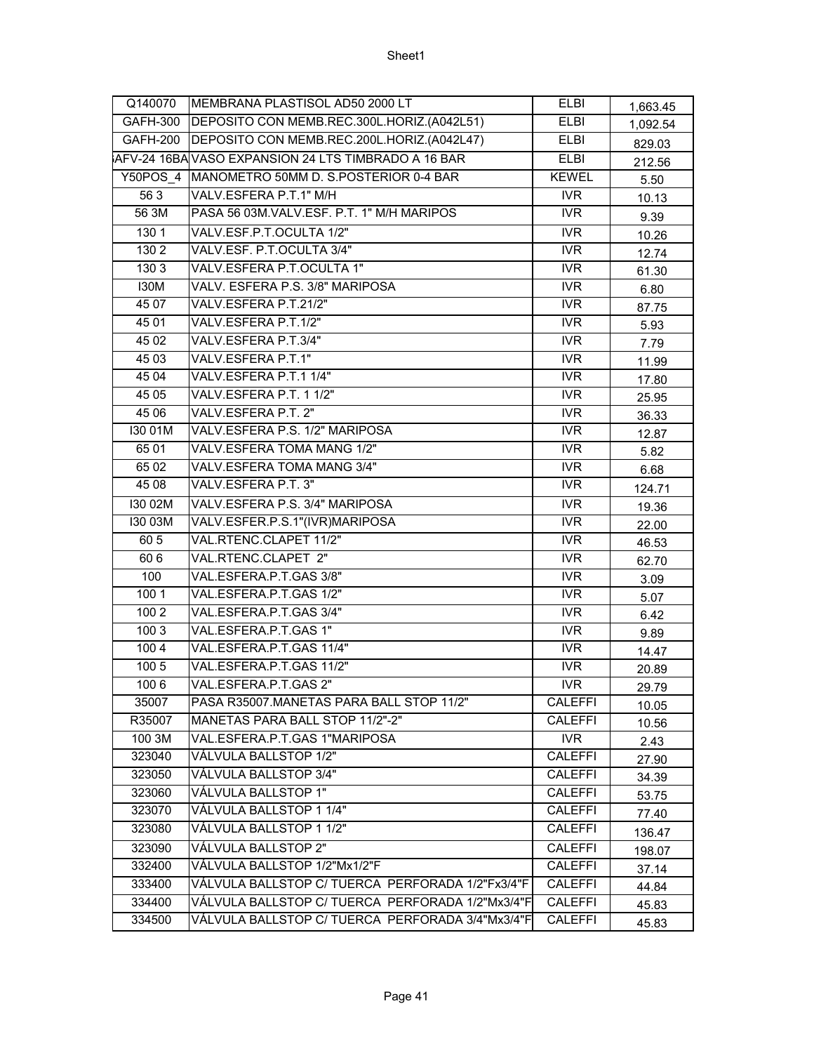| Q140070 | MEMBRANA PLASTISOL AD50 2000 LT | ELBI | 1,663.45 |
|---|---|---|---|
| GAFH-300 | DEPOSITO CON MEMB.REC.300L.HORIZ.(A042L51) | ELBI | 1,092.54 |
| GAFH-200 | DEPOSITO CON MEMB.REC.200L.HORIZ.(A042L47) | ELBI | 829.03 |
| GAFV-24 16BA | VASO EXPANSION 24 LTS TIMBRADO A 16 BAR | ELBI | 212.56 |
| Y50POS_4 | MANOMETRO 50MM D. S.POSTERIOR 0-4 BAR | KEWEL | 5.50 |
| 56 3 | VALV.ESFERA P.T.1" M/H | IVR | 10.13 |
| 56 3M | PASA 56 03M.VALV.ESF. P.T. 1" M/H MARIPOS | IVR | 9.39 |
| 130 1 | VALV.ESF.P.T.OCULTA 1/2" | IVR | 10.26 |
| 130 2 | VALV.ESF. P.T.OCULTA 3/4" | IVR | 12.74 |
| 130 3 | VALV.ESFERA P.T.OCULTA 1" | IVR | 61.30 |
| I30M | VALV. ESFERA P.S. 3/8" MARIPOSA | IVR | 6.80 |
| 45 07 | VALV.ESFERA P.T.21/2" | IVR | 87.75 |
| 45 01 | VALV.ESFERA P.T.1/2" | IVR | 5.93 |
| 45 02 | VALV.ESFERA P.T.3/4" | IVR | 7.79 |
| 45 03 | VALV.ESFERA P.T.1" | IVR | 11.99 |
| 45 04 | VALV.ESFERA P.T.1 1/4" | IVR | 17.80 |
| 45 05 | VALV.ESFERA P.T. 1 1/2" | IVR | 25.95 |
| 45 06 | VALV.ESFERA P.T. 2" | IVR | 36.33 |
| I30 01M | VALV.ESFERA P.S. 1/2" MARIPOSA | IVR | 12.87 |
| 65 01 | VALV.ESFERA TOMA MANG 1/2" | IVR | 5.82 |
| 65 02 | VALV.ESFERA TOMA MANG 3/4" | IVR | 6.68 |
| 45 08 | VALV.ESFERA P.T. 3" | IVR | 124.71 |
| I30 02M | VALV.ESFERA P.S. 3/4" MARIPOSA | IVR | 19.36 |
| I30 03M | VALV.ESFER.P.S.1"(IVR)MARIPOSA | IVR | 22.00 |
| 60 5 | VAL.RTENC.CLAPET 11/2" | IVR | 46.53 |
| 60 6 | VAL.RTENC.CLAPET 2" | IVR | 62.70 |
| 100 | VAL.ESFERA.P.T.GAS 3/8" | IVR | 3.09 |
| 100 1 | VAL.ESFERA.P.T.GAS 1/2" | IVR | 5.07 |
| 100 2 | VAL.ESFERA.P.T.GAS 3/4" | IVR | 6.42 |
| 100 3 | VAL.ESFERA.P.T.GAS 1" | IVR | 9.89 |
| 100 4 | VAL.ESFERA.P.T.GAS 11/4" | IVR | 14.47 |
| 100 5 | VAL.ESFERA.P.T.GAS 11/2" | IVR | 20.89 |
| 100 6 | VAL.ESFERA.P.T.GAS 2" | IVR | 29.79 |
| 35007 | PASA R35007.MANETAS PARA BALL STOP 11/2" | CALEFFI | 10.05 |
| R35007 | MANETAS PARA BALL STOP 11/2"-2" | CALEFFI | 10.56 |
| 100 3M | VAL.ESFERA.P.T.GAS 1"MARIPOSA | IVR | 2.43 |
| 323040 | VÁLVULA BALLSTOP 1/2" | CALEFFI | 27.90 |
| 323050 | VÁLVULA BALLSTOP 3/4" | CALEFFI | 34.39 |
| 323060 | VÁLVULA BALLSTOP 1" | CALEFFI | 53.75 |
| 323070 | VÁLVULA BALLSTOP 1 1/4" | CALEFFI | 77.40 |
| 323080 | VÁLVULA BALLSTOP 1 1/2" | CALEFFI | 136.47 |
| 323090 | VÁLVULA BALLSTOP 2" | CALEFFI | 198.07 |
| 332400 | VÁLVULA BALLSTOP 1/2"Mx1/2"F | CALEFFI | 37.14 |
| 333400 | VÁLVULA BALLSTOP C/ TUERCA PERFORADA 1/2"Fx3/4"F | CALEFFI | 44.84 |
| 334400 | VÁLVULA BALLSTOP C/ TUERCA PERFORADA 1/2"Mx3/4"F | CALEFFI | 45.83 |
| 334500 | VÁLVULA BALLSTOP C/ TUERCA PERFORADA 3/4"Mx3/4"F | CALEFFI | 45.83 |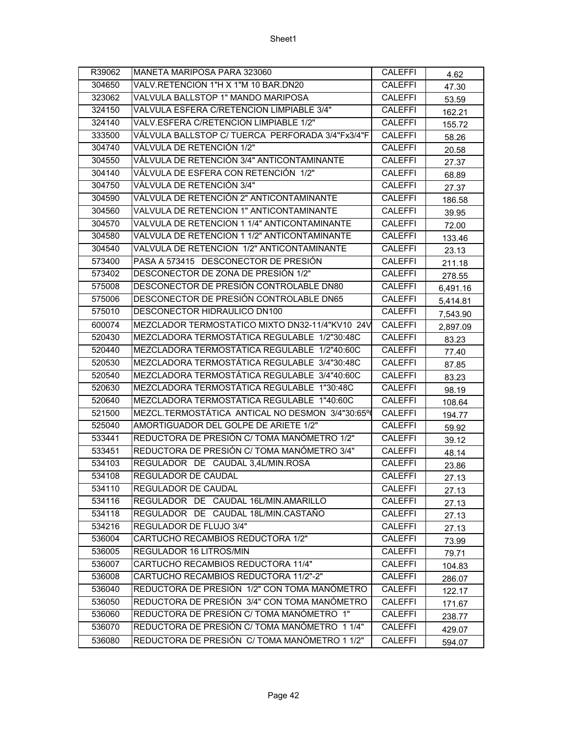| R39062 | MANETA MARIPOSA PARA 323060 | CALEFFI | 4.62 |
|---|---|---|---|
| 304650 | VALV.RETENCION 1"H X 1"M 10 BAR.DN20 | CALEFFI | 47.30 |
| 323062 | VALVULA BALLSTOP 1" MANDO MARIPOSA | CALEFFI | 53.59 |
| 324150 | VALVULA ESFERA C/RETENCION LIMPIABLE 3/4" | CALEFFI | 162.21 |
| 324140 | VALV.ESFERA C/RETENCION LIMPIABLE 1/2" | CALEFFI | 155.72 |
| 333500 | VÁLVULA BALLSTOP C/ TUERCA PERFORADA 3/4"Fx3/4"F | CALEFFI | 58.26 |
| 304740 | VÁLVULA DE RETENCIÓN 1/2" | CALEFFI | 20.58 |
| 304550 | VÁLVULA DE RETENCIÓN 3/4" ANTICONTAMINANTE | CALEFFI | 27.37 |
| 304140 | VÁLVULA DE ESFERA CON RETENCIÓN 1/2" | CALEFFI | 68.89 |
| 304750 | VÁLVULA DE RETENCIÓN 3/4" | CALEFFI | 27.37 |
| 304590 | VÁLVULA DE RETENCIÓN 2" ANTICONTAMINANTE | CALEFFI | 186.58 |
| 304560 | VALVULA DE RETENCION 1" ANTICONTAMINANTE | CALEFFI | 39.95 |
| 304570 | VALVULA DE RETENCION 1 1/4" ANTICONTAMINANTE | CALEFFI | 72.00 |
| 304580 | VALVULA DE RETENCION 1 1/2" ANTICONTAMINANTE | CALEFFI | 133.46 |
| 304540 | VALVULA DE RETENCION 1/2" ANTICONTAMINANTE | CALEFFI | 23.13 |
| 573400 | PASA A 573415 DESCONECTOR DE PRESIÓN | CALEFFI | 211.18 |
| 573402 | DESCONECTOR DE ZONA DE PRESIÓN 1/2" | CALEFFI | 278.55 |
| 575008 | DESCONECTOR DE PRESIÓN CONTROLABLE DN80 | CALEFFI | 6,491.16 |
| 575006 | DESCONECTOR DE PRESIÓN CONTROLABLE DN65 | CALEFFI | 5,414.81 |
| 575010 | DESCONECTOR HIDRAULICO DN100 | CALEFFI | 7,543.90 |
| 600074 | MEZCLADOR TERMOSTATICO MIXTO DN32-11/4"KV10 24V | CALEFFI | 2,897.09 |
| 520430 | MEZCLADORA TERMOSTÁTICA REGULABLE 1/2"30:48C | CALEFFI | 83.23 |
| 520440 | MEZCLADORA TERMOSTÁTICA REGULABLE 1/2"40:60C | CALEFFI | 77.40 |
| 520530 | MEZCLADORA TERMOSTÁTICA REGULABLE 3/4"30:48C | CALEFFI | 87.85 |
| 520540 | MEZCLADORA TERMOSTÁTICA REGULABLE 3/4"40:60C | CALEFFI | 83.23 |
| 520630 | MEZCLADORA TERMOSTÁTICA REGULABLE 1"30:48C | CALEFFI | 98.19 |
| 520640 | MEZCLADORA TERMOSTÁTICA REGULABLE 1"40:60C | CALEFFI | 108.64 |
| 521500 | MEZCL.TERMOSTÁTICA ANTICAL NO DESMON 3/4"30:65º( | CALEFFI | 194.77 |
| 525040 | AMORTIGUADOR DEL GOLPE DE ARIETE 1/2" | CALEFFI | 59.92 |
| 533441 | REDUCTORA DE PRESIÓN C/ TOMA MANÓMETRO 1/2" | CALEFFI | 39.12 |
| 533451 | REDUCTORA DE PRESIÓN C/ TOMA MANÓMETRO 3/4" | CALEFFI | 48.14 |
| 534103 | REGULADOR DE CAUDAL 3,4L/MIN.ROSA | CALEFFI | 23.86 |
| 534108 | REGULADOR DE CAUDAL | CALEFFI | 27.13 |
| 534110 | REGULADOR DE CAUDAL | CALEFFI | 27.13 |
| 534116 | REGULADOR DE CAUDAL 16L/MIN.AMARILLO | CALEFFI | 27.13 |
| 534118 | REGULADOR DE CAUDAL 18L/MIN.CASTAÑO | CALEFFI | 27.13 |
| 534216 | REGULADOR DE FLUJO 3/4" | CALEFFI | 27.13 |
| 536004 | CARTUCHO RECAMBIOS REDUCTORA 1/2" | CALEFFI | 73.99 |
| 536005 | REGULADOR 16 LITROS/MIN | CALEFFI | 79.71 |
| 536007 | CARTUCHO RECAMBIOS REDUCTORA 11/4" | CALEFFI | 104.83 |
| 536008 | CARTUCHO RECAMBIOS REDUCTORA 11/2"-2" | CALEFFI | 286.07 |
| 536040 | REDUCTORA DE PRESIÓN 1/2" CON TOMA MANÓMETRO | CALEFFI | 122.17 |
| 536050 | REDUCTORA DE PRESIÓN 3/4" CON TOMA MANÓMETRO | CALEFFI | 171.67 |
| 536060 | REDUCTORA DE PRESIÓN C/ TOMA MANÓMETRO 1" | CALEFFI | 238.77 |
| 536070 | REDUCTORA DE PRESIÓN C/ TOMA MANÓMETRO 1 1/4" | CALEFFI | 429.07 |
| 536080 | REDUCTORA DE PRESIÓN C/ TOMA MANÓMETRO 1 1/2" | CALEFFI | 594.07 |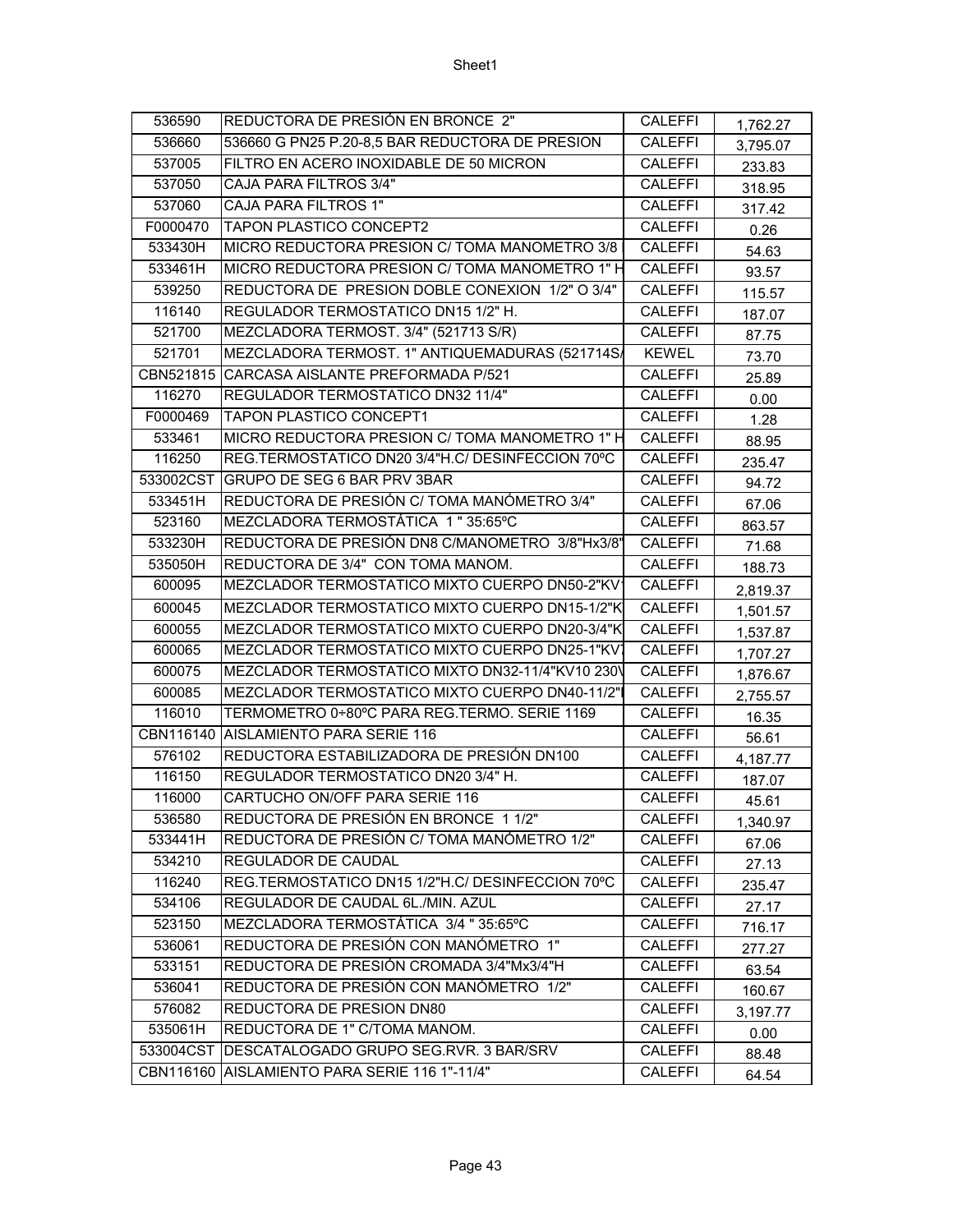| | | | |
|---|---|---|---|
| 536590 | REDUCTORA DE PRESIÓN EN BRONCE 2" | CALEFFI | 1,762.27 |
| 536660 | 536660 G PN25 P.20-8,5 BAR REDUCTORA DE PRESION | CALEFFI | 3,795.07 |
| 537005 | FILTRO EN ACERO INOXIDABLE DE 50 MICRON | CALEFFI | 233.83 |
| 537050 | CAJA PARA FILTROS 3/4" | CALEFFI | 318.95 |
| 537060 | CAJA PARA FILTROS 1" | CALEFFI | 317.42 |
| F0000470 | TAPON PLASTICO CONCEPT2 | CALEFFI | 0.26 |
| 533430H | MICRO REDUCTORA PRESION C/ TOMA MANOMETRO 3/8 | CALEFFI | 54.63 |
| 533461H | MICRO REDUCTORA PRESION C/ TOMA MANOMETRO 1" H | CALEFFI | 93.57 |
| 539250 | REDUCTORA DE PRESION DOBLE CONEXION 1/2" O 3/4" | CALEFFI | 115.57 |
| 116140 | REGULADOR TERMOSTATICO DN15 1/2" H. | CALEFFI | 187.07 |
| 521700 | MEZCLADORA TERMOST. 3/4" (521713 S/R) | CALEFFI | 87.75 |
| 521701 | MEZCLADORA TERMOST. 1" ANTIQUEMADURAS (521714S/ | KEWEL | 73.70 |
| CBN521815 | CARCASA AISLANTE PREFORMADA P/521 | CALEFFI | 25.89 |
| 116270 | REGULADOR TERMOSTATICO DN32 11/4" | CALEFFI | 0.00 |
| F0000469 | TAPON PLASTICO CONCEPT1 | CALEFFI | 1.28 |
| 533461 | MICRO REDUCTORA PRESION C/ TOMA MANOMETRO 1" H | CALEFFI | 88.95 |
| 116250 | REG.TERMOSTATICO DN20 3/4"H.C/ DESINFECCION 70ºC | CALEFFI | 235.47 |
| 533002CST | GRUPO DE SEG 6 BAR PRV 3BAR | CALEFFI | 94.72 |
| 533451H | REDUCTORA DE PRESIÓN C/ TOMA MANÓMETRO 3/4" | CALEFFI | 67.06 |
| 523160 | MEZCLADORA TERMOSTÁTICA 1 " 35:65ºC | CALEFFI | 863.57 |
| 533230H | REDUCTORA DE PRESIÓN DN8 C/MANOMETRO 3/8"Hx3/8" | CALEFFI | 71.68 |
| 535050H | REDUCTORA DE 3/4" CON TOMA MANOM. | CALEFFI | 188.73 |
| 600095 | MEZCLADOR TERMOSTATICO MIXTO CUERPO DN50-2"KV | CALEFFI | 2,819.37 |
| 600045 | MEZCLADOR TERMOSTATICO MIXTO CUERPO DN15-1/2"K | CALEFFI | 1,501.57 |
| 600055 | MEZCLADOR TERMOSTATICO MIXTO CUERPO DN20-3/4"K | CALEFFI | 1,537.87 |
| 600065 | MEZCLADOR TERMOSTATICO MIXTO CUERPO DN25-1"KV | CALEFFI | 1,707.27 |
| 600075 | MEZCLADOR TERMOSTATICO MIXTO DN32-11/4"KV10 230V | CALEFFI | 1,876.67 |
| 600085 | MEZCLADOR TERMOSTATICO MIXTO CUERPO DN40-11/2" | CALEFFI | 2,755.57 |
| 116010 | TERMOMETRO 0÷80ºC PARA REG.TERMO. SERIE 1169 | CALEFFI | 16.35 |
| CBN116140 | AISLAMIENTO PARA SERIE 116 | CALEFFI | 56.61 |
| 576102 | REDUCTORA ESTABILIZADORA DE PRESIÓN DN100 | CALEFFI | 4,187.77 |
| 116150 | REGULADOR TERMOSTATICO DN20 3/4" H. | CALEFFI | 187.07 |
| 116000 | CARTUCHO ON/OFF PARA SERIE 116 | CALEFFI | 45.61 |
| 536580 | REDUCTORA DE PRESIÓN EN BRONCE 1 1/2" | CALEFFI | 1,340.97 |
| 533441H | REDUCTORA DE PRESIÓN C/ TOMA MANÓMETRO 1/2" | CALEFFI | 67.06 |
| 534210 | REGULADOR DE CAUDAL | CALEFFI | 27.13 |
| 116240 | REG.TERMOSTATICO DN15 1/2"H.C/ DESINFECCION 70ºC | CALEFFI | 235.47 |
| 534106 | REGULADOR DE CAUDAL 6L./MIN. AZUL | CALEFFI | 27.17 |
| 523150 | MEZCLADORA TERMOSTÁTICA 3/4 " 35:65ºC | CALEFFI | 716.17 |
| 536061 | REDUCTORA DE PRESIÓN CON MANÓMETRO 1" | CALEFFI | 277.27 |
| 533151 | REDUCTORA DE PRESIÓN CROMADA 3/4"Mx3/4"H | CALEFFI | 63.54 |
| 536041 | REDUCTORA DE PRESIÓN CON MANÓMETRO 1/2" | CALEFFI | 160.67 |
| 576082 | REDUCTORA DE PRESION DN80 | CALEFFI | 3,197.77 |
| 535061H | REDUCTORA DE 1" C/TOMA MANOM. | CALEFFI | 0.00 |
| 533004CST | DESCATALOGADO GRUPO SEG.RVR. 3 BAR/SRV | CALEFFI | 88.48 |
| CBN116160 | AISLAMIENTO PARA SERIE 116 1"-11/4" | CALEFFI | 64.54 |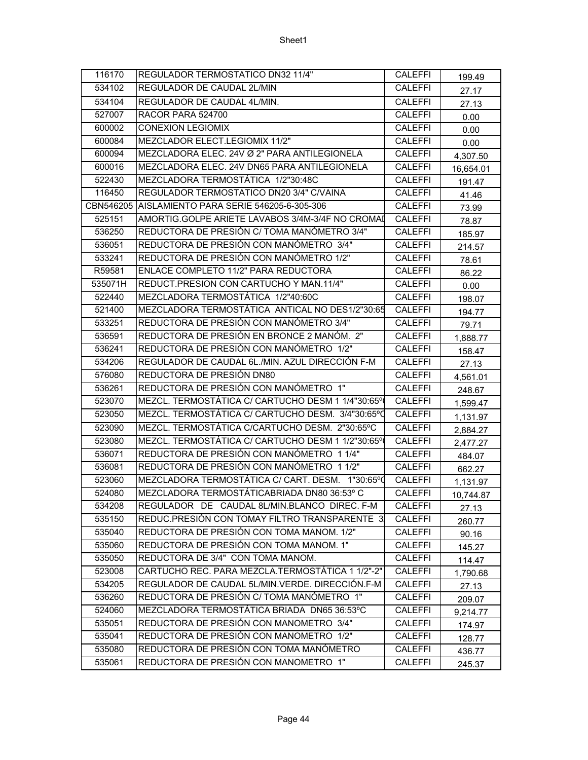| 116170 | REGULADOR TERMOSTATICO DN32 11/4" | CALEFFI | 199.49 |
|---|---|---|---|
| 534102 | REGULADOR DE CAUDAL 2L/MIN | CALEFFI | 27.17 |
| 534104 | REGULADOR DE CAUDAL 4L/MIN. | CALEFFI | 27.13 |
| 527007 | RACOR PARA 524700 | CALEFFI | 0.00 |
| 600002 | CONEXION LEGIOMIX | CALEFFI | 0.00 |
| 600084 | MEZCLADOR ELECT.LEGIOMIX 11/2" | CALEFFI | 0.00 |
| 600094 | MEZCLADORA ELEC. 24V Ø 2" PARA ANTILEGIONELA | CALEFFI | 4,307.50 |
| 600016 | MEZCLADORA ELEC. 24V DN65 PARA ANTILEGIONELA | CALEFFI | 16,654.01 |
| 522430 | MEZCLADORA TERMOSTÁTICA 1/2"30:48C | CALEFFI | 191.47 |
| 116450 | REGULADOR TERMOSTATICO DN20 3/4" C/VAINA | CALEFFI | 41.46 |
| CBN546205 | AISLAMIENTO PARA SERIE 546205-6-305-306 | CALEFFI | 73.99 |
| 525151 | AMORTIG.GOLPE ARIETE LAVABOS 3/4M-3/4F NO CROMAD | CALEFFI | 78.87 |
| 536250 | REDUCTORA DE PRESIÓN C/ TOMA MANÓMETRO 3/4" | CALEFFI | 185.97 |
| 536051 | REDUCTORA DE PRESIÓN CON MANÓMETRO 3/4" | CALEFFI | 214.57 |
| 533241 | REDUCTORA DE PRESIÓN CON MANÓMETRO 1/2" | CALEFFI | 78.61 |
| R59581 | ENLACE COMPLETO 11/2" PARA REDUCTORA | CALEFFI | 86.22 |
| 535071H | REDUCT.PRESION CON CARTUCHO Y MAN.11/4" | CALEFFI | 0.00 |
| 522440 | MEZCLADORA TERMOSTÁTICA 1/2"40:60C | CALEFFI | 198.07 |
| 521400 | MEZCLADORA TERMOSTÁTICA ANTICAL NO DES1/2"30:65 | CALEFFI | 194.77 |
| 533251 | REDUCTORA DE PRESIÓN CON MANÓMETRO 3/4" | CALEFFI | 79.71 |
| 536591 | REDUCTORA DE PRESIÓN EN BRONCE 2 MANÓM. 2" | CALEFFI | 1,888.77 |
| 536241 | REDUCTORA DE PRESIÓN CON MANÓMETRO 1/2" | CALEFFI | 158.47 |
| 534206 | REGULADOR DE CAUDAL 6L./MIN. AZUL DIRECCIÓN F-M | CALEFFI | 27.13 |
| 576080 | REDUCTORA DE PRESIÓN DN80 | CALEFFI | 4,561.01 |
| 536261 | REDUCTORA DE PRESIÓN CON MANÓMETRO 1" | CALEFFI | 248.67 |
| 523070 | MEZCL. TERMOSTÁTICA C/ CARTUCHO DESM 1 1/4"30:65º( | CALEFFI | 1,599.47 |
| 523050 | MEZCL. TERMOSTÁTICA C/ CARTUCHO DESM. 3/4"30:65ºC | CALEFFI | 1,131.97 |
| 523090 | MEZCL. TERMOSTÁTICA C/CARTUCHO DESM. 2"30:65ºC | CALEFFI | 2,884.27 |
| 523080 | MEZCL. TERMOSTÁTICA C/ CARTUCHO DESM 1 1/2"30:65º( | CALEFFI | 2,477.27 |
| 536071 | REDUCTORA DE PRESIÓN CON MANÓMETRO 1 1/4" | CALEFFI | 484.07 |
| 536081 | REDUCTORA DE PRESIÓN CON MANÓMETRO 1 1/2" | CALEFFI | 662.27 |
| 523060 | MEZCLADORA TERMOSTÁTICA C/ CART. DESM. 1"30:65ºC | CALEFFI | 1,131.97 |
| 524080 | MEZCLADORA TERMOSTÁTICABRIADA DN80 36:53º C | CALEFFI | 10,744.87 |
| 534208 | REGULADOR DE CAUDAL 8L/MIN.BLANCO DIREC. F-M | CALEFFI | 27.13 |
| 535150 | REDUC.PRESIÓN CON TOMAY FILTRO TRANSPARENTE 3/ | CALEFFI | 260.77 |
| 535040 | REDUCTORA DE PRESIÓN CON TOMA MANOM. 1/2" | CALEFFI | 90.16 |
| 535060 | REDUCTORA DE PRESIÓN CON TOMA MANOM. 1" | CALEFFI | 145.27 |
| 535050 | REDUCTORA DE 3/4" CON TOMA MANOM. | CALEFFI | 114.47 |
| 523008 | CARTUCHO REC. PARA MEZCLA.TERMOSTÁTICA 1 1/2"-2" | CALEFFI | 1,790.68 |
| 534205 | REGULADOR DE CAUDAL 5L/MIN.VERDE. DIRECCIÓN.F-M | CALEFFI | 27.13 |
| 536260 | REDUCTORA DE PRESIÓN C/ TOMA MANÓMETRO 1" | CALEFFI | 209.07 |
| 524060 | MEZCLADORA TERMOSTÁTICA BRIADA DN65 36:53ºC | CALEFFI | 9,214.77 |
| 535051 | REDUCTORA DE PRESIÓN CON MANOMETRO 3/4" | CALEFFI | 174.97 |
| 535041 | REDUCTORA DE PRESIÓN CON MANOMETRO 1/2" | CALEFFI | 128.77 |
| 535080 | REDUCTORA DE PRESIÓN CON TOMA MANÓMETRO | CALEFFI | 436.77 |
| 535061 | REDUCTORA DE PRESIÓN CON MANOMETRO 1" | CALEFFI | 245.37 |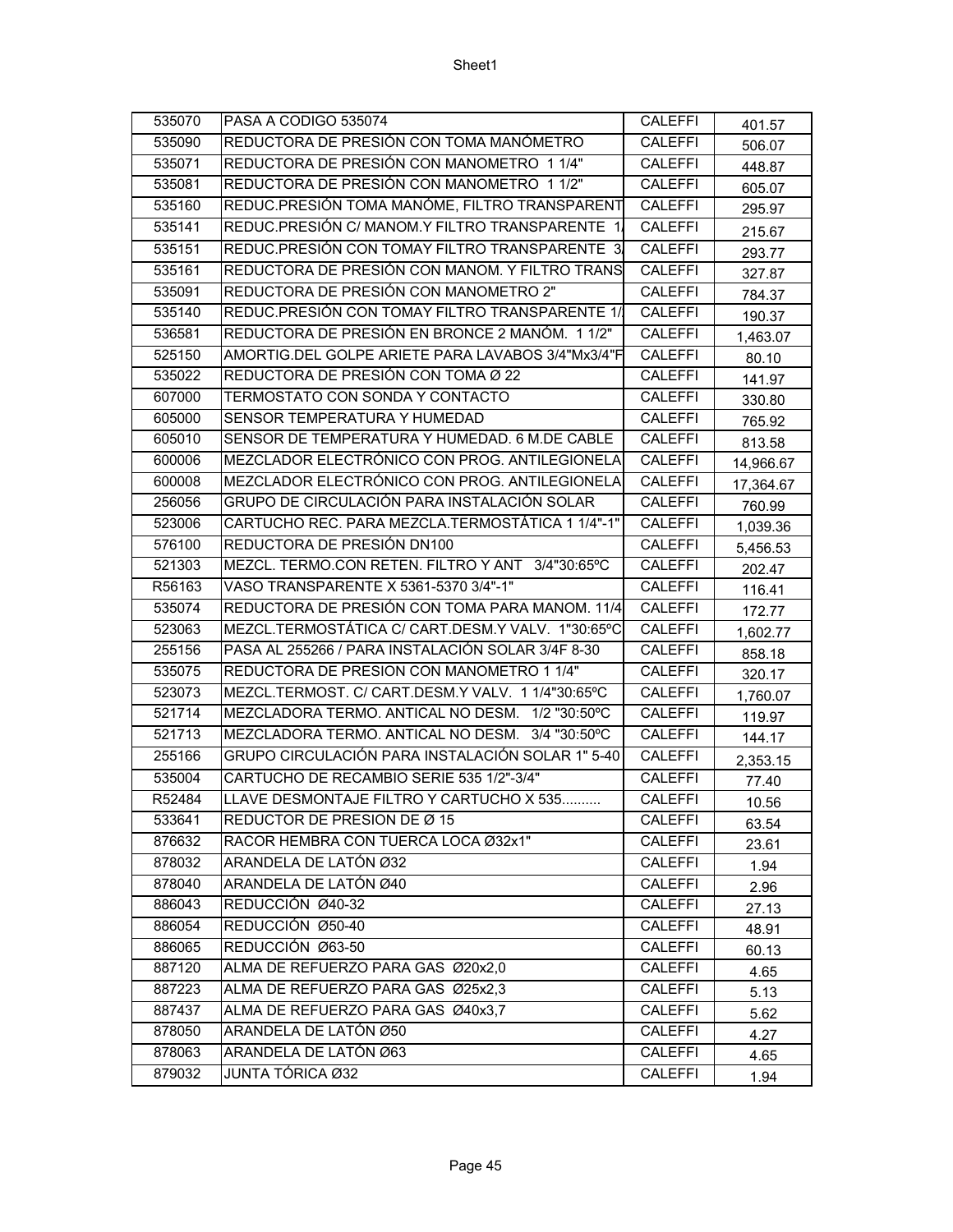| 535070 | PASA A CODIGO 535074 | CALEFFI | 401.57 |
|---|---|---|---|
| 535090 | REDUCTORA DE PRESIÓN CON TOMA MANÓMETRO | CALEFFI | 506.07 |
| 535071 | REDUCTORA DE PRESIÓN CON MANOMETRO 1 1/4" | CALEFFI | 448.87 |
| 535081 | REDUCTORA DE PRESIÓN CON MANOMETRO 1 1/2" | CALEFFI | 605.07 |
| 535160 | REDUC.PRESIÓN TOMA MANÓME, FILTRO TRANSPARENT | CALEFFI | 295.97 |
| 535141 | REDUC.PRESIÓN C/ MANOM.Y FILTRO TRANSPARENTE 1/ | CALEFFI | 215.67 |
| 535151 | REDUC.PRESIÓN CON TOMAY FILTRO TRANSPARENTE 3/ | CALEFFI | 293.77 |
| 535161 | REDUCTORA DE PRESIÓN CON MANOM. Y FILTRO TRANS | CALEFFI | 327.87 |
| 535091 | REDUCTORA DE PRESIÓN CON MANOMETRO 2" | CALEFFI | 784.37 |
| 535140 | REDUC.PRESIÓN CON TOMAY FILTRO TRANSPARENTE 1/ | CALEFFI | 190.37 |
| 536581 | REDUCTORA DE PRESIÓN EN BRONCE 2 MANÓM. 1 1/2" | CALEFFI | 1,463.07 |
| 525150 | AMORTIG.DEL GOLPE ARIETE PARA LAVABOS 3/4"Mx3/4"F | CALEFFI | 80.10 |
| 535022 | REDUCTORA DE PRESIÓN CON TOMA Ø 22 | CALEFFI | 141.97 |
| 607000 | TERMOSTATO CON SONDA Y CONTACTO | CALEFFI | 330.80 |
| 605000 | SENSOR TEMPERATURA Y HUMEDAD | CALEFFI | 765.92 |
| 605010 | SENSOR DE TEMPERATURA Y HUMEDAD. 6 M.DE CABLE | CALEFFI | 813.58 |
| 600006 | MEZCLADOR ELECTRÓNICO CON PROG. ANTILEGIONELA | CALEFFI | 14,966.67 |
| 600008 | MEZCLADOR ELECTRÓNICO CON PROG. ANTILEGIONELA | CALEFFI | 17,364.67 |
| 256056 | GRUPO DE CIRCULACIÓN PARA INSTALACIÓN SOLAR | CALEFFI | 760.99 |
| 523006 | CARTUCHO REC. PARA MEZCLA.TERMOSTÁTICA 1 1/4"-1" | CALEFFI | 1,039.36 |
| 576100 | REDUCTORA DE PRESIÓN DN100 | CALEFFI | 5,456.53 |
| 521303 | MEZCL. TERMO.CON RETEN. FILTRO Y ANT 3/4"30:65ºC | CALEFFI | 202.47 |
| R56163 | VASO TRANSPARENTE X 5361-5370 3/4"-1" | CALEFFI | 116.41 |
| 535074 | REDUCTORA DE PRESIÓN CON TOMA PARA MANOM. 11/4 | CALEFFI | 172.77 |
| 523063 | MEZCL.TERMOSTÁTICA C/ CART.DESM.Y VALV. 1"30:65ºC | CALEFFI | 1,602.77 |
| 255156 | PASA AL 255266 / PARA INSTALACIÓN SOLAR 3/4F 8-30 | CALEFFI | 858.18 |
| 535075 | REDUCTORA DE PRESION CON MANOMETRO 1 1/4" | CALEFFI | 320.17 |
| 523073 | MEZCL.TERMOST. C/ CART.DESM.Y VALV. 1 1/4"30:65ºC | CALEFFI | 1,760.07 |
| 521714 | MEZCLADORA TERMO. ANTICAL NO DESM. 1/2 "30:50ºC | CALEFFI | 119.97 |
| 521713 | MEZCLADORA TERMO. ANTICAL NO DESM. 3/4 "30:50ºC | CALEFFI | 144.17 |
| 255166 | GRUPO CIRCULACIÓN PARA INSTALACIÓN SOLAR 1" 5-40 | CALEFFI | 2,353.15 |
| 535004 | CARTUCHO DE RECAMBIO SERIE 535 1/2"-3/4" | CALEFFI | 77.40 |
| R52484 | LLAVE DESMONTAJE FILTRO Y CARTUCHO X 535.......... | CALEFFI | 10.56 |
| 533641 | REDUCTOR DE PRESION DE Ø 15 | CALEFFI | 63.54 |
| 876632 | RACOR HEMBRA CON TUERCA LOCA Ø32x1" | CALEFFI | 23.61 |
| 878032 | ARANDELA DE LATÓN Ø32 | CALEFFI | 1.94 |
| 878040 | ARANDELA DE LATÓN Ø40 | CALEFFI | 2.96 |
| 886043 | REDUCCIÓN Ø40-32 | CALEFFI | 27.13 |
| 886054 | REDUCCIÓN Ø50-40 | CALEFFI | 48.91 |
| 886065 | REDUCCIÓN Ø63-50 | CALEFFI | 60.13 |
| 887120 | ALMA DE REFUERZO PARA GAS Ø20x2,0 | CALEFFI | 4.65 |
| 887223 | ALMA DE REFUERZO PARA GAS Ø25x2,3 | CALEFFI | 5.13 |
| 887437 | ALMA DE REFUERZO PARA GAS Ø40x3,7 | CALEFFI | 5.62 |
| 878050 | ARANDELA DE LATÓN Ø50 | CALEFFI | 4.27 |
| 878063 | ARANDELA DE LATÓN Ø63 | CALEFFI | 4.65 |
| 879032 | JUNTA TÓRICA Ø32 | CALEFFI | 1.94 |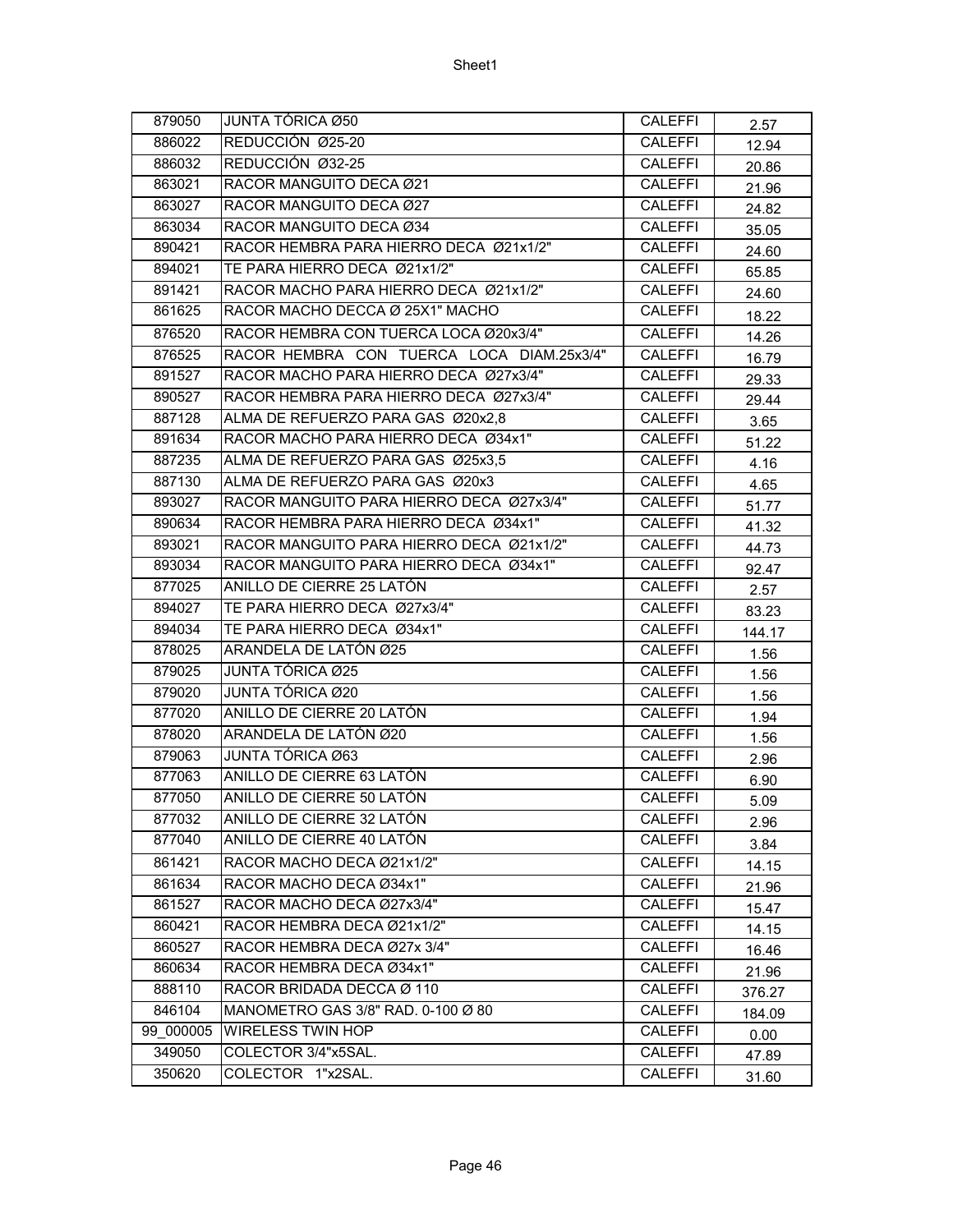| 879050 | JUNTA TÓRICA Ø50 | CALEFFI | 2.57 |
|---|---|---|---|
| 886022 | REDUCCIÓN Ø25-20 | CALEFFI | 12.94 |
| 886032 | REDUCCIÓN Ø32-25 | CALEFFI | 20.86 |
| 863021 | RACOR MANGUITO DECA Ø21 | CALEFFI | 21.96 |
| 863027 | RACOR MANGUITO DECA Ø27 | CALEFFI | 24.82 |
| 863034 | RACOR MANGUITO DECA Ø34 | CALEFFI | 35.05 |
| 890421 | RACOR HEMBRA PARA HIERRO DECA Ø21x1/2" | CALEFFI | 24.60 |
| 894021 | TE PARA HIERRO DECA Ø21x1/2" | CALEFFI | 65.85 |
| 891421 | RACOR MACHO PARA HIERRO DECA Ø21x1/2" | CALEFFI | 24.60 |
| 861625 | RACOR MACHO DECCA Ø 25X1" MACHO | CALEFFI | 18.22 |
| 876520 | RACOR HEMBRA CON TUERCA LOCA Ø20x3/4" | CALEFFI | 14.26 |
| 876525 | RACOR HEMBRA CON TUERCA LOCA DIAM.25x3/4" | CALEFFI | 16.79 |
| 891527 | RACOR MACHO PARA HIERRO DECA Ø27x3/4" | CALEFFI | 29.33 |
| 890527 | RACOR HEMBRA PARA HIERRO DECA Ø27x3/4" | CALEFFI | 29.44 |
| 887128 | ALMA DE REFUERZO PARA GAS Ø20x2,8 | CALEFFI | 3.65 |
| 891634 | RACOR MACHO PARA HIERRO DECA Ø34x1" | CALEFFI | 51.22 |
| 887235 | ALMA DE REFUERZO PARA GAS Ø25x3,5 | CALEFFI | 4.16 |
| 887130 | ALMA DE REFUERZO PARA GAS Ø20x3 | CALEFFI | 4.65 |
| 893027 | RACOR MANGUITO PARA HIERRO DECA Ø27x3/4" | CALEFFI | 51.77 |
| 890634 | RACOR HEMBRA PARA HIERRO DECA Ø34x1" | CALEFFI | 41.32 |
| 893021 | RACOR MANGUITO PARA HIERRO DECA Ø21x1/2" | CALEFFI | 44.73 |
| 893034 | RACOR MANGUITO PARA HIERRO DECA Ø34x1" | CALEFFI | 92.47 |
| 877025 | ANILLO DE CIERRE 25 LATÓN | CALEFFI | 2.57 |
| 894027 | TE PARA HIERRO DECA Ø27x3/4" | CALEFFI | 83.23 |
| 894034 | TE PARA HIERRO DECA Ø34x1" | CALEFFI | 144.17 |
| 878025 | ARANDELA DE LATÓN Ø25 | CALEFFI | 1.56 |
| 879025 | JUNTA TÓRICA Ø25 | CALEFFI | 1.56 |
| 879020 | JUNTA TÓRICA Ø20 | CALEFFI | 1.56 |
| 877020 | ANILLO DE CIERRE 20 LATÓN | CALEFFI | 1.94 |
| 878020 | ARANDELA DE LATÓN Ø20 | CALEFFI | 1.56 |
| 879063 | JUNTA TÓRICA Ø63 | CALEFFI | 2.96 |
| 877063 | ANILLO DE CIERRE 63 LATÓN | CALEFFI | 6.90 |
| 877050 | ANILLO DE CIERRE 50 LATÓN | CALEFFI | 5.09 |
| 877032 | ANILLO DE CIERRE 32 LATÓN | CALEFFI | 2.96 |
| 877040 | ANILLO DE CIERRE 40 LATÓN | CALEFFI | 3.84 |
| 861421 | RACOR MACHO DECA Ø21x1/2" | CALEFFI | 14.15 |
| 861634 | RACOR MACHO DECA Ø34x1" | CALEFFI | 21.96 |
| 861527 | RACOR MACHO DECA Ø27x3/4" | CALEFFI | 15.47 |
| 860421 | RACOR HEMBRA DECA Ø21x1/2" | CALEFFI | 14.15 |
| 860527 | RACOR HEMBRA DECA Ø27x 3/4" | CALEFFI | 16.46 |
| 860634 | RACOR HEMBRA DECA Ø34x1" | CALEFFI | 21.96 |
| 888110 | RACOR BRIDADA DECCA Ø 110 | CALEFFI | 376.27 |
| 846104 | MANOMETRO GAS 3/8" RAD. 0-100 Ø 80 | CALEFFI | 184.09 |
| 99_000005 | WIRELESS TWIN HOP | CALEFFI | 0.00 |
| 349050 | COLECTOR 3/4"x5SAL. | CALEFFI | 47.89 |
| 350620 | COLECTOR 1"x2SAL. | CALEFFI | 31.60 |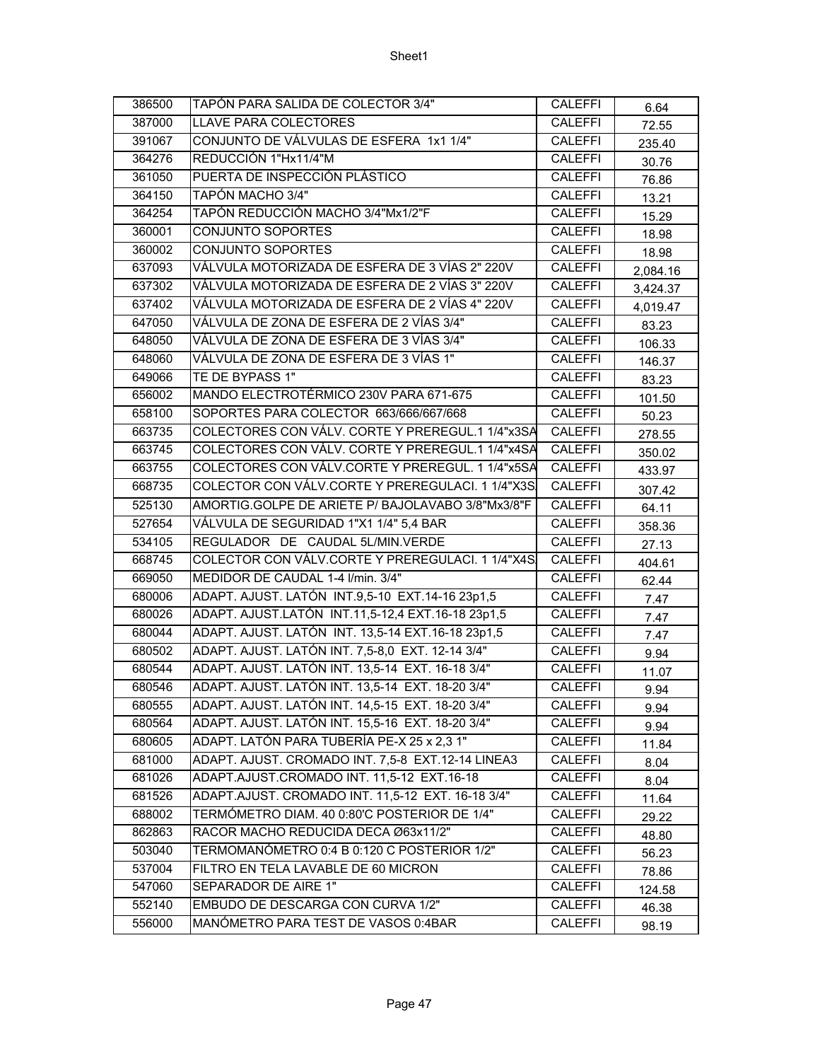| 386500 | TAPÓN PARA SALIDA DE COLECTOR 3/4" | CALEFFI | 6.64 |
|---|---|---|---|
| 387000 | LLAVE PARA COLECTORES | CALEFFI | 72.55 |
| 391067 | CONJUNTO DE VÁLVULAS DE ESFERA 1x1 1/4" | CALEFFI | 235.40 |
| 364276 | REDUCCIÓN 1"Hx11/4"M | CALEFFI | 30.76 |
| 361050 | PUERTA DE INSPECCIÓN PLÁSTICO | CALEFFI | 76.86 |
| 364150 | TAPÓN MACHO 3/4" | CALEFFI | 13.21 |
| 364254 | TAPÓN REDUCCIÓN MACHO 3/4"Mx1/2"F | CALEFFI | 15.29 |
| 360001 | CONJUNTO SOPORTES | CALEFFI | 18.98 |
| 360002 | CONJUNTO SOPORTES | CALEFFI | 18.98 |
| 637093 | VÁLVULA MOTORIZADA DE ESFERA DE 3 VÍAS 2" 220V | CALEFFI | 2,084.16 |
| 637302 | VÁLVULA MOTORIZADA DE ESFERA DE 2 VÍAS 3" 220V | CALEFFI | 3,424.37 |
| 637402 | VÁLVULA MOTORIZADA DE ESFERA DE 2 VÍAS 4" 220V | CALEFFI | 4,019.47 |
| 647050 | VÁLVULA DE ZONA DE ESFERA DE 2 VÍAS 3/4" | CALEFFI | 83.23 |
| 648050 | VÁLVULA DE ZONA DE ESFERA DE 3 VÍAS 3/4" | CALEFFI | 106.33 |
| 648060 | VÁLVULA DE ZONA DE ESFERA DE 3 VÍAS 1" | CALEFFI | 146.37 |
| 649066 | TE DE BYPASS 1" | CALEFFI | 83.23 |
| 656002 | MANDO ELECTROTÉRMICO 230V PARA 671-675 | CALEFFI | 101.50 |
| 658100 | SOPORTES PARA COLECTOR 663/666/667/668 | CALEFFI | 50.23 |
| 663735 | COLECTORES CON VÁLV. CORTE Y PREREGUL.1 1/4"x3SA | CALEFFI | 278.55 |
| 663745 | COLECTORES CON VÁLV. CORTE Y PREREGUL.1 1/4"x4SA | CALEFFI | 350.02 |
| 663755 | COLECTORES CON VÁLV.CORTE Y PREREGUL. 1 1/4"x5SA | CALEFFI | 433.97 |
| 668735 | COLECTOR CON VÁLV.CORTE Y PREREGULACI. 1 1/4"X3S | CALEFFI | 307.42 |
| 525130 | AMORTIG.GOLPE DE ARIETE P/ BAJOLAVABO 3/8"Mx3/8"F | CALEFFI | 64.11 |
| 527654 | VÁLVULA DE SEGURIDAD 1"X1 1/4" 5,4 BAR | CALEFFI | 358.36 |
| 534105 | REGULADOR DE CAUDAL 5L/MIN.VERDE | CALEFFI | 27.13 |
| 668745 | COLECTOR CON VÁLV.CORTE Y PREREGULACI. 1 1/4"X4S | CALEFFI | 404.61 |
| 669050 | MEDIDOR DE CAUDAL 1-4 l/min. 3/4" | CALEFFI | 62.44 |
| 680006 | ADAPT. AJUST. LATÓN INT.9,5-10 EXT.14-16 23p1,5 | CALEFFI | 7.47 |
| 680026 | ADAPT. AJUST.LATÓN INT.11,5-12,4 EXT.16-18 23p1,5 | CALEFFI | 7.47 |
| 680044 | ADAPT. AJUST. LATÓN INT. 13,5-14 EXT.16-18 23p1,5 | CALEFFI | 7.47 |
| 680502 | ADAPT. AJUST. LATÓN INT. 7,5-8,0 EXT. 12-14 3/4" | CALEFFI | 9.94 |
| 680544 | ADAPT. AJUST. LATÓN INT. 13,5-14 EXT. 16-18 3/4" | CALEFFI | 11.07 |
| 680546 | ADAPT. AJUST. LATÓN INT. 13,5-14 EXT. 18-20 3/4" | CALEFFI | 9.94 |
| 680555 | ADAPT. AJUST. LATÓN INT. 14,5-15 EXT. 18-20 3/4" | CALEFFI | 9.94 |
| 680564 | ADAPT. AJUST. LATÓN INT. 15,5-16 EXT. 18-20 3/4" | CALEFFI | 9.94 |
| 680605 | ADAPT. LATÓN PARA TUBERÍA PE-X 25 x 2,3 1" | CALEFFI | 11.84 |
| 681000 | ADAPT. AJUST. CROMADO INT. 7,5-8 EXT.12-14 LINEA3 | CALEFFI | 8.04 |
| 681026 | ADAPT.AJUST.CROMADO INT. 11,5-12 EXT.16-18 | CALEFFI | 8.04 |
| 681526 | ADAPT.AJUST. CROMADO INT. 11,5-12 EXT. 16-18 3/4" | CALEFFI | 11.64 |
| 688002 | TERMÓMETRO DIAM. 40 0:80'C POSTERIOR DE 1/4" | CALEFFI | 29.22 |
| 862863 | RACOR MACHO REDUCIDA DECA Ø63x11/2" | CALEFFI | 48.80 |
| 503040 | TERMOMANÓMETRO 0:4 B 0:120 C POSTERIOR 1/2" | CALEFFI | 56.23 |
| 537004 | FILTRO EN TELA LAVABLE DE 60 MICRON | CALEFFI | 78.86 |
| 547060 | SEPARADOR DE AIRE 1" | CALEFFI | 124.58 |
| 552140 | EMBUDO DE DESCARGA CON CURVA 1/2" | CALEFFI | 46.38 |
| 556000 | MANÓMETRO PARA TEST DE VASOS 0:4BAR | CALEFFI | 98.19 |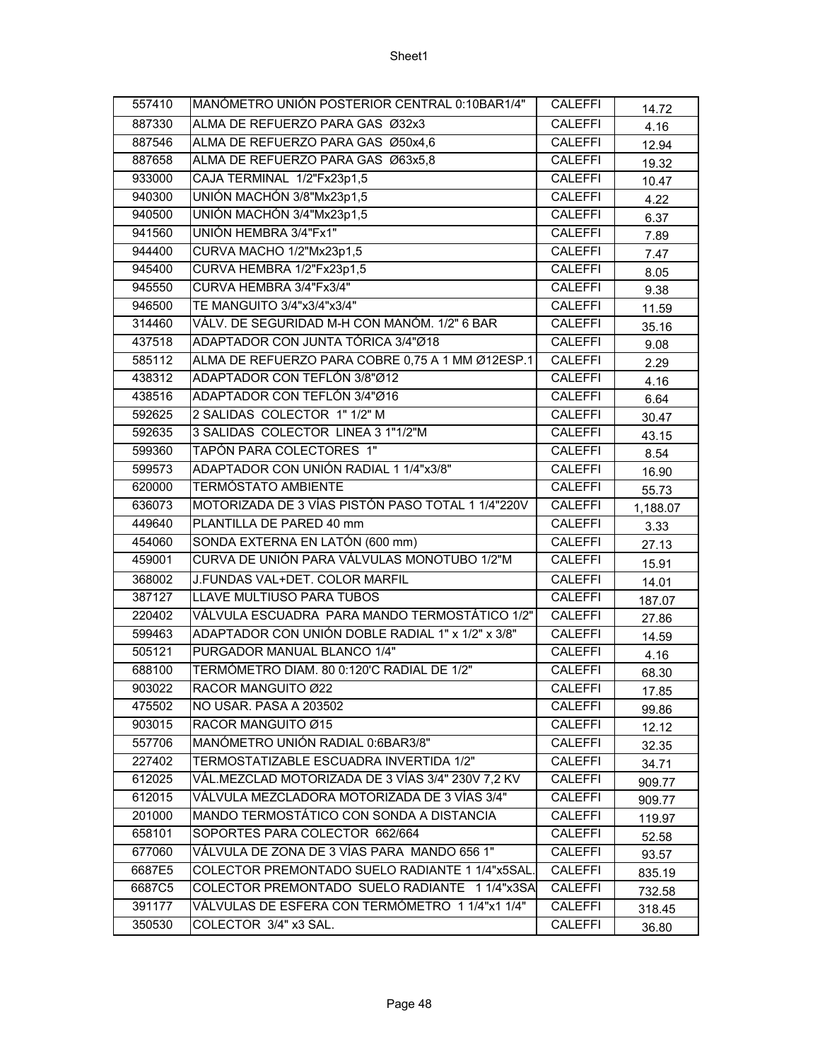| 557410 | MANÓMETRO UNIÓN POSTERIOR CENTRAL 0:10BAR1/4" | CALEFFI | 14.72 |
|---|---|---|---|
| 887330 | ALMA DE REFUERZO PARA GAS Ø32x3 | CALEFFI | 4.16 |
| 887546 | ALMA DE REFUERZO PARA GAS Ø50x4,6 | CALEFFI | 12.94 |
| 887658 | ALMA DE REFUERZO PARA GAS Ø63x5,8 | CALEFFI | 19.32 |
| 933000 | CAJA TERMINAL 1/2"Fx23p1,5 | CALEFFI | 10.47 |
| 940300 | UNIÓN MACHÓN 3/8"Mx23p1,5 | CALEFFI | 4.22 |
| 940500 | UNIÓN MACHÓN 3/4"Mx23p1,5 | CALEFFI | 6.37 |
| 941560 | UNIÓN HEMBRA 3/4"Fx1" | CALEFFI | 7.89 |
| 944400 | CURVA MACHO 1/2"Mx23p1,5 | CALEFFI | 7.47 |
| 945400 | CURVA HEMBRA 1/2"Fx23p1,5 | CALEFFI | 8.05 |
| 945550 | CURVA HEMBRA 3/4"Fx3/4" | CALEFFI | 9.38 |
| 946500 | TE MANGUITO 3/4"x3/4"x3/4" | CALEFFI | 11.59 |
| 314460 | VÁLV. DE SEGURIDAD M-H CON MANÓM. 1/2" 6 BAR | CALEFFI | 35.16 |
| 437518 | ADAPTADOR CON JUNTA TÓRICA 3/4"Ø18 | CALEFFI | 9.08 |
| 585112 | ALMA DE REFUERZO PARA COBRE 0,75 A 1 MM Ø12ESP.1 | CALEFFI | 2.29 |
| 438312 | ADAPTADOR CON TEFLÓN 3/8"Ø12 | CALEFFI | 4.16 |
| 438516 | ADAPTADOR CON TEFLÓN 3/4"Ø16 | CALEFFI | 6.64 |
| 592625 | 2 SALIDAS COLECTOR 1" 1/2" M | CALEFFI | 30.47 |
| 592635 | 3 SALIDAS COLECTOR LINEA 3 1"1/2"M | CALEFFI | 43.15 |
| 599360 | TAPÓN PARA COLECTORES 1" | CALEFFI | 8.54 |
| 599573 | ADAPTADOR CON UNIÓN RADIAL 1 1/4"x3/8" | CALEFFI | 16.90 |
| 620000 | TERMÓSTATO AMBIENTE | CALEFFI | 55.73 |
| 636073 | MOTORIZADA DE 3 VÍAS PISTÓN PASO TOTAL 1 1/4"220V | CALEFFI | 1,188.07 |
| 449640 | PLANTILLA DE PARED 40 mm | CALEFFI | 3.33 |
| 454060 | SONDA EXTERNA EN LATÓN (600 mm) | CALEFFI | 27.13 |
| 459001 | CURVA DE UNIÓN PARA VÁLVULAS MONOTUBO 1/2"M | CALEFFI | 15.91 |
| 368002 | J.FUNDAS VAL+DET. COLOR MARFIL | CALEFFI | 14.01 |
| 387127 | LLAVE MULTIUSO PARA TUBOS | CALEFFI | 187.07 |
| 220402 | VÁLVULA ESCUADRA PARA MANDO TERMOSTÁTICO 1/2" | CALEFFI | 27.86 |
| 599463 | ADAPTADOR CON UNIÓN DOBLE RADIAL 1" x 1/2" x 3/8" | CALEFFI | 14.59 |
| 505121 | PURGADOR MANUAL BLANCO 1/4" | CALEFFI | 4.16 |
| 688100 | TERMÓMETRO DIAM. 80 0:120'C RADIAL DE 1/2" | CALEFFI | 68.30 |
| 903022 | RACOR MANGUITO Ø22 | CALEFFI | 17.85 |
| 475502 | NO USAR. PASA A 203502 | CALEFFI | 99.86 |
| 903015 | RACOR MANGUITO Ø15 | CALEFFI | 12.12 |
| 557706 | MANÓMETRO UNIÓN RADIAL 0:6BAR3/8" | CALEFFI | 32.35 |
| 227402 | TERMOSTATIZABLE ESCUADRA INVERTIDA 1/2" | CALEFFI | 34.71 |
| 612025 | VÁL.MEZCLAD MOTORIZADA DE 3 VÍAS 3/4" 230V 7,2 KV | CALEFFI | 909.77 |
| 612015 | VÁLVULA MEZCLADORA MOTORIZADA DE 3 VÍAS 3/4" | CALEFFI | 909.77 |
| 201000 | MANDO TERMOSTÁTICO CON SONDA A DISTANCIA | CALEFFI | 119.97 |
| 658101 | SOPORTES PARA COLECTOR 662/664 | CALEFFI | 52.58 |
| 677060 | VÁLVULA DE ZONA DE 3 VÍAS PARA MANDO 656 1" | CALEFFI | 93.57 |
| 6687E5 | COLECTOR PREMONTADO SUELO RADIANTE 1 1/4"x5SAL. | CALEFFI | 835.19 |
| 6687C5 | COLECTOR PREMONTADO SUELO RADIANTE 1 1/4"x3SA | CALEFFI | 732.58 |
| 391177 | VÁLVULAS DE ESFERA CON TERMÓMETRO 1 1/4"x1 1/4" | CALEFFI | 318.45 |
| 350530 | COLECTOR 3/4" x3 SAL. | CALEFFI | 36.80 |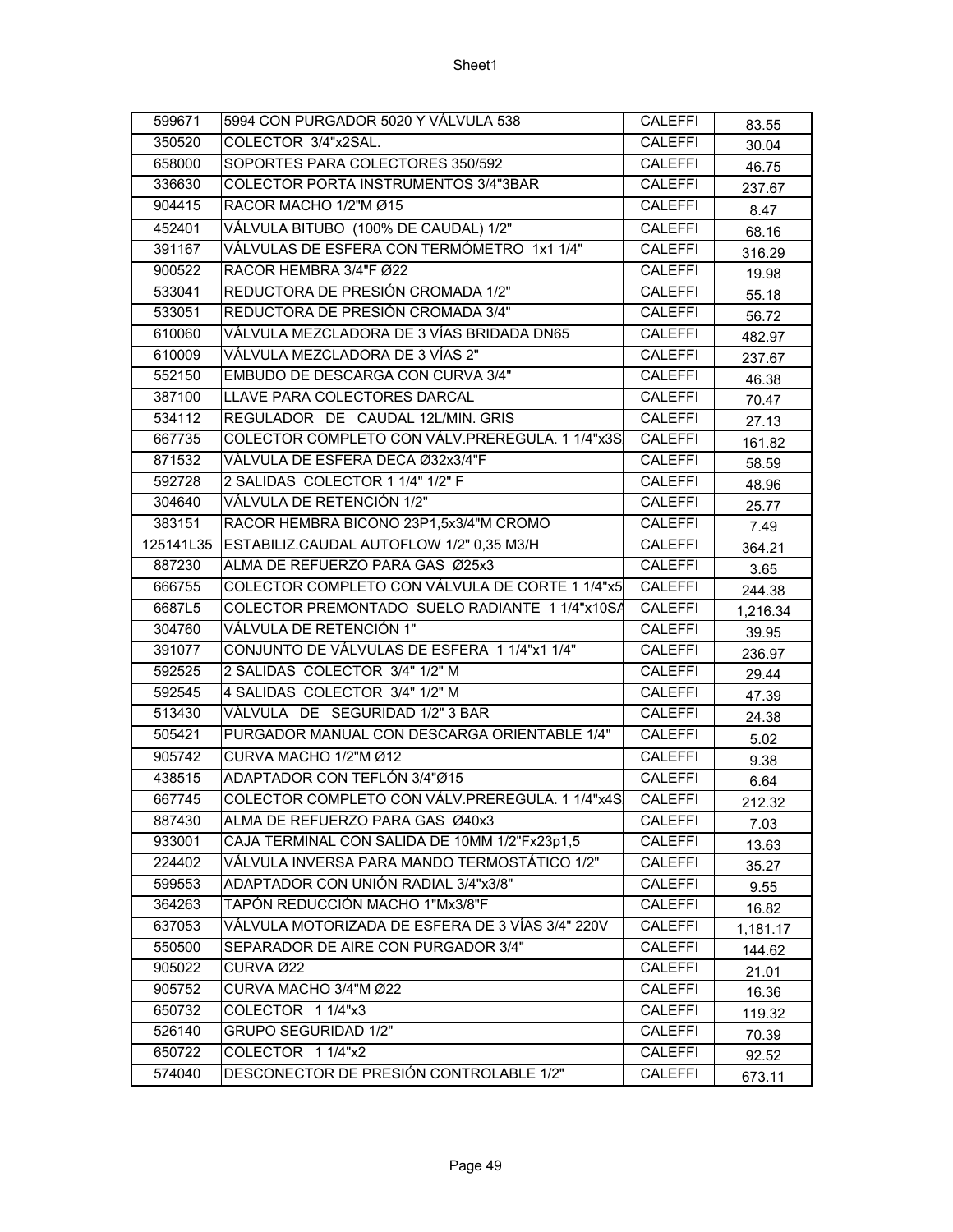| 599671 | 5994 CON PURGADOR 5020 Y VÁLVULA 538 | CALEFFI | 83.55 |
|---|---|---|---|
| 350520 | COLECTOR 3/4"x2SAL. | CALEFFI | 30.04 |
| 658000 | SOPORTES PARA COLECTORES 350/592 | CALEFFI | 46.75 |
| 336630 | COLECTOR PORTA INSTRUMENTOS 3/4"3BAR | CALEFFI | 237.67 |
| 904415 | RACOR MACHO 1/2"M Ø15 | CALEFFI | 8.47 |
| 452401 | VÁLVULA BITUBO (100% DE CAUDAL) 1/2" | CALEFFI | 68.16 |
| 391167 | VÁLVULAS DE ESFERA CON TERMÓMETRO 1x1 1/4" | CALEFFI | 316.29 |
| 900522 | RACOR HEMBRA 3/4"F Ø22 | CALEFFI | 19.98 |
| 533041 | REDUCTORA DE PRESIÓN CROMADA 1/2" | CALEFFI | 55.18 |
| 533051 | REDUCTORA DE PRESIÓN CROMADA 3/4" | CALEFFI | 56.72 |
| 610060 | VÁLVULA MEZCLADORA DE 3 VÍAS BRIDADA DN65 | CALEFFI | 482.97 |
| 610009 | VÁLVULA MEZCLADORA DE 3 VÍAS 2" | CALEFFI | 237.67 |
| 552150 | EMBUDO DE DESCARGA CON CURVA 3/4" | CALEFFI | 46.38 |
| 387100 | LLAVE PARA COLECTORES DARCAL | CALEFFI | 70.47 |
| 534112 | REGULADOR DE CAUDAL 12L/MIN. GRIS | CALEFFI | 27.13 |
| 667735 | COLECTOR COMPLETO CON VÁLV.PREREGULA. 1 1/4"x3S | CALEFFI | 161.82 |
| 871532 | VÁLVULA DE ESFERA DECA Ø32x3/4"F | CALEFFI | 58.59 |
| 592728 | 2 SALIDAS COLECTOR 1 1/4" 1/2" F | CALEFFI | 48.96 |
| 304640 | VÁLVULA DE RETENCIÓN 1/2" | CALEFFI | 25.77 |
| 383151 | RACOR HEMBRA BICONO 23P1,5x3/4"M CROMO | CALEFFI | 7.49 |
| 125141L35 | ESTABILIZ.CAUDAL AUTOFLOW 1/2" 0,35 M3/H | CALEFFI | 364.21 |
| 887230 | ALMA DE REFUERZO PARA GAS Ø25x3 | CALEFFI | 3.65 |
| 666755 | COLECTOR COMPLETO CON VÁLVULA DE CORTE 1 1/4"x5 | CALEFFI | 244.38 |
| 6687L5 | COLECTOR PREMONTADO SUELO RADIANTE 1 1/4"x10SA | CALEFFI | 1,216.34 |
| 304760 | VÁLVULA DE RETENCIÓN 1" | CALEFFI | 39.95 |
| 391077 | CONJUNTO DE VÁLVULAS DE ESFERA 1 1/4"x1 1/4" | CALEFFI | 236.97 |
| 592525 | 2 SALIDAS COLECTOR 3/4" 1/2" M | CALEFFI | 29.44 |
| 592545 | 4 SALIDAS COLECTOR 3/4" 1/2" M | CALEFFI | 47.39 |
| 513430 | VÁLVULA DE SEGURIDAD 1/2" 3 BAR | CALEFFI | 24.38 |
| 505421 | PURGADOR MANUAL CON DESCARGA ORIENTABLE 1/4" | CALEFFI | 5.02 |
| 905742 | CURVA MACHO 1/2"M Ø12 | CALEFFI | 9.38 |
| 438515 | ADAPTADOR CON TEFLÓN 3/4"Ø15 | CALEFFI | 6.64 |
| 667745 | COLECTOR COMPLETO CON VÁLV.PREREGULA. 1 1/4"x4S | CALEFFI | 212.32 |
| 887430 | ALMA DE REFUERZO PARA GAS Ø40x3 | CALEFFI | 7.03 |
| 933001 | CAJA TERMINAL CON SALIDA DE 10MM 1/2"Fx23p1,5 | CALEFFI | 13.63 |
| 224402 | VÁLVULA INVERSA PARA MANDO TERMOSTÁTICO 1/2" | CALEFFI | 35.27 |
| 599553 | ADAPTADOR CON UNIÓN RADIAL 3/4"x3/8" | CALEFFI | 9.55 |
| 364263 | TAPÓN REDUCCIÓN MACHO 1"Mx3/8"F | CALEFFI | 16.82 |
| 637053 | VÁLVULA MOTORIZADA DE ESFERA DE 3 VÍAS 3/4" 220V | CALEFFI | 1,181.17 |
| 550500 | SEPARADOR DE AIRE CON PURGADOR 3/4" | CALEFFI | 144.62 |
| 905022 | CURVA Ø22 | CALEFFI | 21.01 |
| 905752 | CURVA MACHO 3/4"M Ø22 | CALEFFI | 16.36 |
| 650732 | COLECTOR 1 1/4"x3 | CALEFFI | 119.32 |
| 526140 | GRUPO SEGURIDAD 1/2" | CALEFFI | 70.39 |
| 650722 | COLECTOR 1 1/4"x2 | CALEFFI | 92.52 |
| 574040 | DESCONECTOR DE PRESIÓN CONTROLABLE 1/2" | CALEFFI | 673.11 |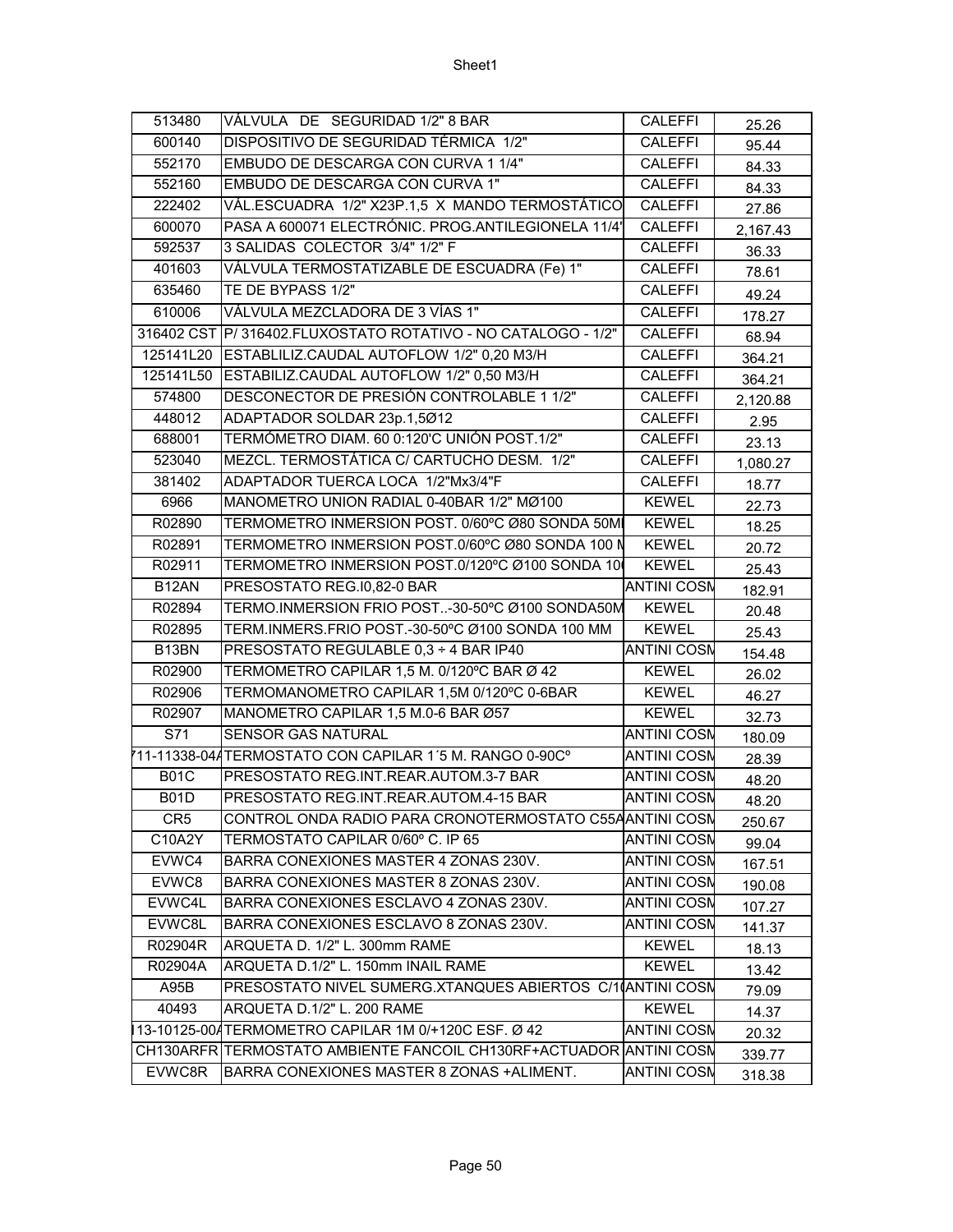| 513480 | VÁLVULA DE SEGURIDAD 1/2" 8 BAR | CALEFFI | 25.26 |
|---|---|---|---|
| 600140 | DISPOSITIVO DE SEGURIDAD TÉRMICA 1/2" | CALEFFI | 95.44 |
| 552170 | EMBUDO DE DESCARGA CON CURVA 1 1/4" | CALEFFI | 84.33 |
| 552160 | EMBUDO DE DESCARGA CON CURVA 1" | CALEFFI | 84.33 |
| 222402 | VÁL.ESCUADRA 1/2" X23P.1,5 X MANDO TERMOSTÁTICO | CALEFFI | 27.86 |
| 600070 | PASA A 600071 ELECTRÓNIC. PROG.ANTILEGIONELA 11/4' | CALEFFI | 2,167.43 |
| 592537 | 3 SALIDAS COLECTOR 3/4" 1/2" F | CALEFFI | 36.33 |
| 401603 | VÁLVULA TERMOSTATIZABLE DE ESCUADRA (Fe) 1" | CALEFFI | 78.61 |
| 635460 | TE DE BYPASS 1/2" | CALEFFI | 49.24 |
| 610006 | VÁLVULA MEZCLADORA DE 3 VÍAS 1" | CALEFFI | 178.27 |
| 316402 CST | P/ 316402.FLUXOSTATO ROTATIVO - NO CATALOGO - 1/2" | CALEFFI | 68.94 |
| 125141L20 | ESTABLILIZ.CAUDAL AUTOFLOW 1/2" 0,20 M3/H | CALEFFI | 364.21 |
| 125141L50 | ESTABILIZ.CAUDAL AUTOFLOW 1/2" 0,50 M3/H | CALEFFI | 364.21 |
| 574800 | DESCONECTOR DE PRESIÓN CONTROLABLE 1 1/2" | CALEFFI | 2,120.88 |
| 448012 | ADAPTADOR SOLDAR 23p.1,5Ø12 | CALEFFI | 2.95 |
| 688001 | TERMÓMETRO DIAM. 60 0:120'C UNIÓN POST.1/2" | CALEFFI | 23.13 |
| 523040 | MEZCL. TERMOSTÁTICA C/ CARTUCHO DESM. 1/2" | CALEFFI | 1,080.27 |
| 381402 | ADAPTADOR TUERCA LOCA 1/2"Mx3/4"F | CALEFFI | 18.77 |
| 6966 | MANOMETRO UNION RADIAL 0-40BAR 1/2" MØ100 | KEWEL | 22.73 |
| R02890 | TERMOMETRO INMERSION POST. 0/60ºC Ø80 SONDA 50MI | KEWEL | 18.25 |
| R02891 | TERMOMETRO INMERSION POST.0/60ºC Ø80 SONDA 100 N | KEWEL | 20.72 |
| R02911 | TERMOMETRO INMERSION POST.0/120ºC Ø100 SONDA 10 | KEWEL | 25.43 |
| B12AN | PRESOSTATO REG.I0,82-0 BAR | ANTINI COSM | 182.91 |
| R02894 | TERMO.INMERSION FRIO POST..-30-50ºC Ø100 SONDA50M | KEWEL | 20.48 |
| R02895 | TERM.INMERS.FRIO POST.-30-50ºC Ø100 SONDA 100 MM | KEWEL | 25.43 |
| B13BN | PRESOSTATO REGULABLE 0,3 ÷ 4 BAR IP40 | ANTINI COSM | 154.48 |
| R02900 | TERMOMETRO CAPILAR 1,5 M. 0/120ºC BAR Ø 42 | KEWEL | 26.02 |
| R02906 | TERMOMANOMETRO CAPILAR 1,5M 0/120ºC 0-6BAR | KEWEL | 46.27 |
| R02907 | MANOMETRO CAPILAR 1,5 M.0-6 BAR Ø57 | KEWEL | 32.73 |
| S71 | SENSOR GAS NATURAL | ANTINI COSM | 180.09 |
| 711-11338-04A | TERMOSTATO CON CAPILAR 1´5 M. RANGO 0-90Cº | ANTINI COSM | 28.39 |
| B01C | PRESOSTATO REG.INT.REAR.AUTOM.3-7 BAR | ANTINI COSM | 48.20 |
| B01D | PRESOSTATO REG.INT.REAR.AUTOM.4-15 BAR | ANTINI COSM | 48.20 |
| CR5 | CONTROL ONDA RADIO PARA CRONOTERMOSTATO C55A | ANTINI COSM | 250.67 |
| C10A2Y | TERMOSTATO CAPILAR 0/60º C. IP 65 | ANTINI COSM | 99.04 |
| EVWC4 | BARRA CONEXIONES MASTER 4 ZONAS 230V. | ANTINI COSM | 167.51 |
| EVWC8 | BARRA CONEXIONES MASTER 8 ZONAS 230V. | ANTINI COSM | 190.08 |
| EVWC4L | BARRA CONEXIONES ESCLAVO 4 ZONAS 230V. | ANTINI COSM | 107.27 |
| EVWC8L | BARRA CONEXIONES ESCLAVO 8 ZONAS 230V. | ANTINI COSM | 141.37 |
| R02904R | ARQUETA D. 1/2" L. 300mm RAME | KEWEL | 18.13 |
| R02904A | ARQUETA D.1/2" L. 150mm INAIL RAME | KEWEL | 13.42 |
| A95B | PRESOSTATO NIVEL SUMERG.XTANQUES ABIERTOS C/1 | ANTINI COSM | 79.09 |
| 40493 | ARQUETA D.1/2" L. 200 RAME | KEWEL | 14.37 |
| 113-10125-00A | TERMOMETRO CAPILAR 1M 0/+120C ESF. Ø 42 | ANTINI COSM | 20.32 |
| CH130ARFR | TERMOSTATO AMBIENTE FANCOIL CH130RF+ACTUADOR | ANTINI COSM | 339.77 |
| EVWC8R | BARRA CONEXIONES MASTER 8 ZONAS +ALIMENT. | ANTINI COSM | 318.38 |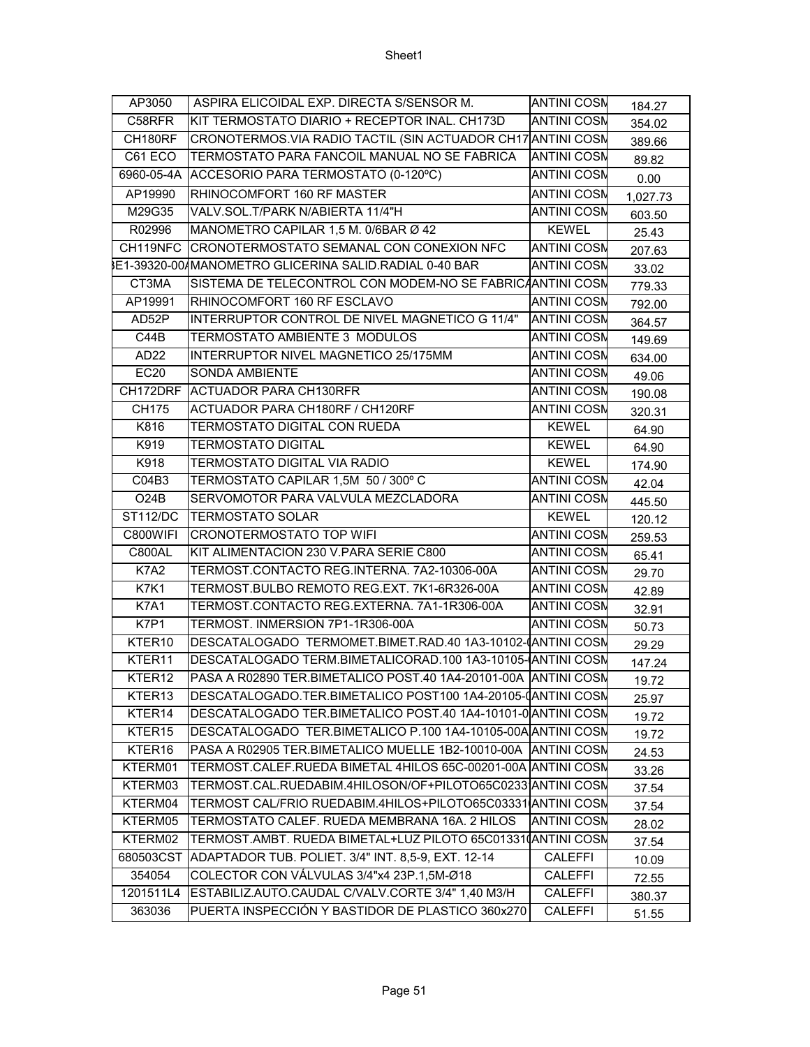| AP3050 | ASPIRA ELICOIDAL EXP. DIRECTA S/SENSOR M. | ANTINI COSM | 184.27 |
|---|---|---|---|
| C58RFR | KIT TERMOSTATO DIARIO + RECEPTOR INAL. CH173D | ANTINI COSM | 354.02 |
| CH180RF | CRONOTERMOS.VIA RADIO TACTIL (SIN ACTUADOR CH17 | ANTINI COSM | 389.66 |
| C61 ECO | TERMOSTATO PARA FANCOIL MANUAL NO SE FABRICA | ANTINI COSM | 89.82 |
| 6960-05-4A | ACCESORIO PARA TERMOSTATO (0-120ºC) | ANTINI COSM | 0.00 |
| AP19990 | RHINOCOMFORT 160 RF MASTER | ANTINI COSM | 1,027.73 |
| M29G35 | VALV.SOL.T/PARK N/ABIERTA 11/4"H | ANTINI COSM | 603.50 |
| R02996 | MANOMETRO CAPILAR 1,5 M. 0/6BAR Ø 42 | KEWEL | 25.43 |
| CH119NFC | CRONOTERMOSTATO SEMANAL CON CONEXION NFC | ANTINI COSM | 207.63 |
| 3E1-39320-00/ | MANOMETRO GLICERINA SALID.RADIAL 0-40 BAR | ANTINI COSM | 33.02 |
| CT3MA | SISTEMA DE TELECONTROL CON MODEM-NO SE FABRICA | ANTINI COSM | 779.33 |
| AP19991 | RHINOCOMFORT 160 RF ESCLAVO | ANTINI COSM | 792.00 |
| AD52P | INTERRUPTOR CONTROL DE NIVEL MAGNETICO G 11/4" | ANTINI COSM | 364.57 |
| C44B | TERMOSTATO AMBIENTE 3 MODULOS | ANTINI COSM | 149.69 |
| AD22 | INTERRUPTOR NIVEL MAGNETICO 25/175MM | ANTINI COSM | 634.00 |
| EC20 | SONDA AMBIENTE | ANTINI COSM | 49.06 |
| CH172DRF | ACTUADOR PARA CH130RFR | ANTINI COSM | 190.08 |
| CH175 | ACTUADOR PARA CH180RF / CH120RF | ANTINI COSM | 320.31 |
| K816 | TERMOSTATO DIGITAL CON RUEDA | KEWEL | 64.90 |
| K919 | TERMOSTATO DIGITAL | KEWEL | 64.90 |
| K918 | TERMOSTATO DIGITAL VIA RADIO | KEWEL | 174.90 |
| C04B3 | TERMOSTATO CAPILAR 1,5M 50 / 300º C | ANTINI COSM | 42.04 |
| O24B | SERVOMOTOR PARA VALVULA MEZCLADORA | ANTINI COSM | 445.50 |
| ST112/DC | TERMOSTATO SOLAR | KEWEL | 120.12 |
| C800WIFI | CRONOTERMOSTATO TOP WIFI | ANTINI COSM | 259.53 |
| C800AL | KIT ALIMENTACION 230 V.PARA SERIE C800 | ANTINI COSM | 65.41 |
| K7A2 | TERMOST.CONTACTO REG.INTERNA. 7A2-10306-00A | ANTINI COSM | 29.70 |
| K7K1 | TERMOST.BULBO REMOTO REG.EXT. 7K1-6R326-00A | ANTINI COSM | 42.89 |
| K7A1 | TERMOST.CONTACTO REG.EXTERNA. 7A1-1R306-00A | ANTINI COSM | 32.91 |
| K7P1 | TERMOST. INMERSION 7P1-1R306-00A | ANTINI COSM | 50.73 |
| KTER10 | DESCATALOGADO TERMOMET.BIMET.RAD.40 1A3-10102-( | ANTINI COSM | 29.29 |
| KTER11 | DESCATALOGADO TERM.BIMETALICORAD.100 1A3-10105-( | ANTINI COSM | 147.24 |
| KTER12 | PASA A R02890 TER.BIMETALICO POST.40 1A4-20101-00A | ANTINI COSM | 19.72 |
| KTER13 | DESCATALOGADO.TER.BIMETALICO POST100 1A4-20105-( | ANTINI COSM | 25.97 |
| KTER14 | DESCATALOGADO TER.BIMETALICO POST.40 1A4-10101-0 | ANTINI COSM | 19.72 |
| KTER15 | DESCATALOGADO TER.BIMETALICO P.100 1A4-10105-00A | ANTINI COSM | 19.72 |
| KTER16 | PASA A R02905 TER.BIMETALICO MUELLE 1B2-10010-00A | ANTINI COSM | 24.53 |
| KTERM01 | TERMOST.CALEF.RUEDA BIMETAL 4HILOS 65C-00201-00A | ANTINI COSM | 33.26 |
| KTERM03 | TERMOST.CAL.RUEDABIM.4HILOSON/OFF+PILOTO65C0233 | ANTINI COSM | 37.54 |
| KTERM04 | TERMOST CAL/FRIO RUEDABIM.4HILOS+PILOTO65C03331 | ANTINI COSM | 37.54 |
| KTERM05 | TERMOSTATO CALEF. RUEDA MEMBRANA 16A. 2 HILOS | ANTINI COSM | 28.02 |
| KTERM02 | TERMOST.AMBT. RUEDA BIMETAL+LUZ PILOTO 65C01331( | ANTINI COSM | 37.54 |
| 680503CST | ADAPTADOR TUB. POLIET. 3/4" INT. 8,5-9, EXT. 12-14 | CALEFFI | 10.09 |
| 354054 | COLECTOR CON VÁLVULAS 3/4"x4 23P.1,5M-Ø18 | CALEFFI | 72.55 |
| 1201511L4 | ESTABILIZ.AUTO.CAUDAL C/VALV.CORTE 3/4" 1,40 M3/H | CALEFFI | 380.37 |
| 363036 | PUERTA INSPECCIÓN Y BASTIDOR DE PLASTICO 360x270 | CALEFFI | 51.55 |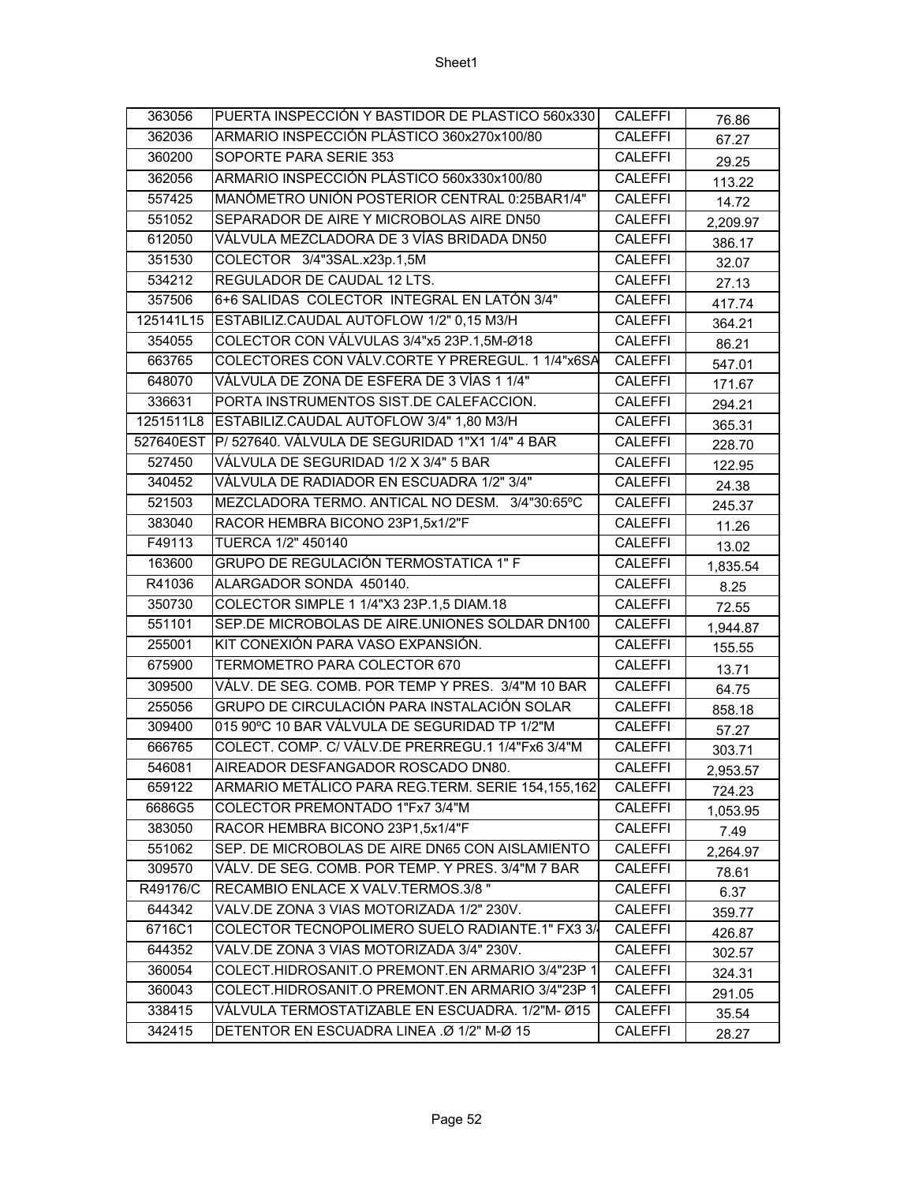| 363056 | PUERTA INSPECCIÓN Y BASTIDOR DE PLASTICO 560x330 | CALEFFI | 76.86 |
|---|---|---|---|
| 362036 | ARMARIO INSPECCIÓN PLÁSTICO 360x270x100/80 | CALEFFI | 67.27 |
| 360200 | SOPORTE PARA SERIE 353 | CALEFFI | 29.25 |
| 362056 | ARMARIO INSPECCIÓN PLÁSTICO 560x330x100/80 | CALEFFI | 113.22 |
| 557425 | MANÓMETRO UNIÓN POSTERIOR CENTRAL 0:25BAR1/4" | CALEFFI | 14.72 |
| 551052 | SEPARADOR DE AIRE Y MICROBOLAS AIRE DN50 | CALEFFI | 2,209.97 |
| 612050 | VÁLVULA MEZCLADORA DE 3 VÍAS BRIDADA DN50 | CALEFFI | 386.17 |
| 351530 | COLECTOR 3/4"3SAL.x23p.1,5M | CALEFFI | 32.07 |
| 534212 | REGULADOR DE CAUDAL 12 LTS. | CALEFFI | 27.13 |
| 357506 | 6+6 SALIDAS COLECTOR INTEGRAL EN LATÓN 3/4" | CALEFFI | 417.74 |
| 125141L15 | ESTABILIZ.CAUDAL AUTOFLOW 1/2" 0,15 M3/H | CALEFFI | 364.21 |
| 354055 | COLECTOR CON VÁLVULAS 3/4"x5 23P.1,5M-Ø18 | CALEFFI | 86.21 |
| 663765 | COLECTORES CON VÁLV.CORTE Y PREREGUL. 1 1/4"x6SA | CALEFFI | 547.01 |
| 648070 | VÁLVULA DE ZONA DE ESFERA DE 3 VÍAS 1 1/4" | CALEFFI | 171.67 |
| 336631 | PORTA INSTRUMENTOS SIST.DE CALEFACCION. | CALEFFI | 294.21 |
| 1251511L8 | ESTABILIZ.CAUDAL AUTOFLOW 3/4" 1,80 M3/H | CALEFFI | 365.31 |
| 527640EST | P/ 527640. VÁLVULA DE SEGURIDAD 1"X1 1/4" 4 BAR | CALEFFI | 228.70 |
| 527450 | VÁLVULA DE SEGURIDAD 1/2 X 3/4" 5 BAR | CALEFFI | 122.95 |
| 340452 | VÁLVULA DE RADIADOR EN ESCUADRA 1/2" 3/4" | CALEFFI | 24.38 |
| 521503 | MEZCLADORA TERMO. ANTICAL NO DESM. 3/4"30:65ºC | CALEFFI | 245.37 |
| 383040 | RACOR HEMBRA BICONO 23P1,5x1/2"F | CALEFFI | 11.26 |
| F49113 | TUERCA 1/2" 450140 | CALEFFI | 13.02 |
| 163600 | GRUPO DE REGULACIÓN TERMOSTATICA 1" F | CALEFFI | 1,835.54 |
| R41036 | ALARGADOR SONDA 450140. | CALEFFI | 8.25 |
| 350730 | COLECTOR SIMPLE 1 1/4"X3 23P.1,5 DIAM.18 | CALEFFI | 72.55 |
| 551101 | SEP.DE MICROBOLAS DE AIRE.UNIONES SOLDAR DN100 | CALEFFI | 1,944.87 |
| 255001 | KIT CONEXIÓN PARA VASO EXPANSIÓN. | CALEFFI | 155.55 |
| 675900 | TERMOMETRO PARA COLECTOR 670 | CALEFFI | 13.71 |
| 309500 | VÁLV. DE SEG. COMB. POR TEMP Y PRES. 3/4"M 10 BAR | CALEFFI | 64.75 |
| 255056 | GRUPO DE CIRCULACIÓN PARA INSTALACIÓN SOLAR | CALEFFI | 858.18 |
| 309400 | 015 90ºC 10 BAR VÁLVULA DE SEGURIDAD TP 1/2"M | CALEFFI | 57.27 |
| 666765 | COLECT. COMP. C/ VÁLV.DE PRERREGU.1 1/4"Fx6 3/4"M | CALEFFI | 303.71 |
| 546081 | AIREADOR DESFANGADOR ROSCADO DN80. | CALEFFI | 2,953.57 |
| 659122 | ARMARIO METÁLICO PARA REG.TERM. SERIE 154,155,162 | CALEFFI | 724.23 |
| 6686G5 | COLECTOR PREMONTADO 1"Fx7 3/4"M | CALEFFI | 1,053.95 |
| 383050 | RACOR HEMBRA BICONO 23P1,5x1/4"F | CALEFFI | 7.49 |
| 551062 | SEP. DE MICROBOLAS DE AIRE DN65 CON AISLAMIENTO | CALEFFI | 2,264.97 |
| 309570 | VÁLV. DE SEG. COMB. POR TEMP. Y PRES. 3/4"M 7 BAR | CALEFFI | 78.61 |
| R49176/C | RECAMBIO ENLACE X VALV.TERMOS.3/8 " | CALEFFI | 6.37 |
| 644342 | VALV.DE ZONA 3 VIAS MOTORIZADA 1/2" 230V. | CALEFFI | 359.77 |
| 6716C1 | COLECTOR TECNOPOLIMERO SUELO RADIANTE.1" FX3 3/ | CALEFFI | 426.87 |
| 644352 | VALV.DE ZONA 3 VIAS MOTORIZADA 3/4" 230V. | CALEFFI | 302.57 |
| 360054 | COLECT.HIDROSANIT.O PREMONT.EN ARMARIO 3/4"23P 1 | CALEFFI | 324.31 |
| 360043 | COLECT.HIDROSANIT.O PREMONT.EN ARMARIO 3/4"23P 1 | CALEFFI | 291.05 |
| 338415 | VÁLVULA TERMOSTATIZABLE EN ESCUADRA. 1/2"M- Ø15 | CALEFFI | 35.54 |
| 342415 | DETENTOR EN ESCUADRA LINEA .Ø 1/2" M-Ø 15 | CALEFFI | 28.27 |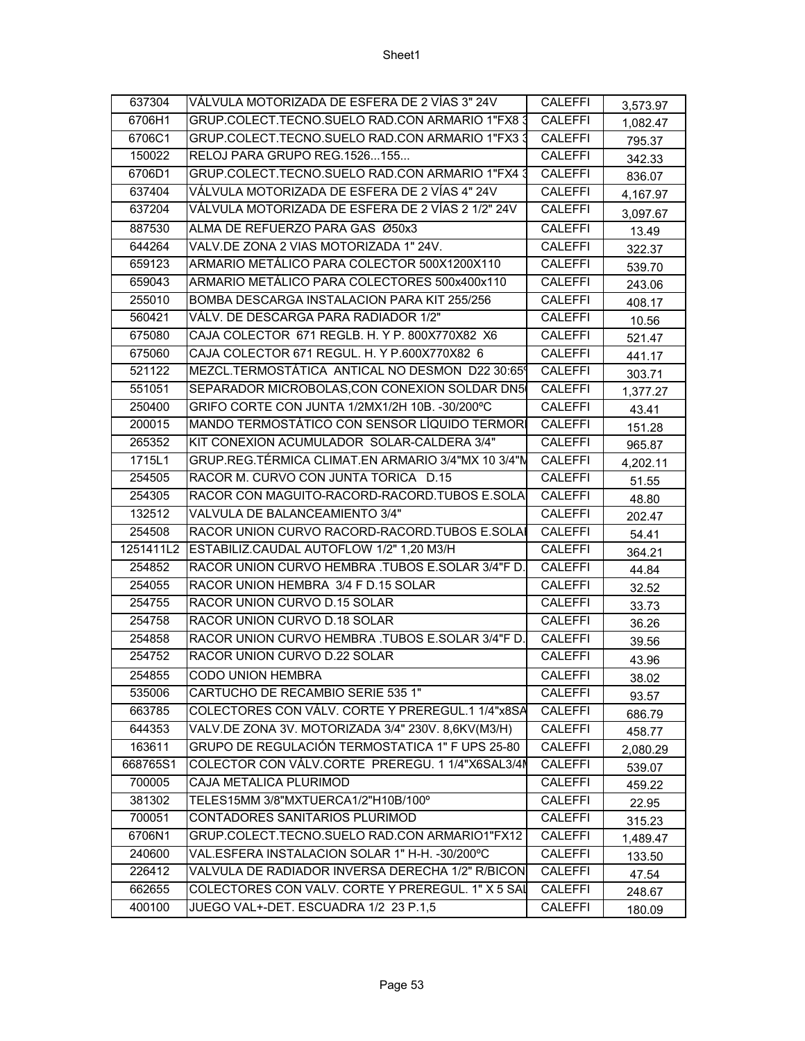| 637304 | VÁLVULA MOTORIZADA DE ESFERA DE 2 VÍAS 3" 24V | CALEFFI | 3,573.97 |
|---|---|---|---|
| 6706H1 | GRUP.COLECT.TECNO.SUELO RAD.CON ARMARIO 1"FX8 3 | CALEFFI | 1,082.47 |
| 6706C1 | GRUP.COLECT.TECNO.SUELO RAD.CON ARMARIO 1"FX3 3 | CALEFFI | 795.37 |
| 150022 | RELOJ PARA GRUPO REG.1526...155... | CALEFFI | 342.33 |
| 6706D1 | GRUP.COLECT.TECNO.SUELO RAD.CON ARMARIO 1"FX4 3 | CALEFFI | 836.07 |
| 637404 | VÁLVULA MOTORIZADA DE ESFERA DE 2 VÍAS 4" 24V | CALEFFI | 4,167.97 |
| 637204 | VÁLVULA MOTORIZADA DE ESFERA DE 2 VÍAS 2 1/2" 24V | CALEFFI | 3,097.67 |
| 887530 | ALMA DE REFUERZO PARA GAS Ø50x3 | CALEFFI | 13.49 |
| 644264 | VALV.DE ZONA 2 VIAS MOTORIZADA 1" 24V. | CALEFFI | 322.37 |
| 659123 | ARMARIO METÁLICO PARA COLECTOR 500X1200X110 | CALEFFI | 539.70 |
| 659043 | ARMARIO METÁLICO PARA COLECTORES 500x400x110 | CALEFFI | 243.06 |
| 255010 | BOMBA DESCARGA INSTALACION PARA KIT 255/256 | CALEFFI | 408.17 |
| 560421 | VÁLV. DE DESCARGA PARA RADIADOR 1/2" | CALEFFI | 10.56 |
| 675080 | CAJA COLECTOR 671 REGLB. H. Y P. 800X770X82 X6 | CALEFFI | 521.47 |
| 675060 | CAJA COLECTOR 671 REGUL. H. Y P.600X770X82 6 | CALEFFI | 441.17 |
| 521122 | MEZCL.TERMOSTÁTICA ANTICAL NO DESMON D22 30:65 | CALEFFI | 303.71 |
| 551051 | SEPARADOR MICROBOLAS,CON CONEXION SOLDAR DN5 | CALEFFI | 1,377.27 |
| 250400 | GRIFO CORTE CON JUNTA 1/2MX1/2H 10B. -30/200ºC | CALEFFI | 43.41 |
| 200015 | MANDO TERMOSTÁTICO CON SENSOR LÍQUIDO TERMORI | CALEFFI | 151.28 |
| 265352 | KIT CONEXION ACUMULADOR SOLAR-CALDERA 3/4" | CALEFFI | 965.87 |
| 1715L1 | GRUP.REG.TÉRMICA CLIMAT.EN ARMARIO 3/4"MX 10 3/4"M | CALEFFI | 4,202.11 |
| 254505 | RACOR M. CURVO CON JUNTA TORICA D.15 | CALEFFI | 51.55 |
| 254305 | RACOR CON MAGUITO-RACORD-RACORD.TUBOS E.SOLA | CALEFFI | 48.80 |
| 132512 | VALVULA DE BALANCEAMIENTO 3/4" | CALEFFI | 202.47 |
| 254508 | RACOR UNION CURVO RACORD-RACORD.TUBOS E.SOLA | CALEFFI | 54.41 |
| 1251411L2 | ESTABILIZ.CAUDAL AUTOFLOW 1/2" 1,20 M3/H | CALEFFI | 364.21 |
| 254852 | RACOR UNION CURVO HEMBRA .TUBOS E.SOLAR 3/4"F D. | CALEFFI | 44.84 |
| 254055 | RACOR UNION HEMBRA 3/4 F D.15 SOLAR | CALEFFI | 32.52 |
| 254755 | RACOR UNION CURVO D.15 SOLAR | CALEFFI | 33.73 |
| 254758 | RACOR UNION CURVO D.18 SOLAR | CALEFFI | 36.26 |
| 254858 | RACOR UNION CURVO HEMBRA .TUBOS E.SOLAR 3/4"F D. | CALEFFI | 39.56 |
| 254752 | RACOR UNION CURVO D.22 SOLAR | CALEFFI | 43.96 |
| 254855 | CODO UNION HEMBRA | CALEFFI | 38.02 |
| 535006 | CARTUCHO DE RECAMBIO SERIE 535 1" | CALEFFI | 93.57 |
| 663785 | COLECTORES CON VÁLV. CORTE Y PREREGUL.1 1/4"x8SA | CALEFFI | 686.79 |
| 644353 | VALV.DE ZONA 3V. MOTORIZADA 3/4" 230V. 8,6KV(M3/H) | CALEFFI | 458.77 |
| 163611 | GRUPO DE REGULACIÓN TERMOSTATICA 1" F UPS 25-80 | CALEFFI | 2,080.29 |
| 668765S1 | COLECTOR CON VÁLV.CORTE PREREGU. 1 1/4"X6SAL3/4M | CALEFFI | 539.07 |
| 700005 | CAJA METALICA PLURIMOD | CALEFFI | 459.22 |
| 381302 | TELES15MM 3/8"MXTUERCA1/2"H10B/100º | CALEFFI | 22.95 |
| 700051 | CONTADORES SANITARIOS PLURIMOD | CALEFFI | 315.23 |
| 6706N1 | GRUP.COLECT.TECNO.SUELO RAD.CON ARMARIO1"FX12 | CALEFFI | 1,489.47 |
| 240600 | VAL.ESFERA INSTALACION SOLAR 1" H-H. -30/200ºC | CALEFFI | 133.50 |
| 226412 | VALVULA DE RADIADOR INVERSA DERECHA 1/2" R/BICON | CALEFFI | 47.54 |
| 662655 | COLECTORES CON VALV. CORTE Y PREREGUL. 1" X 5 SAL | CALEFFI | 248.67 |
| 400100 | JUEGO VAL+-DET. ESCUADRA 1/2 23 P.1,5 | CALEFFI | 180.09 |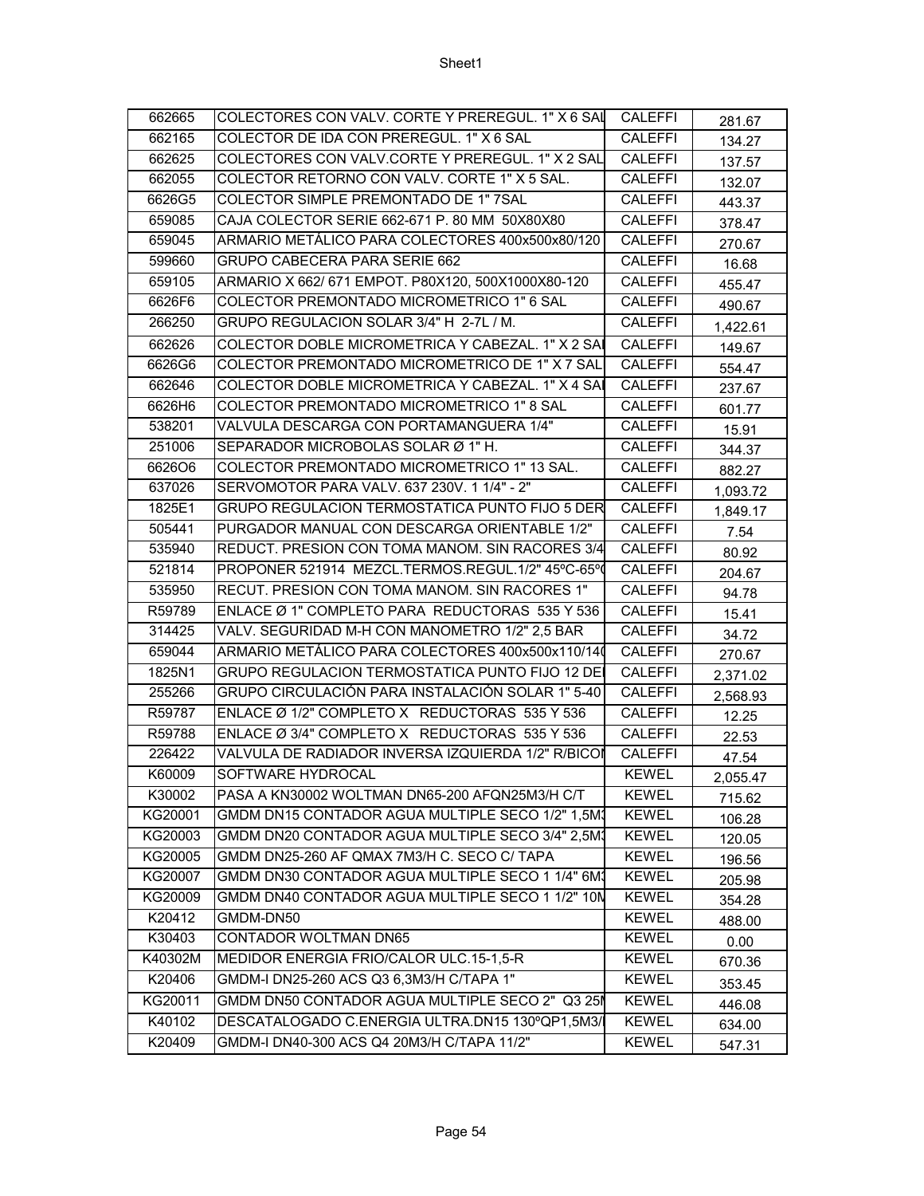| | | | |
|---|---|---|---|
| 662665 | COLECTORES CON VALV. CORTE Y PREREGUL. 1" X 6 SAL | CALEFFI | 281.67 |
| 662165 | COLECTOR DE IDA CON PREREGUL. 1" X 6 SAL | CALEFFI | 134.27 |
| 662625 | COLECTORES CON VALV.CORTE Y PREREGUL. 1" X 2 SAL | CALEFFI | 137.57 |
| 662055 | COLECTOR RETORNO CON VALV. CORTE 1" X 5 SAL. | CALEFFI | 132.07 |
| 6626G5 | COLECTOR SIMPLE PREMONTADO DE 1" 7SAL | CALEFFI | 443.37 |
| 659085 | CAJA COLECTOR SERIE 662-671 P. 80 MM 50X80X80 | CALEFFI | 378.47 |
| 659045 | ARMARIO METÁLICO PARA COLECTORES 400x500x80/120 | CALEFFI | 270.67 |
| 599660 | GRUPO CABECERA PARA SERIE 662 | CALEFFI | 16.68 |
| 659105 | ARMARIO X 662/ 671 EMPOT. P80X120, 500X1000X80-120 | CALEFFI | 455.47 |
| 6626F6 | COLECTOR PREMONTADO MICROMETRICO 1" 6 SAL | CALEFFI | 490.67 |
| 266250 | GRUPO REGULACION SOLAR 3/4" H 2-7L / M. | CALEFFI | 1,422.61 |
| 662626 | COLECTOR DOBLE MICROMETRICA Y CABEZAL. 1" X 2 SAI | CALEFFI | 149.67 |
| 6626G6 | COLECTOR PREMONTADO MICROMETRICO DE 1" X 7 SAL | CALEFFI | 554.47 |
| 662646 | COLECTOR DOBLE MICROMETRICA Y CABEZAL. 1" X 4 SAI | CALEFFI | 237.67 |
| 6626H6 | COLECTOR PREMONTADO MICROMETRICO 1" 8 SAL | CALEFFI | 601.77 |
| 538201 | VALVULA DESCARGA CON PORTAMANGUERA 1/4" | CALEFFI | 15.91 |
| 251006 | SEPARADOR MICROBOLAS SOLAR Ø 1" H. | CALEFFI | 344.37 |
| 6626O6 | COLECTOR PREMONTADO MICROMETRICO 1" 13 SAL. | CALEFFI | 882.27 |
| 637026 | SERVOMOTOR PARA VALV. 637 230V. 1 1/4" - 2" | CALEFFI | 1,093.72 |
| 1825E1 | GRUPO REGULACION TERMOSTATICA PUNTO FIJO 5 DER | CALEFFI | 1,849.17 |
| 505441 | PURGADOR MANUAL CON DESCARGA ORIENTABLE 1/2" | CALEFFI | 7.54 |
| 535940 | REDUCT. PRESION CON TOMA MANOM. SIN RACORES 3/4 | CALEFFI | 80.92 |
| 521814 | PROPONER 521914 MEZCL.TERMOS.REGUL.1/2" 45ºC-65º( | CALEFFI | 204.67 |
| 535950 | RECUT. PRESION CON TOMA MANOM. SIN RACORES 1" | CALEFFI | 94.78 |
| R59789 | ENLACE Ø 1" COMPLETO PARA REDUCTORAS 535 Y 536 | CALEFFI | 15.41 |
| 314425 | VALV. SEGURIDAD M-H CON MANOMETRO 1/2" 2,5 BAR | CALEFFI | 34.72 |
| 659044 | ARMARIO METÁLICO PARA COLECTORES 400x500x110/14( | CALEFFI | 270.67 |
| 1825N1 | GRUPO REGULACION TERMOSTATICA PUNTO FIJO 12 DEI | CALEFFI | 2,371.02 |
| 255266 | GRUPO CIRCULACIÓN PARA INSTALACIÓN SOLAR 1" 5-40 | CALEFFI | 2,568.93 |
| R59787 | ENLACE Ø 1/2" COMPLETO X REDUCTORAS 535 Y 536 | CALEFFI | 12.25 |
| R59788 | ENLACE Ø 3/4" COMPLETO X REDUCTORAS 535 Y 536 | CALEFFI | 22.53 |
| 226422 | VALVULA DE RADIADOR INVERSA IZQUIERDA 1/2" R/BICOI | CALEFFI | 47.54 |
| K60009 | SOFTWARE HYDROCAL | KEWEL | 2,055.47 |
| K30002 | PASA A KN30002 WOLTMAN DN65-200 AFQN25M3/H C/T | KEWEL | 715.62 |
| KG20001 | GMDM DN15 CONTADOR AGUA MULTIPLE SECO 1/2" 1,5M3 | KEWEL | 106.28 |
| KG20003 | GMDM DN20 CONTADOR AGUA MULTIPLE SECO 3/4" 2,5M3 | KEWEL | 120.05 |
| KG20005 | GMDM DN25-260 AF QMAX 7M3/H C. SECO C/ TAPA | KEWEL | 196.56 |
| KG20007 | GMDM DN30 CONTADOR AGUA MULTIPLE SECO 1 1/4" 6M3 | KEWEL | 205.98 |
| KG20009 | GMDM DN40 CONTADOR AGUA MULTIPLE SECO 1 1/2" 10M | KEWEL | 354.28 |
| K20412 | GMDM-DN50 | KEWEL | 488.00 |
| K30403 | CONTADOR WOLTMAN DN65 | KEWEL | 0.00 |
| K40302M | MEDIDOR ENERGIA FRIO/CALOR ULC.15-1,5-R | KEWEL | 670.36 |
| K20406 | GMDM-I DN25-260 ACS Q3 6,3M3/H C/TAPA 1" | KEWEL | 353.45 |
| KG20011 | GMDM DN50 CONTADOR AGUA MULTIPLE SECO 2" Q3 25M | KEWEL | 446.08 |
| K40102 | DESCATALOGADO C.ENERGIA ULTRA.DN15 130ºQP1,5M3/I | KEWEL | 634.00 |
| K20409 | GMDM-I DN40-300 ACS Q4 20M3/H C/TAPA 11/2" | KEWEL | 547.31 |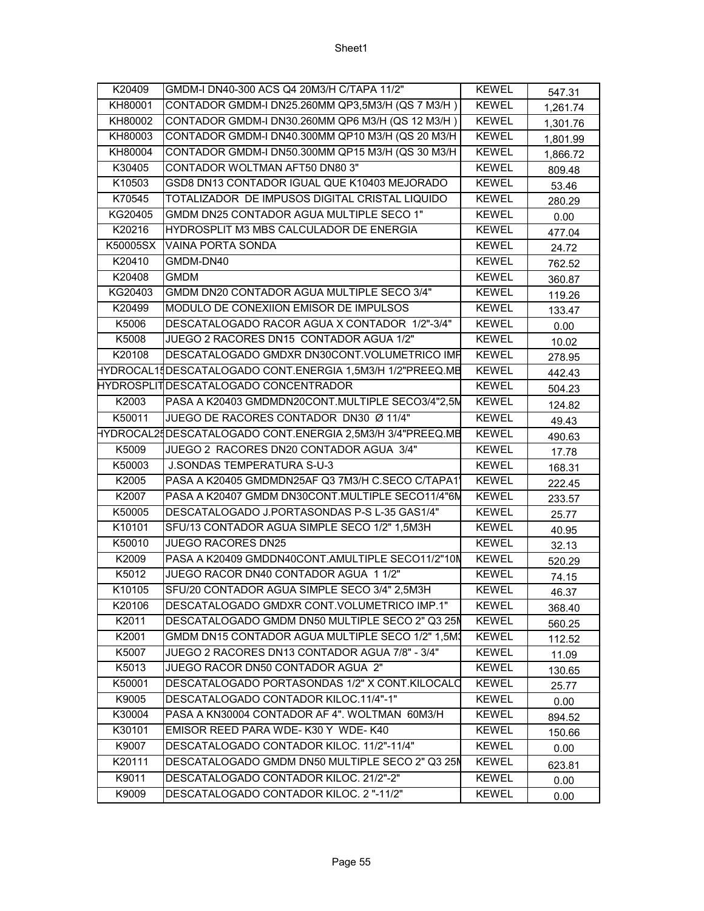| K20409 | GMDM-I DN40-300 ACS Q4 20M3/H C/TAPA 11/2" | KEWEL | 547.31 |
|---|---|---|---|
| KH80001 | CONTADOR GMDM-I DN25.260MM QP3,5M3/H (QS 7 M3/H ) | KEWEL | 1,261.74 |
| KH80002 | CONTADOR GMDM-I DN30.260MM QP6 M3/H (QS 12 M3/H ) | KEWEL | 1,301.76 |
| KH80003 | CONTADOR GMDM-I DN40.300MM QP10 M3/H (QS 20 M3/H | KEWEL | 1,801.99 |
| KH80004 | CONTADOR GMDM-I DN50.300MM QP15 M3/H (QS 30 M3/H | KEWEL | 1,866.72 |
| K30405 | CONTADOR WOLTMAN AFT50 DN80 3" | KEWEL | 809.48 |
| K10503 | GSD8 DN13 CONTADOR IGUAL QUE K10403 MEJORADO | KEWEL | 53.46 |
| K70545 | TOTALIZADOR DE IMPUSOS DIGITAL CRISTAL LIQUIDO | KEWEL | 280.29 |
| KG20405 | GMDM DN25 CONTADOR AGUA MULTIPLE SECO 1" | KEWEL | 0.00 |
| K20216 | HYDROSPLIT M3 MBS CALCULADOR DE ENERGIA | KEWEL | 477.04 |
| K50005SX | VAINA PORTA SONDA | KEWEL | 24.72 |
| K20410 | GMDM-DN40 | KEWEL | 762.52 |
| K20408 | GMDM | KEWEL | 360.87 |
| KG20403 | GMDM DN20 CONTADOR AGUA MULTIPLE SECO 3/4" | KEWEL | 119.26 |
| K20499 | MODULO DE CONEXIION EMISOR DE IMPULSOS | KEWEL | 133.47 |
| K5006 | DESCATALOGADO RACOR AGUA X CONTADOR 1/2"-3/4" | KEWEL | 0.00 |
| K5008 | JUEGO 2 RACORES DN15 CONTADOR AGUA 1/2" | KEWEL | 10.02 |
| K20108 | DESCATALOGADO GMDXR DN30CONT.VOLUMETRICO IMP | KEWEL | 278.95 |
| HYDROCAL15 | DESCATALOGADO CONT.ENERGIA 1,5M3/H 1/2"PREEQ.MB | KEWEL | 442.43 |
| HYDROSPLIT | DESCATALOGADO CONCENTRADOR | KEWEL | 504.23 |
| K2003 | PASA A K20403 GMDMDN20CONT.MULTIPLE SECO3/4"2,5M | KEWEL | 124.82 |
| K50011 | JUEGO DE RACORES CONTADOR DN30 Ø 11/4" | KEWEL | 49.43 |
| HYDROCAL25 | DESCATALOGADO CONT.ENERGIA 2,5M3/H 3/4"PREEQ.MB | KEWEL | 490.63 |
| K5009 | JUEGO 2 RACORES DN20 CONTADOR AGUA 3/4" | KEWEL | 17.78 |
| K50003 | J.SONDAS TEMPERATURA S-U-3 | KEWEL | 168.31 |
| K2005 | PASA A K20405 GMDMDN25AF Q3 7M3/H C.SECO C/TAPA1 | KEWEL | 222.45 |
| K2007 | PASA A K20407 GMDM DN30CONT.MULTIPLE SECO11/4"6M | KEWEL | 233.57 |
| K50005 | DESCATALOGADO J.PORTASONDAS P-S L-35 GAS1/4" | KEWEL | 25.77 |
| K10101 | SFU/13 CONTADOR AGUA SIMPLE SECO 1/2" 1,5M3H | KEWEL | 40.95 |
| K50010 | JUEGO RACORES DN25 | KEWEL | 32.13 |
| K2009 | PASA A K20409 GMDDN40CONT.AMULTIPLE SECO11/2"10M | KEWEL | 520.29 |
| K5012 | JUEGO RACOR DN40 CONTADOR AGUA 1 1/2" | KEWEL | 74.15 |
| K10105 | SFU/20 CONTADOR AGUA SIMPLE SECO 3/4" 2,5M3H | KEWEL | 46.37 |
| K20106 | DESCATALOGADO GMDXR CONT.VOLUMETRICO IMP.1" | KEWEL | 368.40 |
| K2011 | DESCATALOGADO GMDM DN50 MULTIPLE SECO 2" Q3 25M | KEWEL | 560.25 |
| K2001 | GMDM DN15 CONTADOR AGUA MULTIPLE SECO 1/2" 1,5M3 | KEWEL | 112.52 |
| K5007 | JUEGO 2 RACORES DN13 CONTADOR AGUA 7/8" - 3/4" | KEWEL | 11.09 |
| K5013 | JUEGO RACOR DN50 CONTADOR AGUA 2" | KEWEL | 130.65 |
| K50001 | DESCATALOGADO PORTASONDAS 1/2" X CONT.KILOCALC | KEWEL | 25.77 |
| K9005 | DESCATALOGADO CONTADOR KILOC.11/4"-1" | KEWEL | 0.00 |
| K30004 | PASA A KN30004 CONTADOR AF 4". WOLTMAN 60M3/H | KEWEL | 894.52 |
| K30101 | EMISOR REED PARA WDE- K30 Y WDE- K40 | KEWEL | 150.66 |
| K9007 | DESCATALOGADO CONTADOR KILOC. 11/2"-11/4" | KEWEL | 0.00 |
| K20111 | DESCATALOGADO GMDM DN50 MULTIPLE SECO 2" Q3 25M | KEWEL | 623.81 |
| K9011 | DESCATALOGADO CONTADOR KILOC. 21/2"-2" | KEWEL | 0.00 |
| K9009 | DESCATALOGADO CONTADOR KILOC. 2 "-11/2" | KEWEL | 0.00 |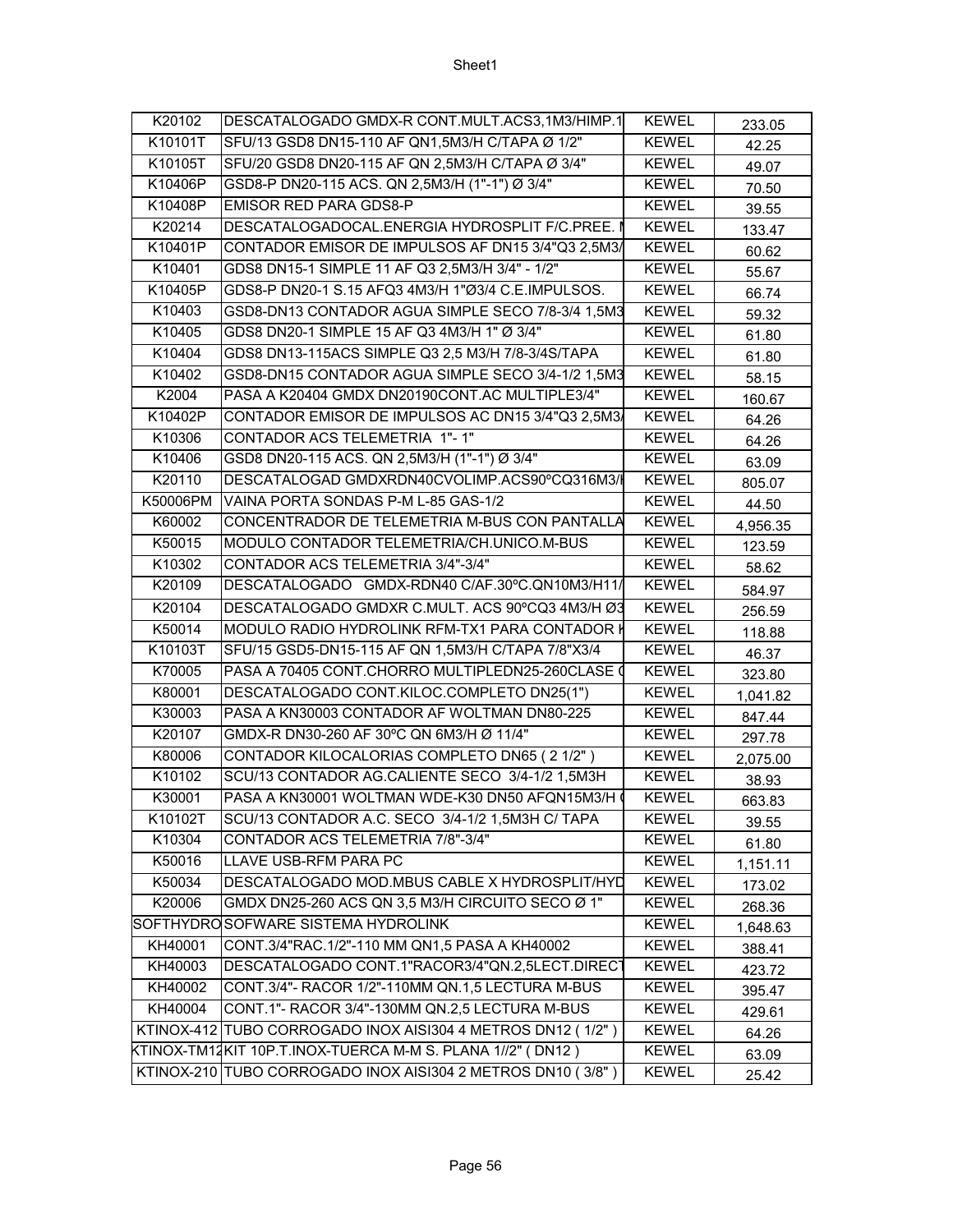| K20102 | DESCATALOGADO GMDX-R CONT.MULT.ACS3,1M3/HIMP.1 | KEWEL | 233.05 |
|---|---|---|---|
| K10101T | SFU/13 GSD8 DN15-110 AF QN1,5M3/H C/TAPA Ø 1/2" | KEWEL | 42.25 |
| K10105T | SFU/20 GSD8 DN20-115 AF QN 2,5M3/H C/TAPA Ø 3/4" | KEWEL | 49.07 |
| K10406P | GSD8-P DN20-115 ACS. QN 2,5M3/H (1"-1") Ø 3/4" | KEWEL | 70.50 |
| K10408P | EMISOR RED PARA GDS8-P | KEWEL | 39.55 |
| K20214 | DESCATALOGADOCAL.ENERGIA HYDROSPLIT F/C.PREE. N | KEWEL | 133.47 |
| K10401P | CONTADOR EMISOR DE IMPULSOS AF DN15 3/4"Q3 2,5M3/ | KEWEL | 60.62 |
| K10401 | GDS8 DN15-1 SIMPLE 11 AF Q3 2,5M3/H 3/4" - 1/2" | KEWEL | 55.67 |
| K10405P | GDS8-P DN20-1 S.15 AFQ3 4M3/H 1"Ø3/4 C.E.IMPULSOS. | KEWEL | 66.74 |
| K10403 | GSD8-DN13 CONTADOR AGUA SIMPLE SECO 7/8-3/4 1,5M3 | KEWEL | 59.32 |
| K10405 | GDS8 DN20-1 SIMPLE 15 AF Q3 4M3/H 1" Ø 3/4" | KEWEL | 61.80 |
| K10404 | GDS8 DN13-115ACS SIMPLE Q3 2,5 M3/H 7/8-3/4S/TAPA | KEWEL | 61.80 |
| K10402 | GSD8-DN15 CONTADOR AGUA SIMPLE SECO 3/4-1/2 1,5M3 | KEWEL | 58.15 |
| K2004 | PASA A K20404 GMDX DN20190CONT.AC MULTIPLE3/4" | KEWEL | 160.67 |
| K10402P | CONTADOR EMISOR DE IMPULSOS AC DN15 3/4"Q3 2,5M3/ | KEWEL | 64.26 |
| K10306 | CONTADOR ACS TELEMETRIA 1"- 1" | KEWEL | 64.26 |
| K10406 | GSD8 DN20-115 ACS. QN 2,5M3/H (1"-1") Ø 3/4" | KEWEL | 63.09 |
| K20110 | DESCATALOGAD GMDXRDN40CVOLIMP.ACS90ºCQ316M3/H | KEWEL | 805.07 |
| K50006PM | VAINA PORTA SONDAS P-M L-85 GAS-1/2 | KEWEL | 44.50 |
| K60002 | CONCENTRADOR DE TELEMETRIA M-BUS CON PANTALLA | KEWEL | 4,956.35 |
| K50015 | MODULO CONTADOR TELEMETRIA/CH.UNICO.M-BUS | KEWEL | 123.59 |
| K10302 | CONTADOR ACS TELEMETRIA 3/4"-3/4" | KEWEL | 58.62 |
| K20109 | DESCATALOGADO GMDX-RDN40 C/AF.30ºC.QN10M3/H11/ | KEWEL | 584.97 |
| K20104 | DESCATALOGADO GMDXR C.MULT. ACS 90ºCQ3 4M3/H Ø3 | KEWEL | 256.59 |
| K50014 | MODULO RADIO HYDROLINK RFM-TX1 PARA CONTADOR K | KEWEL | 118.88 |
| K10103T | SFU/15 GSD5-DN15-115 AF QN 1,5M3/H C/TAPA 7/8"X3/4 | KEWEL | 46.37 |
| K70005 | PASA A 70405 CONT.CHORRO MULTIPLEDN25-260CLASE C | KEWEL | 323.80 |
| K80001 | DESCATALOGADO CONT.KILOC.COMPLETO DN25(1") | KEWEL | 1,041.82 |
| K30003 | PASA A KN30003 CONTADOR AF WOLTMAN DN80-225 | KEWEL | 847.44 |
| K20107 | GMDX-R DN30-260 AF 30ºC QN 6M3/H Ø 11/4" | KEWEL | 297.78 |
| K80006 | CONTADOR KILOCALORIAS COMPLETO DN65 ( 2 1/2" ) | KEWEL | 2,075.00 |
| K10102 | SCU/13 CONTADOR AG.CALIENTE SECO 3/4-1/2 1,5M3H | KEWEL | 38.93 |
| K30001 | PASA A KN30001 WOLTMAN WDE-K30 DN50 AFQN15M3/H ( | KEWEL | 663.83 |
| K10102T | SCU/13 CONTADOR A.C. SECO 3/4-1/2 1,5M3H C/ TAPA | KEWEL | 39.55 |
| K10304 | CONTADOR ACS TELEMETRIA 7/8"-3/4" | KEWEL | 61.80 |
| K50016 | LLAVE USB-RFM PARA PC | KEWEL | 1,151.11 |
| K50034 | DESCATALOGADO MOD.MBUS CABLE X HYDROSPLIT/HYD | KEWEL | 173.02 |
| K20006 | GMDX DN25-260 ACS QN 3,5 M3/H CIRCUITO SECO Ø 1" | KEWEL | 268.36 |
| SOFTHYDRO | SOFWARE SISTEMA HYDROLINK | KEWEL | 1,648.63 |
| KH40001 | CONT.3/4"RAC.1/2"-110 MM QN1,5 PASA A KH40002 | KEWEL | 388.41 |
| KH40003 | DESCATALOGADO CONT.1"RACOR3/4"QN.2,5LECT.DIRECT | KEWEL | 423.72 |
| KH40002 | CONT.3/4"- RACOR 1/2"-110MM QN.1,5 LECTURA M-BUS | KEWEL | 395.47 |
| KH40004 | CONT.1"- RACOR 3/4"-130MM QN.2,5 LECTURA M-BUS | KEWEL | 429.61 |
| KTINOX-412 | TUBO CORROGADO INOX AISI304 4 METROS DN12 ( 1/2" ) | KEWEL | 64.26 |
| KTINOX-TM12 | KIT 10P.T.INOX-TUERCA M-M S. PLANA 1//2" ( DN12 ) | KEWEL | 63.09 |
| KTINOX-210 | TUBO CORROGADO INOX AISI304 2 METROS DN10 ( 3/8" ) | KEWEL | 25.42 |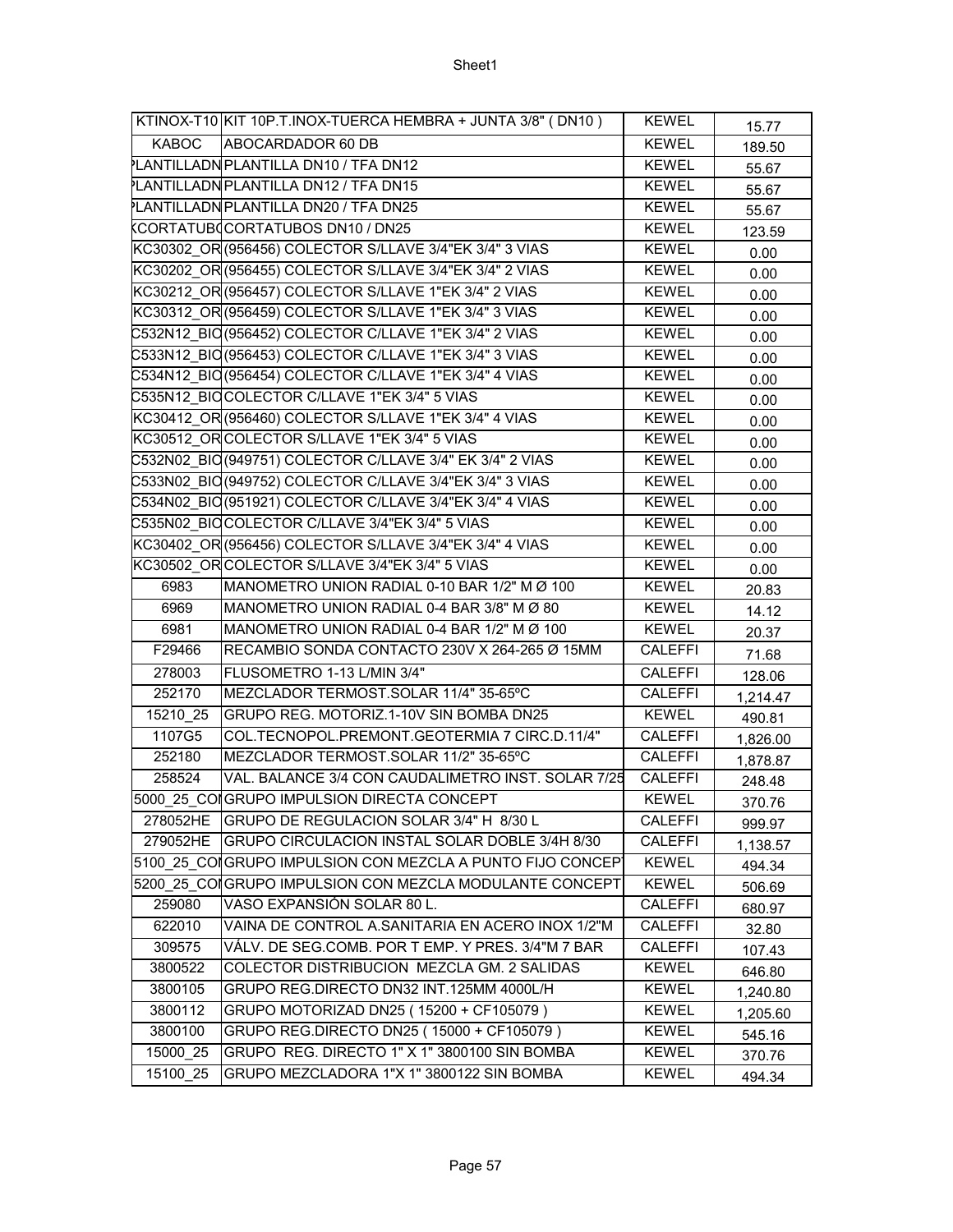| KTINOX-T10 | KIT 10P.T.INOX-TUERCA HEMBRA + JUNTA 3/8" ( DN10 ) | KEWEL | 15.77 |
|---|---|---|---|
| KABOC | ABOCARDADOR 60 DB | KEWEL | 189.50 |
| PLANTILLADN | PLANTILLA DN10 / TFA DN12 | KEWEL | 55.67 |
| PLANTILLADN | PLANTILLA DN12 / TFA DN15 | KEWEL | 55.67 |
| PLANTILLADN | PLANTILLA DN20 / TFA DN25 | KEWEL | 55.67 |
| KCORTATUBO | CORTATUBOS DN10 / DN25 | KEWEL | 123.59 |
| KC30302_OR | (956456) COLECTOR S/LLAVE 3/4"EK 3/4" 3 VIAS | KEWEL | 0.00 |
| KC30202_OR | (956455) COLECTOR S/LLAVE 3/4"EK 3/4" 2 VIAS | KEWEL | 0.00 |
| KC30212_OR | (956457) COLECTOR S/LLAVE 1"EK 3/4" 2 VIAS | KEWEL | 0.00 |
| KC30312_OR | (956459) COLECTOR S/LLAVE 1"EK 3/4" 3 VIAS | KEWEL | 0.00 |
| C532N12_BIO | (956452) COLECTOR C/LLAVE 1"EK 3/4" 2 VIAS | KEWEL | 0.00 |
| C533N12_BIO | (956453) COLECTOR C/LLAVE 1"EK 3/4" 3 VIAS | KEWEL | 0.00 |
| C534N12_BIO | (956454) COLECTOR C/LLAVE 1"EK 3/4" 4 VIAS | KEWEL | 0.00 |
| C535N12_BIO | COLECTOR C/LLAVE 1"EK 3/4" 5 VIAS | KEWEL | 0.00 |
| KC30412_OR | (956460) COLECTOR S/LLAVE 1"EK 3/4" 4 VIAS | KEWEL | 0.00 |
| KC30512_OR | COLECTOR S/LLAVE 1"EK 3/4" 5 VIAS | KEWEL | 0.00 |
| C532N02_BIO | (949751) COLECTOR C/LLAVE 3/4" EK 3/4" 2 VIAS | KEWEL | 0.00 |
| C533N02_BIO | (949752) COLECTOR C/LLAVE 3/4"EK 3/4" 3 VIAS | KEWEL | 0.00 |
| C534N02_BIO | (951921) COLECTOR C/LLAVE 3/4"EK 3/4" 4 VIAS | KEWEL | 0.00 |
| C535N02_BIO | COLECTOR C/LLAVE 3/4"EK 3/4" 5 VIAS | KEWEL | 0.00 |
| KC30402_OR | (956456) COLECTOR S/LLAVE 3/4"EK 3/4" 4 VIAS | KEWEL | 0.00 |
| KC30502_OR | COLECTOR S/LLAVE 3/4"EK 3/4" 5 VIAS | KEWEL | 0.00 |
| 6983 | MANOMETRO UNION RADIAL 0-10 BAR 1/2" M Ø 100 | KEWEL | 20.83 |
| 6969 | MANOMETRO UNION RADIAL 0-4 BAR 3/8" M Ø 80 | KEWEL | 14.12 |
| 6981 | MANOMETRO UNION RADIAL 0-4 BAR 1/2" M Ø 100 | KEWEL | 20.37 |
| F29466 | RECAMBIO SONDA CONTACTO 230V X 264-265 Ø 15MM | CALEFFI | 71.68 |
| 278003 | FLUSOMETRO 1-13 L/MIN 3/4" | CALEFFI | 128.06 |
| 252170 | MEZCLADOR TERMOST.SOLAR 11/4" 35-65ºC | CALEFFI | 1,214.47 |
| 15210_25 | GRUPO REG. MOTORIZ.1-10V SIN BOMBA DN25 | KEWEL | 490.81 |
| 1107G5 | COL.TECNOPOL.PREMONT.GEOTERMIA 7 CIRC.D.11/4" | CALEFFI | 1,826.00 |
| 252180 | MEZCLADOR TERMOST.SOLAR 11/2" 35-65ºC | CALEFFI | 1,878.87 |
| 258524 | VAL. BALANCE 3/4 CON CAUDALIMETRO INST. SOLAR 7/25 | CALEFFI | 248.48 |
| 5000_25_CON | GRUPO IMPULSION DIRECTA CONCEPT | KEWEL | 370.76 |
| 278052HE | GRUPO DE REGULACION SOLAR 3/4" H 8/30 L | CALEFFI | 999.97 |
| 279052HE | GRUPO CIRCULACION INSTAL SOLAR DOBLE 3/4H 8/30 | CALEFFI | 1,138.57 |
| 5100_25_CON | GRUPO IMPULSION CON MEZCLA A PUNTO FIJO CONCEPT | KEWEL | 494.34 |
| 5200_25_CON | GRUPO IMPULSION CON MEZCLA MODULANTE CONCEPT | KEWEL | 506.69 |
| 259080 | VASO EXPANSIÓN SOLAR 80 L. | CALEFFI | 680.97 |
| 622010 | VAINA DE CONTROL A.SANITARIA EN ACERO INOX 1/2"M | CALEFFI | 32.80 |
| 309575 | VÁLV. DE SEG.COMB. POR T EMP. Y PRES. 3/4"M 7 BAR | CALEFFI | 107.43 |
| 3800522 | COLECTOR DISTRIBUCION MEZCLA GM. 2 SALIDAS | KEWEL | 646.80 |
| 3800105 | GRUPO REG.DIRECTO DN32 INT.125MM 4000L/H | KEWEL | 1,240.80 |
| 3800112 | GRUPO MOTORIZAD DN25 ( 15200 + CF105079 ) | KEWEL | 1,205.60 |
| 3800100 | GRUPO REG.DIRECTO DN25 ( 15000 + CF105079 ) | KEWEL | 545.16 |
| 15000_25 | GRUPO REG. DIRECTO 1" X 1" 3800100 SIN BOMBA | KEWEL | 370.76 |
| 15100_25 | GRUPO MEZCLADORA 1"X 1" 3800122 SIN BOMBA | KEWEL | 494.34 |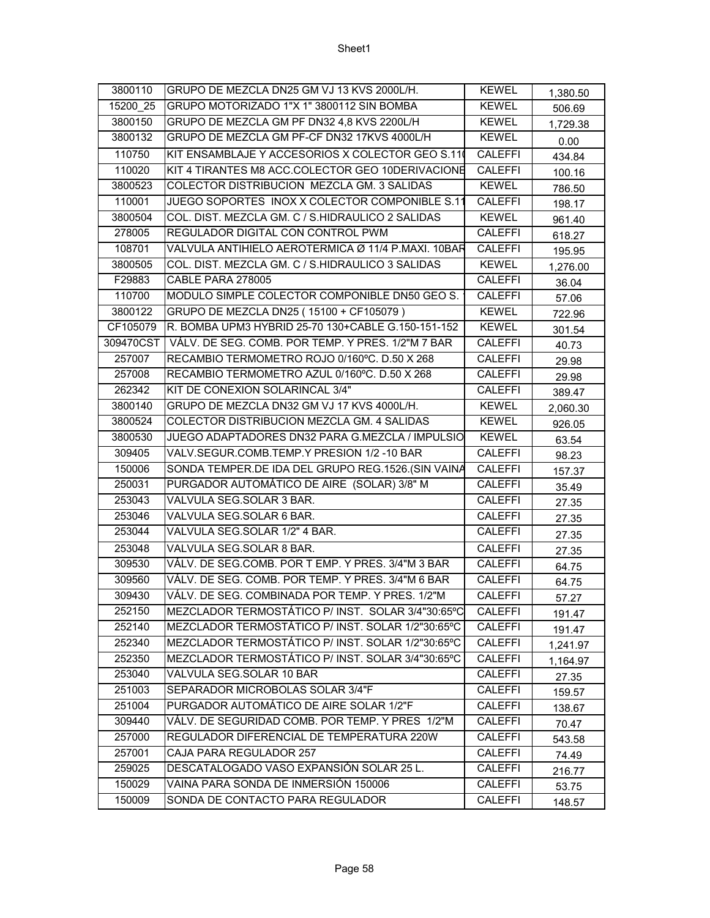| 3800110 | GRUPO DE MEZCLA DN25 GM VJ 13 KVS 2000L/H. | KEWEL | 1,380.50 |
|---|---|---|---|
| 15200_25 | GRUPO MOTORIZADO 1"X 1" 3800112 SIN BOMBA | KEWEL | 506.69 |
| 3800150 | GRUPO DE MEZCLA GM PF DN32 4,8 KVS 2200L/H | KEWEL | 1,729.38 |
| 3800132 | GRUPO DE MEZCLA GM PF-CF DN32 17KVS 4000L/H | KEWEL | 0.00 |
| 110750 | KIT ENSAMBLAJE Y ACCESORIOS X COLECTOR GEO S.11 | CALEFFI | 434.84 |
| 110020 | KIT 4 TIRANTES M8 ACC.COLECTOR GEO 10DERIVACIONE | CALEFFI | 100.16 |
| 3800523 | COLECTOR DISTRIBUCION MEZCLA GM. 3 SALIDAS | KEWEL | 786.50 |
| 110001 | JUEGO SOPORTES INOX X COLECTOR COMPONIBLE S.1 | CALEFFI | 198.17 |
| 3800504 | COL. DIST. MEZCLA GM. C / S.HIDRAULICO 2 SALIDAS | KEWEL | 961.40 |
| 278005 | REGULADOR DIGITAL CON CONTROL PWM | CALEFFI | 618.27 |
| 108701 | VALVULA ANTIHIELO AEROTERMICA Ø 11/4 P.MAXI. 10BAR | CALEFFI | 195.95 |
| 3800505 | COL. DIST. MEZCLA GM. C / S.HIDRAULICO 3 SALIDAS | KEWEL | 1,276.00 |
| F29883 | CABLE PARA 278005 | CALEFFI | 36.04 |
| 110700 | MODULO SIMPLE COLECTOR COMPONIBLE DN50 GEO S. | CALEFFI | 57.06 |
| 3800122 | GRUPO DE MEZCLA DN25 ( 15100 + CF105079 ) | KEWEL | 722.96 |
| CF105079 | R. BOMBA UPM3 HYBRID 25-70 130+CABLE G.150-151-152 | KEWEL | 301.54 |
| 309470CST | VÁLV. DE SEG. COMB. POR TEMP. Y PRES. 1/2"M 7 BAR | CALEFFI | 40.73 |
| 257007 | RECAMBIO TERMOMETRO ROJO 0/160ºC. D.50 X 268 | CALEFFI | 29.98 |
| 257008 | RECAMBIO TERMOMETRO AZUL 0/160ºC. D.50 X 268 | CALEFFI | 29.98 |
| 262342 | KIT DE CONEXION SOLARINCAL 3/4" | CALEFFI | 389.47 |
| 3800140 | GRUPO DE MEZCLA DN32 GM VJ 17 KVS 4000L/H. | KEWEL | 2,060.30 |
| 3800524 | COLECTOR DISTRIBUCION MEZCLA GM. 4 SALIDAS | KEWEL | 926.05 |
| 3800530 | JUEGO ADAPTADORES DN32 PARA G.MEZCLA / IMPULSIO | KEWEL | 63.54 |
| 309405 | VALV.SEGUR.COMB.TEMP.Y PRESION 1/2 -10 BAR | CALEFFI | 98.23 |
| 150006 | SONDA TEMPER.DE IDA DEL GRUPO REG.1526.(SIN VAINA | CALEFFI | 157.37 |
| 250031 | PURGADOR AUTOMÁTICO DE AIRE (SOLAR) 3/8" M | CALEFFI | 35.49 |
| 253043 | VALVULA SEG.SOLAR 3 BAR. | CALEFFI | 27.35 |
| 253046 | VALVULA SEG.SOLAR 6 BAR. | CALEFFI | 27.35 |
| 253044 | VALVULA SEG.SOLAR 1/2" 4 BAR. | CALEFFI | 27.35 |
| 253048 | VALVULA SEG.SOLAR 8 BAR. | CALEFFI | 27.35 |
| 309530 | VÁLV. DE SEG.COMB. POR T EMP. Y PRES. 3/4"M 3 BAR | CALEFFI | 64.75 |
| 309560 | VÁLV. DE SEG. COMB. POR TEMP. Y PRES. 3/4"M 6 BAR | CALEFFI | 64.75 |
| 309430 | VÁLV. DE SEG. COMBINADA POR TEMP. Y PRES. 1/2"M | CALEFFI | 57.27 |
| 252150 | MEZCLADOR TERMOSTÁTICO P/ INST. SOLAR 3/4"30:65ºC | CALEFFI | 191.47 |
| 252140 | MEZCLADOR TERMOSTÁTICO P/ INST. SOLAR 1/2"30:65ºC | CALEFFI | 191.47 |
| 252340 | MEZCLADOR TERMOSTÁTICO P/ INST. SOLAR 1/2"30:65ºC | CALEFFI | 1,241.97 |
| 252350 | MEZCLADOR TERMOSTÁTICO P/ INST. SOLAR 3/4"30:65ºC | CALEFFI | 1,164.97 |
| 253040 | VALVULA SEG.SOLAR 10 BAR | CALEFFI | 27.35 |
| 251003 | SEPARADOR MICROBOLAS SOLAR 3/4"F | CALEFFI | 159.57 |
| 251004 | PURGADOR AUTOMÁTICO DE AIRE SOLAR 1/2"F | CALEFFI | 138.67 |
| 309440 | VÁLV. DE SEGURIDAD COMB. POR TEMP. Y PRES 1/2"M | CALEFFI | 70.47 |
| 257000 | REGULADOR DIFERENCIAL DE TEMPERATURA 220W | CALEFFI | 543.58 |
| 257001 | CAJA PARA REGULADOR 257 | CALEFFI | 74.49 |
| 259025 | DESCATALOGADO VASO EXPANSIÓN SOLAR 25 L. | CALEFFI | 216.77 |
| 150029 | VAINA PARA SONDA DE INMERSIÓN 150006 | CALEFFI | 53.75 |
| 150009 | SONDA DE CONTACTO PARA REGULADOR | CALEFFI | 148.57 |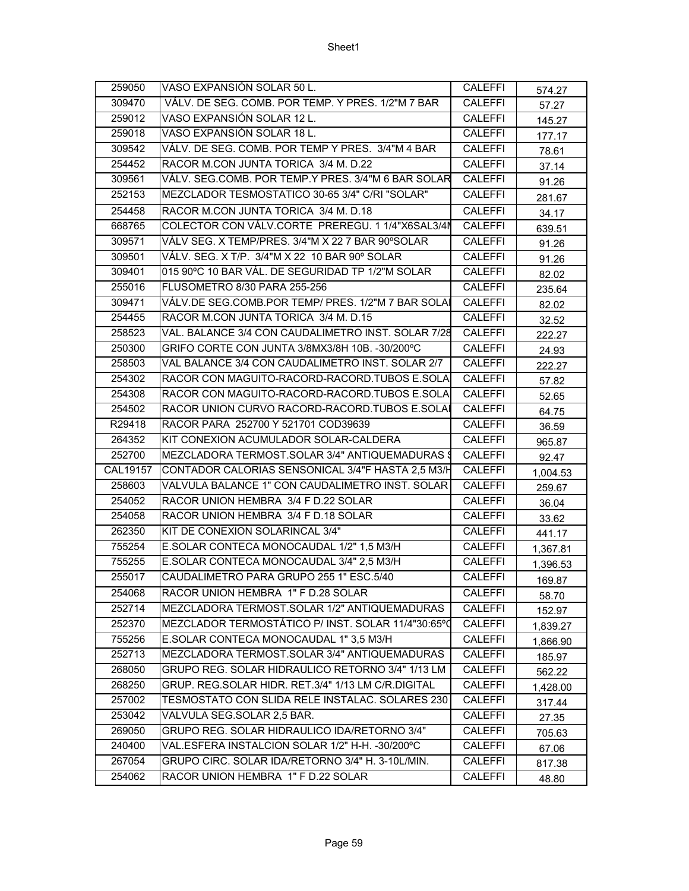| 259050 | VASO EXPANSIÓN SOLAR 50 L. | CALEFFI | 574.27 |
|---|---|---|---|
| 309470 | VÁLV. DE SEG. COMB. POR TEMP. Y PRES. 1/2"M 7 BAR | CALEFFI | 57.27 |
| 259012 | VASO EXPANSIÓN SOLAR 12 L. | CALEFFI | 145.27 |
| 259018 | VASO EXPANSIÓN SOLAR 18 L. | CALEFFI | 177.17 |
| 309542 | VÁLV. DE SEG. COMB. POR TEMP Y PRES. 3/4"M 4 BAR | CALEFFI | 78.61 |
| 254452 | RACOR M.CON JUNTA TORICA 3/4 M. D.22 | CALEFFI | 37.14 |
| 309561 | VÁLV. SEG.COMB. POR TEMP.Y PRES. 3/4"M 6 BAR SOLAR | CALEFFI | 91.26 |
| 252153 | MEZCLADOR TESMOSTATICO 30-65 3/4" C/RI "SOLAR" | CALEFFI | 281.67 |
| 254458 | RACOR M.CON JUNTA TORICA 3/4 M. D.18 | CALEFFI | 34.17 |
| 668765 | COLECTOR CON VÁLV.CORTE PREREGU. 1 1/4"X6SAL3/4M | CALEFFI | 639.51 |
| 309571 | VÁLV SEG. X TEMP/PRES. 3/4"M X 22 7 BAR 90ºSOLAR | CALEFFI | 91.26 |
| 309501 | VÁLV. SEG. X T/P. 3/4"M X 22 10 BAR 90º SOLAR | CALEFFI | 91.26 |
| 309401 | 015 90ºC 10 BAR VÁL. DE SEGURIDAD TP 1/2"M SOLAR | CALEFFI | 82.02 |
| 255016 | FLUSOMETRO 8/30 PARA 255-256 | CALEFFI | 235.64 |
| 309471 | VÁLV.DE SEG.COMB.POR TEMP/ PRES. 1/2"M 7 BAR SOLAI | CALEFFI | 82.02 |
| 254455 | RACOR M.CON JUNTA TORICA 3/4 M. D.15 | CALEFFI | 32.52 |
| 258523 | VAL. BALANCE 3/4 CON CAUDALIMETRO INST. SOLAR 7/28 | CALEFFI | 222.27 |
| 250300 | GRIFO CORTE CON JUNTA 3/8MX3/8H 10B. -30/200ºC | CALEFFI | 24.93 |
| 258503 | VAL BALANCE 3/4 CON CAUDALIMETRO INST. SOLAR 2/7 | CALEFFI | 222.27 |
| 254302 | RACOR CON MAGUITO-RACORD-RACORD.TUBOS E.SOLA | CALEFFI | 57.82 |
| 254308 | RACOR CON MAGUITO-RACORD-RACORD.TUBOS E.SOLA | CALEFFI | 52.65 |
| 254502 | RACOR UNION CURVO RACORD-RACORD.TUBOS E.SOLAI | CALEFFI | 64.75 |
| R29418 | RACOR PARA 252700 Y 521701 COD39639 | CALEFFI | 36.59 |
| 264352 | KIT CONEXION ACUMULADOR SOLAR-CALDERA | CALEFFI | 965.87 |
| 252700 | MEZCLADORA TERMOST.SOLAR 3/4" ANTIQUEMADURAS S | CALEFFI | 92.47 |
| CAL19157 | CONTADOR CALORIAS SENSONICAL 3/4"F HASTA 2,5 M3/H | CALEFFI | 1,004.53 |
| 258603 | VALVULA BALANCE 1" CON CAUDALIMETRO INST. SOLAR | CALEFFI | 259.67 |
| 254052 | RACOR UNION HEMBRA 3/4 F D.22 SOLAR | CALEFFI | 36.04 |
| 254058 | RACOR UNION HEMBRA 3/4 F D.18 SOLAR | CALEFFI | 33.62 |
| 262350 | KIT DE CONEXION SOLARINCAL 3/4" | CALEFFI | 441.17 |
| 755254 | E.SOLAR CONTECA MONOCAUDAL 1/2" 1,5 M3/H | CALEFFI | 1,367.81 |
| 755255 | E.SOLAR CONTECA MONOCAUDAL 3/4" 2,5 M3/H | CALEFFI | 1,396.53 |
| 255017 | CAUDALIMETRO PARA GRUPO 255 1" ESC.5/40 | CALEFFI | 169.87 |
| 254068 | RACOR UNION HEMBRA 1" F D.28 SOLAR | CALEFFI | 58.70 |
| 252714 | MEZCLADORA TERMOST.SOLAR 1/2" ANTIQUEMADURAS | CALEFFI | 152.97 |
| 252370 | MEZCLADOR TERMOSTÁTICO P/ INST. SOLAR 11/4"30:65ºC | CALEFFI | 1,839.27 |
| 755256 | E.SOLAR CONTECA MONOCAUDAL 1" 3,5 M3/H | CALEFFI | 1,866.90 |
| 252713 | MEZCLADORA TERMOST.SOLAR 3/4" ANTIQUEMADURAS | CALEFFI | 185.97 |
| 268050 | GRUPO REG. SOLAR HIDRAULICO RETORNO 3/4" 1/13 LM | CALEFFI | 562.22 |
| 268250 | GRUP. REG.SOLAR HIDR. RET.3/4" 1/13 LM C/R.DIGITAL | CALEFFI | 1,428.00 |
| 257002 | TESMOSTATO CON SLIDA RELE INSTALAC. SOLARES 230 | CALEFFI | 317.44 |
| 253042 | VALVULA SEG.SOLAR 2,5 BAR. | CALEFFI | 27.35 |
| 269050 | GRUPO REG. SOLAR HIDRAULICO IDA/RETORNO 3/4" | CALEFFI | 705.63 |
| 240400 | VAL.ESFERA INSTALCION SOLAR 1/2" H-H. -30/200ºC | CALEFFI | 67.06 |
| 267054 | GRUPO CIRC. SOLAR IDA/RETORNO 3/4" H. 3-10L/MIN. | CALEFFI | 817.38 |
| 254062 | RACOR UNION HEMBRA 1" F D.22 SOLAR | CALEFFI | 48.80 |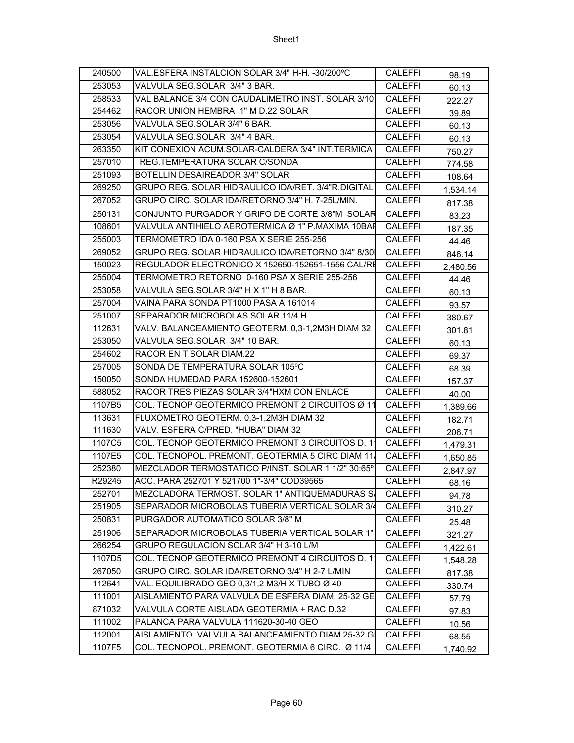| | | | |
|---|---|---|---|
| 240500 | VAL.ESFERA INSTALCION SOLAR 3/4" H-H. -30/200ºC | CALEFFI | 98.19 |
| 253053 | VALVULA SEG.SOLAR 3/4" 3 BAR. | CALEFFI | 60.13 |
| 258533 | VAL BALANCE 3/4 CON CAUDALIMETRO INST. SOLAR 3/10 | CALEFFI | 222.27 |
| 254462 | RACOR UNION HEMBRA 1" M D.22 SOLAR | CALEFFI | 39.89 |
| 253056 | VALVULA SEG.SOLAR 3/4" 6 BAR. | CALEFFI | 60.13 |
| 253054 | VALVULA SEG.SOLAR 3/4" 4 BAR. | CALEFFI | 60.13 |
| 263350 | KIT CONEXION ACUM.SOLAR-CALDERA 3/4" INT.TERMICA | CALEFFI | 750.27 |
| 257010 | REG.TEMPERATURA SOLAR C/SONDA | CALEFFI | 774.58 |
| 251093 | BOTELLIN DESAIREADOR 3/4" SOLAR | CALEFFI | 108.64 |
| 269250 | GRUPO REG. SOLAR HIDRAULICO IDA/RET. 3/4"R.DIGITAL | CALEFFI | 1,534.14 |
| 267052 | GRUPO CIRC. SOLAR IDA/RETORNO 3/4" H. 7-25L/MIN. | CALEFFI | 817.38 |
| 250131 | CONJUNTO PURGADOR Y GRIFO DE CORTE 3/8"M SOLAR | CALEFFI | 83.23 |
| 108601 | VALVULA ANTIHIELO AEROTERMICA Ø 1" P.MAXIMA 10BAI | CALEFFI | 187.35 |
| 255003 | TERMOMETRO IDA 0-160 PSA X SERIE 255-256 | CALEFFI | 44.46 |
| 269052 | GRUPO REG. SOLAR HIDRAULICO IDA/RETORNO 3/4" 8/30 | CALEFFI | 846.14 |
| 150023 | REGULADOR ELECTRONICO X 152650-152651-1556 CAL/RE | CALEFFI | 2,480.56 |
| 255004 | TERMOMETRO RETORNO 0-160 PSA X SERIE 255-256 | CALEFFI | 44.46 |
| 253058 | VALVULA SEG.SOLAR 3/4" H X 1" H 8 BAR. | CALEFFI | 60.13 |
| 257004 | VAINA PARA SONDA PT1000 PASA A 161014 | CALEFFI | 93.57 |
| 251007 | SEPARADOR MICROBOLAS SOLAR 11/4 H. | CALEFFI | 380.67 |
| 112631 | VALV. BALANCEAMIENTO GEOTERM. 0,3-1,2M3H DIAM 32 | CALEFFI | 301.81 |
| 253050 | VALVULA SEG.SOLAR 3/4" 10 BAR. | CALEFFI | 60.13 |
| 254602 | RACOR EN T SOLAR DIAM.22 | CALEFFI | 69.37 |
| 257005 | SONDA DE TEMPERATURA SOLAR 105ºC | CALEFFI | 68.39 |
| 150050 | SONDA HUMEDAD PARA 152600-152601 | CALEFFI | 157.37 |
| 588052 | RACOR TRES PIEZAS SOLAR 3/4"HXM CON ENLACE | CALEFFI | 40.00 |
| 1107B5 | COL. TECNOP GEOTERMICO PREMONT 2 CIRCUITOS Ø 11 | CALEFFI | 1,389.66 |
| 113631 | FLUXOMETRO GEOTERM. 0,3-1,2M3H DIAM 32 | CALEFFI | 182.71 |
| 111630 | VALV. ESFERA C/PRED. "HUBA" DIAM 32 | CALEFFI | 206.71 |
| 1107C5 | COL. TECNOP GEOTERMICO PREMONT 3 CIRCUITOS D. 1 | CALEFFI | 1,479.31 |
| 1107E5 | COL. TECNOPOL. PREMONT. GEOTERMIA 5 CIRC DIAM 11 | CALEFFI | 1,650.85 |
| 252380 | MEZCLADOR TERMOSTATICO P/INST. SOLAR 1 1/2" 30:65º | CALEFFI | 2,847.97 |
| R29245 | ACC. PARA 252701 Y 521700 1"-3/4" COD39565 | CALEFFI | 68.16 |
| 252701 | MEZCLADORA TERMOST. SOLAR 1" ANTIQUEMADURAS S | CALEFFI | 94.78 |
| 251905 | SEPARADOR MICROBOLAS TUBERIA VERTICAL SOLAR 3/4 | CALEFFI | 310.27 |
| 250831 | PURGADOR AUTOMATICO SOLAR 3/8" M | CALEFFI | 25.48 |
| 251906 | SEPARADOR MICROBOLAS TUBERIA VERTICAL SOLAR 1" | CALEFFI | 321.27 |
| 266254 | GRUPO REGULACION SOLAR 3/4" H 3-10 L/M | CALEFFI | 1,422.61 |
| 1107D5 | COL. TECNOP GEOTERMICO PREMONT 4 CIRCUITOS D. 1 | CALEFFI | 1,548.28 |
| 267050 | GRUPO CIRC. SOLAR IDA/RETORNO 3/4" H 2-7 L/MIN | CALEFFI | 817.38 |
| 112641 | VAL. EQUILIBRADO GEO 0,3/1,2 M3/H X TUBO Ø 40 | CALEFFI | 330.74 |
| 111001 | AISLAMIENTO PARA VALVULA DE ESFERA DIAM. 25-32 GE | CALEFFI | 57.79 |
| 871032 | VALVULA CORTE AISLADA GEOTERMIA + RAC D.32 | CALEFFI | 97.83 |
| 111002 | PALANCA PARA VALVULA 111620-30-40 GEO | CALEFFI | 10.56 |
| 112001 | AISLAMIENTO VALVULA BALANCEAMIENTO DIAM.25-32 G | CALEFFI | 68.55 |
| 1107F5 | COL. TECNOPOL. PREMONT. GEOTERMIA 6 CIRC. Ø 11/4 | CALEFFI | 1,740.92 |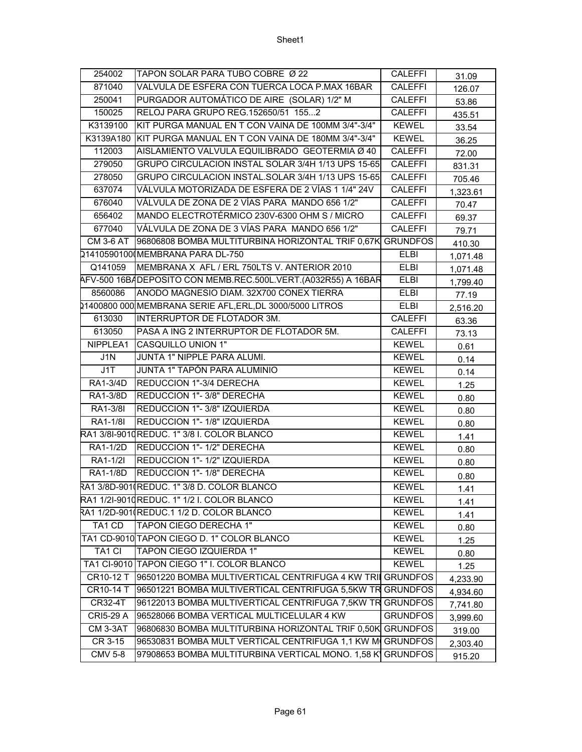| 254002 | TAPON SOLAR PARA TUBO COBRE Ø 22 | CALEFFI | 31.09 |
|---|---|---|---|
| 871040 | VALVULA DE ESFERA CON TUERCA LOCA P.MAX 16BAR | CALEFFI | 126.07 |
| 250041 | PURGADOR AUTOMÁTICO DE AIRE (SOLAR) 1/2" M | CALEFFI | 53.86 |
| 150025 | RELOJ PARA GRUPO REG.152650/51 155...2 | CALEFFI | 435.51 |
| K3139100 | KIT PURGA MANUAL EN T CON VAINA DE 100MM 3/4"-3/4" | KEWEL | 33.54 |
| K3139A180 | KIT PURGA MANUAL EN T CON VAINA DE 180MM 3/4"-3/4" | KEWEL | 36.25 |
| 112003 | AISLAMIENTO VALVULA EQUILIBRADO GEOTERMIA Ø 40 | CALEFFI | 72.00 |
| 279050 | GRUPO CIRCULACION INSTAL SOLAR 3/4H 1/13 UPS 15-65 | CALEFFI | 831.31 |
| 278050 | GRUPO CIRCULACION INSTAL.SOLAR 3/4H 1/13 UPS 15-65 | CALEFFI | 705.46 |
| 637074 | VÁLVULA MOTORIZADA DE ESFERA DE 2 VÍAS 1 1/4" 24V | CALEFFI | 1,323.61 |
| 676040 | VÁLVULA DE ZONA DE 2 VÍAS PARA MANDO 656 1/2" | CALEFFI | 70.47 |
| 656402 | MANDO ELECTROTÉRMICO 230V-6300 OHM S / MICRO | CALEFFI | 69.37 |
| 677040 | VÁLVULA DE ZONA DE 3 VÍAS PARA MANDO 656 1/2" | CALEFFI | 79.71 |
| CM 3-6 AT | 96806808 BOMBA MULTITURBINA HORIZONTAL TRIF 0,67K | GRUNDFOS | 410.30 |
| Q14105901000 | MEMBRANA PARA DL-750 | ELBI | 1,071.48 |
| Q141059 | MEMBRANA X AFL / ERL 750LTS V. ANTERIOR 2010 | ELBI | 1,071.48 |
| AFV-500 16BA | DEPOSITO CON MEMB.REC.500L.VERT.(A032R55) A 16BAR | ELBI | 1,799.40 |
| 8560086 | ANODO MAGNESIO DIAM. 32X700 CONEX TIERRA | ELBI | 77.19 |
| Q1400800 000 | MEMBRANA SERIE AFL,ERL,DL 3000/5000 LITROS | ELBI | 2,516.20 |
| 613030 | INTERRUPTOR DE FLOTADOR 3M. | CALEFFI | 63.36 |
| 613050 | PASA A ING 2 INTERRUPTOR DE FLOTADOR 5M. | CALEFFI | 73.13 |
| NIPPLEA1 | CASQUILLO UNION 1" | KEWEL | 0.61 |
| J1N | JUNTA 1" NIPPLE PARA ALUMI. | KEWEL | 0.14 |
| J1T | JUNTA 1" TAPÓN PARA ALUMINIO | KEWEL | 0.14 |
| RA1-3/4D | REDUCCION 1"-3/4 DERECHA | KEWEL | 1.25 |
| RA1-3/8D | REDUCCION 1"- 3/8" DERECHA | KEWEL | 0.80 |
| RA1-3/8I | REDUCCION 1"- 3/8" IZQUIERDA | KEWEL | 0.80 |
| RA1-1/8I | REDUCCION 1"- 1/8" IZQUIERDA | KEWEL | 0.80 |
| RA1 3/8I-9010 | REDUC. 1" 3/8 I. COLOR BLANCO | KEWEL | 1.41 |
| RA1-1/2D | REDUCCION 1"- 1/2" DERECHA | KEWEL | 0.80 |
| RA1-1/2I | REDUCCION 1"- 1/2" IZQUIERDA | KEWEL | 0.80 |
| RA1-1/8D | REDUCCION 1"- 1/8" DERECHA | KEWEL | 0.80 |
| RA1 3/8D-9010 | REDUC. 1" 3/8 D. COLOR BLANCO | KEWEL | 1.41 |
| RA1 1/2I-9010 | REDUC. 1" 1/2 I. COLOR BLANCO | KEWEL | 1.41 |
| RA1 1/2D-9010 | REDUC.1 1/2 D. COLOR BLANCO | KEWEL | 1.41 |
| TA1 CD | TAPON CIEGO DERECHA 1" | KEWEL | 0.80 |
| TA1 CD-9010 | TAPON CIEGO D. 1" COLOR BLANCO | KEWEL | 1.25 |
| TA1 CI | TAPON CIEGO IZQUIERDA 1" | KEWEL | 0.80 |
| TA1 CI-9010 | TAPON CIEGO 1" I. COLOR BLANCO | KEWEL | 1.25 |
| CR10-12 T | 96501220 BOMBA MULTIVERTICAL CENTRIFUGA 4 KW TRI | GRUNDFOS | 4,233.90 |
| CR10-14 T | 96501221 BOMBA MULTIVERTICAL CENTRIFUGA 5,5KW TR | GRUNDFOS | 4,934.60 |
| CR32-4T | 96122013 BOMBA MULTIVERTICAL CENTRIFUGA 7,5KW TR | GRUNDFOS | 7,741.80 |
| CRI5-29 A | 96528066 BOMBA VERTICAL MULTICELULAR 4 KW | GRUNDFOS | 3,999.60 |
| CM 3-3AT | 96806830 BOMBA MULTITURBINA HORIZONTAL TRIF 0,50K | GRUNDFOS | 319.00 |
| CR 3-15 | 96530831 BOMBA MULT VERTICAL CENTRIFUGA 1,1 KW M | GRUNDFOS | 2,303.40 |
| CMV 5-8 | 97908653 BOMBA MULTITURBINA VERTICAL MONO. 1,58 K | GRUNDFOS | 915.20 |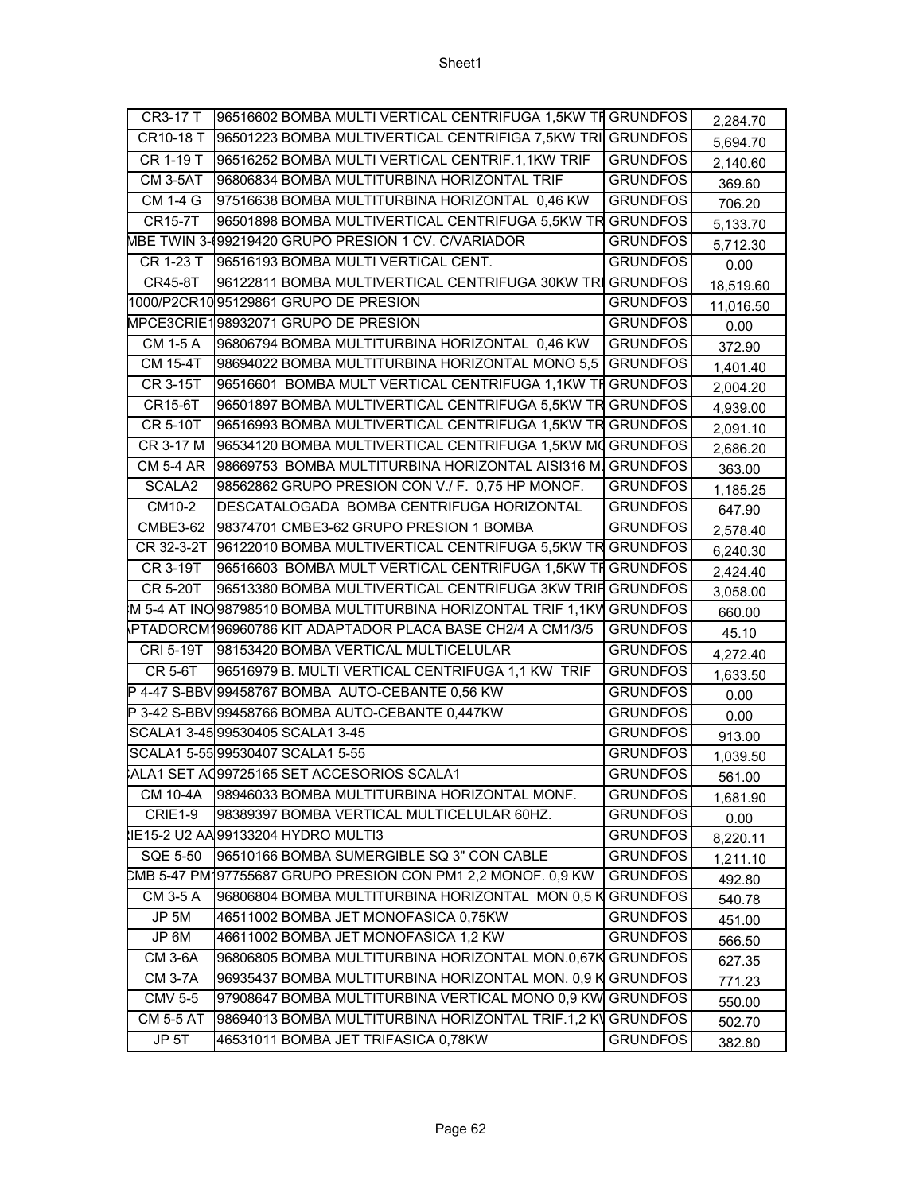| | | | |
|---|---|---|---|
| CR3-17 T | 96516602 BOMBA MULTI VERTICAL CENTRIFUGA 1,5KW TF | GRUNDFOS | 2,284.70 |
| CR10-18 T | 96501223 BOMBA MULTIVERTICAL CENTRIFIGA 7,5KW TRI | GRUNDFOS | 5,694.70 |
| CR 1-19 T | 96516252 BOMBA MULTI VERTICAL CENTRIF.1,1KW TRIF | GRUNDFOS | 2,140.60 |
| CM 3-5AT | 96806834 BOMBA MULTITURBINA HORIZONTAL TRIF | GRUNDFOS | 369.60 |
| CM 1-4 G | 97516638 BOMBA MULTITURBINA HORIZONTAL 0,46 KW | GRUNDFOS | 706.20 |
| CR15-7T | 96501898 BOMBA MULTIVERTICAL CENTRIFUGA 5,5KW TR | GRUNDFOS | 5,133.70 |
| MBE TWIN 3-( | 99219420 GRUPO PRESION 1 CV. C/VARIADOR | GRUNDFOS | 5,712.30 |
| CR 1-23 T | 96516193 BOMBA MULTI VERTICAL CENT. | GRUNDFOS | 0.00 |
| CR45-8T | 96122811 BOMBA MULTIVERTICAL CENTRIFUGA 30KW TRI | GRUNDFOS | 18,519.60 |
| 1000/P2CR10 | 95129861 GRUPO DE PRESION | GRUNDFOS | 11,016.50 |
| MPCE3CRIE1 | 98932071 GRUPO DE PRESION | GRUNDFOS | 0.00 |
| CM 1-5 A | 96806794 BOMBA MULTITURBINA HORIZONTAL 0,46 KW | GRUNDFOS | 372.90 |
| CM 15-4T | 98694022 BOMBA MULTITURBINA HORIZONTAL MONO 5,5 | GRUNDFOS | 1,401.40 |
| CR 3-15T | 96516601 BOMBA MULT VERTICAL CENTRIFUGA 1,1KW TF | GRUNDFOS | 2,004.20 |
| CR15-6T | 96501897 BOMBA MULTIVERTICAL CENTRIFUGA 5,5KW TR | GRUNDFOS | 4,939.00 |
| CR 5-10T | 96516993 BOMBA MULTIVERTICAL CENTRIFUGA 1,5KW TR | GRUNDFOS | 2,091.10 |
| CR 3-17 M | 96534120 BOMBA MULTIVERTICAL CENTRIFUGA 1,5KW MO | GRUNDFOS | 2,686.20 |
| CM 5-4 AR | 98669753 BOMBA MULTITURBINA HORIZONTAL AISI316 M. | GRUNDFOS | 363.00 |
| SCALA2 | 98562862 GRUPO PRESION CON V./ F. 0,75 HP MONOF. | GRUNDFOS | 1,185.25 |
| CM10-2 | DESCATALOGADA BOMBA CENTRIFUGA HORIZONTAL | GRUNDFOS | 647.90 |
| CMBE3-62 | 98374701 CMBE3-62 GRUPO PRESION 1 BOMBA | GRUNDFOS | 2,578.40 |
| CR 32-3-2T | 96122010 BOMBA MULTIVERTICAL CENTRIFUGA 5,5KW TR | GRUNDFOS | 6,240.30 |
| CR 3-19T | 96516603 BOMBA MULT VERTICAL CENTRIFUGA 1,5KW TF | GRUNDFOS | 2,424.40 |
| CR 5-20T | 96513380 BOMBA MULTIVERTICAL CENTRIFUGA 3KW TRIF | GRUNDFOS | 3,058.00 |
| M 5-4 AT INO | 98798510 BOMBA MULTITURBINA HORIZONTAL TRIF 1,1KW | GRUNDFOS | 660.00 |
| PTADORCM1 | 96960786 KIT ADAPTADOR PLACA BASE CH2/4 A CM1/3/5 | GRUNDFOS | 45.10 |
| CRI 5-19T | 98153420 BOMBA VERTICAL MULTICELULAR | GRUNDFOS | 4,272.40 |
| CR 5-6T | 96516979 B. MULTI VERTICAL CENTRIFUGA 1,1 KW TRIF | GRUNDFOS | 1,633.50 |
| P 4-47 S-BBV | 99458767 BOMBA AUTO-CEBANTE 0,56 KW | GRUNDFOS | 0.00 |
| P 3-42 S-BBV | 99458766 BOMBA AUTO-CEBANTE 0,447KW | GRUNDFOS | 0.00 |
| SCALA1 3-45 | 99530405 SCALA1 3-45 | GRUNDFOS | 913.00 |
| SCALA1 5-55 | 99530407 SCALA1 5-55 | GRUNDFOS | 1,039.50 |
| ALA1 SET AC | 99725165 SET ACCESORIOS SCALA1 | GRUNDFOS | 561.00 |
| CM 10-4A | 98946033 BOMBA MULTITURBINA HORIZONTAL MONF. | GRUNDFOS | 1,681.90 |
| CRIE1-9 | 98389397 BOMBA VERTICAL MULTICELULAR 60HZ. | GRUNDFOS | 0.00 |
| IE15-2 U2 AA | 99133204 HYDRO MULTI3 | GRUNDFOS | 8,220.11 |
| SQE 5-50 | 96510166 BOMBA SUMERGIBLE SQ 3" CON CABLE | GRUNDFOS | 1,211.10 |
| CMB 5-47 PM1 | 97755687 GRUPO PRESION CON PM1 2,2 MONOF. 0,9 KW | GRUNDFOS | 492.80 |
| CM 3-5 A | 96806804 BOMBA MULTITURBINA HORIZONTAL MON 0,5 K | GRUNDFOS | 540.78 |
| JP 5M | 46511002 BOMBA JET MONOFASICA 0,75KW | GRUNDFOS | 451.00 |
| JP 6M | 46611002 BOMBA JET MONOFASICA 1,2 KW | GRUNDFOS | 566.50 |
| CM 3-6A | 96806805 BOMBA MULTITURBINA HORIZONTAL MON.0,67K | GRUNDFOS | 627.35 |
| CM 3-7A | 96935437 BOMBA MULTITURBINA HORIZONTAL MON. 0,9 K | GRUNDFOS | 771.23 |
| CMV 5-5 | 97908647 BOMBA MULTITURBINA VERTICAL MONO 0,9 KW | GRUNDFOS | 550.00 |
| CM 5-5 AT | 98694013 BOMBA MULTITURBINA HORIZONTAL TRIF.1,2 KV | GRUNDFOS | 502.70 |
| JP 5T | 46531011 BOMBA JET TRIFASICA 0,78KW | GRUNDFOS | 382.80 |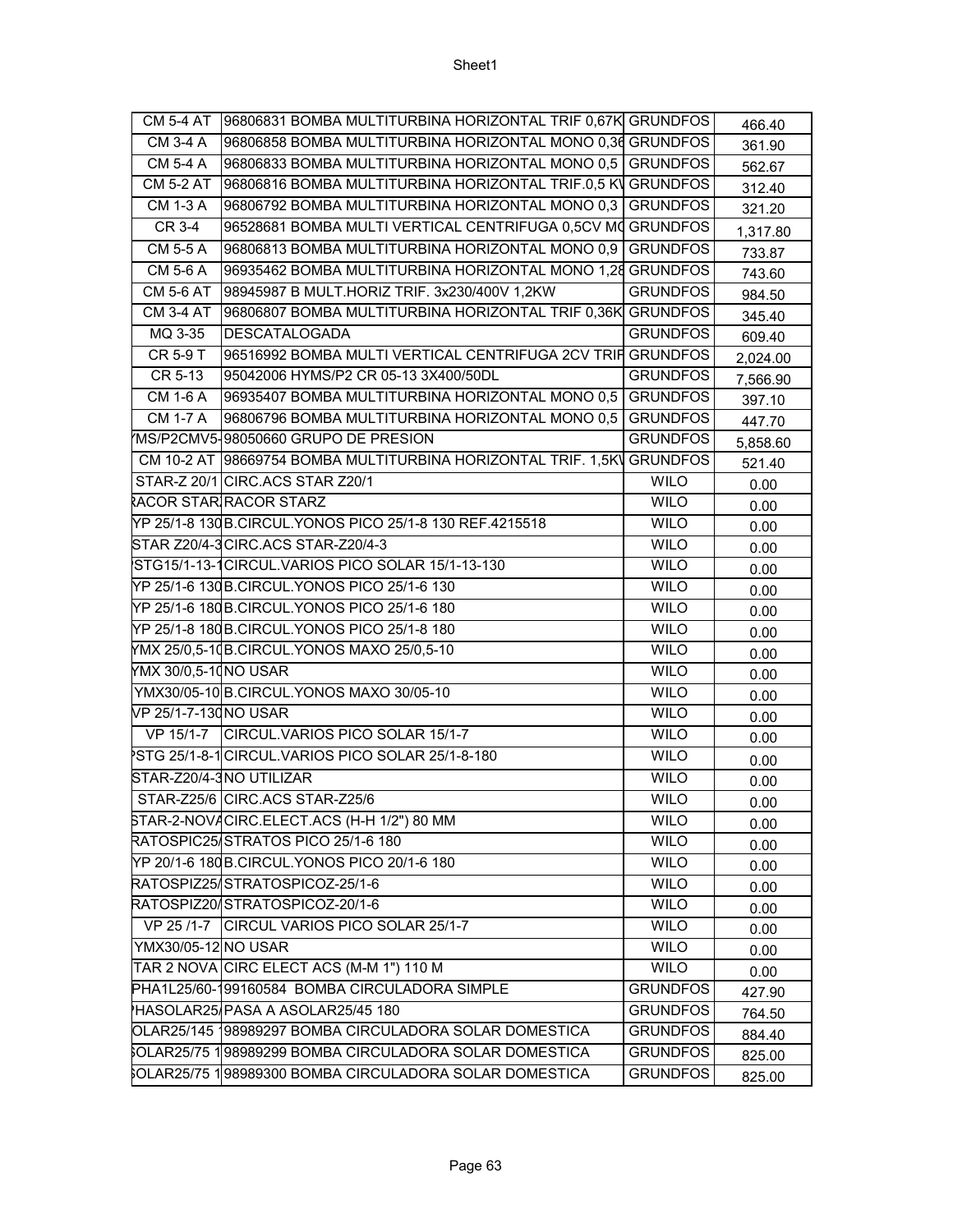| | | | |
|---|---|---|---|
| CM 5-4 AT | 96806831 BOMBA MULTITURBINA HORIZONTAL TRIF 0,67K | GRUNDFOS | 466.40 |
| CM 3-4 A | 96806858 BOMBA MULTITURBINA HORIZONTAL MONO 0,36 | GRUNDFOS | 361.90 |
| CM 5-4 A | 96806833 BOMBA MULTITURBINA HORIZONTAL MONO 0,5 | GRUNDFOS | 562.67 |
| CM 5-2 AT | 96806816 BOMBA MULTITURBINA HORIZONTAL TRIF.0,5 K\ | GRUNDFOS | 312.40 |
| CM 1-3 A | 96806792 BOMBA MULTITURBINA HORIZONTAL MONO 0,3 | GRUNDFOS | 321.20 |
| CR 3-4 | 96528681 BOMBA MULTI VERTICAL CENTRIFUGA 0,5CV MO | GRUNDFOS | 1,317.80 |
| CM 5-5 A | 96806813 BOMBA MULTITURBINA HORIZONTAL MONO 0,9 | GRUNDFOS | 733.87 |
| CM 5-6 A | 96935462 BOMBA MULTITURBINA HORIZONTAL MONO 1,28 | GRUNDFOS | 743.60 |
| CM 5-6 AT | 98945987 B MULT.HORIZ TRIF. 3x230/400V 1,2KW | GRUNDFOS | 984.50 |
| CM 3-4 AT | 96806807 BOMBA MULTITURBINA HORIZONTAL TRIF 0,36K | GRUNDFOS | 345.40 |
| MQ 3-35 | DESCATALOGADA | GRUNDFOS | 609.40 |
| CR 5-9 T | 96516992 BOMBA MULTI VERTICAL CENTRIFUGA 2CV TRIF | GRUNDFOS | 2,024.00 |
| CR 5-13 | 95042006 HYMS/P2 CR 05-13 3X400/50DL | GRUNDFOS | 7,566.90 |
| CM 1-6 A | 96935407 BOMBA MULTITURBINA HORIZONTAL MONO 0,5 | GRUNDFOS | 397.10 |
| CM 1-7 A | 96806796 BOMBA MULTITURBINA HORIZONTAL MONO 0,5 | GRUNDFOS | 447.70 |
| MS/P2CMV5- | 98050660 GRUPO DE PRESION | GRUNDFOS | 5,858.60 |
| CM 10-2 AT | 98669754 BOMBA MULTITURBINA HORIZONTAL TRIF. 1,5K\ | GRUNDFOS | 521.40 |
| STAR-Z 20/1 | CIRC.ACS STAR Z20/1 | WILO | 0.00 |
| ACOR STAR | RACOR STARZ | WILO | 0.00 |
| YP 25/1-8 130 | B.CIRCUL.YONOS PICO 25/1-8 130 REF.4215518 | WILO | 0.00 |
| STAR Z20/4-3 | CIRC.ACS STAR-Z20/4-3 | WILO | 0.00 |
| STG15/1-13-1 | CIRCUL.VARIOS PICO SOLAR 15/1-13-130 | WILO | 0.00 |
| YP 25/1-6 130 | B.CIRCUL.YONOS PICO 25/1-6 130 | WILO | 0.00 |
| YP 25/1-6 180 | B.CIRCUL.YONOS PICO 25/1-6 180 | WILO | 0.00 |
| YP 25/1-8 180 | B.CIRCUL.YONOS PICO 25/1-8 180 | WILO | 0.00 |
| YMX 25/0,5-10 | B.CIRCUL.YONOS MAXO 25/0,5-10 | WILO | 0.00 |
| YMX 30/0,5-10 | NO USAR | WILO | 0.00 |
| YMX30/05-10 | B.CIRCUL.YONOS MAXO 30/05-10 | WILO | 0.00 |
| VP 25/1-7-130 | NO USAR | WILO | 0.00 |
| VP 15/1-7 | CIRCUL.VARIOS PICO SOLAR 15/1-7 | WILO | 0.00 |
| STG 25/1-8-1 | CIRCUL.VARIOS PICO SOLAR 25/1-8-180 | WILO | 0.00 |
| STAR-Z20/4-3 | NO UTILIZAR | WILO | 0.00 |
| STAR-Z25/6 | CIRC.ACS STAR-Z25/6 | WILO | 0.00 |
| STAR-2-NOVA | CIRC.ELECT.ACS (H-H 1/2") 80 MM | WILO | 0.00 |
| RATOSPIC25/ | STRATOS PICO 25/1-6 180 | WILO | 0.00 |
| YP 20/1-6 180 | B.CIRCUL.YONOS PICO 20/1-6 180 | WILO | 0.00 |
| RATOSPIZ25/ | STRATOSPICOZ-25/1-6 | WILO | 0.00 |
| RATOSPIZ20/ | STRATOSPICOZ-20/1-6 | WILO | 0.00 |
| VP 25 /1-7 | CIRCUL VARIOS PICO SOLAR 25/1-7 | WILO | 0.00 |
| YMX30/05-12 | NO USAR | WILO | 0.00 |
| TAR 2 NOVA | CIRC ELECT ACS (M-M 1") 110 M | WILO | 0.00 |
| PHA1L25/60-1 | 99160584 BOMBA CIRCULADORA SIMPLE | GRUNDFOS | 427.90 |
| HASOLAR25/ | PASA A ASOLAR25/45 180 | GRUNDFOS | 764.50 |
| OLAR25/145 | 98989297 BOMBA CIRCULADORA SOLAR DOMESTICA | GRUNDFOS | 884.40 |
| SOLAR25/75 1 | 98989299 BOMBA CIRCULADORA SOLAR DOMESTICA | GRUNDFOS | 825.00 |
| SOLAR25/75 1 | 98989300 BOMBA CIRCULADORA SOLAR DOMESTICA | GRUNDFOS | 825.00 |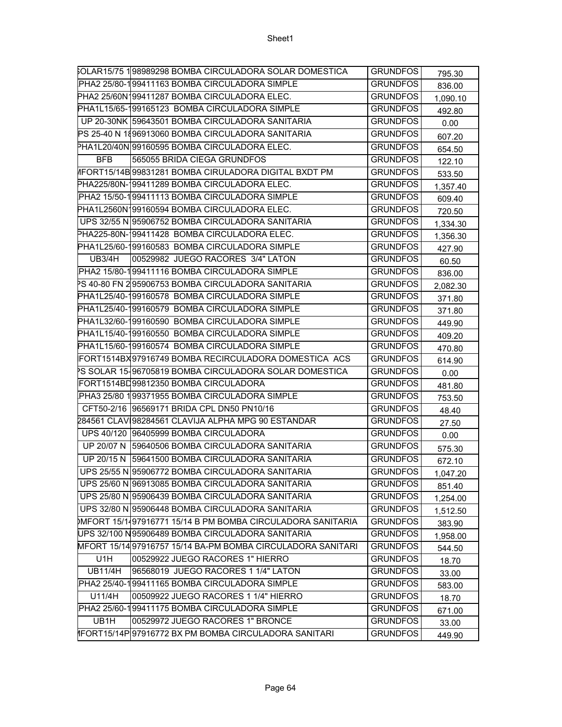| | | | |
|---|---|---|---|
| SOLAR15/75 1 | 98989298 BOMBA CIRCULADORA SOLAR DOMESTICA | GRUNDFOS | 795.30 |
| PHA2 25/80-1 | 99411163 BOMBA CIRCULADORA SIMPLE | GRUNDFOS | 836.00 |
| PHA2 25/60N | 99411287 BOMBA CIRCULADORA ELEC. | GRUNDFOS | 1,090.10 |
| PHA1L15/65-1 | 99165123 BOMBA CIRCULADORA SIMPLE | GRUNDFOS | 492.80 |
| UP 20-30NK | 59643501 BOMBA CIRCULADORA SANITARIA | GRUNDFOS | 0.00 |
| PS 25-40 N 1 | 96913060 BOMBA CIRCULADORA SANITARIA | GRUNDFOS | 607.20 |
| PHA1L20/40N | 99160595 BOMBA CIRCULADORA ELEC. | GRUNDFOS | 654.50 |
| BFB | 565055 BRIDA CIEGA GRUNDFOS | GRUNDFOS | 122.10 |
| MFORT15/14B | 99831281 BOMBA CIRULADORA DIGITAL BXDT PM | GRUNDFOS | 533.50 |
| PHA225/80N- | 99411289 BOMBA CIRCULADORA ELEC. | GRUNDFOS | 1,357.40 |
| PHA2 15/50-1 | 99411113 BOMBA CIRCULADORA SIMPLE | GRUNDFOS | 609.40 |
| PHA1L2560N | 99160594 BOMBA CIRCULADORA ELEC. | GRUNDFOS | 720.50 |
| UPS 32/55 N | 95906752 BOMBA CIRCULADORA SANITARIA | GRUNDFOS | 1,334.30 |
| PHA225-80N- | 99411428 BOMBA CIRCULADORA ELEC. | GRUNDFOS | 1,356.30 |
| PHA1L25/60-1 | 99160583 BOMBA CIRCULADORA SIMPLE | GRUNDFOS | 427.90 |
| UB3/4H | 00529982 JUEGO RACORES 3/4" LATON | GRUNDFOS | 60.50 |
| PHA2 15/80-1 | 99411116 BOMBA CIRCULADORA SIMPLE | GRUNDFOS | 836.00 |
| PS 40-80 FN 2 | 95906753 BOMBA CIRCULADORA SANITARIA | GRUNDFOS | 2,082.30 |
| PHA1L25/40-1 | 99160578 BOMBA CIRCULADORA SIMPLE | GRUNDFOS | 371.80 |
| PHA1L25/40-1 | 99160579 BOMBA CIRCULADORA SIMPLE | GRUNDFOS | 371.80 |
| PHA1L32/60-1 | 99160590 BOMBA CIRCULADORA SIMPLE | GRUNDFOS | 449.90 |
| PHA1L15/40-1 | 99160550 BOMBA CIRCULADORA SIMPLE | GRUNDFOS | 409.20 |
| PHA1L15/60-1 | 99160574 BOMBA CIRCULADORA SIMPLE | GRUNDFOS | 470.80 |
| FORT1514BX | 97916749 BOMBA RECIRCULADORA DOMESTICA ACS | GRUNDFOS | 614.90 |
| PS SOLAR 15- | 96705819 BOMBA CIRCULADORA SOLAR DOMESTICA | GRUNDFOS | 0.00 |
| FORT1514BD | 99812350 BOMBA CIRCULADORA | GRUNDFOS | 481.80 |
| PHA3 25/80 1 | 99371955 BOMBA CIRCULADORA SIMPLE | GRUNDFOS | 753.50 |
| CFT50-2/16 | 96569171 BRIDA CPL DN50 PN10/16 | GRUNDFOS | 48.40 |
| 284561 CLAV | 98284561 CLAVIJA ALPHA MPG 90 ESTANDAR | GRUNDFOS | 27.50 |
| UPS 40/120 | 96405999 BOMBA CIRCULADORA | GRUNDFOS | 0.00 |
| UP 20/07 N | 59640506 BOMBA CIRCULADORA SANITARIA | GRUNDFOS | 575.30 |
| UP 20/15 N | 59641500 BOMBA CIRCULADORA SANITARIA | GRUNDFOS | 672.10 |
| UPS 25/55 N | 95906772 BOMBA CIRCULADORA SANITARIA | GRUNDFOS | 1,047.20 |
| UPS 25/60 N | 96913085 BOMBA CIRCULADORA SANITARIA | GRUNDFOS | 851.40 |
| UPS 25/80 N | 95906439 BOMBA CIRCULADORA SANITARIA | GRUNDFOS | 1,254.00 |
| UPS 32/80 N | 95906448 BOMBA CIRCULADORA SANITARIA | GRUNDFOS | 1,512.50 |
| OMFORT 15/14 | 97916771 15/14 B PM BOMBA CIRCULADORA SANITARIA | GRUNDFOS | 383.90 |
| UPS 32/100 N | 95906489 BOMBA CIRCULADORA SANITARIA | GRUNDFOS | 1,958.00 |
| MFORT 15/14 | 97916757 15/14 BA-PM BOMBA CIRCULADORA SANITARI | GRUNDFOS | 544.50 |
| U1H | 00529922 JUEGO RACORES 1" HIERRO | GRUNDFOS | 18.70 |
| UB11/4H | 96568019 JUEGO RACORES 1 1/4" LATON | GRUNDFOS | 33.00 |
| PHA2 25/40-1 | 99411165 BOMBA CIRCULADORA SIMPLE | GRUNDFOS | 583.00 |
| U11/4H | 00509922 JUEGO RACORES 1 1/4" HIERRO | GRUNDFOS | 18.70 |
| PHA2 25/60-1 | 99411175 BOMBA CIRCULADORA SIMPLE | GRUNDFOS | 671.00 |
| UB1H | 00529972 JUEGO RACORES 1" BRONCE | GRUNDFOS | 33.00 |
| MFORT15/14P | 97916772 BX PM BOMBA CIRCULADORA SANITARI | GRUNDFOS | 449.90 |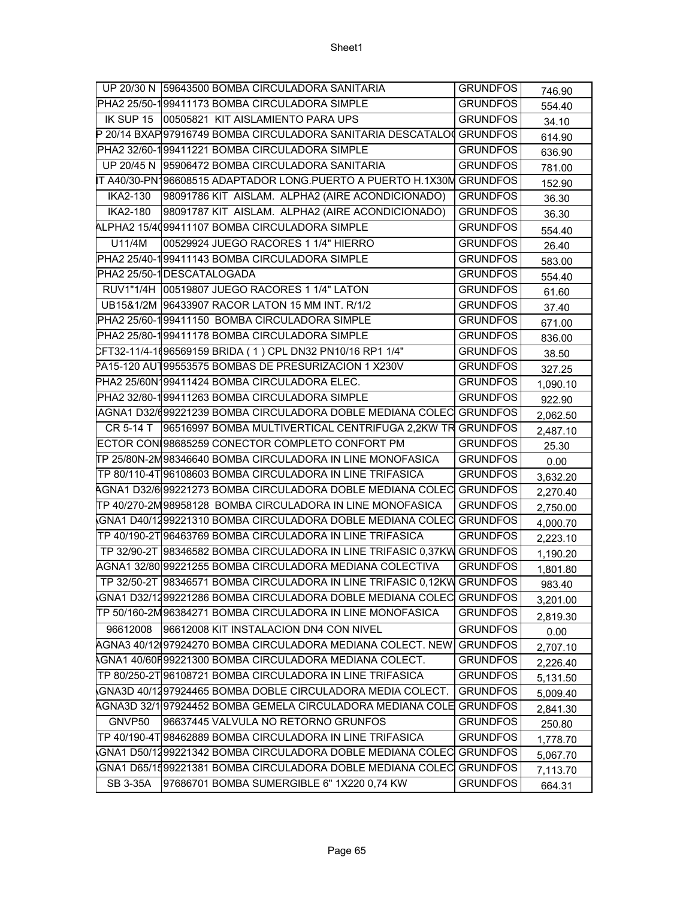| | | | |
|---|---|---|---|
| UP 20/30 N | 59643500 BOMBA CIRCULADORA SANITARIA | GRUNDFOS | 746.90 |
| PHA2 25/50-1 | 99411173 BOMBA CIRCULADORA SIMPLE | GRUNDFOS | 554.40 |
| IK SUP 15 | 00505821 KIT AISLAMIENTO PARA UPS | GRUNDFOS | 34.10 |
| P 20/14 BXAP | 97916749 BOMBA CIRCULADORA SANITARIA DESCATALO | GRUNDFOS | 614.90 |
| PHA2 32/60-1 | 99411221 BOMBA CIRCULADORA SIMPLE | GRUNDFOS | 636.90 |
| UP 20/45 N | 95906472 BOMBA CIRCULADORA SANITARIA | GRUNDFOS | 781.00 |
| IT A40/30-PN1 | 96608515 ADAPTADOR LONG.PUERTO A PUERTO H.1X30M | GRUNDFOS | 152.90 |
| IKA2-130 | 98091786 KIT AISLAM. ALPHA2 (AIRE ACONDICIONADO) | GRUNDFOS | 36.30 |
| IKA2-180 | 98091787 KIT AISLAM. ALPHA2 (AIRE ACONDICIONADO) | GRUNDFOS | 36.30 |
| ALPHA2 15/40 | 99411107 BOMBA CIRCULADORA SIMPLE | GRUNDFOS | 554.40 |
| U11/4M | 00529924 JUEGO RACORES 1 1/4" HIERRO | GRUNDFOS | 26.40 |
| PHA2 25/40-1 | 99411143 BOMBA CIRCULADORA SIMPLE | GRUNDFOS | 583.00 |
| PHA2 25/50-1 | DESCATALOGADA | GRUNDFOS | 554.40 |
| RUV1"1/4H | 00519807 JUEGO RACORES 1 1/4" LATON | GRUNDFOS | 61.60 |
| UB15&1/2M | 96433907 RACOR LATON 15 MM INT. R/1/2 | GRUNDFOS | 37.40 |
| PHA2 25/60-1 | 99411150 BOMBA CIRCULADORA SIMPLE | GRUNDFOS | 671.00 |
| PHA2 25/80-1 | 99411178 BOMBA CIRCULADORA SIMPLE | GRUNDFOS | 836.00 |
| CFT32-11/4-1 | 96569159 BRIDA ( 1 ) CPL DN32 PN10/16 RP1 1/4" | GRUNDFOS | 38.50 |
| PA15-120 AUT | 99553575 BOMBAS DE PRESURIZACION 1 X230V | GRUNDFOS | 327.25 |
| PHA2 25/60N | 99411424 BOMBA CIRCULADORA ELEC. | GRUNDFOS | 1,090.10 |
| PHA2 32/80-1 | 99411263 BOMBA CIRCULADORA SIMPLE | GRUNDFOS | 922.90 |
| IAGNA1 D32/6 | 99221239 BOMBA CIRCULADORA DOBLE MEDIANA COLEC | GRUNDFOS | 2,062.50 |
| CR 5-14 T | 96516997 BOMBA MULTIVERTICAL CENTRIFUGA 2,2KW TR | GRUNDFOS | 2,487.10 |
| ECTOR CONI | 98685259 CONECTOR COMPLETO CONFORT PM | GRUNDFOS | 25.30 |
| TP 25/80N-2M | 98346640 BOMBA CIRCULADORA IN LINE MONOFASICA | GRUNDFOS | 0.00 |
| TP 80/110-4T | 96108603 BOMBA CIRCULADORA IN LINE TRIFASICA | GRUNDFOS | 3,632.20 |
| AGNA1 D32/6 | 99221273 BOMBA CIRCULADORA DOBLE MEDIANA COLEC | GRUNDFOS | 2,270.40 |
| TP 40/270-2M | 98958128 BOMBA CIRCULADORA IN LINE MONOFASICA | GRUNDFOS | 2,750.00 |
| GNA1 D40/12 | 99221310 BOMBA CIRCULADORA DOBLE MEDIANA COLEC | GRUNDFOS | 4,000.70 |
| TP 40/190-2T | 96463769 BOMBA CIRCULADORA IN LINE TRIFASICA | GRUNDFOS | 2,223.10 |
| TP 32/90-2T | 98346582 BOMBA CIRCULADORA IN LINE TRIFASIC 0,37KW | GRUNDFOS | 1,190.20 |
| AGNA1 32/80 | 99221255 BOMBA CIRCULADORA MEDIANA COLECTIVA | GRUNDFOS | 1,801.80 |
| TP 32/50-2T | 98346571 BOMBA CIRCULADORA IN LINE TRIFASIC 0,12KW | GRUNDFOS | 983.40 |
| GNA1 D32/12 | 99221286 BOMBA CIRCULADORA DOBLE MEDIANA COLEC | GRUNDFOS | 3,201.00 |
| TP 50/160-2M | 96384271 BOMBA CIRCULADORA IN LINE MONOFASICA | GRUNDFOS | 2,819.30 |
| 96612008 | 96612008 KIT INSTALACION DN4 CON NIVEL | GRUNDFOS | 0.00 |
| AGNA3 40/12 | 97924270 BOMBA CIRCULADORA MEDIANA COLECT. NEW | GRUNDFOS | 2,707.10 |
| AGNA1 40/60F | 99221300 BOMBA CIRCULADORA MEDIANA COLECT. | GRUNDFOS | 2,226.40 |
| TP 80/250-2T | 96108721 BOMBA CIRCULADORA IN LINE TRIFASICA | GRUNDFOS | 5,131.50 |
| GNA3D 40/12 | 97924465 BOMBA DOBLE CIRCULADORA MEDIA COLECT. | GRUNDFOS | 5,009.40 |
| AGNA3D 32/1 | 97924452 BOMBA GEMELA CIRCULADORA MEDIANA COLE | GRUNDFOS | 2,841.30 |
| GNVP50 | 96637445 VALVULA NO RETORNO GRUNFOS | GRUNDFOS | 250.80 |
| TP 40/190-4T | 98462889 BOMBA CIRCULADORA IN LINE TRIFASICA | GRUNDFOS | 1,778.70 |
| GNA1 D50/12 | 99221342 BOMBA CIRCULADORA DOBLE MEDIANA COLEC | GRUNDFOS | 5,067.70 |
| GNA1 D65/15 | 99221381 BOMBA CIRCULADORA DOBLE MEDIANA COLEC | GRUNDFOS | 7,113.70 |
| SB 3-35A | 97686701 BOMBA SUMERGIBLE 6" 1X220 0,74 KW | GRUNDFOS | 664.31 |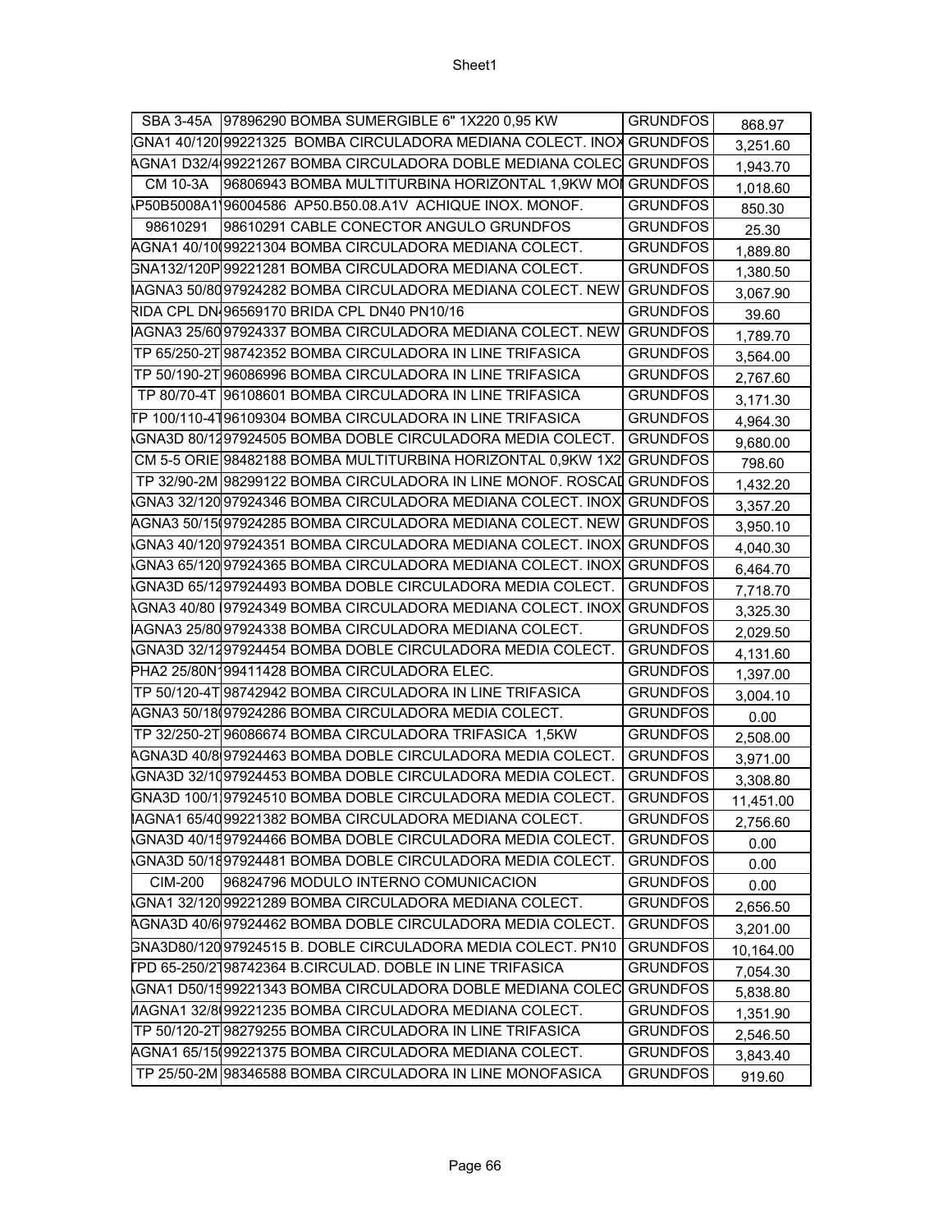| | | | |
|---|---|---|---|
| SBA 3-45A | 97896290 BOMBA SUMERGIBLE 6" 1X220 0,95 KW | GRUNDFOS | 868.97 |
| GNA1 40/120 | 99221325 BOMBA CIRCULADORA MEDIANA COLECT. INOX | GRUNDFOS | 3,251.60 |
| AGNA1 D32/4 | 99221267 BOMBA CIRCULADORA DOBLE MEDIANA COLEC | GRUNDFOS | 1,943.70 |
| CM 10-3A | 96806943 BOMBA MULTITURBINA HORIZONTAL 1,9KW MO | GRUNDFOS | 1,018.60 |
| P50B5008A1 | 96004586 AP50.B50.08.A1V ACHIQUE INOX. MONOF. | GRUNDFOS | 850.30 |
| 98610291 | 98610291 CABLE CONECTOR ANGULO GRUNDFOS | GRUNDFOS | 25.30 |
| AGNA1 40/10 | 99221304 BOMBA CIRCULADORA MEDIANA COLECT. | GRUNDFOS | 1,889.80 |
| GNA132/120P | 99221281 BOMBA CIRCULADORA MEDIANA COLECT. | GRUNDFOS | 1,380.50 |
| IAGNA3 50/80 | 97924282 BOMBA CIRCULADORA MEDIANA COLECT. NEW | GRUNDFOS | 3,067.90 |
| RIDA CPL DN | 96569170 BRIDA CPL DN40 PN10/16 | GRUNDFOS | 39.60 |
| IAGNA3 25/60 | 97924337 BOMBA CIRCULADORA MEDIANA COLECT. NEW | GRUNDFOS | 1,789.70 |
| TP 65/250-2T | 98742352 BOMBA CIRCULADORA IN LINE TRIFASICA | GRUNDFOS | 3,564.00 |
| TP 50/190-2T | 96086996 BOMBA CIRCULADORA IN LINE TRIFASICA | GRUNDFOS | 2,767.60 |
| TP 80/70-4T | 96108601 BOMBA CIRCULADORA IN LINE TRIFASICA | GRUNDFOS | 3,171.30 |
| TP 100/110-4T | 96109304 BOMBA CIRCULADORA IN LINE TRIFASICA | GRUNDFOS | 4,964.30 |
| GNA3D 80/12 | 97924505 BOMBA DOBLE CIRCULADORA MEDIA COLECT. | GRUNDFOS | 9,680.00 |
| CM 5-5 ORIE | 98482188 BOMBA MULTITURBINA HORIZONTAL 0,9KW 1X2 | GRUNDFOS | 798.60 |
| TP 32/90-2M | 98299122 BOMBA CIRCULADORA IN LINE MONOF. ROSCAD | GRUNDFOS | 1,432.20 |
| GNA3 32/120 | 97924346 BOMBA CIRCULADORA MEDIANA COLECT. INOX | GRUNDFOS | 3,357.20 |
| AGNA3 50/15 | 97924285 BOMBA CIRCULADORA MEDIANA COLECT. NEW | GRUNDFOS | 3,950.10 |
| GNA3 40/120 | 97924351 BOMBA CIRCULADORA MEDIANA COLECT. INOX | GRUNDFOS | 4,040.30 |
| GNA3 65/120 | 97924365 BOMBA CIRCULADORA MEDIANA COLECT. INOX | GRUNDFOS | 6,464.70 |
| GNA3D 65/12 | 97924493 BOMBA DOBLE CIRCULADORA MEDIA COLECT. | GRUNDFOS | 7,718.70 |
| AGNA3 40/80 | 97924349 BOMBA CIRCULADORA MEDIANA COLECT. INOX | GRUNDFOS | 3,325.30 |
| IAGNA3 25/80 | 97924338 BOMBA CIRCULADORA MEDIANA COLECT. | GRUNDFOS | 2,029.50 |
| GNA3D 32/12 | 97924454 BOMBA DOBLE CIRCULADORA MEDIA COLECT. | GRUNDFOS | 4,131.60 |
| PHA2 25/80N | 99411428 BOMBA CIRCULADORA ELEC. | GRUNDFOS | 1,397.00 |
| TP 50/120-4T | 98742942 BOMBA CIRCULADORA IN LINE TRIFASICA | GRUNDFOS | 3,004.10 |
| AGNA3 50/18 | 97924286 BOMBA CIRCULADORA MEDIA COLECT. | GRUNDFOS | 0.00 |
| TP 32/250-2T | 96086674 BOMBA CIRCULADORA TRIFASICA 1,5KW | GRUNDFOS | 2,508.00 |
| AGNA3D 40/8 | 97924463 BOMBA DOBLE CIRCULADORA MEDIA COLECT. | GRUNDFOS | 3,971.00 |
| GNA3D 32/10 | 97924453 BOMBA DOBLE CIRCULADORA MEDIA COLECT. | GRUNDFOS | 3,308.80 |
| GNA3D 100/1 | 97924510 BOMBA DOBLE CIRCULADORA MEDIA COLECT. | GRUNDFOS | 11,451.00 |
| IAGNA1 65/40 | 99221382 BOMBA CIRCULADORA MEDIANA COLECT. | GRUNDFOS | 2,756.60 |
| GNA3D 40/15 | 97924466 BOMBA DOBLE CIRCULADORA MEDIA COLECT. | GRUNDFOS | 0.00 |
| GNA3D 50/18 | 97924481 BOMBA DOBLE CIRCULADORA MEDIA COLECT. | GRUNDFOS | 0.00 |
| CIM-200 | 96824796 MODULO INTERNO COMUNICACION | GRUNDFOS | 0.00 |
| GNA1 32/120 | 99221289 BOMBA CIRCULADORA MEDIANA COLECT. | GRUNDFOS | 2,656.50 |
| AGNA3D 40/6 | 97924462 BOMBA DOBLE CIRCULADORA MEDIA COLECT. | GRUNDFOS | 3,201.00 |
| GNA3D80/120 | 97924515 B. DOBLE CIRCULADORA MEDIA COLECT. PN10 | GRUNDFOS | 10,164.00 |
| TPD 65-250/2 | 98742364 B.CIRCULAD. DOBLE IN LINE TRIFASICA | GRUNDFOS | 7,054.30 |
| GNA1 D50/15 | 99221343 BOMBA CIRCULADORA DOBLE MEDIANA COLEC | GRUNDFOS | 5,838.80 |
| MAGNA1 32/8 | 99221235 BOMBA CIRCULADORA MEDIANA COLECT. | GRUNDFOS | 1,351.90 |
| TP 50/120-2T | 98279255 BOMBA CIRCULADORA IN LINE TRIFASICA | GRUNDFOS | 2,546.50 |
| AGNA1 65/15 | 99221375 BOMBA CIRCULADORA MEDIANA COLECT. | GRUNDFOS | 3,843.40 |
| TP 25/50-2M | 98346588 BOMBA CIRCULADORA IN LINE MONOFASICA | GRUNDFOS | 919.60 |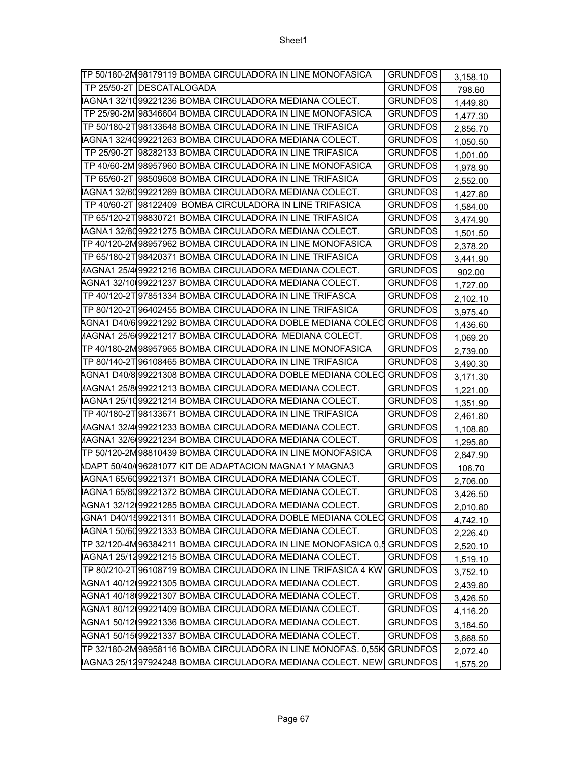| | | | |
|---|---|---|---|
| TP 50/180-2M | 98179119 BOMBA CIRCULADORA IN LINE MONOFASICA | GRUNDFOS | 3,158.10 |
| TP 25/50-2T | DESCATALOGADA | GRUNDFOS | 798.60 |
| IAGNA1 32/10 | 99221236 BOMBA CIRCULADORA MEDIANA COLECT. | GRUNDFOS | 1,449.80 |
| TP 25/90-2M | 98346604 BOMBA CIRCULADORA IN LINE MONOFASICA | GRUNDFOS | 1,477.30 |
| TP 50/180-2T | 98133648 BOMBA CIRCULADORA IN LINE TRIFASICA | GRUNDFOS | 2,856.70 |
| IAGNA1 32/40 | 99221263 BOMBA CIRCULADORA MEDIANA COLECT. | GRUNDFOS | 1,050.50 |
| TP 25/90-2T | 98282133 BOMBA CIRCULADORA IN LINE TRIFASICA | GRUNDFOS | 1,001.00 |
| TP 40/60-2M | 98957960 BOMBA CIRCULADORA IN LINE MONOFASICA | GRUNDFOS | 1,978.90 |
| TP 65/60-2T | 98509608 BOMBA CIRCULADORA IN LINE TRIFASICA | GRUNDFOS | 2,552.00 |
| IAGNA1 32/60 | 99221269 BOMBA CIRCULADORA MEDIANA COLECT. | GRUNDFOS | 1,427.80 |
| TP 40/60-2T | 98122409 BOMBA CIRCULADORA IN LINE TRIFASICA | GRUNDFOS | 1,584.00 |
| TP 65/120-2T | 98830721 BOMBA CIRCULADORA IN LINE TRIFASICA | GRUNDFOS | 3,474.90 |
| IAGNA1 32/80 | 99221275 BOMBA CIRCULADORA MEDIANA COLECT. | GRUNDFOS | 1,501.50 |
| TP 40/120-2M | 98957962 BOMBA CIRCULADORA IN LINE MONOFASICA | GRUNDFOS | 2,378.20 |
| TP 65/180-2T | 98420371 BOMBA CIRCULADORA IN LINE TRIFASICA | GRUNDFOS | 3,441.90 |
| MAGNA1 25/4( | 99221216 BOMBA CIRCULADORA MEDIANA COLECT. | GRUNDFOS | 902.00 |
| AGNA1 32/10( | 99221237 BOMBA CIRCULADORA MEDIANA COLECT. | GRUNDFOS | 1,727.00 |
| TP 40/120-2T | 97851334 BOMBA CIRCULADORA IN LINE TRIFASCA | GRUNDFOS | 2,102.10 |
| TP 80/120-2T | 96402455 BOMBA CIRCULADORA IN LINE TRIFASICA | GRUNDFOS | 3,975.40 |
| AGNA1 D40/6( | 99221292 BOMBA CIRCULADORA DOBLE MEDIANA COLEC | GRUNDFOS | 1,436.60 |
| MAGNA1 25/6( | 99221217 BOMBA CIRCULADORA MEDIANA COLECT. | GRUNDFOS | 1,069.20 |
| TP 40/180-2M | 98957965 BOMBA CIRCULADORA IN LINE MONOFASICA | GRUNDFOS | 2,739.00 |
| TP 80/140-2T | 96108465 BOMBA CIRCULADORA IN LINE TRIFASICA | GRUNDFOS | 3,490.30 |
| AGNA1 D40/8( | 99221308 BOMBA CIRCULADORA DOBLE MEDIANA COLEC | GRUNDFOS | 3,171.30 |
| MAGNA1 25/8( | 99221213 BOMBA CIRCULADORA MEDIANA COLECT. | GRUNDFOS | 1,221.00 |
| IAGNA1 25/10 | 99221214 BOMBA CIRCULADORA MEDIANA COLECT. | GRUNDFOS | 1,351.90 |
| TP 40/180-2T | 98133671 BOMBA CIRCULADORA IN LINE TRIFASICA | GRUNDFOS | 2,461.80 |
| MAGNA1 32/4( | 99221233 BOMBA CIRCULADORA MEDIANA COLECT. | GRUNDFOS | 1,108.80 |
| MAGNA1 32/6( | 99221234 BOMBA CIRCULADORA MEDIANA COLECT. | GRUNDFOS | 1,295.80 |
| TP 50/120-2M | 98810439 BOMBA CIRCULADORA IN LINE MONOFASICA | GRUNDFOS | 2,847.90 |
| ADAPT 50/40/( | 96281077 KIT DE ADAPTACION MAGNA1 Y MAGNA3 | GRUNDFOS | 106.70 |
| IAGNA1 65/60 | 99221371 BOMBA CIRCULADORA MEDIANA COLECT. | GRUNDFOS | 2,706.00 |
| IAGNA1 65/80 | 99221372 BOMBA CIRCULADORA MEDIANA COLECT. | GRUNDFOS | 3,426.50 |
| AGNA1 32/12( | 99221285 BOMBA CIRCULADORA MEDIANA COLECT. | GRUNDFOS | 2,010.80 |
| GNA1 D40/15 | 99221311 BOMBA CIRCULADORA DOBLE MEDIANA COLEC | GRUNDFOS | 4,742.10 |
| IAGNA1 50/60 | 99221333 BOMBA CIRCULADORA MEDIANA COLECT. | GRUNDFOS | 2,226.40 |
| TP 32/120-4M | 96384211 BOMBA CIRCULADORA IN LINE MONOFASICA 0,5 | GRUNDFOS | 2,520.10 |
| IAGNA1 25/12 | 99221215 BOMBA CIRCULADORA MEDIANA COLECT. | GRUNDFOS | 1,519.10 |
| TP 80/210-2T | 96108719 BOMBA CIRCULADORA IN LINE TRIFASICA 4 KW | GRUNDFOS | 3,752.10 |
| AGNA1 40/12( | 99221305 BOMBA CIRCULADORA MEDIANA COLECT. | GRUNDFOS | 2,439.80 |
| AGNA1 40/18( | 99221307 BOMBA CIRCULADORA MEDIANA COLECT. | GRUNDFOS | 3,426.50 |
| AGNA1 80/12( | 99221409 BOMBA CIRCULADORA MEDIANA COLECT. | GRUNDFOS | 4,116.20 |
| AGNA1 50/12( | 99221336 BOMBA CIRCULADORA MEDIANA COLECT. | GRUNDFOS | 3,184.50 |
| AGNA1 50/15( | 99221337 BOMBA CIRCULADORA MEDIANA COLECT. | GRUNDFOS | 3,668.50 |
| TP 32/180-2M | 98958116 BOMBA CIRCULADORA IN LINE MONOFAS. 0,55K | GRUNDFOS | 2,072.40 |
| IAGNA3 25/12 | 97924248 BOMBA CIRCULADORA MEDIANA COLECT. NEW | GRUNDFOS | 1,575.20 |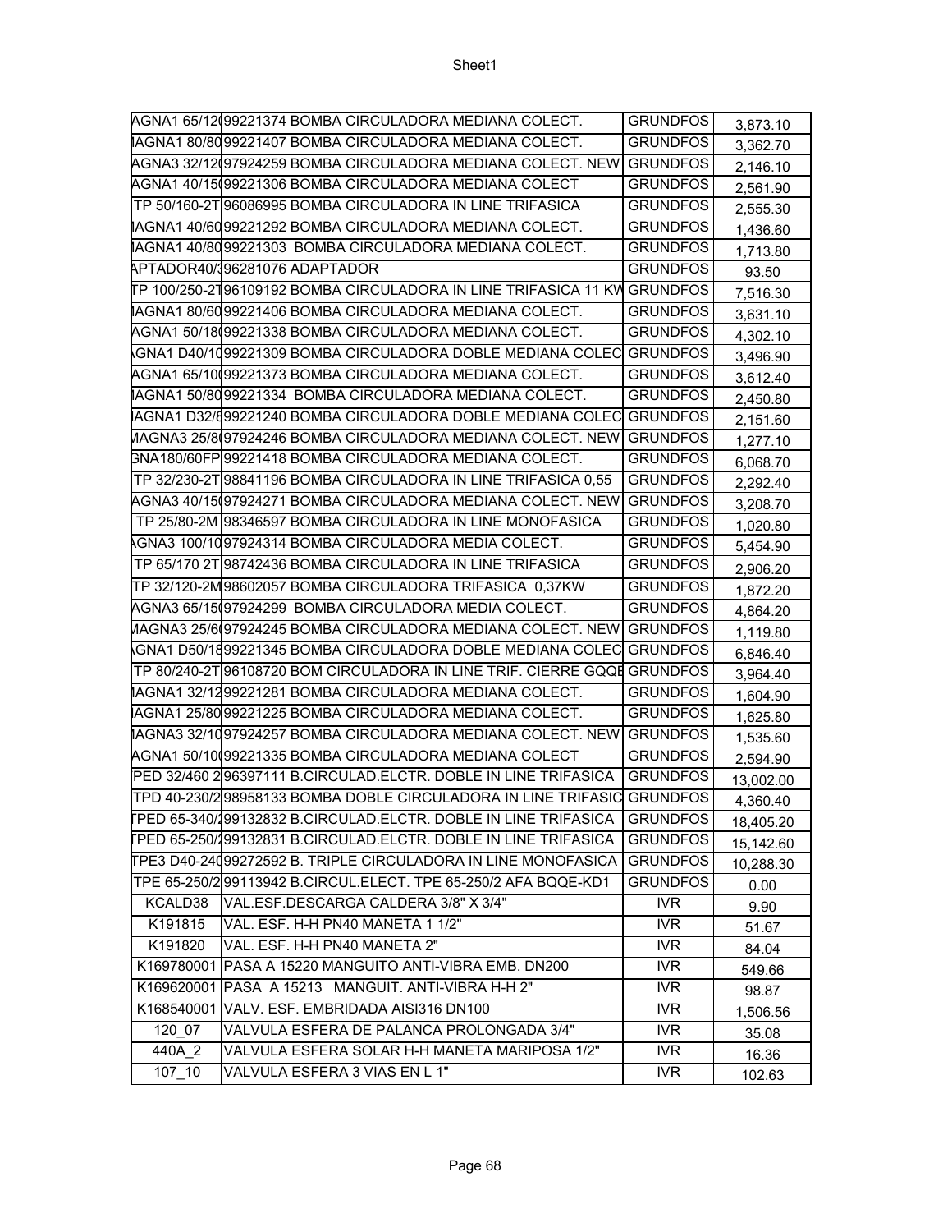| | | | |
|---|---|---|---|
| AGNA1 65/12(99221374 BOMBA CIRCULADORA MEDIANA COLECT. | | GRUNDFOS | 3,873.10 |
| IAGNA1 80/80 99221407 BOMBA CIRCULADORA MEDIANA COLECT. | | GRUNDFOS | 3,362.70 |
| AGNA3 32/12(97924259 BOMBA CIRCULADORA MEDIANA COLECT. NEW | | GRUNDFOS | 2,146.10 |
| AGNA1 40/15(99221306 BOMBA CIRCULADORA MEDIANA COLECT | | GRUNDFOS | 2,561.90 |
| TP 50/160-2T | 96086995 BOMBA CIRCULADORA IN LINE TRIFASICA | GRUNDFOS | 2,555.30 |
| IAGNA1 40/60 99221292 BOMBA CIRCULADORA MEDIANA COLECT. | | GRUNDFOS | 1,436.60 |
| IAGNA1 40/80 99221303 BOMBA CIRCULADORA MEDIANA COLECT. | | GRUNDFOS | 1,713.80 |
| APTADOR40/396281076 ADAPTADOR | | GRUNDFOS | 93.50 |
| TP 100/250-2T 96109192 BOMBA CIRCULADORA IN LINE TRIFASICA 11 KW | | GRUNDFOS | 7,516.30 |
| IAGNA1 80/60 99221406 BOMBA CIRCULADORA MEDIANA COLECT. | | GRUNDFOS | 3,631.10 |
| AGNA1 50/18(99221338 BOMBA CIRCULADORA MEDIANA COLECT. | | GRUNDFOS | 4,302.10 |
| GNA1 D40/1(99221309 BOMBA CIRCULADORA DOBLE MEDIANA COLEC | | GRUNDFOS | 3,496.90 |
| AGNA1 65/10(99221373 BOMBA CIRCULADORA MEDIANA COLECT. | | GRUNDFOS | 3,612.40 |
| IAGNA1 50/80 99221334 BOMBA CIRCULADORA MEDIANA COLECT. | | GRUNDFOS | 2,450.80 |
| IAGNA1 D32/899221240 BOMBA CIRCULADORA DOBLE MEDIANA COLEC | | GRUNDFOS | 2,151.60 |
| MAGNA3 25/8(97924246 BOMBA CIRCULADORA MEDIANA COLECT. NEW | | GRUNDFOS | 1,277.10 |
| GNA180/60FP 99221418 BOMBA CIRCULADORA MEDIANA COLECT. | | GRUNDFOS | 6,068.70 |
| TP 32/230-2T | 98841196 BOMBA CIRCULADORA IN LINE TRIFASICA 0,55 | GRUNDFOS | 2,292.40 |
| AGNA3 40/15(97924271 BOMBA CIRCULADORA MEDIANA COLECT. NEW | | GRUNDFOS | 3,208.70 |
| TP 25/80-2M | 98346597 BOMBA CIRCULADORA IN LINE MONOFASICA | GRUNDFOS | 1,020.80 |
| GNA3 100/1(97924314 BOMBA CIRCULADORA MEDIA COLECT. | | GRUNDFOS | 5,454.90 |
| TP 65/170 2T | 98742436 BOMBA CIRCULADORA IN LINE TRIFASICA | GRUNDFOS | 2,906.20 |
| TP 32/120-2M | 98602057 BOMBA CIRCULADORA TRIFASICA 0,37KW | GRUNDFOS | 1,872.20 |
| AGNA3 65/15(97924299 BOMBA CIRCULADORA MEDIA COLECT. | | GRUNDFOS | 4,864.20 |
| MAGNA3 25/6(97924245 BOMBA CIRCULADORA MEDIANA COLECT. NEW | | GRUNDFOS | 1,119.80 |
| GNA1 D50/1899221345 BOMBA CIRCULADORA DOBLE MEDIANA COLEC | | GRUNDFOS | 6,846.40 |
| TP 80/240-2T | 96108720 BOM CIRCULADORA IN LINE TRIF. CIERRE GQQE | GRUNDFOS | 3,964.40 |
| IAGNA1 32/1299221281 BOMBA CIRCULADORA MEDIANA COLECT. | | GRUNDFOS | 1,604.90 |
| IAGNA1 25/80 99221225 BOMBA CIRCULADORA MEDIANA COLECT. | | GRUNDFOS | 1,625.80 |
| IAGNA3 32/1097924257 BOMBA CIRCULADORA MEDIANA COLECT. NEW | | GRUNDFOS | 1,535.60 |
| AGNA1 50/10(99221335 BOMBA CIRCULADORA MEDIANA COLECT | | GRUNDFOS | 2,594.90 |
| PED 32/460 2 | 96397111 B.CIRCULAD.ELCTR. DOBLE IN LINE TRIFASICA | GRUNDFOS | 13,002.00 |
| TPD 40-230/2 | 98958133 BOMBA DOBLE CIRCULADORA IN LINE TRIFASIC | GRUNDFOS | 4,360.40 |
| TPED 65-340/ | 99132832 B.CIRCULAD.ELCTR. DOBLE IN LINE TRIFASICA | GRUNDFOS | 18,405.20 |
| TPED 65-250/ | 99132831 B.CIRCULAD.ELCTR. DOBLE IN LINE TRIFASICA | GRUNDFOS | 15,142.60 |
| TPE3 D40-24(99272592 B. TRIPLE CIRCULADORA IN LINE MONOFASICA | | GRUNDFOS | 10,288.30 |
| TPE 65-250/2 | 99113942 B.CIRCUL.ELECT. TPE 65-250/2 AFA BQQE-KD1 | GRUNDFOS | 0.00 |
| KCALD38 | VAL.ESF.DESCARGA CALDERA 3/8" X 3/4" | IVR | 9.90 |
| K191815 | VAL. ESF. H-H PN40 MANETA 1 1/2" | IVR | 51.67 |
| K191820 | VAL. ESF. H-H PN40 MANETA 2" | IVR | 84.04 |
| K169780001 | PASA A 15220 MANGUITO ANTI-VIBRA EMB. DN200 | IVR | 549.66 |
| K169620001 | PASA A 15213 MANGUIT. ANTI-VIBRA H-H 2" | IVR | 98.87 |
| K168540001 | VALV. ESF. EMBRIDADA AISI316 DN100 | IVR | 1,506.56 |
| 120_07 | VALVULA ESFERA DE PALANCA PROLONGADA 3/4" | IVR | 35.08 |
| 440A_2 | VALVULA ESFERA SOLAR H-H MANETA MARIPOSA 1/2" | IVR | 16.36 |
| 107_10 | VALVULA ESFERA 3 VIAS EN L 1" | IVR | 102.63 |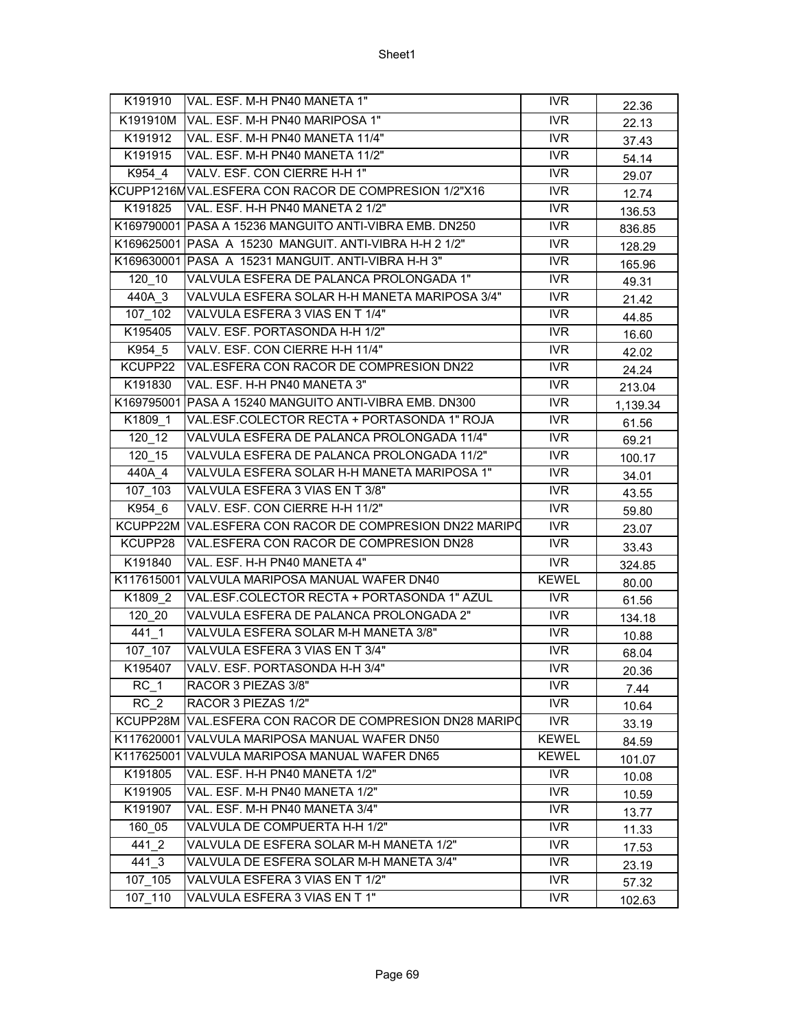| K191910 | VAL. ESF. M-H PN40 MANETA 1" | IVR | 22.36 |
|---|---|---|---|
| K191910M | VAL. ESF. M-H PN40 MARIPOSA 1" | IVR | 22.13 |
| K191912 | VAL. ESF. M-H PN40 MANETA 11/4" | IVR | 37.43 |
| K191915 | VAL. ESF. M-H PN40 MANETA 11/2" | IVR | 54.14 |
| K954_4 | VALV. ESF. CON CIERRE H-H 1" | IVR | 29.07 |
| KCUPP1216M | VAL.ESFERA CON RACOR DE COMPRESION 1/2"X16 | IVR | 12.74 |
| K191825 | VAL. ESF. H-H PN40 MANETA 2 1/2" | IVR | 136.53 |
| K169790001 | PASA A 15236 MANGUITO ANTI-VIBRA EMB. DN250 | IVR | 836.85 |
| K169625001 | PASA A 15230 MANGUIT. ANTI-VIBRA H-H 2 1/2" | IVR | 128.29 |
| K169630001 | PASA A 15231 MANGUIT. ANTI-VIBRA H-H 3" | IVR | 165.96 |
| 120_10 | VALVULA ESFERA DE PALANCA PROLONGADA 1" | IVR | 49.31 |
| 440A_3 | VALVULA ESFERA SOLAR H-H MANETA MARIPOSA 3/4" | IVR | 21.42 |
| 107_102 | VALVULA ESFERA 3 VIAS EN T 1/4" | IVR | 44.85 |
| K195405 | VALV. ESF. PORTASONDA H-H 1/2" | IVR | 16.60 |
| K954_5 | VALV. ESF. CON CIERRE H-H 11/4" | IVR | 42.02 |
| KCUPP22 | VAL.ESFERA CON RACOR DE COMPRESION DN22 | IVR | 24.24 |
| K191830 | VAL. ESF. H-H PN40 MANETA 3" | IVR | 213.04 |
| K169795001 | PASA A 15240 MANGUITO ANTI-VIBRA EMB. DN300 | IVR | 1,139.34 |
| K1809_1 | VAL.ESF.COLECTOR RECTA + PORTASONDA 1" ROJA | IVR | 61.56 |
| 120_12 | VALVULA ESFERA DE PALANCA PROLONGADA 11/4" | IVR | 69.21 |
| 120_15 | VALVULA ESFERA DE PALANCA PROLONGADA 11/2" | IVR | 100.17 |
| 440A_4 | VALVULA ESFERA SOLAR H-H MANETA MARIPOSA 1" | IVR | 34.01 |
| 107_103 | VALVULA ESFERA 3 VIAS EN T 3/8" | IVR | 43.55 |
| K954_6 | VALV. ESF. CON CIERRE H-H 11/2" | IVR | 59.80 |
| KCUPP22M | VAL.ESFERA CON RACOR DE COMPRESION DN22 MARIPO | IVR | 23.07 |
| KCUPP28 | VAL.ESFERA CON RACOR DE COMPRESION DN28 | IVR | 33.43 |
| K191840 | VAL. ESF. H-H PN40 MANETA 4" | IVR | 324.85 |
| K117615001 | VALVULA MARIPOSA MANUAL WAFER DN40 | KEWEL | 80.00 |
| K1809_2 | VAL.ESF.COLECTOR RECTA + PORTASONDA 1" AZUL | IVR | 61.56 |
| 120_20 | VALVULA ESFERA DE PALANCA PROLONGADA 2" | IVR | 134.18 |
| 441_1 | VALVULA ESFERA SOLAR M-H MANETA 3/8" | IVR | 10.88 |
| 107_107 | VALVULA ESFERA 3 VIAS EN T 3/4" | IVR | 68.04 |
| K195407 | VALV. ESF. PORTASONDA H-H 3/4" | IVR | 20.36 |
| RC_1 | RACOR 3 PIEZAS 3/8" | IVR | 7.44 |
| RC_2 | RACOR 3 PIEZAS 1/2" | IVR | 10.64 |
| KCUPP28M | VAL.ESFERA CON RACOR DE COMPRESION DN28 MARIPO | IVR | 33.19 |
| K117620001 | VALVULA MARIPOSA MANUAL WAFER DN50 | KEWEL | 84.59 |
| K117625001 | VALVULA MARIPOSA MANUAL WAFER DN65 | KEWEL | 101.07 |
| K191805 | VAL. ESF. H-H PN40 MANETA 1/2" | IVR | 10.08 |
| K191905 | VAL. ESF. M-H PN40 MANETA 1/2" | IVR | 10.59 |
| K191907 | VAL. ESF. M-H PN40 MANETA 3/4" | IVR | 13.77 |
| 160_05 | VALVULA DE COMPUERTA H-H 1/2" | IVR | 11.33 |
| 441_2 | VALVULA DE ESFERA SOLAR M-H MANETA 1/2" | IVR | 17.53 |
| 441_3 | VALVULA DE ESFERA SOLAR M-H MANETA 3/4" | IVR | 23.19 |
| 107_105 | VALVULA ESFERA 3 VIAS EN T 1/2" | IVR | 57.32 |
| 107_110 | VALVULA ESFERA 3 VIAS EN T 1" | IVR | 102.63 |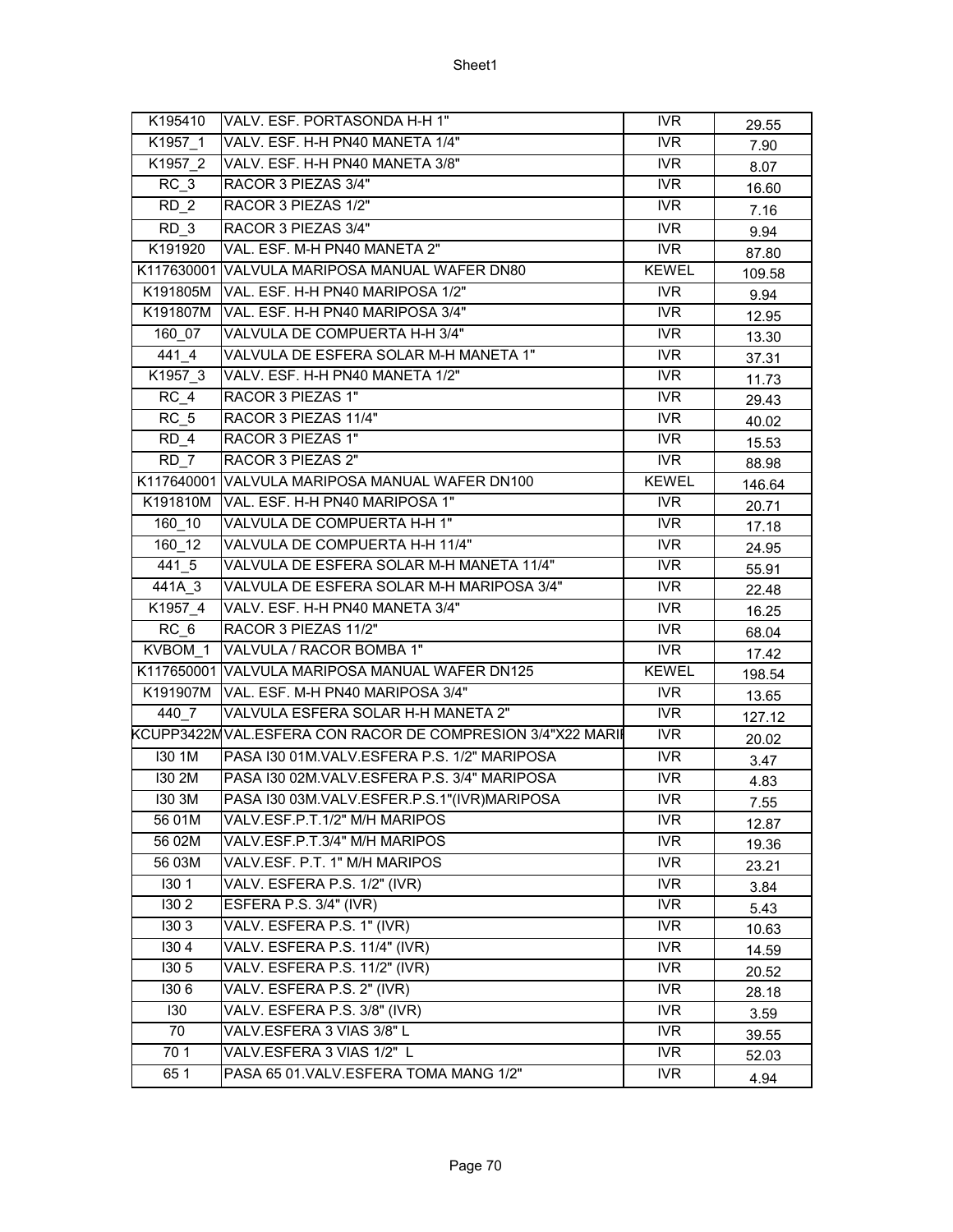| K195410 | VALV. ESF. PORTASONDA H-H 1" | IVR | 29.55 |
|---|---|---|---|
| K1957_1 | VALV. ESF. H-H PN40 MANETA 1/4" | IVR | 7.90 |
| K1957_2 | VALV. ESF. H-H PN40 MANETA 3/8" | IVR | 8.07 |
| RC_3 | RACOR 3 PIEZAS 3/4" | IVR | 16.60 |
| RD_2 | RACOR 3 PIEZAS 1/2" | IVR | 7.16 |
| RD_3 | RACOR 3 PIEZAS 3/4" | IVR | 9.94 |
| K191920 | VAL. ESF. M-H PN40 MANETA 2" | IVR | 87.80 |
| K117630001 | VALVULA MARIPOSA MANUAL WAFER DN80 | KEWEL | 109.58 |
| K191805M | VAL. ESF. H-H PN40 MARIPOSA 1/2" | IVR | 9.94 |
| K191807M | VAL. ESF. H-H PN40 MARIPOSA 3/4" | IVR | 12.95 |
| 160_07 | VALVULA DE COMPUERTA H-H 3/4" | IVR | 13.30 |
| 441_4 | VALVULA DE ESFERA SOLAR M-H MANETA 1" | IVR | 37.31 |
| K1957_3 | VALV. ESF. H-H PN40 MANETA 1/2" | IVR | 11.73 |
| RC_4 | RACOR 3 PIEZAS 1" | IVR | 29.43 |
| RC_5 | RACOR 3 PIEZAS 11/4" | IVR | 40.02 |
| RD_4 | RACOR 3 PIEZAS 1" | IVR | 15.53 |
| RD_7 | RACOR 3 PIEZAS 2" | IVR | 88.98 |
| K117640001 | VALVULA MARIPOSA MANUAL WAFER DN100 | KEWEL | 146.64 |
| K191810M | VAL. ESF. H-H PN40 MARIPOSA 1" | IVR | 20.71 |
| 160_10 | VALVULA DE COMPUERTA H-H 1" | IVR | 17.18 |
| 160_12 | VALVULA DE COMPUERTA H-H 11/4" | IVR | 24.95 |
| 441_5 | VALVULA DE ESFERA SOLAR M-H MANETA 11/4" | IVR | 55.91 |
| 441A_3 | VALVULA DE ESFERA SOLAR M-H MARIPOSA 3/4" | IVR | 22.48 |
| K1957_4 | VALV. ESF. H-H PN40 MANETA 3/4" | IVR | 16.25 |
| RC_6 | RACOR 3 PIEZAS 11/2" | IVR | 68.04 |
| KVBOM_1 | VALVULA / RACOR BOMBA 1" | IVR | 17.42 |
| K117650001 | VALVULA MARIPOSA MANUAL WAFER DN125 | KEWEL | 198.54 |
| K191907M | VAL. ESF. M-H PN40 MARIPOSA 3/4" | IVR | 13.65 |
| 440_7 | VALVULA ESFERA SOLAR H-H MANETA 2" | IVR | 127.12 |
| KCUPP3422M | VAL.ESFERA CON RACOR DE COMPRESION 3/4"X22 MARII | IVR | 20.02 |
| I30 1M | PASA I30 01M.VALV.ESFERA P.S. 1/2" MARIPOSA | IVR | 3.47 |
| I30 2M | PASA I30 02M.VALV.ESFERA P.S. 3/4" MARIPOSA | IVR | 4.83 |
| I30 3M | PASA I30 03M.VALV.ESFER.P.S.1"(IVR)MARIPOSA | IVR | 7.55 |
| 56 01M | VALV.ESF.P.T.1/2" M/H MARIPOS | IVR | 12.87 |
| 56 02M | VALV.ESF.P.T.3/4" M/H MARIPOS | IVR | 19.36 |
| 56 03M | VALV.ESF. P.T. 1" M/H MARIPOS | IVR | 23.21 |
| I30 1 | VALV. ESFERA P.S. 1/2" (IVR) | IVR | 3.84 |
| I30 2 | ESFERA P.S. 3/4" (IVR) | IVR | 5.43 |
| I30 3 | VALV. ESFERA P.S. 1" (IVR) | IVR | 10.63 |
| I30 4 | VALV. ESFERA P.S. 11/4" (IVR) | IVR | 14.59 |
| I30 5 | VALV. ESFERA P.S. 11/2" (IVR) | IVR | 20.52 |
| I30 6 | VALV. ESFERA P.S. 2" (IVR) | IVR | 28.18 |
| I30 | VALV. ESFERA P.S. 3/8" (IVR) | IVR | 3.59 |
| 70 | VALV.ESFERA 3 VIAS 3/8" L | IVR | 39.55 |
| 70 1 | VALV.ESFERA 3 VIAS 1/2" L | IVR | 52.03 |
| 65 1 | PASA 65 01.VALV.ESFERA TOMA MANG 1/2" | IVR | 4.94 |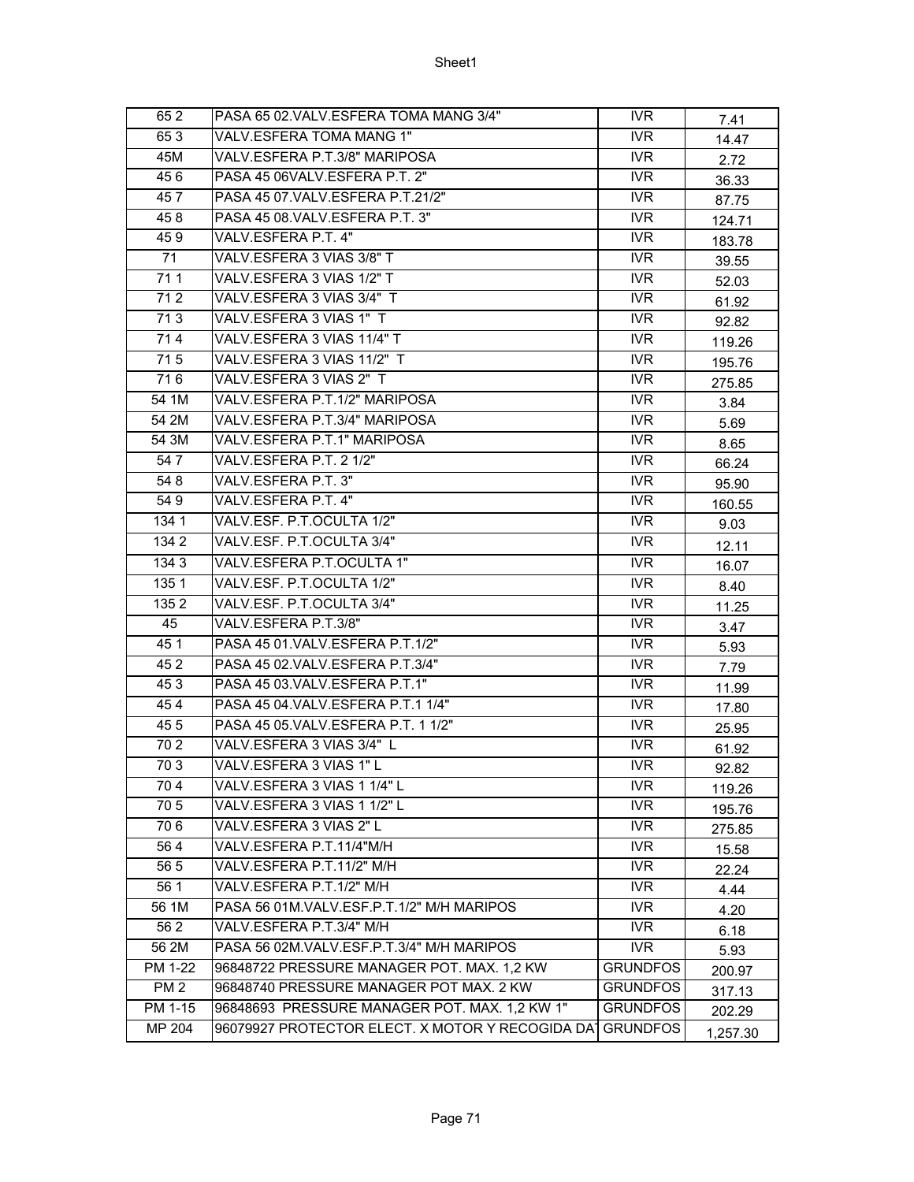| 65 2 | PASA 65 02.VALV.ESFERA TOMA MANG 3/4" | IVR | 7.41 |
|---|---|---|---|
| 65 3 | VALV.ESFERA TOMA MANG 1" | IVR | 14.47 |
| 45M | VALV.ESFERA P.T.3/8" MARIPOSA | IVR | 2.72 |
| 45 6 | PASA 45 06VALV.ESFERA P.T. 2" | IVR | 36.33 |
| 45 7 | PASA 45 07.VALV.ESFERA P.T.21/2" | IVR | 87.75 |
| 45 8 | PASA 45 08.VALV.ESFERA P.T. 3" | IVR | 124.71 |
| 45 9 | VALV.ESFERA P.T. 4" | IVR | 183.78 |
| 71 | VALV.ESFERA 3 VIAS 3/8" T | IVR | 39.55 |
| 71 1 | VALV.ESFERA 3 VIAS 1/2" T | IVR | 52.03 |
| 71 2 | VALV.ESFERA 3 VIAS 3/4" T | IVR | 61.92 |
| 71 3 | VALV.ESFERA 3 VIAS 1" T | IVR | 92.82 |
| 71 4 | VALV.ESFERA 3 VIAS 11/4" T | IVR | 119.26 |
| 71 5 | VALV.ESFERA 3 VIAS 11/2" T | IVR | 195.76 |
| 71 6 | VALV.ESFERA 3 VIAS 2" T | IVR | 275.85 |
| 54 1M | VALV.ESFERA P.T.1/2" MARIPOSA | IVR | 3.84 |
| 54 2M | VALV.ESFERA P.T.3/4" MARIPOSA | IVR | 5.69 |
| 54 3M | VALV.ESFERA P.T.1" MARIPOSA | IVR | 8.65 |
| 54 7 | VALV.ESFERA P.T. 2 1/2" | IVR | 66.24 |
| 54 8 | VALV.ESFERA P.T. 3" | IVR | 95.90 |
| 54 9 | VALV.ESFERA P.T. 4" | IVR | 160.55 |
| 134 1 | VALV.ESF. P.T.OCULTA 1/2" | IVR | 9.03 |
| 134 2 | VALV.ESF. P.T.OCULTA 3/4" | IVR | 12.11 |
| 134 3 | VALV.ESFERA P.T.OCULTA 1" | IVR | 16.07 |
| 135 1 | VALV.ESF. P.T.OCULTA 1/2" | IVR | 8.40 |
| 135 2 | VALV.ESF. P.T.OCULTA 3/4" | IVR | 11.25 |
| 45 | VALV.ESFERA P.T.3/8" | IVR | 3.47 |
| 45 1 | PASA 45 01.VALV.ESFERA P.T.1/2" | IVR | 5.93 |
| 45 2 | PASA 45 02.VALV.ESFERA P.T.3/4" | IVR | 7.79 |
| 45 3 | PASA 45 03.VALV.ESFERA P.T.1" | IVR | 11.99 |
| 45 4 | PASA 45 04.VALV.ESFERA P.T.1 1/4" | IVR | 17.80 |
| 45 5 | PASA 45 05.VALV.ESFERA P.T. 1 1/2" | IVR | 25.95 |
| 70 2 | VALV.ESFERA 3 VIAS 3/4" L | IVR | 61.92 |
| 70 3 | VALV.ESFERA 3 VIAS 1" L | IVR | 92.82 |
| 70 4 | VALV.ESFERA 3 VIAS 1 1/4" L | IVR | 119.26 |
| 70 5 | VALV.ESFERA 3 VIAS 1 1/2" L | IVR | 195.76 |
| 70 6 | VALV.ESFERA 3 VIAS 2" L | IVR | 275.85 |
| 56 4 | VALV.ESFERA P.T.11/4"M/H | IVR | 15.58 |
| 56 5 | VALV.ESFERA P.T.11/2" M/H | IVR | 22.24 |
| 56 1 | VALV.ESFERA P.T.1/2" M/H | IVR | 4.44 |
| 56 1M | PASA 56 01M.VALV.ESF.P.T.1/2" M/H MARIPOS | IVR | 4.20 |
| 56 2 | VALV.ESFERA P.T.3/4" M/H | IVR | 6.18 |
| 56 2M | PASA 56 02M.VALV.ESF.P.T.3/4" M/H MARIPOS | IVR | 5.93 |
| PM 1-22 | 96848722 PRESSURE MANAGER POT. MAX. 1,2 KW | GRUNDFOS | 200.97 |
| PM 2 | 96848740 PRESSURE MANAGER POT MAX. 2 KW | GRUNDFOS | 317.13 |
| PM 1-15 | 96848693 PRESSURE MANAGER POT. MAX. 1,2 KW 1" | GRUNDFOS | 202.29 |
| MP 204 | 96079927 PROTECTOR ELECT. X MOTOR Y RECOGIDA DAT | GRUNDFOS | 1,257.30 |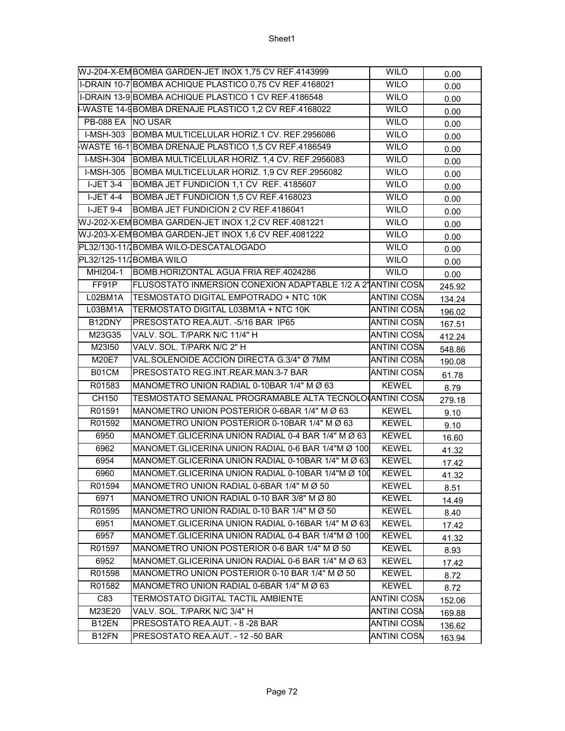| | | | |
|---|---|---|---|
| WJ-204-X-EM | BOMBA GARDEN-JET INOX 1,75 CV REF.4143999 | WILO | 0.00 |
| I-DRAIN 10-7 | BOMBA ACHIQUE PLASTICO 0,75 CV REF.4168021 | WILO | 0.00 |
| I-DRAIN 13-9 | BOMBA ACHIQUE PLASTICO 1 CV REF.4186548 | WILO | 0.00 |
| I-WASTE 14-9 | BOMBA DRENAJE PLASTICO 1,2 CV REF.4168022 | WILO | 0.00 |
| PB-088 EA | NO USAR | WILO | 0.00 |
| I-MSH-303 | BOMBA MULTICELULAR HORIZ.1 CV. REF.2956086 | WILO | 0.00 |
| -WASTE 16-1 | BOMBA DRENAJE PLASTICO 1,5 CV REF.4186549 | WILO | 0.00 |
| I-MSH-304 | BOMBA MULTICELULAR HORIZ. 1,4 CV. REF.2956083 | WILO | 0.00 |
| I-MSH-305 | BOMBA MULTICELULAR HORIZ. 1,9 CV REF.2956082 | WILO | 0.00 |
| I-JET 3-4 | BOMBA JET FUNDICION 1,1 CV REF. 4185607 | WILO | 0.00 |
| I-JET 4-4 | BOMBA JET FUNDICION 1,5 CV REF.4168023 | WILO | 0.00 |
| I-JET 9-4 | BOMBA JET FUNDICION 2 CV REF.4186041 | WILO | 0.00 |
| WJ-202-X-EM | BOMBA GARDEN-JET INOX 1,2 CV REF.4081221 | WILO | 0.00 |
| WJ-203-X-EM | BOMBA GARDEN-JET INOX 1,6 CV REF.4081222 | WILO | 0.00 |
| PL32/130-11/2 | BOMBA WILO-DESCATALOGADO | WILO | 0.00 |
| PL32/125-11/2 | BOMBA WILO | WILO | 0.00 |
| MHI204-1 | BOMB.HORIZONTAL AGUA FRIA REF.4024286 | WILO | 0.00 |
| FF91P | FLUSOSTATO INMERSION CONEXION ADAPTABLE 1/2 A 2" | ANTINI COSM | 245.92 |
| L02BM1A | TESMOSTATO DIGITAL EMPOTRADO + NTC 10K | ANTINI COSM | 134.24 |
| L03BM1A | TERMOSTATO DIGITAL L03BM1A + NTC 10K | ANTINI COSM | 196.02 |
| B12DNY | PRESOSTATO REA.AUT. -5/16 BAR IP65 | ANTINI COSM | 167.51 |
| M23G35 | VALV. SOL. T/PARK N/C 11/4" H | ANTINI COSM | 412.24 |
| M23I50 | VALV. SOL. T/PARK N/C 2" H | ANTINI COSM | 548.86 |
| M20E7 | VAL.SOLENOIDE ACCION DIRECTA G.3/4" Ø 7MM | ANTINI COSM | 190.08 |
| B01CM | PRESOSTATO REG.INT.REAR.MAN.3-7 BAR | ANTINI COSM | 61.78 |
| R01583 | MANOMETRO UNION RADIAL 0-10BAR 1/4" M Ø 63 | KEWEL | 8.79 |
| CH150 | TESMOSTATO SEMANAL PROGRAMABLE ALTA TECNOLO | ANTINI COSM | 279.18 |
| R01591 | MANOMETRO UNION POSTERIOR 0-6BAR 1/4" M Ø 63 | KEWEL | 9.10 |
| R01592 | MANOMETRO UNION POSTERIOR 0-10BAR 1/4" M Ø 63 | KEWEL | 9.10 |
| 6950 | MANOMET.GLICERINA UNION RADIAL 0-4 BAR 1/4" M Ø 63 | KEWEL | 16.60 |
| 6962 | MANOMET.GLICERINA UNION RADIAL 0-6 BAR 1/4"M Ø 100 | KEWEL | 41.32 |
| 6954 | MANOMET.GLICERINA UNION RADIAL 0-10BAR 1/4" M Ø 63 | KEWEL | 17.42 |
| 6960 | MANOMET.GLICERINA UNION RADIAL 0-10BAR 1/4"M Ø 100 | KEWEL | 41.32 |
| R01594 | MANOMETRO UNION RADIAL 0-6BAR 1/4" M Ø 50 | KEWEL | 8.51 |
| 6971 | MANOMETRO UNION RADIAL 0-10 BAR 3/8" M Ø 80 | KEWEL | 14.49 |
| R01595 | MANOMETRO UNION RADIAL 0-10 BAR 1/4" M Ø 50 | KEWEL | 8.40 |
| 6951 | MANOMET.GLICERINA UNION RADIAL 0-16BAR 1/4" M Ø 63 | KEWEL | 17.42 |
| 6957 | MANOMET.GLICERINA UNION RADIAL 0-4 BAR 1/4"M Ø 100 | KEWEL | 41.32 |
| R01597 | MANOMETRO UNION POSTERIOR 0-6 BAR 1/4" M Ø 50 | KEWEL | 8.93 |
| 6952 | MANOMET.GLICERINA UNION RADIAL 0-6 BAR 1/4" M Ø 63 | KEWEL | 17.42 |
| R01598 | MANOMETRO UNION POSTERIOR 0-10 BAR 1/4" M Ø 50 | KEWEL | 8.72 |
| R01582 | MANOMETRO UNION RADIAL 0-6BAR 1/4" M Ø 63 | KEWEL | 8.72 |
| C83 | TERMOSTATO DIGITAL TACTIL AMBIENTE | ANTINI COSM | 152.06 |
| M23E20 | VALV. SOL. T/PARK N/C 3/4" H | ANTINI COSM | 169.88 |
| B12EN | PRESOSTATO REA.AUT. - 8 -28 BAR | ANTINI COSM | 136.62 |
| B12FN | PRESOSTATO REA.AUT. - 12 -50 BAR | ANTINI COSM | 163.94 |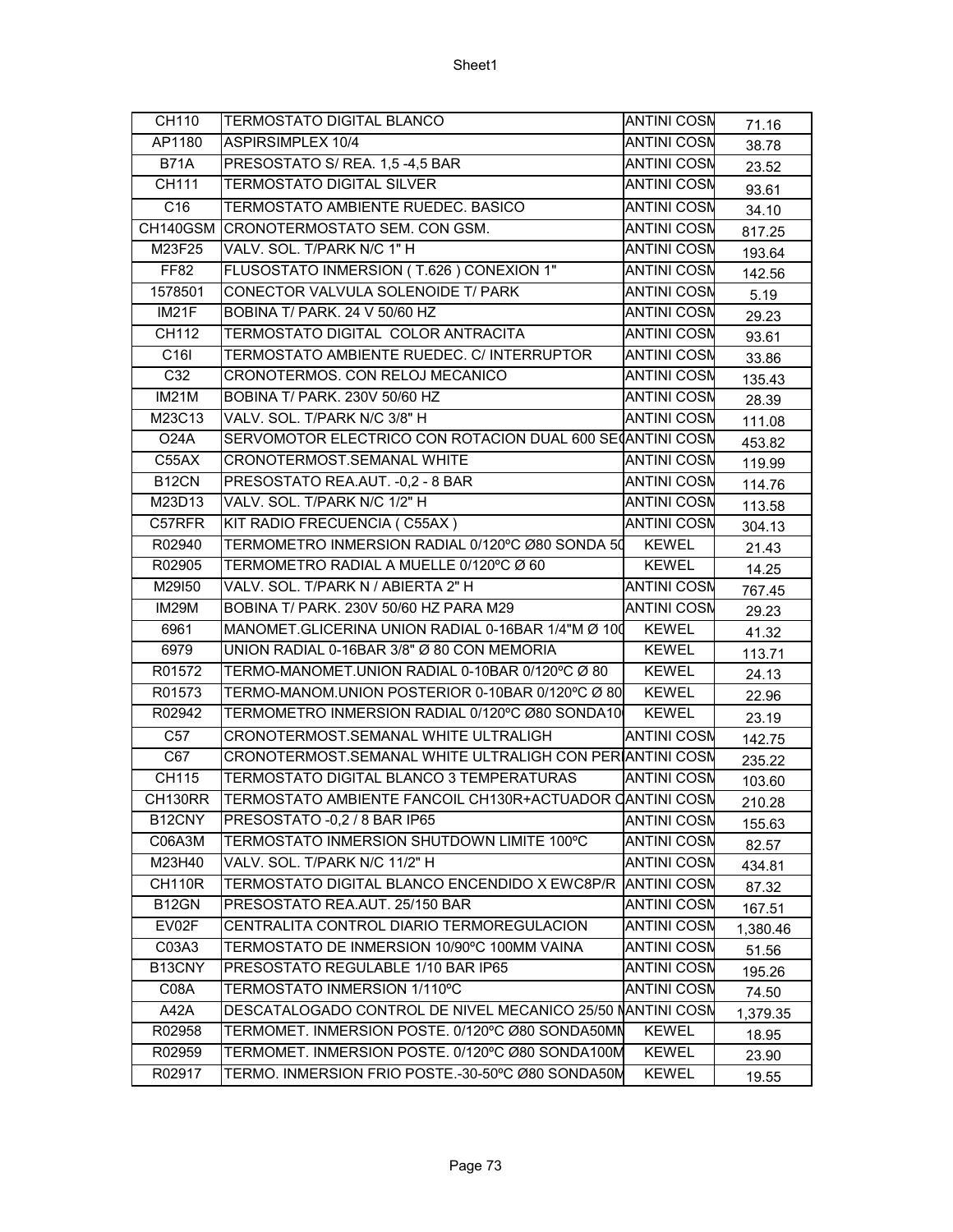| CH110 | TERMOSTATO DIGITAL BLANCO | ANTINI COSM | 71.16 |
|---|---|---|---|
| AP1180 | ASPIRSIMPLEX 10/4 | ANTINI COSM | 38.78 |
| B71A | PRESOSTATO S/ REA. 1,5 -4,5 BAR | ANTINI COSM | 23.52 |
| CH111 | TERMOSTATO DIGITAL SILVER | ANTINI COSM | 93.61 |
| C16 | TERMOSTATO AMBIENTE RUEDEC. BASICO | ANTINI COSM | 34.10 |
| CH140GSM | CRONOTERMOSTATO SEM. CON GSM. | ANTINI COSM | 817.25 |
| M23F25 | VALV. SOL. T/PARK N/C 1" H | ANTINI COSM | 193.64 |
| FF82 | FLUSOSTATO INMERSION ( T.626 ) CONEXION 1" | ANTINI COSM | 142.56 |
| 1578501 | CONECTOR VALVULA SOLENOIDE T/ PARK | ANTINI COSM | 5.19 |
| IM21F | BOBINA T/ PARK. 24 V 50/60 HZ | ANTINI COSM | 29.23 |
| CH112 | TERMOSTATO DIGITAL COLOR ANTRACITA | ANTINI COSM | 93.61 |
| C16I | TERMOSTATO AMBIENTE RUEDEC. C/ INTERRUPTOR | ANTINI COSM | 33.86 |
| C32 | CRONOTERMOS. CON RELOJ MECANICO | ANTINI COSM | 135.43 |
| IM21M | BOBINA T/ PARK. 230V 50/60 HZ | ANTINI COSM | 28.39 |
| M23C13 | VALV. SOL. T/PARK N/C 3/8" H | ANTINI COSM | 111.08 |
| O24A | SERVOMOTOR ELECTRICO CON ROTACION DUAL 600 SE( | ANTINI COSM | 453.82 |
| C55AX | CRONOTERMOST.SEMANAL WHITE | ANTINI COSM | 119.99 |
| B12CN | PRESOSTATO REA.AUT. -0,2 - 8 BAR | ANTINI COSM | 114.76 |
| M23D13 | VALV. SOL. T/PARK N/C 1/2" H | ANTINI COSM | 113.58 |
| C57RFR | KIT RADIO FRECUENCIA ( C55AX ) | ANTINI COSM | 304.13 |
| R02940 | TERMOMETRO INMERSION RADIAL 0/120ºC Ø80 SONDA 50 | KEWEL | 21.43 |
| R02905 | TERMOMETRO RADIAL A MUELLE 0/120ºC Ø 60 | KEWEL | 14.25 |
| M29I50 | VALV. SOL. T/PARK N / ABIERTA 2" H | ANTINI COSM | 767.45 |
| IM29M | BOBINA T/ PARK. 230V 50/60 HZ PARA M29 | ANTINI COSM | 29.23 |
| 6961 | MANOMET.GLICERINA UNION RADIAL 0-16BAR 1/4"M Ø 100 | KEWEL | 41.32 |
| 6979 | UNION RADIAL 0-16BAR 3/8" Ø 80 CON MEMORIA | KEWEL | 113.71 |
| R01572 | TERMO-MANOMET.UNION RADIAL 0-10BAR 0/120ºC Ø 80 | KEWEL | 24.13 |
| R01573 | TERMO-MANOM.UNION POSTERIOR 0-10BAR 0/120ºC Ø 80 | KEWEL | 22.96 |
| R02942 | TERMOMETRO INMERSION RADIAL 0/120ºC Ø80 SONDA10 | KEWEL | 23.19 |
| C57 | CRONOTERMOST.SEMANAL WHITE ULTRALIGH | ANTINI COSM | 142.75 |
| C67 | CRONOTERMOST.SEMANAL WHITE ULTRALIGH CON PER | ANTINI COSM | 235.22 |
| CH115 | TERMOSTATO DIGITAL BLANCO 3 TEMPERATURAS | ANTINI COSM | 103.60 |
| CH130RR | TERMOSTATO AMBIENTE FANCOIL CH130R+ACTUADOR C | ANTINI COSM | 210.28 |
| B12CNY | PRESOSTATO -0,2 / 8 BAR IP65 | ANTINI COSM | 155.63 |
| C06A3M | TERMOSTATO INMERSION SHUTDOWN LIMITE 100ºC | ANTINI COSM | 82.57 |
| M23H40 | VALV. SOL. T/PARK N/C 11/2" H | ANTINI COSM | 434.81 |
| CH110R | TERMOSTATO DIGITAL BLANCO ENCENDIDO X EWC8P/R | ANTINI COSM | 87.32 |
| B12GN | PRESOSTATO REA.AUT. 25/150 BAR | ANTINI COSM | 167.51 |
| EV02F | CENTRALITA CONTROL DIARIO TERMOREGULACION | ANTINI COSM | 1,380.46 |
| C03A3 | TERMOSTATO DE INMERSION 10/90ºC 100MM VAINA | ANTINI COSM | 51.56 |
| B13CNY | PRESOSTATO REGULABLE 1/10 BAR IP65 | ANTINI COSM | 195.26 |
| C08A | TERMOSTATO INMERSION 1/110ºC | ANTINI COSM | 74.50 |
| A42A | DESCATALOGADO CONTROL DE NIVEL MECANICO 25/50 M | ANTINI COSM | 1,379.35 |
| R02958 | TERMOMET. INMERSION POSTE. 0/120ºC Ø80 SONDA50MM | KEWEL | 18.95 |
| R02959 | TERMOMET. INMERSION POSTE. 0/120ºC Ø80 SONDA100M | KEWEL | 23.90 |
| R02917 | TERMO. INMERSION FRIO POSTE.-30-50ºC Ø80 SONDA50M | KEWEL | 19.55 |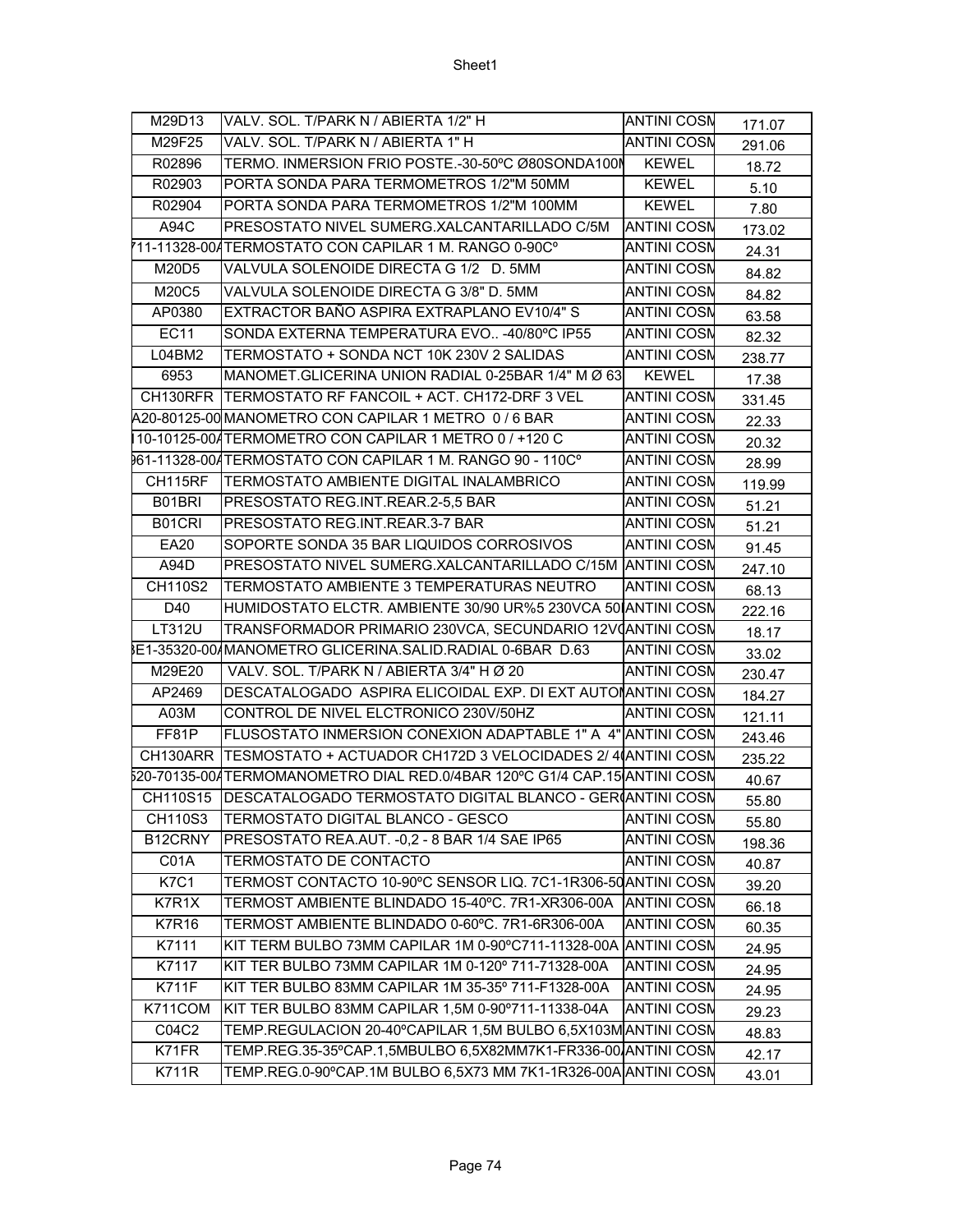| M29D13 | VALV. SOL. T/PARK N / ABIERTA 1/2" H | ANTINI COSM | 171.07 |
|---|---|---|---|
| M29F25 | VALV. SOL. T/PARK N / ABIERTA 1" H | ANTINI COSM | 291.06 |
| R02896 | TERMO. INMERSION FRIO POSTE.-30-50ºC Ø80SONDA100M | KEWEL | 18.72 |
| R02903 | PORTA SONDA PARA TERMOMETROS 1/2"M 50MM | KEWEL | 5.10 |
| R02904 | PORTA SONDA PARA TERMOMETROS 1/2"M 100MM | KEWEL | 7.80 |
| A94C | PRESOSTATO NIVEL SUMERG.XALCANTARILLADO C/5M | ANTINI COSM | 173.02 |
| 711-11328-00A | TERMOSTATO CON CAPILAR 1 M. RANGO 0-90Cº | ANTINI COSM | 24.31 |
| M20D5 | VALVULA SOLENOIDE DIRECTA G 1/2 D. 5MM | ANTINI COSM | 84.82 |
| M20C5 | VALVULA SOLENOIDE DIRECTA G 3/8" D. 5MM | ANTINI COSM | 84.82 |
| AP0380 | EXTRACTOR BAÑO ASPIRA EXTRAPLANO EV10/4" S | ANTINI COSM | 63.58 |
| EC11 | SONDA EXTERNA TEMPERATURA EVO.. -40/80ºC IP55 | ANTINI COSM | 82.32 |
| L04BM2 | TERMOSTATO + SONDA NCT 10K 230V 2 SALIDAS | ANTINI COSM | 238.77 |
| 6953 | MANOMET.GLICERINA UNION RADIAL 0-25BAR 1/4" M Ø 63 | KEWEL | 17.38 |
| CH130RFR | TERMOSTATO RF FANCOIL + ACT. CH172-DRF 3 VEL | ANTINI COSM | 331.45 |
| A20-80125-00 | MANOMETRO CON CAPILAR 1 METRO 0 / 6 BAR | ANTINI COSM | 22.33 |
| 110-10125-00A | TERMOMETRO CON CAPILAR 1 METRO 0 / +120 C | ANTINI COSM | 20.32 |
| 961-11328-00A | TERMOSTATO CON CAPILAR 1 M. RANGO 90 - 110Cº | ANTINI COSM | 28.99 |
| CH115RF | TERMOSTATO AMBIENTE DIGITAL INALAMBRICO | ANTINI COSM | 119.99 |
| B01BRI | PRESOSTATO REG.INT.REAR.2-5,5 BAR | ANTINI COSM | 51.21 |
| B01CRI | PRESOSTATO REG.INT.REAR.3-7 BAR | ANTINI COSM | 51.21 |
| EA20 | SOPORTE SONDA 35 BAR LIQUIDOS CORROSIVOS | ANTINI COSM | 91.45 |
| A94D | PRESOSTATO NIVEL SUMERG.XALCANTARILLADO C/15M | ANTINI COSM | 247.10 |
| CH110S2 | TERMOSTATO AMBIENTE 3 TEMPERATURAS NEUTRO | ANTINI COSM | 68.13 |
| D40 | HUMIDOSTATO ELCTR. AMBIENTE 30/90 UR%5 230VCA 50 | ANTINI COSM | 222.16 |
| LT312U | TRANSFORMADOR PRIMARIO 230VCA, SECUNDARIO 12V( | ANTINI COSM | 18.17 |
| 3E1-35320-00A | MANOMETRO GLICERINA.SALID.RADIAL 0-6BAR D.63 | ANTINI COSM | 33.02 |
| M29E20 | VALV. SOL. T/PARK N / ABIERTA 3/4" H Ø 20 | ANTINI COSM | 230.47 |
| AP2469 | DESCATALOGADO ASPIRA ELICOIDAL EXP. DI EXT AUTOM | ANTINI COSM | 184.27 |
| A03M | CONTROL DE NIVEL ELCTRONICO 230V/50HZ | ANTINI COSM | 121.11 |
| FF81P | FLUSOSTATO INMERSION CONEXION ADAPTABLE 1" A 4" | ANTINI COSM | 243.46 |
| CH130ARR | TESMOSTATO + ACTUADOR CH172D 3 VELOCIDADES 2/ 4( | ANTINI COSM | 235.22 |
| 520-70135-00A | TERMOMANOMETRO DIAL RED.0/4BAR 120ºC G1/4 CAP.15 | ANTINI COSM | 40.67 |
| CH110S15 | DESCATALOGADO TERMOSTATO DIGITAL BLANCO - GER( | ANTINI COSM | 55.80 |
| CH110S3 | TERMOSTATO DIGITAL BLANCO - GESCO | ANTINI COSM | 55.80 |
| B12CRNY | PRESOSTATO REA.AUT. -0,2 - 8 BAR 1/4 SAE IP65 | ANTINI COSM | 198.36 |
| C01A | TERMOSTATO DE CONTACTO | ANTINI COSM | 40.87 |
| K7C1 | TERMOST CONTACTO 10-90ºC SENSOR LIQ. 7C1-1R306-50 | ANTINI COSM | 39.20 |
| K7R1X | TERMOST AMBIENTE BLINDADO 15-40ºC. 7R1-XR306-00A | ANTINI COSM | 66.18 |
| K7R16 | TERMOST AMBIENTE BLINDADO 0-60ºC. 7R1-6R306-00A | ANTINI COSM | 60.35 |
| K7111 | KIT TERM BULBO 73MM CAPILAR 1M 0-90ºC711-11328-00A | ANTINI COSM | 24.95 |
| K7117 | KIT TER BULBO 73MM CAPILAR 1M 0-120º 711-71328-00A | ANTINI COSM | 24.95 |
| K711F | KIT TER BULBO 83MM CAPILAR 1M 35-35º 711-F1328-00A | ANTINI COSM | 24.95 |
| K711COM | KIT TER BULBO 83MM CAPILAR 1,5M 0-90º711-11338-04A | ANTINI COSM | 29.23 |
| C04C2 | TEMP.REGULACION 20-40ºCAPILAR 1,5M BULBO 6,5X103M | ANTINI COSM | 48.83 |
| K71FR | TEMP.REG.35-35ºCAP.1,5MBULBO 6,5X82MM7K1-FR336-00 | ANTINI COSM | 42.17 |
| K711R | TEMP.REG.0-90ºCAP.1M BULBO 6,5X73 MM 7K1-1R326-00A | ANTINI COSM | 43.01 |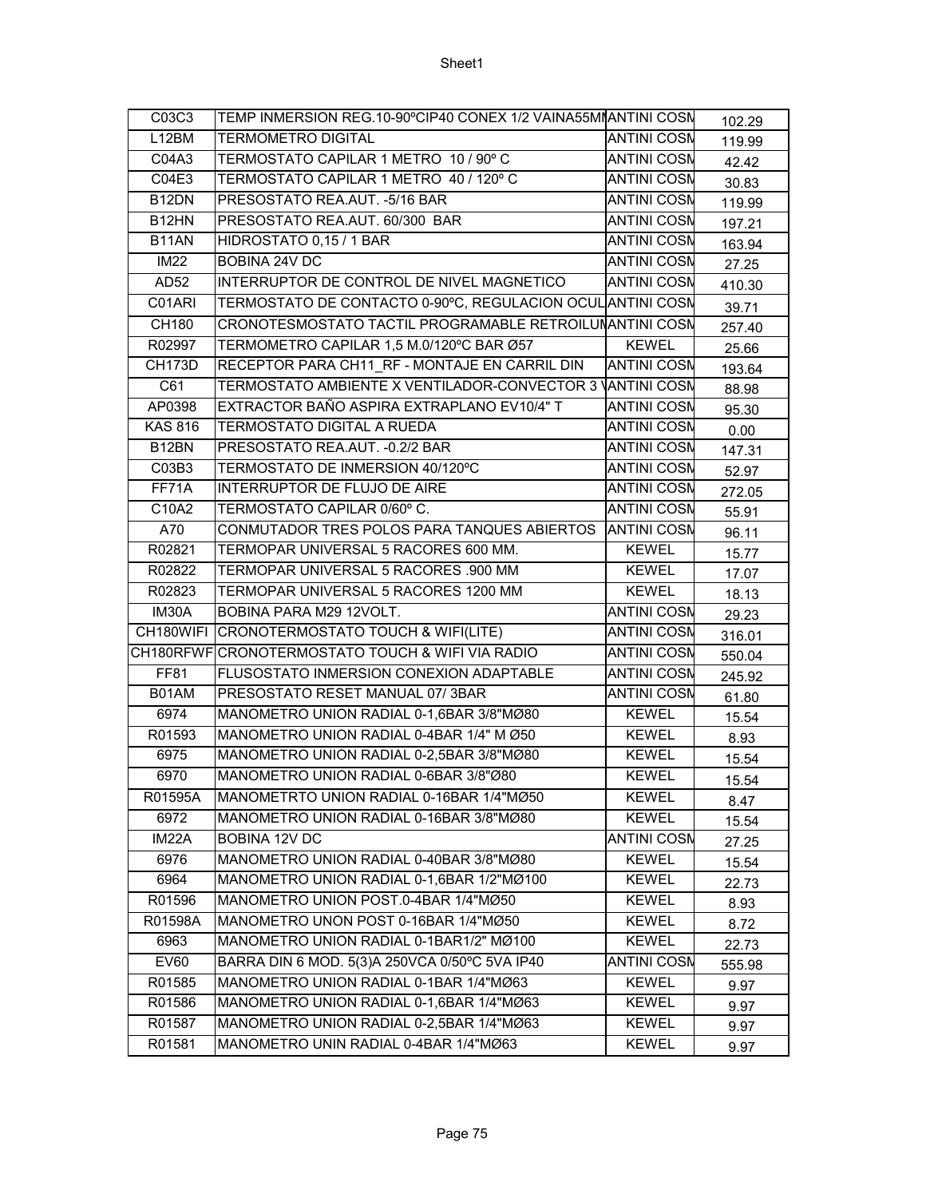| C03C3 | TEMP INMERSION REG.10-90ºCIP40 CONEX 1/2 VAINA55MM | ANTINI COSM | 102.29 |
|---|---|---|---|
| L12BM | TERMOMETRO DIGITAL | ANTINI COSM | 119.99 |
| C04A3 | TERMOSTATO CAPILAR 1 METRO 10 / 90º C | ANTINI COSM | 42.42 |
| C04E3 | TERMOSTATO CAPILAR 1 METRO 40 / 120º C | ANTINI COSM | 30.83 |
| B12DN | PRESOSTATO REA.AUT. -5/16 BAR | ANTINI COSM | 119.99 |
| B12HN | PRESOSTATO REA.AUT. 60/300 BAR | ANTINI COSM | 197.21 |
| B11AN | HIDROSTATO 0,15 / 1 BAR | ANTINI COSM | 163.94 |
| IM22 | BOBINA 24V DC | ANTINI COSM | 27.25 |
| AD52 | INTERRUPTOR DE CONTROL DE NIVEL MAGNETICO | ANTINI COSM | 410.30 |
| C01ARI | TERMOSTATO DE CONTACTO 0-90ºC, REGULACION OCUL | ANTINI COSM | 39.71 |
| CH180 | CRONOTESMOSTATO TACTIL PROGRAMABLE RETROILUM | ANTINI COSM | 257.40 |
| R02997 | TERMOMETRO CAPILAR 1,5 M.0/120ºC BAR Ø57 | KEWEL | 25.66 |
| CH173D | RECEPTOR PARA CH11_RF - MONTAJE EN CARRIL DIN | ANTINI COSM | 193.64 |
| C61 | TERMOSTATO AMBIENTE X VENTILADOR-CONVECTOR 3 V | ANTINI COSM | 88.98 |
| AP0398 | EXTRACTOR BAÑO ASPIRA EXTRAPLANO EV10/4" T | ANTINI COSM | 95.30 |
| KAS 816 | TERMOSTATO DIGITAL A RUEDA | ANTINI COSM | 0.00 |
| B12BN | PRESOSTATO REA.AUT. -0.2/2 BAR | ANTINI COSM | 147.31 |
| C03B3 | TERMOSTATO DE INMERSION 40/120ºC | ANTINI COSM | 52.97 |
| FF71A | INTERRUPTOR DE FLUJO DE AIRE | ANTINI COSM | 272.05 |
| C10A2 | TERMOSTATO CAPILAR 0/60º C. | ANTINI COSM | 55.91 |
| A70 | CONMUTADOR TRES POLOS PARA TANQUES ABIERTOS | ANTINI COSM | 96.11 |
| R02821 | TERMOPAR UNIVERSAL 5 RACORES 600 MM. | KEWEL | 15.77 |
| R02822 | TERMOPAR UNIVERSAL 5 RACORES .900 MM | KEWEL | 17.07 |
| R02823 | TERMOPAR UNIVERSAL 5 RACORES 1200 MM | KEWEL | 18.13 |
| IM30A | BOBINA PARA M29 12VOLT. | ANTINI COSM | 29.23 |
| CH180WIFI | CRONOTERMOSTATO TOUCH & WIFI(LITE) | ANTINI COSM | 316.01 |
| CH180RFWF | CRONOTERMOSTATO TOUCH & WIFI VIA RADIO | ANTINI COSM | 550.04 |
| FF81 | FLUSOSTATO INMERSION CONEXION ADAPTABLE | ANTINI COSM | 245.92 |
| B01AM | PRESOSTATO RESET MANUAL 07/ 3BAR | ANTINI COSM | 61.80 |
| 6974 | MANOMETRO UNION RADIAL 0-1,6BAR 3/8"MØ80 | KEWEL | 15.54 |
| R01593 | MANOMETRO UNION RADIAL 0-4BAR 1/4" M Ø50 | KEWEL | 8.93 |
| 6975 | MANOMETRO UNION RADIAL 0-2,5BAR 3/8"MØ80 | KEWEL | 15.54 |
| 6970 | MANOMETRO UNION RADIAL 0-6BAR 3/8"Ø80 | KEWEL | 15.54 |
| R01595A | MANOMETRTO UNION RADIAL 0-16BAR 1/4"MØ50 | KEWEL | 8.47 |
| 6972 | MANOMETRO UNION RADIAL 0-16BAR 3/8"MØ80 | KEWEL | 15.54 |
| IM22A | BOBINA 12V DC | ANTINI COSM | 27.25 |
| 6976 | MANOMETRO UNION RADIAL 0-40BAR 3/8"MØ80 | KEWEL | 15.54 |
| 6964 | MANOMETRO UNION RADIAL 0-1,6BAR 1/2"MØ100 | KEWEL | 22.73 |
| R01596 | MANOMETRO UNION POST.0-4BAR 1/4"MØ50 | KEWEL | 8.93 |
| R01598A | MANOMETRO UNON POST 0-16BAR 1/4"MØ50 | KEWEL | 8.72 |
| 6963 | MANOMETRO UNION RADIAL 0-1BAR1/2" MØ100 | KEWEL | 22.73 |
| EV60 | BARRA DIN 6 MOD. 5(3)A 250VCA 0/50ºC 5VA IP40 | ANTINI COSM | 555.98 |
| R01585 | MANOMETRO UNION RADIAL 0-1BAR 1/4"MØ63 | KEWEL | 9.97 |
| R01586 | MANOMETRO UNION RADIAL 0-1,6BAR 1/4"MØ63 | KEWEL | 9.97 |
| R01587 | MANOMETRO UNION RADIAL 0-2,5BAR 1/4"MØ63 | KEWEL | 9.97 |
| R01581 | MANOMETRO UNIN RADIAL 0-4BAR 1/4"MØ63 | KEWEL | 9.97 |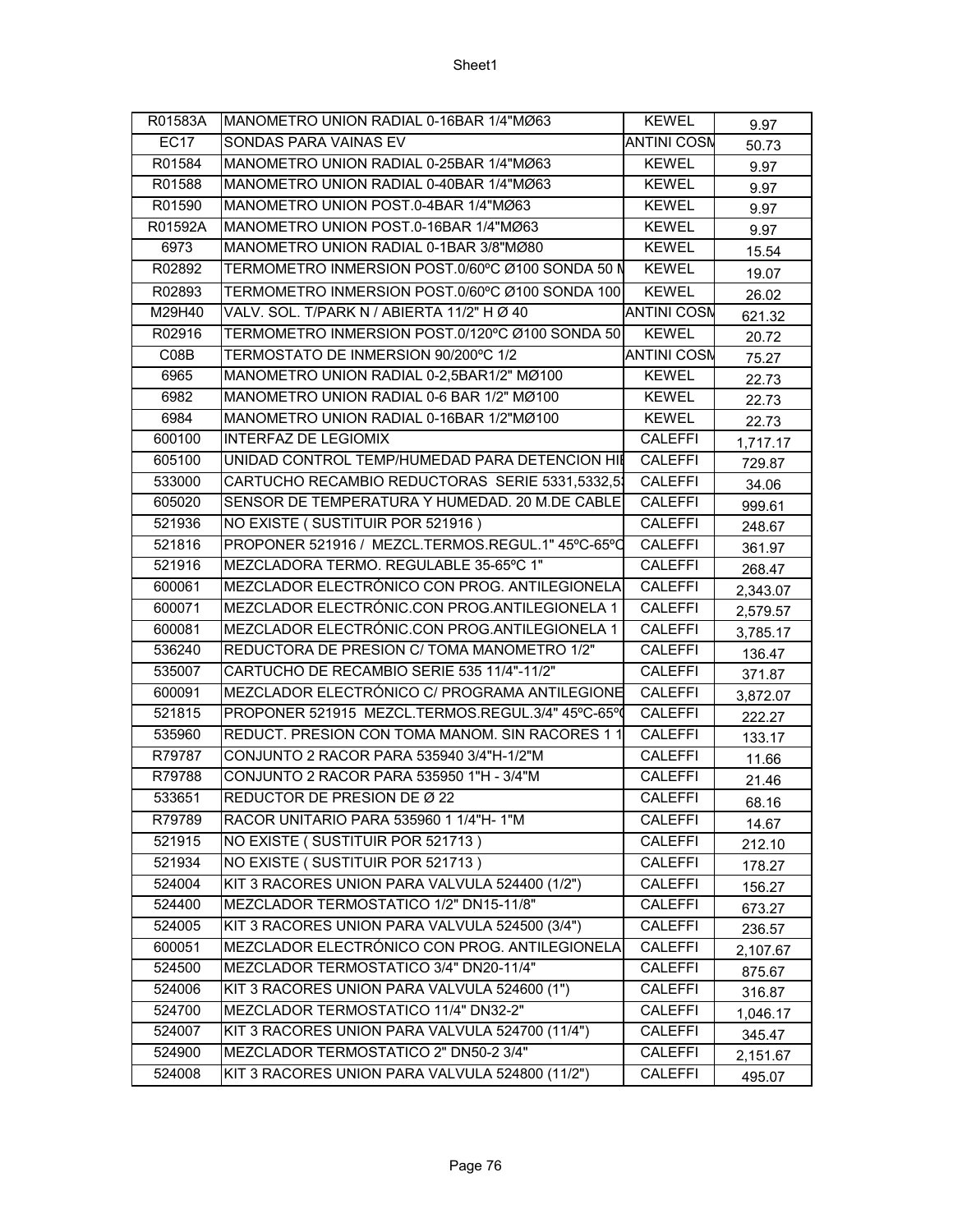| R01583A | MANOMETRO UNION RADIAL 0-16BAR 1/4"MØ63 | KEWEL | 9.97 |
|---|---|---|---|
| EC17 | SONDAS PARA VAINAS EV | ANTINI COSM | 50.73 |
| R01584 | MANOMETRO UNION RADIAL 0-25BAR 1/4"MØ63 | KEWEL | 9.97 |
| R01588 | MANOMETRO UNION RADIAL 0-40BAR 1/4"MØ63 | KEWEL | 9.97 |
| R01590 | MANOMETRO UNION POST.0-4BAR 1/4"MØ63 | KEWEL | 9.97 |
| R01592A | MANOMETRO UNION POST.0-16BAR 1/4"MØ63 | KEWEL | 9.97 |
| 6973 | MANOMETRO UNION RADIAL 0-1BAR 3/8"MØ80 | KEWEL | 15.54 |
| R02892 | TERMOMETRO INMERSION POST.0/60ºC Ø100 SONDA 50 M | KEWEL | 19.07 |
| R02893 | TERMOMETRO INMERSION POST.0/60ºC Ø100 SONDA 100 | KEWEL | 26.02 |
| M29H40 | VALV. SOL. T/PARK N / ABIERTA 11/2" H Ø 40 | ANTINI COSM | 621.32 |
| R02916 | TERMOMETRO INMERSION POST.0/120ºC Ø100 SONDA 50 | KEWEL | 20.72 |
| C08B | TERMOSTATO DE INMERSION 90/200ºC 1/2 | ANTINI COSM | 75.27 |
| 6965 | MANOMETRO UNION RADIAL 0-2,5BAR1/2" MØ100 | KEWEL | 22.73 |
| 6982 | MANOMETRO UNION RADIAL 0-6 BAR 1/2" MØ100 | KEWEL | 22.73 |
| 6984 | MANOMETRO UNION RADIAL 0-16BAR 1/2"MØ100 | KEWEL | 22.73 |
| 600100 | INTERFAZ DE LEGIOMIX | CALEFFI | 1,717.17 |
| 605100 | UNIDAD CONTROL TEMP/HUMEDAD PARA DETENCION HI | CALEFFI | 729.87 |
| 533000 | CARTUCHO RECAMBIO REDUCTORAS SERIE 5331,5332,5 | CALEFFI | 34.06 |
| 605020 | SENSOR DE TEMPERATURA Y HUMEDAD. 20 M.DE CABLE | CALEFFI | 999.61 |
| 521936 | NO EXISTE ( SUSTITUIR POR 521916 ) | CALEFFI | 248.67 |
| 521816 | PROPONER 521916 / MEZCL.TERMOS.REGUL.1" 45ºC-65ºC | CALEFFI | 361.97 |
| 521916 | MEZCLADORA TERMO. REGULABLE 35-65ºC 1" | CALEFFI | 268.47 |
| 600061 | MEZCLADOR ELECTRÓNICO CON PROG. ANTILEGIONELA | CALEFFI | 2,343.07 |
| 600071 | MEZCLADOR ELECTRÓNIC.CON PROG.ANTILEGIONELA 1 | CALEFFI | 2,579.57 |
| 600081 | MEZCLADOR ELECTRÓNIC.CON PROG.ANTILEGIONELA 1 | CALEFFI | 3,785.17 |
| 536240 | REDUCTORA DE PRESION C/ TOMA MANOMETRO 1/2" | CALEFFI | 136.47 |
| 535007 | CARTUCHO DE RECAMBIO SERIE 535 11/4"-11/2" | CALEFFI | 371.87 |
| 600091 | MEZCLADOR ELECTRÓNICO C/ PROGRAMA ANTILEGIONE | CALEFFI | 3,872.07 |
| 521815 | PROPONER 521915 MEZCL.TERMOS.REGUL.3/4" 45ºC-65º | CALEFFI | 222.27 |
| 535960 | REDUCT. PRESION CON TOMA MANOM. SIN RACORES 1 1 | CALEFFI | 133.17 |
| R79787 | CONJUNTO 2 RACOR PARA 535940 3/4"H-1/2"M | CALEFFI | 11.66 |
| R79788 | CONJUNTO 2 RACOR PARA 535950 1"H - 3/4"M | CALEFFI | 21.46 |
| 533651 | REDUCTOR DE PRESION DE Ø 22 | CALEFFI | 68.16 |
| R79789 | RACOR UNITARIO PARA 535960 1 1/4"H- 1"M | CALEFFI | 14.67 |
| 521915 | NO EXISTE ( SUSTITUIR POR 521713 ) | CALEFFI | 212.10 |
| 521934 | NO EXISTE ( SUSTITUIR POR 521713 ) | CALEFFI | 178.27 |
| 524004 | KIT 3 RACORES UNION PARA VALVULA 524400 (1/2") | CALEFFI | 156.27 |
| 524400 | MEZCLADOR TERMOSTATICO 1/2" DN15-11/8" | CALEFFI | 673.27 |
| 524005 | KIT 3 RACORES UNION PARA VALVULA 524500 (3/4") | CALEFFI | 236.57 |
| 600051 | MEZCLADOR ELECTRÓNICO CON PROG. ANTILEGIONELA | CALEFFI | 2,107.67 |
| 524500 | MEZCLADOR TERMOSTATICO 3/4" DN20-11/4" | CALEFFI | 875.67 |
| 524006 | KIT 3 RACORES UNION PARA VALVULA 524600 (1") | CALEFFI | 316.87 |
| 524700 | MEZCLADOR TERMOSTATICO 11/4" DN32-2" | CALEFFI | 1,046.17 |
| 524007 | KIT 3 RACORES UNION PARA VALVULA 524700 (11/4") | CALEFFI | 345.47 |
| 524900 | MEZCLADOR TERMOSTATICO 2" DN50-2 3/4" | CALEFFI | 2,151.67 |
| 524008 | KIT 3 RACORES UNION PARA VALVULA 524800 (11/2") | CALEFFI | 495.07 |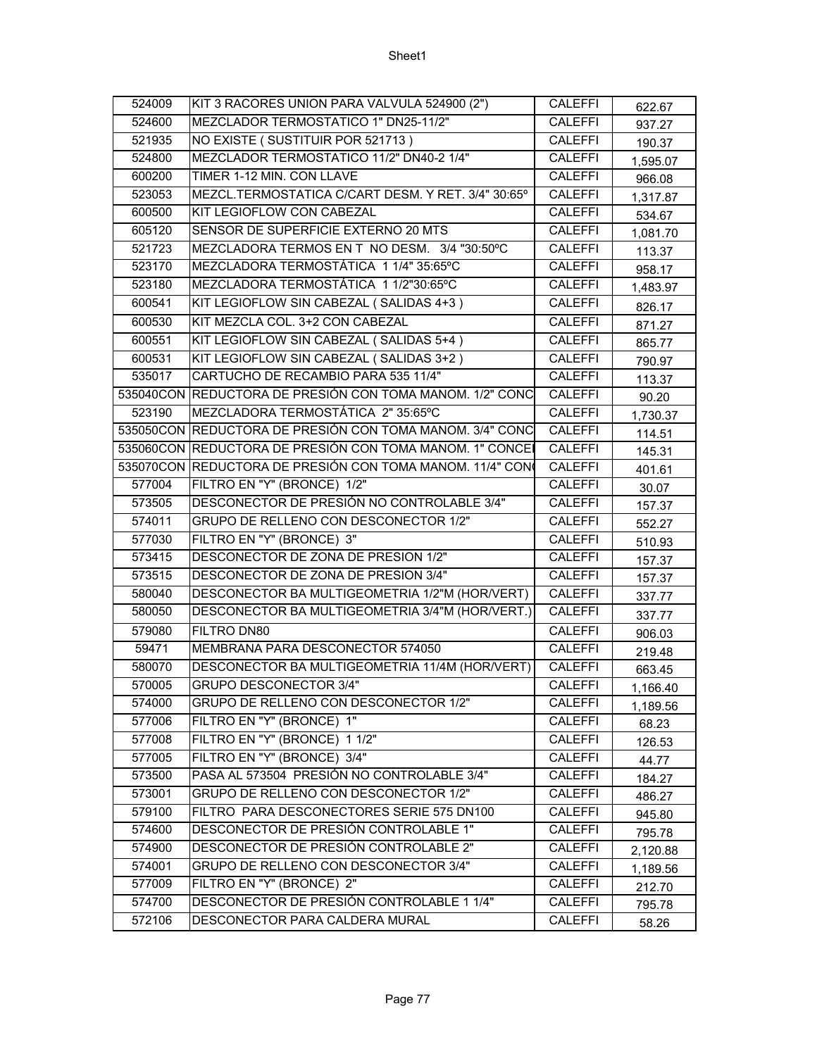| 524009 | KIT 3 RACORES UNION PARA VALVULA 524900 (2") | CALEFFI | 622.67 |
|---|---|---|---|
| 524600 | MEZCLADOR TERMOSTATICO 1" DN25-11/2" | CALEFFI | 937.27 |
| 521935 | NO EXISTE ( SUSTITUIR POR 521713 ) | CALEFFI | 190.37 |
| 524800 | MEZCLADOR TERMOSTATICO 11/2" DN40-2 1/4" | CALEFFI | 1,595.07 |
| 600200 | TIMER 1-12 MIN. CON LLAVE | CALEFFI | 966.08 |
| 523053 | MEZCL.TERMOSTATICA C/CART DESM. Y RET. 3/4" 30:65º | CALEFFI | 1,317.87 |
| 600500 | KIT LEGIOFLOW CON CABEZAL | CALEFFI | 534.67 |
| 605120 | SENSOR DE SUPERFICIE EXTERNO 20 MTS | CALEFFI | 1,081.70 |
| 521723 | MEZCLADORA TERMOS EN T NO DESM. 3/4 "30:50ºC | CALEFFI | 113.37 |
| 523170 | MEZCLADORA TERMOSTÁTICA 1 1/4" 35:65ºC | CALEFFI | 958.17 |
| 523180 | MEZCLADORA TERMOSTÁTICA 1 1/2"30:65ºC | CALEFFI | 1,483.97 |
| 600541 | KIT LEGIOFLOW SIN CABEZAL ( SALIDAS 4+3 ) | CALEFFI | 826.17 |
| 600530 | KIT MEZCLA COL. 3+2 CON CABEZAL | CALEFFI | 871.27 |
| 600551 | KIT LEGIOFLOW SIN CABEZAL ( SALIDAS 5+4 ) | CALEFFI | 865.77 |
| 600531 | KIT LEGIOFLOW SIN CABEZAL ( SALIDAS 3+2 ) | CALEFFI | 790.97 |
| 535017 | CARTUCHO DE RECAMBIO PARA 535 11/4" | CALEFFI | 113.37 |
| 535040CON | REDUCTORA DE PRESIÓN CON TOMA MANOM. 1/2" CONC | CALEFFI | 90.20 |
| 523190 | MEZCLADORA TERMOSTÁTICA 2" 35:65ºC | CALEFFI | 1,730.37 |
| 535050CON | REDUCTORA DE PRESIÓN CON TOMA MANOM. 3/4" CONC | CALEFFI | 114.51 |
| 535060CON | REDUCTORA DE PRESIÓN CON TOMA MANOM. 1" CONCE | CALEFFI | 145.31 |
| 535070CON | REDUCTORA DE PRESIÓN CON TOMA MANOM. 11/4" CON | CALEFFI | 401.61 |
| 577004 | FILTRO EN "Y" (BRONCE) 1/2" | CALEFFI | 30.07 |
| 573505 | DESCONECTOR DE PRESIÓN NO CONTROLABLE 3/4" | CALEFFI | 157.37 |
| 574011 | GRUPO DE RELLENO CON DESCONECTOR 1/2" | CALEFFI | 552.27 |
| 577030 | FILTRO EN "Y" (BRONCE) 3" | CALEFFI | 510.93 |
| 573415 | DESCONECTOR DE ZONA DE PRESION 1/2" | CALEFFI | 157.37 |
| 573515 | DESCONECTOR DE ZONA DE PRESION 3/4" | CALEFFI | 157.37 |
| 580040 | DESCONECTOR BA MULTIGEOMETRIA 1/2"M (HOR/VERT) | CALEFFI | 337.77 |
| 580050 | DESCONECTOR BA MULTIGEOMETRIA 3/4"M (HOR/VERT.) | CALEFFI | 337.77 |
| 579080 | FILTRO DN80 | CALEFFI | 906.03 |
| 59471 | MEMBRANA PARA DESCONECTOR 574050 | CALEFFI | 219.48 |
| 580070 | DESCONECTOR BA MULTIGEOMETRIA 11/4M (HOR/VERT) | CALEFFI | 663.45 |
| 570005 | GRUPO DESCONECTOR 3/4" | CALEFFI | 1,166.40 |
| 574000 | GRUPO DE RELLENO CON DESCONECTOR 1/2" | CALEFFI | 1,189.56 |
| 577006 | FILTRO EN "Y" (BRONCE) 1" | CALEFFI | 68.23 |
| 577008 | FILTRO EN "Y" (BRONCE) 1 1/2" | CALEFFI | 126.53 |
| 577005 | FILTRO EN "Y" (BRONCE) 3/4" | CALEFFI | 44.77 |
| 573500 | PASA AL 573504 PRESIÓN NO CONTROLABLE 3/4" | CALEFFI | 184.27 |
| 573001 | GRUPO DE RELLENO CON DESCONECTOR 1/2" | CALEFFI | 486.27 |
| 579100 | FILTRO PARA DESCONECTORES SERIE 575 DN100 | CALEFFI | 945.80 |
| 574600 | DESCONECTOR DE PRESIÓN CONTROLABLE 1" | CALEFFI | 795.78 |
| 574900 | DESCONECTOR DE PRESIÓN CONTROLABLE 2" | CALEFFI | 2,120.88 |
| 574001 | GRUPO DE RELLENO CON DESCONECTOR 3/4" | CALEFFI | 1,189.56 |
| 577009 | FILTRO EN "Y" (BRONCE) 2" | CALEFFI | 212.70 |
| 574700 | DESCONECTOR DE PRESIÓN CONTROLABLE 1 1/4" | CALEFFI | 795.78 |
| 572106 | DESCONECTOR PARA CALDERA MURAL | CALEFFI | 58.26 |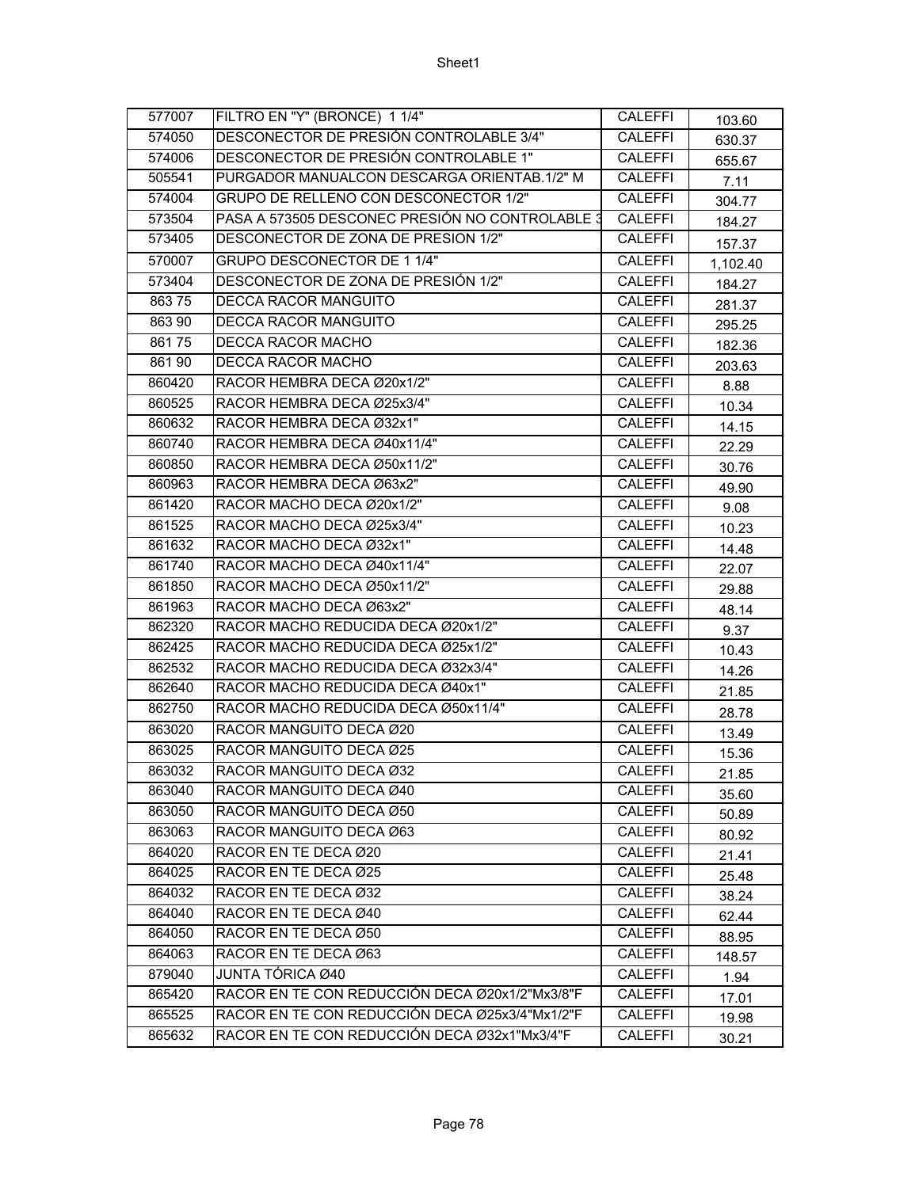| 577007 | FILTRO EN "Y" (BRONCE) 1 1/4" | CALEFFI | 103.60 |
|---|---|---|---|
| 574050 | DESCONECTOR DE PRESIÓN CONTROLABLE 3/4" | CALEFFI | 630.37 |
| 574006 | DESCONECTOR DE PRESIÓN CONTROLABLE 1" | CALEFFI | 655.67 |
| 505541 | PURGADOR MANUALCON DESCARGA ORIENTAB.1/2" M | CALEFFI | 7.11 |
| 574004 | GRUPO DE RELLENO CON DESCONECTOR 1/2" | CALEFFI | 304.77 |
| 573504 | PASA A 573505 DESCONEC PRESIÓN NO CONTROLABLE 3 | CALEFFI | 184.27 |
| 573405 | DESCONECTOR DE ZONA DE PRESION 1/2" | CALEFFI | 157.37 |
| 570007 | GRUPO DESCONECTOR DE 1 1/4" | CALEFFI | 1,102.40 |
| 573404 | DESCONECTOR DE ZONA DE PRESIÓN 1/2" | CALEFFI | 184.27 |
| 863 75 | DECCA RACOR MANGUITO | CALEFFI | 281.37 |
| 863 90 | DECCA RACOR MANGUITO | CALEFFI | 295.25 |
| 861 75 | DECCA RACOR MACHO | CALEFFI | 182.36 |
| 861 90 | DECCA RACOR MACHO | CALEFFI | 203.63 |
| 860420 | RACOR HEMBRA DECA Ø20x1/2" | CALEFFI | 8.88 |
| 860525 | RACOR HEMBRA DECA Ø25x3/4" | CALEFFI | 10.34 |
| 860632 | RACOR HEMBRA DECA Ø32x1" | CALEFFI | 14.15 |
| 860740 | RACOR HEMBRA DECA Ø40x11/4" | CALEFFI | 22.29 |
| 860850 | RACOR HEMBRA DECA Ø50x11/2" | CALEFFI | 30.76 |
| 860963 | RACOR HEMBRA DECA Ø63x2" | CALEFFI | 49.90 |
| 861420 | RACOR MACHO DECA Ø20x1/2" | CALEFFI | 9.08 |
| 861525 | RACOR MACHO DECA Ø25x3/4" | CALEFFI | 10.23 |
| 861632 | RACOR MACHO DECA Ø32x1" | CALEFFI | 14.48 |
| 861740 | RACOR MACHO DECA Ø40x11/4" | CALEFFI | 22.07 |
| 861850 | RACOR MACHO DECA Ø50x11/2" | CALEFFI | 29.88 |
| 861963 | RACOR MACHO DECA Ø63x2" | CALEFFI | 48.14 |
| 862320 | RACOR MACHO REDUCIDA DECA Ø20x1/2" | CALEFFI | 9.37 |
| 862425 | RACOR MACHO REDUCIDA DECA Ø25x1/2" | CALEFFI | 10.43 |
| 862532 | RACOR MACHO REDUCIDA DECA Ø32x3/4" | CALEFFI | 14.26 |
| 862640 | RACOR MACHO REDUCIDA DECA Ø40x1" | CALEFFI | 21.85 |
| 862750 | RACOR MACHO REDUCIDA DECA Ø50x11/4" | CALEFFI | 28.78 |
| 863020 | RACOR MANGUITO DECA Ø20 | CALEFFI | 13.49 |
| 863025 | RACOR MANGUITO DECA Ø25 | CALEFFI | 15.36 |
| 863032 | RACOR MANGUITO DECA Ø32 | CALEFFI | 21.85 |
| 863040 | RACOR MANGUITO DECA Ø40 | CALEFFI | 35.60 |
| 863050 | RACOR MANGUITO DECA Ø50 | CALEFFI | 50.89 |
| 863063 | RACOR MANGUITO DECA Ø63 | CALEFFI | 80.92 |
| 864020 | RACOR EN TE DECA Ø20 | CALEFFI | 21.41 |
| 864025 | RACOR EN TE DECA Ø25 | CALEFFI | 25.48 |
| 864032 | RACOR EN TE DECA Ø32 | CALEFFI | 38.24 |
| 864040 | RACOR EN TE DECA Ø40 | CALEFFI | 62.44 |
| 864050 | RACOR EN TE DECA Ø50 | CALEFFI | 88.95 |
| 864063 | RACOR EN TE DECA Ø63 | CALEFFI | 148.57 |
| 879040 | JUNTA TÓRICA Ø40 | CALEFFI | 1.94 |
| 865420 | RACOR EN TE CON REDUCCIÓN DECA Ø20x1/2"Mx3/8"F | CALEFFI | 17.01 |
| 865525 | RACOR EN TE CON REDUCCIÓN DECA Ø25x3/4"Mx1/2"F | CALEFFI | 19.98 |
| 865632 | RACOR EN TE CON REDUCCIÓN DECA Ø32x1"Mx3/4"F | CALEFFI | 30.21 |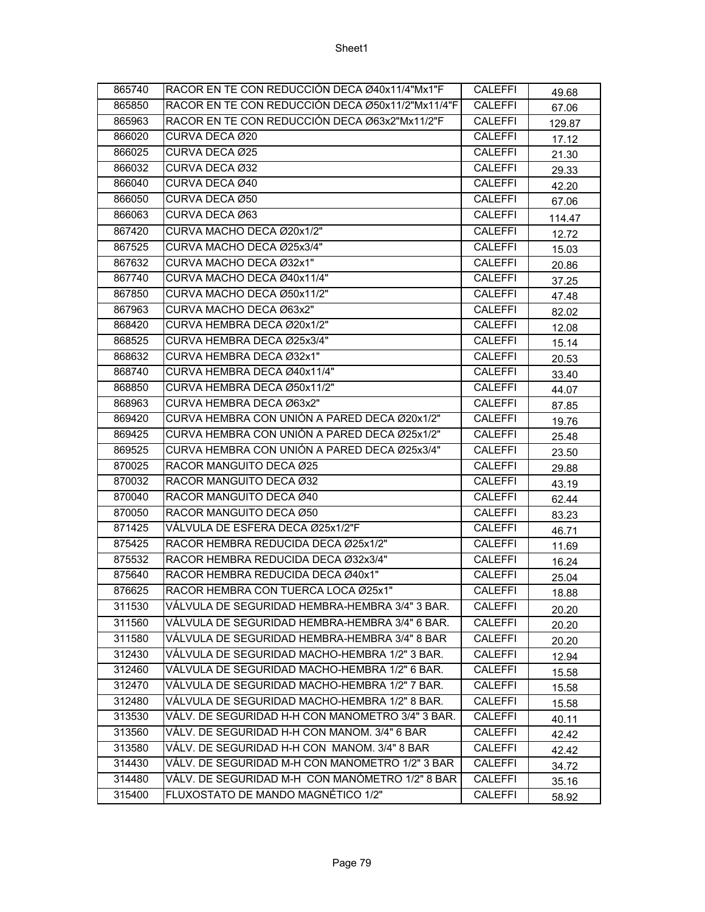| 865740 | RACOR EN TE CON REDUCCIÓN DECA Ø40x11/4"Mx1"F | CALEFFI | 49.68 |
|---|---|---|---|
| 865850 | RACOR EN TE CON REDUCCIÓN DECA Ø50x11/2"Mx11/4"F | CALEFFI | 67.06 |
| 865963 | RACOR EN TE CON REDUCCIÓN DECA Ø63x2"Mx11/2"F | CALEFFI | 129.87 |
| 866020 | CURVA DECA Ø20 | CALEFFI | 17.12 |
| 866025 | CURVA DECA Ø25 | CALEFFI | 21.30 |
| 866032 | CURVA DECA Ø32 | CALEFFI | 29.33 |
| 866040 | CURVA DECA Ø40 | CALEFFI | 42.20 |
| 866050 | CURVA DECA Ø50 | CALEFFI | 67.06 |
| 866063 | CURVA DECA Ø63 | CALEFFI | 114.47 |
| 867420 | CURVA MACHO DECA Ø20x1/2" | CALEFFI | 12.72 |
| 867525 | CURVA MACHO DECA Ø25x3/4" | CALEFFI | 15.03 |
| 867632 | CURVA MACHO DECA Ø32x1" | CALEFFI | 20.86 |
| 867740 | CURVA MACHO DECA Ø40x11/4" | CALEFFI | 37.25 |
| 867850 | CURVA MACHO DECA Ø50x11/2" | CALEFFI | 47.48 |
| 867963 | CURVA MACHO DECA Ø63x2" | CALEFFI | 82.02 |
| 868420 | CURVA HEMBRA DECA Ø20x1/2" | CALEFFI | 12.08 |
| 868525 | CURVA HEMBRA DECA Ø25x3/4" | CALEFFI | 15.14 |
| 868632 | CURVA HEMBRA DECA Ø32x1" | CALEFFI | 20.53 |
| 868740 | CURVA HEMBRA DECA Ø40x11/4" | CALEFFI | 33.40 |
| 868850 | CURVA HEMBRA DECA Ø50x11/2" | CALEFFI | 44.07 |
| 868963 | CURVA HEMBRA DECA Ø63x2" | CALEFFI | 87.85 |
| 869420 | CURVA HEMBRA CON UNIÓN A PARED DECA Ø20x1/2" | CALEFFI | 19.76 |
| 869425 | CURVA HEMBRA CON UNIÓN A PARED DECA Ø25x1/2" | CALEFFI | 25.48 |
| 869525 | CURVA HEMBRA CON UNIÓN A PARED DECA Ø25x3/4" | CALEFFI | 23.50 |
| 870025 | RACOR MANGUITO DECA Ø25 | CALEFFI | 29.88 |
| 870032 | RACOR MANGUITO DECA Ø32 | CALEFFI | 43.19 |
| 870040 | RACOR MANGUITO DECA Ø40 | CALEFFI | 62.44 |
| 870050 | RACOR MANGUITO DECA Ø50 | CALEFFI | 83.23 |
| 871425 | VÁLVULA DE ESFERA DECA Ø25x1/2"F | CALEFFI | 46.71 |
| 875425 | RACOR HEMBRA REDUCIDA DECA Ø25x1/2" | CALEFFI | 11.69 |
| 875532 | RACOR HEMBRA REDUCIDA DECA Ø32x3/4" | CALEFFI | 16.24 |
| 875640 | RACOR HEMBRA REDUCIDA DECA Ø40x1" | CALEFFI | 25.04 |
| 876625 | RACOR HEMBRA CON TUERCA LOCA Ø25x1" | CALEFFI | 18.88 |
| 311530 | VÁLVULA DE SEGURIDAD HEMBRA-HEMBRA 3/4" 3 BAR. | CALEFFI | 20.20 |
| 311560 | VÁLVULA DE SEGURIDAD HEMBRA-HEMBRA 3/4" 6 BAR. | CALEFFI | 20.20 |
| 311580 | VÁLVULA DE SEGURIDAD HEMBRA-HEMBRA 3/4" 8 BAR | CALEFFI | 20.20 |
| 312430 | VÁLVULA DE SEGURIDAD MACHO-HEMBRA 1/2" 3 BAR. | CALEFFI | 12.94 |
| 312460 | VÁLVULA DE SEGURIDAD MACHO-HEMBRA 1/2" 6 BAR. | CALEFFI | 15.58 |
| 312470 | VÁLVULA DE SEGURIDAD MACHO-HEMBRA 1/2" 7 BAR. | CALEFFI | 15.58 |
| 312480 | VÁLVULA DE SEGURIDAD MACHO-HEMBRA 1/2" 8 BAR. | CALEFFI | 15.58 |
| 313530 | VÁLV. DE SEGURIDAD H-H CON MANOMETRO 3/4" 3 BAR. | CALEFFI | 40.11 |
| 313560 | VÁLV. DE SEGURIDAD H-H CON MANOM. 3/4" 6 BAR | CALEFFI | 42.42 |
| 313580 | VÁLV. DE SEGURIDAD H-H CON MANOM. 3/4" 8 BAR | CALEFFI | 42.42 |
| 314430 | VÁLV. DE SEGURIDAD M-H CON MANOMETRO 1/2" 3 BAR | CALEFFI | 34.72 |
| 314480 | VÁLV. DE SEGURIDAD M-H CON MANÓMETRO 1/2" 8 BAR | CALEFFI | 35.16 |
| 315400 | FLUXOSTATO DE MANDO MAGNÉTICO 1/2" | CALEFFI | 58.92 |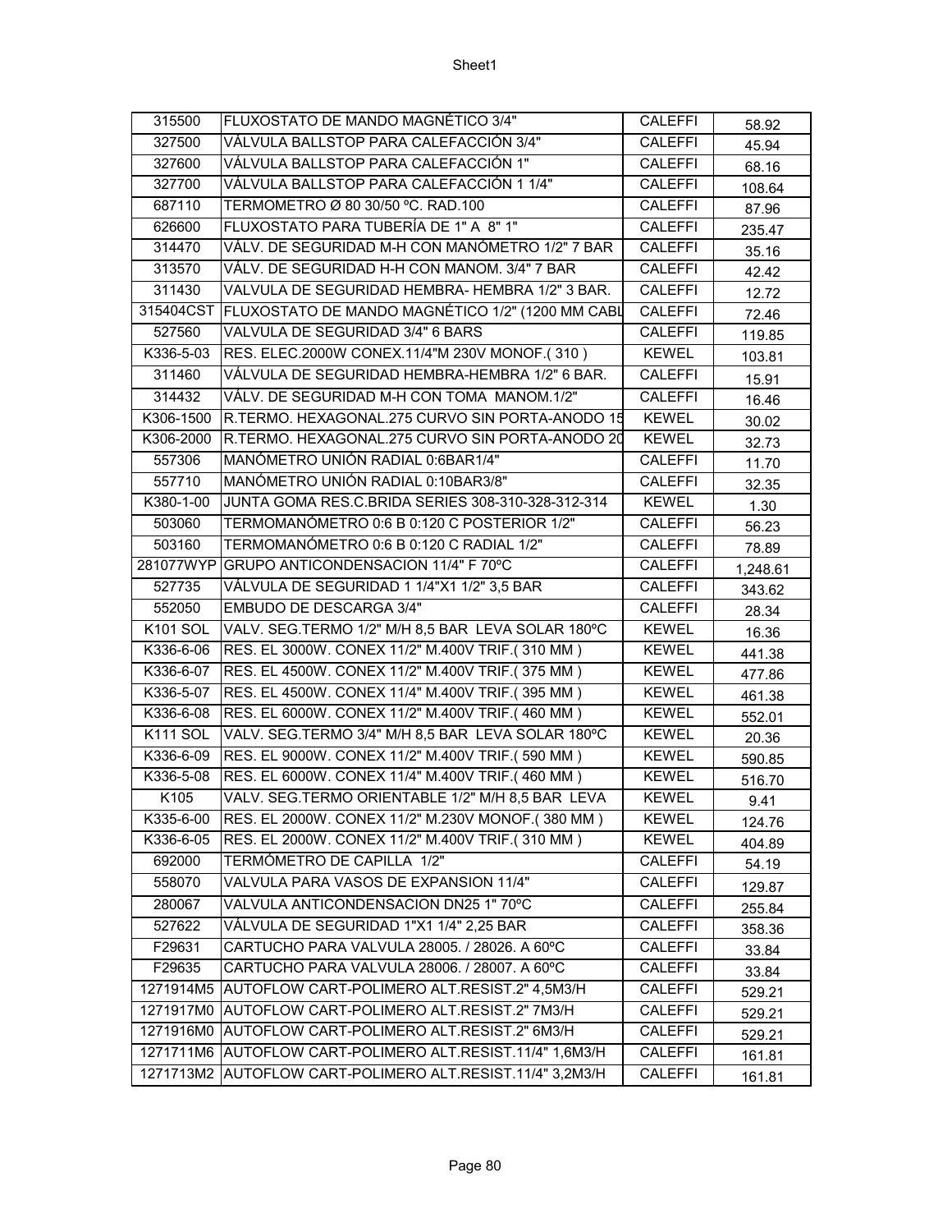| 315500 | FLUXOSTATO DE MANDO MAGNÉTICO 3/4" | CALEFFI | 58.92 |
|---|---|---|---|
| 327500 | VÁLVULA BALLSTOP PARA CALEFACCIÓN 3/4" | CALEFFI | 45.94 |
| 327600 | VÁLVULA BALLSTOP PARA CALEFACCIÓN 1" | CALEFFI | 68.16 |
| 327700 | VÁLVULA BALLSTOP PARA CALEFACCIÓN 1 1/4" | CALEFFI | 108.64 |
| 687110 | TERMOMETRO Ø 80 30/50 ºC. RAD.100 | CALEFFI | 87.96 |
| 626600 | FLUXOSTATO PARA TUBERÍA DE 1" A 8" 1" | CALEFFI | 235.47 |
| 314470 | VÁLV. DE SEGURIDAD M-H CON MANÓMETRO 1/2" 7 BAR | CALEFFI | 35.16 |
| 313570 | VÁLV. DE SEGURIDAD H-H CON MANOM. 3/4" 7 BAR | CALEFFI | 42.42 |
| 311430 | VALVULA DE SEGURIDAD HEMBRA- HEMBRA 1/2" 3 BAR. | CALEFFI | 12.72 |
| 315404CST | FLUXOSTATO DE MANDO MAGNÉTICO 1/2" (1200 MM CABL | CALEFFI | 72.46 |
| 527560 | VALVULA DE SEGURIDAD 3/4" 6 BARS | CALEFFI | 119.85 |
| K336-5-03 | RES. ELEC.2000W CONEX.11/4"M 230V MONOF.( 310 ) | KEWEL | 103.81 |
| 311460 | VÁLVULA DE SEGURIDAD HEMBRA-HEMBRA 1/2" 6 BAR. | CALEFFI | 15.91 |
| 314432 | VÁLV. DE SEGURIDAD M-H CON TOMA MANOM.1/2" | CALEFFI | 16.46 |
| K306-1500 | R.TERMO. HEXAGONAL.275 CURVO SIN PORTA-ANODO 15 | KEWEL | 30.02 |
| K306-2000 | R.TERMO. HEXAGONAL.275 CURVO SIN PORTA-ANODO 20 | KEWEL | 32.73 |
| 557306 | MANÓMETRO UNIÓN RADIAL 0:6BAR1/4" | CALEFFI | 11.70 |
| 557710 | MANÓMETRO UNIÓN RADIAL 0:10BAR3/8" | CALEFFI | 32.35 |
| K380-1-00 | JUNTA GOMA RES.C.BRIDA SERIES 308-310-328-312-314 | KEWEL | 1.30 |
| 503060 | TERMOMANÓMETRO 0:6 B 0:120 C POSTERIOR 1/2" | CALEFFI | 56.23 |
| 503160 | TERMOMANÓMETRO 0:6 B 0:120 C RADIAL 1/2" | CALEFFI | 78.89 |
| 281077WYP | GRUPO ANTICONDENSACION 11/4" F 70ºC | CALEFFI | 1,248.61 |
| 527735 | VÁLVULA DE SEGURIDAD 1 1/4"X1 1/2" 3,5 BAR | CALEFFI | 343.62 |
| 552050 | EMBUDO DE DESCARGA 3/4" | CALEFFI | 28.34 |
| K101 SOL | VALV. SEG.TERMO 1/2" M/H 8,5 BAR LEVA SOLAR 180ºC | KEWEL | 16.36 |
| K336-6-06 | RES. EL 3000W. CONEX 11/2" M.400V TRIF.( 310 MM ) | KEWEL | 441.38 |
| K336-6-07 | RES. EL 4500W. CONEX 11/2" M.400V TRIF.( 375 MM ) | KEWEL | 477.86 |
| K336-5-07 | RES. EL 4500W. CONEX 11/4" M.400V TRIF.( 395 MM ) | KEWEL | 461.38 |
| K336-6-08 | RES. EL 6000W. CONEX 11/2" M.400V TRIF.( 460 MM ) | KEWEL | 552.01 |
| K111 SOL | VALV. SEG.TERMO 3/4" M/H 8,5 BAR LEVA SOLAR 180ºC | KEWEL | 20.36 |
| K336-6-09 | RES. EL 9000W. CONEX 11/2" M.400V TRIF.( 590 MM ) | KEWEL | 590.85 |
| K336-5-08 | RES. EL 6000W. CONEX 11/4" M.400V TRIF.( 460 MM ) | KEWEL | 516.70 |
| K105 | VALV. SEG.TERMO ORIENTABLE 1/2" M/H 8,5 BAR LEVA | KEWEL | 9.41 |
| K335-6-00 | RES. EL 2000W. CONEX 11/2" M.230V MONOF.( 380 MM ) | KEWEL | 124.76 |
| K336-6-05 | RES. EL 2000W. CONEX 11/2" M.400V TRIF.( 310 MM ) | KEWEL | 404.89 |
| 692000 | TERMÓMETRO DE CAPILLA 1/2" | CALEFFI | 54.19 |
| 558070 | VALVULA PARA VASOS DE EXPANSION 11/4" | CALEFFI | 129.87 |
| 280067 | VALVULA ANTICONDENSACION DN25 1" 70ºC | CALEFFI | 255.84 |
| 527622 | VÁLVULA DE SEGURIDAD 1"X1 1/4" 2,25 BAR | CALEFFI | 358.36 |
| F29631 | CARTUCHO PARA VALVULA 28005. / 28026. A 60ºC | CALEFFI | 33.84 |
| F29635 | CARTUCHO PARA VALVULA 28006. / 28007. A 60ºC | CALEFFI | 33.84 |
| 1271914M5 | AUTOFLOW CART-POLIMERO ALT.RESIST.2" 4,5M3/H | CALEFFI | 529.21 |
| 1271917M0 | AUTOFLOW CART-POLIMERO ALT.RESIST.2" 7M3/H | CALEFFI | 529.21 |
| 1271916M0 | AUTOFLOW CART-POLIMERO ALT.RESIST.2" 6M3/H | CALEFFI | 529.21 |
| 1271711M6 | AUTOFLOW CART-POLIMERO ALT.RESIST.11/4" 1,6M3/H | CALEFFI | 161.81 |
| 1271713M2 | AUTOFLOW CART-POLIMERO ALT.RESIST.11/4" 3,2M3/H | CALEFFI | 161.81 |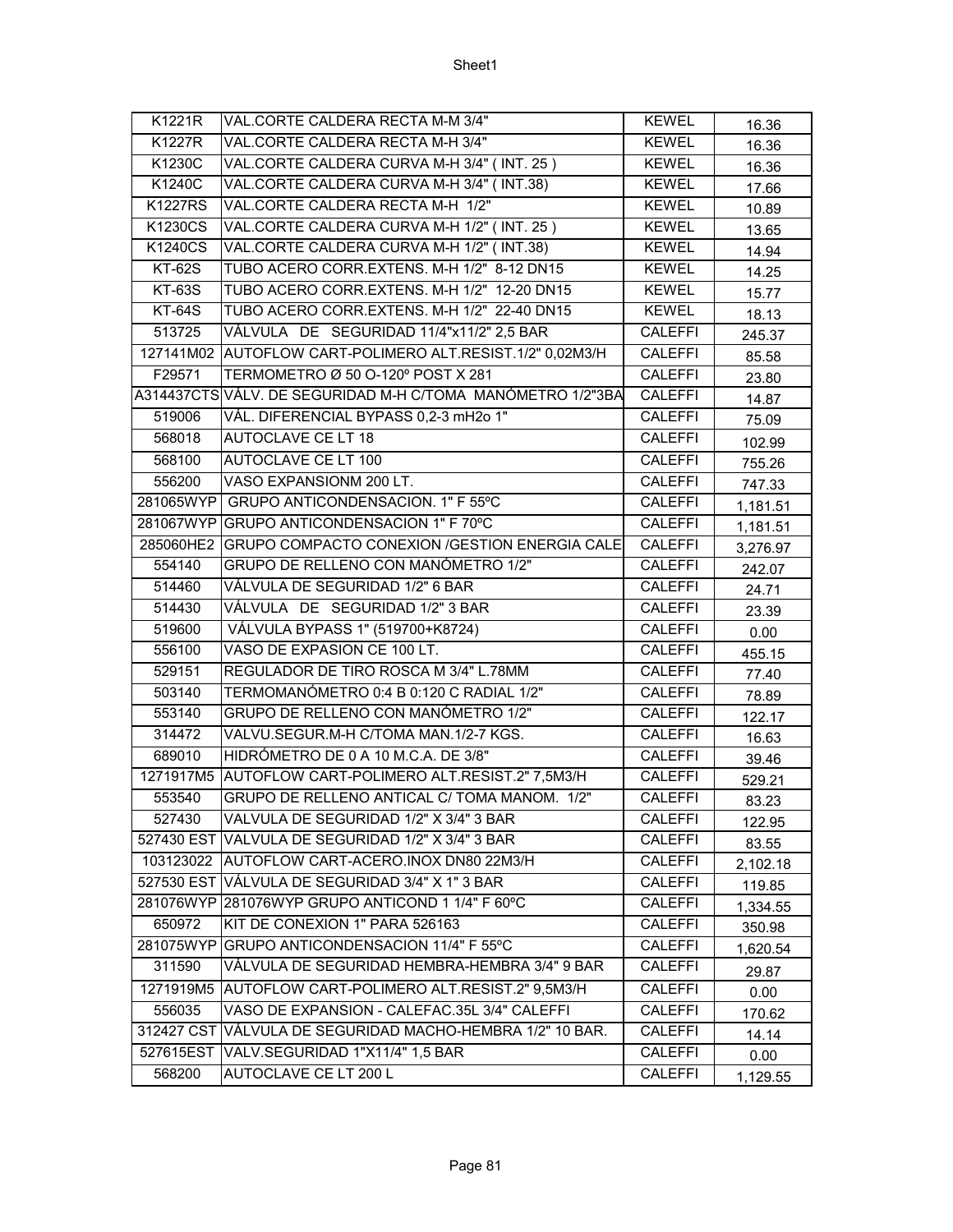| K1221R | VAL.CORTE CALDERA RECTA M-M 3/4" | KEWEL | 16.36 |
|---|---|---|---|
| K1227R | VAL.CORTE CALDERA RECTA M-H 3/4" | KEWEL | 16.36 |
| K1230C | VAL.CORTE CALDERA CURVA M-H 3/4" ( INT. 25 ) | KEWEL | 16.36 |
| K1240C | VAL.CORTE CALDERA CURVA M-H 3/4" ( INT.38) | KEWEL | 17.66 |
| K1227RS | VAL.CORTE CALDERA RECTA M-H 1/2" | KEWEL | 10.89 |
| K1230CS | VAL.CORTE CALDERA CURVA M-H 1/2" ( INT. 25 ) | KEWEL | 13.65 |
| K1240CS | VAL.CORTE CALDERA CURVA M-H 1/2" ( INT.38) | KEWEL | 14.94 |
| KT-62S | TUBO ACERO CORR.EXTENS. M-H 1/2" 8-12 DN15 | KEWEL | 14.25 |
| KT-63S | TUBO ACERO CORR.EXTENS. M-H 1/2" 12-20 DN15 | KEWEL | 15.77 |
| KT-64S | TUBO ACERO CORR.EXTENS. M-H 1/2" 22-40 DN15 | KEWEL | 18.13 |
| 513725 | VÁLVULA DE SEGURIDAD 11/4"x11/2" 2,5 BAR | CALEFFI | 245.37 |
| 127141M02 | AUTOFLOW CART-POLIMERO ALT.RESIST.1/2" 0,02M3/H | CALEFFI | 85.58 |
| F29571 | TERMOMETRO Ø 50 O-120º POST X 281 | CALEFFI | 23.80 |
| A314437CTS | VÁLV. DE SEGURIDAD M-H C/TOMA MANÓMETRO 1/2"3BA | CALEFFI | 14.87 |
| 519006 | VÁL. DIFERENCIAL BYPASS 0,2-3 mH2o 1" | CALEFFI | 75.09 |
| 568018 | AUTOCLAVE CE LT 18 | CALEFFI | 102.99 |
| 568100 | AUTOCLAVE CE LT 100 | CALEFFI | 755.26 |
| 556200 | VASO EXPANSIONM 200 LT. | CALEFFI | 747.33 |
| 281065WYP | GRUPO ANTICONDENSACION. 1" F 55ºC | CALEFFI | 1,181.51 |
| 281067WYP | GRUPO ANTICONDENSACION 1" F 70ºC | CALEFFI | 1,181.51 |
| 285060HE2 | GRUPO COMPACTO CONEXION /GESTION ENERGIA CALE | CALEFFI | 3,276.97 |
| 554140 | GRUPO DE RELLENO CON MANÓMETRO 1/2" | CALEFFI | 242.07 |
| 514460 | VÁLVULA DE SEGURIDAD 1/2" 6 BAR | CALEFFI | 24.71 |
| 514430 | VÁLVULA DE SEGURIDAD 1/2" 3 BAR | CALEFFI | 23.39 |
| 519600 | VÁLVULA BYPASS 1" (519700+K8724) | CALEFFI | 0.00 |
| 556100 | VASO DE EXPASION CE 100 LT. | CALEFFI | 455.15 |
| 529151 | REGULADOR DE TIRO ROSCA M 3/4" L.78MM | CALEFFI | 77.40 |
| 503140 | TERMOMANÓMETRO 0:4 B 0:120 C RADIAL 1/2" | CALEFFI | 78.89 |
| 553140 | GRUPO DE RELLENO CON MANÓMETRO 1/2" | CALEFFI | 122.17 |
| 314472 | VALVU.SEGUR.M-H C/TOMA MAN.1/2-7 KGS. | CALEFFI | 16.63 |
| 689010 | HIDRÓMETRO DE 0 A 10 M.C.A. DE 3/8" | CALEFFI | 39.46 |
| 1271917M5 | AUTOFLOW CART-POLIMERO ALT.RESIST.2" 7,5M3/H | CALEFFI | 529.21 |
| 553540 | GRUPO DE RELLENO ANTICAL C/ TOMA MANOM. 1/2" | CALEFFI | 83.23 |
| 527430 | VALVULA DE SEGURIDAD 1/2" X 3/4" 3 BAR | CALEFFI | 122.95 |
| 527430 EST | VALVULA DE SEGURIDAD 1/2" X 3/4" 3 BAR | CALEFFI | 83.55 |
| 103123022 | AUTOFLOW CART-ACERO.INOX DN80 22M3/H | CALEFFI | 2,102.18 |
| 527530 EST | VÁLVULA DE SEGURIDAD 3/4" X 1" 3 BAR | CALEFFI | 119.85 |
| 281076WYP | 281076WYP GRUPO ANTICOND 1 1/4" F 60ºC | CALEFFI | 1,334.55 |
| 650972 | KIT DE CONEXION 1" PARA 526163 | CALEFFI | 350.98 |
| 281075WYP | GRUPO ANTICONDENSACION 11/4" F 55ºC | CALEFFI | 1,620.54 |
| 311590 | VÁLVULA DE SEGURIDAD HEMBRA-HEMBRA 3/4" 9 BAR | CALEFFI | 29.87 |
| 1271919M5 | AUTOFLOW CART-POLIMERO ALT.RESIST.2" 9,5M3/H | CALEFFI | 0.00 |
| 556035 | VASO DE EXPANSION - CALEFAC.35L 3/4" CALEFFI | CALEFFI | 170.62 |
| 312427 CST | VÁLVULA DE SEGURIDAD MACHO-HEMBRA 1/2" 10 BAR. | CALEFFI | 14.14 |
| 527615EST | VALV.SEGURIDAD 1"X11/4" 1,5 BAR | CALEFFI | 0.00 |
| 568200 | AUTOCLAVE CE LT 200 L | CALEFFI | 1,129.55 |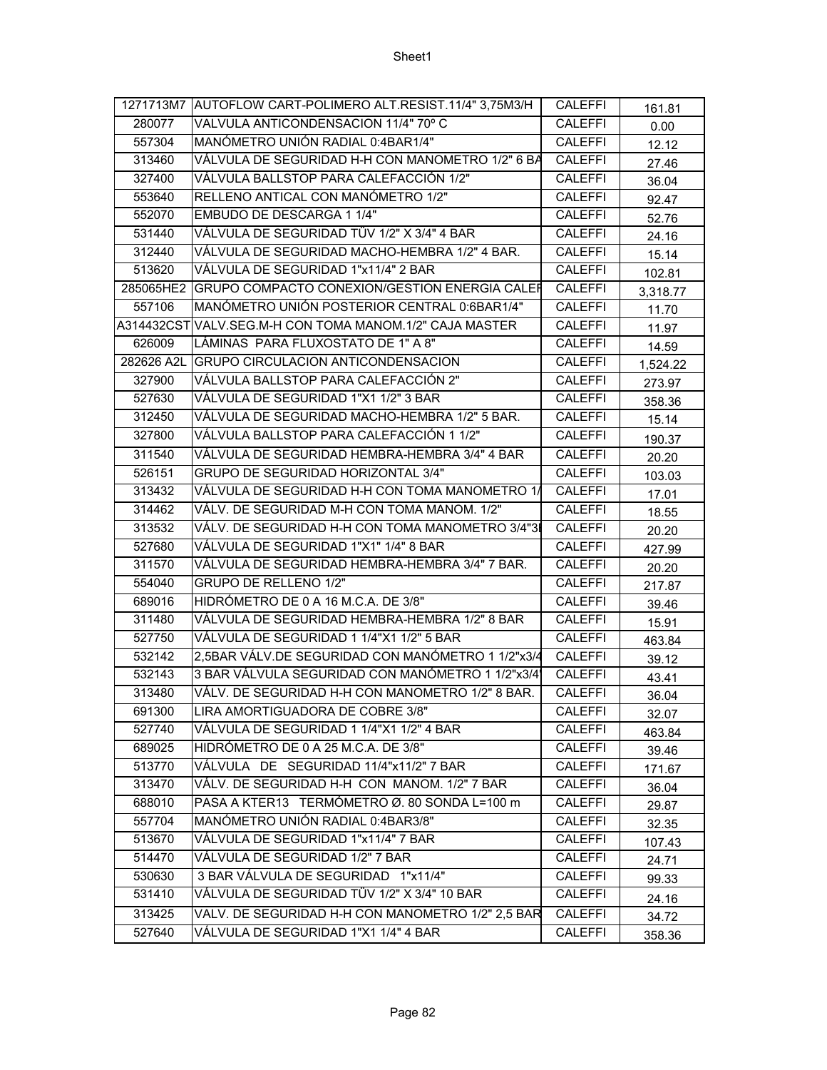| | | | |
|---|---|---|---|
| 1271713M7 | AUTOFLOW CART-POLIMERO ALT.RESIST.11/4" 3,75M3/H | CALEFFI | 161.81 |
| 280077 | VALVULA ANTICONDENSACION 11/4" 70º C | CALEFFI | 0.00 |
| 557304 | MANÓMETRO UNIÓN RADIAL 0:4BAR1/4" | CALEFFI | 12.12 |
| 313460 | VÁLVULA DE SEGURIDAD H-H CON MANOMETRO 1/2" 6 BA | CALEFFI | 27.46 |
| 327400 | VÁLVULA BALLSTOP PARA CALEFACCIÓN 1/2" | CALEFFI | 36.04 |
| 553640 | RELLENO ANTICAL CON MANÓMETRO 1/2" | CALEFFI | 92.47 |
| 552070 | EMBUDO DE DESCARGA 1 1/4" | CALEFFI | 52.76 |
| 531440 | VÁLVULA DE SEGURIDAD TÜV 1/2" X 3/4" 4 BAR | CALEFFI | 24.16 |
| 312440 | VÁLVULA DE SEGURIDAD MACHO-HEMBRA 1/2" 4 BAR. | CALEFFI | 15.14 |
| 513620 | VÁLVULA DE SEGURIDAD 1"x11/4" 2 BAR | CALEFFI | 102.81 |
| 285065HE2 | GRUPO COMPACTO CONEXION/GESTION ENERGIA CALEF | CALEFFI | 3,318.77 |
| 557106 | MANÓMETRO UNIÓN POSTERIOR CENTRAL 0:6BAR1/4" | CALEFFI | 11.70 |
| A314432CST | VALV.SEG.M-H CON TOMA MANOM.1/2" CAJA MASTER | CALEFFI | 11.97 |
| 626009 | LÁMINAS PARA FLUXOSTATO DE 1" A 8" | CALEFFI | 14.59 |
| 282626 A2L | GRUPO CIRCULACION ANTICONDENSACION | CALEFFI | 1,524.22 |
| 327900 | VÁLVULA BALLSTOP PARA CALEFACCIÓN 2" | CALEFFI | 273.97 |
| 527630 | VÁLVULA DE SEGURIDAD 1"X1 1/2" 3 BAR | CALEFFI | 358.36 |
| 312450 | VÁLVULA DE SEGURIDAD MACHO-HEMBRA 1/2" 5 BAR. | CALEFFI | 15.14 |
| 327800 | VÁLVULA BALLSTOP PARA CALEFACCIÓN 1 1/2" | CALEFFI | 190.37 |
| 311540 | VÁLVULA DE SEGURIDAD HEMBRA-HEMBRA 3/4" 4 BAR | CALEFFI | 20.20 |
| 526151 | GRUPO DE SEGURIDAD HORIZONTAL 3/4" | CALEFFI | 103.03 |
| 313432 | VÁLVULA DE SEGURIDAD H-H CON TOMA MANOMETRO 1/ | CALEFFI | 17.01 |
| 314462 | VÁLV. DE SEGURIDAD M-H CON TOMA MANOM. 1/2" | CALEFFI | 18.55 |
| 313532 | VÁLV. DE SEGURIDAD H-H CON TOMA MANOMETRO 3/4"3I | CALEFFI | 20.20 |
| 527680 | VÁLVULA DE SEGURIDAD 1"X1" 1/4" 8 BAR | CALEFFI | 427.99 |
| 311570 | VÁLVULA DE SEGURIDAD HEMBRA-HEMBRA 3/4" 7 BAR. | CALEFFI | 20.20 |
| 554040 | GRUPO DE RELLENO 1/2" | CALEFFI | 217.87 |
| 689016 | HIDRÓMETRO DE 0 A 16 M.C.A. DE 3/8" | CALEFFI | 39.46 |
| 311480 | VÁLVULA DE SEGURIDAD HEMBRA-HEMBRA 1/2" 8 BAR | CALEFFI | 15.91 |
| 527750 | VÁLVULA DE SEGURIDAD 1 1/4"X1 1/2" 5 BAR | CALEFFI | 463.84 |
| 532142 | 2,5BAR VÁLV.DE SEGURIDAD CON MANÓMETRO 1 1/2"x3/4 | CALEFFI | 39.12 |
| 532143 | 3 BAR VÁLVULA SEGURIDAD CON MANÓMETRO 1 1/2"x3/4' | CALEFFI | 43.41 |
| 313480 | VÁLV. DE SEGURIDAD H-H CON MANOMETRO 1/2" 8 BAR. | CALEFFI | 36.04 |
| 691300 | LIRA AMORTIGUADORA DE COBRE 3/8" | CALEFFI | 32.07 |
| 527740 | VÁLVULA DE SEGURIDAD 1 1/4"X1 1/2" 4 BAR | CALEFFI | 463.84 |
| 689025 | HIDRÓMETRO DE 0 A 25 M.C.A. DE 3/8" | CALEFFI | 39.46 |
| 513770 | VÁLVULA DE SEGURIDAD 11/4"x11/2" 7 BAR | CALEFFI | 171.67 |
| 313470 | VÁLV. DE SEGURIDAD H-H CON MANOM. 1/2" 7 BAR | CALEFFI | 36.04 |
| 688010 | PASA A KTER13 TERMÓMETRO Ø. 80 SONDA L=100 m | CALEFFI | 29.87 |
| 557704 | MANÓMETRO UNIÓN RADIAL 0:4BAR3/8" | CALEFFI | 32.35 |
| 513670 | VÁLVULA DE SEGURIDAD 1"x11/4" 7 BAR | CALEFFI | 107.43 |
| 514470 | VÁLVULA DE SEGURIDAD 1/2" 7 BAR | CALEFFI | 24.71 |
| 530630 | 3 BAR VÁLVULA DE SEGURIDAD 1"x11/4" | CALEFFI | 99.33 |
| 531410 | VÁLVULA DE SEGURIDAD TÜV 1/2" X 3/4" 10 BAR | CALEFFI | 24.16 |
| 313425 | VALV. DE SEGURIDAD H-H CON MANOMETRO 1/2" 2,5 BAR | CALEFFI | 34.72 |
| 527640 | VÁLVULA DE SEGURIDAD 1"X1 1/4" 4 BAR | CALEFFI | 358.36 |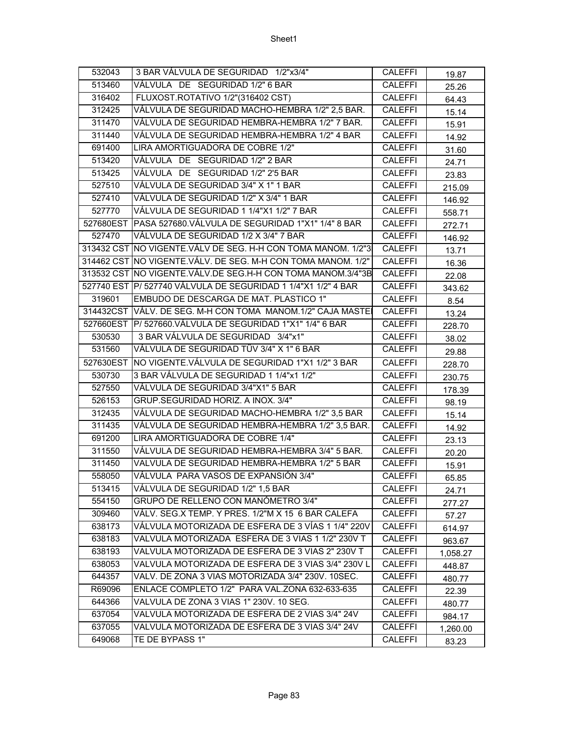| | | | |
|---|---|---|---|
| 532043 | 3 BAR VÁLVULA DE SEGURIDAD 1/2"x3/4" | CALEFFI | 19.87 |
| 513460 | VÁLVULA DE SEGURIDAD 1/2" 6 BAR | CALEFFI | 25.26 |
| 316402 | FLUXOST.ROTATIVO 1/2"(316402 CST) | CALEFFI | 64.43 |
| 312425 | VÁLVULA DE SEGURIDAD MACHO-HEMBRA 1/2" 2,5 BAR. | CALEFFI | 15.14 |
| 311470 | VÁLVULA DE SEGURIDAD HEMBRA-HEMBRA 1/2" 7 BAR. | CALEFFI | 15.91 |
| 311440 | VÁLVULA DE SEGURIDAD HEMBRA-HEMBRA 1/2" 4 BAR | CALEFFI | 14.92 |
| 691400 | LIRA AMORTIGUADORA DE COBRE 1/2" | CALEFFI | 31.60 |
| 513420 | VÁLVULA DE SEGURIDAD 1/2" 2 BAR | CALEFFI | 24.71 |
| 513425 | VÁLVULA DE SEGURIDAD 1/2" 2'5 BAR | CALEFFI | 23.83 |
| 527510 | VÁLVULA DE SEGURIDAD 3/4" X 1" 1 BAR | CALEFFI | 215.09 |
| 527410 | VÁLVULA DE SEGURIDAD 1/2" X 3/4" 1 BAR | CALEFFI | 146.92 |
| 527770 | VÁLVULA DE SEGURIDAD 1 1/4"X1 1/2" 7 BAR | CALEFFI | 558.71 |
| 527680EST | PASA 527680.VÁLVULA DE SEGURIDAD 1"X1" 1/4" 8 BAR | CALEFFI | 272.71 |
| 527470 | VÁLVULA DE SEGURIDAD 1/2 X 3/4" 7 BAR | CALEFFI | 146.92 |
| 313432 CST | NO VIGENTE.VÁLV DE SEG. H-H CON TOMA MANOM. 1/2"3 | CALEFFI | 13.71 |
| 314462 CST | NO VIGENTE.VÁLV. DE SEG. M-H CON TOMA MANOM. 1/2" | CALEFFI | 16.36 |
| 313532 CST | NO VIGENTE.VÁLV.DE SEG.H-H CON TOMA MANOM.3/4"3B | CALEFFI | 22.08 |
| 527740 EST | P/ 527740 VÁLVULA DE SEGURIDAD 1 1/4"X1 1/2" 4 BAR | CALEFFI | 343.62 |
| 319601 | EMBUDO DE DESCARGA DE MAT. PLASTICO 1" | CALEFFI | 8.54 |
| 314432CST | VÁLV. DE SEG. M-H CON TOMA MANOM.1/2" CAJA MASTE | CALEFFI | 13.24 |
| 527660EST | P/ 527660.VÁLVULA DE SEGURIDAD 1"X1" 1/4" 6 BAR | CALEFFI | 228.70 |
| 530530 | 3 BAR VÁLVULA DE SEGURIDAD 3/4"x1" | CALEFFI | 38.02 |
| 531560 | VÁLVULA DE SEGURIDAD TÜV 3/4" X 1" 6 BAR | CALEFFI | 29.88 |
| 527630EST | NO VIGENTE.VÁLVULA DE SEGURIDAD 1"X1 1/2" 3 BAR | CALEFFI | 228.70 |
| 530730 | 3 BAR VÁLVULA DE SEGURIDAD 1 1/4"x1 1/2" | CALEFFI | 230.75 |
| 527550 | VÁLVULA DE SEGURIDAD 3/4"X1" 5 BAR | CALEFFI | 178.39 |
| 526153 | GRUP.SEGURIDAD HORIZ. A INOX. 3/4" | CALEFFI | 98.19 |
| 312435 | VÁLVULA DE SEGURIDAD MACHO-HEMBRA 1/2" 3,5 BAR | CALEFFI | 15.14 |
| 311435 | VÁLVULA DE SEGURIDAD HEMBRA-HEMBRA 1/2" 3,5 BAR. | CALEFFI | 14.92 |
| 691200 | LIRA AMORTIGUADORA DE COBRE 1/4" | CALEFFI | 23.13 |
| 311550 | VÁLVULA DE SEGURIDAD HEMBRA-HEMBRA 3/4" 5 BAR. | CALEFFI | 20.20 |
| 311450 | VALVULA DE SEGURIDAD HEMBRA-HEMBRA 1/2" 5 BAR | CALEFFI | 15.91 |
| 558050 | VÁLVULA PARA VASOS DE EXPANSIÓN 3/4" | CALEFFI | 65.85 |
| 513415 | VÁLVULA DE SEGURIDAD 1/2" 1,5 BAR | CALEFFI | 24.71 |
| 554150 | GRUPO DE RELLENO CON MANÓMETRO 3/4" | CALEFFI | 277.27 |
| 309460 | VÁLV. SEG.X TEMP. Y PRES. 1/2"M X 15 6 BAR CALEFA | CALEFFI | 57.27 |
| 638173 | VÁLVULA MOTORIZADA DE ESFERA DE 3 VÍAS 1 1/4" 220V | CALEFFI | 614.97 |
| 638183 | VALVULA MOTORIZADA ESFERA DE 3 VIAS 1 1/2" 230V T | CALEFFI | 963.67 |
| 638193 | VALVULA MOTORIZADA DE ESFERA DE 3 VIAS 2" 230V T | CALEFFI | 1,058.27 |
| 638053 | VALVULA MOTORIZADA DE ESFERA DE 3 VIAS 3/4" 230V L | CALEFFI | 448.87 |
| 644357 | VALV. DE ZONA 3 VIAS MOTORIZADA 3/4" 230V. 10SEC. | CALEFFI | 480.77 |
| R69096 | ENLACE COMPLETO 1/2" PARA VAL.ZONA 632-633-635 | CALEFFI | 22.39 |
| 644366 | VALVULA DE ZONA 3 VIAS 1" 230V. 10 SEG. | CALEFFI | 480.77 |
| 637054 | VALVULA MOTORIZADA DE ESFERA DE 2 VIAS 3/4" 24V | CALEFFI | 984.17 |
| 637055 | VALVULA MOTORIZADA DE ESFERA DE 3 VIAS 3/4" 24V | CALEFFI | 1,260.00 |
| 649068 | TE DE BYPASS 1" | CALEFFI | 83.23 |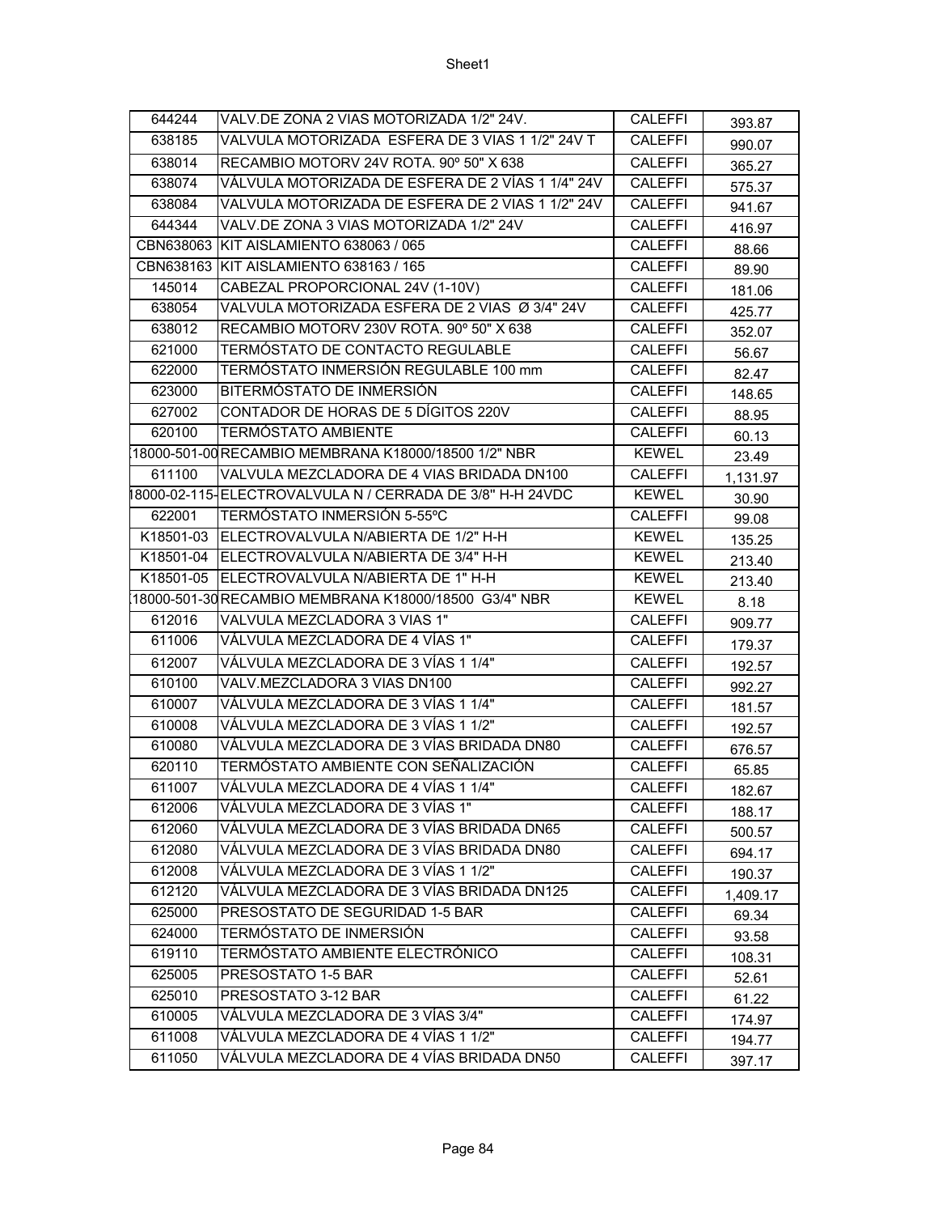| | | | |
|---|---|---|---|
| 644244 | VALV.DE ZONA 2 VIAS MOTORIZADA 1/2" 24V. | CALEFFI | 393.87 |
| 638185 | VALVULA MOTORIZADA ESFERA DE 3 VIAS 1 1/2" 24V T | CALEFFI | 990.07 |
| 638014 | RECAMBIO MOTORV 24V ROTA. 90º 50" X 638 | CALEFFI | 365.27 |
| 638074 | VÁLVULA MOTORIZADA DE ESFERA DE 2 VÍAS 1 1/4" 24V | CALEFFI | 575.37 |
| 638084 | VALVULA MOTORIZADA DE ESFERA DE 2 VIAS 1 1/2" 24V | CALEFFI | 941.67 |
| 644344 | VALV.DE ZONA 3 VIAS MOTORIZADA 1/2" 24V | CALEFFI | 416.97 |
| CBN638063 | KIT AISLAMIENTO 638063 / 065 | CALEFFI | 88.66 |
| CBN638163 | KIT AISLAMIENTO 638163 / 165 | CALEFFI | 89.90 |
| 145014 | CABEZAL PROPORCIONAL 24V (1-10V) | CALEFFI | 181.06 |
| 638054 | VALVULA MOTORIZADA ESFERA DE 2 VIAS Ø 3/4" 24V | CALEFFI | 425.77 |
| 638012 | RECAMBIO MOTORV 230V ROTA. 90º 50" X 638 | CALEFFI | 352.07 |
| 621000 | TERMÓSTATO DE CONTACTO REGULABLE | CALEFFI | 56.67 |
| 622000 | TERMÓSTATO INMERSIÓN REGULABLE 100 mm | CALEFFI | 82.47 |
| 623000 | BITERMÓSTATO DE INMERSIÓN | CALEFFI | 148.65 |
| 627002 | CONTADOR DE HORAS DE 5 DÍGITOS 220V | CALEFFI | 88.95 |
| 620100 | TERMÓSTATO AMBIENTE | CALEFFI | 60.13 |
| (18000-501-00 | RECAMBIO MEMBRANA K18000/18500 1/2" NBR | KEWEL | 23.49 |
| 611100 | VALVULA MEZCLADORA DE 4 VIAS BRIDADA DN100 | CALEFFI | 1,131.97 |
| 18000-02-115- | ELECTROVALVULA N / CERRADA DE 3/8" H-H 24VDC | KEWEL | 30.90 |
| 622001 | TERMÓSTATO INMERSIÓN 5-55ºC | CALEFFI | 99.08 |
| K18501-03 | ELECTROVALVULA N/ABIERTA DE 1/2" H-H | KEWEL | 135.25 |
| K18501-04 | ELECTROVALVULA N/ABIERTA DE 3/4" H-H | KEWEL | 213.40 |
| K18501-05 | ELECTROVALVULA N/ABIERTA DE 1" H-H | KEWEL | 213.40 |
| (18000-501-30 | RECAMBIO MEMBRANA K18000/18500 G3/4" NBR | KEWEL | 8.18 |
| 612016 | VALVULA MEZCLADORA 3 VIAS 1" | CALEFFI | 909.77 |
| 611006 | VÁLVULA MEZCLADORA DE 4 VÍAS 1" | CALEFFI | 179.37 |
| 612007 | VÁLVULA MEZCLADORA DE 3 VÍAS 1 1/4" | CALEFFI | 192.57 |
| 610100 | VALV.MEZCLADORA 3 VIAS DN100 | CALEFFI | 992.27 |
| 610007 | VÁLVULA MEZCLADORA DE 3 VÍAS 1 1/4" | CALEFFI | 181.57 |
| 610008 | VÁLVULA MEZCLADORA DE 3 VÍAS 1 1/2" | CALEFFI | 192.57 |
| 610080 | VÁLVULA MEZCLADORA DE 3 VÍAS BRIDADA DN80 | CALEFFI | 676.57 |
| 620110 | TERMÓSTATO AMBIENTE CON SEÑALIZACIÓN | CALEFFI | 65.85 |
| 611007 | VÁLVULA MEZCLADORA DE 4 VÍAS 1 1/4" | CALEFFI | 182.67 |
| 612006 | VÁLVULA MEZCLADORA DE 3 VÍAS 1" | CALEFFI | 188.17 |
| 612060 | VÁLVULA MEZCLADORA DE 3 VÍAS BRIDADA DN65 | CALEFFI | 500.57 |
| 612080 | VÁLVULA MEZCLADORA DE 3 VÍAS BRIDADA DN80 | CALEFFI | 694.17 |
| 612008 | VÁLVULA MEZCLADORA DE 3 VÍAS 1 1/2" | CALEFFI | 190.37 |
| 612120 | VÁLVULA MEZCLADORA DE 3 VÍAS BRIDADA DN125 | CALEFFI | 1,409.17 |
| 625000 | PRESOSTATO DE SEGURIDAD 1-5 BAR | CALEFFI | 69.34 |
| 624000 | TERMÓSTATO DE INMERSIÓN | CALEFFI | 93.58 |
| 619110 | TERMÓSTATO AMBIENTE ELECTRÓNICO | CALEFFI | 108.31 |
| 625005 | PRESOSTATO 1-5 BAR | CALEFFI | 52.61 |
| 625010 | PRESOSTATO 3-12 BAR | CALEFFI | 61.22 |
| 610005 | VÁLVULA MEZCLADORA DE 3 VÍAS 3/4" | CALEFFI | 174.97 |
| 611008 | VÁLVULA MEZCLADORA DE 4 VÍAS 1 1/2" | CALEFFI | 194.77 |
| 611050 | VÁLVULA MEZCLADORA DE 4 VÍAS BRIDADA DN50 | CALEFFI | 397.17 |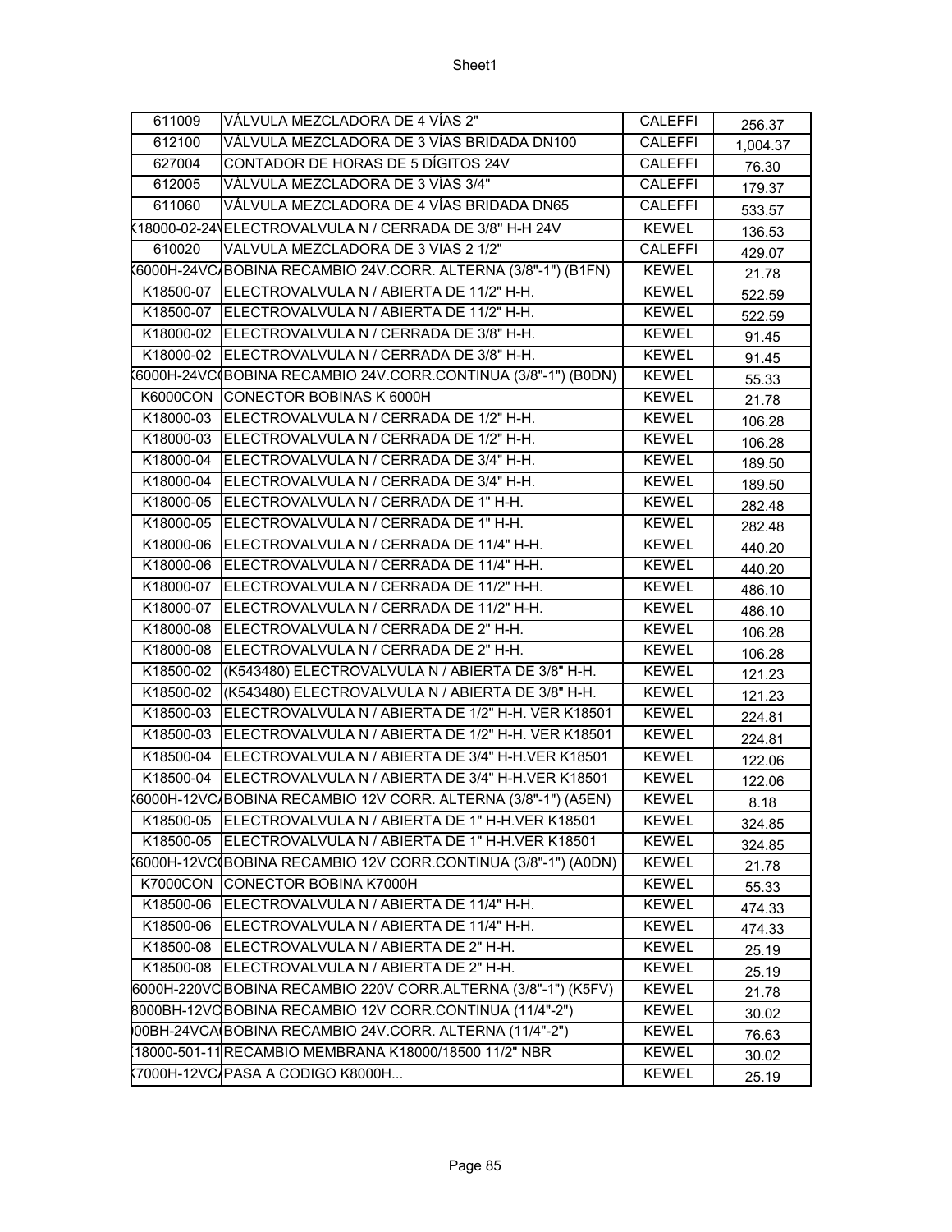| 611009 | VÁLVULA MEZCLADORA DE 4 VÍAS 2" | CALEFFI | 256.37 |
|---|---|---|---|
| 612100 | VÁLVULA MEZCLADORA DE 3 VÍAS BRIDADA DN100 | CALEFFI | 1,004.37 |
| 627004 | CONTADOR DE HORAS DE 5 DÍGITOS 24V | CALEFFI | 76.30 |
| 612005 | VÁLVULA MEZCLADORA DE 3 VÍAS 3/4" | CALEFFI | 179.37 |
| 611060 | VÁLVULA MEZCLADORA DE 4 VÍAS BRIDADA DN65 | CALEFFI | 533.57 |
| (18000-02-24\ | ELECTROVALVULA N / CERRADA DE 3/8" H-H 24V | KEWEL | 136.53 |
| 610020 | VALVULA MEZCLADORA DE 3 VIAS 2 1/2" | CALEFFI | 429.07 |
| (6000H-24VC/ | BOBINA RECAMBIO 24V.CORR. ALTERNA (3/8"-1") (B1FN) | KEWEL | 21.78 |
| K18500-07 | ELECTROVALVULA N / ABIERTA DE 11/2" H-H. | KEWEL | 522.59 |
| K18500-07 | ELECTROVALVULA N / ABIERTA DE 11/2" H-H. | KEWEL | 522.59 |
| K18000-02 | ELECTROVALVULA N / CERRADA DE 3/8" H-H. | KEWEL | 91.45 |
| K18000-02 | ELECTROVALVULA N / CERRADA DE 3/8" H-H. | KEWEL | 91.45 |
| (6000H-24VC( | BOBINA RECAMBIO 24V.CORR.CONTINUA (3/8"-1") (B0DN) | KEWEL | 55.33 |
| K6000CON | CONECTOR BOBINAS K 6000H | KEWEL | 21.78 |
| K18000-03 | ELECTROVALVULA N / CERRADA DE 1/2" H-H. | KEWEL | 106.28 |
| K18000-03 | ELECTROVALVULA N / CERRADA DE 1/2" H-H. | KEWEL | 106.28 |
| K18000-04 | ELECTROVALVULA N / CERRADA DE 3/4" H-H. | KEWEL | 189.50 |
| K18000-04 | ELECTROVALVULA N / CERRADA DE 3/4" H-H. | KEWEL | 189.50 |
| K18000-05 | ELECTROVALVULA N / CERRADA DE 1" H-H. | KEWEL | 282.48 |
| K18000-05 | ELECTROVALVULA N / CERRADA DE 1" H-H. | KEWEL | 282.48 |
| K18000-06 | ELECTROVALVULA N / CERRADA DE 11/4" H-H. | KEWEL | 440.20 |
| K18000-06 | ELECTROVALVULA N / CERRADA DE 11/4" H-H. | KEWEL | 440.20 |
| K18000-07 | ELECTROVALVULA N / CERRADA DE 11/2" H-H. | KEWEL | 486.10 |
| K18000-07 | ELECTROVALVULA N / CERRADA DE 11/2" H-H. | KEWEL | 486.10 |
| K18000-08 | ELECTROVALVULA N / CERRADA DE 2" H-H. | KEWEL | 106.28 |
| K18000-08 | ELECTROVALVULA N / CERRADA DE 2" H-H. | KEWEL | 106.28 |
| K18500-02 | (K543480) ELECTROVALVULA N / ABIERTA DE 3/8" H-H. | KEWEL | 121.23 |
| K18500-02 | (K543480) ELECTROVALVULA N / ABIERTA DE 3/8" H-H. | KEWEL | 121.23 |
| K18500-03 | ELECTROVALVULA N / ABIERTA DE 1/2" H-H. VER K18501 | KEWEL | 224.81 |
| K18500-03 | ELECTROVALVULA N / ABIERTA DE 1/2" H-H. VER K18501 | KEWEL | 224.81 |
| K18500-04 | ELECTROVALVULA N / ABIERTA DE 3/4" H-H.VER K18501 | KEWEL | 122.06 |
| K18500-04 | ELECTROVALVULA N / ABIERTA DE 3/4" H-H.VER K18501 | KEWEL | 122.06 |
| (6000H-12VC/ | BOBINA RECAMBIO 12V CORR. ALTERNA (3/8"-1") (A5EN) | KEWEL | 8.18 |
| K18500-05 | ELECTROVALVULA N / ABIERTA DE 1" H-H.VER K18501 | KEWEL | 324.85 |
| K18500-05 | ELECTROVALVULA N / ABIERTA DE 1" H-H.VER K18501 | KEWEL | 324.85 |
| (6000H-12VC( | BOBINA RECAMBIO 12V CORR.CONTINUA (3/8"-1") (A0DN) | KEWEL | 21.78 |
| K7000CON | CONECTOR BOBINA K7000H | KEWEL | 55.33 |
| K18500-06 | ELECTROVALVULA N / ABIERTA DE 11/4" H-H. | KEWEL | 474.33 |
| K18500-06 | ELECTROVALVULA N / ABIERTA DE 11/4" H-H. | KEWEL | 474.33 |
| K18500-08 | ELECTROVALVULA N / ABIERTA DE 2" H-H. | KEWEL | 25.19 |
| K18500-08 | ELECTROVALVULA N / ABIERTA DE 2" H-H. | KEWEL | 25.19 |
| 6000H-220VC | BOBINA RECAMBIO 220V CORR.ALTERNA (3/8"-1") (K5FV) | KEWEL | 21.78 |
| 8000BH-12VC | BOBINA RECAMBIO 12V CORR.CONTINUA (11/4"-2") | KEWEL | 30.02 |
| )00BH-24VCA( | BOBINA RECAMBIO 24V.CORR. ALTERNA (11/4"-2") | KEWEL | 76.63 |
| (18000-501-11 | RECAMBIO MEMBRANA K18000/18500 11/2" NBR | KEWEL | 30.02 |
| (7000H-12VC/ | PASA A CODIGO K8000H... | KEWEL | 25.19 |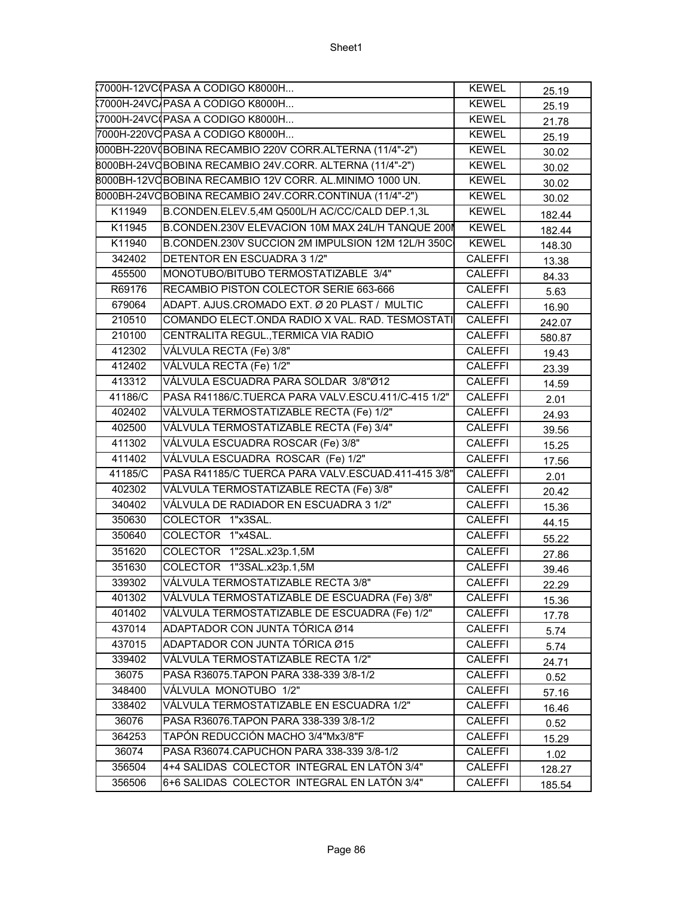| | | | |
|---|---|---|---|
| (7000H-12VC( | PASA A CODIGO K8000H... | KEWEL | 25.19 |
| (7000H-24VC/ | PASA A CODIGO K8000H... | KEWEL | 25.19 |
| (7000H-24VC( | PASA A CODIGO K8000H... | KEWEL | 21.78 |
| 7000H-220VC | PASA A CODIGO K8000H... | KEWEL | 25.19 |
| 3000BH-220V( | BOBINA RECAMBIO 220V CORR.ALTERNA (11/4"-2") | KEWEL | 30.02 |
| 8000BH-24VC | BOBINA RECAMBIO 24V.CORR. ALTERNA (11/4"-2") | KEWEL | 30.02 |
| 8000BH-12VC | BOBINA RECAMBIO 12V CORR. AL.MINIMO 1000 UN. | KEWEL | 30.02 |
| 8000BH-24VC | BOBINA RECAMBIO 24V.CORR.CONTINUA (11/4"-2") | KEWEL | 30.02 |
| K11949 | B.CONDEN.ELEV.5,4M Q500L/H AC/CC/CALD DEP.1,3L | KEWEL | 182.44 |
| K11945 | B.CONDEN.230V ELEVACION 10M MAX 24L/H TANQUE 200I | KEWEL | 182.44 |
| K11940 | B.CONDEN.230V SUCCION 2M IMPULSION 12M 12L/H 350C | KEWEL | 148.30 |
| 342402 | DETENTOR EN ESCUADRA 3 1/2" | CALEFFI | 13.38 |
| 455500 | MONOTUBO/BITUBO TERMOSTATIZABLE 3/4" | CALEFFI | 84.33 |
| R69176 | RECAMBIO PISTON COLECTOR SERIE 663-666 | CALEFFI | 5.63 |
| 679064 | ADAPT. AJUS.CROMADO EXT. Ø 20 PLAST / MULTIC | CALEFFI | 16.90 |
| 210510 | COMANDO ELECT.ONDA RADIO X VAL. RAD. TESMOSTATI | CALEFFI | 242.07 |
| 210100 | CENTRALITA REGUL.,TERMICA VIA RADIO | CALEFFI | 580.87 |
| 412302 | VÁLVULA RECTA (Fe) 3/8" | CALEFFI | 19.43 |
| 412402 | VÁLVULA RECTA (Fe) 1/2" | CALEFFI | 23.39 |
| 413312 | VÁLVULA ESCUADRA PARA SOLDAR 3/8"Ø12 | CALEFFI | 14.59 |
| 41186/C | PASA R41186/C.TUERCA PARA VALV.ESCU.411/C-415 1/2" | CALEFFI | 2.01 |
| 402402 | VÁLVULA TERMOSTATIZABLE RECTA (Fe) 1/2" | CALEFFI | 24.93 |
| 402500 | VÁLVULA TERMOSTATIZABLE RECTA (Fe) 3/4" | CALEFFI | 39.56 |
| 411302 | VÁLVULA ESCUADRA ROSCAR (Fe) 3/8" | CALEFFI | 15.25 |
| 411402 | VÁLVULA ESCUADRA ROSCAR (Fe) 1/2" | CALEFFI | 17.56 |
| 41185/C | PASA R41185/C TUERCA PARA VALV.ESCUAD.411-415 3/8" | CALEFFI | 2.01 |
| 402302 | VÁLVULA TERMOSTATIZABLE RECTA (Fe) 3/8" | CALEFFI | 20.42 |
| 340402 | VÁLVULA DE RADIADOR EN ESCUADRA 3 1/2" | CALEFFI | 15.36 |
| 350630 | COLECTOR 1"x3SAL. | CALEFFI | 44.15 |
| 350640 | COLECTOR 1"x4SAL. | CALEFFI | 55.22 |
| 351620 | COLECTOR 1"2SAL.x23p.1,5M | CALEFFI | 27.86 |
| 351630 | COLECTOR 1"3SAL.x23p.1,5M | CALEFFI | 39.46 |
| 339302 | VÁLVULA TERMOSTATIZABLE RECTA 3/8" | CALEFFI | 22.29 |
| 401302 | VÁLVULA TERMOSTATIZABLE DE ESCUADRA (Fe) 3/8" | CALEFFI | 15.36 |
| 401402 | VÁLVULA TERMOSTATIZABLE DE ESCUADRA (Fe) 1/2" | CALEFFI | 17.78 |
| 437014 | ADAPTADOR CON JUNTA TÓRICA Ø14 | CALEFFI | 5.74 |
| 437015 | ADAPTADOR CON JUNTA TÓRICA Ø15 | CALEFFI | 5.74 |
| 339402 | VÁLVULA TERMOSTATIZABLE RECTA 1/2" | CALEFFI | 24.71 |
| 36075 | PASA R36075.TAPON PARA 338-339 3/8-1/2 | CALEFFI | 0.52 |
| 348400 | VÁLVULA MONOTUBO 1/2" | CALEFFI | 57.16 |
| 338402 | VÁLVULA TERMOSTATIZABLE EN ESCUADRA 1/2" | CALEFFI | 16.46 |
| 36076 | PASA R36076.TAPON PARA 338-339 3/8-1/2 | CALEFFI | 0.52 |
| 364253 | TAPÓN REDUCCIÓN MACHO 3/4"Mx3/8"F | CALEFFI | 15.29 |
| 36074 | PASA R36074.CAPUCHON PARA 338-339 3/8-1/2 | CALEFFI | 1.02 |
| 356504 | 4+4 SALIDAS COLECTOR INTEGRAL EN LATÓN 3/4" | CALEFFI | 128.27 |
| 356506 | 6+6 SALIDAS COLECTOR INTEGRAL EN LATÓN 3/4" | CALEFFI | 185.54 |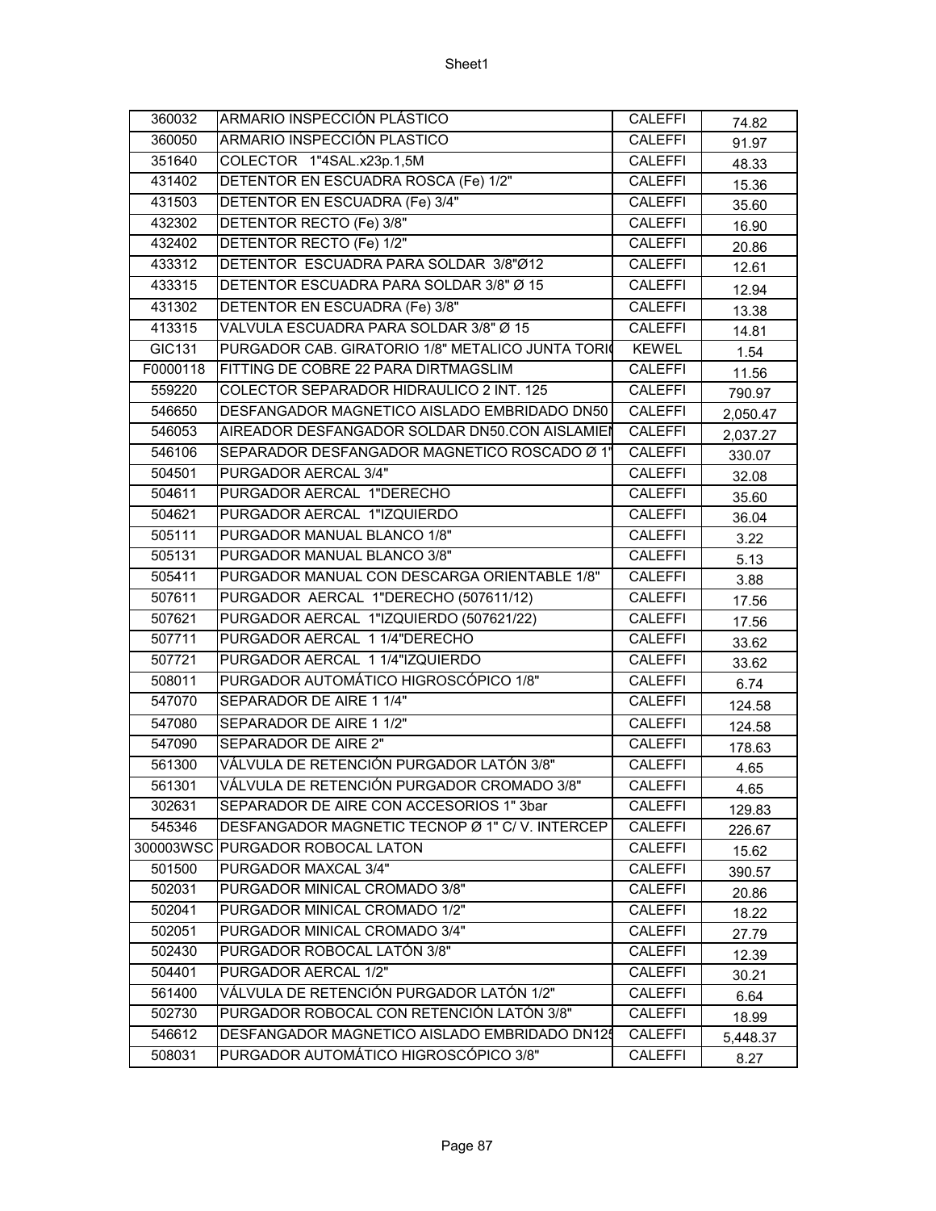| 360032 | ARMARIO INSPECCIÓN PLÁSTICO | CALEFFI | 74.82 |
|---|---|---|---|
| 360050 | ARMARIO INSPECCIÓN PLASTICO | CALEFFI | 91.97 |
| 351640 | COLECTOR 1"4SAL.x23p.1,5M | CALEFFI | 48.33 |
| 431402 | DETENTOR EN ESCUADRA ROSCA (Fe) 1/2" | CALEFFI | 15.36 |
| 431503 | DETENTOR EN ESCUADRA (Fe) 3/4" | CALEFFI | 35.60 |
| 432302 | DETENTOR RECTO (Fe) 3/8" | CALEFFI | 16.90 |
| 432402 | DETENTOR RECTO (Fe) 1/2" | CALEFFI | 20.86 |
| 433312 | DETENTOR ESCUADRA PARA SOLDAR 3/8"Ø12 | CALEFFI | 12.61 |
| 433315 | DETENTOR ESCUADRA PARA SOLDAR 3/8" Ø 15 | CALEFFI | 12.94 |
| 431302 | DETENTOR EN ESCUADRA (Fe) 3/8" | CALEFFI | 13.38 |
| 413315 | VALVULA ESCUADRA PARA SOLDAR 3/8" Ø 15 | CALEFFI | 14.81 |
| GIC131 | PURGADOR CAB. GIRATORIO 1/8" METALICO JUNTA TORI | KEWEL | 1.54 |
| F0000118 | FITTING DE COBRE 22 PARA DIRTMAGSLIM | CALEFFI | 11.56 |
| 559220 | COLECTOR SEPARADOR HIDRAULICO 2 INT. 125 | CALEFFI | 790.97 |
| 546650 | DESFANGADOR MAGNETICO AISLADO EMBRIDADO DN50 | CALEFFI | 2,050.47 |
| 546053 | AIREADOR DESFANGADOR SOLDAR DN50.CON AISLAMIE | CALEFFI | 2,037.27 |
| 546106 | SEPARADOR DESFANGADOR MAGNETICO ROSCADO Ø 1" | CALEFFI | 330.07 |
| 504501 | PURGADOR AERCAL 3/4" | CALEFFI | 32.08 |
| 504611 | PURGADOR AERCAL 1"DERECHO | CALEFFI | 35.60 |
| 504621 | PURGADOR AERCAL 1"IZQUIERDO | CALEFFI | 36.04 |
| 505111 | PURGADOR MANUAL BLANCO 1/8" | CALEFFI | 3.22 |
| 505131 | PURGADOR MANUAL BLANCO 3/8" | CALEFFI | 5.13 |
| 505411 | PURGADOR MANUAL CON DESCARGA ORIENTABLE 1/8" | CALEFFI | 3.88 |
| 507611 | PURGADOR AERCAL 1"DERECHO (507611/12) | CALEFFI | 17.56 |
| 507621 | PURGADOR AERCAL 1"IZQUIERDO (507621/22) | CALEFFI | 17.56 |
| 507711 | PURGADOR AERCAL 1 1/4"DERECHO | CALEFFI | 33.62 |
| 507721 | PURGADOR AERCAL 1 1/4"IZQUIERDO | CALEFFI | 33.62 |
| 508011 | PURGADOR AUTOMÁTICO HIGROSCÓPICO 1/8" | CALEFFI | 6.74 |
| 547070 | SEPARADOR DE AIRE 1 1/4" | CALEFFI | 124.58 |
| 547080 | SEPARADOR DE AIRE 1 1/2" | CALEFFI | 124.58 |
| 547090 | SEPARADOR DE AIRE 2" | CALEFFI | 178.63 |
| 561300 | VÁLVULA DE RETENCIÓN PURGADOR LATÓN 3/8" | CALEFFI | 4.65 |
| 561301 | VÁLVULA DE RETENCIÓN PURGADOR CROMADO 3/8" | CALEFFI | 4.65 |
| 302631 | SEPARADOR DE AIRE CON ACCESORIOS 1" 3bar | CALEFFI | 129.83 |
| 545346 | DESFANGADOR MAGNETIC TECNOP Ø 1" C/ V. INTERCEP | CALEFFI | 226.67 |
| 300003WSC | PURGADOR ROBOCAL LATON | CALEFFI | 15.62 |
| 501500 | PURGADOR MAXCAL 3/4" | CALEFFI | 390.57 |
| 502031 | PURGADOR MINICAL CROMADO 3/8" | CALEFFI | 20.86 |
| 502041 | PURGADOR MINICAL CROMADO 1/2" | CALEFFI | 18.22 |
| 502051 | PURGADOR MINICAL CROMADO 3/4" | CALEFFI | 27.79 |
| 502430 | PURGADOR ROBOCAL LATÓN 3/8" | CALEFFI | 12.39 |
| 504401 | PURGADOR AERCAL 1/2" | CALEFFI | 30.21 |
| 561400 | VÁLVULA DE RETENCIÓN PURGADOR LATÓN 1/2" | CALEFFI | 6.64 |
| 502730 | PURGADOR ROBOCAL CON RETENCIÓN LATÓN 3/8" | CALEFFI | 18.99 |
| 546612 | DESFANGADOR MAGNETICO AISLADO EMBRIDADO DN125 | CALEFFI | 5,448.37 |
| 508031 | PURGADOR AUTOMÁTICO HIGROSCÓPICO 3/8" | CALEFFI | 8.27 |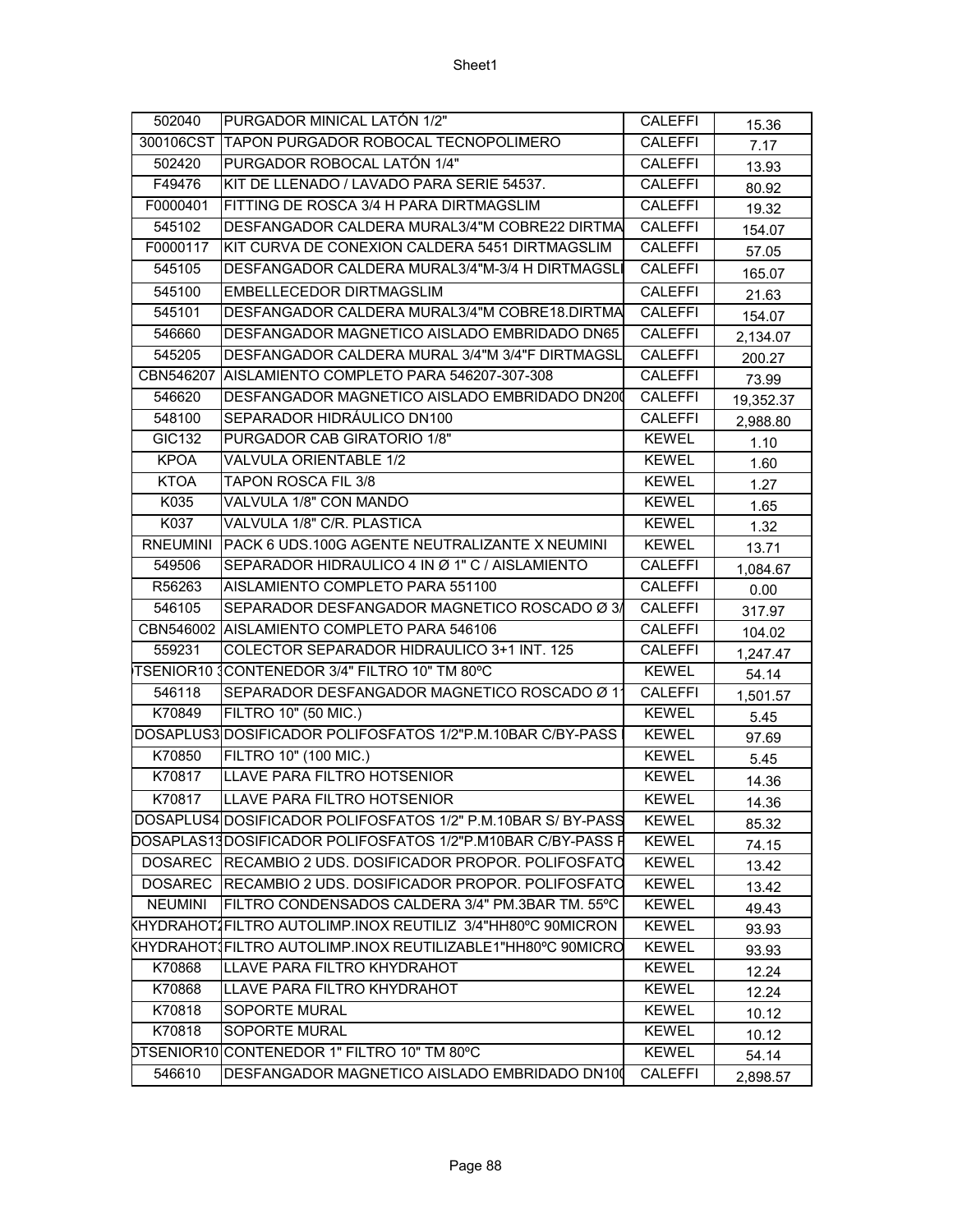| | | | |
|---|---|---|---|
| 502040 | PURGADOR MINICAL LATÓN 1/2" | CALEFFI | 15.36 |
| 300106CST | TAPON PURGADOR ROBOCAL TECNOPOLIMERO | CALEFFI | 7.17 |
| 502420 | PURGADOR ROBOCAL LATÓN 1/4" | CALEFFI | 13.93 |
| F49476 | KIT DE LLENADO / LAVADO PARA SERIE 54537. | CALEFFI | 80.92 |
| F0000401 | FITTING DE ROSCA 3/4 H PARA DIRTMAGSLIM | CALEFFI | 19.32 |
| 545102 | DESFANGADOR CALDERA MURAL3/4"M COBRE22 DIRTMA | CALEFFI | 154.07 |
| F0000117 | KIT CURVA DE CONEXION CALDERA 5451 DIRTMAGSLIM | CALEFFI | 57.05 |
| 545105 | DESFANGADOR CALDERA MURAL3/4"M-3/4 H DIRTMAGSLI | CALEFFI | 165.07 |
| 545100 | EMBELLECEDOR DIRTMAGSLIM | CALEFFI | 21.63 |
| 545101 | DESFANGADOR CALDERA MURAL3/4"M COBRE18.DIRTMA | CALEFFI | 154.07 |
| 546660 | DESFANGADOR MAGNETICO AISLADO EMBRIDADO DN65 | CALEFFI | 2,134.07 |
| 545205 | DESFANGADOR CALDERA MURAL 3/4"M 3/4"F DIRTMAGSL | CALEFFI | 200.27 |
| CBN546207 | AISLAMIENTO COMPLETO PARA 546207-307-308 | CALEFFI | 73.99 |
| 546620 | DESFANGADOR MAGNETICO AISLADO EMBRIDADO DN200 | CALEFFI | 19,352.37 |
| 548100 | SEPARADOR HIDRÁULICO DN100 | CALEFFI | 2,988.80 |
| GIC132 | PURGADOR CAB GIRATORIO 1/8" | KEWEL | 1.10 |
| KPOA | VALVULA ORIENTABLE 1/2 | KEWEL | 1.60 |
| KTOA | TAPON ROSCA FIL 3/8 | KEWEL | 1.27 |
| K035 | VALVULA 1/8" CON MANDO | KEWEL | 1.65 |
| K037 | VALVULA 1/8" C/R. PLASTICA | KEWEL | 1.32 |
| RNEUMINI | PACK 6 UDS.100G AGENTE NEUTRALIZANTE X NEUMINI | KEWEL | 13.71 |
| 549506 | SEPARADOR HIDRAULICO 4 IN Ø 1" C / AISLAMIENTO | CALEFFI | 1,084.67 |
| R56263 | AISLAMIENTO COMPLETO PARA 551100 | CALEFFI | 0.00 |
| 546105 | SEPARADOR DESFANGADOR MAGNETICO ROSCADO Ø 3/ | CALEFFI | 317.97 |
| CBN546002 | AISLAMIENTO COMPLETO PARA 546106 | CALEFFI | 104.02 |
| 559231 | COLECTOR SEPARADOR HIDRAULICO 3+1 INT. 125 | CALEFFI | 1,247.47 |
| TSENIOR10 3 | CONTENEDOR 3/4" FILTRO 10" TM 80ºC | KEWEL | 54.14 |
| 546118 | SEPARADOR DESFANGADOR MAGNETICO ROSCADO Ø 1 | CALEFFI | 1,501.57 |
| K70849 | FILTRO 10" (50 MIC.) | KEWEL | 5.45 |
| DOSAPLUS3 | DOSIFICADOR POLIFOSFATOS 1/2"P.M.10BAR C/BY-PASS | KEWEL | 97.69 |
| K70850 | FILTRO 10" (100 MIC.) | KEWEL | 5.45 |
| K70817 | LLAVE PARA FILTRO HOTSENIOR | KEWEL | 14.36 |
| K70817 | LLAVE PARA FILTRO HOTSENIOR | KEWEL | 14.36 |
| DOSAPLUS4 | DOSIFICADOR POLIFOSFATOS 1/2" P.M.10BAR S/ BY-PASS | KEWEL | 85.32 |
| DOSAPLAS13 | DOSIFICADOR POLIFOSFATOS 1/2"P.M10BAR C/BY-PASS F | KEWEL | 74.15 |
| DOSAREC | RECAMBIO 2 UDS. DOSIFICADOR PROPOR. POLIFOSFATO | KEWEL | 13.42 |
| DOSAREC | RECAMBIO 2 UDS. DOSIFICADOR PROPOR. POLIFOSFATO | KEWEL | 13.42 |
| NEUMINI | FILTRO CONDENSADOS CALDERA 3/4" PM.3BAR TM. 55ºC | KEWEL | 49.43 |
| KHYDRAHOT2 | FILTRO AUTOLIMP.INOX REUTILIZ 3/4"HH80ºC 90MICRON | KEWEL | 93.93 |
| KHYDRAHOT3 | FILTRO AUTOLIMP.INOX REUTILIZABLE1"HH80ºC 90MICRO | KEWEL | 93.93 |
| K70868 | LLAVE PARA FILTRO KHYDRAHOT | KEWEL | 12.24 |
| K70868 | LLAVE PARA FILTRO KHYDRAHOT | KEWEL | 12.24 |
| K70818 | SOPORTE MURAL | KEWEL | 10.12 |
| K70818 | SOPORTE MURAL | KEWEL | 10.12 |
| OTSENIOR10 | CONTENEDOR 1" FILTRO 10" TM 80ºC | KEWEL | 54.14 |
| 546610 | DESFANGADOR MAGNETICO AISLADO EMBRIDADO DN100 | CALEFFI | 2,898.57 |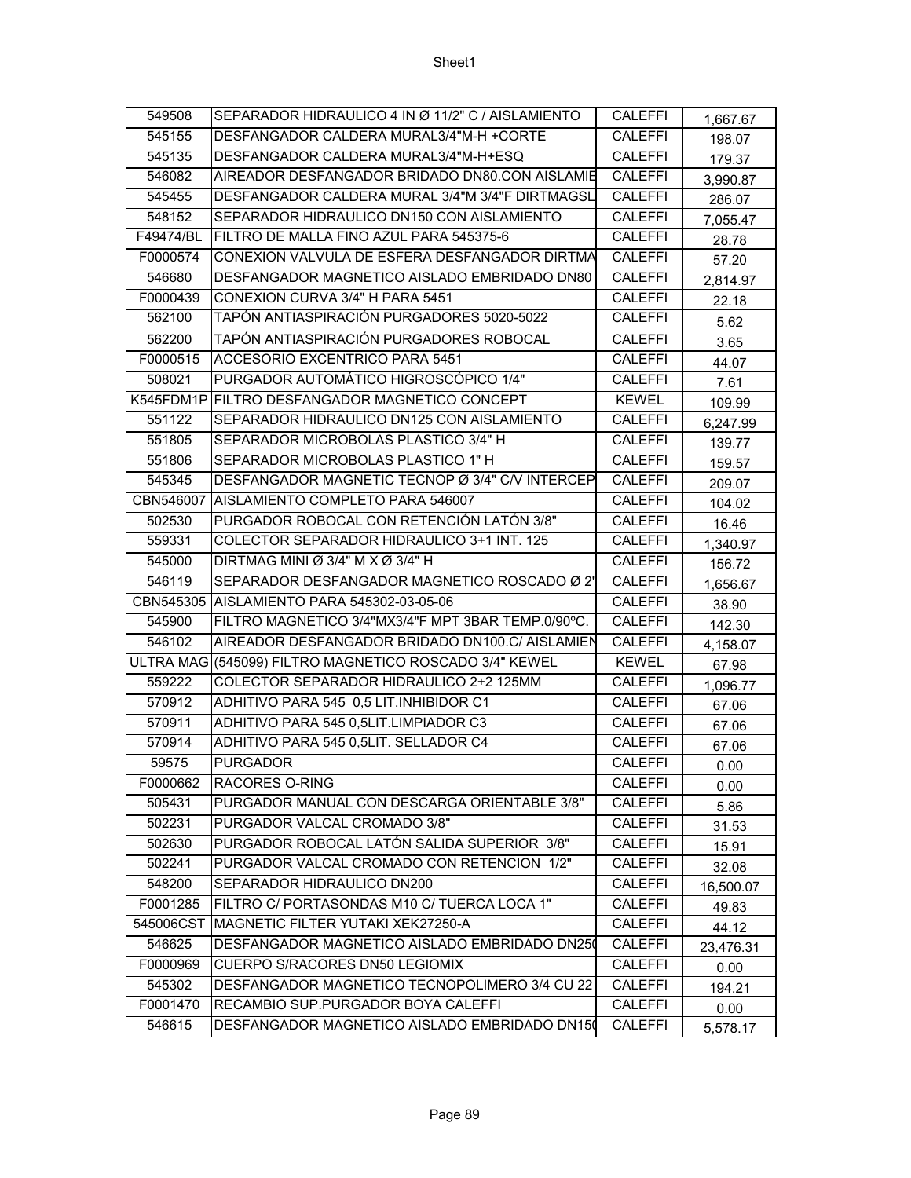| 549508 | SEPARADOR HIDRAULICO 4 IN Ø 11/2" C / AISLAMIENTO | CALEFFI | 1,667.67 |
|---|---|---|---|
| 545155 | DESFANGADOR CALDERA MURAL3/4"M-H +CORTE | CALEFFI | 198.07 |
| 545135 | DESFANGADOR CALDERA MURAL3/4"M-H+ESQ | CALEFFI | 179.37 |
| 546082 | AIREADOR DESFANGADOR BRIDADO DN80.CON AISLAMIE | CALEFFI | 3,990.87 |
| 545455 | DESFANGADOR CALDERA MURAL 3/4"M 3/4"F DIRTMAGSL | CALEFFI | 286.07 |
| 548152 | SEPARADOR HIDRAULICO DN150 CON AISLAMIENTO | CALEFFI | 7,055.47 |
| F49474/BL | FILTRO DE MALLA FINO AZUL PARA 545375-6 | CALEFFI | 28.78 |
| F0000574 | CONEXION VALVULA DE ESFERA DESFANGADOR DIRTMA | CALEFFI | 57.20 |
| 546680 | DESFANGADOR MAGNETICO AISLADO EMBRIDADO DN80 | CALEFFI | 2,814.97 |
| F0000439 | CONEXION CURVA 3/4" H PARA 5451 | CALEFFI | 22.18 |
| 562100 | TAPÓN ANTIASPIRACIÓN PURGADORES 5020-5022 | CALEFFI | 5.62 |
| 562200 | TAPÓN ANTIASPIRACIÓN PURGADORES ROBOCAL | CALEFFI | 3.65 |
| F0000515 | ACCESORIO EXCENTRICO PARA 5451 | CALEFFI | 44.07 |
| 508021 | PURGADOR AUTOMÁTICO HIGROSCÓPICO 1/4" | CALEFFI | 7.61 |
| K545FDM1P | FILTRO DESFANGADOR MAGNETICO CONCEPT | KEWEL | 109.99 |
| 551122 | SEPARADOR HIDRAULICO DN125 CON AISLAMIENTO | CALEFFI | 6,247.99 |
| 551805 | SEPARADOR MICROBOLAS PLASTICO 3/4" H | CALEFFI | 139.77 |
| 551806 | SEPARADOR MICROBOLAS PLASTICO 1" H | CALEFFI | 159.57 |
| 545345 | DESFANGADOR MAGNETIC TECNOP Ø 3/4" C/V INTERCEP | CALEFFI | 209.07 |
| CBN546007 | AISLAMIENTO COMPLETO PARA 546007 | CALEFFI | 104.02 |
| 502530 | PURGADOR ROBOCAL CON RETENCIÓN LATÓN 3/8" | CALEFFI | 16.46 |
| 559331 | COLECTOR SEPARADOR HIDRAULICO 3+1 INT. 125 | CALEFFI | 1,340.97 |
| 545000 | DIRTMAG MINI Ø 3/4" M X Ø 3/4" H | CALEFFI | 156.72 |
| 546119 | SEPARADOR DESFANGADOR MAGNETICO ROSCADO Ø 2" | CALEFFI | 1,656.67 |
| CBN545305 | AISLAMIENTO PARA 545302-03-05-06 | CALEFFI | 38.90 |
| 545900 | FILTRO MAGNETICO 3/4"MX3/4"F MPT 3BAR TEMP.0/90ºC. | CALEFFI | 142.30 |
| 546102 | AIREADOR DESFANGADOR BRIDADO DN100.C/ AISLAMIEN | CALEFFI | 4,158.07 |
| ULTRA MAG | (545099) FILTRO MAGNETICO ROSCADO 3/4" KEWEL | KEWEL | 67.98 |
| 559222 | COLECTOR SEPARADOR HIDRAULICO 2+2 125MM | CALEFFI | 1,096.77 |
| 570912 | ADHITIVO PARA 545 0,5 LIT.INHIBIDOR C1 | CALEFFI | 67.06 |
| 570911 | ADHITIVO PARA 545 0,5LIT.LIMPIADOR C3 | CALEFFI | 67.06 |
| 570914 | ADHITIVO PARA 545 0,5LIT. SELLADOR C4 | CALEFFI | 67.06 |
| 59575 | PURGADOR | CALEFFI | 0.00 |
| F0000662 | RACORES O-RING | CALEFFI | 0.00 |
| 505431 | PURGADOR MANUAL CON DESCARGA ORIENTABLE 3/8" | CALEFFI | 5.86 |
| 502231 | PURGADOR VALCAL CROMADO 3/8" | CALEFFI | 31.53 |
| 502630 | PURGADOR ROBOCAL LATÓN SALIDA SUPERIOR 3/8" | CALEFFI | 15.91 |
| 502241 | PURGADOR VALCAL CROMADO CON RETENCION 1/2" | CALEFFI | 32.08 |
| 548200 | SEPARADOR HIDRAULICO DN200 | CALEFFI | 16,500.07 |
| F0001285 | FILTRO C/ PORTASONDAS M10 C/ TUERCA LOCA 1" | CALEFFI | 49.83 |
| 545006CST | MAGNETIC FILTER YUTAKI XEK27250-A | CALEFFI | 44.12 |
| 546625 | DESFANGADOR MAGNETICO AISLADO EMBRIDADO DN250 | CALEFFI | 23,476.31 |
| F0000969 | CUERPO S/RACORES DN50 LEGIOMIX | CALEFFI | 0.00 |
| 545302 | DESFANGADOR MAGNETICO TECNOPOLIMERO 3/4 CU 22 | CALEFFI | 194.21 |
| F0001470 | RECAMBIO SUP.PURGADOR BOYA CALEFFI | CALEFFI | 0.00 |
| 546615 | DESFANGADOR MAGNETICO AISLADO EMBRIDADO DN150 | CALEFFI | 5,578.17 |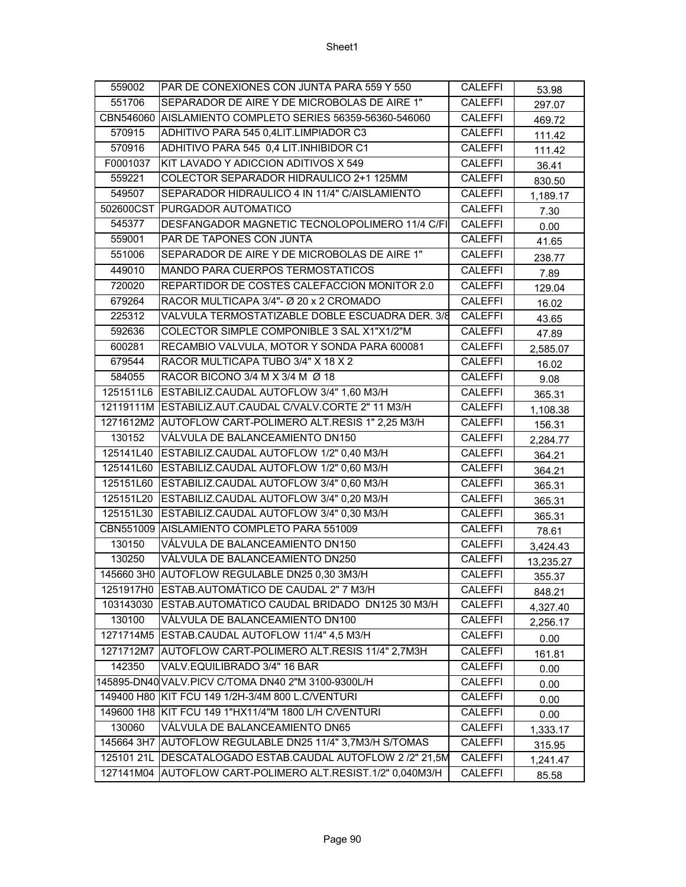| 559002 | PAR DE CONEXIONES CON JUNTA PARA 559 Y 550 | CALEFFI | 53.98 |
|---|---|---|---|
| 551706 | SEPARADOR DE AIRE Y DE MICROBOLAS DE AIRE 1" | CALEFFI | 297.07 |
| CBN546060 | AISLAMIENTO COMPLETO SERIES 56359-56360-546060 | CALEFFI | 469.72 |
| 570915 | ADHITIVO PARA 545 0,4LIT.LIMPIADOR C3 | CALEFFI | 111.42 |
| 570916 | ADHITIVO PARA 545 0,4 LIT.INHIBIDOR C1 | CALEFFI | 111.42 |
| F0001037 | KIT LAVADO Y ADICCION ADITIVOS X 549 | CALEFFI | 36.41 |
| 559221 | COLECTOR SEPARADOR HIDRAULICO 2+1 125MM | CALEFFI | 830.50 |
| 549507 | SEPARADOR HIDRAULICO 4 IN 11/4" C/AISLAMIENTO | CALEFFI | 1,189.17 |
| 502600CST | PURGADOR AUTOMATICO | CALEFFI | 7.30 |
| 545377 | DESFANGADOR MAGNETIC TECNOLOPOLIMERO 11/4 C/FI | CALEFFI | 0.00 |
| 559001 | PAR DE TAPONES CON JUNTA | CALEFFI | 41.65 |
| 551006 | SEPARADOR DE AIRE Y DE MICROBOLAS DE AIRE 1" | CALEFFI | 238.77 |
| 449010 | MANDO PARA CUERPOS TERMOSTATICOS | CALEFFI | 7.89 |
| 720020 | REPARTIDOR DE COSTES CALEFACCION MONITOR 2.0 | CALEFFI | 129.04 |
| 679264 | RACOR MULTICAPA 3/4"- Ø 20 x 2 CROMADO | CALEFFI | 16.02 |
| 225312 | VALVULA TERMOSTATIZABLE DOBLE ESCUADRA DER. 3/8 | CALEFFI | 43.65 |
| 592636 | COLECTOR SIMPLE COMPONIBLE 3 SAL X1"X1/2"M | CALEFFI | 47.89 |
| 600281 | RECAMBIO VALVULA, MOTOR Y SONDA PARA 600081 | CALEFFI | 2,585.07 |
| 679544 | RACOR MULTICAPA TUBO 3/4" X 18 X 2 | CALEFFI | 16.02 |
| 584055 | RACOR BICONO 3/4 M X 3/4 M Ø 18 | CALEFFI | 9.08 |
| 1251511L6 | ESTABILIZ.CAUDAL AUTOFLOW 3/4" 1,60 M3/H | CALEFFI | 365.31 |
| 12119111M | ESTABILIZ.AUT.CAUDAL C/VALV.CORTE 2" 11 M3/H | CALEFFI | 1,108.38 |
| 1271612M2 | AUTOFLOW CART-POLIMERO ALT.RESIS 1" 2,25 M3/H | CALEFFI | 156.31 |
| 130152 | VÁLVULA DE BALANCEAMIENTO DN150 | CALEFFI | 2,284.77 |
| 125141L40 | ESTABILIZ.CAUDAL AUTOFLOW 1/2" 0,40 M3/H | CALEFFI | 364.21 |
| 125141L60 | ESTABILIZ.CAUDAL AUTOFLOW 1/2" 0,60 M3/H | CALEFFI | 364.21 |
| 125151L60 | ESTABILIZ.CAUDAL AUTOFLOW 3/4" 0,60 M3/H | CALEFFI | 365.31 |
| 125151L20 | ESTABILIZ.CAUDAL AUTOFLOW 3/4" 0,20 M3/H | CALEFFI | 365.31 |
| 125151L30 | ESTABILIZ.CAUDAL AUTOFLOW 3/4" 0,30 M3/H | CALEFFI | 365.31 |
| CBN551009 | AISLAMIENTO COMPLETO PARA 551009 | CALEFFI | 78.61 |
| 130150 | VÁLVULA DE BALANCEAMIENTO DN150 | CALEFFI | 3,424.43 |
| 130250 | VÁLVULA DE BALANCEAMIENTO DN250 | CALEFFI | 13,235.27 |
| 145660 3H0 | AUTOFLOW REGULABLE DN25 0,30 3M3/H | CALEFFI | 355.37 |
| 1251917H0 | ESTAB.AUTOMÁTICO DE CAUDAL 2" 7 M3/H | CALEFFI | 848.21 |
| 103143030 | ESTAB.AUTOMÁTICO CAUDAL BRIDADO DN125 30 M3/H | CALEFFI | 4,327.40 |
| 130100 | VÁLVULA DE BALANCEAMIENTO DN100 | CALEFFI | 2,256.17 |
| 1271714M5 | ESTAB.CAUDAL AUTOFLOW 11/4" 4,5 M3/H | CALEFFI | 0.00 |
| 1271712M7 | AUTOFLOW CART-POLIMERO ALT.RESIS 11/4" 2,7M3H | CALEFFI | 161.81 |
| 142350 | VALV.EQUILIBRADO 3/4" 16 BAR | CALEFFI | 0.00 |
| 145895-DN40 | VALV.PICV C/TOMA DN40 2"M 3100-9300L/H | CALEFFI | 0.00 |
| 149400 H80 | KIT FCU 149 1/2H-3/4M 800 L.C/VENTURI | CALEFFI | 0.00 |
| 149600 1H8 | KIT FCU 149 1"HX11/4"M 1800 L/H C/VENTURI | CALEFFI | 0.00 |
| 130060 | VÁLVULA DE BALANCEAMIENTO DN65 | CALEFFI | 1,333.17 |
| 145664 3H7 | AUTOFLOW REGULABLE DN25 11/4" 3,7M3/H S/TOMAS | CALEFFI | 315.95 |
| 125101 21L | DESCATALOGADO ESTAB.CAUDAL AUTOFLOW 2 /2" 21,5M | CALEFFI | 1,241.47 |
| 127141M04 | AUTOFLOW CART-POLIMERO ALT.RESIST.1/2" 0,040M3/H | CALEFFI | 85.58 |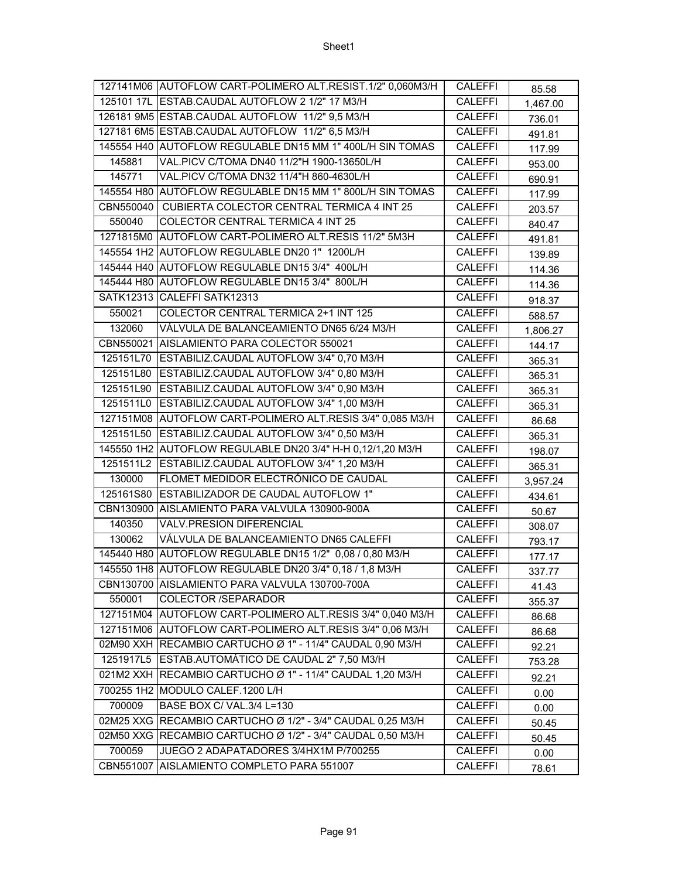| | | | |
|---|---|---|---|
| 127141M06 | AUTOFLOW CART-POLIMERO ALT.RESIST.1/2" 0,060M3/H | CALEFFI | 85.58 |
| 125101 17L | ESTAB.CAUDAL AUTOFLOW 2 1/2" 17 M3/H | CALEFFI | 1,467.00 |
| 126181 9M5 | ESTAB.CAUDAL AUTOFLOW 11/2" 9,5 M3/H | CALEFFI | 736.01 |
| 127181 6M5 | ESTAB.CAUDAL AUTOFLOW 11/2" 6,5 M3/H | CALEFFI | 491.81 |
| 145554 H40 | AUTOFLOW REGULABLE DN15 MM 1" 400L/H SIN TOMAS | CALEFFI | 117.99 |
| 145881 | VAL.PICV C/TOMA DN40 11/2"H 1900-13650L/H | CALEFFI | 953.00 |
| 145771 | VAL.PICV C/TOMA DN32 11/4"H 860-4630L/H | CALEFFI | 690.91 |
| 145554 H80 | AUTOFLOW REGULABLE DN15 MM 1" 800L/H SIN TOMAS | CALEFFI | 117.99 |
| CBN550040 | CUBIERTA COLECTOR CENTRAL TERMICA 4 INT 25 | CALEFFI | 203.57 |
| 550040 | COLECTOR CENTRAL TERMICA 4 INT 25 | CALEFFI | 840.47 |
| 1271815M0 | AUTOFLOW CART-POLIMERO ALT.RESIS 11/2" 5M3H | CALEFFI | 491.81 |
| 145554 1H2 | AUTOFLOW REGULABLE DN20 1" 1200L/H | CALEFFI | 139.89 |
| 145444 H40 | AUTOFLOW REGULABLE DN15 3/4" 400L/H | CALEFFI | 114.36 |
| 145444 H80 | AUTOFLOW REGULABLE DN15 3/4" 800L/H | CALEFFI | 114.36 |
| SATK12313 | CALEFFI SATK12313 | CALEFFI | 918.37 |
| 550021 | COLECTOR CENTRAL TERMICA 2+1 INT 125 | CALEFFI | 588.57 |
| 132060 | VÁLVULA DE BALANCEAMIENTO DN65 6/24 M3/H | CALEFFI | 1,806.27 |
| CBN550021 | AISLAMIENTO PARA COLECTOR 550021 | CALEFFI | 144.17 |
| 125151L70 | ESTABILIZ.CAUDAL AUTOFLOW 3/4" 0,70 M3/H | CALEFFI | 365.31 |
| 125151L80 | ESTABILIZ.CAUDAL AUTOFLOW 3/4" 0,80 M3/H | CALEFFI | 365.31 |
| 125151L90 | ESTABILIZ.CAUDAL AUTOFLOW 3/4" 0,90 M3/H | CALEFFI | 365.31 |
| 1251511L0 | ESTABILIZ.CAUDAL AUTOFLOW 3/4" 1,00 M3/H | CALEFFI | 365.31 |
| 127151M08 | AUTOFLOW CART-POLIMERO ALT.RESIS 3/4" 0,085 M3/H | CALEFFI | 86.68 |
| 125151L50 | ESTABILIZ.CAUDAL AUTOFLOW 3/4" 0,50 M3/H | CALEFFI | 365.31 |
| 145550 1H2 | AUTOFLOW REGULABLE DN20 3/4" H-H 0,12/1,20 M3/H | CALEFFI | 198.07 |
| 1251511L2 | ESTABILIZ.CAUDAL AUTOFLOW 3/4" 1,20 M3/H | CALEFFI | 365.31 |
| 130000 | FLOMET MEDIDOR ELECTRÓNICO DE CAUDAL | CALEFFI | 3,957.24 |
| 125161S80 | ESTABILIZADOR DE CAUDAL AUTOFLOW 1" | CALEFFI | 434.61 |
| CBN130900 | AISLAMIENTO PARA VALVULA 130900-900A | CALEFFI | 50.67 |
| 140350 | VALV.PRESION DIFERENCIAL | CALEFFI | 308.07 |
| 130062 | VÁLVULA DE BALANCEAMIENTO DN65 CALEFFI | CALEFFI | 793.17 |
| 145440 H80 | AUTOFLOW REGULABLE DN15 1/2" 0,08 / 0,80 M3/H | CALEFFI | 177.17 |
| 145550 1H8 | AUTOFLOW REGULABLE DN20 3/4" 0,18 / 1,8 M3/H | CALEFFI | 337.77 |
| CBN130700 | AISLAMIENTO PARA VALVULA 130700-700A | CALEFFI | 41.43 |
| 550001 | COLECTOR /SEPARADOR | CALEFFI | 355.37 |
| 127151M04 | AUTOFLOW CART-POLIMERO ALT.RESIS 3/4" 0,040 M3/H | CALEFFI | 86.68 |
| 127151M06 | AUTOFLOW CART-POLIMERO ALT.RESIS 3/4" 0,06 M3/H | CALEFFI | 86.68 |
| 02M90 XXH | RECAMBIO CARTUCHO Ø 1" - 11/4" CAUDAL 0,90 M3/H | CALEFFI | 92.21 |
| 1251917L5 | ESTAB.AUTOMÁTICO DE CAUDAL 2" 7,50 M3/H | CALEFFI | 753.28 |
| 021M2 XXH | RECAMBIO CARTUCHO Ø 1" - 11/4" CAUDAL 1,20 M3/H | CALEFFI | 92.21 |
| 700255 1H2 | MODULO CALEF.1200 L/H | CALEFFI | 0.00 |
| 700009 | BASE BOX C/ VAL.3/4 L=130 | CALEFFI | 0.00 |
| 02M25 XXG | RECAMBIO CARTUCHO Ø 1/2" - 3/4" CAUDAL 0,25 M3/H | CALEFFI | 50.45 |
| 02M50 XXG | RECAMBIO CARTUCHO Ø 1/2" - 3/4" CAUDAL 0,50 M3/H | CALEFFI | 50.45 |
| 700059 | JUEGO 2 ADAPATADORES 3/4HX1M P/700255 | CALEFFI | 0.00 |
| CBN551007 | AISLAMIENTO COMPLETO PARA 551007 | CALEFFI | 78.61 |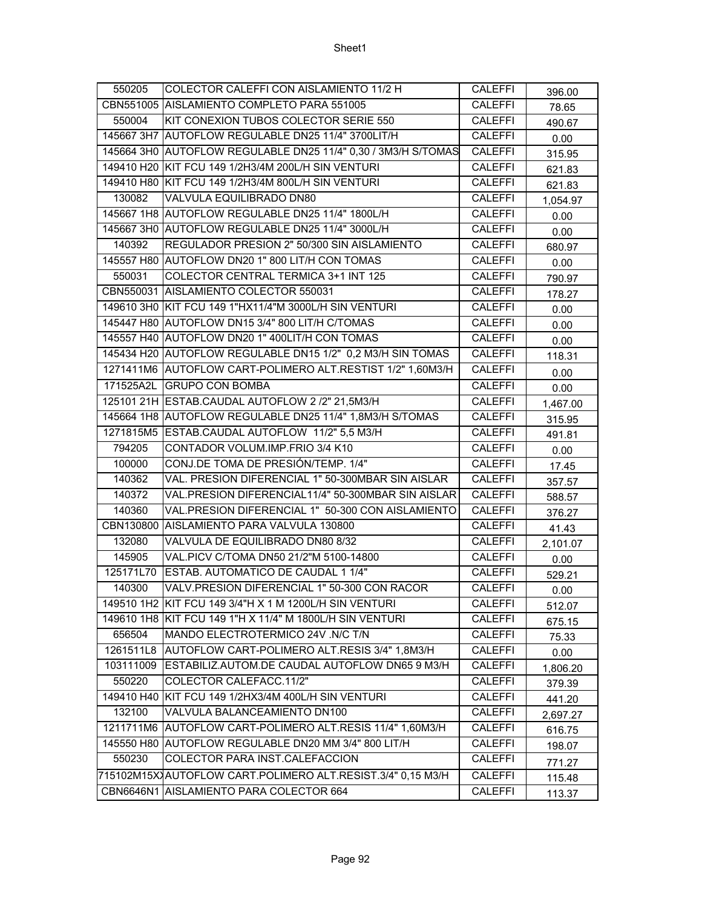| 550205 | COLECTOR CALEFFI CON AISLAMIENTO 11/2 H | CALEFFI | 396.00 |
|---|---|---|---|
| CBN551005 | AISLAMIENTO COMPLETO PARA 551005 | CALEFFI | 78.65 |
| 550004 | KIT CONEXION TUBOS COLECTOR SERIE 550 | CALEFFI | 490.67 |
| 145667 3H7 | AUTOFLOW REGULABLE DN25 11/4" 3700LIT/H | CALEFFI | 0.00 |
| 145664 3H0 | AUTOFLOW REGULABLE DN25 11/4" 0,30 / 3M3/H S/TOMAS | CALEFFI | 315.95 |
| 149410 H20 | KIT FCU 149 1/2H3/4M 200L/H SIN VENTURI | CALEFFI | 621.83 |
| 149410 H80 | KIT FCU 149 1/2H3/4M 800L/H SIN VENTURI | CALEFFI | 621.83 |
| 130082 | VALVULA EQUILIBRADO DN80 | CALEFFI | 1,054.97 |
| 145667 1H8 | AUTOFLOW REGULABLE DN25 11/4" 1800L/H | CALEFFI | 0.00 |
| 145667 3H0 | AUTOFLOW REGULABLE DN25 11/4" 3000L/H | CALEFFI | 0.00 |
| 140392 | REGULADOR PRESION 2" 50/300 SIN AISLAMIENTO | CALEFFI | 680.97 |
| 145557 H80 | AUTOFLOW DN20 1" 800 LIT/H CON TOMAS | CALEFFI | 0.00 |
| 550031 | COLECTOR CENTRAL TERMICA 3+1 INT 125 | CALEFFI | 790.97 |
| CBN550031 | AISLAMIENTO COLECTOR 550031 | CALEFFI | 178.27 |
| 149610 3H0 | KIT FCU 149 1"HX11/4"M 3000L/H SIN VENTURI | CALEFFI | 0.00 |
| 145447 H80 | AUTOFLOW DN15 3/4" 800 LIT/H C/TOMAS | CALEFFI | 0.00 |
| 145557 H40 | AUTOFLOW DN20 1" 400LIT/H CON TOMAS | CALEFFI | 0.00 |
| 145434 H20 | AUTOFLOW REGULABLE DN15 1/2" 0,2 M3/H SIN TOMAS | CALEFFI | 118.31 |
| 1271411M6 | AUTOFLOW CART-POLIMERO ALT.RESTIST 1/2" 1,60M3/H | CALEFFI | 0.00 |
| 171525A2L | GRUPO CON BOMBA | CALEFFI | 0.00 |
| 125101 21H | ESTAB.CAUDAL AUTOFLOW 2 /2" 21,5M3/H | CALEFFI | 1,467.00 |
| 145664 1H8 | AUTOFLOW REGULABLE DN25 11/4" 1,8M3/H S/TOMAS | CALEFFI | 315.95 |
| 1271815M5 | ESTAB.CAUDAL AUTOFLOW 11/2" 5,5 M3/H | CALEFFI | 491.81 |
| 794205 | CONTADOR VOLUM.IMP.FRIO 3/4 K10 | CALEFFI | 0.00 |
| 100000 | CONJ.DE TOMA DE PRESIÓN/TEMP. 1/4" | CALEFFI | 17.45 |
| 140362 | VAL. PRESION DIFERENCIAL 1" 50-300MBAR SIN AISLAR | CALEFFI | 357.57 |
| 140372 | VAL.PRESION DIFERENCIAL11/4" 50-300MBAR SIN AISLAR | CALEFFI | 588.57 |
| 140360 | VAL.PRESION DIFERENCIAL 1" 50-300 CON AISLAMIENTO | CALEFFI | 376.27 |
| CBN130800 | AISLAMIENTO PARA VALVULA 130800 | CALEFFI | 41.43 |
| 132080 | VALVULA DE EQUILIBRADO DN80 8/32 | CALEFFI | 2,101.07 |
| 145905 | VAL.PICV C/TOMA DN50 21/2"M 5100-14800 | CALEFFI | 0.00 |
| 125171L70 | ESTAB. AUTOMATICO DE CAUDAL 1 1/4" | CALEFFI | 529.21 |
| 140300 | VALV.PRESION DIFERENCIAL 1" 50-300 CON RACOR | CALEFFI | 0.00 |
| 149510 1H2 | KIT FCU 149 3/4"H X 1 M 1200L/H SIN VENTURI | CALEFFI | 512.07 |
| 149610 1H8 | KIT FCU 149 1"H X 11/4" M 1800L/H SIN VENTURI | CALEFFI | 675.15 |
| 656504 | MANDO ELECTROTERMICO 24V .N/C T/N | CALEFFI | 75.33 |
| 1261511L8 | AUTOFLOW CART-POLIMERO ALT.RESIS 3/4" 1,8M3/H | CALEFFI | 0.00 |
| 103111009 | ESTABILIZ.AUTOM.DE CAUDAL AUTOFLOW DN65 9 M3/H | CALEFFI | 1,806.20 |
| 550220 | COLECTOR CALEFACC.11/2" | CALEFFI | 379.39 |
| 149410 H40 | KIT FCU 149 1/2HX3/4M 400L/H SIN VENTURI | CALEFFI | 441.20 |
| 132100 | VALVULA BALANCEAMIENTO DN100 | CALEFFI | 2,697.27 |
| 1211711M6 | AUTOFLOW CART-POLIMERO ALT.RESIS 11/4" 1,60M3/H | CALEFFI | 616.75 |
| 145550 H80 | AUTOFLOW REGULABLE DN20 MM 3/4" 800 LIT/H | CALEFFI | 198.07 |
| 550230 | COLECTOR PARA INST.CALEFACCION | CALEFFI | 771.27 |
| 715102M15X | AUTOFLOW CART.POLIMERO ALT.RESIST.3/4" 0,15 M3/H | CALEFFI | 115.48 |
| CBN6646N1 | AISLAMIENTO PARA COLECTOR 664 | CALEFFI | 113.37 |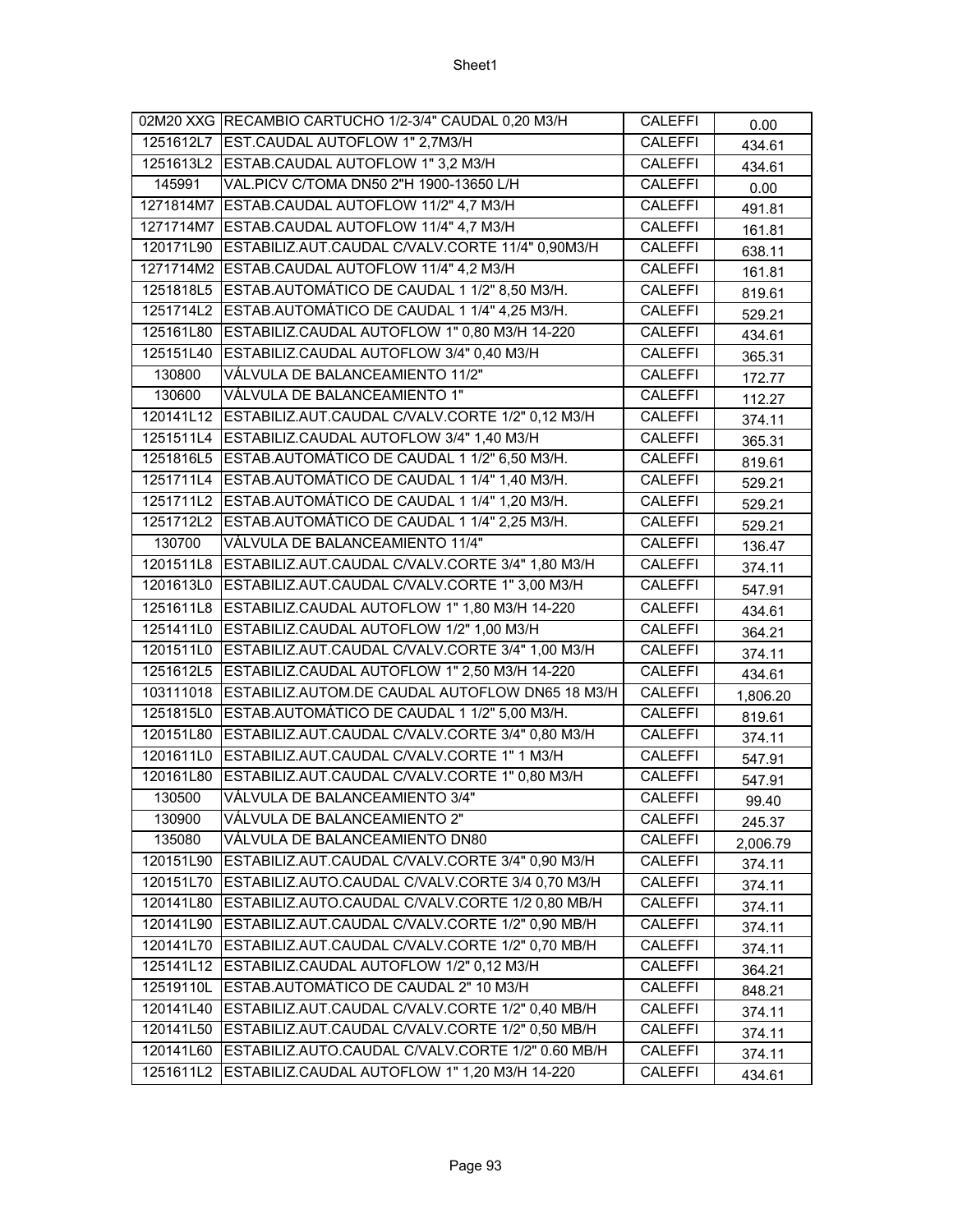| 02M20 XXG | RECAMBIO CARTUCHO 1/2-3/4" CAUDAL 0,20 M3/H | CALEFFI | 0.00 |
|---|---|---|---|
| 1251612L7 | EST.CAUDAL AUTOFLOW 1" 2,7M3/H | CALEFFI | 434.61 |
| 1251613L2 | ESTAB.CAUDAL AUTOFLOW 1" 3,2 M3/H | CALEFFI | 434.61 |
| 145991 | VAL.PICV C/TOMA DN50 2"H 1900-13650 L/H | CALEFFI | 0.00 |
| 1271814M7 | ESTAB.CAUDAL AUTOFLOW 11/2" 4,7 M3/H | CALEFFI | 491.81 |
| 1271714M7 | ESTAB.CAUDAL AUTOFLOW 11/4" 4,7 M3/H | CALEFFI | 161.81 |
| 120171L90 | ESTABILIZ.AUT.CAUDAL C/VALV.CORTE 11/4" 0,90M3/H | CALEFFI | 638.11 |
| 1271714M2 | ESTAB.CAUDAL AUTOFLOW 11/4" 4,2 M3/H | CALEFFI | 161.81 |
| 1251818L5 | ESTAB.AUTOMÁTICO DE CAUDAL 1 1/2" 8,50 M3/H. | CALEFFI | 819.61 |
| 1251714L2 | ESTAB.AUTOMÁTICO DE CAUDAL 1 1/4" 4,25 M3/H. | CALEFFI | 529.21 |
| 125161L80 | ESTABILIZ.CAUDAL AUTOFLOW 1" 0,80 M3/H 14-220 | CALEFFI | 434.61 |
| 125151L40 | ESTABILIZ.CAUDAL AUTOFLOW 3/4" 0,40 M3/H | CALEFFI | 365.31 |
| 130800 | VÁLVULA DE BALANCEAMIENTO 11/2" | CALEFFI | 172.77 |
| 130600 | VÁLVULA DE BALANCEAMIENTO 1" | CALEFFI | 112.27 |
| 120141L12 | ESTABILIZ.AUT.CAUDAL C/VALV.CORTE 1/2" 0,12 M3/H | CALEFFI | 374.11 |
| 1251511L4 | ESTABILIZ.CAUDAL AUTOFLOW 3/4" 1,40 M3/H | CALEFFI | 365.31 |
| 1251816L5 | ESTAB.AUTOMÁTICO DE CAUDAL 1 1/2" 6,50 M3/H. | CALEFFI | 819.61 |
| 1251711L4 | ESTAB.AUTOMÁTICO DE CAUDAL 1 1/4" 1,40 M3/H. | CALEFFI | 529.21 |
| 1251711L2 | ESTAB.AUTOMÁTICO DE CAUDAL 1 1/4" 1,20 M3/H. | CALEFFI | 529.21 |
| 1251712L2 | ESTAB.AUTOMÁTICO DE CAUDAL 1 1/4" 2,25 M3/H. | CALEFFI | 529.21 |
| 130700 | VÁLVULA DE BALANCEAMIENTO 11/4" | CALEFFI | 136.47 |
| 1201511L8 | ESTABILIZ.AUT.CAUDAL C/VALV.CORTE 3/4" 1,80 M3/H | CALEFFI | 374.11 |
| 1201613L0 | ESTABILIZ.AUT.CAUDAL C/VALV.CORTE 1" 3,00 M3/H | CALEFFI | 547.91 |
| 1251611L8 | ESTABILIZ.CAUDAL AUTOFLOW 1" 1,80 M3/H 14-220 | CALEFFI | 434.61 |
| 1251411L0 | ESTABILIZ.CAUDAL AUTOFLOW 1/2" 1,00 M3/H | CALEFFI | 364.21 |
| 1201511L0 | ESTABILIZ.AUT.CAUDAL C/VALV.CORTE 3/4" 1,00 M3/H | CALEFFI | 374.11 |
| 1251612L5 | ESTABILIZ.CAUDAL AUTOFLOW 1" 2,50 M3/H 14-220 | CALEFFI | 434.61 |
| 103111018 | ESTABILIZ.AUTOM.DE CAUDAL AUTOFLOW DN65 18 M3/H | CALEFFI | 1,806.20 |
| 1251815L0 | ESTAB.AUTOMÁTICO DE CAUDAL 1 1/2" 5,00 M3/H. | CALEFFI | 819.61 |
| 120151L80 | ESTABILIZ.AUT.CAUDAL C/VALV.CORTE 3/4" 0,80 M3/H | CALEFFI | 374.11 |
| 1201611L0 | ESTABILIZ.AUT.CAUDAL C/VALV.CORTE 1" 1 M3/H | CALEFFI | 547.91 |
| 120161L80 | ESTABILIZ.AUT.CAUDAL C/VALV.CORTE 1" 0,80 M3/H | CALEFFI | 547.91 |
| 130500 | VÁLVULA DE BALANCEAMIENTO 3/4" | CALEFFI | 99.40 |
| 130900 | VÁLVULA DE BALANCEAMIENTO 2" | CALEFFI | 245.37 |
| 135080 | VÁLVULA DE BALANCEAMIENTO DN80 | CALEFFI | 2,006.79 |
| 120151L90 | ESTABILIZ.AUT.CAUDAL C/VALV.CORTE 3/4" 0,90 M3/H | CALEFFI | 374.11 |
| 120151L70 | ESTABILIZ.AUTO.CAUDAL C/VALV.CORTE 3/4 0,70 M3/H | CALEFFI | 374.11 |
| 120141L80 | ESTABILIZ.AUTO.CAUDAL C/VALV.CORTE 1/2 0,80 MB/H | CALEFFI | 374.11 |
| 120141L90 | ESTABILIZ.AUT.CAUDAL C/VALV.CORTE 1/2" 0,90 MB/H | CALEFFI | 374.11 |
| 120141L70 | ESTABILIZ.AUT.CAUDAL C/VALV.CORTE 1/2" 0,70 MB/H | CALEFFI | 374.11 |
| 125141L12 | ESTABILIZ.CAUDAL AUTOFLOW 1/2" 0,12 M3/H | CALEFFI | 364.21 |
| 12519110L | ESTAB.AUTOMÁTICO DE CAUDAL 2" 10 M3/H | CALEFFI | 848.21 |
| 120141L40 | ESTABILIZ.AUT.CAUDAL C/VALV.CORTE 1/2" 0,40 MB/H | CALEFFI | 374.11 |
| 120141L50 | ESTABILIZ.AUT.CAUDAL C/VALV.CORTE 1/2" 0,50 MB/H | CALEFFI | 374.11 |
| 120141L60 | ESTABILIZ.AUTO.CAUDAL C/VALV.CORTE 1/2" 0.60 MB/H | CALEFFI | 374.11 |
| 1251611L2 | ESTABILIZ.CAUDAL AUTOFLOW 1" 1,20 M3/H 14-220 | CALEFFI | 434.61 |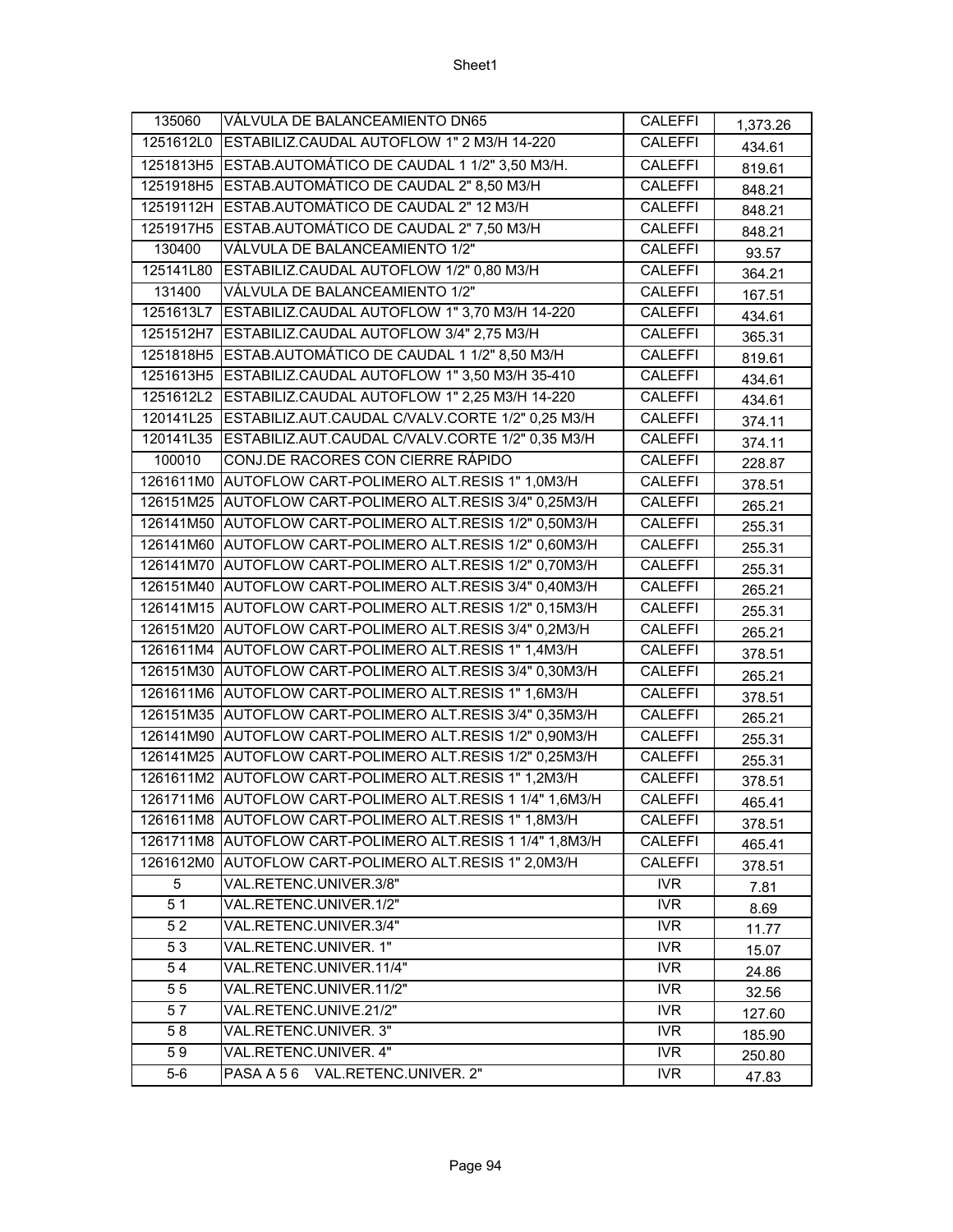| 135060 | VÁLVULA DE BALANCEAMIENTO DN65 | CALEFFI | 1,373.26 |
|---|---|---|---|
| 1251612L0 | ESTABILIZ.CAUDAL AUTOFLOW 1" 2 M3/H 14-220 | CALEFFI | 434.61 |
| 1251813H5 | ESTAB.AUTOMÁTICO DE CAUDAL 1 1/2" 3,50 M3/H. | CALEFFI | 819.61 |
| 1251918H5 | ESTAB.AUTOMÁTICO DE CAUDAL 2" 8,50 M3/H | CALEFFI | 848.21 |
| 12519112H | ESTAB.AUTOMÁTICO DE CAUDAL 2" 12 M3/H | CALEFFI | 848.21 |
| 1251917H5 | ESTAB.AUTOMÁTICO DE CAUDAL 2" 7,50 M3/H | CALEFFI | 848.21 |
| 130400 | VÁLVULA DE BALANCEAMIENTO 1/2" | CALEFFI | 93.57 |
| 125141L80 | ESTABILIZ.CAUDAL AUTOFLOW 1/2" 0,80 M3/H | CALEFFI | 364.21 |
| 131400 | VÁLVULA DE BALANCEAMIENTO 1/2" | CALEFFI | 167.51 |
| 1251613L7 | ESTABILIZ.CAUDAL AUTOFLOW 1" 3,70 M3/H 14-220 | CALEFFI | 434.61 |
| 1251512H7 | ESTABILIZ.CAUDAL AUTOFLOW 3/4" 2,75 M3/H | CALEFFI | 365.31 |
| 1251818H5 | ESTAB.AUTOMÁTICO DE CAUDAL 1 1/2" 8,50 M3/H | CALEFFI | 819.61 |
| 1251613H5 | ESTABILIZ.CAUDAL AUTOFLOW 1" 3,50 M3/H 35-410 | CALEFFI | 434.61 |
| 1251612L2 | ESTABILIZ.CAUDAL AUTOFLOW 1" 2,25 M3/H 14-220 | CALEFFI | 434.61 |
| 120141L25 | ESTABILIZ.AUT.CAUDAL C/VALV.CORTE 1/2" 0,25 M3/H | CALEFFI | 374.11 |
| 120141L35 | ESTABILIZ.AUT.CAUDAL C/VALV.CORTE 1/2" 0,35 M3/H | CALEFFI | 374.11 |
| 100010 | CONJ.DE RACORES CON CIERRE RÁPIDO | CALEFFI | 228.87 |
| 1261611M0 | AUTOFLOW CART-POLIMERO ALT.RESIS 1" 1,0M3/H | CALEFFI | 378.51 |
| 126151M25 | AUTOFLOW CART-POLIMERO ALT.RESIS 3/4" 0,25M3/H | CALEFFI | 265.21 |
| 126141M50 | AUTOFLOW CART-POLIMERO ALT.RESIS 1/2" 0,50M3/H | CALEFFI | 255.31 |
| 126141M60 | AUTOFLOW CART-POLIMERO ALT.RESIS 1/2" 0,60M3/H | CALEFFI | 255.31 |
| 126141M70 | AUTOFLOW CART-POLIMERO ALT.RESIS 1/2" 0,70M3/H | CALEFFI | 255.31 |
| 126151M40 | AUTOFLOW CART-POLIMERO ALT.RESIS 3/4" 0,40M3/H | CALEFFI | 265.21 |
| 126141M15 | AUTOFLOW CART-POLIMERO ALT.RESIS 1/2" 0,15M3/H | CALEFFI | 255.31 |
| 126151M20 | AUTOFLOW CART-POLIMERO ALT.RESIS 3/4" 0,2M3/H | CALEFFI | 265.21 |
| 1261611M4 | AUTOFLOW CART-POLIMERO ALT.RESIS 1" 1,4M3/H | CALEFFI | 378.51 |
| 126151M30 | AUTOFLOW CART-POLIMERO ALT.RESIS 3/4" 0,30M3/H | CALEFFI | 265.21 |
| 1261611M6 | AUTOFLOW CART-POLIMERO ALT.RESIS 1" 1,6M3/H | CALEFFI | 378.51 |
| 126151M35 | AUTOFLOW CART-POLIMERO ALT.RESIS 3/4" 0,35M3/H | CALEFFI | 265.21 |
| 126141M90 | AUTOFLOW CART-POLIMERO ALT.RESIS 1/2" 0,90M3/H | CALEFFI | 255.31 |
| 126141M25 | AUTOFLOW CART-POLIMERO ALT.RESIS 1/2" 0,25M3/H | CALEFFI | 255.31 |
| 1261611M2 | AUTOFLOW CART-POLIMERO ALT.RESIS 1" 1,2M3/H | CALEFFI | 378.51 |
| 1261711M6 | AUTOFLOW CART-POLIMERO ALT.RESIS 1 1/4" 1,6M3/H | CALEFFI | 465.41 |
| 1261611M8 | AUTOFLOW CART-POLIMERO ALT.RESIS 1" 1,8M3/H | CALEFFI | 378.51 |
| 1261711M8 | AUTOFLOW CART-POLIMERO ALT.RESIS 1 1/4" 1,8M3/H | CALEFFI | 465.41 |
| 1261612M0 | AUTOFLOW CART-POLIMERO ALT.RESIS 1" 2,0M3/H | CALEFFI | 378.51 |
| 5 | VAL.RETENC.UNIVER.3/8" | IVR | 7.81 |
| 5 1 | VAL.RETENC.UNIVER.1/2" | IVR | 8.69 |
| 5 2 | VAL.RETENC.UNIVER.3/4" | IVR | 11.77 |
| 5 3 | VAL.RETENC.UNIVER. 1" | IVR | 15.07 |
| 5 4 | VAL.RETENC.UNIVER.11/4" | IVR | 24.86 |
| 5 5 | VAL.RETENC.UNIVER.11/2" | IVR | 32.56 |
| 5 7 | VAL.RETENC.UNIVE.21/2" | IVR | 127.60 |
| 5 8 | VAL.RETENC.UNIVER. 3" | IVR | 185.90 |
| 5 9 | VAL.RETENC.UNIVER. 4" | IVR | 250.80 |
| 5-6 | PASA A 5 6 VAL.RETENC.UNIVER. 2" | IVR | 47.83 |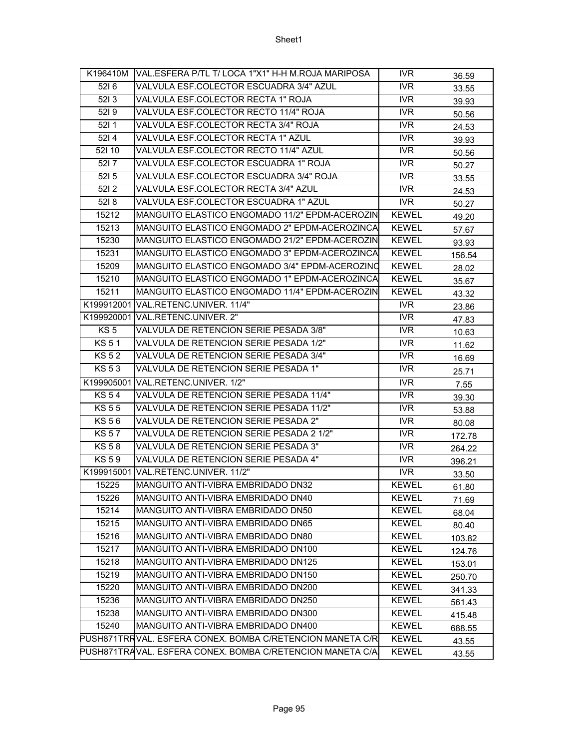| K196410M | VAL.ESFERA P/TL T/ LOCA 1"X1" H-H M.ROJA MARIPOSA | IVR | 36.59 |
|---|---|---|---|
| 52I 6 | VALVULA ESF.COLECTOR ESCUADRA 3/4" AZUL | IVR | 33.55 |
| 52I 3 | VALVULA ESF.COLECTOR RECTA 1" ROJA | IVR | 39.93 |
| 52I 9 | VALVULA ESF.COLECTOR RECTO 11/4" ROJA | IVR | 50.56 |
| 52I 1 | VALVULA ESF.COLECTOR RECTA 3/4" ROJA | IVR | 24.53 |
| 52I 4 | VALVULA ESF.COLECTOR RECTA 1" AZUL | IVR | 39.93 |
| 52I 10 | VALVULA ESF.COLECTOR RECTO 11/4" AZUL | IVR | 50.56 |
| 52I 7 | VALVULA ESF.COLECTOR ESCUADRA 1" ROJA | IVR | 50.27 |
| 52I 5 | VALVULA ESF.COLECTOR ESCUADRA 3/4" ROJA | IVR | 33.55 |
| 52I 2 | VALVULA ESF.COLECTOR RECTA 3/4" AZUL | IVR | 24.53 |
| 52I 8 | VALVULA ESF.COLECTOR ESCUADRA 1" AZUL | IVR | 50.27 |
| 15212 | MANGUITO ELASTICO ENGOMADO 11/2" EPDM-ACEROZIN | KEWEL | 49.20 |
| 15213 | MANGUITO ELASTICO ENGOMADO 2" EPDM-ACEROZINCA | KEWEL | 57.67 |
| 15230 | MANGUITO ELASTICO ENGOMADO 21/2" EPDM-ACEROZIN | KEWEL | 93.93 |
| 15231 | MANGUITO ELASTICO ENGOMADO 3" EPDM-ACEROZINCA | KEWEL | 156.54 |
| 15209 | MANGUITO ELASTICO ENGOMADO 3/4" EPDM-ACEROZINC | KEWEL | 28.02 |
| 15210 | MANGUITO ELASTICO ENGOMADO 1" EPDM-ACEROZINCA | KEWEL | 35.67 |
| 15211 | MANGUITO ELASTICO ENGOMADO 11/4" EPDM-ACEROZIN | KEWEL | 43.32 |
| K199912001 | VAL.RETENC.UNIVER. 11/4" | IVR | 23.86 |
| K199920001 | VAL.RETENC.UNIVER. 2" | IVR | 47.83 |
| KS 5 | VALVULA DE RETENCION SERIE PESADA 3/8" | IVR | 10.63 |
| KS 5 1 | VALVULA DE RETENCION SERIE PESADA 1/2" | IVR | 11.62 |
| KS 5 2 | VALVULA DE RETENCION SERIE PESADA 3/4" | IVR | 16.69 |
| KS 5 3 | VALVULA DE RETENCION SERIE PESADA 1" | IVR | 25.71 |
| K199905001 | VAL.RETENC.UNIVER. 1/2" | IVR | 7.55 |
| KS 5 4 | VALVULA DE RETENCION SERIE PESADA 11/4" | IVR | 39.30 |
| KS 5 5 | VALVULA DE RETENCION SERIE PESADA 11/2" | IVR | 53.88 |
| KS 5 6 | VALVULA DE RETENCION SERIE PESADA 2" | IVR | 80.08 |
| KS 5 7 | VALVULA DE RETENCION SERIE PESADA 2 1/2" | IVR | 172.78 |
| KS 5 8 | VALVULA DE RETENCION SERIE PESADA 3" | IVR | 264.22 |
| KS 5 9 | VALVULA DE RETENCION SERIE PESADA 4" | IVR | 396.21 |
| K199915001 | VAL.RETENC.UNIVER. 11/2" | IVR | 33.50 |
| 15225 | MANGUITO ANTI-VIBRA EMBRIDADO DN32 | KEWEL | 61.80 |
| 15226 | MANGUITO ANTI-VIBRA EMBRIDADO DN40 | KEWEL | 71.69 |
| 15214 | MANGUITO ANTI-VIBRA EMBRIDADO DN50 | KEWEL | 68.04 |
| 15215 | MANGUITO ANTI-VIBRA EMBRIDADO DN65 | KEWEL | 80.40 |
| 15216 | MANGUITO ANTI-VIBRA EMBRIDADO DN80 | KEWEL | 103.82 |
| 15217 | MANGUITO ANTI-VIBRA EMBRIDADO DN100 | KEWEL | 124.76 |
| 15218 | MANGUITO ANTI-VIBRA EMBRIDADO DN125 | KEWEL | 153.01 |
| 15219 | MANGUITO ANTI-VIBRA EMBRIDADO DN150 | KEWEL | 250.70 |
| 15220 | MANGUITO ANTI-VIBRA EMBRIDADO DN200 | KEWEL | 341.33 |
| 15236 | MANGUITO ANTI-VIBRA EMBRIDADO DN250 | KEWEL | 561.43 |
| 15238 | MANGUITO ANTI-VIBRA EMBRIDADO DN300 | KEWEL | 415.48 |
| 15240 | MANGUITO ANTI-VIBRA EMBRIDADO DN400 | KEWEL | 688.55 |
| PUSH871TRR | VAL. ESFERA CONEX. BOMBA C/RETENCION MANETA C/R | KEWEL | 43.55 |
| PUSH871TRA | VAL. ESFERA CONEX. BOMBA C/RETENCION MANETA C/A | KEWEL | 43.55 |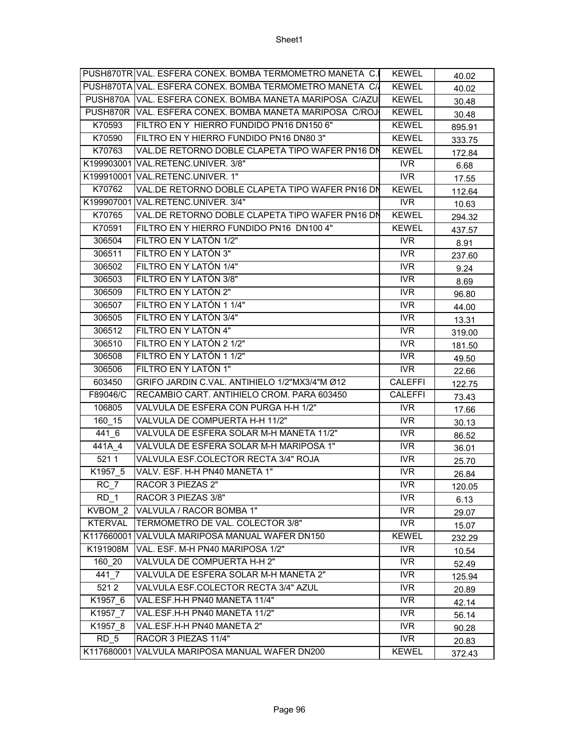| | | | |
|---|---|---|---|
| PUSH870TR | VAL. ESFERA CONEX. BOMBA TERMOMETRO MANETA C.I | KEWEL | 40.02 |
| PUSH870TA | VAL. ESFERA CONEX. BOMBA TERMOMETRO MANETA C/ | KEWEL | 40.02 |
| PUSH870A | VAL. ESFERA CONEX. BOMBA MANETA MARIPOSA C/AZU | KEWEL | 30.48 |
| PUSH870R | VAL. ESFERA CONEX. BOMBA MANETA MARIPOSA C/ROJ | KEWEL | 30.48 |
| K70593 | FILTRO EN Y HIERRO FUNDIDO PN16 DN150 6" | KEWEL | 895.91 |
| K70590 | FILTRO EN Y HIERRO FUNDIDO PN16 DN80 3" | KEWEL | 333.75 |
| K70763 | VAL.DE RETORNO DOBLE CLAPETA TIPO WAFER PN16 DN | KEWEL | 172.84 |
| K199903001 | VAL.RETENC.UNIVER. 3/8" | IVR | 6.68 |
| K199910001 | VAL.RETENC.UNIVER. 1" | IVR | 17.55 |
| K70762 | VAL.DE RETORNO DOBLE CLAPETA TIPO WAFER PN16 DN | KEWEL | 112.64 |
| K199907001 | VAL.RETENC.UNIVER. 3/4" | IVR | 10.63 |
| K70765 | VAL.DE RETORNO DOBLE CLAPETA TIPO WAFER PN16 DN | KEWEL | 294.32 |
| K70591 | FILTRO EN Y HIERRO FUNDIDO PN16 DN100 4" | KEWEL | 437.57 |
| 306504 | FILTRO EN Y LATÓN 1/2" | IVR | 8.91 |
| 306511 | FILTRO EN Y LATÓN 3" | IVR | 237.60 |
| 306502 | FILTRO EN Y LATÓN 1/4" | IVR | 9.24 |
| 306503 | FILTRO EN Y LATÓN 3/8" | IVR | 8.69 |
| 306509 | FILTRO EN Y LATÓN 2" | IVR | 96.80 |
| 306507 | FILTRO EN Y LATÓN 1 1/4" | IVR | 44.00 |
| 306505 | FILTRO EN Y LATÓN 3/4" | IVR | 13.31 |
| 306512 | FILTRO EN Y LATÓN 4" | IVR | 319.00 |
| 306510 | FILTRO EN Y LATÓN 2 1/2" | IVR | 181.50 |
| 306508 | FILTRO EN Y LATÓN 1 1/2" | IVR | 49.50 |
| 306506 | FILTRO EN Y LATÓN 1" | IVR | 22.66 |
| 603450 | GRIFO JARDIN C.VAL. ANTIHIELO 1/2"MX3/4"M Ø12 | CALEFFI | 122.75 |
| F89046/C | RECAMBIO CART. ANTIHIELO CROM. PARA 603450 | CALEFFI | 73.43 |
| 106805 | VALVULA DE ESFERA CON PURGA H-H 1/2" | IVR | 17.66 |
| 160_15 | VALVULA DE COMPUERTA H-H 11/2" | IVR | 30.13 |
| 441_6 | VALVULA DE ESFERA SOLAR M-H MANETA 11/2" | IVR | 86.52 |
| 441A_4 | VALVULA DE ESFERA SOLAR M-H MARIPOSA 1" | IVR | 36.01 |
| 521 1 | VALVULA ESF.COLECTOR RECTA 3/4" ROJA | IVR | 25.70 |
| K1957_5 | VALV. ESF. H-H PN40 MANETA 1" | IVR | 26.84 |
| RC_7 | RACOR 3 PIEZAS 2" | IVR | 120.05 |
| RD_1 | RACOR 3 PIEZAS 3/8" | IVR | 6.13 |
| KVBOM_2 | VALVULA / RACOR BOMBA 1" | IVR | 29.07 |
| KTERVAL | TERMOMETRO DE VAL. COLECTOR 3/8" | IVR | 15.07 |
| K117660001 | VALVULA MARIPOSA MANUAL WAFER DN150 | KEWEL | 232.29 |
| K191908M | VAL. ESF. M-H PN40 MARIPOSA 1/2" | IVR | 10.54 |
| 160_20 | VALVULA DE COMPUERTA H-H 2" | IVR | 52.49 |
| 441_7 | VALVULA DE ESFERA SOLAR M-H MANETA 2" | IVR | 125.94 |
| 521 2 | VALVULA ESF.COLECTOR RECTA 3/4" AZUL | IVR | 20.89 |
| K1957_6 | VAL.ESF.H-H PN40 MANETA 11/4" | IVR | 42.14 |
| K1957_7 | VAL.ESF.H-H PN40 MANETA 11/2" | IVR | 56.14 |
| K1957_8 | VAL.ESF.H-H PN40 MANETA 2" | IVR | 90.28 |
| RD_5 | RACOR 3 PIEZAS 11/4" | IVR | 20.83 |
| K117680001 | VALVULA MARIPOSA MANUAL WAFER DN200 | KEWEL | 372.43 |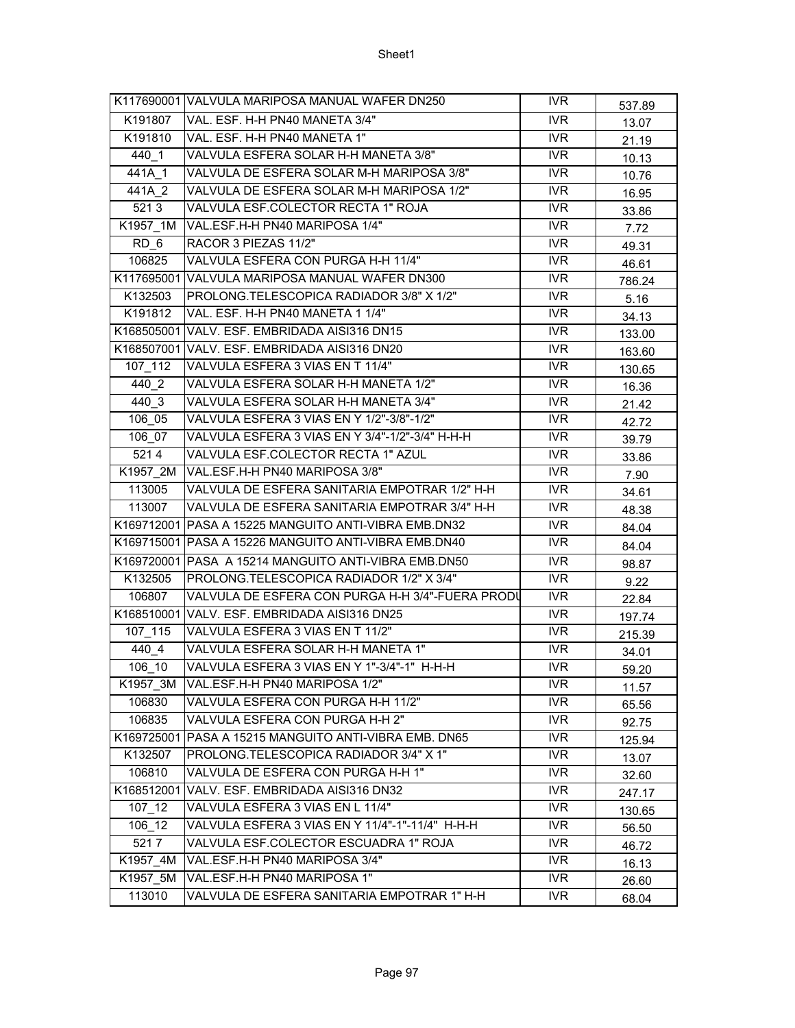| | | | |
|---|---|---|---|
| K117690001 | VALVULA MARIPOSA MANUAL WAFER DN250 | IVR | 537.89 |
| K191807 | VAL. ESF. H-H PN40 MANETA 3/4" | IVR | 13.07 |
| K191810 | VAL. ESF. H-H PN40 MANETA 1" | IVR | 21.19 |
| 440_1 | VALVULA ESFERA SOLAR H-H MANETA 3/8" | IVR | 10.13 |
| 441A_1 | VALVULA DE ESFERA SOLAR M-H MARIPOSA 3/8" | IVR | 10.76 |
| 441A_2 | VALVULA DE ESFERA SOLAR M-H MARIPOSA 1/2" | IVR | 16.95 |
| 521 3 | VALVULA ESF.COLECTOR RECTA 1" ROJA | IVR | 33.86 |
| K1957_1M | VAL.ESF.H-H PN40 MARIPOSA 1/4" | IVR | 7.72 |
| RD_6 | RACOR 3 PIEZAS 11/2" | IVR | 49.31 |
| 106825 | VALVULA ESFERA CON PURGA H-H 11/4" | IVR | 46.61 |
| K117695001 | VALVULA MARIPOSA MANUAL WAFER DN300 | IVR | 786.24 |
| K132503 | PROLONG.TELESCOPICA RADIADOR 3/8" X 1/2" | IVR | 5.16 |
| K191812 | VAL. ESF. H-H PN40 MANETA 1 1/4" | IVR | 34.13 |
| K168505001 | VALV. ESF. EMBRIDADA AISI316 DN15 | IVR | 133.00 |
| K168507001 | VALV. ESF. EMBRIDADA AISI316 DN20 | IVR | 163.60 |
| 107_112 | VALVULA ESFERA 3 VIAS EN T 11/4" | IVR | 130.65 |
| 440_2 | VALVULA ESFERA SOLAR H-H MANETA 1/2" | IVR | 16.36 |
| 440_3 | VALVULA ESFERA SOLAR H-H MANETA 3/4" | IVR | 21.42 |
| 106_05 | VALVULA ESFERA 3 VIAS EN Y 1/2"-3/8"-1/2" | IVR | 42.72 |
| 106_07 | VALVULA ESFERA 3 VIAS EN Y 3/4"-1/2"-3/4" H-H-H | IVR | 39.79 |
| 521 4 | VALVULA ESF.COLECTOR RECTA 1" AZUL | IVR | 33.86 |
| K1957_2M | VAL.ESF.H-H PN40 MARIPOSA 3/8" | IVR | 7.90 |
| 113005 | VALVULA DE ESFERA SANITARIA EMPOTRAR 1/2" H-H | IVR | 34.61 |
| 113007 | VALVULA DE ESFERA SANITARIA EMPOTRAR 3/4" H-H | IVR | 48.38 |
| K169712001 | PASA A 15225 MANGUITO ANTI-VIBRA EMB.DN32 | IVR | 84.04 |
| K169715001 | PASA A 15226 MANGUITO ANTI-VIBRA EMB.DN40 | IVR | 84.04 |
| K169720001 | PASA A 15214 MANGUITO ANTI-VIBRA EMB.DN50 | IVR | 98.87 |
| K132505 | PROLONG.TELESCOPICA RADIADOR 1/2" X 3/4" | IVR | 9.22 |
| 106807 | VALVULA DE ESFERA CON PURGA H-H 3/4"-FUERA PRODU | IVR | 22.84 |
| K168510001 | VALV. ESF. EMBRIDADA AISI316 DN25 | IVR | 197.74 |
| 107_115 | VALVULA ESFERA 3 VIAS EN T 11/2" | IVR | 215.39 |
| 440_4 | VALVULA ESFERA SOLAR H-H MANETA 1" | IVR | 34.01 |
| 106_10 | VALVULA ESFERA 3 VIAS EN Y 1"-3/4"-1" H-H-H | IVR | 59.20 |
| K1957_3M | VAL.ESF.H-H PN40 MARIPOSA 1/2" | IVR | 11.57 |
| 106830 | VALVULA ESFERA CON PURGA H-H 11/2" | IVR | 65.56 |
| 106835 | VALVULA ESFERA CON PURGA H-H 2" | IVR | 92.75 |
| K169725001 | PASA A 15215 MANGUITO ANTI-VIBRA EMB. DN65 | IVR | 125.94 |
| K132507 | PROLONG.TELESCOPICA RADIADOR 3/4" X 1" | IVR | 13.07 |
| 106810 | VALVULA DE ESFERA CON PURGA H-H 1" | IVR | 32.60 |
| K168512001 | VALV. ESF. EMBRIDADA AISI316 DN32 | IVR | 247.17 |
| 107_12 | VALVULA ESFERA 3 VIAS EN L 11/4" | IVR | 130.65 |
| 106_12 | VALVULA ESFERA 3 VIAS EN Y 11/4"-1"-11/4" H-H-H | IVR | 56.50 |
| 521 7 | VALVULA ESF.COLECTOR ESCUADRA 1" ROJA | IVR | 46.72 |
| K1957_4M | VAL.ESF.H-H PN40 MARIPOSA 3/4" | IVR | 16.13 |
| K1957_5M | VAL.ESF.H-H PN40 MARIPOSA 1" | IVR | 26.60 |
| 113010 | VALVULA DE ESFERA SANITARIA EMPOTRAR 1" H-H | IVR | 68.04 |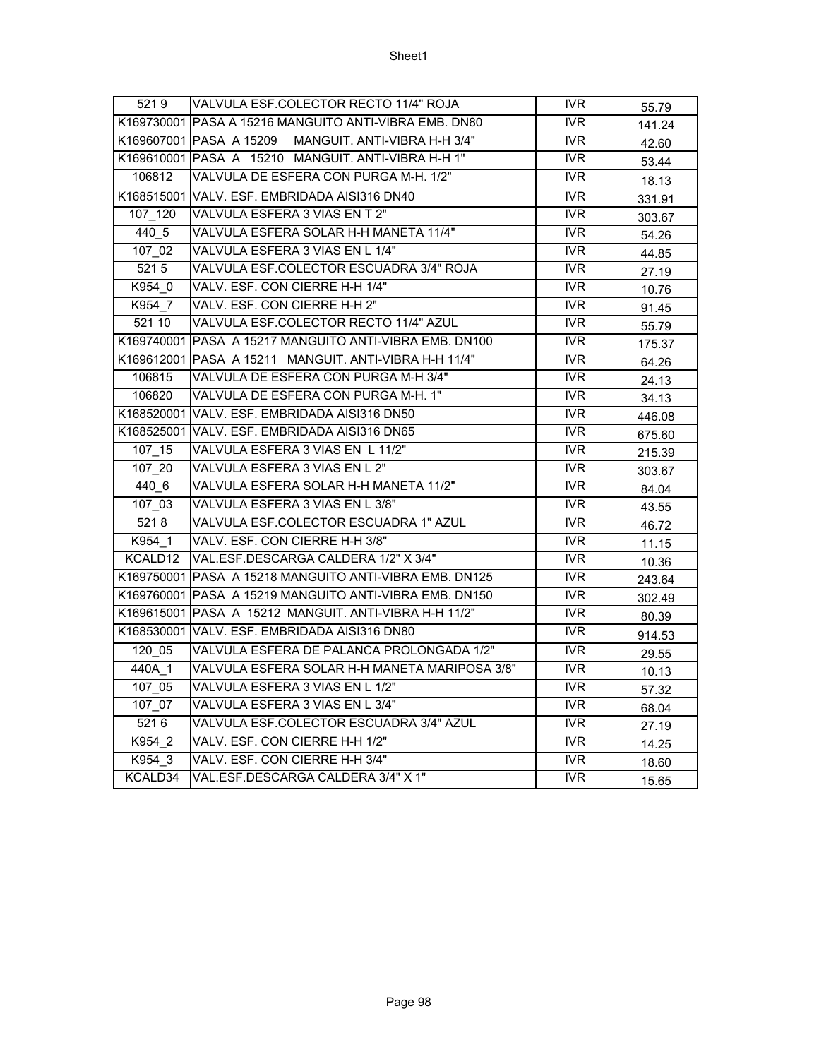| | | | |
|---|---|---|---|
| 521 9 | VALVULA ESF.COLECTOR RECTO 11/4" ROJA | IVR | 55.79 |
| K169730001 | PASA A 15216 MANGUITO ANTI-VIBRA EMB. DN80 | IVR | 141.24 |
| K169607001 | PASA A 15209 MANGUIT. ANTI-VIBRA H-H 3/4" | IVR | 42.60 |
| K169610001 | PASA A 15210 MANGUIT. ANTI-VIBRA H-H 1" | IVR | 53.44 |
| 106812 | VALVULA DE ESFERA CON PURGA M-H. 1/2" | IVR | 18.13 |
| K168515001 | VALV. ESF. EMBRIDADA AISI316 DN40 | IVR | 331.91 |
| 107_120 | VALVULA ESFERA 3 VIAS EN T 2" | IVR | 303.67 |
| 440_5 | VALVULA ESFERA SOLAR H-H MANETA 11/4" | IVR | 54.26 |
| 107_02 | VALVULA ESFERA 3 VIAS EN L 1/4" | IVR | 44.85 |
| 521 5 | VALVULA ESF.COLECTOR ESCUADRA 3/4" ROJA | IVR | 27.19 |
| K954_0 | VALV. ESF. CON CIERRE H-H 1/4" | IVR | 10.76 |
| K954_7 | VALV. ESF. CON CIERRE H-H 2" | IVR | 91.45 |
| 521 10 | VALVULA ESF.COLECTOR RECTO 11/4" AZUL | IVR | 55.79 |
| K169740001 | PASA A 15217 MANGUITO ANTI-VIBRA EMB. DN100 | IVR | 175.37 |
| K169612001 | PASA A 15211 MANGUIT. ANTI-VIBRA H-H 11/4" | IVR | 64.26 |
| 106815 | VALVULA DE ESFERA CON PURGA M-H 3/4" | IVR | 24.13 |
| 106820 | VALVULA DE ESFERA CON PURGA M-H. 1" | IVR | 34.13 |
| K168520001 | VALV. ESF. EMBRIDADA AISI316 DN50 | IVR | 446.08 |
| K168525001 | VALV. ESF. EMBRIDADA AISI316 DN65 | IVR | 675.60 |
| 107_15 | VALVULA ESFERA 3 VIAS EN L 11/2" | IVR | 215.39 |
| 107_20 | VALVULA ESFERA 3 VIAS EN L 2" | IVR | 303.67 |
| 440_6 | VALVULA ESFERA SOLAR H-H MANETA 11/2" | IVR | 84.04 |
| 107_03 | VALVULA ESFERA 3 VIAS EN L 3/8" | IVR | 43.55 |
| 521 8 | VALVULA ESF.COLECTOR ESCUADRA 1" AZUL | IVR | 46.72 |
| K954_1 | VALV. ESF. CON CIERRE H-H 3/8" | IVR | 11.15 |
| KCALD12 | VAL.ESF.DESCARGA CALDERA 1/2" X 3/4" | IVR | 10.36 |
| K169750001 | PASA A 15218 MANGUITO ANTI-VIBRA EMB. DN125 | IVR | 243.64 |
| K169760001 | PASA A 15219 MANGUITO ANTI-VIBRA EMB. DN150 | IVR | 302.49 |
| K169615001 | PASA A 15212 MANGUIT. ANTI-VIBRA H-H 11/2" | IVR | 80.39 |
| K168530001 | VALV. ESF. EMBRIDADA AISI316 DN80 | IVR | 914.53 |
| 120_05 | VALVULA ESFERA DE PALANCA PROLONGADA 1/2" | IVR | 29.55 |
| 440A_1 | VALVULA ESFERA SOLAR H-H MANETA MARIPOSA 3/8" | IVR | 10.13 |
| 107_05 | VALVULA ESFERA 3 VIAS EN L 1/2" | IVR | 57.32 |
| 107_07 | VALVULA ESFERA 3 VIAS EN L 3/4" | IVR | 68.04 |
| 521 6 | VALVULA ESF.COLECTOR ESCUADRA 3/4" AZUL | IVR | 27.19 |
| K954_2 | VALV. ESF. CON CIERRE H-H 1/2" | IVR | 14.25 |
| K954_3 | VALV. ESF. CON CIERRE H-H 3/4" | IVR | 18.60 |
| KCALD34 | VAL.ESF.DESCARGA CALDERA 3/4" X 1" | IVR | 15.65 |